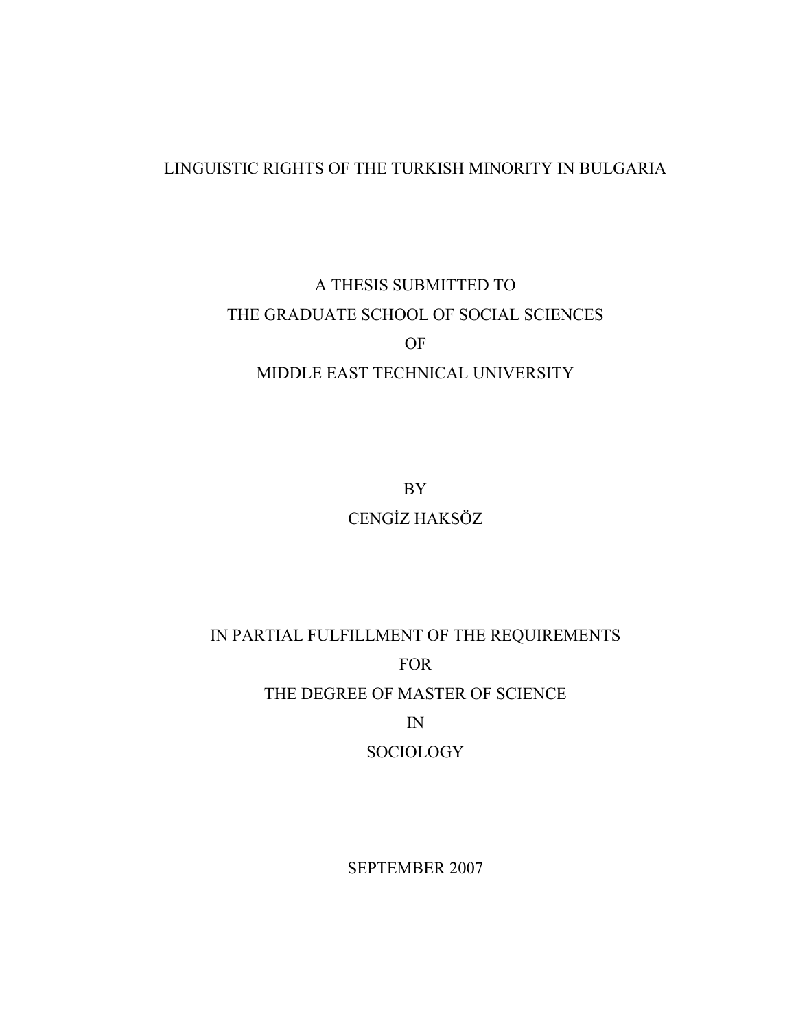# LINGUISTIC RIGHTS OF THE TURKISH MINORITY IN BULGARIA

A THESIS SUBMITTED TO
THE GRADUATE SCHOOL OF SOCIAL SCIENCES
OF
MIDDLE EAST TECHNICAL UNIVERSITY

BY
CENGİZ HAKSÖZ

IN PARTIAL FULFILLMENT OF THE REQUIREMENTS
FOR
THE DEGREE OF MASTER OF SCIENCE
IN
SOCIOLOGY

SEPTEMBER 2007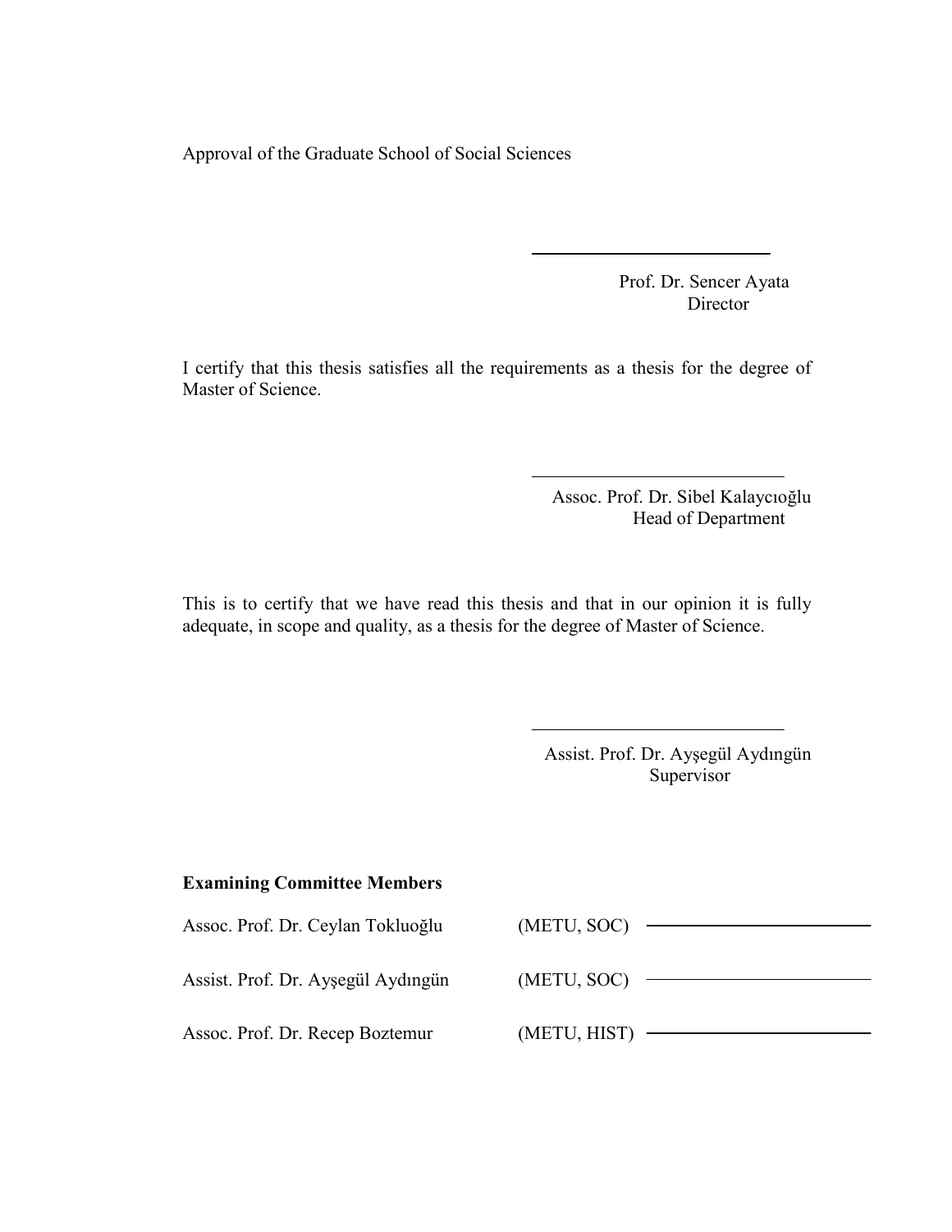Approval of the Graduate School of Social Sciences

Prof. Dr. Sencer Ayata
Director

I certify that this thesis satisfies all the requirements as a thesis for the degree of Master of Science.

Assoc. Prof. Dr. Sibel Kalaycıoğlu
Head of Department

This is to certify that we have read this thesis and that in our opinion it is fully adequate, in scope and quality, as a thesis for the degree of Master of Science.

Assist. Prof. Dr. Ayşegül Aydıngün
Supervisor

**Examining Committee Members**

Assoc. Prof. Dr. Ceylan Tokluoğlu (METU, SOC)

Assist. Prof. Dr. Ayşegül Aydıngün (METU, SOC)

Assoc. Prof. Dr. Recep Boztemur (METU, HIST)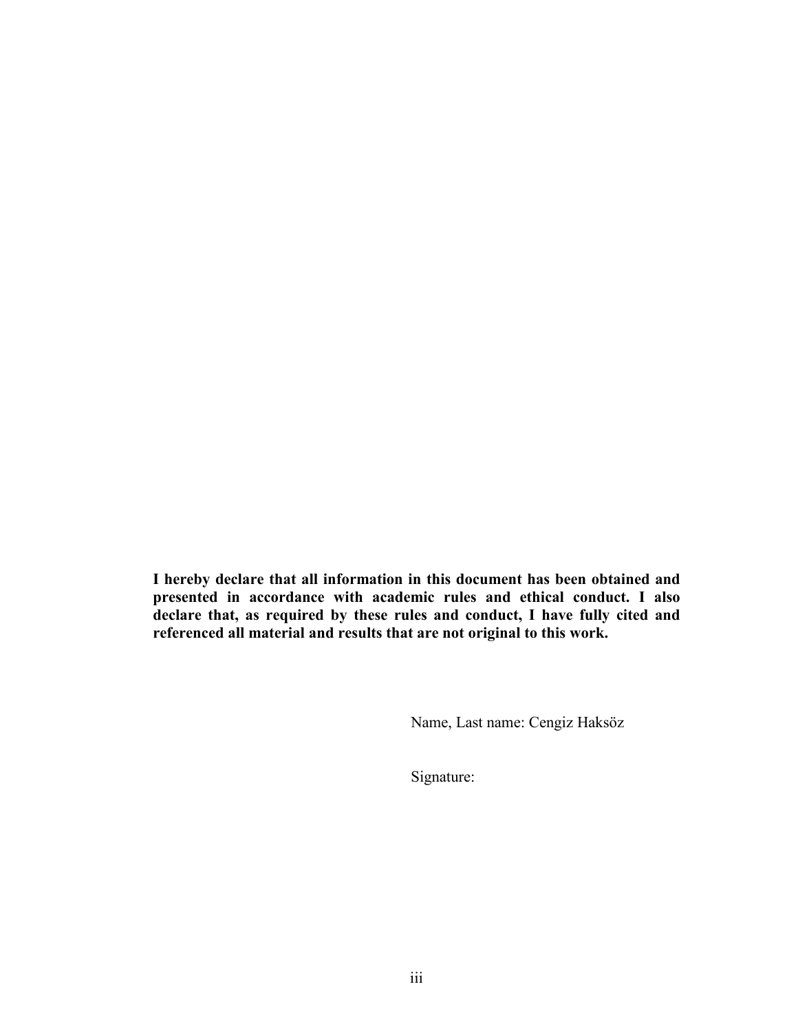**I hereby declare that all information in this document has been obtained and presented in accordance with academic rules and ethical conduct. I also declare that, as required by these rules and conduct, I have fully cited and referenced all material and results that are not original to this work.**

Name, Last name: Cengiz Haksöz

Signature: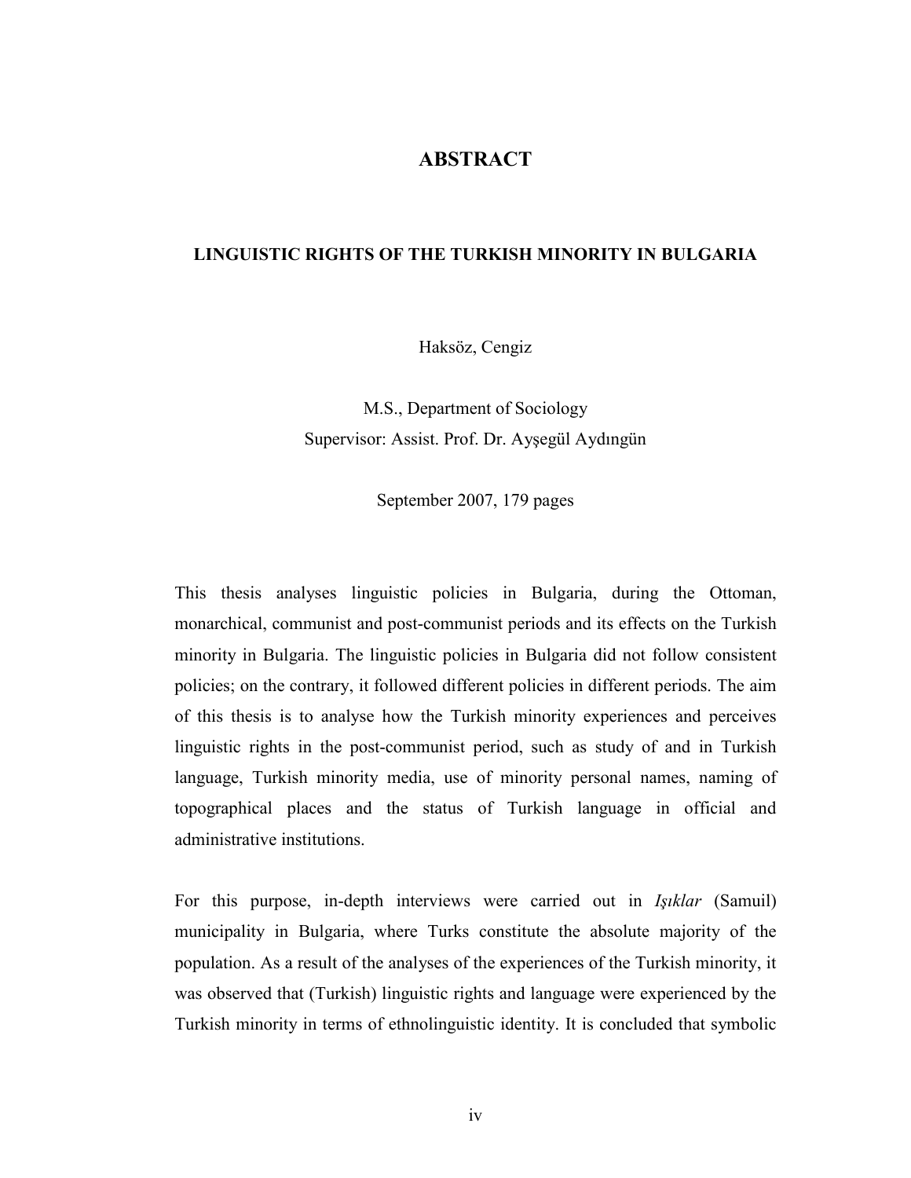# ABSTRACT

## LINGUISTIC RIGHTS OF THE TURKISH MINORITY IN BULGARIA

Haksöz, Cengiz

M.S., Department of Sociology
Supervisor: Assist. Prof. Dr. Ayşegül Aydıngün

September 2007, 179 pages

This thesis analyses linguistic policies in Bulgaria, during the Ottoman, monarchical, communist and post-communist periods and its effects on the Turkish minority in Bulgaria. The linguistic policies in Bulgaria did not follow consistent policies; on the contrary, it followed different policies in different periods. The aim of this thesis is to analyse how the Turkish minority experiences and perceives linguistic rights in the post-communist period, such as study of and in Turkish language, Turkish minority media, use of minority personal names, naming of topographical places and the status of Turkish language in official and administrative institutions.

For this purpose, in-depth interviews were carried out in *Işıklar* (Samuil) municipality in Bulgaria, where Turks constitute the absolute majority of the population. As a result of the analyses of the experiences of the Turkish minority, it was observed that (Turkish) linguistic rights and language were experienced by the Turkish minority in terms of ethnolinguistic identity. It is concluded that symbolic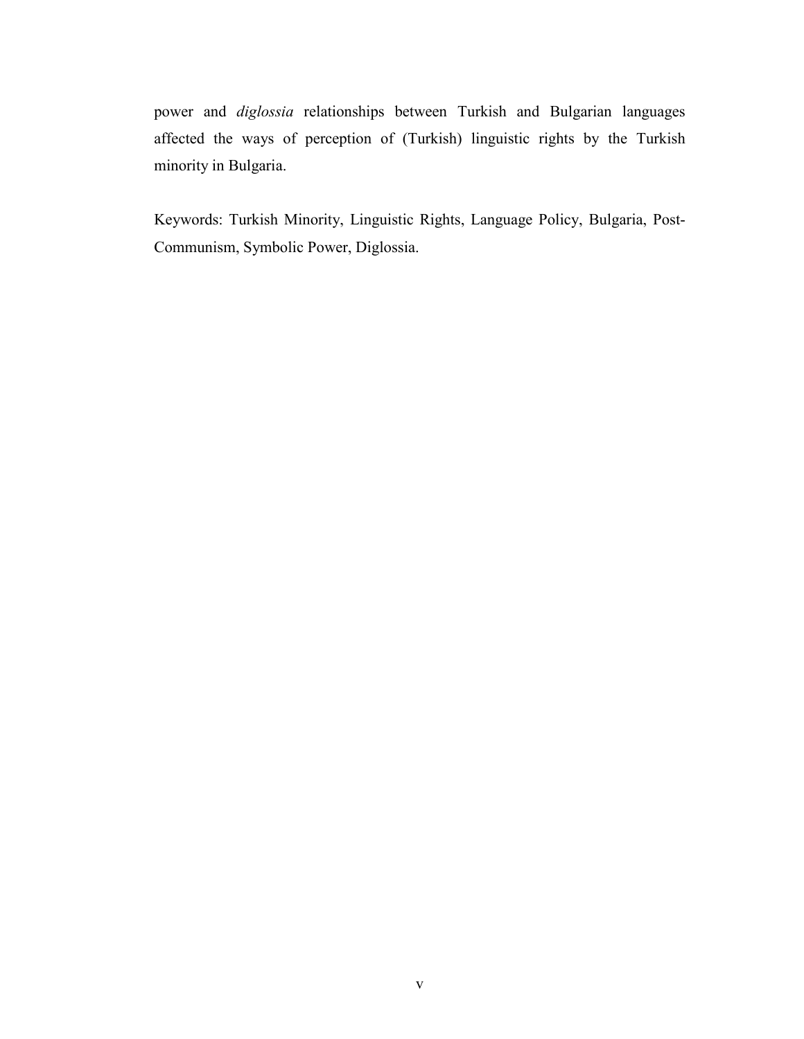power and *diglossia* relationships between Turkish and Bulgarian languages affected the ways of perception of (Turkish) linguistic rights by the Turkish minority in Bulgaria.

Keywords: Turkish Minority, Linguistic Rights, Language Policy, Bulgaria, Post-Communism, Symbolic Power, Diglossia.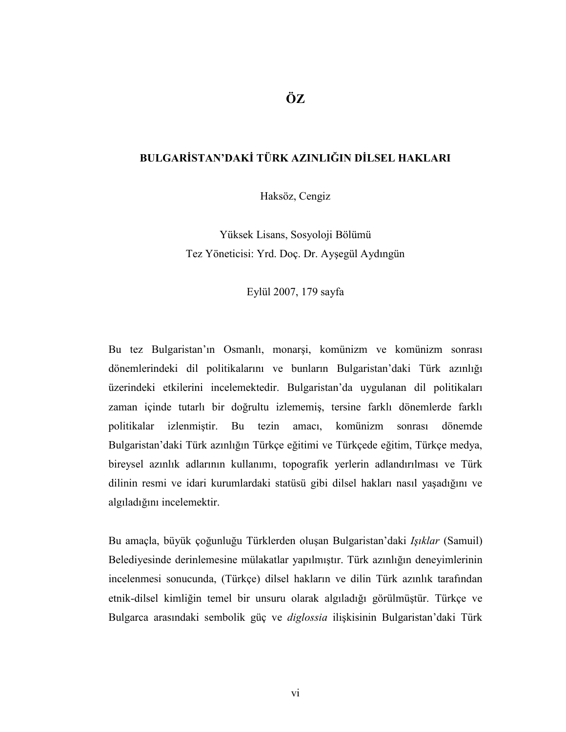# ÖZ

## BULGARİSTAN'DAKİ TÜRK AZINLIĞIN DİLSEL HAKLARI

Haksöz, Cengiz

Yüksek Lisans, Sosyoloji Bölümü
Tez Yöneticisi: Yrd. Doç. Dr. Ayşegül Aydıngün

Eylül 2007, 179 sayfa

Bu tez Bulgaristan'ın Osmanlı, monarşi, komünizm ve komünizm sonrası dönemlerindeki dil politikalarını ve bunların Bulgaristan'daki Türk azınlığı üzerindeki etkilerini incelemektedir. Bulgaristan'da uygulanan dil politikaları zaman içinde tutarlı bir doğrultu izlememiş, tersine farklı dönemlerde farklı politikalar izlenmiştir. Bu tezin amacı, komünizm sonrası dönemde Bulgaristan'daki Türk azınlığın Türkçe eğitimi ve Türkçede eğitim, Türkçe medya, bireysel azınlık adlarının kullanımı, topografik yerlerin adlandırılması ve Türk dilinin resmi ve idari kurumlardaki statüsü gibi dilsel hakları nasıl yaşadığını ve algıladığını incelemektir.

Bu amaçla, büyük çoğunluğu Türklerden oluşan Bulgaristan'daki *Işıklar* (Samuil) Belediyesinde derinlemesine mülakatlar yapılmıştır. Türk azınlığın deneyimlerinin incelenmesi sonucunda, (Türkçe) dilsel hakların ve dilin Türk azınlık tarafından etnik-dilsel kimliğin temel bir unsuru olarak algıladığı görülmüştür. Türkçe ve Bulgarca arasındaki sembolik güç ve *diglossia* ilişkisinin Bulgaristan'daki Türk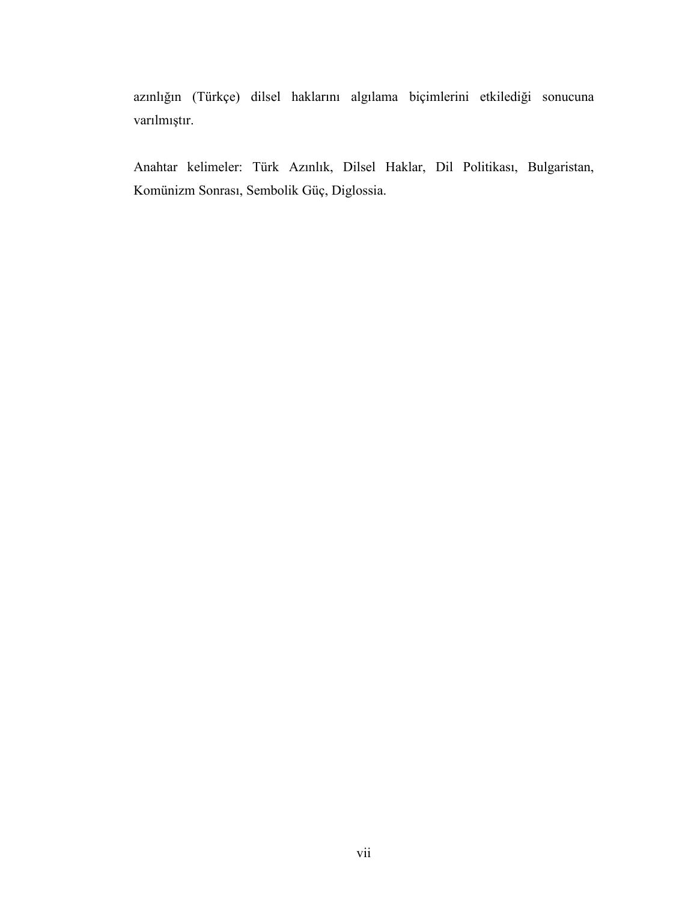azınlığın (Türkçe) dilsel haklarını algılama biçimlerini etkilediği sonucuna varılmıştır.

Anahtar kelimeler: Türk Azınlık, Dilsel Haklar, Dil Politikası, Bulgaristan, Komünizm Sonrası, Sembolik Güç, Diglossia.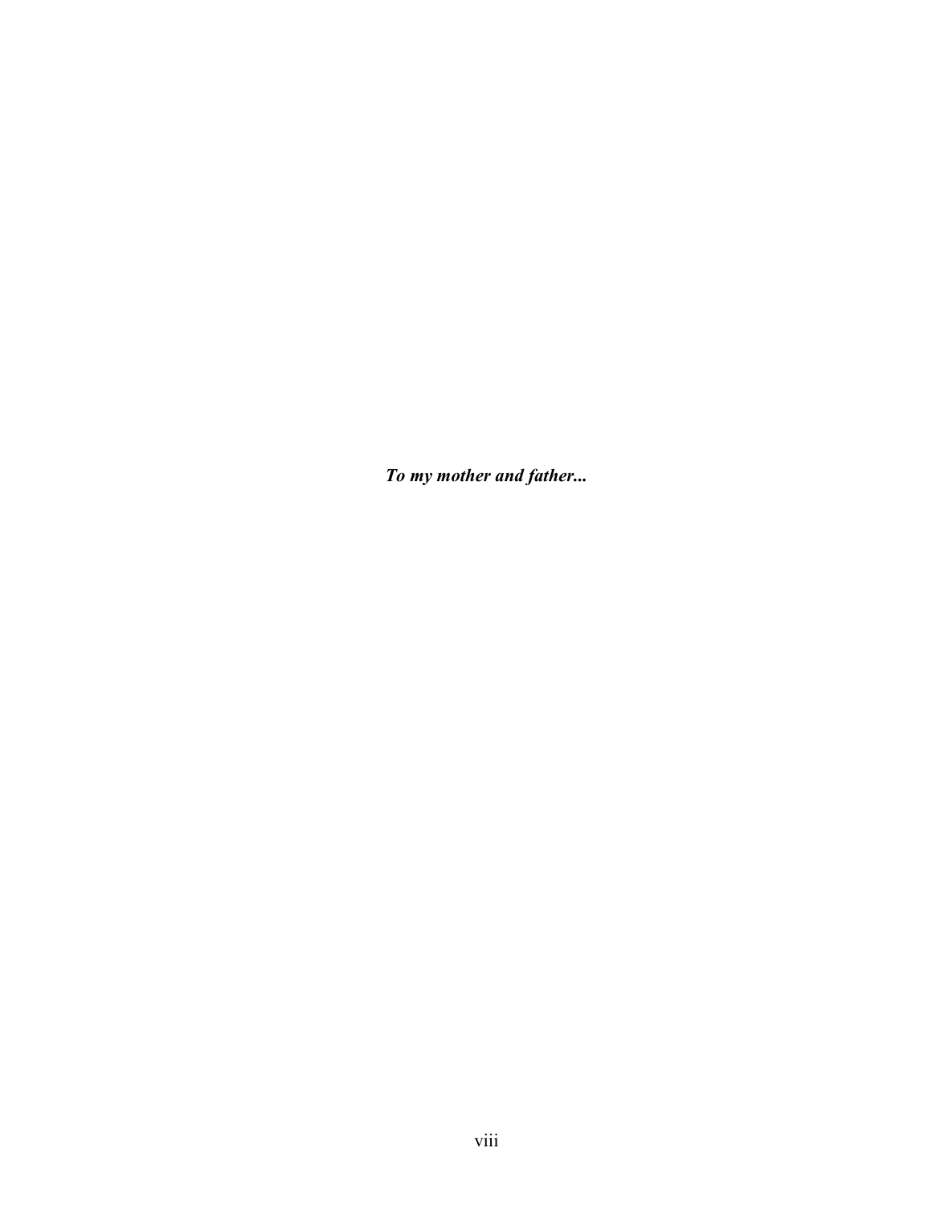***To my mother and father...***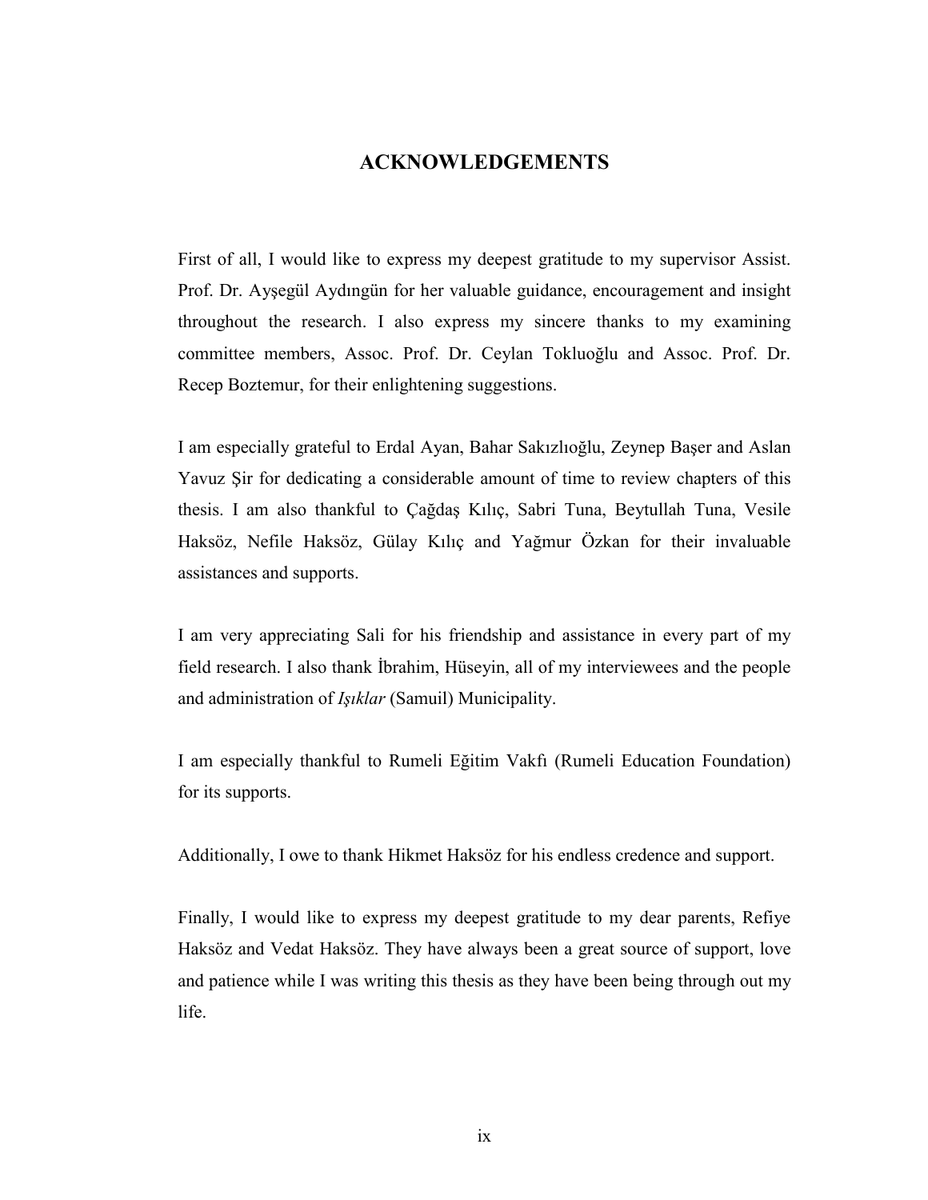# ACKNOWLEDGEMENTS

First of all, I would like to express my deepest gratitude to my supervisor Assist. Prof. Dr. Ayşegül Aydıngün for her valuable guidance, encouragement and insight throughout the research. I also express my sincere thanks to my examining committee members, Assoc. Prof. Dr. Ceylan Tokluoğlu and Assoc. Prof. Dr. Recep Boztemur, for their enlightening suggestions.

I am especially grateful to Erdal Ayan, Bahar Sakızlıoğlu, Zeynep Başer and Aslan Yavuz Şir for dedicating a considerable amount of time to review chapters of this thesis. I am also thankful to Çağdaş Kılıç, Sabri Tuna, Beytullah Tuna, Vesile Haksöz, Nefile Haksöz, Gülay Kılıç and Yağmur Özkan for their invaluable assistances and supports.

I am very appreciating Sali for his friendship and assistance in every part of my field research. I also thank İbrahim, Hüseyin, all of my interviewees and the people and administration of *Işıklar* (Samuil) Municipality.

I am especially thankful to Rumeli Eğitim Vakfı (Rumeli Education Foundation) for its supports.

Additionally, I owe to thank Hikmet Haksöz for his endless credence and support.

Finally, I would like to express my deepest gratitude to my dear parents, Refiye Haksöz and Vedat Haksöz. They have always been a great source of support, love and patience while I was writing this thesis as they have been being through out my life.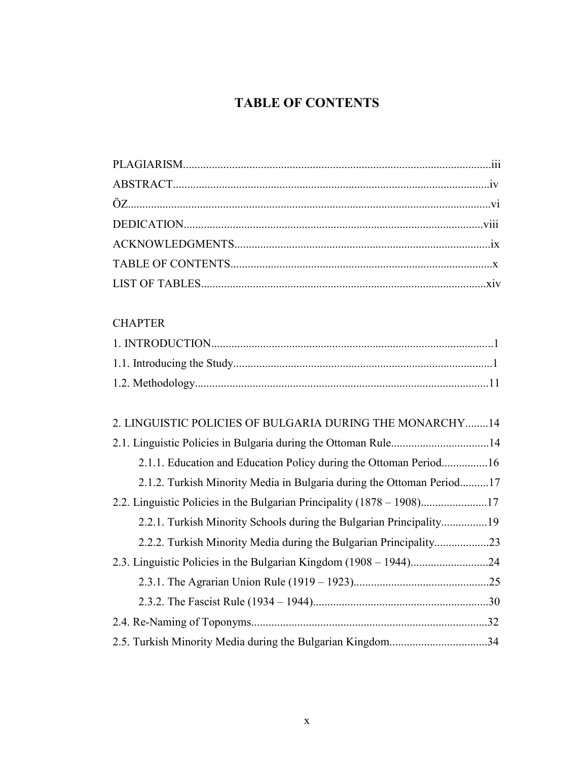# TABLE OF CONTENTS

PLAGIARISM..........................................................................................................iii
ABSTRACT.............................................................................................................iv
ÖZ.............................................................................................................................vi
DEDICATION........................................................................................................viii
ACKNOWLEDGMENTS........................................................................................ix
TABLE OF CONTENTS..........................................................................................x
LIST OF TABLES...................................................................................................xiv

CHAPTER

1. INTRODUCTION.................................................................................................1
1.1. Introducing the Study.........................................................................................1
1.2. Methodology.....................................................................................................11

2. LINGUISTIC POLICIES OF BULGARIA DURING THE MONARCHY........14
2.1. Linguistic Policies in Bulgaria during the Ottoman Rule..................................14
    2.1.1. Education and Education Policy during the Ottoman Period................16
    2.1.2. Turkish Minority Media in Bulgaria during the Ottoman Period..........17
2.2. Linguistic Policies in the Bulgarian Principality (1878 – 1908).......................17
    2.2.1. Turkish Minority Schools during the Bulgarian Principality................19
    2.2.2. Turkish Minority Media during the Bulgarian Principality..................23
2.3. Linguistic Policies in the Bulgarian Kingdom (1908 – 1944)...........................24
    2.3.1. The Agrarian Union Rule (1919 – 1923)..............................................25
    2.3.2. The Fascist Rule (1934 – 1944)............................................................30
2.4. Re-Naming of Toponyms..................................................................................32
2.5. Turkish Minority Media during the Bulgarian Kingdom..................................34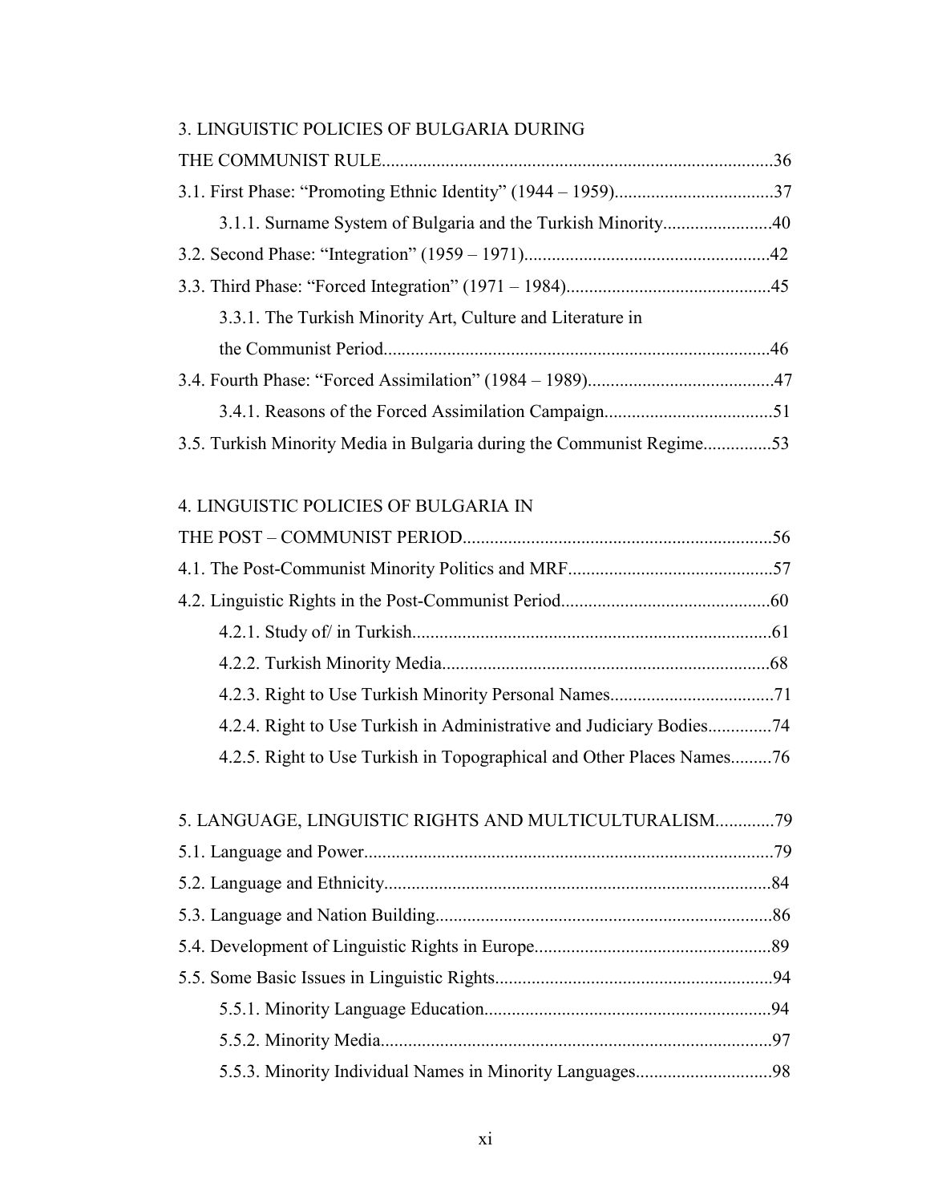3. LINGUISTIC POLICIES OF BULGARIA DURING THE COMMUNIST RULE.....................................................................................36

3.1. First Phase: “Promoting Ethnic Identity” (1944 – 1959)..................................37

  3.1.1. Surname System of Bulgaria and the Turkish Minority........................40

3.2. Second Phase: “Integration” (1959 – 1971)......................................................42

3.3. Third Phase: “Forced Integration” (1971 – 1984).............................................45

  3.3.1. The Turkish Minority Art, Culture and Literature in the Communist Period....................................................................................46

3.4. Fourth Phase: “Forced Assimilation” (1984 – 1989).........................................47

  3.4.1. Reasons of the Forced Assimilation Campaign.....................................51

3.5. Turkish Minority Media in Bulgaria during the Communist Regime...............53

4. LINGUISTIC POLICIES OF BULGARIA IN THE POST – COMMUNIST PERIOD....................................................................56

4.1. The Post-Communist Minority Politics and MRF.............................................57

4.2. Linguistic Rights in the Post-Communist Period.............................................60

  4.2.1. Study of/ in Turkish..............................................................................61

  4.2.2. Turkish Minority Media.......................................................................68

  4.2.3. Right to Use Turkish Minority Personal Names....................................71

  4.2.4. Right to Use Turkish in Administrative and Judiciary Bodies.............74

  4.2.5. Right to Use Turkish in Topographical and Other Places Names.........76

5. LANGUAGE, LINGUISTIC RIGHTS AND MULTICULTURALISM.............79

5.1. Language and Power..........................................................................................79

5.2. Language and Ethnicity.....................................................................................84

5.3. Language and Nation Building..........................................................................86

5.4. Development of Linguistic Rights in Europe....................................................89

5.5. Some Basic Issues in Linguistic Rights.............................................................94

  5.5.1. Minority Language Education..............................................................94

  5.5.2. Minority Media.....................................................................................97

  5.5.3. Minority Individual Names in Minority Languages.............................98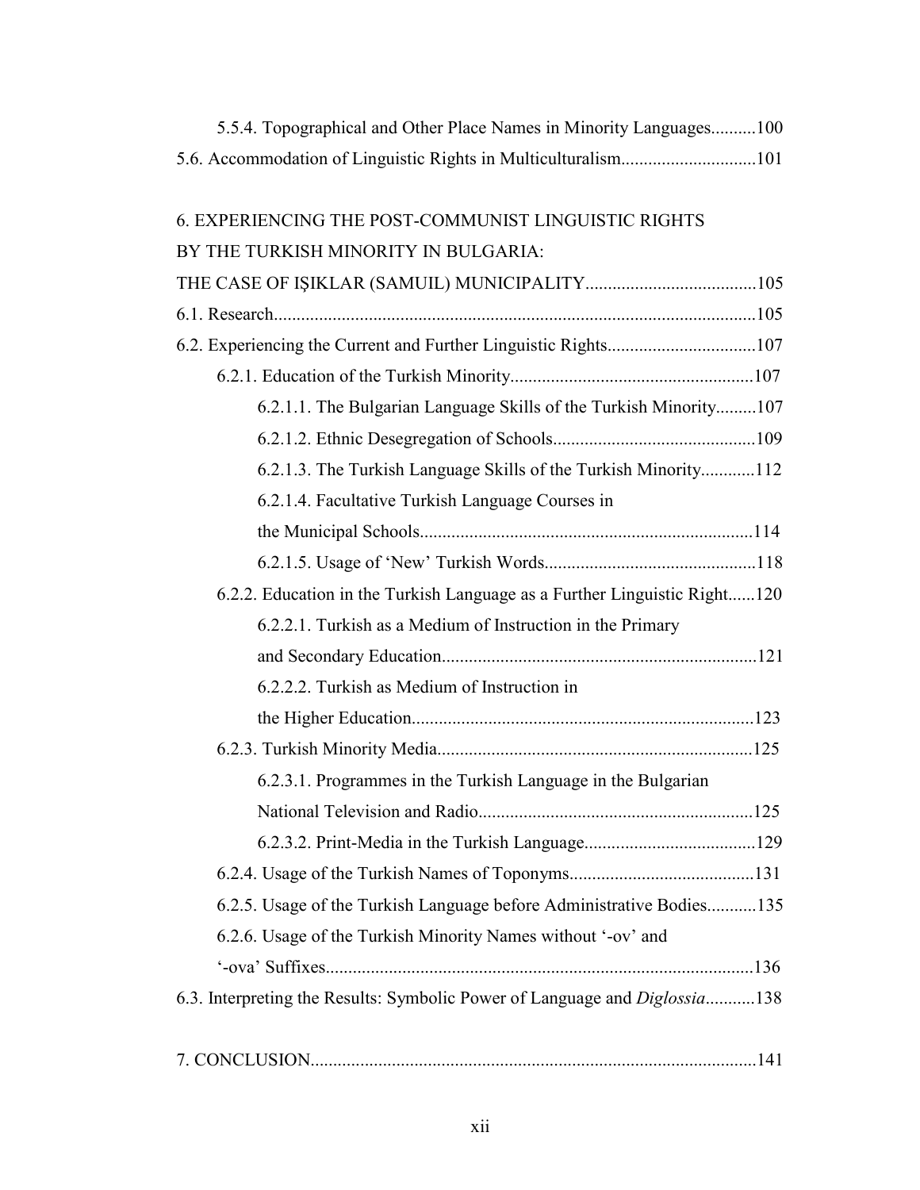5.5.4. Topographical and Other Place Names in Minority Languages..........100

5.6. Accommodation of Linguistic Rights in Multiculturalism..............................101

6. EXPERIENCING THE POST-COMMUNIST LINGUISTIC RIGHTS BY THE TURKISH MINORITY IN BULGARIA: THE CASE OF IŞIKLAR (SAMUIL) MUNICIPALITY......................................105

6.1. Research...........................................................................................................105

6.2. Experiencing the Current and Further Linguistic Rights.................................107

6.2.1. Education of the Turkish Minority......................................................107

6.2.1.1. The Bulgarian Language Skills of the Turkish Minority.........107

6.2.1.2. Ethnic Desegregation of Schools.............................................109

6.2.1.3. The Turkish Language Skills of the Turkish Minority............112

6.2.1.4. Facultative Turkish Language Courses in the Municipal Schools..........................................................................114

6.2.1.5. Usage of 'New' Turkish Words...............................................118

6.2.2. Education in the Turkish Language as a Further Linguistic Right......120

6.2.2.1. Turkish as a Medium of Instruction in the Primary and Secondary Education......................................................................121

6.2.2.2. Turkish as Medium of Instruction in the Higher Education............................................................................123

6.2.3. Turkish Minority Media......................................................................125

6.2.3.1. Programmes in the Turkish Language in the Bulgarian National Television and Radio.............................................................125

6.2.3.2. Print-Media in the Turkish Language......................................129

6.2.4. Usage of the Turkish Names of Toponyms.........................................131

6.2.5. Usage of the Turkish Language before Administrative Bodies...........135

6.2.6. Usage of the Turkish Minority Names without '-ov' and '-ova' Suffixes..............................................................................................136

6.3. Interpreting the Results: Symbolic Power of Language and *Diglossia*...........138

7. CONCLUSION..................................................................................................141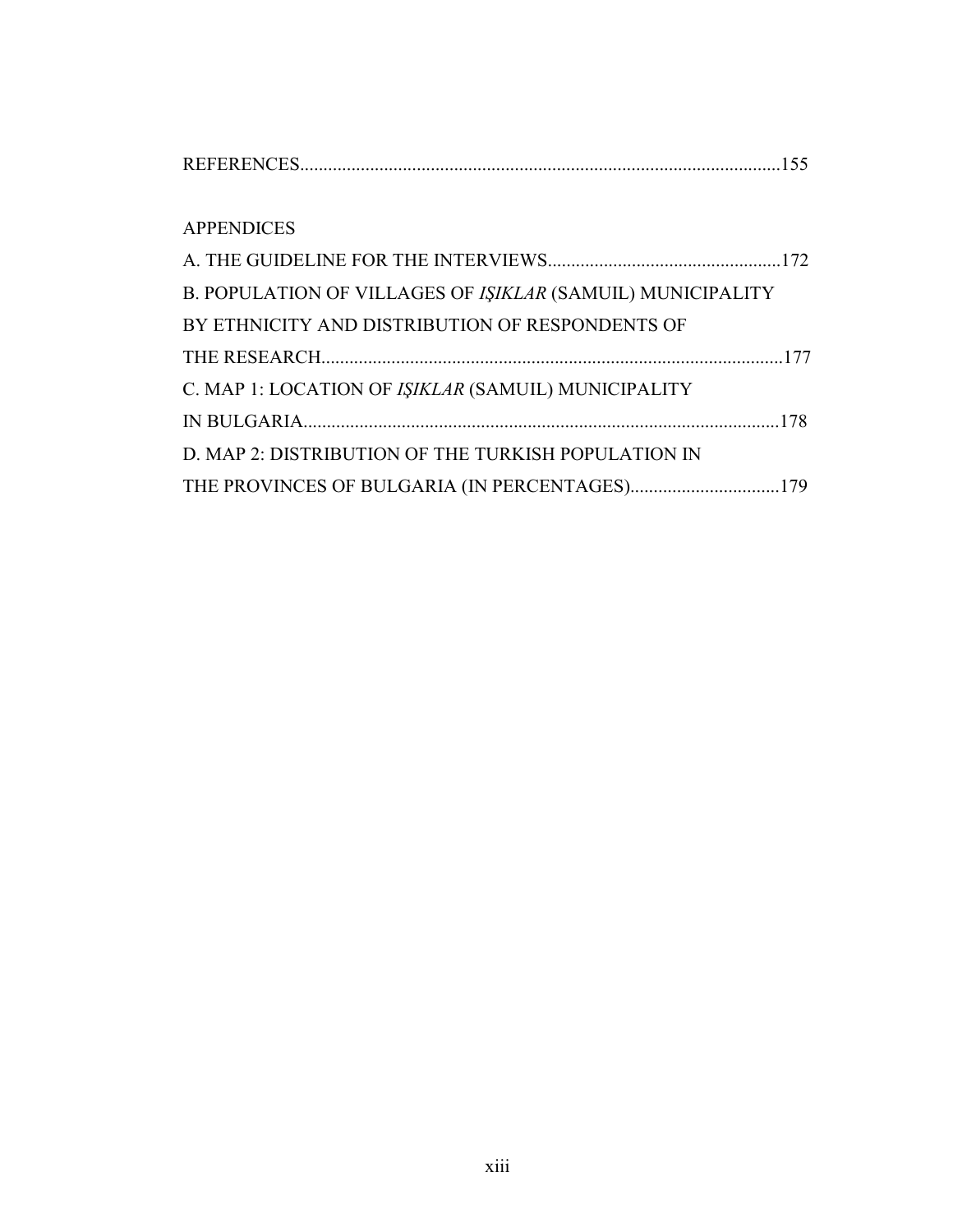REFERENCES......................................................................................................155

APPENDICES

A. THE GUIDELINE FOR THE INTERVIEWS..................................................172

B. POPULATION OF VILLAGES OF *IŞIKLAR* (SAMUIL) MUNICIPALITY
BY ETHNICITY AND DISTRIBUTION OF RESPONDENTS OF
THE RESEARCH...................................................................................................177

C. MAP 1: LOCATION OF *IŞIKLAR* (SAMUIL) MUNICIPALITY
IN BULGARIA......................................................................................................178

D. MAP 2: DISTRIBUTION OF THE TURKISH POPULATION IN
THE PROVINCES OF BULGARIA (IN PERCENTAGES)................................179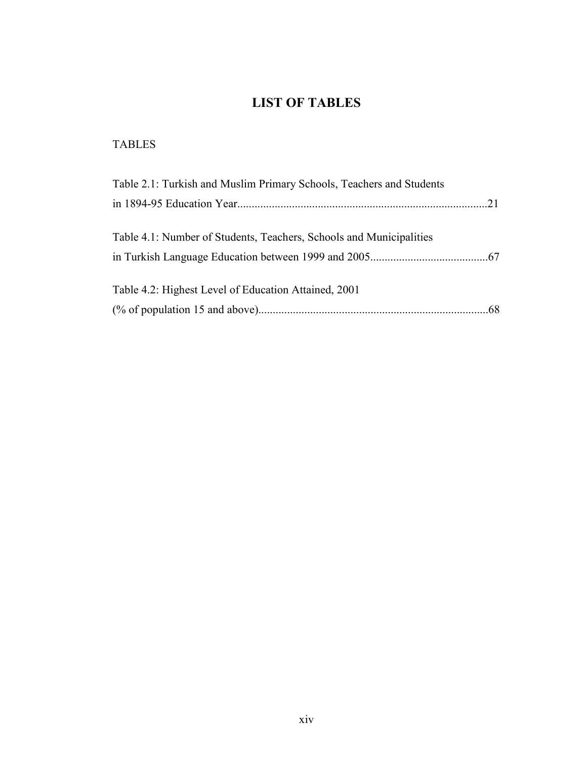# LIST OF TABLES

TABLES

Table 2.1: Turkish and Muslim Primary Schools, Teachers and Students in 1894-95 Education Year......................................................................................21

Table 4.1: Number of Students, Teachers, Schools and Municipalities in Turkish Language Education between 1999 and 2005.........................................67

Table 4.2: Highest Level of Education Attained, 2001 (% of population 15 and above)...............................................................................68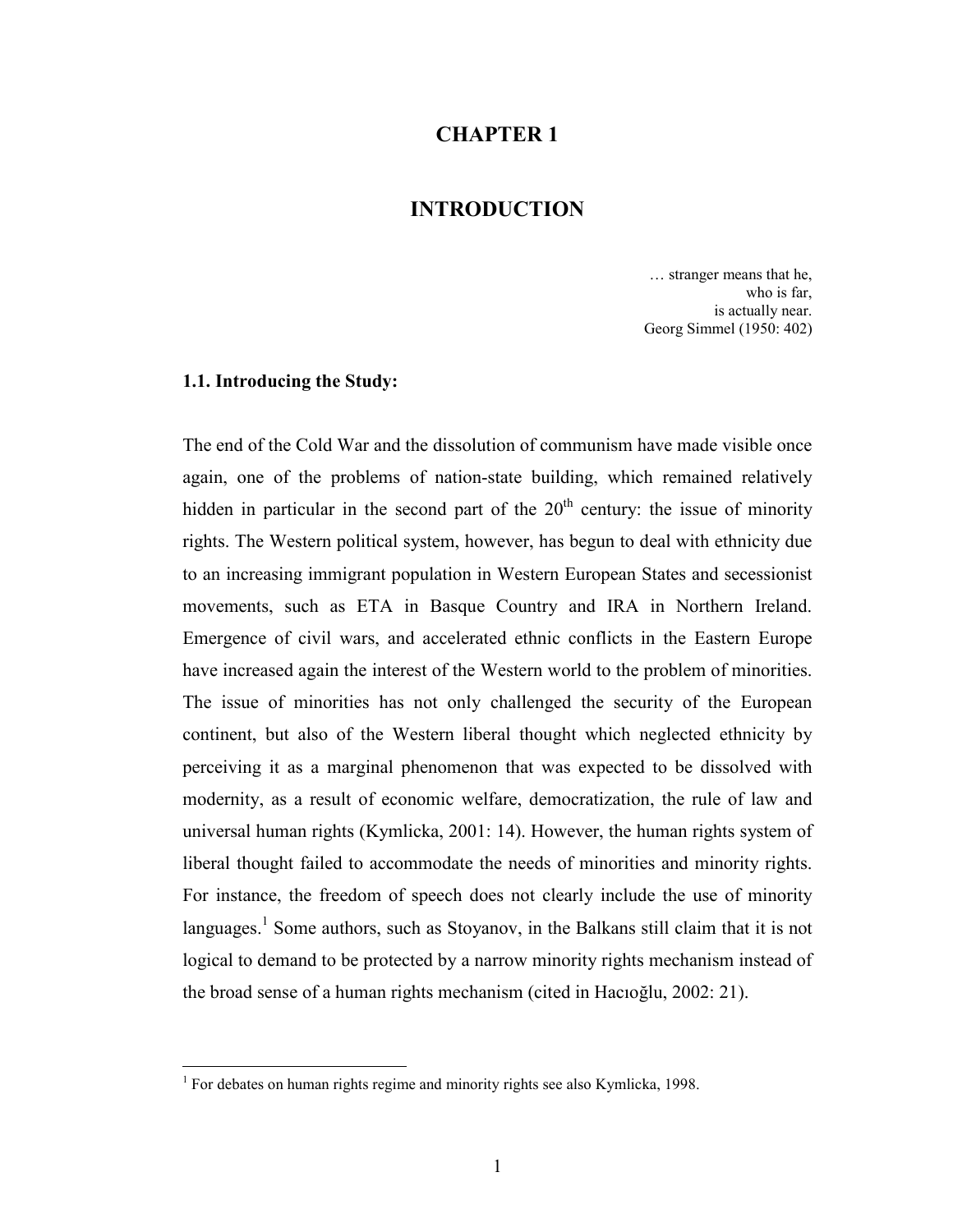# CHAPTER 1

# INTRODUCTION

… stranger means that he,  
who is far,  
is actually near.  
Georg Simmel (1950: 402)

### 1.1. Introducing the Study:

The end of the Cold War and the dissolution of communism have made visible once again, one of the problems of nation-state building, which remained relatively hidden in particular in the second part of the 20th century: the issue of minority rights. The Western political system, however, has begun to deal with ethnicity due to an increasing immigrant population in Western European States and secessionist movements, such as ETA in Basque Country and IRA in Northern Ireland. Emergence of civil wars, and accelerated ethnic conflicts in the Eastern Europe have increased again the interest of the Western world to the problem of minorities. The issue of minorities has not only challenged the security of the European continent, but also of the Western liberal thought which neglected ethnicity by perceiving it as a marginal phenomenon that was expected to be dissolved with modernity, as a result of economic welfare, democratization, the rule of law and universal human rights (Kymlicka, 2001: 14). However, the human rights system of liberal thought failed to accommodate the needs of minorities and minority rights. For instance, the freedom of speech does not clearly include the use of minority languages.[1] Some authors, such as Stoyanov, in the Balkans still claim that it is not logical to demand to be protected by a narrow minority rights mechanism instead of the broad sense of a human rights mechanism (cited in Hacıoğlu, 2002: 21).

[1] For debates on human rights regime and minority rights see also Kymlicka, 1998.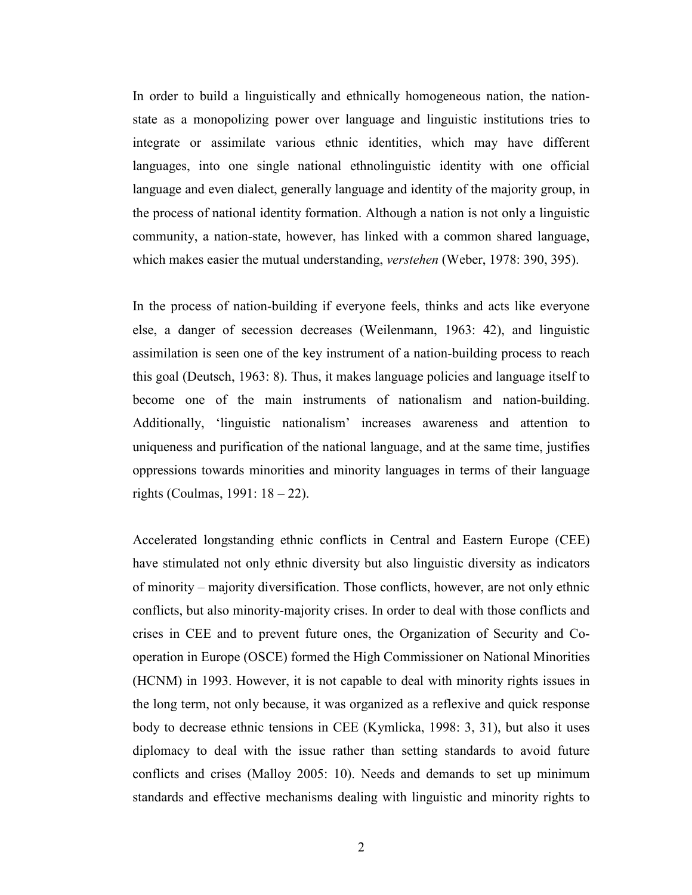In order to build a linguistically and ethnically homogeneous nation, the nation-state as a monopolizing power over language and linguistic institutions tries to integrate or assimilate various ethnic identities, which may have different languages, into one single national ethnolinguistic identity with one official language and even dialect, generally language and identity of the majority group, in the process of national identity formation. Although a nation is not only a linguistic community, a nation-state, however, has linked with a common shared language, which makes easier the mutual understanding, *verstehen* (Weber, 1978: 390, 395).

In the process of nation-building if everyone feels, thinks and acts like everyone else, a danger of secession decreases (Weilenmann, 1963: 42), and linguistic assimilation is seen one of the key instrument of a nation-building process to reach this goal (Deutsch, 1963: 8). Thus, it makes language policies and language itself to become one of the main instruments of nationalism and nation-building. Additionally, 'linguistic nationalism' increases awareness and attention to uniqueness and purification of the national language, and at the same time, justifies oppressions towards minorities and minority languages in terms of their language rights (Coulmas, 1991: 18 – 22).

Accelerated longstanding ethnic conflicts in Central and Eastern Europe (CEE) have stimulated not only ethnic diversity but also linguistic diversity as indicators of minority – majority diversification. Those conflicts, however, are not only ethnic conflicts, but also minority-majority crises. In order to deal with those conflicts and crises in CEE and to prevent future ones, the Organization of Security and Co-operation in Europe (OSCE) formed the High Commissioner on National Minorities (HCNM) in 1993. However, it is not capable to deal with minority rights issues in the long term, not only because, it was organized as a reflexive and quick response body to decrease ethnic tensions in CEE (Kymlicka, 1998: 3, 31), but also it uses diplomacy to deal with the issue rather than setting standards to avoid future conflicts and crises (Malloy 2005: 10). Needs and demands to set up minimum standards and effective mechanisms dealing with linguistic and minority rights to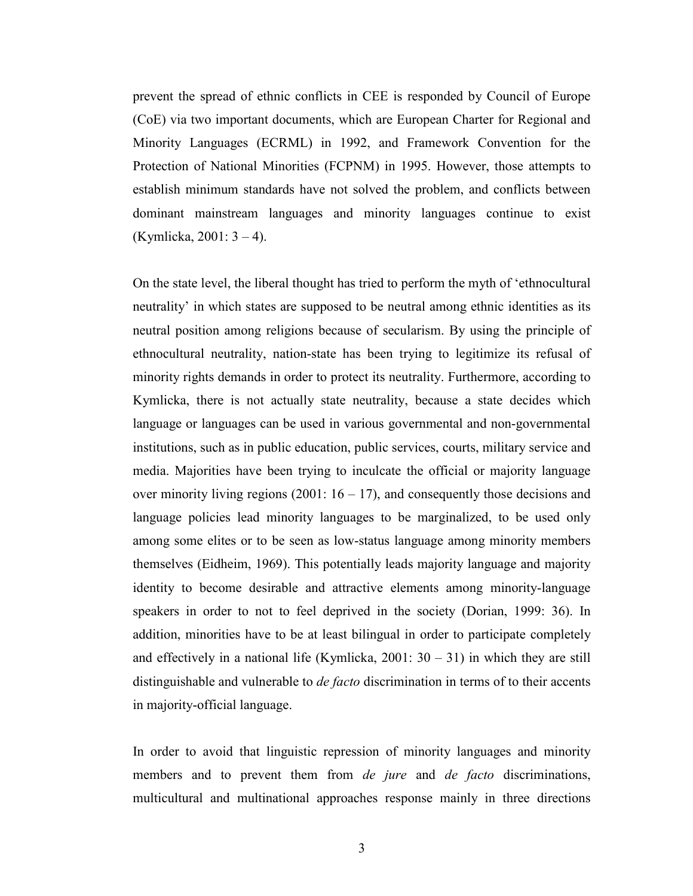prevent the spread of ethnic conflicts in CEE is responded by Council of Europe (CoE) via two important documents, which are European Charter for Regional and Minority Languages (ECRML) in 1992, and Framework Convention for the Protection of National Minorities (FCPNM) in 1995. However, those attempts to establish minimum standards have not solved the problem, and conflicts between dominant mainstream languages and minority languages continue to exist (Kymlicka, 2001: 3 – 4).

On the state level, the liberal thought has tried to perform the myth of 'ethnocultural neutrality' in which states are supposed to be neutral among ethnic identities as its neutral position among religions because of secularism. By using the principle of ethnocultural neutrality, nation-state has been trying to legitimize its refusal of minority rights demands in order to protect its neutrality. Furthermore, according to Kymlicka, there is not actually state neutrality, because a state decides which language or languages can be used in various governmental and non-governmental institutions, such as in public education, public services, courts, military service and media. Majorities have been trying to inculcate the official or majority language over minority living regions (2001: 16 – 17), and consequently those decisions and language policies lead minority languages to be marginalized, to be used only among some elites or to be seen as low-status language among minority members themselves (Eidheim, 1969). This potentially leads majority language and majority identity to become desirable and attractive elements among minority-language speakers in order to not to feel deprived in the society (Dorian, 1999: 36). In addition, minorities have to be at least bilingual in order to participate completely and effectively in a national life (Kymlicka, 2001: 30 – 31) in which they are still distinguishable and vulnerable to *de facto* discrimination in terms of to their accents in majority-official language.

In order to avoid that linguistic repression of minority languages and minority members and to prevent them from *de jure* and *de facto* discriminations, multicultural and multinational approaches response mainly in three directions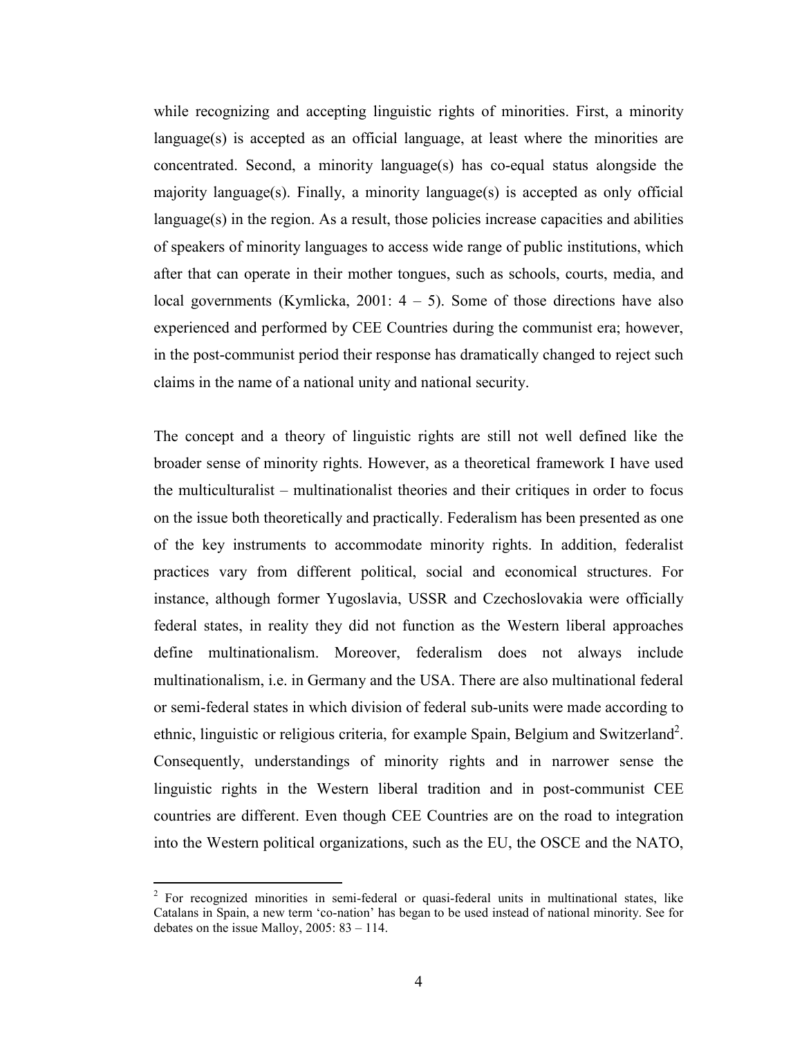while recognizing and accepting linguistic rights of minorities. First, a minority language(s) is accepted as an official language, at least where the minorities are concentrated. Second, a minority language(s) has co-equal status alongside the majority language(s). Finally, a minority language(s) is accepted as only official language(s) in the region. As a result, those policies increase capacities and abilities of speakers of minority languages to access wide range of public institutions, which after that can operate in their mother tongues, such as schools, courts, media, and local governments (Kymlicka, 2001: 4 – 5). Some of those directions have also experienced and performed by CEE Countries during the communist era; however, in the post-communist period their response has dramatically changed to reject such claims in the name of a national unity and national security.

The concept and a theory of linguistic rights are still not well defined like the broader sense of minority rights. However, as a theoretical framework I have used the multiculturalist – multinationalist theories and their critiques in order to focus on the issue both theoretically and practically. Federalism has been presented as one of the key instruments to accommodate minority rights. In addition, federalist practices vary from different political, social and economical structures. For instance, although former Yugoslavia, USSR and Czechoslovakia were officially federal states, in reality they did not function as the Western liberal approaches define multinationalism. Moreover, federalism does not always include multinationalism, i.e. in Germany and the USA. There are also multinational federal or semi-federal states in which division of federal sub-units were made according to ethnic, linguistic or religious criteria, for example Spain, Belgium and Switzerland[2]. Consequently, understandings of minority rights and in narrower sense the linguistic rights in the Western liberal tradition and in post-communist CEE countries are different. Even though CEE Countries are on the road to integration into the Western political organizations, such as the EU, the OSCE and the NATO,

[2] For recognized minorities in semi-federal or quasi-federal units in multinational states, like Catalans in Spain, a new term 'co-nation' has began to be used instead of national minority. See for debates on the issue Malloy, 2005: 83 – 114.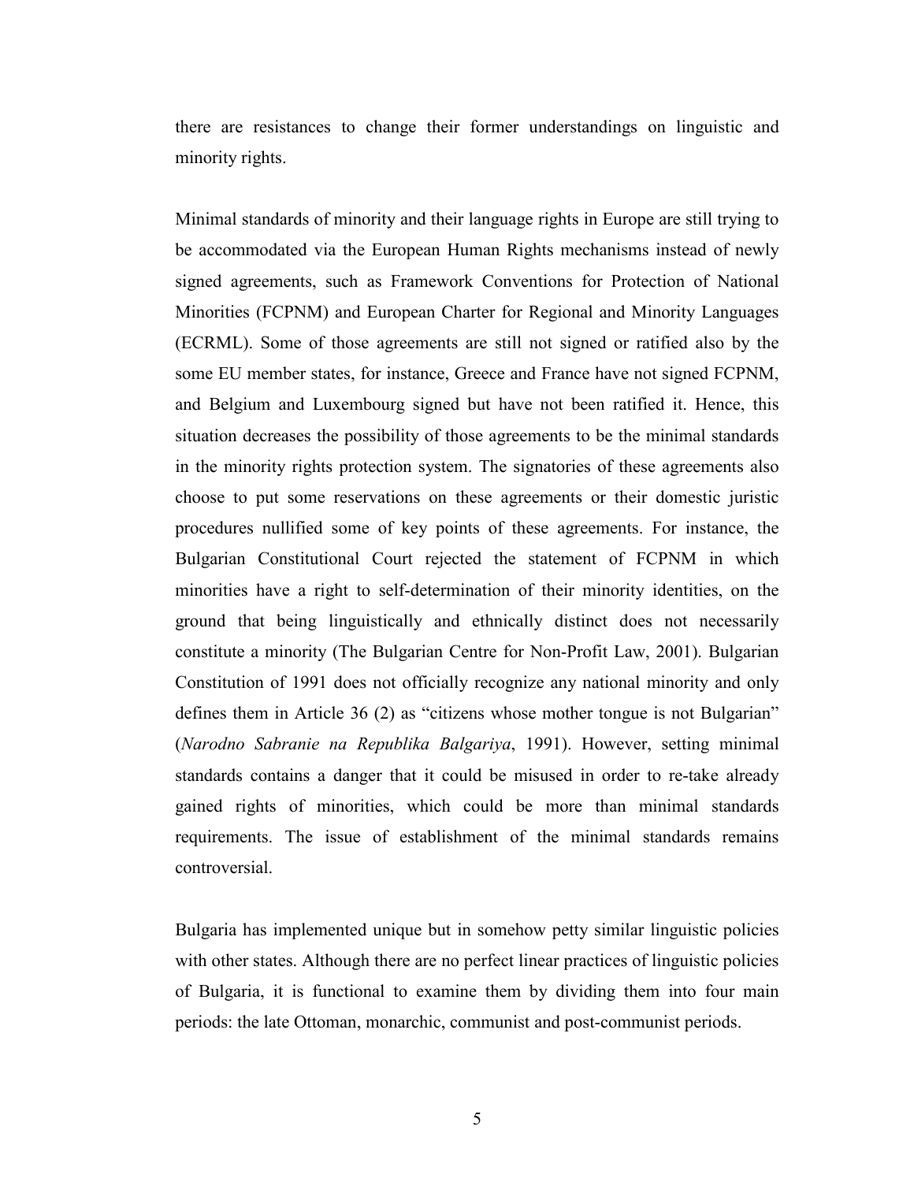there are resistances to change their former understandings on linguistic and minority rights.

Minimal standards of minority and their language rights in Europe are still trying to be accommodated via the European Human Rights mechanisms instead of newly signed agreements, such as Framework Conventions for Protection of National Minorities (FCPNM) and European Charter for Regional and Minority Languages (ECRML). Some of those agreements are still not signed or ratified also by the some EU member states, for instance, Greece and France have not signed FCPNM, and Belgium and Luxembourg signed but have not been ratified it. Hence, this situation decreases the possibility of those agreements to be the minimal standards in the minority rights protection system. The signatories of these agreements also choose to put some reservations on these agreements or their domestic juristic procedures nullified some of key points of these agreements. For instance, the Bulgarian Constitutional Court rejected the statement of FCPNM in which minorities have a right to self-determination of their minority identities, on the ground that being linguistically and ethnically distinct does not necessarily constitute a minority (The Bulgarian Centre for Non-Profit Law, 2001). Bulgarian Constitution of 1991 does not officially recognize any national minority and only defines them in Article 36 (2) as "citizens whose mother tongue is not Bulgarian" (*Narodno Sabranie na Republika Balgariya*, 1991). However, setting minimal standards contains a danger that it could be misused in order to re-take already gained rights of minorities, which could be more than minimal standards requirements. The issue of establishment of the minimal standards remains controversial.

Bulgaria has implemented unique but in somehow petty similar linguistic policies with other states. Although there are no perfect linear practices of linguistic policies of Bulgaria, it is functional to examine them by dividing them into four main periods: the late Ottoman, monarchic, communist and post-communist periods.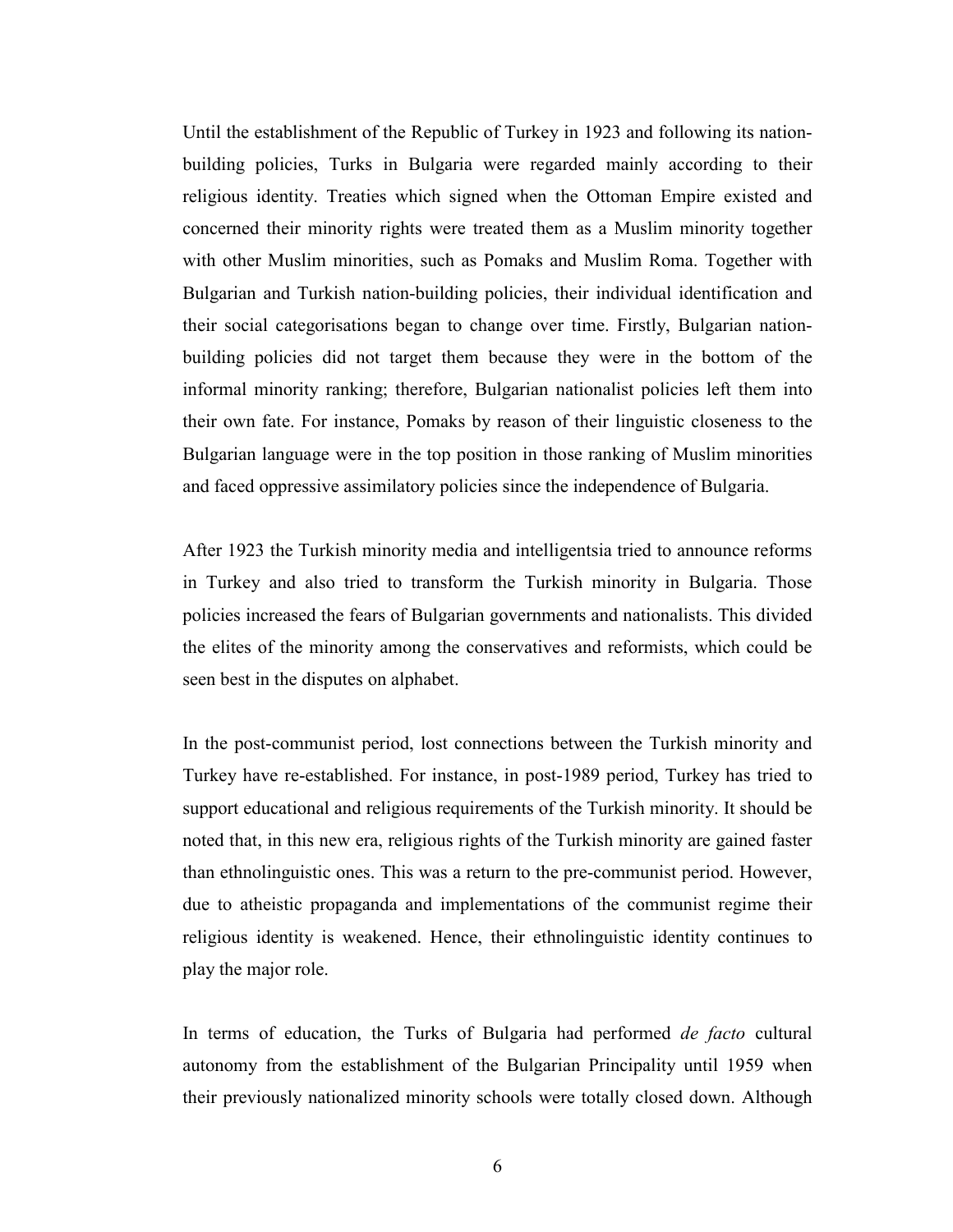Until the establishment of the Republic of Turkey in 1923 and following its nation-building policies, Turks in Bulgaria were regarded mainly according to their religious identity. Treaties which signed when the Ottoman Empire existed and concerned their minority rights were treated them as a Muslim minority together with other Muslim minorities, such as Pomaks and Muslim Roma. Together with Bulgarian and Turkish nation-building policies, their individual identification and their social categorisations began to change over time. Firstly, Bulgarian nation-building policies did not target them because they were in the bottom of the informal minority ranking; therefore, Bulgarian nationalist policies left them into their own fate. For instance, Pomaks by reason of their linguistic closeness to the Bulgarian language were in the top position in those ranking of Muslim minorities and faced oppressive assimilatory policies since the independence of Bulgaria.

After 1923 the Turkish minority media and intelligentsia tried to announce reforms in Turkey and also tried to transform the Turkish minority in Bulgaria. Those policies increased the fears of Bulgarian governments and nationalists. This divided the elites of the minority among the conservatives and reformists, which could be seen best in the disputes on alphabet.

In the post-communist period, lost connections between the Turkish minority and Turkey have re-established. For instance, in post-1989 period, Turkey has tried to support educational and religious requirements of the Turkish minority. It should be noted that, in this new era, religious rights of the Turkish minority are gained faster than ethnolinguistic ones. This was a return to the pre-communist period. However, due to atheistic propaganda and implementations of the communist regime their religious identity is weakened. Hence, their ethnolinguistic identity continues to play the major role.

In terms of education, the Turks of Bulgaria had performed *de facto* cultural autonomy from the establishment of the Bulgarian Principality until 1959 when their previously nationalized minority schools were totally closed down. Although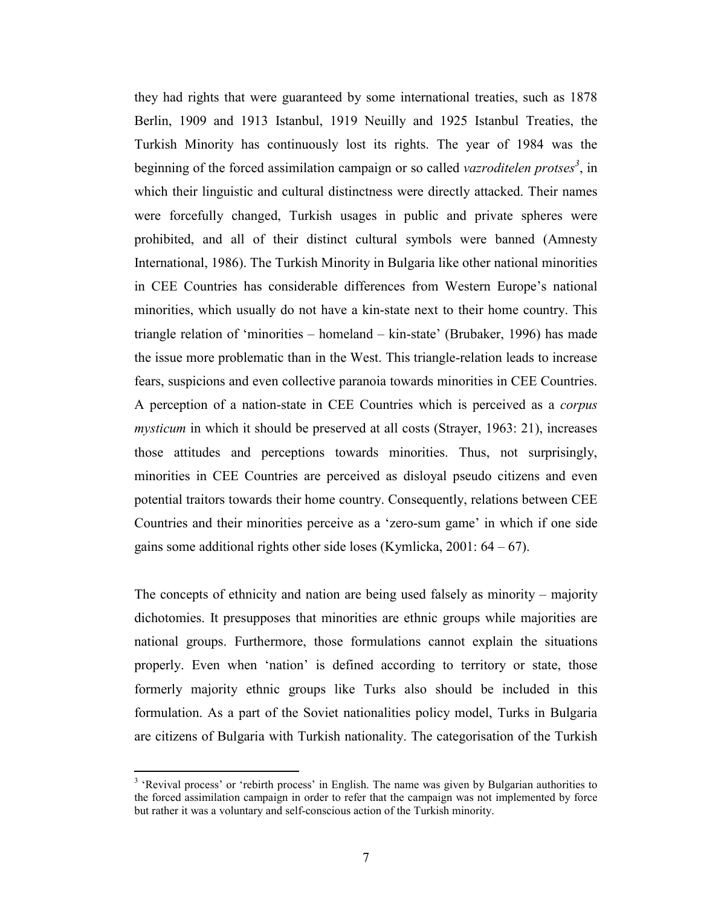they had rights that were guaranteed by some international treaties, such as 1878 Berlin, 1909 and 1913 Istanbul, 1919 Neuilly and 1925 Istanbul Treaties, the Turkish Minority has continuously lost its rights. The year of 1984 was the beginning of the forced assimilation campaign or so called *vazroditelen protses*[3], in which their linguistic and cultural distinctness were directly attacked. Their names were forcefully changed, Turkish usages in public and private spheres were prohibited, and all of their distinct cultural symbols were banned (Amnesty International, 1986). The Turkish Minority in Bulgaria like other national minorities in CEE Countries has considerable differences from Western Europe's national minorities, which usually do not have a kin-state next to their home country. This triangle relation of 'minorities – homeland – kin-state' (Brubaker, 1996) has made the issue more problematic than in the West. This triangle-relation leads to increase fears, suspicions and even collective paranoia towards minorities in CEE Countries. A perception of a nation-state in CEE Countries which is perceived as a *corpus mysticum* in which it should be preserved at all costs (Strayer, 1963: 21), increases those attitudes and perceptions towards minorities. Thus, not surprisingly, minorities in CEE Countries are perceived as disloyal pseudo citizens and even potential traitors towards their home country. Consequently, relations between CEE Countries and their minorities perceive as a 'zero-sum game' in which if one side gains some additional rights other side loses (Kymlicka, 2001: 64 – 67).

The concepts of ethnicity and nation are being used falsely as minority – majority dichotomies. It presupposes that minorities are ethnic groups while majorities are national groups. Furthermore, those formulations cannot explain the situations properly. Even when 'nation' is defined according to territory or state, those formerly majority ethnic groups like Turks also should be included in this formulation. As a part of the Soviet nationalities policy model, Turks in Bulgaria are citizens of Bulgaria with Turkish nationality. The categorisation of the Turkish

[3] 'Revival process' or 'rebirth process' in English. The name was given by Bulgarian authorities to the forced assimilation campaign in order to refer that the campaign was not implemented by force but rather it was a voluntary and self-conscious action of the Turkish minority.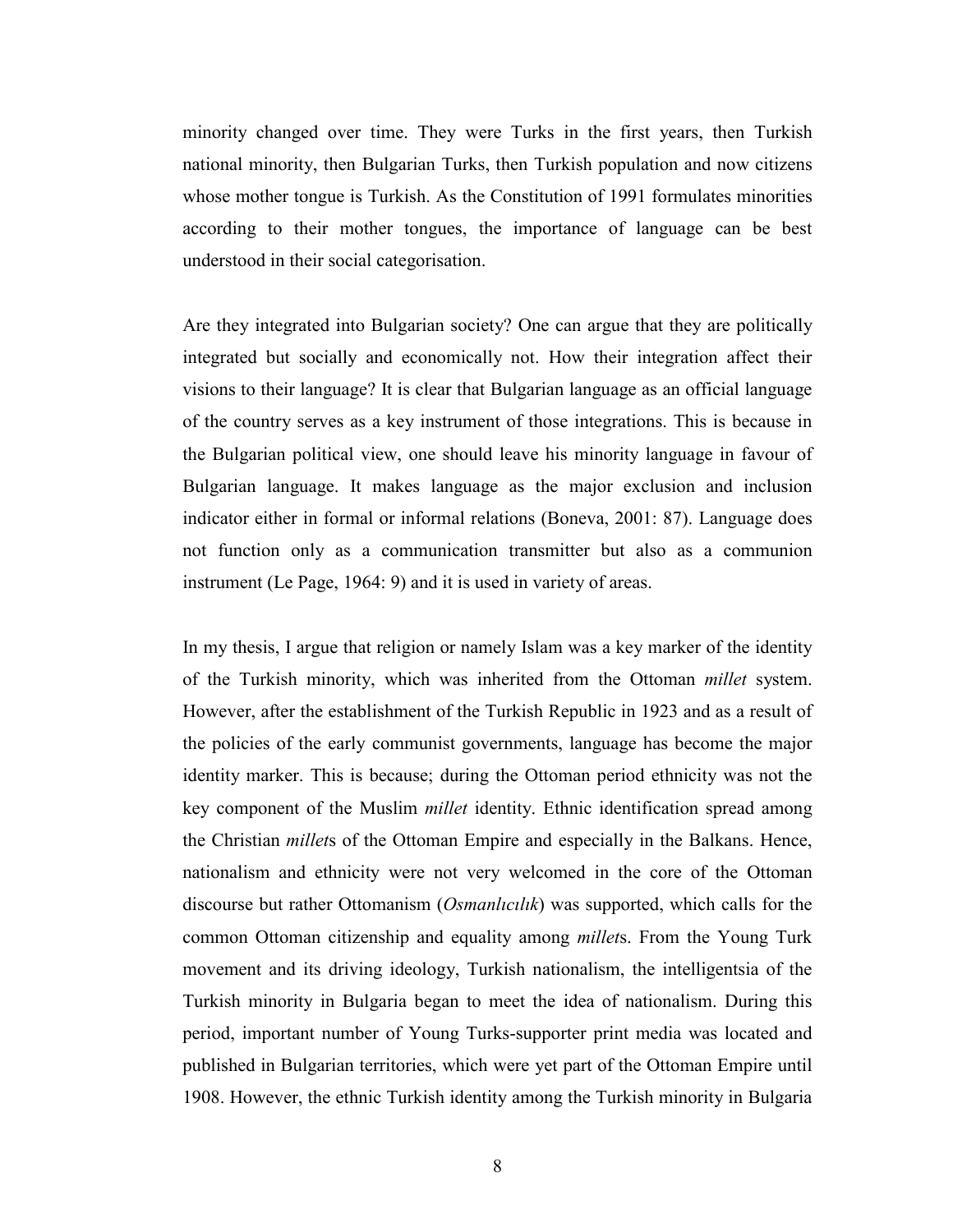minority changed over time. They were Turks in the first years, then Turkish national minority, then Bulgarian Turks, then Turkish population and now citizens whose mother tongue is Turkish. As the Constitution of 1991 formulates minorities according to their mother tongues, the importance of language can be best understood in their social categorisation.

Are they integrated into Bulgarian society? One can argue that they are politically integrated but socially and economically not. How their integration affect their visions to their language? It is clear that Bulgarian language as an official language of the country serves as a key instrument of those integrations. This is because in the Bulgarian political view, one should leave his minority language in favour of Bulgarian language. It makes language as the major exclusion and inclusion indicator either in formal or informal relations (Boneva, 2001: 87). Language does not function only as a communication transmitter but also as a communion instrument (Le Page, 1964: 9) and it is used in variety of areas.

In my thesis, I argue that religion or namely Islam was a key marker of the identity of the Turkish minority, which was inherited from the Ottoman *millet* system. However, after the establishment of the Turkish Republic in 1923 and as a result of the policies of the early communist governments, language has become the major identity marker. This is because; during the Ottoman period ethnicity was not the key component of the Muslim *millet* identity. Ethnic identification spread among the Christian *millet*s of the Ottoman Empire and especially in the Balkans. Hence, nationalism and ethnicity were not very welcomed in the core of the Ottoman discourse but rather Ottomanism (*Osmanlıcılık*) was supported, which calls for the common Ottoman citizenship and equality among *millet*s. From the Young Turk movement and its driving ideology, Turkish nationalism, the intelligentsia of the Turkish minority in Bulgaria began to meet the idea of nationalism. During this period, important number of Young Turks-supporter print media was located and published in Bulgarian territories, which were yet part of the Ottoman Empire until 1908. However, the ethnic Turkish identity among the Turkish minority in Bulgaria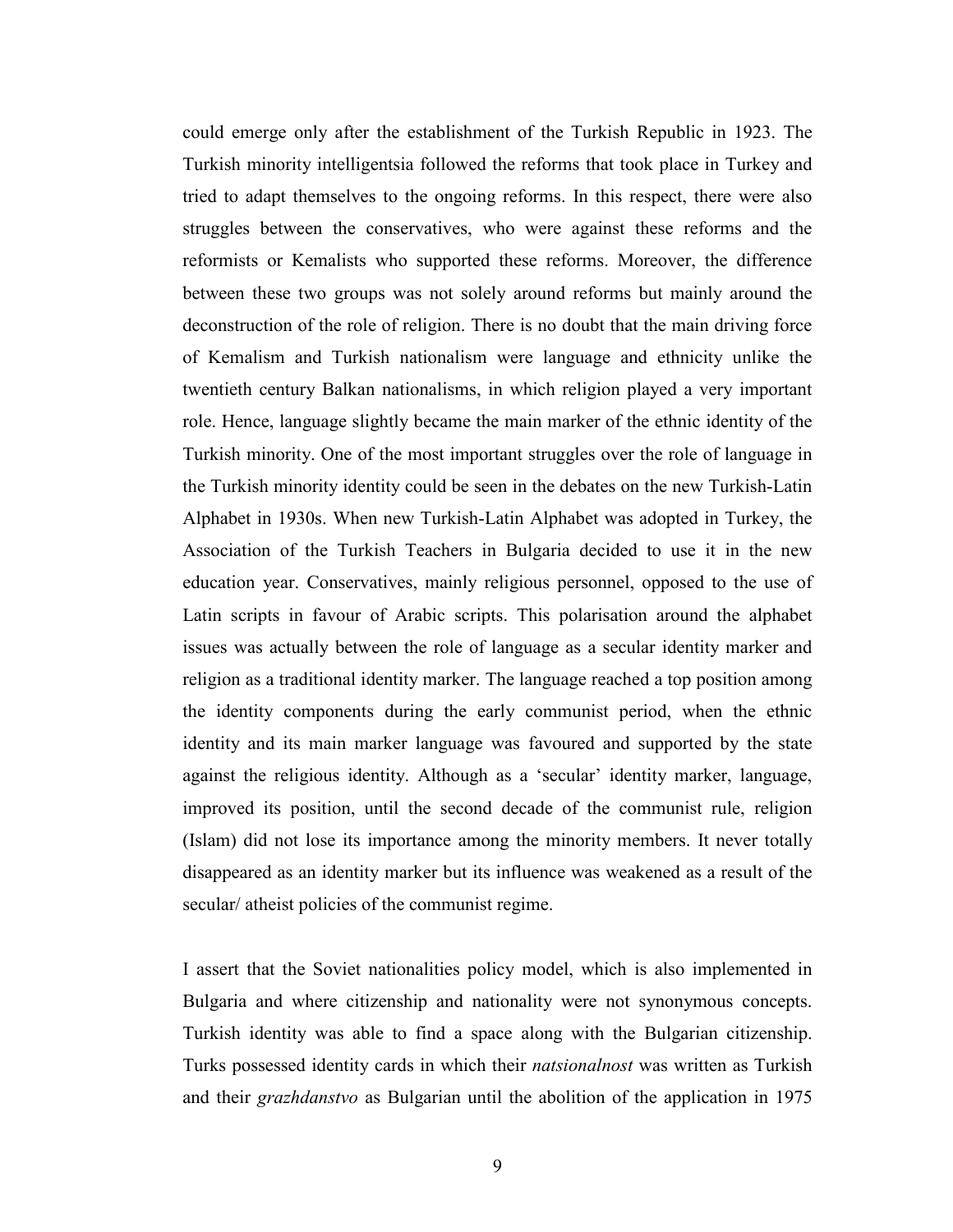could emerge only after the establishment of the Turkish Republic in 1923. The Turkish minority intelligentsia followed the reforms that took place in Turkey and tried to adapt themselves to the ongoing reforms. In this respect, there were also struggles between the conservatives, who were against these reforms and the reformists or Kemalists who supported these reforms. Moreover, the difference between these two groups was not solely around reforms but mainly around the deconstruction of the role of religion. There is no doubt that the main driving force of Kemalism and Turkish nationalism were language and ethnicity unlike the twentieth century Balkan nationalisms, in which religion played a very important role. Hence, language slightly became the main marker of the ethnic identity of the Turkish minority. One of the most important struggles over the role of language in the Turkish minority identity could be seen in the debates on the new Turkish-Latin Alphabet in 1930s. When new Turkish-Latin Alphabet was adopted in Turkey, the Association of the Turkish Teachers in Bulgaria decided to use it in the new education year. Conservatives, mainly religious personnel, opposed to the use of Latin scripts in favour of Arabic scripts. This polarisation around the alphabet issues was actually between the role of language as a secular identity marker and religion as a traditional identity marker. The language reached a top position among the identity components during the early communist period, when the ethnic identity and its main marker language was favoured and supported by the state against the religious identity. Although as a 'secular' identity marker, language, improved its position, until the second decade of the communist rule, religion (Islam) did not lose its importance among the minority members. It never totally disappeared as an identity marker but its influence was weakened as a result of the secular/ atheist policies of the communist regime.

I assert that the Soviet nationalities policy model, which is also implemented in Bulgaria and where citizenship and nationality were not synonymous concepts. Turkish identity was able to find a space along with the Bulgarian citizenship. Turks possessed identity cards in which their *natsionalnost* was written as Turkish and their *grazhdanstvo* as Bulgarian until the abolition of the application in 1975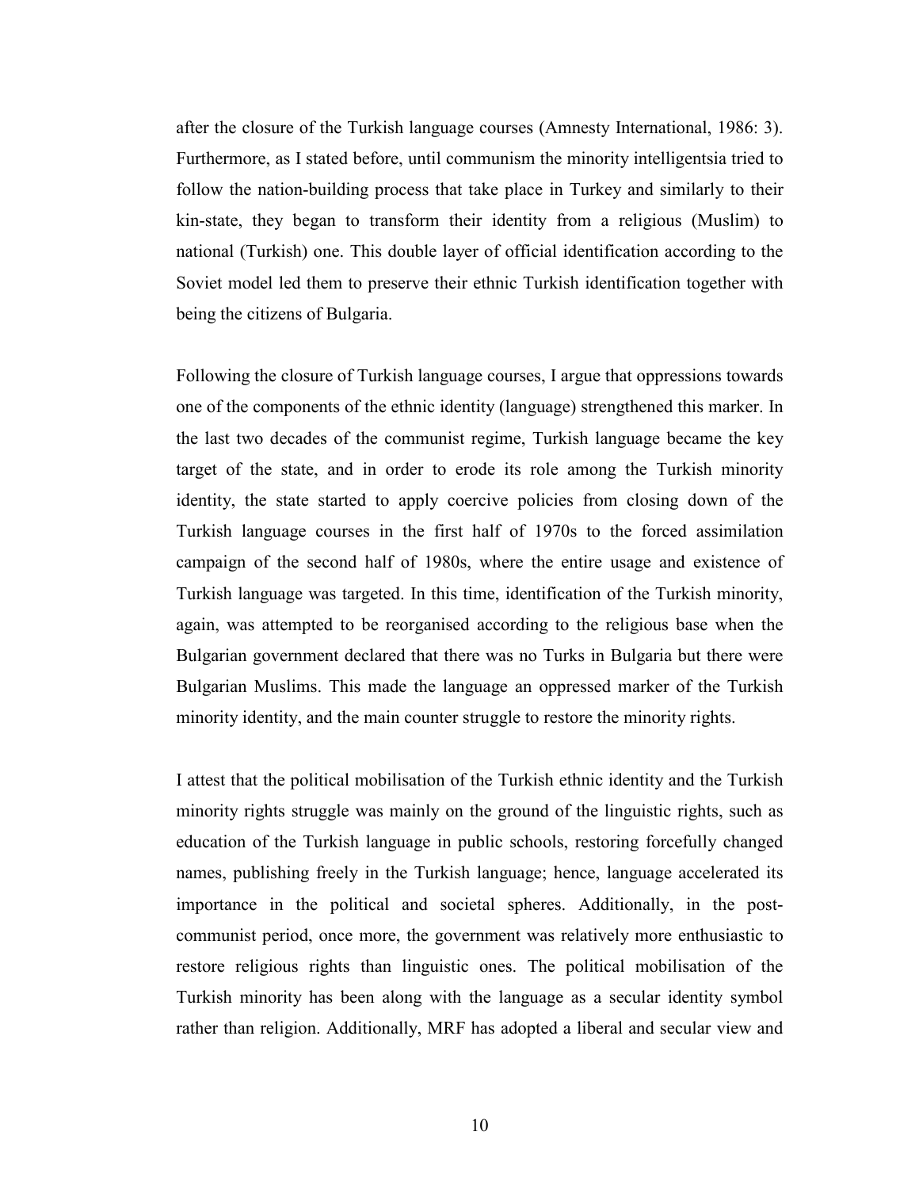after the closure of the Turkish language courses (Amnesty International, 1986: 3). Furthermore, as I stated before, until communism the minority intelligentsia tried to follow the nation-building process that take place in Turkey and similarly to their kin-state, they began to transform their identity from a religious (Muslim) to national (Turkish) one. This double layer of official identification according to the Soviet model led them to preserve their ethnic Turkish identification together with being the citizens of Bulgaria.

Following the closure of Turkish language courses, I argue that oppressions towards one of the components of the ethnic identity (language) strengthened this marker. In the last two decades of the communist regime, Turkish language became the key target of the state, and in order to erode its role among the Turkish minority identity, the state started to apply coercive policies from closing down of the Turkish language courses in the first half of 1970s to the forced assimilation campaign of the second half of 1980s, where the entire usage and existence of Turkish language was targeted. In this time, identification of the Turkish minority, again, was attempted to be reorganised according to the religious base when the Bulgarian government declared that there was no Turks in Bulgaria but there were Bulgarian Muslims. This made the language an oppressed marker of the Turkish minority identity, and the main counter struggle to restore the minority rights.

I attest that the political mobilisation of the Turkish ethnic identity and the Turkish minority rights struggle was mainly on the ground of the linguistic rights, such as education of the Turkish language in public schools, restoring forcefully changed names, publishing freely in the Turkish language; hence, language accelerated its importance in the political and societal spheres. Additionally, in the post-communist period, once more, the government was relatively more enthusiastic to restore religious rights than linguistic ones. The political mobilisation of the Turkish minority has been along with the language as a secular identity symbol rather than religion. Additionally, MRF has adopted a liberal and secular view and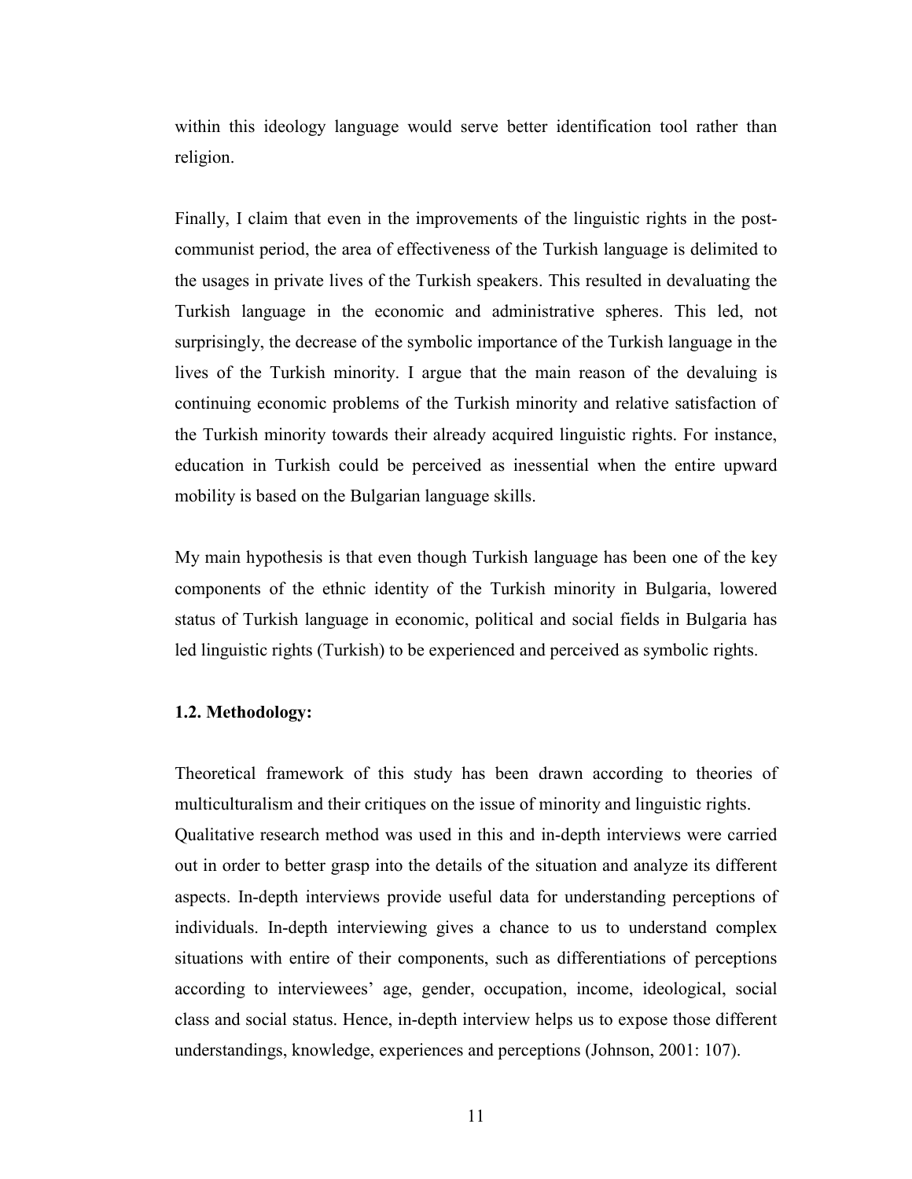within this ideology language would serve better identification tool rather than religion.

Finally, I claim that even in the improvements of the linguistic rights in the post-communist period, the area of effectiveness of the Turkish language is delimited to the usages in private lives of the Turkish speakers. This resulted in devaluating the Turkish language in the economic and administrative spheres. This led, not surprisingly, the decrease of the symbolic importance of the Turkish language in the lives of the Turkish minority. I argue that the main reason of the devaluing is continuing economic problems of the Turkish minority and relative satisfaction of the Turkish minority towards their already acquired linguistic rights. For instance, education in Turkish could be perceived as inessential when the entire upward mobility is based on the Bulgarian language skills.

My main hypothesis is that even though Turkish language has been one of the key components of the ethnic identity of the Turkish minority in Bulgaria, lowered status of Turkish language in economic, political and social fields in Bulgaria has led linguistic rights (Turkish) to be experienced and perceived as symbolic rights.

### 1.2. Methodology:

Theoretical framework of this study has been drawn according to theories of multiculturalism and their critiques on the issue of minority and linguistic rights. Qualitative research method was used in this and in-depth interviews were carried out in order to better grasp into the details of the situation and analyze its different aspects. In-depth interviews provide useful data for understanding perceptions of individuals. In-depth interviewing gives a chance to us to understand complex situations with entire of their components, such as differentiations of perceptions according to interviewees' age, gender, occupation, income, ideological, social class and social status. Hence, in-depth interview helps us to expose those different understandings, knowledge, experiences and perceptions (Johnson, 2001: 107).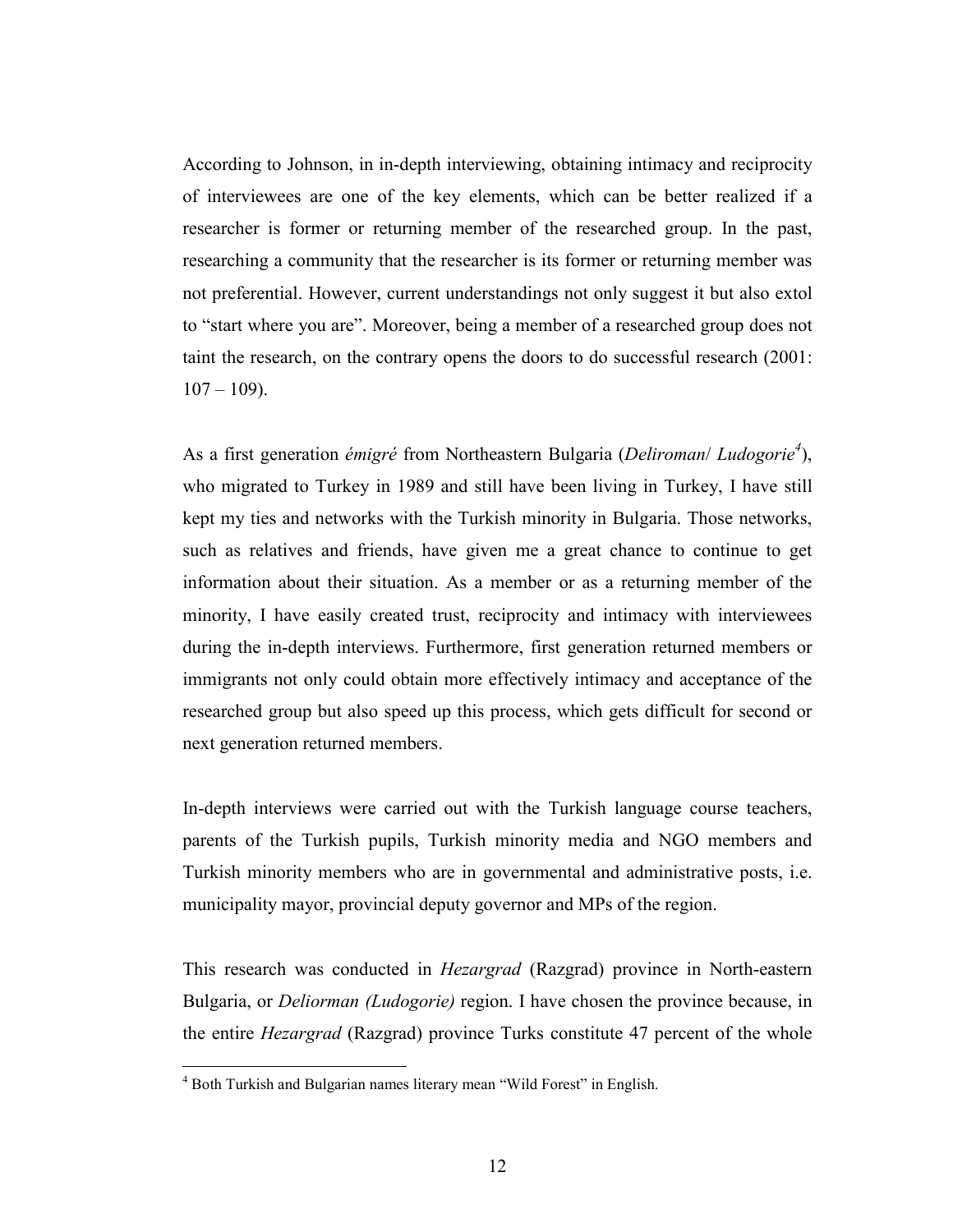According to Johnson, in in-depth interviewing, obtaining intimacy and reciprocity of interviewees are one of the key elements, which can be better realized if a researcher is former or returning member of the researched group. In the past, researching a community that the researcher is its former or returning member was not preferential. However, current understandings not only suggest it but also extol to "start where you are". Moreover, being a member of a researched group does not taint the research, on the contrary opens the doors to do successful research (2001: 107 – 109).

As a first generation *émigré* from Northeastern Bulgaria (*Deliroman*/ *Ludogorie*[4]), who migrated to Turkey in 1989 and still have been living in Turkey, I have still kept my ties and networks with the Turkish minority in Bulgaria. Those networks, such as relatives and friends, have given me a great chance to continue to get information about their situation. As a member or as a returning member of the minority, I have easily created trust, reciprocity and intimacy with interviewees during the in-depth interviews. Furthermore, first generation returned members or immigrants not only could obtain more effectively intimacy and acceptance of the researched group but also speed up this process, which gets difficult for second or next generation returned members.

In-depth interviews were carried out with the Turkish language course teachers, parents of the Turkish pupils, Turkish minority media and NGO members and Turkish minority members who are in governmental and administrative posts, i.e. municipality mayor, provincial deputy governor and MPs of the region.

This research was conducted in *Hezargrad* (Razgrad) province in North-eastern Bulgaria, or *Deliorman (Ludogorie)* region. I have chosen the province because, in the entire *Hezargrad* (Razgrad) province Turks constitute 47 percent of the whole

[4] Both Turkish and Bulgarian names literary mean "Wild Forest" in English.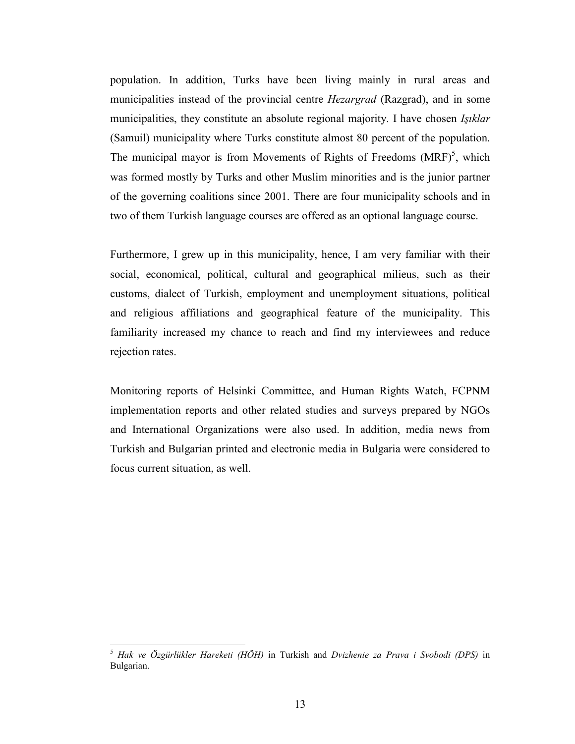population. In addition, Turks have been living mainly in rural areas and municipalities instead of the provincial centre *Hezargrad* (Razgrad), and in some municipalities, they constitute an absolute regional majority. I have chosen *Işıklar* (Samuil) municipality where Turks constitute almost 80 percent of the population. The municipal mayor is from Movements of Rights of Freedoms (MRF)[5], which was formed mostly by Turks and other Muslim minorities and is the junior partner of the governing coalitions since 2001. There are four municipality schools and in two of them Turkish language courses are offered as an optional language course.

Furthermore, I grew up in this municipality, hence, I am very familiar with their social, economical, political, cultural and geographical milieus, such as their customs, dialect of Turkish, employment and unemployment situations, political and religious affiliations and geographical feature of the municipality. This familiarity increased my chance to reach and find my interviewees and reduce rejection rates.

Monitoring reports of Helsinki Committee, and Human Rights Watch, FCPNM implementation reports and other related studies and surveys prepared by NGOs and International Organizations were also used. In addition, media news from Turkish and Bulgarian printed and electronic media in Bulgaria were considered to focus current situation, as well.

---

[5] *Hak ve Özgürlükler Hareketi (HÖH)* in Turkish and *Dvizhenie za Prava i Svobodi (DPS)* in Bulgarian.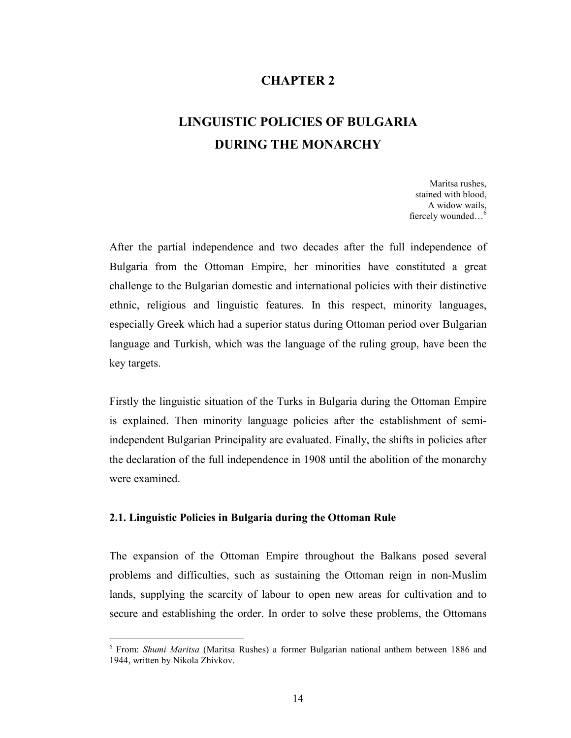# CHAPTER 2

# LINGUISTIC POLICIES OF BULGARIA DURING THE MONARCHY

Maritsa rushes,
stained with blood,
A widow wails,
fiercely wounded…[6]

After the partial independence and two decades after the full independence of Bulgaria from the Ottoman Empire, her minorities have constituted a great challenge to the Bulgarian domestic and international policies with their distinctive ethnic, religious and linguistic features. In this respect, minority languages, especially Greek which had a superior status during Ottoman period over Bulgarian language and Turkish, which was the language of the ruling group, have been the key targets.

Firstly the linguistic situation of the Turks in Bulgaria during the Ottoman Empire is explained. Then minority language policies after the establishment of semi-independent Bulgarian Principality are evaluated. Finally, the shifts in policies after the declaration of the full independence in 1908 until the abolition of the monarchy were examined.

## 2.1. Linguistic Policies in Bulgaria during the Ottoman Rule

The expansion of the Ottoman Empire throughout the Balkans posed several problems and difficulties, such as sustaining the Ottoman reign in non-Muslim lands, supplying the scarcity of labour to open new areas for cultivation and to secure and establishing the order. In order to solve these problems, the Ottomans

---

[6] From: *Shumi Maritsa* (Maritsa Rushes) a former Bulgarian national anthem between 1886 and 1944, written by Nikola Zhivkov.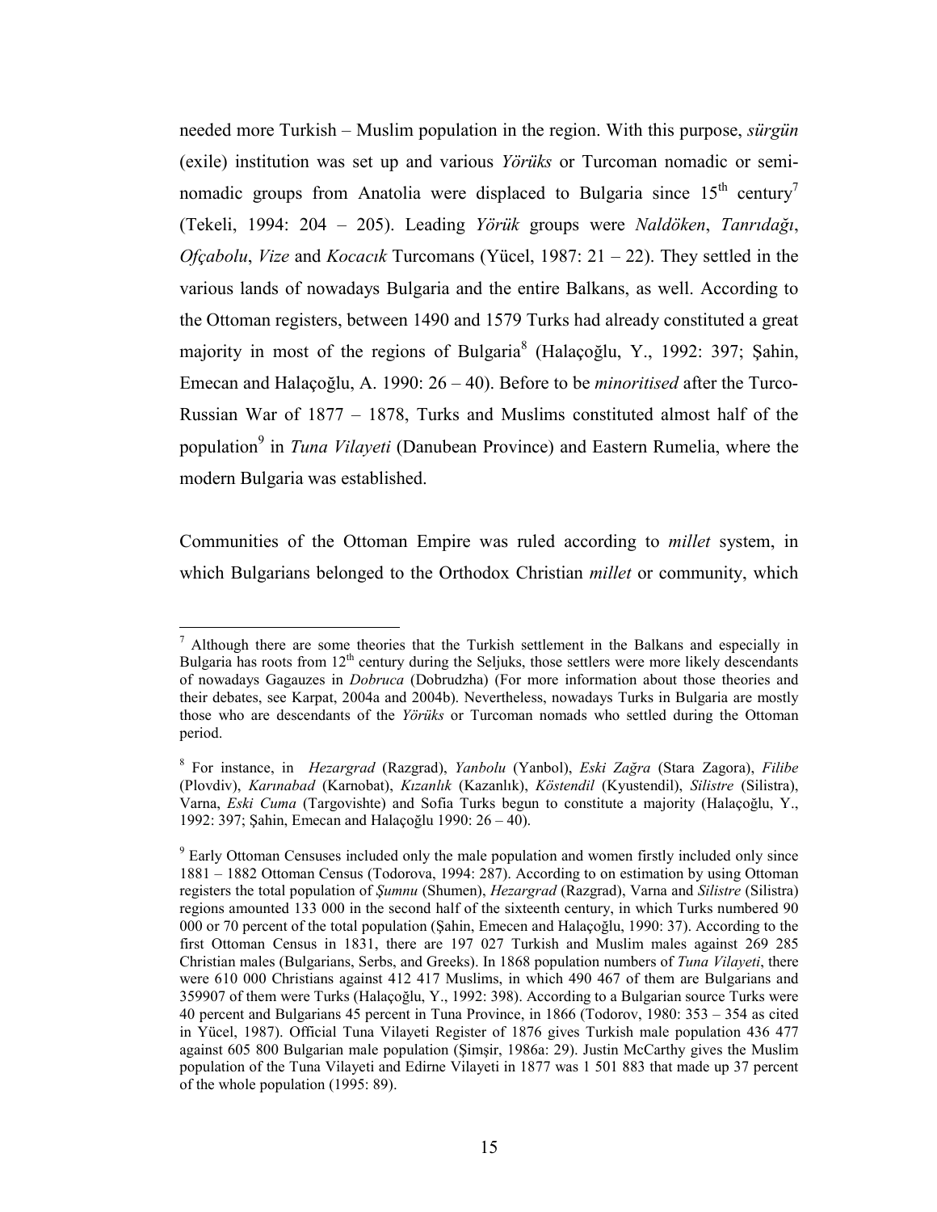needed more Turkish – Muslim population in the region. With this purpose, *sürgün* (exile) institution was set up and various *Yörüks* or Turcoman nomadic or semi-nomadic groups from Anatolia were displaced to Bulgaria since 15th century[7] (Tekeli, 1994: 204 – 205). Leading *Yörük* groups were *Naldöken*, *Tanrıdağı*, *Ofçabolu*, *Vize* and *Kocacık* Turcomans (Yücel, 1987: 21 – 22). They settled in the various lands of nowadays Bulgaria and the entire Balkans, as well. According to the Ottoman registers, between 1490 and 1579 Turks had already constituted a great majority in most of the regions of Bulgaria[8] (Halaçoğlu, Y., 1992: 397; Şahin, Emecan and Halaçoğlu, A. 1990: 26 – 40). Before to be *minoritised* after the Turco-Russian War of 1877 – 1878, Turks and Muslims constituted almost half of the population[9] in *Tuna Vilayeti* (Danubean Province) and Eastern Rumelia, where the modern Bulgaria was established.

Communities of the Ottoman Empire was ruled according to *millet* system, in which Bulgarians belonged to the Orthodox Christian *millet* or community, which

---

[7] Although there are some theories that the Turkish settlement in the Balkans and especially in Bulgaria has roots from 12th century during the Seljuks, those settlers were more likely descendants of nowadays Gagauzes in *Dobruca* (Dobrudzha) (For more information about those theories and their debates, see Karpat, 2004a and 2004b). Nevertheless, nowadays Turks in Bulgaria are mostly those who are descendants of the *Yörüks* or Turcoman nomads who settled during the Ottoman period.

[8] For instance, in *Hezargrad* (Razgrad), *Yanbolu* (Yanbol), *Eski Zağra* (Stara Zagora), *Filibe* (Plovdiv), *Karınabad* (Karnobat), *Kızanlık* (Kazanlık), *Köstendil* (Kyustendil), *Silistre* (Silistra), Varna, *Eski Cuma* (Targovishte) and Sofia Turks begun to constitute a majority (Halaçoğlu, Y., 1992: 397; Şahin, Emecan and Halaçoğlu 1990: 26 – 40).

[9] Early Ottoman Censuses included only the male population and women firstly included only since 1881 – 1882 Ottoman Census (Todorova, 1994: 287). According to on estimation by using Ottoman registers the total population of *Şumnu* (Shumen), *Hezargrad* (Razgrad), Varna and *Silistre* (Silistra) regions amounted 133 000 in the second half of the sixteenth century, in which Turks numbered 90 000 or 70 percent of the total population (Şahin, Emecen and Halaçoğlu, 1990: 37). According to the first Ottoman Census in 1831, there are 197 027 Turkish and Muslim males against 269 285 Christian males (Bulgarians, Serbs, and Greeks). In 1868 population numbers of *Tuna Vilayeti*, there were 610 000 Christians against 412 417 Muslims, in which 490 467 of them are Bulgarians and 359907 of them were Turks (Halaçoğlu, Y., 1992: 398). According to a Bulgarian source Turks were 40 percent and Bulgarians 45 percent in Tuna Province, in 1866 (Todorov, 1980: 353 – 354 as cited in Yücel, 1987). Official Tuna Vilayeti Register of 1876 gives Turkish male population 436 477 against 605 800 Bulgarian male population (Şimşir, 1986a: 29). Justin McCarthy gives the Muslim population of the Tuna Vilayeti and Edirne Vilayeti in 1877 was 1 501 883 that made up 37 percent of the whole population (1995: 89).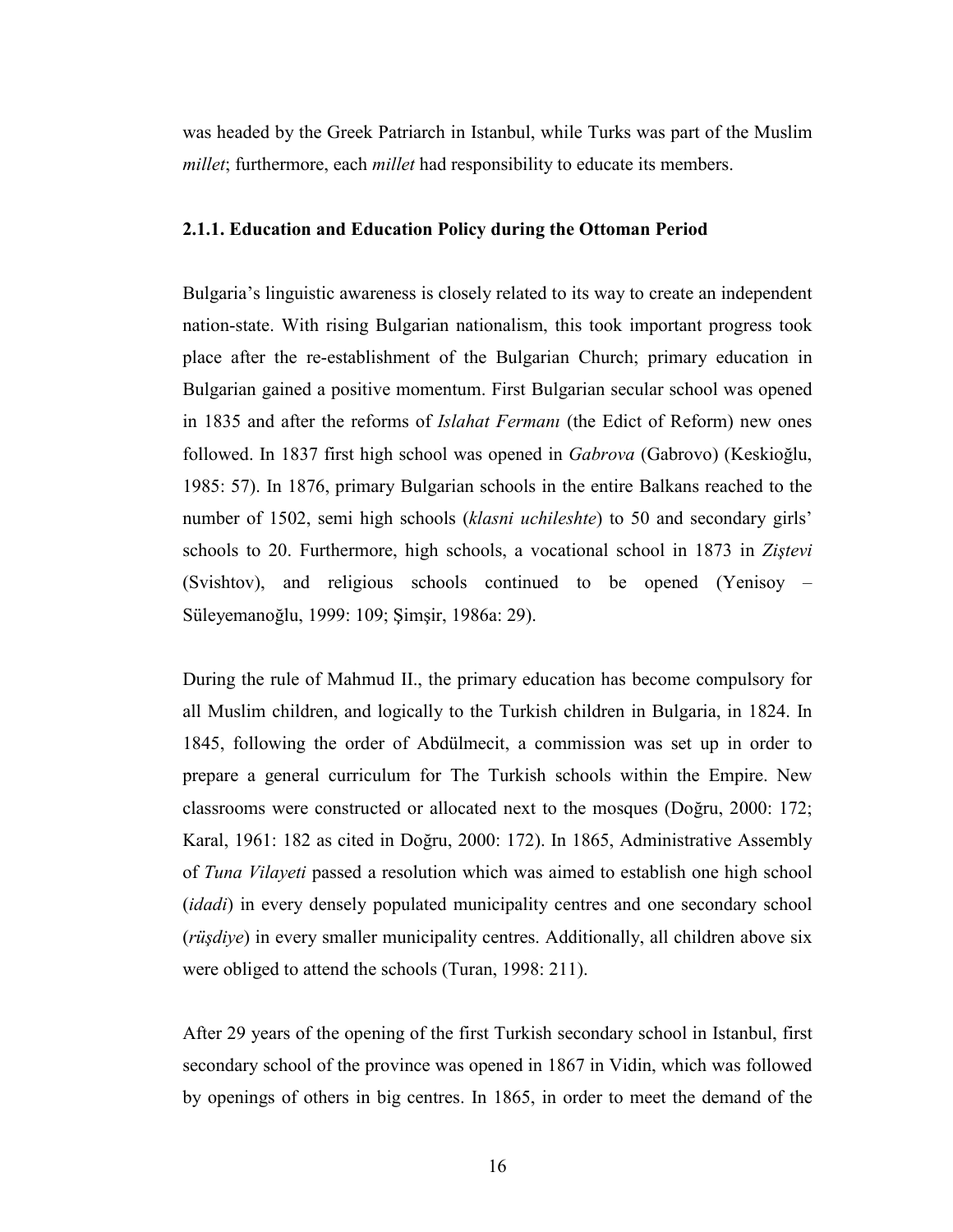was headed by the Greek Patriarch in Istanbul, while Turks was part of the Muslim *millet*; furthermore, each *millet* had responsibility to educate its members.

### 2.1.1. Education and Education Policy during the Ottoman Period

Bulgaria's linguistic awareness is closely related to its way to create an independent nation-state. With rising Bulgarian nationalism, this took important progress took place after the re-establishment of the Bulgarian Church; primary education in Bulgarian gained a positive momentum. First Bulgarian secular school was opened in 1835 and after the reforms of *Islahat Fermanı* (the Edict of Reform) new ones followed. In 1837 first high school was opened in *Gabrova* (Gabrovo) (Keskioğlu, 1985: 57). In 1876, primary Bulgarian schools in the entire Balkans reached to the number of 1502, semi high schools (*klasni uchileshte*) to 50 and secondary girls' schools to 20. Furthermore, high schools, a vocational school in 1873 in *Ziştevi* (Svishtov), and religious schools continued to be opened (Yenisoy – Süleyemanoğlu, 1999: 109; Şimşir, 1986a: 29).

During the rule of Mahmud II., the primary education has become compulsory for all Muslim children, and logically to the Turkish children in Bulgaria, in 1824. In 1845, following the order of Abdülmecit, a commission was set up in order to prepare a general curriculum for The Turkish schools within the Empire. New classrooms were constructed or allocated next to the mosques (Doğru, 2000: 172; Karal, 1961: 182 as cited in Doğru, 2000: 172). In 1865, Administrative Assembly of *Tuna Vilayeti* passed a resolution which was aimed to establish one high school (*idadi*) in every densely populated municipality centres and one secondary school (*rüşdiye*) in every smaller municipality centres. Additionally, all children above six were obliged to attend the schools (Turan, 1998: 211).

After 29 years of the opening of the first Turkish secondary school in Istanbul, first secondary school of the province was opened in 1867 in Vidin, which was followed by openings of others in big centres. In 1865, in order to meet the demand of the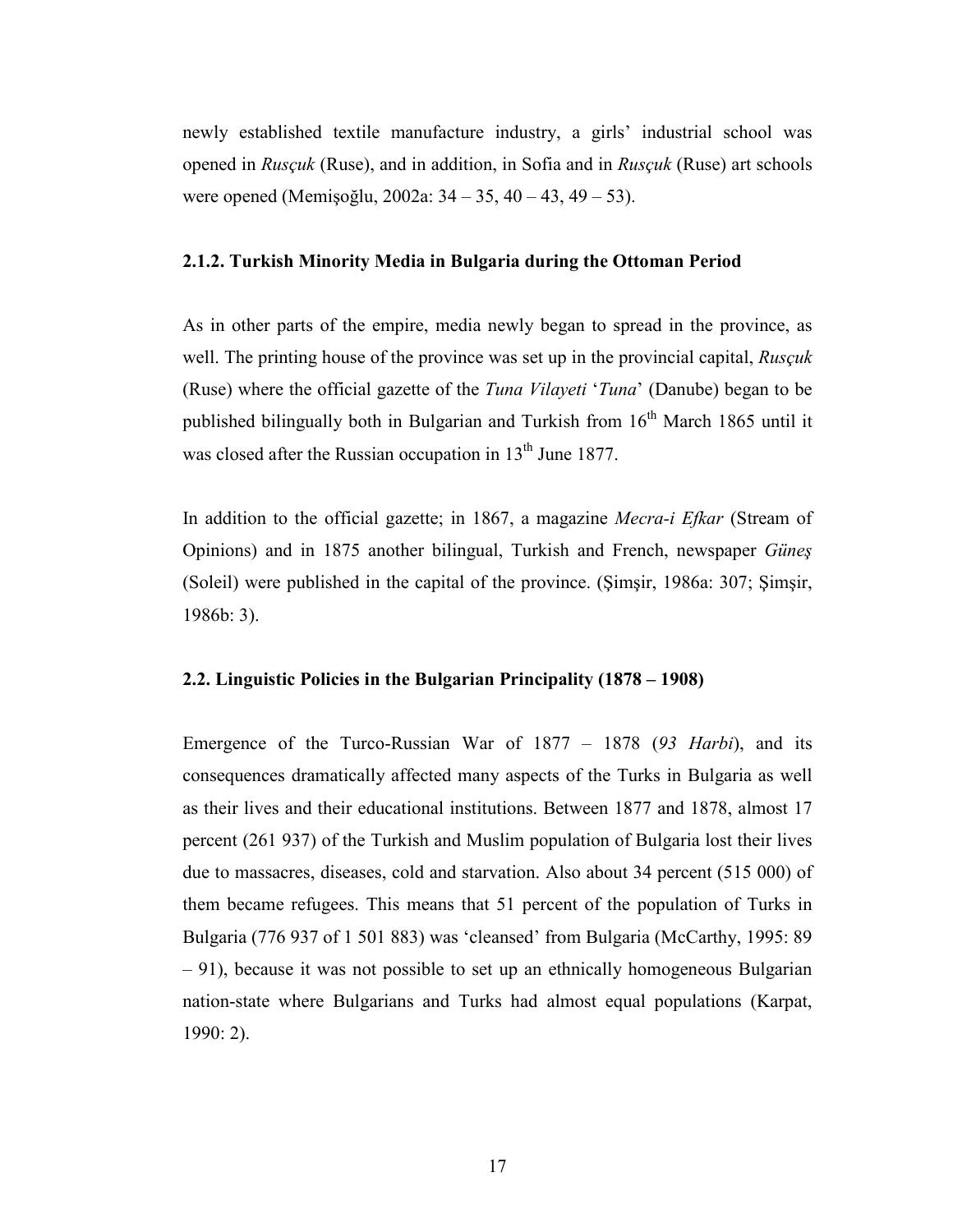newly established textile manufacture industry, a girls' industrial school was opened in *Rusçuk* (Ruse), and in addition, in Sofia and in *Rusçuk* (Ruse) art schools were opened (Memişoğlu, 2002a: 34 – 35, 40 – 43, 49 – 53).

### 2.1.2. Turkish Minority Media in Bulgaria during the Ottoman Period

As in other parts of the empire, media newly began to spread in the province, as well. The printing house of the province was set up in the provincial capital, *Rusçuk* (Ruse) where the official gazette of the *Tuna Vilayeti* '*Tuna*' (Danube) began to be published bilingually both in Bulgarian and Turkish from 16th March 1865 until it was closed after the Russian occupation in 13th June 1877.

In addition to the official gazette; in 1867, a magazine *Mecra-i Efkar* (Stream of Opinions) and in 1875 another bilingual, Turkish and French, newspaper *Güneş* (Soleil) were published in the capital of the province. (Şimşir, 1986a: 307; Şimşir, 1986b: 3).

## 2.2. Linguistic Policies in the Bulgarian Principality (1878 – 1908)

Emergence of the Turco-Russian War of 1877 – 1878 (*93 Harbi*), and its consequences dramatically affected many aspects of the Turks in Bulgaria as well as their lives and their educational institutions. Between 1877 and 1878, almost 17 percent (261 937) of the Turkish and Muslim population of Bulgaria lost their lives due to massacres, diseases, cold and starvation. Also about 34 percent (515 000) of them became refugees. This means that 51 percent of the population of Turks in Bulgaria (776 937 of 1 501 883) was 'cleansed' from Bulgaria (McCarthy, 1995: 89 – 91), because it was not possible to set up an ethnically homogeneous Bulgarian nation-state where Bulgarians and Turks had almost equal populations (Karpat, 1990: 2).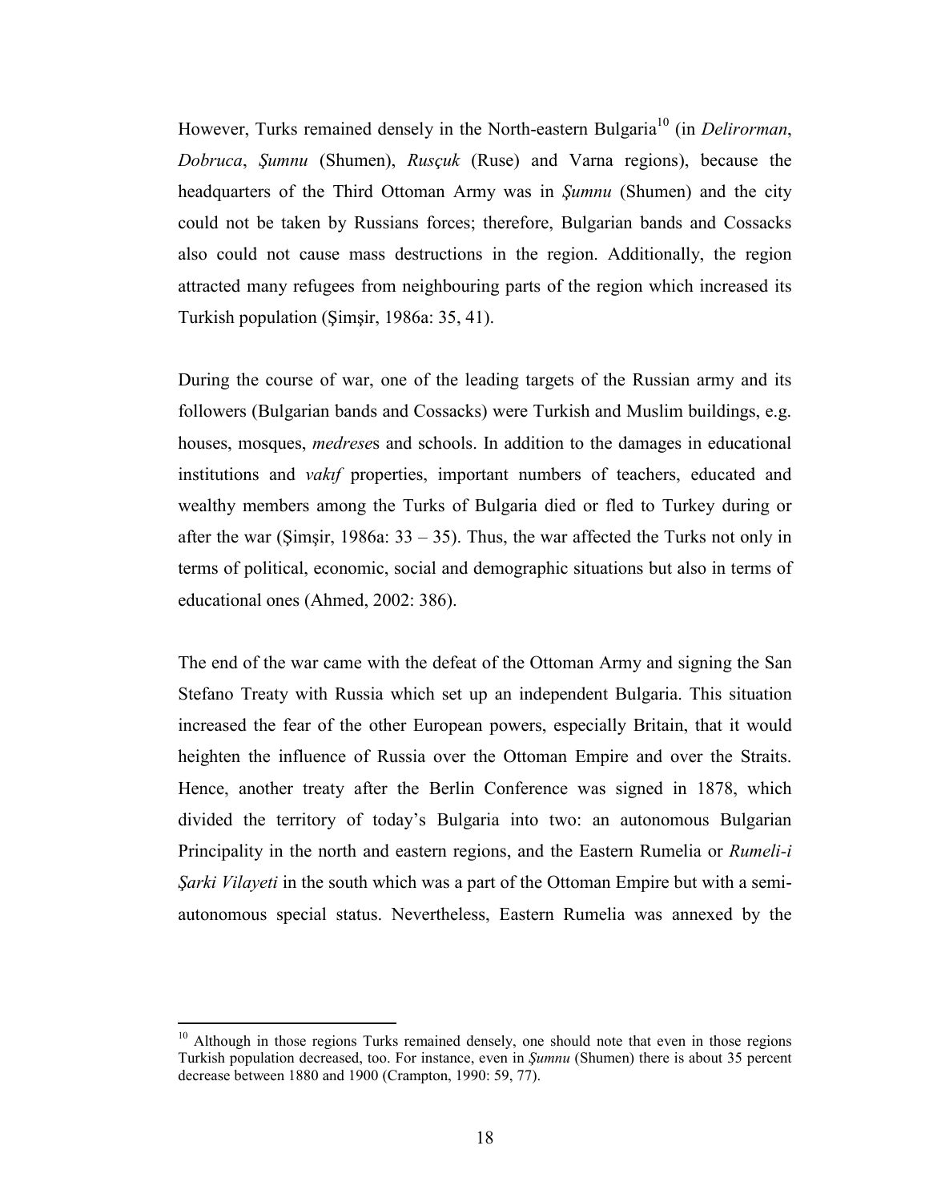However, Turks remained densely in the North-eastern Bulgaria[10] (in *Delirorman*, *Dobruca*, *Şumnu* (Shumen), *Rusçuk* (Ruse) and Varna regions), because the headquarters of the Third Ottoman Army was in *Şumnu* (Shumen) and the city could not be taken by Russians forces; therefore, Bulgarian bands and Cossacks also could not cause mass destructions in the region. Additionally, the region attracted many refugees from neighbouring parts of the region which increased its Turkish population (Şimşir, 1986a: 35, 41).

During the course of war, one of the leading targets of the Russian army and its followers (Bulgarian bands and Cossacks) were Turkish and Muslim buildings, e.g. houses, mosques, *medrese*s and schools. In addition to the damages in educational institutions and *vakıf* properties, important numbers of teachers, educated and wealthy members among the Turks of Bulgaria died or fled to Turkey during or after the war (Şimşir, 1986a: 33 – 35). Thus, the war affected the Turks not only in terms of political, economic, social and demographic situations but also in terms of educational ones (Ahmed, 2002: 386).

The end of the war came with the defeat of the Ottoman Army and signing the San Stefano Treaty with Russia which set up an independent Bulgaria. This situation increased the fear of the other European powers, especially Britain, that it would heighten the influence of Russia over the Ottoman Empire and over the Straits. Hence, another treaty after the Berlin Conference was signed in 1878, which divided the territory of today's Bulgaria into two: an autonomous Bulgarian Principality in the north and eastern regions, and the Eastern Rumelia or *Rumeli-i Şarki Vilayeti* in the south which was a part of the Ottoman Empire but with a semi-autonomous special status. Nevertheless, Eastern Rumelia was annexed by the

[10] Although in those regions Turks remained densely, one should note that even in those regions Turkish population decreased, too. For instance, even in *Şumnu* (Shumen) there is about 35 percent decrease between 1880 and 1900 (Crampton, 1990: 59, 77).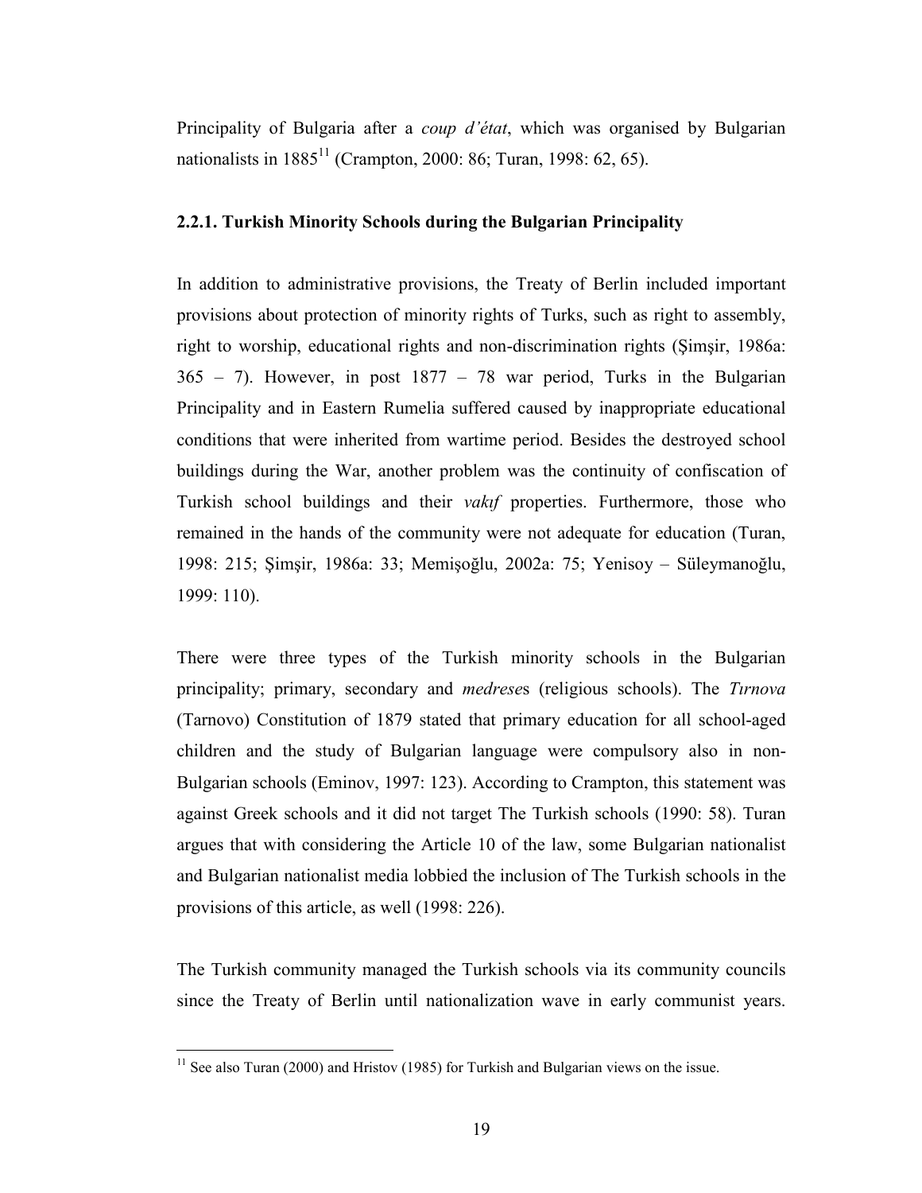Principality of Bulgaria after a *coup d'état*, which was organised by Bulgarian nationalists in 1885[11] (Crampton, 2000: 86; Turan, 1998: 62, 65).

### 2.2.1. Turkish Minority Schools during the Bulgarian Principality

In addition to administrative provisions, the Treaty of Berlin included important provisions about protection of minority rights of Turks, such as right to assembly, right to worship, educational rights and non-discrimination rights (Şimşir, 1986a: 365 – 7). However, in post 1877 – 78 war period, Turks in the Bulgarian Principality and in Eastern Rumelia suffered caused by inappropriate educational conditions that were inherited from wartime period. Besides the destroyed school buildings during the War, another problem was the continuity of confiscation of Turkish school buildings and their *vakıf* properties. Furthermore, those who remained in the hands of the community were not adequate for education (Turan, 1998: 215; Şimşir, 1986a: 33; Memişoğlu, 2002a: 75; Yenisoy – Süleymanoğlu, 1999: 110).

There were three types of the Turkish minority schools in the Bulgarian principality; primary, secondary and *medrese*s (religious schools). The *Tırnova* (Tarnovo) Constitution of 1879 stated that primary education for all school-aged children and the study of Bulgarian language were compulsory also in non-Bulgarian schools (Eminov, 1997: 123). According to Crampton, this statement was against Greek schools and it did not target The Turkish schools (1990: 58). Turan argues that with considering the Article 10 of the law, some Bulgarian nationalist and Bulgarian nationalist media lobbied the inclusion of The Turkish schools in the provisions of this article, as well (1998: 226).

The Turkish community managed the Turkish schools via its community councils since the Treaty of Berlin until nationalization wave in early communist years.

[11] See also Turan (2000) and Hristov (1985) for Turkish and Bulgarian views on the issue.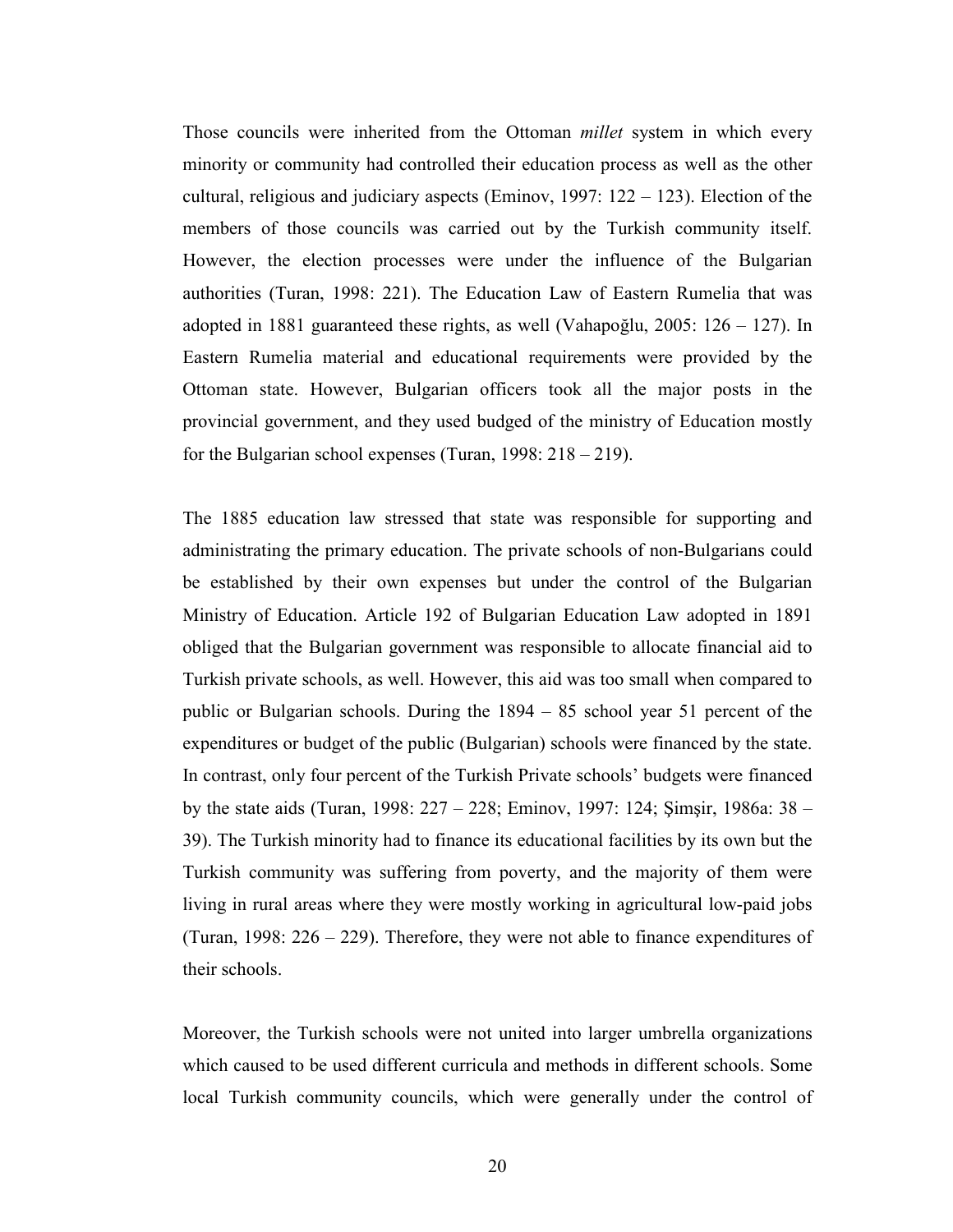Those councils were inherited from the Ottoman *millet* system in which every minority or community had controlled their education process as well as the other cultural, religious and judiciary aspects (Eminov, 1997: 122 – 123). Election of the members of those councils was carried out by the Turkish community itself. However, the election processes were under the influence of the Bulgarian authorities (Turan, 1998: 221). The Education Law of Eastern Rumelia that was adopted in 1881 guaranteed these rights, as well (Vahapoğlu, 2005: 126 – 127). In Eastern Rumelia material and educational requirements were provided by the Ottoman state. However, Bulgarian officers took all the major posts in the provincial government, and they used budged of the ministry of Education mostly for the Bulgarian school expenses (Turan, 1998: 218 – 219).

The 1885 education law stressed that state was responsible for supporting and administrating the primary education. The private schools of non-Bulgarians could be established by their own expenses but under the control of the Bulgarian Ministry of Education. Article 192 of Bulgarian Education Law adopted in 1891 obliged that the Bulgarian government was responsible to allocate financial aid to Turkish private schools, as well. However, this aid was too small when compared to public or Bulgarian schools. During the 1894 – 85 school year 51 percent of the expenditures or budget of the public (Bulgarian) schools were financed by the state. In contrast, only four percent of the Turkish Private schools' budgets were financed by the state aids (Turan, 1998: 227 – 228; Eminov, 1997: 124; Şimşir, 1986a: 38 – 39). The Turkish minority had to finance its educational facilities by its own but the Turkish community was suffering from poverty, and the majority of them were living in rural areas where they were mostly working in agricultural low-paid jobs (Turan, 1998: 226 – 229). Therefore, they were not able to finance expenditures of their schools.

Moreover, the Turkish schools were not united into larger umbrella organizations which caused to be used different curricula and methods in different schools. Some local Turkish community councils, which were generally under the control of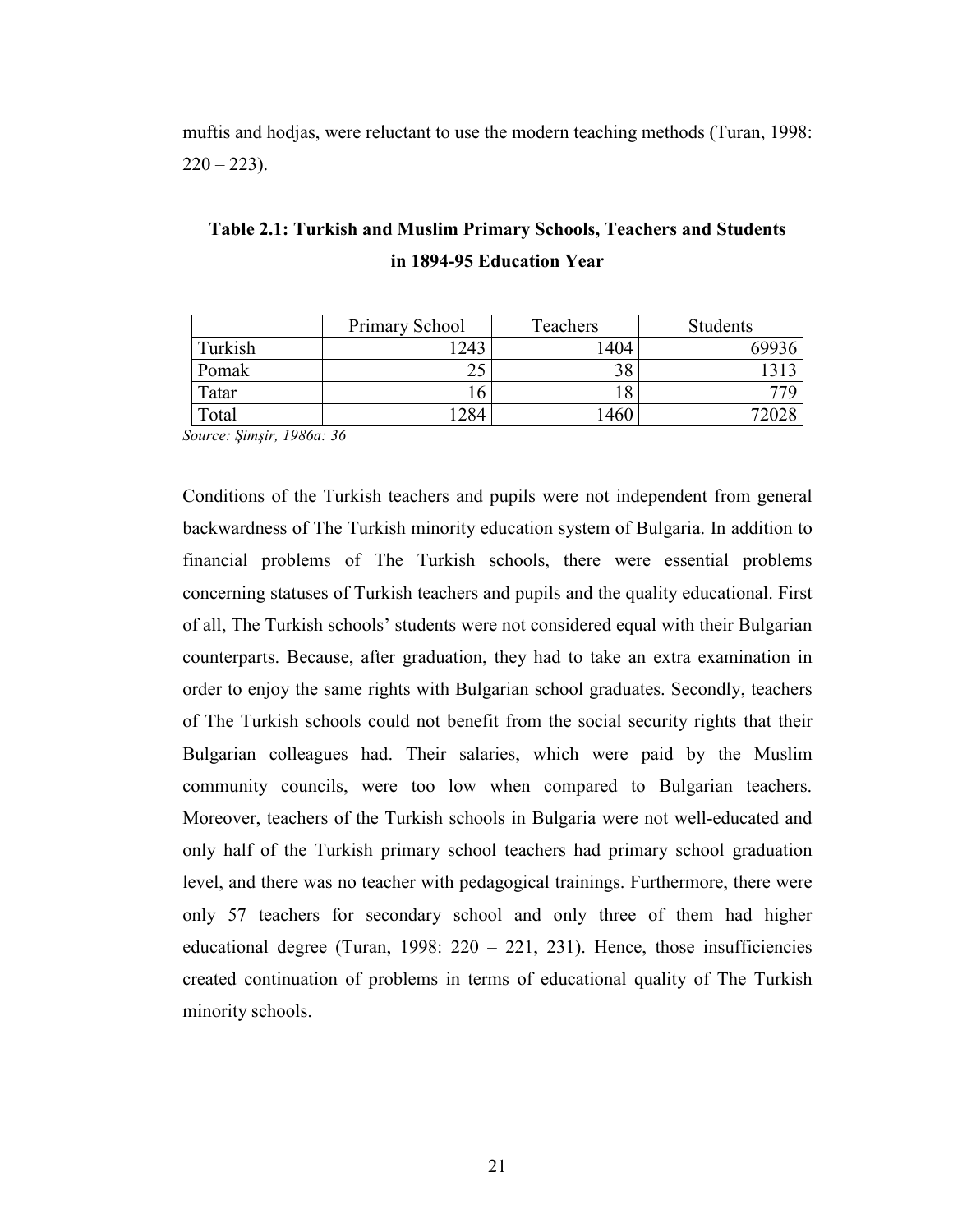muftis and hodjas, were reluctant to use the modern teaching methods (Turan, 1998: 220 – 223).

**Table 2.1: Turkish and Muslim Primary Schools, Teachers and Students in 1894-95 Education Year**

| | Primary School | Teachers | Students |
|---|---|---|---|
| Turkish | 1243 | 1404 | 69936 |
| Pomak | 25 | 38 | 1313 |
| Tatar | 16 | 18 | 779 |
| Total | 1284 | 1460 | 72028 |

*Source: Şimşir, 1986a: 36*

Conditions of the Turkish teachers and pupils were not independent from general backwardness of The Turkish minority education system of Bulgaria. In addition to financial problems of The Turkish schools, there were essential problems concerning statuses of Turkish teachers and pupils and the quality educational. First of all, The Turkish schools' students were not considered equal with their Bulgarian counterparts. Because, after graduation, they had to take an extra examination in order to enjoy the same rights with Bulgarian school graduates. Secondly, teachers of The Turkish schools could not benefit from the social security rights that their Bulgarian colleagues had. Their salaries, which were paid by the Muslim community councils, were too low when compared to Bulgarian teachers. Moreover, teachers of the Turkish schools in Bulgaria were not well-educated and only half of the Turkish primary school teachers had primary school graduation level, and there was no teacher with pedagogical trainings. Furthermore, there were only 57 teachers for secondary school and only three of them had higher educational degree (Turan, 1998: 220 – 221, 231). Hence, those insufficiencies created continuation of problems in terms of educational quality of The Turkish minority schools.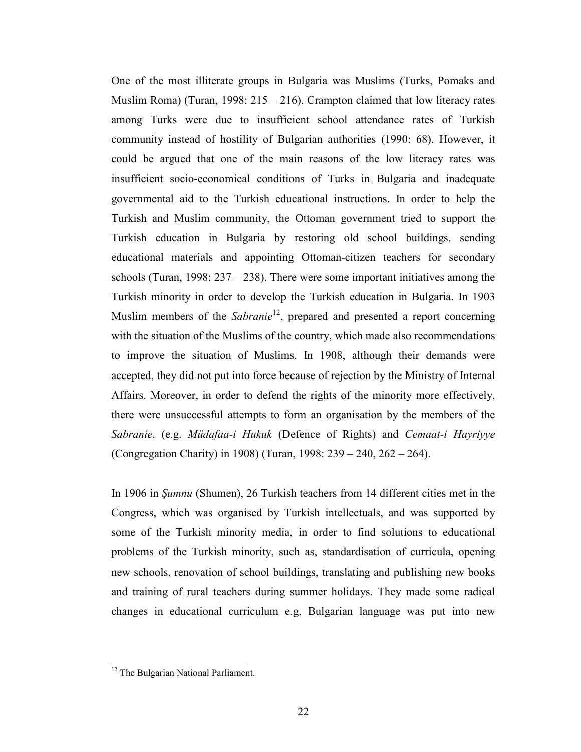One of the most illiterate groups in Bulgaria was Muslims (Turks, Pomaks and Muslim Roma) (Turan, 1998: 215 – 216). Crampton claimed that low literacy rates among Turks were due to insufficient school attendance rates of Turkish community instead of hostility of Bulgarian authorities (1990: 68). However, it could be argued that one of the main reasons of the low literacy rates was insufficient socio-economical conditions of Turks in Bulgaria and inadequate governmental aid to the Turkish educational instructions. In order to help the Turkish and Muslim community, the Ottoman government tried to support the Turkish education in Bulgaria by restoring old school buildings, sending educational materials and appointing Ottoman-citizen teachers for secondary schools (Turan, 1998: 237 – 238). There were some important initiatives among the Turkish minority in order to develop the Turkish education in Bulgaria. In 1903 Muslim members of the *Sabranie*[12], prepared and presented a report concerning with the situation of the Muslims of the country, which made also recommendations to improve the situation of Muslims. In 1908, although their demands were accepted, they did not put into force because of rejection by the Ministry of Internal Affairs. Moreover, in order to defend the rights of the minority more effectively, there were unsuccessful attempts to form an organisation by the members of the *Sabranie*. (e.g. *Müdafaa-i Hukuk* (Defence of Rights) and *Cemaat-i Hayriyye* (Congregation Charity) in 1908) (Turan, 1998: 239 – 240, 262 – 264).

In 1906 in *Şumnu* (Shumen), 26 Turkish teachers from 14 different cities met in the Congress, which was organised by Turkish intellectuals, and was supported by some of the Turkish minority media, in order to find solutions to educational problems of the Turkish minority, such as, standardisation of curricula, opening new schools, renovation of school buildings, translating and publishing new books and training of rural teachers during summer holidays. They made some radical changes in educational curriculum e.g. Bulgarian language was put into new

[12] The Bulgarian National Parliament.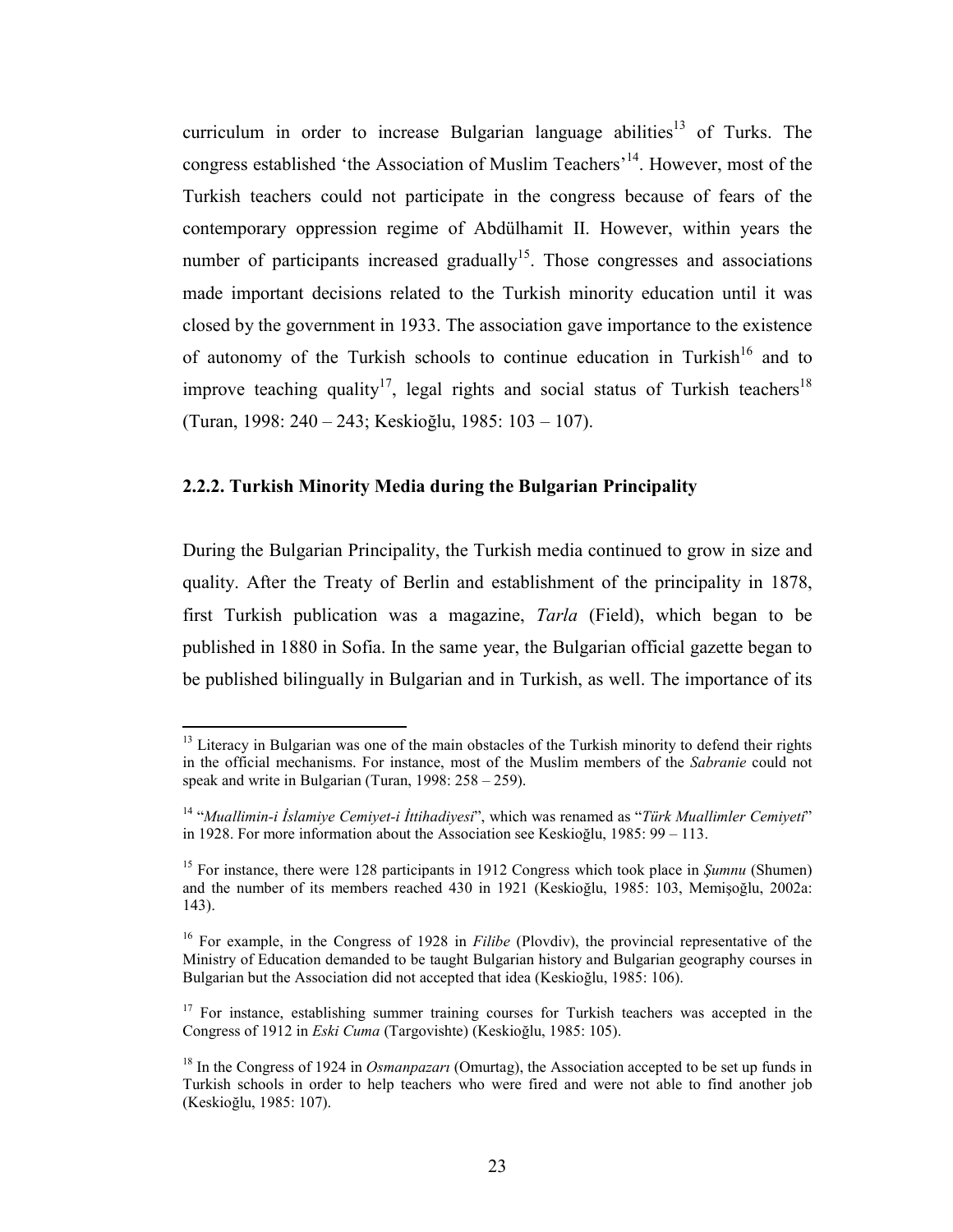curriculum in order to increase Bulgarian language abilities[13] of Turks. The congress established 'the Association of Muslim Teachers'[14]. However, most of the Turkish teachers could not participate in the congress because of fears of the contemporary oppression regime of Abdülhamit II. However, within years the number of participants increased gradually[15]. Those congresses and associations made important decisions related to the Turkish minority education until it was closed by the government in 1933. The association gave importance to the existence of autonomy of the Turkish schools to continue education in Turkish[16] and to improve teaching quality[17], legal rights and social status of Turkish teachers[18] (Turan, 1998: 240 – 243; Keskioğlu, 1985: 103 – 107).

### 2.2.2. Turkish Minority Media during the Bulgarian Principality

During the Bulgarian Principality, the Turkish media continued to grow in size and quality. After the Treaty of Berlin and establishment of the principality in 1878, first Turkish publication was a magazine, *Tarla* (Field), which began to be published in 1880 in Sofia. In the same year, the Bulgarian official gazette began to be published bilingually in Bulgarian and in Turkish, as well. The importance of its

---

[13] Literacy in Bulgarian was one of the main obstacles of the Turkish minority to defend their rights in the official mechanisms. For instance, most of the Muslim members of the *Sabranie* could not speak and write in Bulgarian (Turan, 1998: 258 – 259).

[14] "*Muallimin-i İslamiye Cemiyet-i İttihadiyesi*", which was renamed as "*Türk Muallimler Cemiyeti*" in 1928. For more information about the Association see Keskioğlu, 1985: 99 – 113.

[15] For instance, there were 128 participants in 1912 Congress which took place in *Şumnu* (Shumen) and the number of its members reached 430 in 1921 (Keskioğlu, 1985: 103, Memişoğlu, 2002a: 143).

[16] For example, in the Congress of 1928 in *Filibe* (Plovdiv), the provincial representative of the Ministry of Education demanded to be taught Bulgarian history and Bulgarian geography courses in Bulgarian but the Association did not accepted that idea (Keskioğlu, 1985: 106).

[17] For instance, establishing summer training courses for Turkish teachers was accepted in the Congress of 1912 in *Eski Cuma* (Targovishte) (Keskioğlu, 1985: 105).

[18] In the Congress of 1924 in *Osmanpazarı* (Omurtag), the Association accepted to be set up funds in Turkish schools in order to help teachers who were fired and were not able to find another job (Keskioğlu, 1985: 107).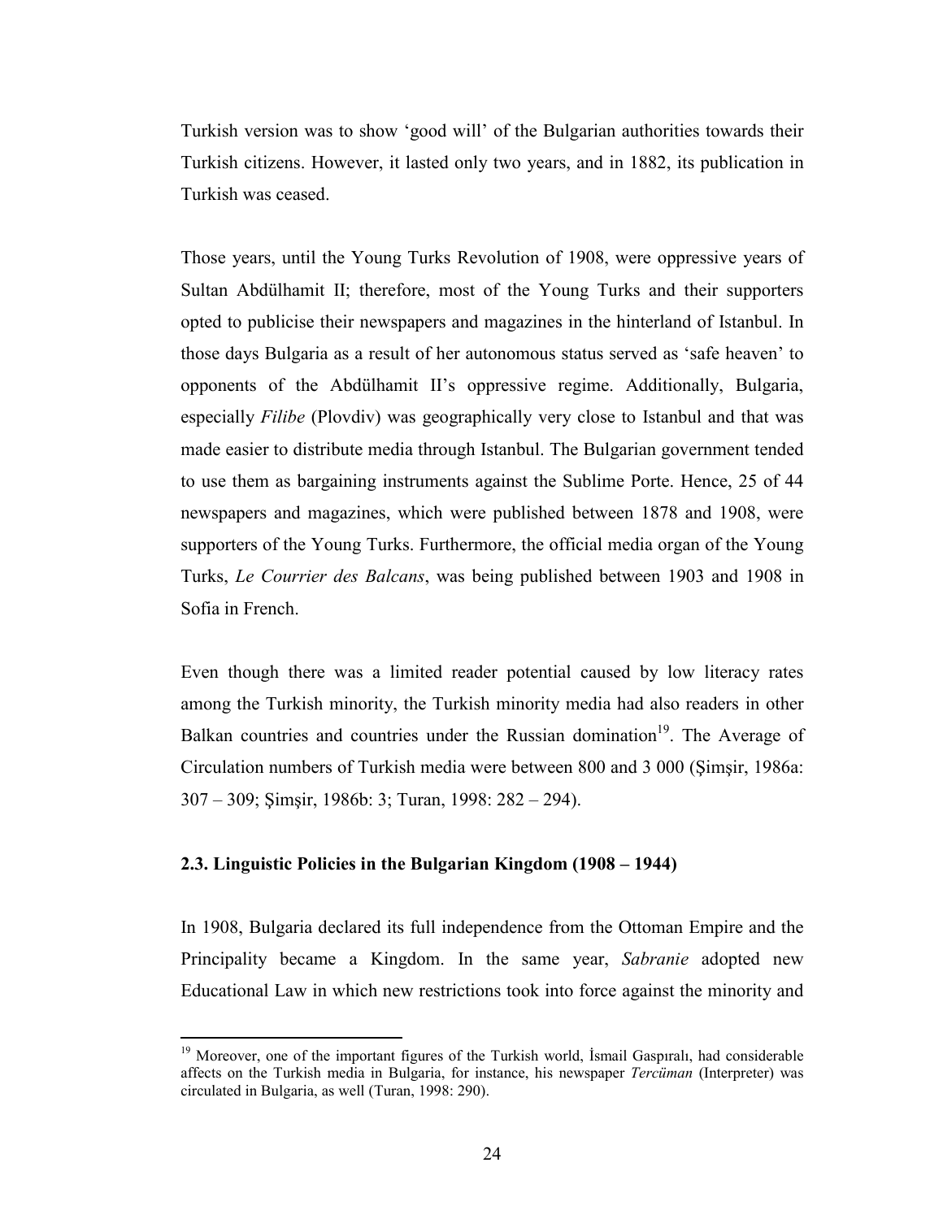Turkish version was to show 'good will' of the Bulgarian authorities towards their Turkish citizens. However, it lasted only two years, and in 1882, its publication in Turkish was ceased.

Those years, until the Young Turks Revolution of 1908, were oppressive years of Sultan Abdülhamit II; therefore, most of the Young Turks and their supporters opted to publicise their newspapers and magazines in the hinterland of Istanbul. In those days Bulgaria as a result of her autonomous status served as 'safe heaven' to opponents of the Abdülhamit II's oppressive regime. Additionally, Bulgaria, especially *Filibe* (Plovdiv) was geographically very close to Istanbul and that was made easier to distribute media through Istanbul. The Bulgarian government tended to use them as bargaining instruments against the Sublime Porte. Hence, 25 of 44 newspapers and magazines, which were published between 1878 and 1908, were supporters of the Young Turks. Furthermore, the official media organ of the Young Turks, *Le Courrier des Balcans*, was being published between 1903 and 1908 in Sofia in French.

Even though there was a limited reader potential caused by low literacy rates among the Turkish minority, the Turkish minority media had also readers in other Balkan countries and countries under the Russian domination[19]. The Average of Circulation numbers of Turkish media were between 800 and 3 000 (Şimşir, 1986a: 307 – 309; Şimşir, 1986b: 3; Turan, 1998: 282 – 294).

### 2.3. Linguistic Policies in the Bulgarian Kingdom (1908 – 1944)

In 1908, Bulgaria declared its full independence from the Ottoman Empire and the Principality became a Kingdom. In the same year, *Sabranie* adopted new Educational Law in which new restrictions took into force against the minority and

---

[19] Moreover, one of the important figures of the Turkish world, İsmail Gaspıralı, had considerable affects on the Turkish media in Bulgaria, for instance, his newspaper *Tercüman* (Interpreter) was circulated in Bulgaria, as well (Turan, 1998: 290).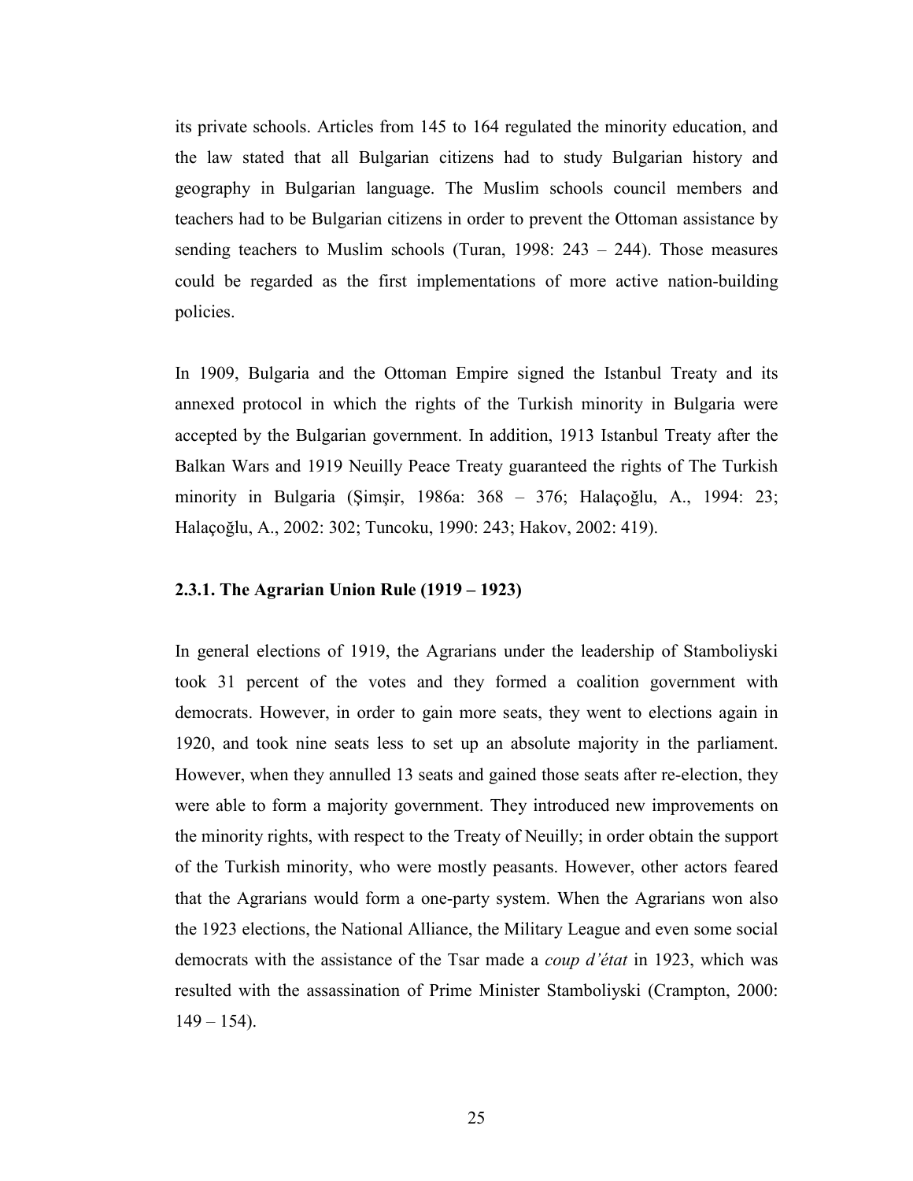its private schools. Articles from 145 to 164 regulated the minority education, and the law stated that all Bulgarian citizens had to study Bulgarian history and geography in Bulgarian language. The Muslim schools council members and teachers had to be Bulgarian citizens in order to prevent the Ottoman assistance by sending teachers to Muslim schools (Turan, 1998: 243 – 244). Those measures could be regarded as the first implementations of more active nation-building policies.

In 1909, Bulgaria and the Ottoman Empire signed the Istanbul Treaty and its annexed protocol in which the rights of the Turkish minority in Bulgaria were accepted by the Bulgarian government. In addition, 1913 Istanbul Treaty after the Balkan Wars and 1919 Neuilly Peace Treaty guaranteed the rights of The Turkish minority in Bulgaria (Şimşir, 1986a: 368 – 376; Halaçoğlu, A., 1994: 23; Halaçoğlu, A., 2002: 302; Tuncoku, 1990: 243; Hakov, 2002: 419).

### 2.3.1. The Agrarian Union Rule (1919 – 1923)

In general elections of 1919, the Agrarians under the leadership of Stamboliyski took 31 percent of the votes and they formed a coalition government with democrats. However, in order to gain more seats, they went to elections again in 1920, and took nine seats less to set up an absolute majority in the parliament. However, when they annulled 13 seats and gained those seats after re-election, they were able to form a majority government. They introduced new improvements on the minority rights, with respect to the Treaty of Neuilly; in order obtain the support of the Turkish minority, who were mostly peasants. However, other actors feared that the Agrarians would form a one-party system. When the Agrarians won also the 1923 elections, the National Alliance, the Military League and even some social democrats with the assistance of the Tsar made a *coup d'état* in 1923, which was resulted with the assassination of Prime Minister Stamboliyski (Crampton, 2000: 149 – 154).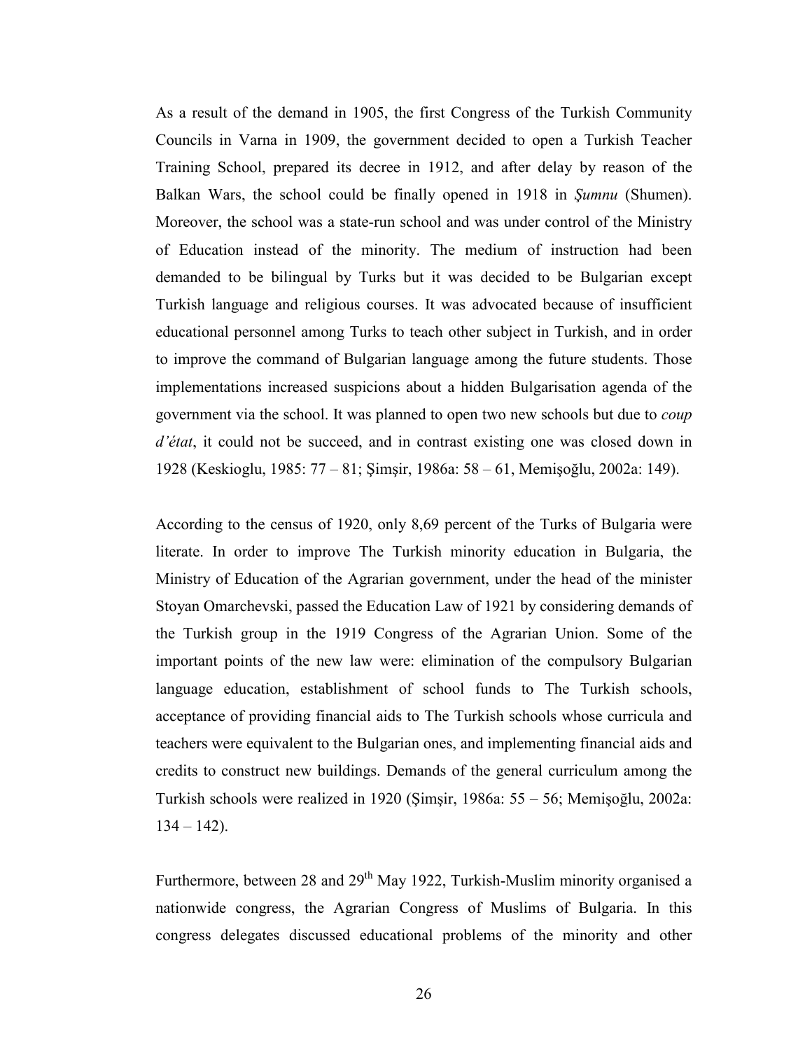As a result of the demand in 1905, the first Congress of the Turkish Community Councils in Varna in 1909, the government decided to open a Turkish Teacher Training School, prepared its decree in 1912, and after delay by reason of the Balkan Wars, the school could be finally opened in 1918 in *Şumnu* (Shumen). Moreover, the school was a state-run school and was under control of the Ministry of Education instead of the minority. The medium of instruction had been demanded to be bilingual by Turks but it was decided to be Bulgarian except Turkish language and religious courses. It was advocated because of insufficient educational personnel among Turks to teach other subject in Turkish, and in order to improve the command of Bulgarian language among the future students. Those implementations increased suspicions about a hidden Bulgarisation agenda of the government via the school. It was planned to open two new schools but due to *coup d'état*, it could not be succeed, and in contrast existing one was closed down in 1928 (Keskioglu, 1985: 77 – 81; Şimşir, 1986a: 58 – 61, Memişoğlu, 2002a: 149).

According to the census of 1920, only 8,69 percent of the Turks of Bulgaria were literate. In order to improve The Turkish minority education in Bulgaria, the Ministry of Education of the Agrarian government, under the head of the minister Stoyan Omarchevski, passed the Education Law of 1921 by considering demands of the Turkish group in the 1919 Congress of the Agrarian Union. Some of the important points of the new law were: elimination of the compulsory Bulgarian language education, establishment of school funds to The Turkish schools, acceptance of providing financial aids to The Turkish schools whose curricula and teachers were equivalent to the Bulgarian ones, and implementing financial aids and credits to construct new buildings. Demands of the general curriculum among the Turkish schools were realized in 1920 (Şimşir, 1986a: 55 – 56; Memişoğlu, 2002a: 134 – 142).

Furthermore, between 28 and 29th May 1922, Turkish-Muslim minority organised a nationwide congress, the Agrarian Congress of Muslims of Bulgaria. In this congress delegates discussed educational problems of the minority and other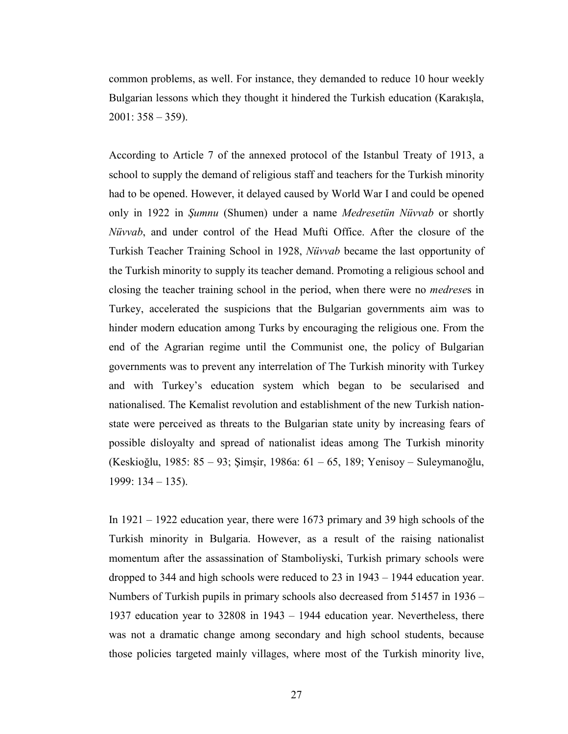common problems, as well. For instance, they demanded to reduce 10 hour weekly Bulgarian lessons which they thought it hindered the Turkish education (Karakışla, 2001: 358 – 359).

According to Article 7 of the annexed protocol of the Istanbul Treaty of 1913, a school to supply the demand of religious staff and teachers for the Turkish minority had to be opened. However, it delayed caused by World War I and could be opened only in 1922 in *Şumnu* (Shumen) under a name *Medresetün Nüvvab* or shortly *Nüvvab*, and under control of the Head Mufti Office. After the closure of the Turkish Teacher Training School in 1928, *Nüvvab* became the last opportunity of the Turkish minority to supply its teacher demand. Promoting a religious school and closing the teacher training school in the period, when there were no *medrese*s in Turkey, accelerated the suspicions that the Bulgarian governments aim was to hinder modern education among Turks by encouraging the religious one. From the end of the Agrarian regime until the Communist one, the policy of Bulgarian governments was to prevent any interrelation of The Turkish minority with Turkey and with Turkey's education system which began to be secularised and nationalised. The Kemalist revolution and establishment of the new Turkish nation-state were perceived as threats to the Bulgarian state unity by increasing fears of possible disloyalty and spread of nationalist ideas among The Turkish minority (Keskioğlu, 1985: 85 – 93; Şimşir, 1986a: 61 – 65, 189; Yenisoy – Suleymanoğlu, 1999: 134 – 135).

In 1921 – 1922 education year, there were 1673 primary and 39 high schools of the Turkish minority in Bulgaria. However, as a result of the raising nationalist momentum after the assassination of Stamboliyski, Turkish primary schools were dropped to 344 and high schools were reduced to 23 in 1943 – 1944 education year. Numbers of Turkish pupils in primary schools also decreased from 51457 in 1936 – 1937 education year to 32808 in 1943 – 1944 education year. Nevertheless, there was not a dramatic change among secondary and high school students, because those policies targeted mainly villages, where most of the Turkish minority live,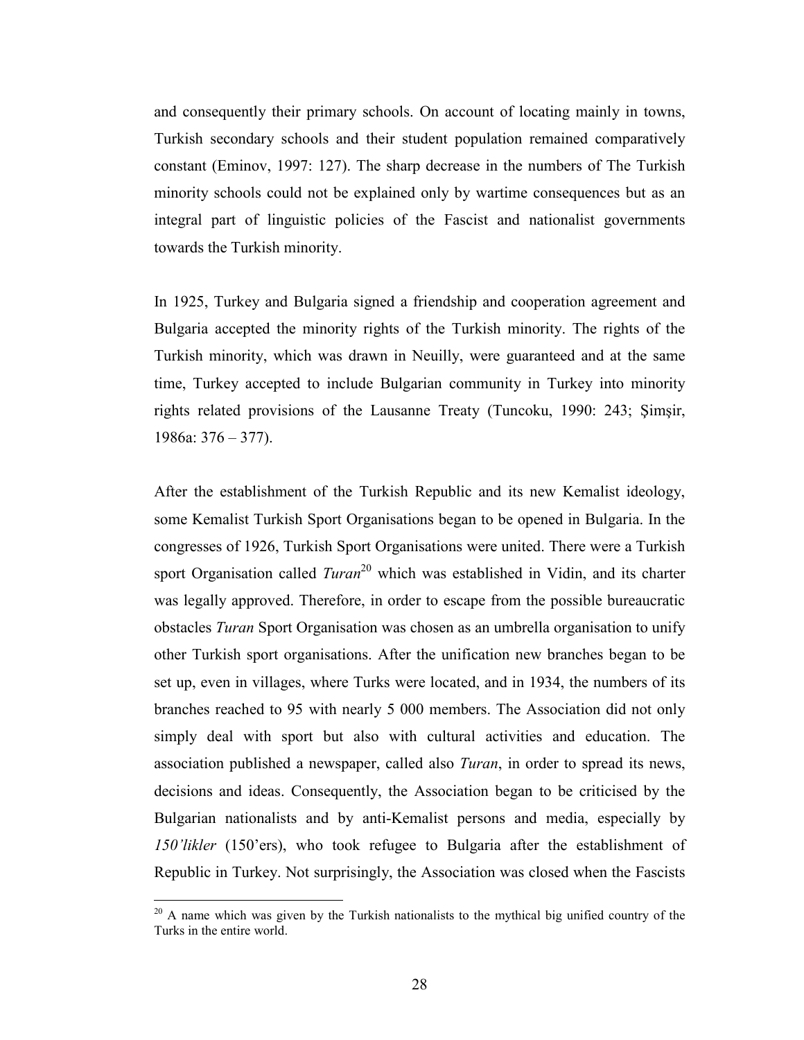and consequently their primary schools. On account of locating mainly in towns, Turkish secondary schools and their student population remained comparatively constant (Eminov, 1997: 127). The sharp decrease in the numbers of The Turkish minority schools could not be explained only by wartime consequences but as an integral part of linguistic policies of the Fascist and nationalist governments towards the Turkish minority.

In 1925, Turkey and Bulgaria signed a friendship and cooperation agreement and Bulgaria accepted the minority rights of the Turkish minority. The rights of the Turkish minority, which was drawn in Neuilly, were guaranteed and at the same time, Turkey accepted to include Bulgarian community in Turkey into minority rights related provisions of the Lausanne Treaty (Tuncoku, 1990: 243; Şimşir, 1986a: 376 – 377).

After the establishment of the Turkish Republic and its new Kemalist ideology, some Kemalist Turkish Sport Organisations began to be opened in Bulgaria. In the congresses of 1926, Turkish Sport Organisations were united. There were a Turkish sport Organisation called *Turan*[20] which was established in Vidin, and its charter was legally approved. Therefore, in order to escape from the possible bureaucratic obstacles *Turan* Sport Organisation was chosen as an umbrella organisation to unify other Turkish sport organisations. After the unification new branches began to be set up, even in villages, where Turks were located, and in 1934, the numbers of its branches reached to 95 with nearly 5 000 members. The Association did not only simply deal with sport but also with cultural activities and education. The association published a newspaper, called also *Turan*, in order to spread its news, decisions and ideas. Consequently, the Association began to be criticised by the Bulgarian nationalists and by anti-Kemalist persons and media, especially by *150'likler* (150'ers), who took refugee to Bulgaria after the establishment of Republic in Turkey. Not surprisingly, the Association was closed when the Fascists

[20] A name which was given by the Turkish nationalists to the mythical big unified country of the Turks in the entire world.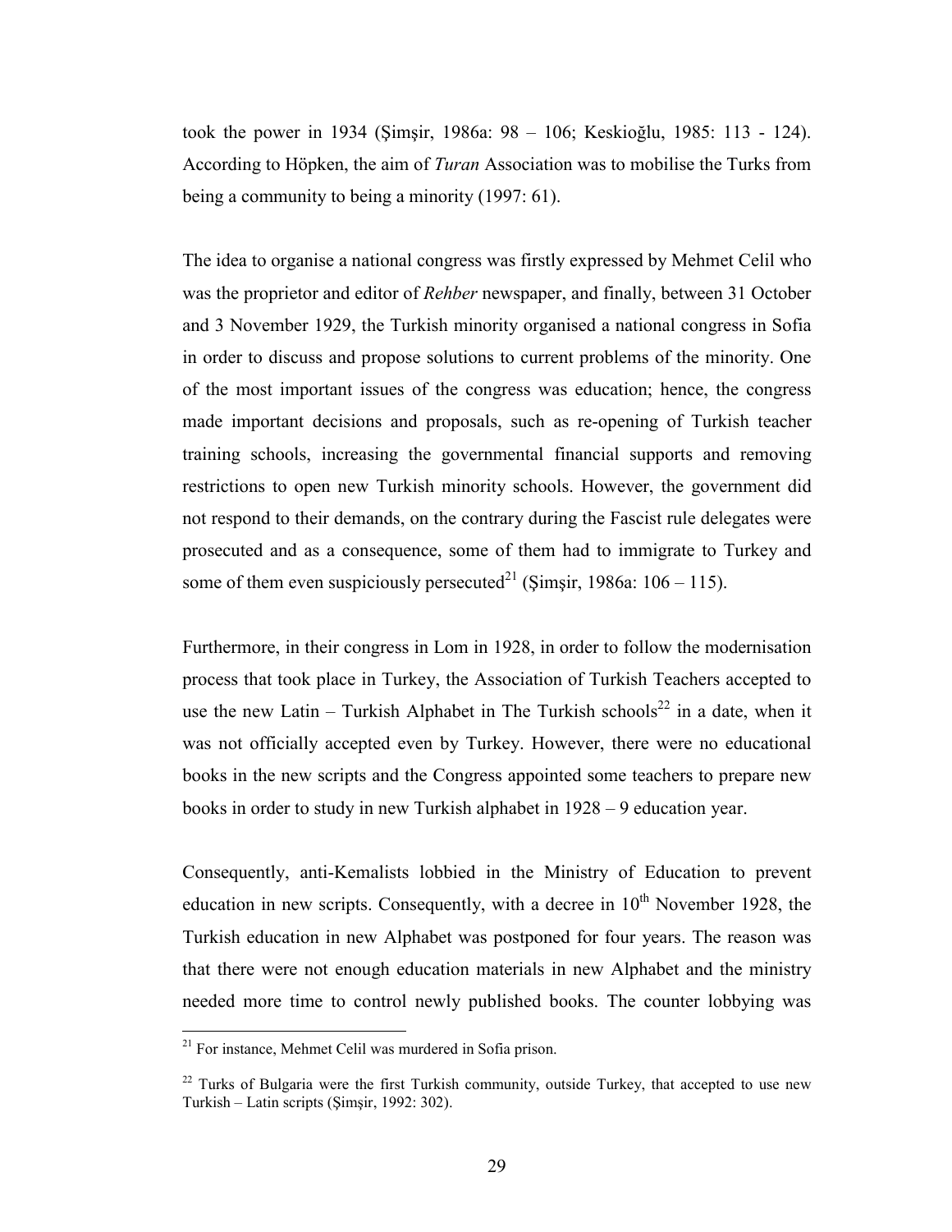took the power in 1934 (Şimşir, 1986a: 98 – 106; Keskioğlu, 1985: 113 - 124). According to Höpken, the aim of *Turan* Association was to mobilise the Turks from being a community to being a minority (1997: 61).

The idea to organise a national congress was firstly expressed by Mehmet Celil who was the proprietor and editor of *Rehber* newspaper, and finally, between 31 October and 3 November 1929, the Turkish minority organised a national congress in Sofia in order to discuss and propose solutions to current problems of the minority. One of the most important issues of the congress was education; hence, the congress made important decisions and proposals, such as re-opening of Turkish teacher training schools, increasing the governmental financial supports and removing restrictions to open new Turkish minority schools. However, the government did not respond to their demands, on the contrary during the Fascist rule delegates were prosecuted and as a consequence, some of them had to immigrate to Turkey and some of them even suspiciously persecuted[21] (Şimşir, 1986a: 106 – 115).

Furthermore, in their congress in Lom in 1928, in order to follow the modernisation process that took place in Turkey, the Association of Turkish Teachers accepted to use the new Latin – Turkish Alphabet in The Turkish schools[22] in a date, when it was not officially accepted even by Turkey. However, there were no educational books in the new scripts and the Congress appointed some teachers to prepare new books in order to study in new Turkish alphabet in 1928 – 9 education year.

Consequently, anti-Kemalists lobbied in the Ministry of Education to prevent education in new scripts. Consequently, with a decree in 10th November 1928, the Turkish education in new Alphabet was postponed for four years. The reason was that there were not enough education materials in new Alphabet and the ministry needed more time to control newly published books. The counter lobbying was

---

[21] For instance, Mehmet Celil was murdered in Sofia prison.

[22] Turks of Bulgaria were the first Turkish community, outside Turkey, that accepted to use new Turkish – Latin scripts (Şimşir, 1992: 302).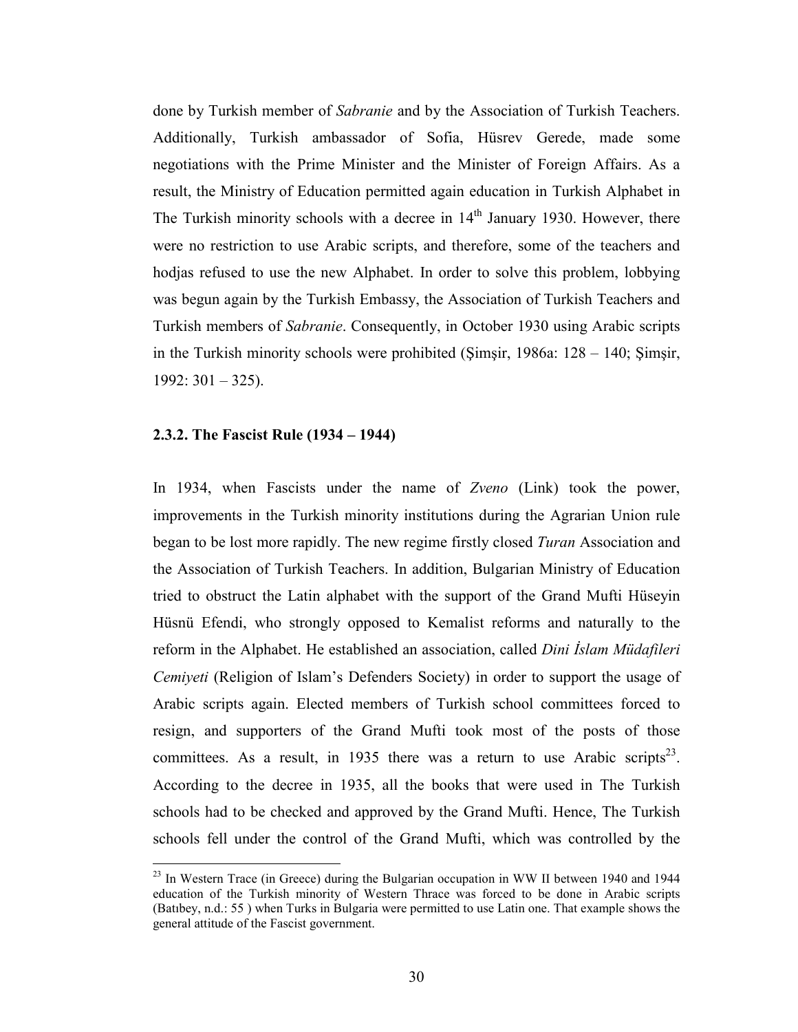done by Turkish member of *Sabranie* and by the Association of Turkish Teachers. Additionally, Turkish ambassador of Sofia, Hüsrev Gerede, made some negotiations with the Prime Minister and the Minister of Foreign Affairs. As a result, the Ministry of Education permitted again education in Turkish Alphabet in The Turkish minority schools with a decree in 14th January 1930. However, there were no restriction to use Arabic scripts, and therefore, some of the teachers and hodjas refused to use the new Alphabet. In order to solve this problem, lobbying was begun again by the Turkish Embassy, the Association of Turkish Teachers and Turkish members of *Sabranie*. Consequently, in October 1930 using Arabic scripts in the Turkish minority schools were prohibited (Şimşir, 1986a: 128 – 140; Şimşir, 1992: 301 – 325).

### 2.3.2. The Fascist Rule (1934 – 1944)

In 1934, when Fascists under the name of *Zveno* (Link) took the power, improvements in the Turkish minority institutions during the Agrarian Union rule began to be lost more rapidly. The new regime firstly closed *Turan* Association and the Association of Turkish Teachers. In addition, Bulgarian Ministry of Education tried to obstruct the Latin alphabet with the support of the Grand Mufti Hüseyin Hüsnü Efendi, who strongly opposed to Kemalist reforms and naturally to the reform in the Alphabet. He established an association, called *Dini İslam Müdafileri Cemiyeti* (Religion of Islam's Defenders Society) in order to support the usage of Arabic scripts again. Elected members of Turkish school committees forced to resign, and supporters of the Grand Mufti took most of the posts of those committees. As a result, in 1935 there was a return to use Arabic scripts[23]. According to the decree in 1935, all the books that were used in The Turkish schools had to be checked and approved by the Grand Mufti. Hence, The Turkish schools fell under the control of the Grand Mufti, which was controlled by the

[23] In Western Trace (in Greece) during the Bulgarian occupation in WW II between 1940 and 1944 education of the Turkish minority of Western Thrace was forced to be done in Arabic scripts (Batıbey, n.d.: 55 ) when Turks in Bulgaria were permitted to use Latin one. That example shows the general attitude of the Fascist government.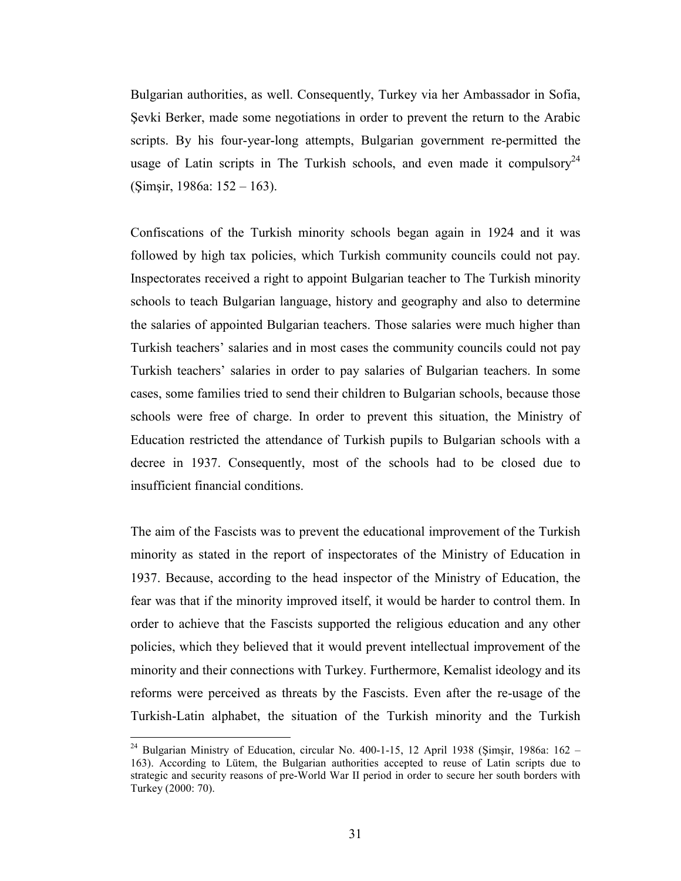Bulgarian authorities, as well. Consequently, Turkey via her Ambassador in Sofia, Şevki Berker, made some negotiations in order to prevent the return to the Arabic scripts. By his four-year-long attempts, Bulgarian government re-permitted the usage of Latin scripts in The Turkish schools, and even made it compulsory[24] (Şimşir, 1986a: 152 – 163).

Confiscations of the Turkish minority schools began again in 1924 and it was followed by high tax policies, which Turkish community councils could not pay. Inspectorates received a right to appoint Bulgarian teacher to The Turkish minority schools to teach Bulgarian language, history and geography and also to determine the salaries of appointed Bulgarian teachers. Those salaries were much higher than Turkish teachers' salaries and in most cases the community councils could not pay Turkish teachers' salaries in order to pay salaries of Bulgarian teachers. In some cases, some families tried to send their children to Bulgarian schools, because those schools were free of charge. In order to prevent this situation, the Ministry of Education restricted the attendance of Turkish pupils to Bulgarian schools with a decree in 1937. Consequently, most of the schools had to be closed due to insufficient financial conditions.

The aim of the Fascists was to prevent the educational improvement of the Turkish minority as stated in the report of inspectorates of the Ministry of Education in 1937. Because, according to the head inspector of the Ministry of Education, the fear was that if the minority improved itself, it would be harder to control them. In order to achieve that the Fascists supported the religious education and any other policies, which they believed that it would prevent intellectual improvement of the minority and their connections with Turkey. Furthermore, Kemalist ideology and its reforms were perceived as threats by the Fascists. Even after the re-usage of the Turkish-Latin alphabet, the situation of the Turkish minority and the Turkish

---

[24] Bulgarian Ministry of Education, circular No. 400-1-15, 12 April 1938 (Şimşir, 1986a: 162 – 163). According to Lütem, the Bulgarian authorities accepted to reuse of Latin scripts due to strategic and security reasons of pre-World War II period in order to secure her south borders with Turkey (2000: 70).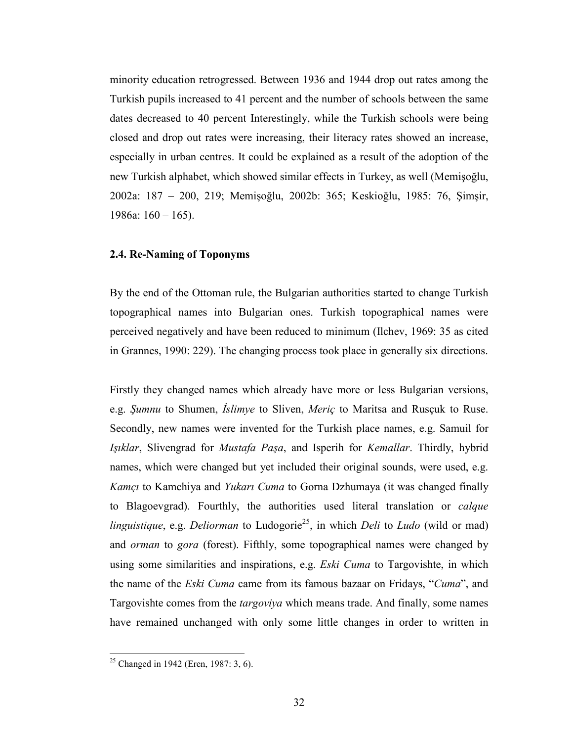minority education retrogressed. Between 1936 and 1944 drop out rates among the Turkish pupils increased to 41 percent and the number of schools between the same dates decreased to 40 percent Interestingly, while the Turkish schools were being closed and drop out rates were increasing, their literacy rates showed an increase, especially in urban centres. It could be explained as a result of the adoption of the new Turkish alphabet, which showed similar effects in Turkey, as well (Memişoğlu, 2002a: 187 – 200, 219; Memişoğlu, 2002b: 365; Keskioğlu, 1985: 76, Şimşir, 1986a: 160 – 165).

### 2.4. Re-Naming of Toponyms

By the end of the Ottoman rule, the Bulgarian authorities started to change Turkish topographical names into Bulgarian ones. Turkish topographical names were perceived negatively and have been reduced to minimum (Ilchev, 1969: 35 as cited in Grannes, 1990: 229). The changing process took place in generally six directions.

Firstly they changed names which already have more or less Bulgarian versions, e.g. *Şumnu* to Shumen, *İslimye* to Sliven, *Meriç* to Maritsa and Rusçuk to Ruse. Secondly, new names were invented for the Turkish place names, e.g. Samuil for *Işıklar*, Slivengrad for *Mustafa Paşa*, and Isperih for *Kemallar*. Thirdly, hybrid names, which were changed but yet included their original sounds, were used, e.g. *Kamçı* to Kamchiya and *Yukarı Cuma* to Gorna Dzhumaya (it was changed finally to Blagoevgrad). Fourthly, the authorities used literal translation or *calque linguistique*, e.g. *Deliorman* to Ludogorie[25], in which *Deli* to *Ludo* (wild or mad) and *orman* to *gora* (forest). Fifthly, some topographical names were changed by using some similarities and inspirations, e.g. *Eski Cuma* to Targovishte, in which the name of the *Eski Cuma* came from its famous bazaar on Fridays, "*Cuma*", and Targovishte comes from the *targoviya* which means trade. And finally, some names have remained unchanged with only some little changes in order to written in

---

[25] Changed in 1942 (Eren, 1987: 3, 6).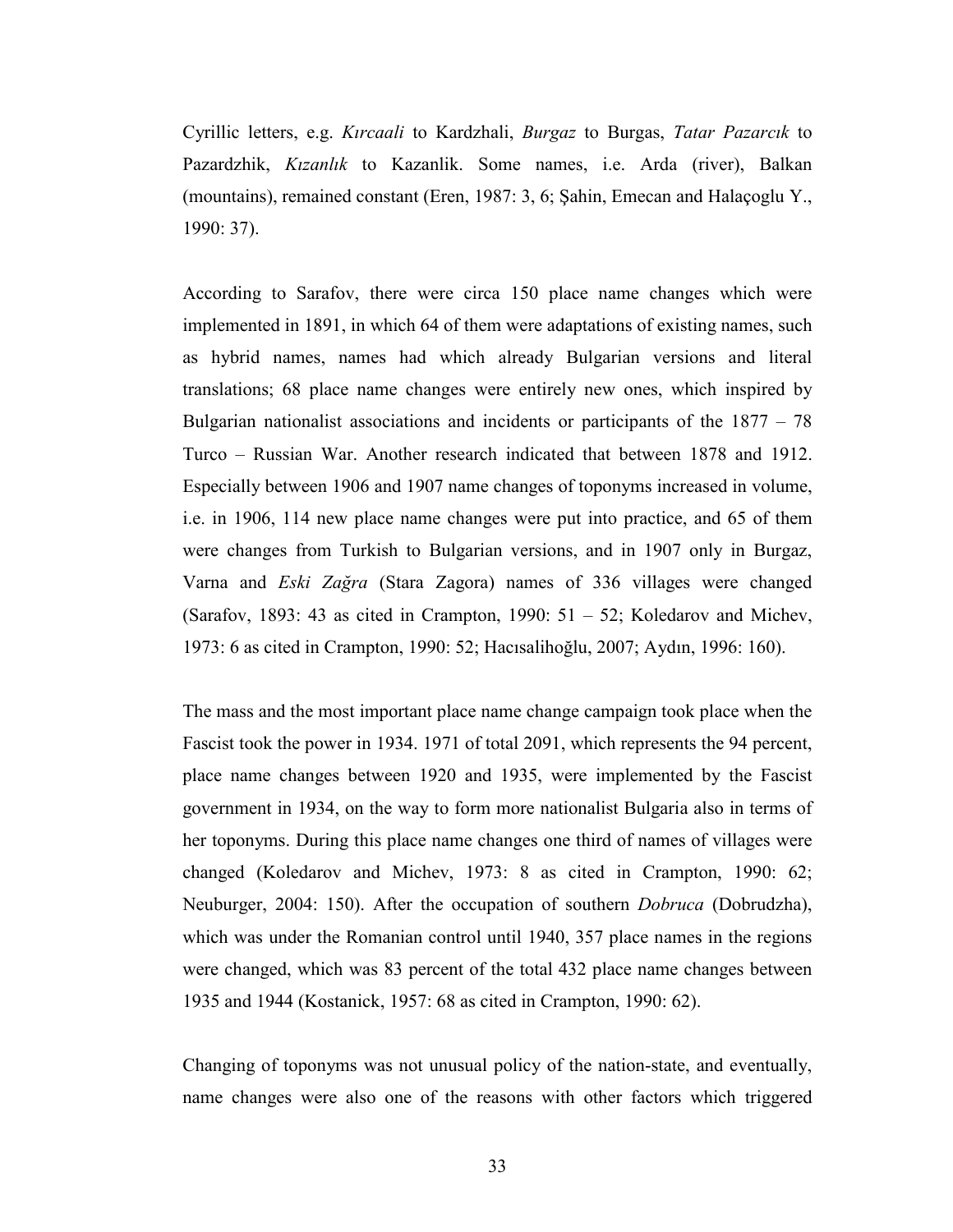Cyrillic letters, e.g. *Kırcaali* to Kardzhali, *Burgaz* to Burgas, *Tatar Pazarcık* to Pazardzhik, *Kızanlık* to Kazanlik. Some names, i.e. Arda (river), Balkan (mountains), remained constant (Eren, 1987: 3, 6; Şahin, Emecan and Halaçoglu Y., 1990: 37).

According to Sarafov, there were circa 150 place name changes which were implemented in 1891, in which 64 of them were adaptations of existing names, such as hybrid names, names had which already Bulgarian versions and literal translations; 68 place name changes were entirely new ones, which inspired by Bulgarian nationalist associations and incidents or participants of the 1877 – 78 Turco – Russian War. Another research indicated that between 1878 and 1912. Especially between 1906 and 1907 name changes of toponyms increased in volume, i.e. in 1906, 114 new place name changes were put into practice, and 65 of them were changes from Turkish to Bulgarian versions, and in 1907 only in Burgaz, Varna and *Eski Zağra* (Stara Zagora) names of 336 villages were changed (Sarafov, 1893: 43 as cited in Crampton, 1990: 51 – 52; Koledarov and Michev, 1973: 6 as cited in Crampton, 1990: 52; Hacısalihoğlu, 2007; Aydın, 1996: 160).

The mass and the most important place name change campaign took place when the Fascist took the power in 1934. 1971 of total 2091, which represents the 94 percent, place name changes between 1920 and 1935, were implemented by the Fascist government in 1934, on the way to form more nationalist Bulgaria also in terms of her toponyms. During this place name changes one third of names of villages were changed (Koledarov and Michev, 1973: 8 as cited in Crampton, 1990: 62; Neuburger, 2004: 150). After the occupation of southern *Dobruca* (Dobrudzha), which was under the Romanian control until 1940, 357 place names in the regions were changed, which was 83 percent of the total 432 place name changes between 1935 and 1944 (Kostanick, 1957: 68 as cited in Crampton, 1990: 62).

Changing of toponyms was not unusual policy of the nation-state, and eventually, name changes were also one of the reasons with other factors which triggered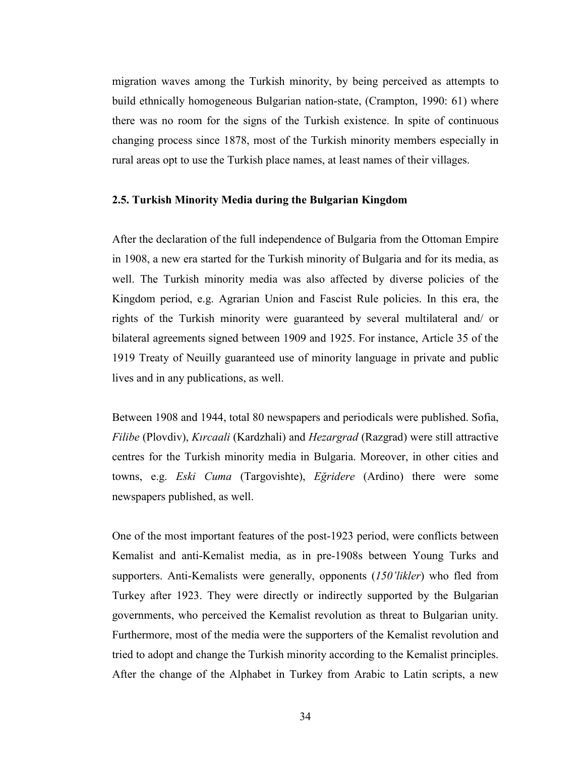migration waves among the Turkish minority, by being perceived as attempts to build ethnically homogeneous Bulgarian nation-state, (Crampton, 1990: 61) where there was no room for the signs of the Turkish existence. In spite of continuous changing process since 1878, most of the Turkish minority members especially in rural areas opt to use the Turkish place names, at least names of their villages.

### 2.5. Turkish Minority Media during the Bulgarian Kingdom

After the declaration of the full independence of Bulgaria from the Ottoman Empire in 1908, a new era started for the Turkish minority of Bulgaria and for its media, as well. The Turkish minority media was also affected by diverse policies of the Kingdom period, e.g. Agrarian Union and Fascist Rule policies. In this era, the rights of the Turkish minority were guaranteed by several multilateral and/ or bilateral agreements signed between 1909 and 1925. For instance, Article 35 of the 1919 Treaty of Neuilly guaranteed use of minority language in private and public lives and in any publications, as well.

Between 1908 and 1944, total 80 newspapers and periodicals were published. Sofia, *Filibe* (Plovdiv), *Kırcaali* (Kardzhali) and *Hezargrad* (Razgrad) were still attractive centres for the Turkish minority media in Bulgaria. Moreover, in other cities and towns, e.g. *Eski Cuma* (Targovishte), *Eğridere* (Ardino) there were some newspapers published, as well.

One of the most important features of the post-1923 period, were conflicts between Kemalist and anti-Kemalist media, as in pre-1908s between Young Turks and supporters. Anti-Kemalists were generally, opponents (*150'likler*) who fled from Turkey after 1923. They were directly or indirectly supported by the Bulgarian governments, who perceived the Kemalist revolution as threat to Bulgarian unity. Furthermore, most of the media were the supporters of the Kemalist revolution and tried to adopt and change the Turkish minority according to the Kemalist principles. After the change of the Alphabet in Turkey from Arabic to Latin scripts, a new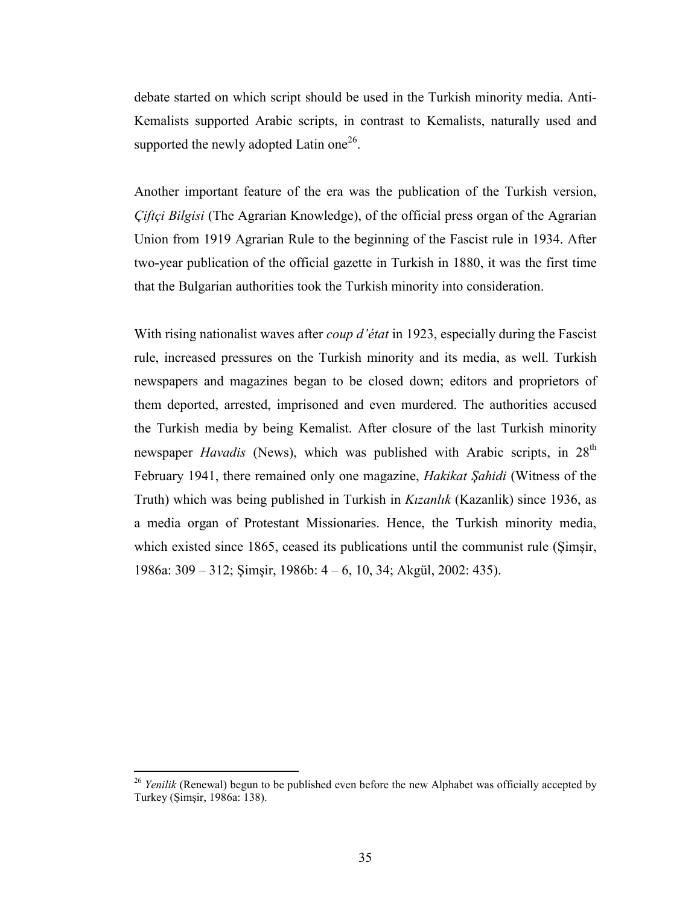debate started on which script should be used in the Turkish minority media. Anti-Kemalists supported Arabic scripts, in contrast to Kemalists, naturally used and supported the newly adopted Latin one[26].

Another important feature of the era was the publication of the Turkish version, *Çiftçi Bilgisi* (The Agrarian Knowledge), of the official press organ of the Agrarian Union from 1919 Agrarian Rule to the beginning of the Fascist rule in 1934. After two-year publication of the official gazette in Turkish in 1880, it was the first time that the Bulgarian authorities took the Turkish minority into consideration.

With rising nationalist waves after *coup d'état* in 1923, especially during the Fascist rule, increased pressures on the Turkish minority and its media, as well. Turkish newspapers and magazines began to be closed down; editors and proprietors of them deported, arrested, imprisoned and even murdered. The authorities accused the Turkish media by being Kemalist. After closure of the last Turkish minority newspaper *Havadis* (News), which was published with Arabic scripts, in 28th February 1941, there remained only one magazine, *Hakikat Şahidi* (Witness of the Truth) which was being published in Turkish in *Kızanlık* (Kazanlik) since 1936, as a media organ of Protestant Missionaries. Hence, the Turkish minority media, which existed since 1865, ceased its publications until the communist rule (Şimşir, 1986a: 309 – 312; Şimşir, 1986b: 4 – 6, 10, 34; Akgül, 2002: 435).

---

[26] *Yenilik* (Renewal) begun to be published even before the new Alphabet was officially accepted by Turkey (Şimşir, 1986a: 138).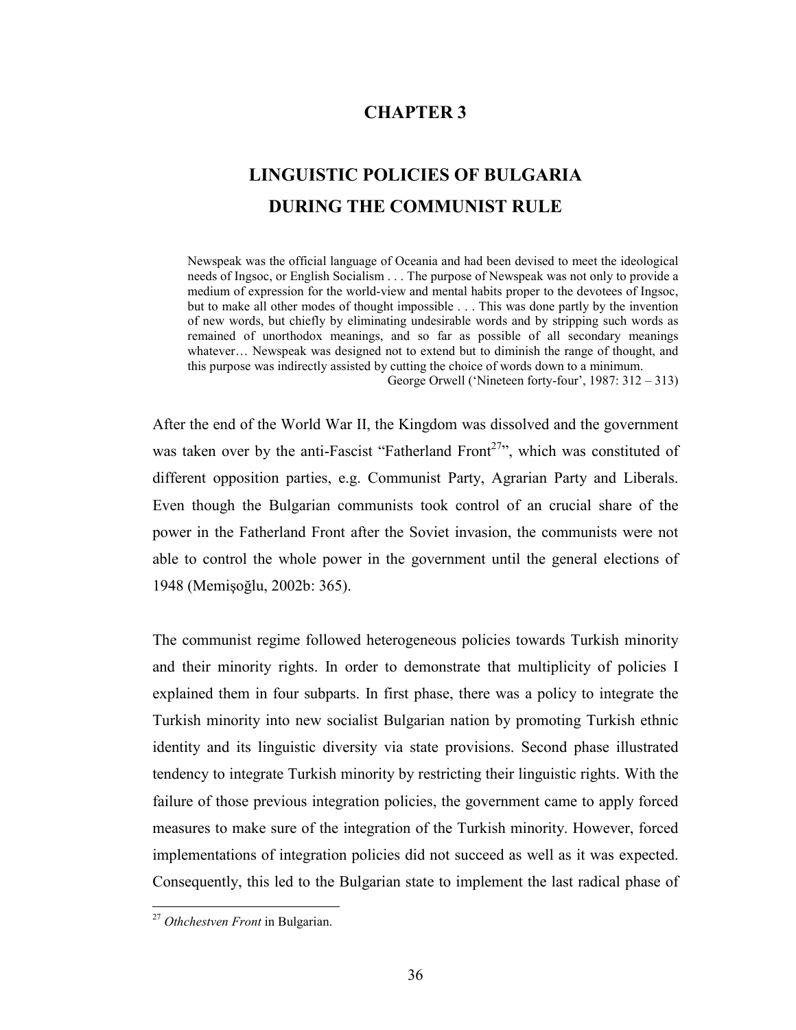# CHAPTER 3

# LINGUISTIC POLICIES OF BULGARIA DURING THE COMMUNIST RULE

> Newspeak was the official language of Oceania and had been devised to meet the ideological needs of Ingsoc, or English Socialism . . . The purpose of Newspeak was not only to provide a medium of expression for the world-view and mental habits proper to the devotees of Ingsoc, but to make all other modes of thought impossible . . . This was done partly by the invention of new words, but chiefly by eliminating undesirable words and by stripping such words as remained of unorthodox meanings, and so far as possible of all secondary meanings whatever… Newspeak was designed not to extend but to diminish the range of thought, and this purpose was indirectly assisted by cutting the choice of words down to a minimum.
>
> George Orwell ('Nineteen forty-four', 1987: 312 – 313)

After the end of the World War II, the Kingdom was dissolved and the government was taken over by the anti-Fascist "Fatherland Front[27]", which was constituted of different opposition parties, e.g. Communist Party, Agrarian Party and Liberals. Even though the Bulgarian communists took control of an crucial share of the power in the Fatherland Front after the Soviet invasion, the communists were not able to control the whole power in the government until the general elections of 1948 (Memişoğlu, 2002b: 365).

The communist regime followed heterogeneous policies towards Turkish minority and their minority rights. In order to demonstrate that multiplicity of policies I explained them in four subparts. In first phase, there was a policy to integrate the Turkish minority into new socialist Bulgarian nation by promoting Turkish ethnic identity and its linguistic diversity via state provisions. Second phase illustrated tendency to integrate Turkish minority by restricting their linguistic rights. With the failure of those previous integration policies, the government came to apply forced measures to make sure of the integration of the Turkish minority. However, forced implementations of integration policies did not succeed as well as it was expected. Consequently, this led to the Bulgarian state to implement the last radical phase of

[27] *Othchestven Front* in Bulgarian.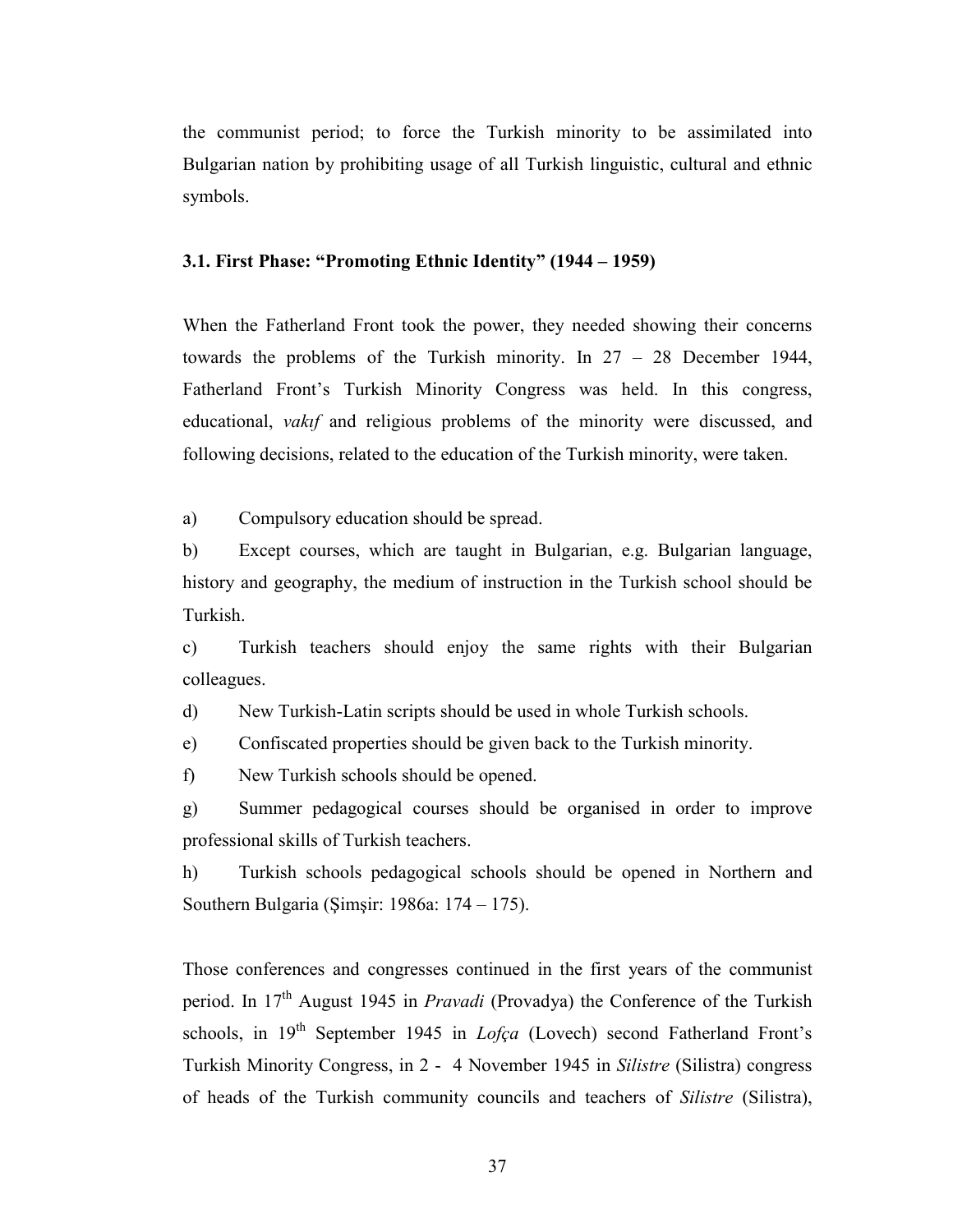the communist period; to force the Turkish minority to be assimilated into Bulgarian nation by prohibiting usage of all Turkish linguistic, cultural and ethnic symbols.

### 3.1. First Phase: "Promoting Ethnic Identity" (1944 – 1959)

When the Fatherland Front took the power, they needed showing their concerns towards the problems of the Turkish minority. In 27 – 28 December 1944, Fatherland Front's Turkish Minority Congress was held. In this congress, educational, *vakıf* and religious problems of the minority were discussed, and following decisions, related to the education of the Turkish minority, were taken.

a) Compulsory education should be spread.

b) Except courses, which are taught in Bulgarian, e.g. Bulgarian language, history and geography, the medium of instruction in the Turkish school should be Turkish.

c) Turkish teachers should enjoy the same rights with their Bulgarian colleagues.

d) New Turkish-Latin scripts should be used in whole Turkish schools.

e) Confiscated properties should be given back to the Turkish minority.

f) New Turkish schools should be opened.

g) Summer pedagogical courses should be organised in order to improve professional skills of Turkish teachers.

h) Turkish schools pedagogical schools should be opened in Northern and Southern Bulgaria (Şimşir: 1986a: 174 – 175).

Those conferences and congresses continued in the first years of the communist period. In 17th August 1945 in *Pravadi* (Provadya) the Conference of the Turkish schools, in 19th September 1945 in *Lofça* (Lovech) second Fatherland Front's Turkish Minority Congress, in 2 - 4 November 1945 in *Silistre* (Silistra) congress of heads of the Turkish community councils and teachers of *Silistre* (Silistra),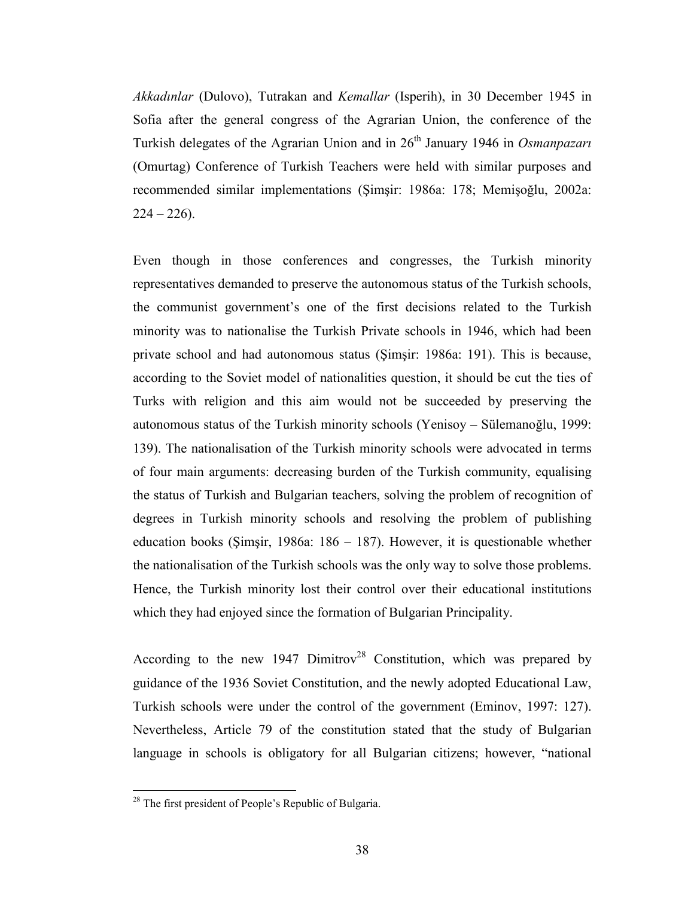*Akkadınlar* (Dulovo), Tutrakan and *Kemallar* (Isperih), in 30 December 1945 in Sofia after the general congress of the Agrarian Union, the conference of the Turkish delegates of the Agrarian Union and in 26th January 1946 in *Osmanpazarı* (Omurtag) Conference of Turkish Teachers were held with similar purposes and recommended similar implementations (Şimşir: 1986a: 178; Memişoğlu, 2002a: 224 – 226).

Even though in those conferences and congresses, the Turkish minority representatives demanded to preserve the autonomous status of the Turkish schools, the communist government's one of the first decisions related to the Turkish minority was to nationalise the Turkish Private schools in 1946, which had been private school and had autonomous status (Şimşir: 1986a: 191). This is because, according to the Soviet model of nationalities question, it should be cut the ties of Turks with religion and this aim would not be succeeded by preserving the autonomous status of the Turkish minority schools (Yenisoy – Sülemanoğlu, 1999: 139). The nationalisation of the Turkish minority schools were advocated in terms of four main arguments: decreasing burden of the Turkish community, equalising the status of Turkish and Bulgarian teachers, solving the problem of recognition of degrees in Turkish minority schools and resolving the problem of publishing education books (Şimşir, 1986a: 186 – 187). However, it is questionable whether the nationalisation of the Turkish schools was the only way to solve those problems. Hence, the Turkish minority lost their control over their educational institutions which they had enjoyed since the formation of Bulgarian Principality.

According to the new 1947 Dimitrov[28] Constitution, which was prepared by guidance of the 1936 Soviet Constitution, and the newly adopted Educational Law, Turkish schools were under the control of the government (Eminov, 1997: 127). Nevertheless, Article 79 of the constitution stated that the study of Bulgarian language in schools is obligatory for all Bulgarian citizens; however, "national

---

[28] The first president of People's Republic of Bulgaria.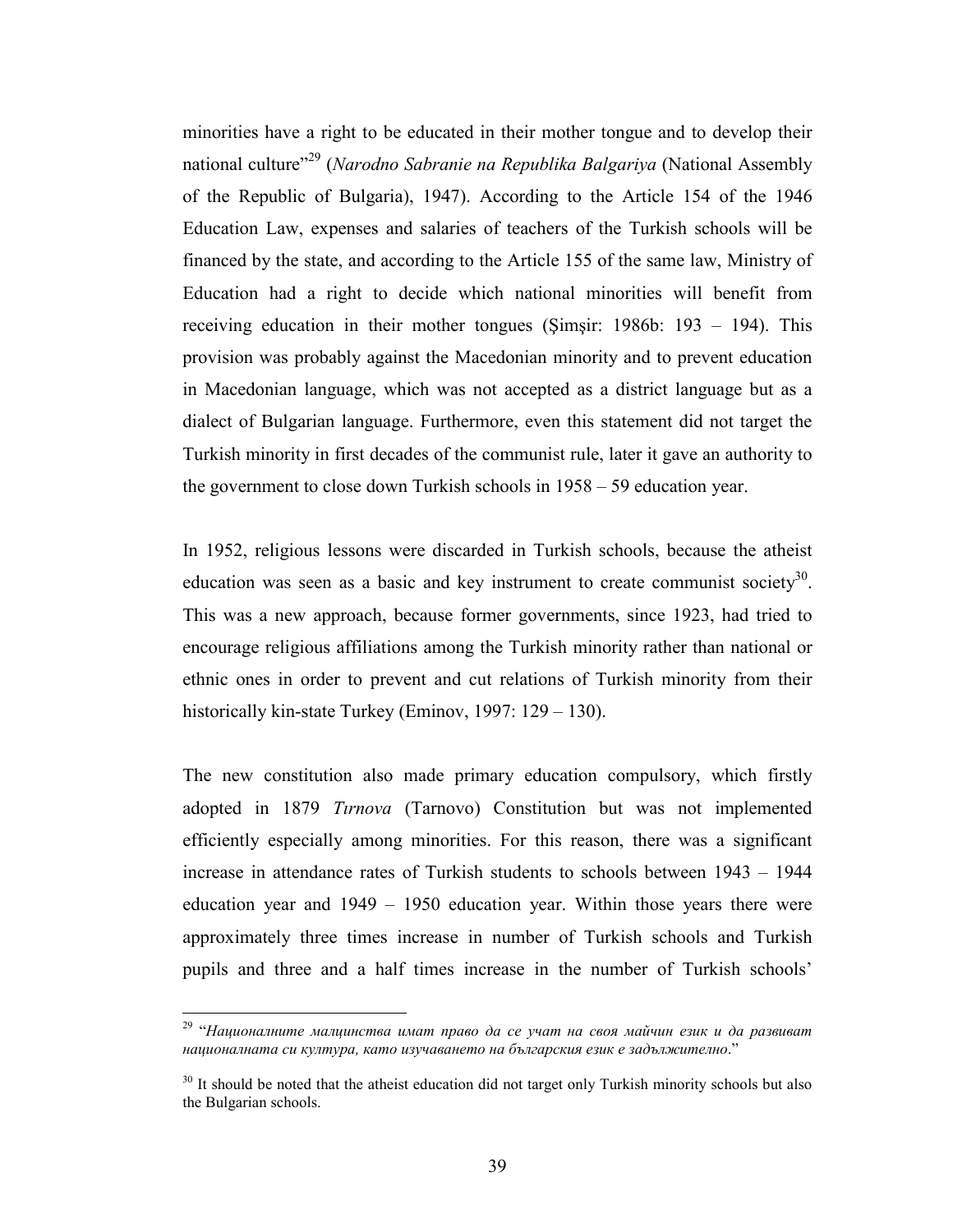minorities have a right to be educated in their mother tongue and to develop their national culture"[29] (*Narodno Sabranie na Republika Balgariya* (National Assembly of the Republic of Bulgaria), 1947). According to the Article 154 of the 1946 Education Law, expenses and salaries of teachers of the Turkish schools will be financed by the state, and according to the Article 155 of the same law, Ministry of Education had a right to decide which national minorities will benefit from receiving education in their mother tongues (Şimşir: 1986b: 193 – 194). This provision was probably against the Macedonian minority and to prevent education in Macedonian language, which was not accepted as a district language but as a dialect of Bulgarian language. Furthermore, even this statement did not target the Turkish minority in first decades of the communist rule, later it gave an authority to the government to close down Turkish schools in 1958 – 59 education year.

In 1952, religious lessons were discarded in Turkish schools, because the atheist education was seen as a basic and key instrument to create communist society[30]. This was a new approach, because former governments, since 1923, had tried to encourage religious affiliations among the Turkish minority rather than national or ethnic ones in order to prevent and cut relations of Turkish minority from their historically kin-state Turkey (Eminov, 1997: 129 – 130).

The new constitution also made primary education compulsory, which firstly adopted in 1879 *Tırnova* (Tarnovo) Constitution but was not implemented efficiently especially among minorities. For this reason, there was a significant increase in attendance rates of Turkish students to schools between 1943 – 1944 education year and 1949 – 1950 education year. Within those years there were approximately three times increase in number of Turkish schools and Turkish pupils and three and a half times increase in the number of Turkish schools'

---

[29] "*Националните малцинства имат право да се учат на своя майчин език и да развиват националната си култура, като изучаването на българския език е задължително*."

[30] It should be noted that the atheist education did not target only Turkish minority schools but also the Bulgarian schools.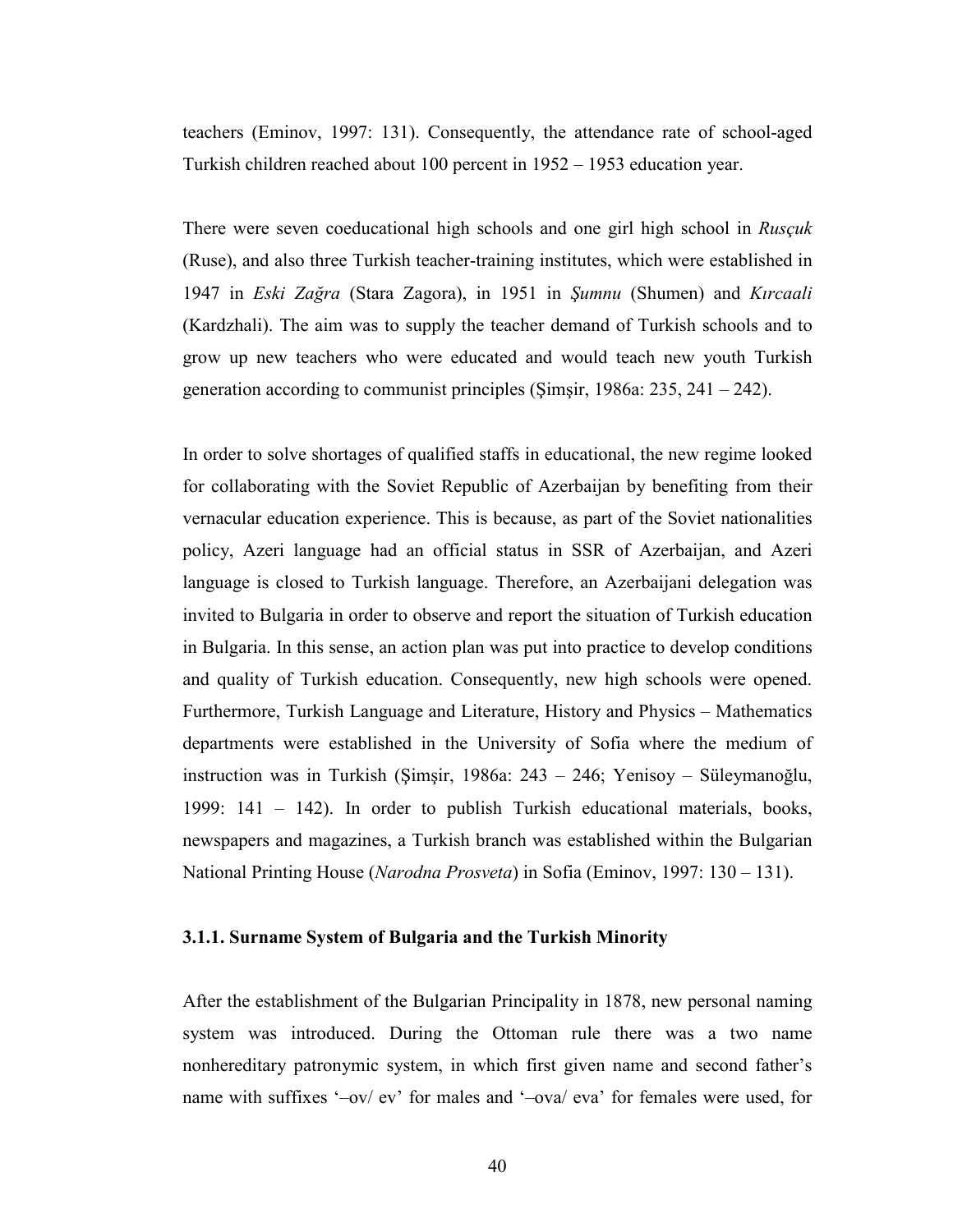teachers (Eminov, 1997: 131). Consequently, the attendance rate of school-aged Turkish children reached about 100 percent in 1952 – 1953 education year.

There were seven coeducational high schools and one girl high school in *Rusçuk* (Ruse), and also three Turkish teacher-training institutes, which were established in 1947 in *Eski Zağra* (Stara Zagora), in 1951 in *Şumnu* (Shumen) and *Kırcaali* (Kardzhali). The aim was to supply the teacher demand of Turkish schools and to grow up new teachers who were educated and would teach new youth Turkish generation according to communist principles (Şimşir, 1986a: 235, 241 – 242).

In order to solve shortages of qualified staffs in educational, the new regime looked for collaborating with the Soviet Republic of Azerbaijan by benefiting from their vernacular education experience. This is because, as part of the Soviet nationalities policy, Azeri language had an official status in SSR of Azerbaijan, and Azeri language is closed to Turkish language. Therefore, an Azerbaijani delegation was invited to Bulgaria in order to observe and report the situation of Turkish education in Bulgaria. In this sense, an action plan was put into practice to develop conditions and quality of Turkish education. Consequently, new high schools were opened. Furthermore, Turkish Language and Literature, History and Physics – Mathematics departments were established in the University of Sofia where the medium of instruction was in Turkish (Şimşir, 1986a: 243 – 246; Yenisoy – Süleymanoğlu, 1999: 141 – 142). In order to publish Turkish educational materials, books, newspapers and magazines, a Turkish branch was established within the Bulgarian National Printing House (*Narodna Prosveta*) in Sofia (Eminov, 1997: 130 – 131).

### 3.1.1. Surname System of Bulgaria and the Turkish Minority

After the establishment of the Bulgarian Principality in 1878, new personal naming system was introduced. During the Ottoman rule there was a two name nonhereditary patronymic system, in which first given name and second father's name with suffixes '–ov/ ev' for males and '–ova/ eva' for females were used, for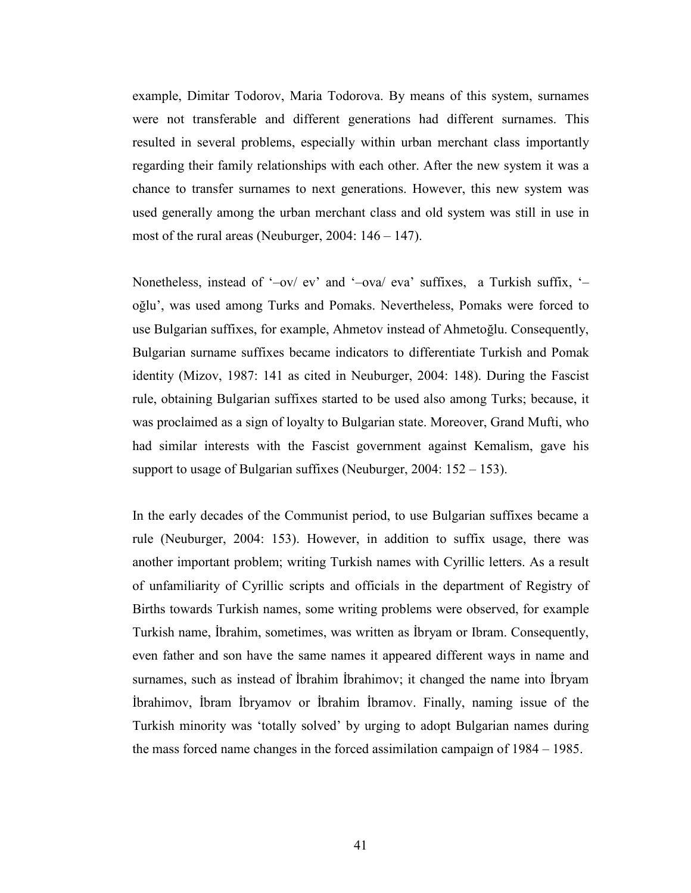example, Dimitar Todorov, Maria Todorova. By means of this system, surnames were not transferable and different generations had different surnames. This resulted in several problems, especially within urban merchant class importantly regarding their family relationships with each other. After the new system it was a chance to transfer surnames to next generations. However, this new system was used generally among the urban merchant class and old system was still in use in most of the rural areas (Neuburger, 2004: 146 – 147).

Nonetheless, instead of '–ov/ ev' and '–ova/ eva' suffixes, a Turkish suffix, '–oğlu', was used among Turks and Pomaks. Nevertheless, Pomaks were forced to use Bulgarian suffixes, for example, Ahmetov instead of Ahmetoğlu. Consequently, Bulgarian surname suffixes became indicators to differentiate Turkish and Pomak identity (Mizov, 1987: 141 as cited in Neuburger, 2004: 148). During the Fascist rule, obtaining Bulgarian suffixes started to be used also among Turks; because, it was proclaimed as a sign of loyalty to Bulgarian state. Moreover, Grand Mufti, who had similar interests with the Fascist government against Kemalism, gave his support to usage of Bulgarian suffixes (Neuburger, 2004: 152 – 153).

In the early decades of the Communist period, to use Bulgarian suffixes became a rule (Neuburger, 2004: 153). However, in addition to suffix usage, there was another important problem; writing Turkish names with Cyrillic letters. As a result of unfamiliarity of Cyrillic scripts and officials in the department of Registry of Births towards Turkish names, some writing problems were observed, for example Turkish name, İbrahim, sometimes, was written as İbryam or Ibram. Consequently, even father and son have the same names it appeared different ways in name and surnames, such as instead of İbrahim İbrahimov; it changed the name into İbryam İbrahimov, İbram İbryamov or İbrahim İbramov. Finally, naming issue of the Turkish minority was 'totally solved' by urging to adopt Bulgarian names during the mass forced name changes in the forced assimilation campaign of 1984 – 1985.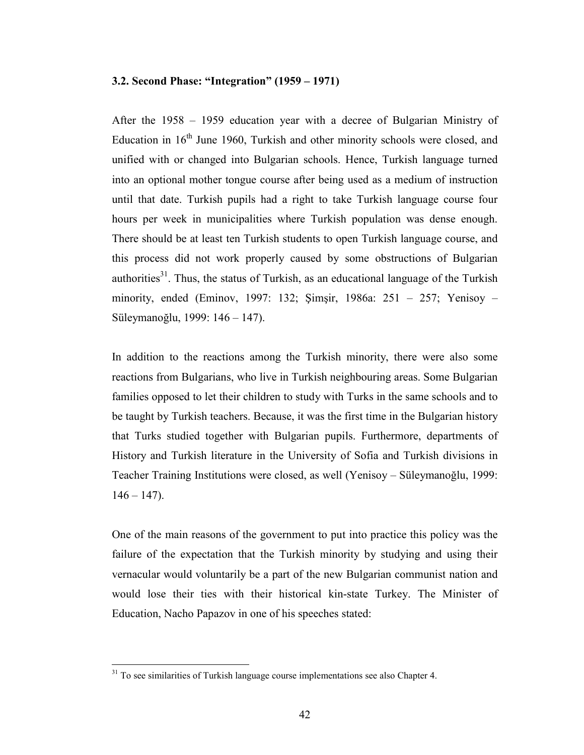### 3.2. Second Phase: "Integration" (1959 – 1971)

After the 1958 – 1959 education year with a decree of Bulgarian Ministry of Education in 16th June 1960, Turkish and other minority schools were closed, and unified with or changed into Bulgarian schools. Hence, Turkish language turned into an optional mother tongue course after being used as a medium of instruction until that date. Turkish pupils had a right to take Turkish language course four hours per week in municipalities where Turkish population was dense enough. There should be at least ten Turkish students to open Turkish language course, and this process did not work properly caused by some obstructions of Bulgarian authorities[31]. Thus, the status of Turkish, as an educational language of the Turkish minority, ended (Eminov, 1997: 132; Şimşir, 1986a: 251 – 257; Yenisoy – Süleymanoğlu, 1999: 146 – 147).

In addition to the reactions among the Turkish minority, there were also some reactions from Bulgarians, who live in Turkish neighbouring areas. Some Bulgarian families opposed to let their children to study with Turks in the same schools and to be taught by Turkish teachers. Because, it was the first time in the Bulgarian history that Turks studied together with Bulgarian pupils. Furthermore, departments of History and Turkish literature in the University of Sofia and Turkish divisions in Teacher Training Institutions were closed, as well (Yenisoy – Süleymanoğlu, 1999: 146 – 147).

One of the main reasons of the government to put into practice this policy was the failure of the expectation that the Turkish minority by studying and using their vernacular would voluntarily be a part of the new Bulgarian communist nation and would lose their ties with their historical kin-state Turkey. The Minister of Education, Nacho Papazov in one of his speeches stated:

---

[31] To see similarities of Turkish language course implementations see also Chapter 4.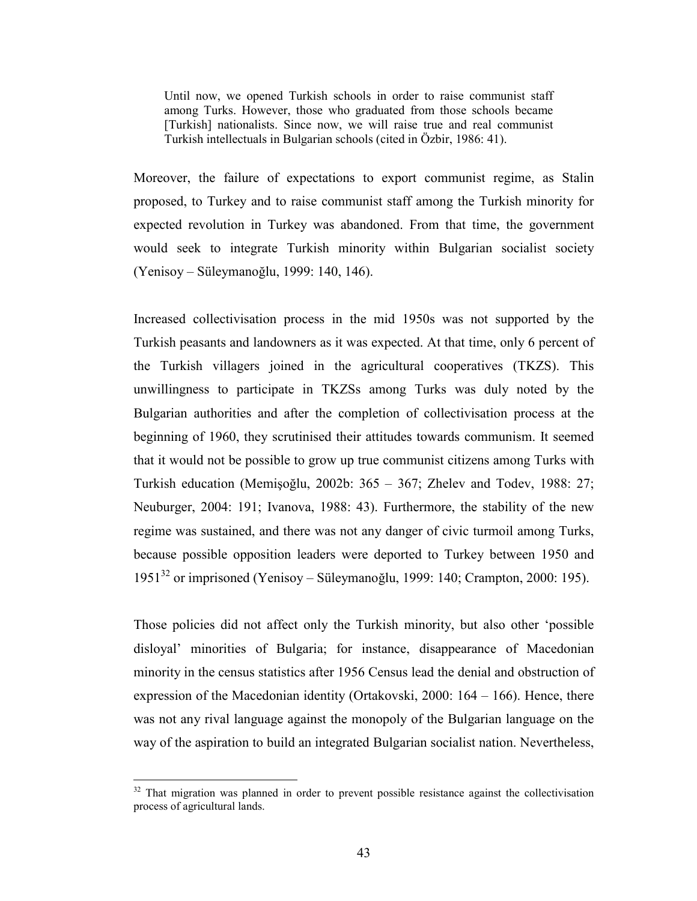> Until now, we opened Turkish schools in order to raise communist staff among Turks. However, those who graduated from those schools became [Turkish] nationalists. Since now, we will raise true and real communist Turkish intellectuals in Bulgarian schools (cited in Özbir, 1986: 41).

Moreover, the failure of expectations to export communist regime, as Stalin proposed, to Turkey and to raise communist staff among the Turkish minority for expected revolution in Turkey was abandoned. From that time, the government would seek to integrate Turkish minority within Bulgarian socialist society (Yenisoy – Süleymanoğlu, 1999: 140, 146).

Increased collectivisation process in the mid 1950s was not supported by the Turkish peasants and landowners as it was expected. At that time, only 6 percent of the Turkish villagers joined in the agricultural cooperatives (TKZS). This unwillingness to participate in TKZSs among Turks was duly noted by the Bulgarian authorities and after the completion of collectivisation process at the beginning of 1960, they scrutinised their attitudes towards communism. It seemed that it would not be possible to grow up true communist citizens among Turks with Turkish education (Memişoğlu, 2002b: 365 – 367; Zhelev and Todev, 1988: 27; Neuburger, 2004: 191; Ivanova, 1988: 43). Furthermore, the stability of the new regime was sustained, and there was not any danger of civic turmoil among Turks, because possible opposition leaders were deported to Turkey between 1950 and 1951[32] or imprisoned (Yenisoy – Süleymanoğlu, 1999: 140; Crampton, 2000: 195).

Those policies did not affect only the Turkish minority, but also other 'possible disloyal' minorities of Bulgaria; for instance, disappearance of Macedonian minority in the census statistics after 1956 Census lead the denial and obstruction of expression of the Macedonian identity (Ortakovski, 2000: 164 – 166). Hence, there was not any rival language against the monopoly of the Bulgarian language on the way of the aspiration to build an integrated Bulgarian socialist nation. Nevertheless,

[32] That migration was planned in order to prevent possible resistance against the collectivisation process of agricultural lands.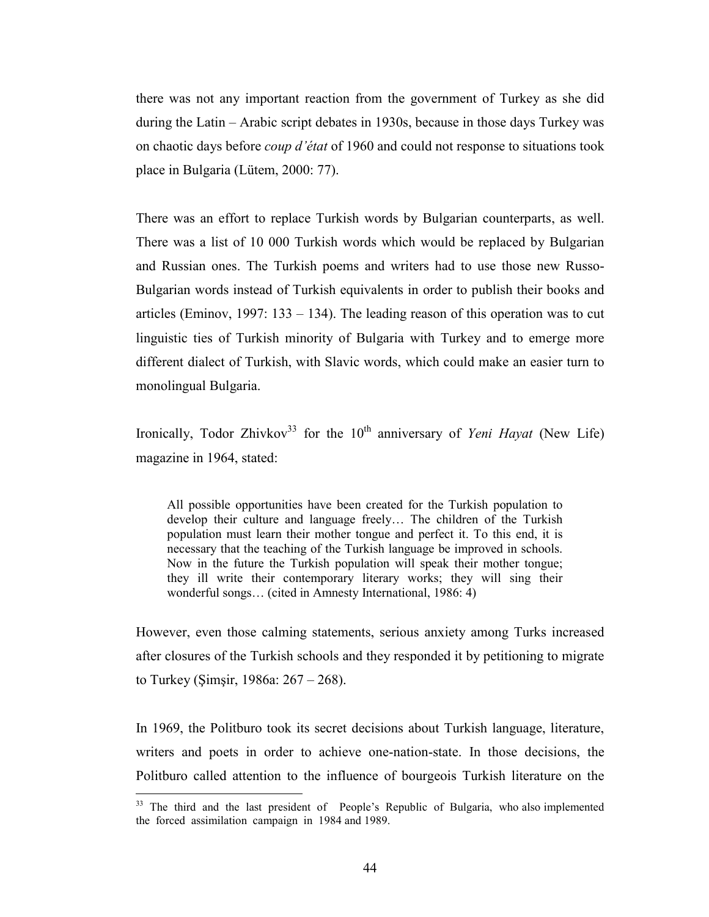there was not any important reaction from the government of Turkey as she did during the Latin – Arabic script debates in 1930s, because in those days Turkey was on chaotic days before *coup d'état* of 1960 and could not response to situations took place in Bulgaria (Lütem, 2000: 77).

There was an effort to replace Turkish words by Bulgarian counterparts, as well. There was a list of 10 000 Turkish words which would be replaced by Bulgarian and Russian ones. The Turkish poems and writers had to use those new Russo-Bulgarian words instead of Turkish equivalents in order to publish their books and articles (Eminov, 1997: 133 – 134). The leading reason of this operation was to cut linguistic ties of Turkish minority of Bulgaria with Turkey and to emerge more different dialect of Turkish, with Slavic words, which could make an easier turn to monolingual Bulgaria.

Ironically, Todor Zhivkov[33] for the 10th anniversary of *Yeni Hayat* (New Life) magazine in 1964, stated:

> All possible opportunities have been created for the Turkish population to develop their culture and language freely… The children of the Turkish population must learn their mother tongue and perfect it. To this end, it is necessary that the teaching of the Turkish language be improved in schools. Now in the future the Turkish population will speak their mother tongue; they ill write their contemporary literary works; they will sing their wonderful songs… (cited in Amnesty International, 1986: 4)

However, even those calming statements, serious anxiety among Turks increased after closures of the Turkish schools and they responded it by petitioning to migrate to Turkey (Şimşir, 1986a: 267 – 268).

In 1969, the Politburo took its secret decisions about Turkish language, literature, writers and poets in order to achieve one-nation-state. In those decisions, the Politburo called attention to the influence of bourgeois Turkish literature on the

[33] The third and the last president of People's Republic of Bulgaria, who also implemented the forced assimilation campaign in 1984 and 1989.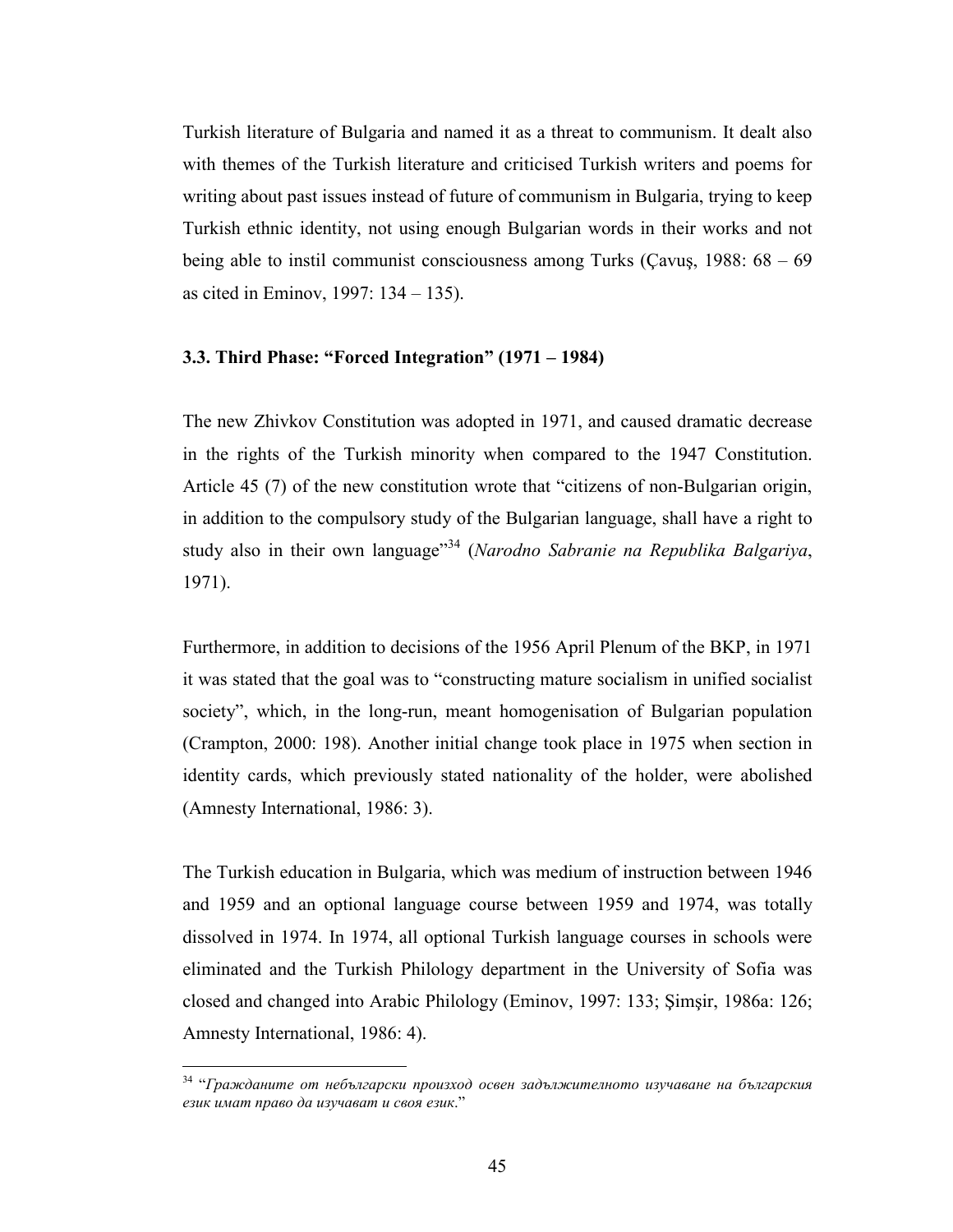Turkish literature of Bulgaria and named it as a threat to communism. It dealt also with themes of the Turkish literature and criticised Turkish writers and poems for writing about past issues instead of future of communism in Bulgaria, trying to keep Turkish ethnic identity, not using enough Bulgarian words in their works and not being able to instil communist consciousness among Turks (Çavuş, 1988: 68 – 69 as cited in Eminov, 1997: 134 – 135).

### 3.3. Third Phase: "Forced Integration" (1971 – 1984)

The new Zhivkov Constitution was adopted in 1971, and caused dramatic decrease in the rights of the Turkish minority when compared to the 1947 Constitution. Article 45 (7) of the new constitution wrote that "citizens of non-Bulgarian origin, in addition to the compulsory study of the Bulgarian language, shall have a right to study also in their own language"[34] (*Narodno Sabranie na Republika Balgariya*, 1971).

Furthermore, in addition to decisions of the 1956 April Plenum of the BKP, in 1971 it was stated that the goal was to "constructing mature socialism in unified socialist society", which, in the long-run, meant homogenisation of Bulgarian population (Crampton, 2000: 198). Another initial change took place in 1975 when section in identity cards, which previously stated nationality of the holder, were abolished (Amnesty International, 1986: 3).

The Turkish education in Bulgaria, which was medium of instruction between 1946 and 1959 and an optional language course between 1959 and 1974, was totally dissolved in 1974. In 1974, all optional Turkish language courses in schools were eliminated and the Turkish Philology department in the University of Sofia was closed and changed into Arabic Philology (Eminov, 1997: 133; Şimşir, 1986a: 126; Amnesty International, 1986: 4).

---

[34] "*Гражданите от небългарски произход освен задължителното изучаване на българския език имат право да изучават и своя език.*"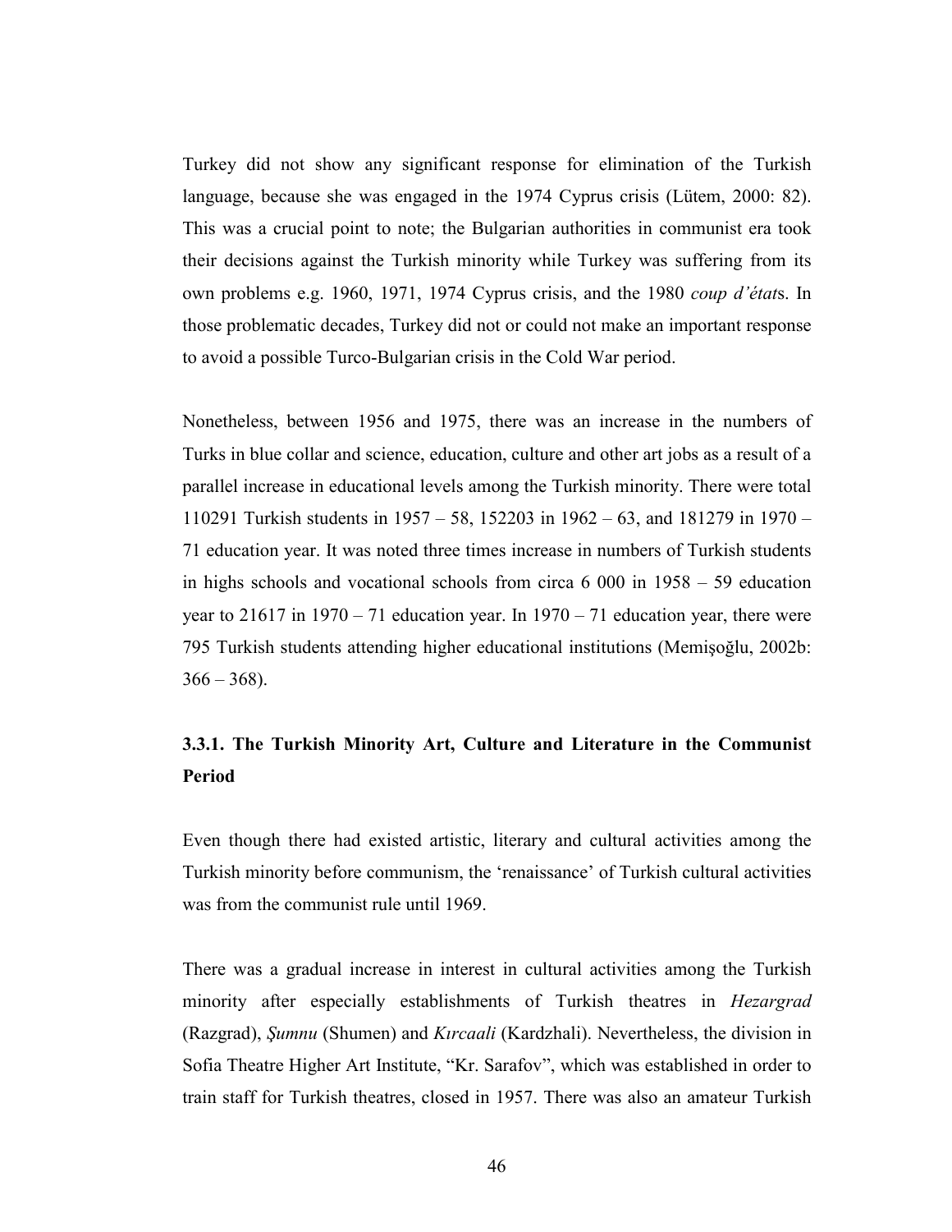Turkey did not show any significant response for elimination of the Turkish language, because she was engaged in the 1974 Cyprus crisis (Lütem, 2000: 82). This was a crucial point to note; the Bulgarian authorities in communist era took their decisions against the Turkish minority while Turkey was suffering from its own problems e.g. 1960, 1971, 1974 Cyprus crisis, and the 1980 *coup d'état*s. In those problematic decades, Turkey did not or could not make an important response to avoid a possible Turco-Bulgarian crisis in the Cold War period.

Nonetheless, between 1956 and 1975, there was an increase in the numbers of Turks in blue collar and science, education, culture and other art jobs as a result of a parallel increase in educational levels among the Turkish minority. There were total 110291 Turkish students in 1957 – 58, 152203 in 1962 – 63, and 181279 in 1970 – 71 education year. It was noted three times increase in numbers of Turkish students in highs schools and vocational schools from circa 6 000 in 1958 – 59 education year to 21617 in 1970 – 71 education year. In 1970 – 71 education year, there were 795 Turkish students attending higher educational institutions (Memişoğlu, 2002b: 366 – 368).

### 3.3.1. The Turkish Minority Art, Culture and Literature in the Communist Period

Even though there had existed artistic, literary and cultural activities among the Turkish minority before communism, the 'renaissance' of Turkish cultural activities was from the communist rule until 1969.

There was a gradual increase in interest in cultural activities among the Turkish minority after especially establishments of Turkish theatres in *Hezargrad* (Razgrad), *Şumnu* (Shumen) and *Kırcaali* (Kardzhali). Nevertheless, the division in Sofia Theatre Higher Art Institute, "Kr. Sarafov", which was established in order to train staff for Turkish theatres, closed in 1957. There was also an amateur Turkish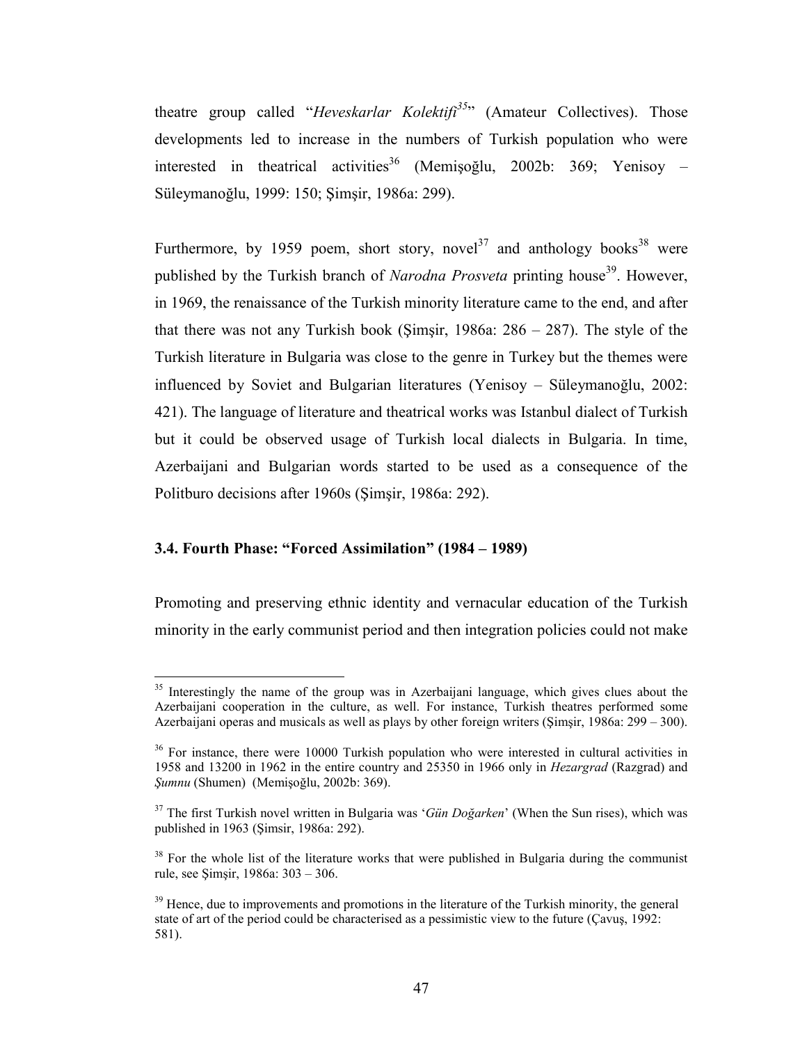theatre group called "*Heveskarlar Kolektifi*[35]" (Amateur Collectives). Those developments led to increase in the numbers of Turkish population who were interested in theatrical activities[36] (Memişoğlu, 2002b: 369; Yenisoy – Süleymanoğlu, 1999: 150; Şimşir, 1986a: 299).

Furthermore, by 1959 poem, short story, novel[37] and anthology books[38] were published by the Turkish branch of *Narodna Prosveta* printing house[39]. However, in 1969, the renaissance of the Turkish minority literature came to the end, and after that there was not any Turkish book (Şimşir, 1986a: 286 – 287). The style of the Turkish literature in Bulgaria was close to the genre in Turkey but the themes were influenced by Soviet and Bulgarian literatures (Yenisoy – Süleymanoğlu, 2002: 421). The language of literature and theatrical works was Istanbul dialect of Turkish but it could be observed usage of Turkish local dialects in Bulgaria. In time, Azerbaijani and Bulgarian words started to be used as a consequence of the Politburo decisions after 1960s (Şimşir, 1986a: 292).

### 3.4. Fourth Phase: "Forced Assimilation" (1984 – 1989)

Promoting and preserving ethnic identity and vernacular education of the Turkish minority in the early communist period and then integration policies could not make

---

[35] Interestingly the name of the group was in Azerbaijani language, which gives clues about the Azerbaijani cooperation in the culture, as well. For instance, Turkish theatres performed some Azerbaijani operas and musicals as well as plays by other foreign writers (Şimşir, 1986a: 299 – 300).

[36] For instance, there were 10000 Turkish population who were interested in cultural activities in 1958 and 13200 in 1962 in the entire country and 25350 in 1966 only in *Hezargrad* (Razgrad) and *Şumnu* (Shumen) (Memişoğlu, 2002b: 369).

[37] The first Turkish novel written in Bulgaria was '*Gün Doğarken*' (When the Sun rises), which was published in 1963 (Şimsir, 1986a: 292).

[38] For the whole list of the literature works that were published in Bulgaria during the communist rule, see Şimşir, 1986a: 303 – 306.

[39] Hence, due to improvements and promotions in the literature of the Turkish minority, the general state of art of the period could be characterised as a pessimistic view to the future (Çavuş, 1992: 581).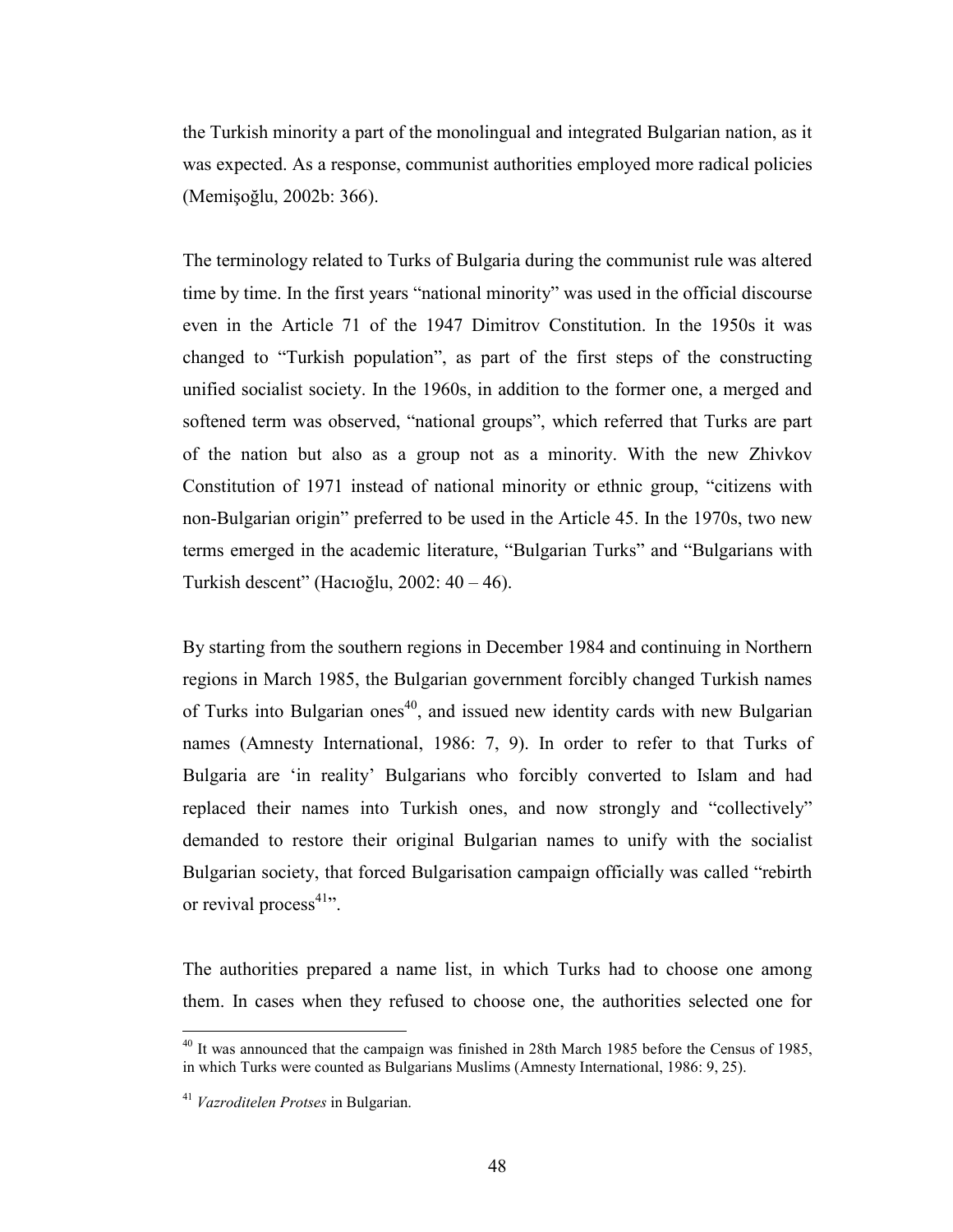the Turkish minority a part of the monolingual and integrated Bulgarian nation, as it was expected. As a response, communist authorities employed more radical policies (Memişoğlu, 2002b: 366).

The terminology related to Turks of Bulgaria during the communist rule was altered time by time. In the first years "national minority" was used in the official discourse even in the Article 71 of the 1947 Dimitrov Constitution. In the 1950s it was changed to "Turkish population", as part of the first steps of the constructing unified socialist society. In the 1960s, in addition to the former one, a merged and softened term was observed, "national groups", which referred that Turks are part of the nation but also as a group not as a minority. With the new Zhivkov Constitution of 1971 instead of national minority or ethnic group, "citizens with non-Bulgarian origin" preferred to be used in the Article 45. In the 1970s, two new terms emerged in the academic literature, "Bulgarian Turks" and "Bulgarians with Turkish descent" (Hacıoğlu, 2002: 40 – 46).

By starting from the southern regions in December 1984 and continuing in Northern regions in March 1985, the Bulgarian government forcibly changed Turkish names of Turks into Bulgarian ones[40], and issued new identity cards with new Bulgarian names (Amnesty International, 1986: 7, 9). In order to refer to that Turks of Bulgaria are 'in reality' Bulgarians who forcibly converted to Islam and had replaced their names into Turkish ones, and now strongly and "collectively" demanded to restore their original Bulgarian names to unify with the socialist Bulgarian society, that forced Bulgarisation campaign officially was called "rebirth or revival process[41]".

The authorities prepared a name list, in which Turks had to choose one among them. In cases when they refused to choose one, the authorities selected one for

---

[40] It was announced that the campaign was finished in 28th March 1985 before the Census of 1985, in which Turks were counted as Bulgarians Muslims (Amnesty International, 1986: 9, 25).

[41] *Vazroditelen Protses* in Bulgarian.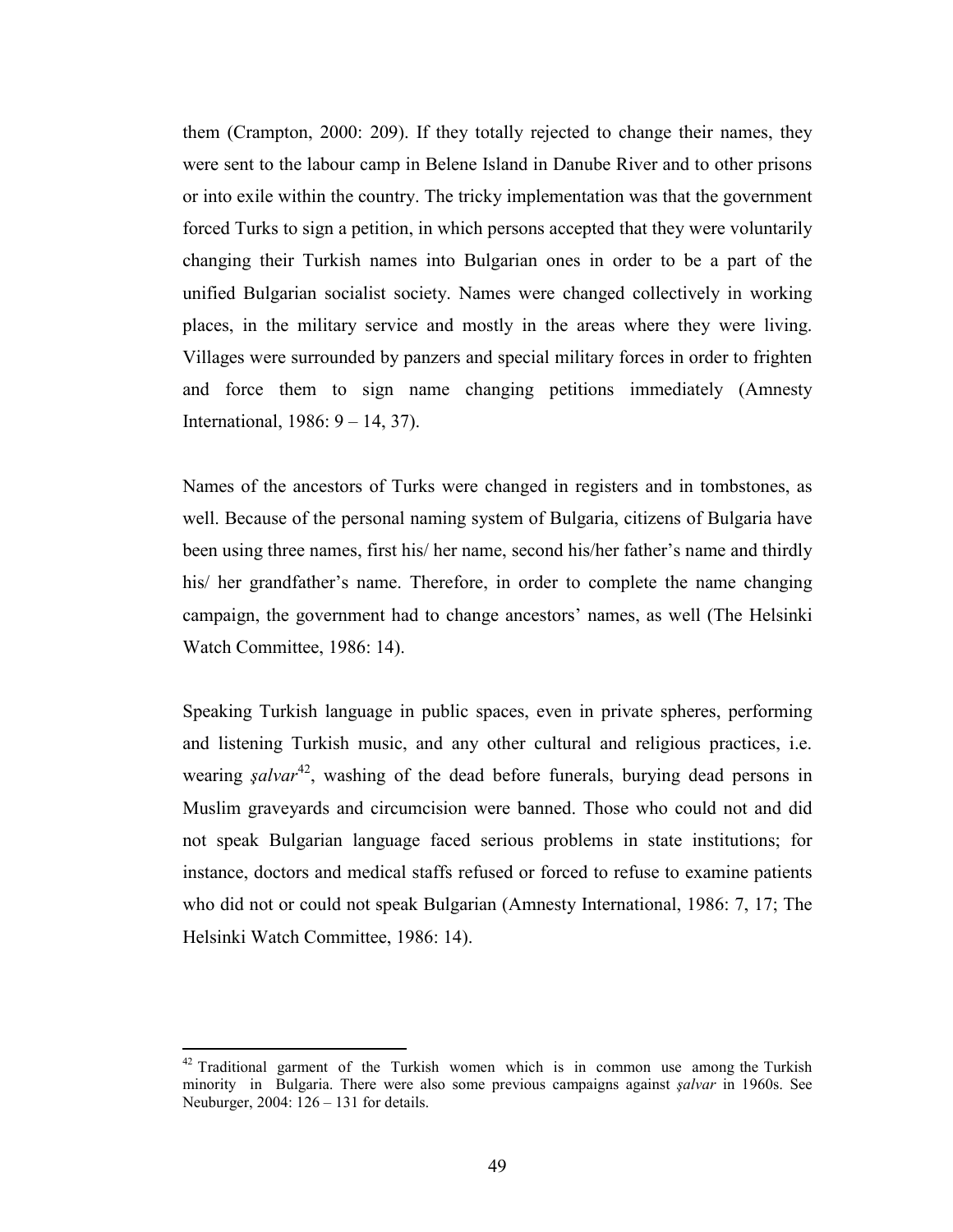them (Crampton, 2000: 209). If they totally rejected to change their names, they were sent to the labour camp in Belene Island in Danube River and to other prisons or into exile within the country. The tricky implementation was that the government forced Turks to sign a petition, in which persons accepted that they were voluntarily changing their Turkish names into Bulgarian ones in order to be a part of the unified Bulgarian socialist society. Names were changed collectively in working places, in the military service and mostly in the areas where they were living. Villages were surrounded by panzers and special military forces in order to frighten and force them to sign name changing petitions immediately (Amnesty International, 1986: 9 – 14, 37).

Names of the ancestors of Turks were changed in registers and in tombstones, as well. Because of the personal naming system of Bulgaria, citizens of Bulgaria have been using three names, first his/ her name, second his/her father's name and thirdly his/ her grandfather's name. Therefore, in order to complete the name changing campaign, the government had to change ancestors' names, as well (The Helsinki Watch Committee, 1986: 14).

Speaking Turkish language in public spaces, even in private spheres, performing and listening Turkish music, and any other cultural and religious practices, i.e. wearing *şalvar*[42], washing of the dead before funerals, burying dead persons in Muslim graveyards and circumcision were banned. Those who could not and did not speak Bulgarian language faced serious problems in state institutions; for instance, doctors and medical staffs refused or forced to refuse to examine patients who did not or could not speak Bulgarian (Amnesty International, 1986: 7, 17; The Helsinki Watch Committee, 1986: 14).

---

[42] Traditional garment of the Turkish women which is in common use among the Turkish minority in Bulgaria. There were also some previous campaigns against *şalvar* in 1960s. See Neuburger, 2004: 126 – 131 for details.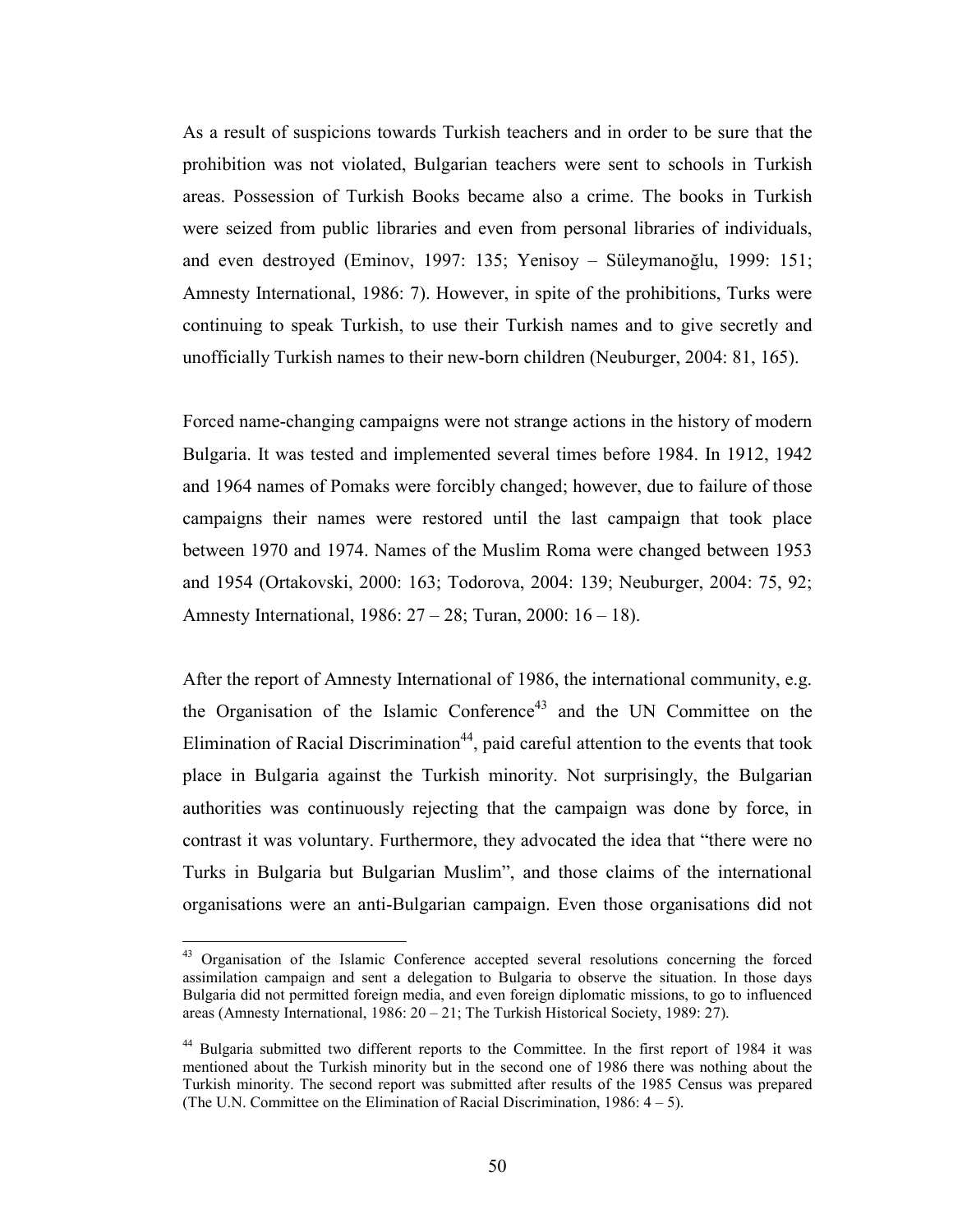As a result of suspicions towards Turkish teachers and in order to be sure that the prohibition was not violated, Bulgarian teachers were sent to schools in Turkish areas. Possession of Turkish Books became also a crime. The books in Turkish were seized from public libraries and even from personal libraries of individuals, and even destroyed (Eminov, 1997: 135; Yenisoy – Süleymanoğlu, 1999: 151; Amnesty International, 1986: 7). However, in spite of the prohibitions, Turks were continuing to speak Turkish, to use their Turkish names and to give secretly and unofficially Turkish names to their new-born children (Neuburger, 2004: 81, 165).

Forced name-changing campaigns were not strange actions in the history of modern Bulgaria. It was tested and implemented several times before 1984. In 1912, 1942 and 1964 names of Pomaks were forcibly changed; however, due to failure of those campaigns their names were restored until the last campaign that took place between 1970 and 1974. Names of the Muslim Roma were changed between 1953 and 1954 (Ortakovski, 2000: 163; Todorova, 2004: 139; Neuburger, 2004: 75, 92; Amnesty International, 1986: 27 – 28; Turan, 2000: 16 – 18).

After the report of Amnesty International of 1986, the international community, e.g. the Organisation of the Islamic Conference[43] and the UN Committee on the Elimination of Racial Discrimination[44], paid careful attention to the events that took place in Bulgaria against the Turkish minority. Not surprisingly, the Bulgarian authorities was continuously rejecting that the campaign was done by force, in contrast it was voluntary. Furthermore, they advocated the idea that "there were no Turks in Bulgaria but Bulgarian Muslim", and those claims of the international organisations were an anti-Bulgarian campaign. Even those organisations did not

---

[43] Organisation of the Islamic Conference accepted several resolutions concerning the forced assimilation campaign and sent a delegation to Bulgaria to observe the situation. In those days Bulgaria did not permitted foreign media, and even foreign diplomatic missions, to go to influenced areas (Amnesty International, 1986: 20 – 21; The Turkish Historical Society, 1989: 27).

[44] Bulgaria submitted two different reports to the Committee. In the first report of 1984 it was mentioned about the Turkish minority but in the second one of 1986 there was nothing about the Turkish minority. The second report was submitted after results of the 1985 Census was prepared (The U.N. Committee on the Elimination of Racial Discrimination, 1986: 4 – 5).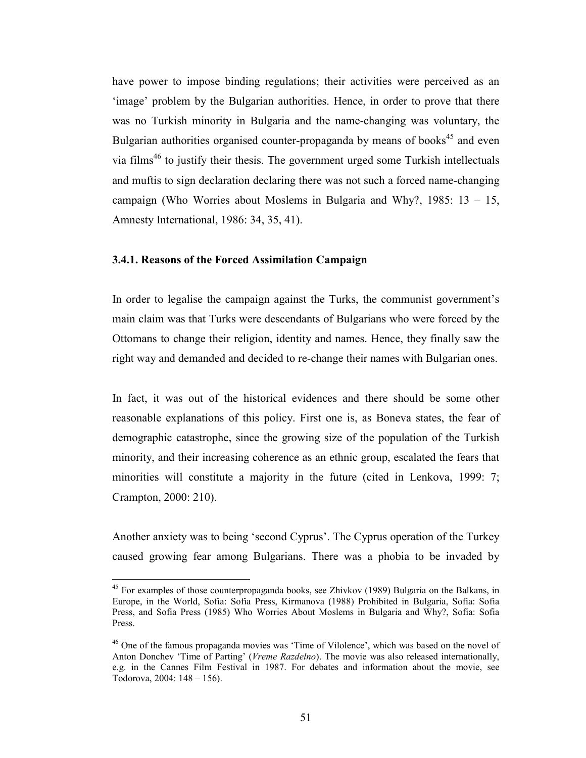have power to impose binding regulations; their activities were perceived as an 'image' problem by the Bulgarian authorities. Hence, in order to prove that there was no Turkish minority in Bulgaria and the name-changing was voluntary, the Bulgarian authorities organised counter-propaganda by means of books[45] and even via films[46] to justify their thesis. The government urged some Turkish intellectuals and muftis to sign declaration declaring there was not such a forced name-changing campaign (Who Worries about Moslems in Bulgaria and Why?, 1985: 13 – 15, Amnesty International, 1986: 34, 35, 41).

### 3.4.1. Reasons of the Forced Assimilation Campaign

In order to legalise the campaign against the Turks, the communist government's main claim was that Turks were descendants of Bulgarians who were forced by the Ottomans to change their religion, identity and names. Hence, they finally saw the right way and demanded and decided to re-change their names with Bulgarian ones.

In fact, it was out of the historical evidences and there should be some other reasonable explanations of this policy. First one is, as Boneva states, the fear of demographic catastrophe, since the growing size of the population of the Turkish minority, and their increasing coherence as an ethnic group, escalated the fears that minorities will constitute a majority in the future (cited in Lenkova, 1999: 7; Crampton, 2000: 210).

Another anxiety was to being 'second Cyprus'. The Cyprus operation of the Turkey caused growing fear among Bulgarians. There was a phobia to be invaded by

---

[45] For examples of those counterpropaganda books, see Zhivkov (1989) Bulgaria on the Balkans, in Europe, in the World, Sofia: Sofia Press, Kirmanova (1988) Prohibited in Bulgaria, Sofia: Sofia Press, and Sofia Press (1985) Who Worries About Moslems in Bulgaria and Why?, Sofia: Sofia Press.

[46] One of the famous propaganda movies was 'Time of Vilolence', which was based on the novel of Anton Donchev 'Time of Parting' (*Vreme Razdelno*). The movie was also released internationally, e.g. in the Cannes Film Festival in 1987. For debates and information about the movie, see Todorova, 2004: 148 – 156).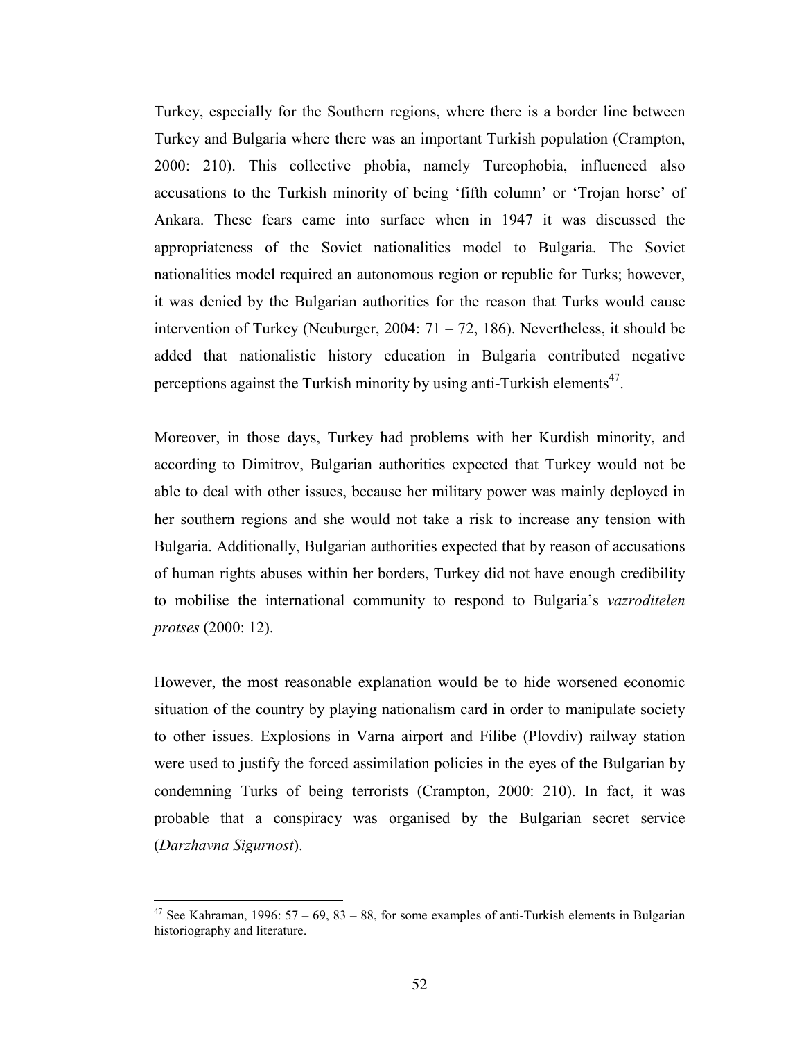Turkey, especially for the Southern regions, where there is a border line between Turkey and Bulgaria where there was an important Turkish population (Crampton, 2000: 210). This collective phobia, namely Turcophobia, influenced also accusations to the Turkish minority of being 'fifth column' or 'Trojan horse' of Ankara. These fears came into surface when in 1947 it was discussed the appropriateness of the Soviet nationalities model to Bulgaria. The Soviet nationalities model required an autonomous region or republic for Turks; however, it was denied by the Bulgarian authorities for the reason that Turks would cause intervention of Turkey (Neuburger, 2004: 71 – 72, 186). Nevertheless, it should be added that nationalistic history education in Bulgaria contributed negative perceptions against the Turkish minority by using anti-Turkish elements[47].

Moreover, in those days, Turkey had problems with her Kurdish minority, and according to Dimitrov, Bulgarian authorities expected that Turkey would not be able to deal with other issues, because her military power was mainly deployed in her southern regions and she would not take a risk to increase any tension with Bulgaria. Additionally, Bulgarian authorities expected that by reason of accusations of human rights abuses within her borders, Turkey did not have enough credibility to mobilise the international community to respond to Bulgaria's *vazroditelen protses* (2000: 12).

However, the most reasonable explanation would be to hide worsened economic situation of the country by playing nationalism card in order to manipulate society to other issues. Explosions in Varna airport and Filibe (Plovdiv) railway station were used to justify the forced assimilation policies in the eyes of the Bulgarian by condemning Turks of being terrorists (Crampton, 2000: 210). In fact, it was probable that a conspiracy was organised by the Bulgarian secret service (*Darzhavna Sigurnost*).

---

[47] See Kahraman, 1996: 57 – 69, 83 – 88, for some examples of anti-Turkish elements in Bulgarian historiography and literature.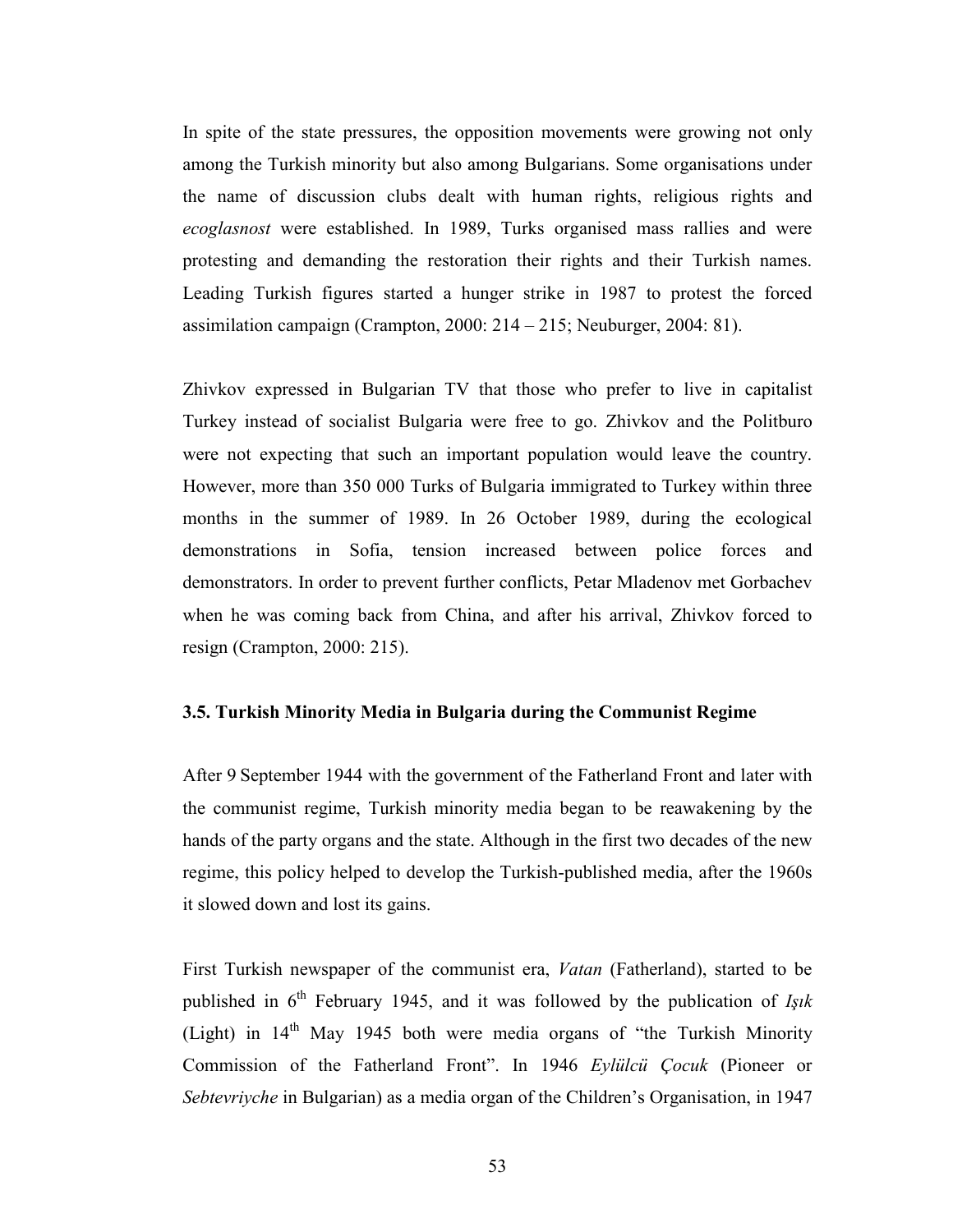In spite of the state pressures, the opposition movements were growing not only among the Turkish minority but also among Bulgarians. Some organisations under the name of discussion clubs dealt with human rights, religious rights and *ecoglasnost* were established. In 1989, Turks organised mass rallies and were protesting and demanding the restoration their rights and their Turkish names. Leading Turkish figures started a hunger strike in 1987 to protest the forced assimilation campaign (Crampton, 2000: 214 – 215; Neuburger, 2004: 81).

Zhivkov expressed in Bulgarian TV that those who prefer to live in capitalist Turkey instead of socialist Bulgaria were free to go. Zhivkov and the Politburo were not expecting that such an important population would leave the country. However, more than 350 000 Turks of Bulgaria immigrated to Turkey within three months in the summer of 1989. In 26 October 1989, during the ecological demonstrations in Sofia, tension increased between police forces and demonstrators. In order to prevent further conflicts, Petar Mladenov met Gorbachev when he was coming back from China, and after his arrival, Zhivkov forced to resign (Crampton, 2000: 215).

### 3.5. Turkish Minority Media in Bulgaria during the Communist Regime

After 9 September 1944 with the government of the Fatherland Front and later with the communist regime, Turkish minority media began to be reawakening by the hands of the party organs and the state. Although in the first two decades of the new regime, this policy helped to develop the Turkish-published media, after the 1960s it slowed down and lost its gains.

First Turkish newspaper of the communist era, *Vatan* (Fatherland), started to be published in 6th February 1945, and it was followed by the publication of *Işık* (Light) in 14th May 1945 both were media organs of "the Turkish Minority Commission of the Fatherland Front". In 1946 *Eylülcü Çocuk* (Pioneer or *Sebtevriyche* in Bulgarian) as a media organ of the Children's Organisation, in 1947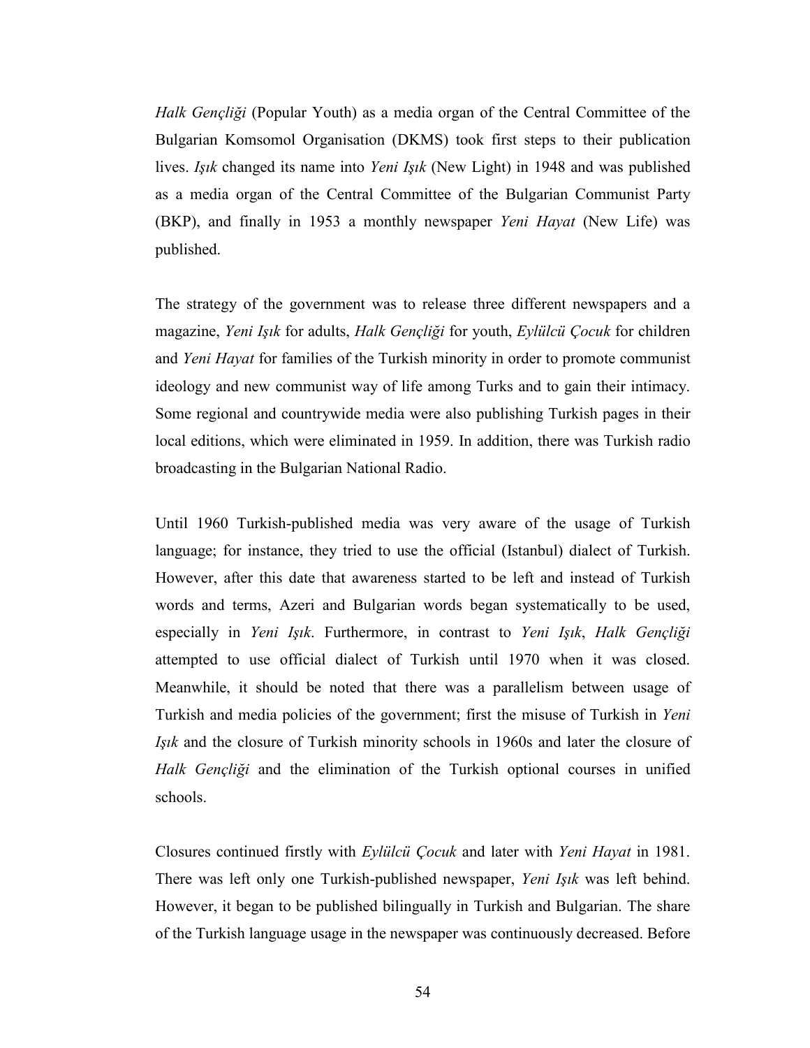*Halk Gençliği* (Popular Youth) as a media organ of the Central Committee of the Bulgarian Komsomol Organisation (DKMS) took first steps to their publication lives. *Işık* changed its name into *Yeni Işık* (New Light) in 1948 and was published as a media organ of the Central Committee of the Bulgarian Communist Party (BKP), and finally in 1953 a monthly newspaper *Yeni Hayat* (New Life) was published.

The strategy of the government was to release three different newspapers and a magazine, *Yeni Işık* for adults, *Halk Gençliği* for youth, *Eylülcü Çocuk* for children and *Yeni Hayat* for families of the Turkish minority in order to promote communist ideology and new communist way of life among Turks and to gain their intimacy. Some regional and countrywide media were also publishing Turkish pages in their local editions, which were eliminated in 1959. In addition, there was Turkish radio broadcasting in the Bulgarian National Radio.

Until 1960 Turkish-published media was very aware of the usage of Turkish language; for instance, they tried to use the official (Istanbul) dialect of Turkish. However, after this date that awareness started to be left and instead of Turkish words and terms, Azeri and Bulgarian words began systematically to be used, especially in *Yeni Işık*. Furthermore, in contrast to *Yeni Işık*, *Halk Gençliği* attempted to use official dialect of Turkish until 1970 when it was closed. Meanwhile, it should be noted that there was a parallelism between usage of Turkish and media policies of the government; first the misuse of Turkish in *Yeni Işık* and the closure of Turkish minority schools in 1960s and later the closure of *Halk Gençliği* and the elimination of the Turkish optional courses in unified schools.

Closures continued firstly with *Eylülcü Çocuk* and later with *Yeni Hayat* in 1981. There was left only one Turkish-published newspaper, *Yeni Işık* was left behind. However, it began to be published bilingually in Turkish and Bulgarian. The share of the Turkish language usage in the newspaper was continuously decreased. Before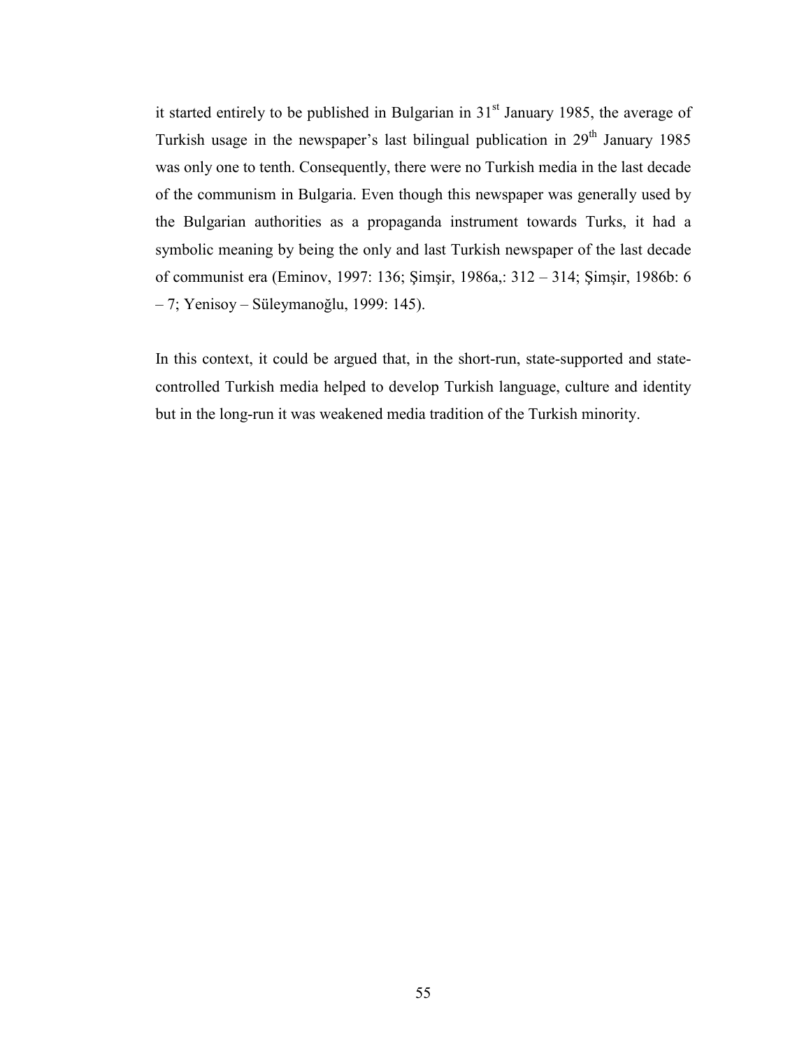it started entirely to be published in Bulgarian in 31st January 1985, the average of Turkish usage in the newspaper's last bilingual publication in 29th January 1985 was only one to tenth. Consequently, there were no Turkish media in the last decade of the communism in Bulgaria. Even though this newspaper was generally used by the Bulgarian authorities as a propaganda instrument towards Turks, it had a symbolic meaning by being the only and last Turkish newspaper of the last decade of communist era (Eminov, 1997: 136; Şimşir, 1986a,: 312 – 314; Şimşir, 1986b: 6 – 7; Yenisoy – Süleymanoğlu, 1999: 145).

In this context, it could be argued that, in the short-run, state-supported and state-controlled Turkish media helped to develop Turkish language, culture and identity but in the long-run it was weakened media tradition of the Turkish minority.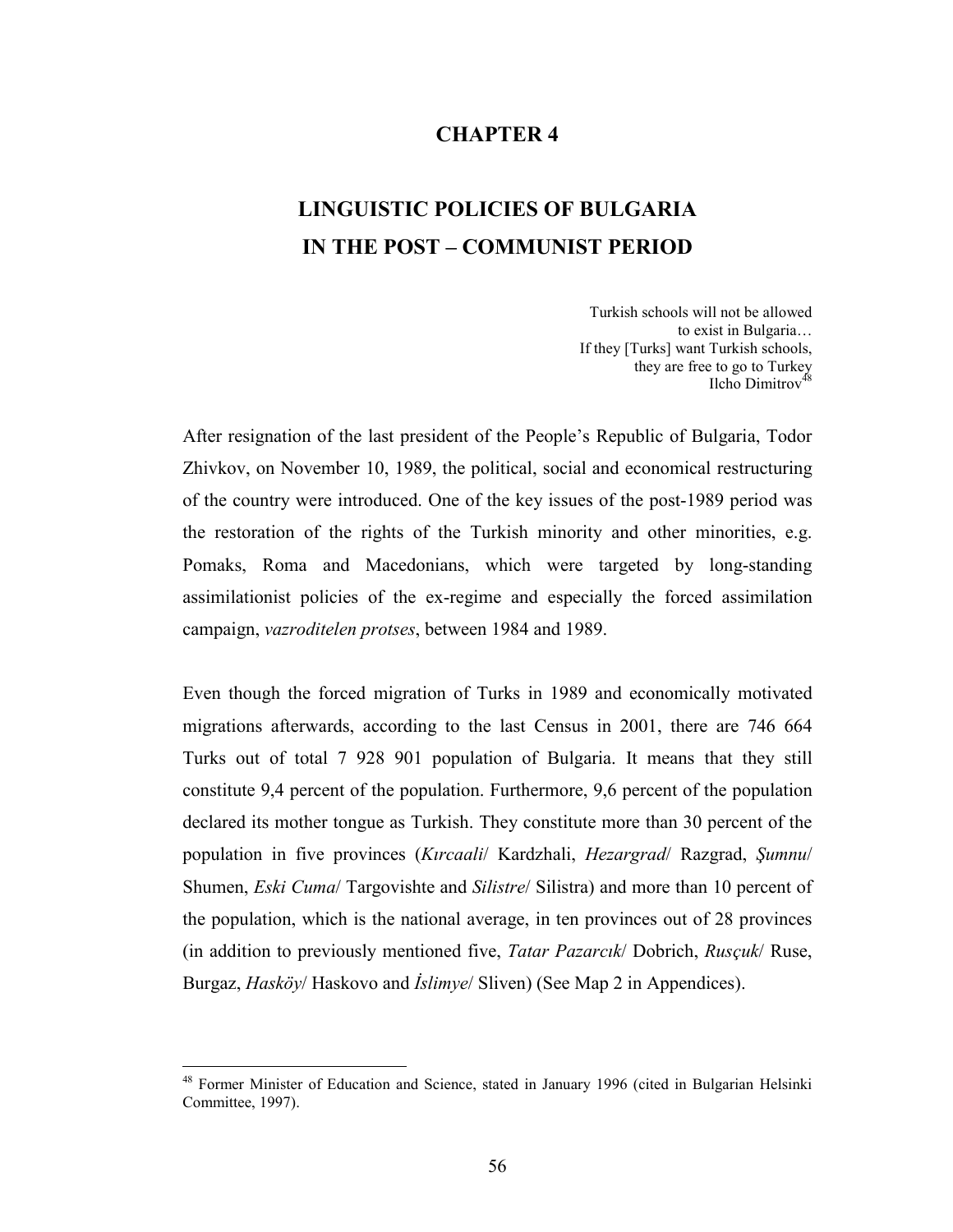# CHAPTER 4

# LINGUISTIC POLICIES OF BULGARIA IN THE POST – COMMUNIST PERIOD

Turkish schools will not be allowed to exist in Bulgaria…
If they [Turks] want Turkish schools, they are free to go to Turkey
Ilcho Dimitrov[48]

After resignation of the last president of the People's Republic of Bulgaria, Todor Zhivkov, on November 10, 1989, the political, social and economical restructuring of the country were introduced. One of the key issues of the post-1989 period was the restoration of the rights of the Turkish minority and other minorities, e.g. Pomaks, Roma and Macedonians, which were targeted by long-standing assimilationist policies of the ex-regime and especially the forced assimilation campaign, *vazroditelen protses*, between 1984 and 1989.

Even though the forced migration of Turks in 1989 and economically motivated migrations afterwards, according to the last Census in 2001, there are 746 664 Turks out of total 7 928 901 population of Bulgaria. It means that they still constitute 9,4 percent of the population. Furthermore, 9,6 percent of the population declared its mother tongue as Turkish. They constitute more than 30 percent of the population in five provinces (*Kırcaali*/ Kardzhali, *Hezargrad*/ Razgrad, *Şumnu*/ Shumen, *Eski Cuma*/ Targovishte and *Silistre*/ Silistra) and more than 10 percent of the population, which is the national average, in ten provinces out of 28 provinces (in addition to previously mentioned five, *Tatar Pazarcık*/ Dobrich, *Rusçuk*/ Ruse, Burgaz, *Hasköy*/ Haskovo and *İslimye*/ Sliven) (See Map 2 in Appendices).

[48] Former Minister of Education and Science, stated in January 1996 (cited in Bulgarian Helsinki Committee, 1997).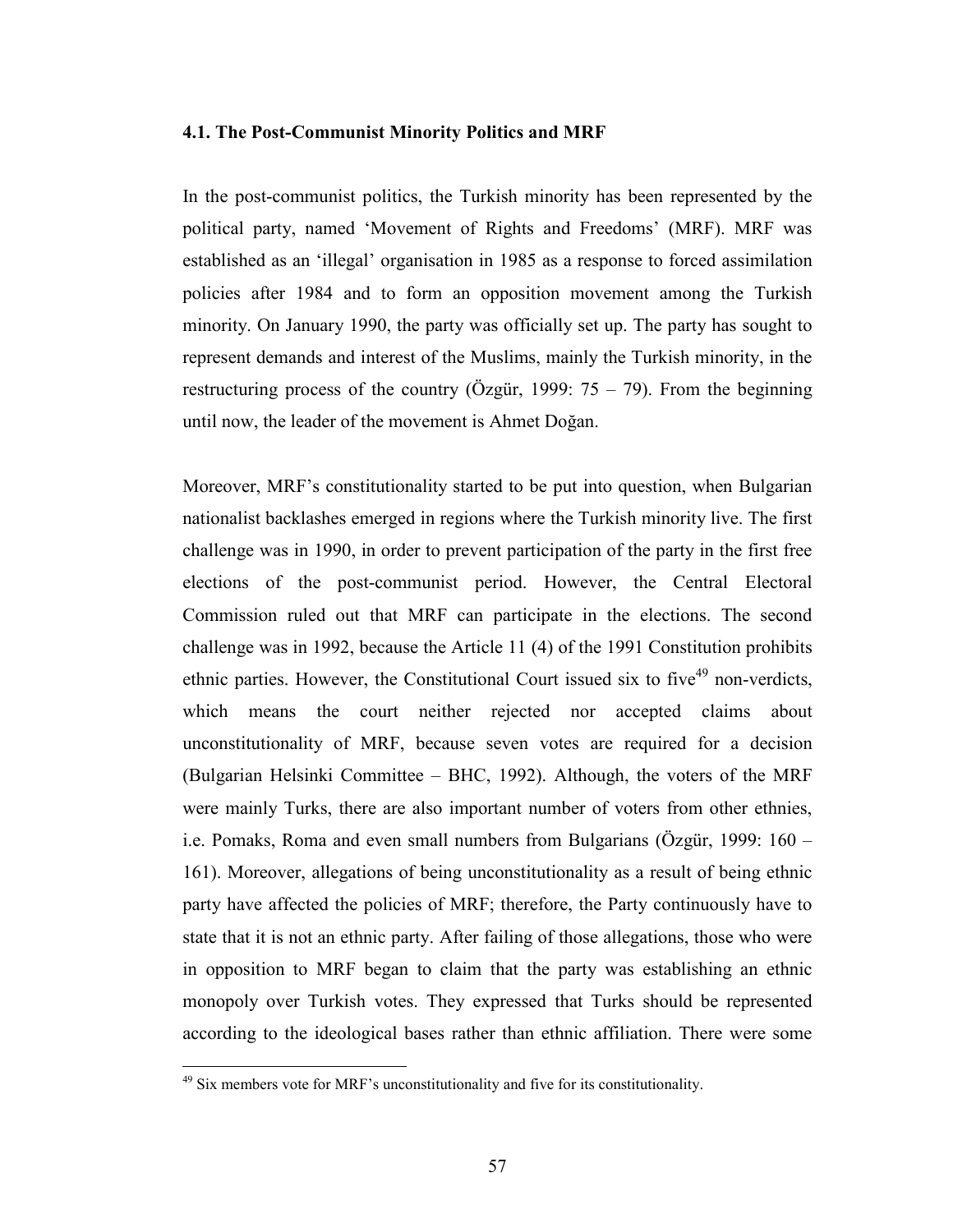### 4.1. The Post-Communist Minority Politics and MRF

In the post-communist politics, the Turkish minority has been represented by the political party, named 'Movement of Rights and Freedoms' (MRF). MRF was established as an 'illegal' organisation in 1985 as a response to forced assimilation policies after 1984 and to form an opposition movement among the Turkish minority. On January 1990, the party was officially set up. The party has sought to represent demands and interest of the Muslims, mainly the Turkish minority, in the restructuring process of the country (Özgür, 1999: 75 – 79). From the beginning until now, the leader of the movement is Ahmet Doğan.

Moreover, MRF's constitutionality started to be put into question, when Bulgarian nationalist backlashes emerged in regions where the Turkish minority live. The first challenge was in 1990, in order to prevent participation of the party in the first free elections of the post-communist period. However, the Central Electoral Commission ruled out that MRF can participate in the elections. The second challenge was in 1992, because the Article 11 (4) of the 1991 Constitution prohibits ethnic parties. However, the Constitutional Court issued six to five[49] non-verdicts, which means the court neither rejected nor accepted claims about unconstitutionality of MRF, because seven votes are required for a decision (Bulgarian Helsinki Committee – BHC, 1992). Although, the voters of the MRF were mainly Turks, there are also important number of voters from other ethnies, i.e. Pomaks, Roma and even small numbers from Bulgarians (Özgür, 1999: 160 – 161). Moreover, allegations of being unconstitutionality as a result of being ethnic party have affected the policies of MRF; therefore, the Party continuously have to state that it is not an ethnic party. After failing of those allegations, those who were in opposition to MRF began to claim that the party was establishing an ethnic monopoly over Turkish votes. They expressed that Turks should be represented according to the ideological bases rather than ethnic affiliation. There were some

[49] Six members vote for MRF's unconstitutionality and five for its constitutionality.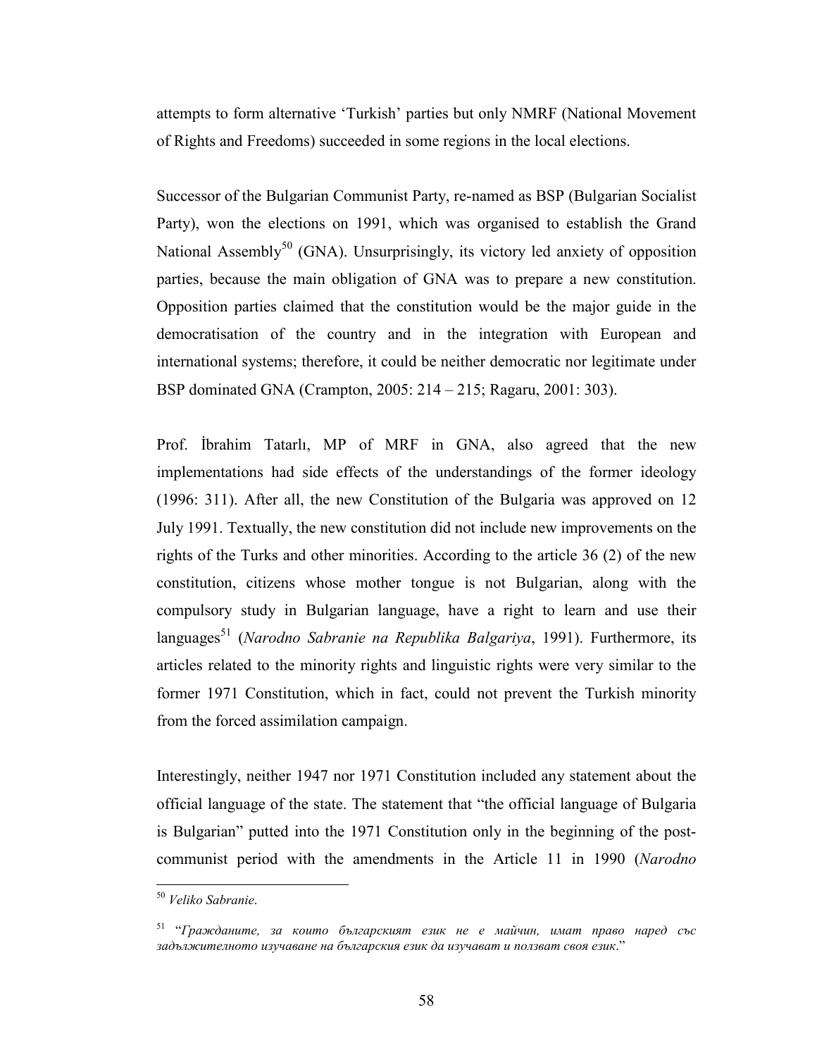attempts to form alternative 'Turkish' parties but only NMRF (National Movement of Rights and Freedoms) succeeded in some regions in the local elections.

Successor of the Bulgarian Communist Party, re-named as BSP (Bulgarian Socialist Party), won the elections on 1991, which was organised to establish the Grand National Assembly[50] (GNA). Unsurprisingly, its victory led anxiety of opposition parties, because the main obligation of GNA was to prepare a new constitution. Opposition parties claimed that the constitution would be the major guide in the democratisation of the country and in the integration with European and international systems; therefore, it could be neither democratic nor legitimate under BSP dominated GNA (Crampton, 2005: 214 – 215; Ragaru, 2001: 303).

Prof. İbrahim Tatarlı, MP of MRF in GNA, also agreed that the new implementations had side effects of the understandings of the former ideology (1996: 311). After all, the new Constitution of the Bulgaria was approved on 12 July 1991. Textually, the new constitution did not include new improvements on the rights of the Turks and other minorities. According to the article 36 (2) of the new constitution, citizens whose mother tongue is not Bulgarian, along with the compulsory study in Bulgarian language, have a right to learn and use their languages[51] (*Narodno Sabranie na Republika Balgariya*, 1991). Furthermore, its articles related to the minority rights and linguistic rights were very similar to the former 1971 Constitution, which in fact, could not prevent the Turkish minority from the forced assimilation campaign.

Interestingly, neither 1947 nor 1971 Constitution included any statement about the official language of the state. The statement that "the official language of Bulgaria is Bulgarian" putted into the 1971 Constitution only in the beginning of the post-communist period with the amendments in the Article 11 in 1990 (*Narodno*

---

[50] *Veliko Sabranie*.

[51] "*Гражданите, за които българският език не е майчин, имат право наред със задължителното изучаване на българския език да изучават и ползват своя език*."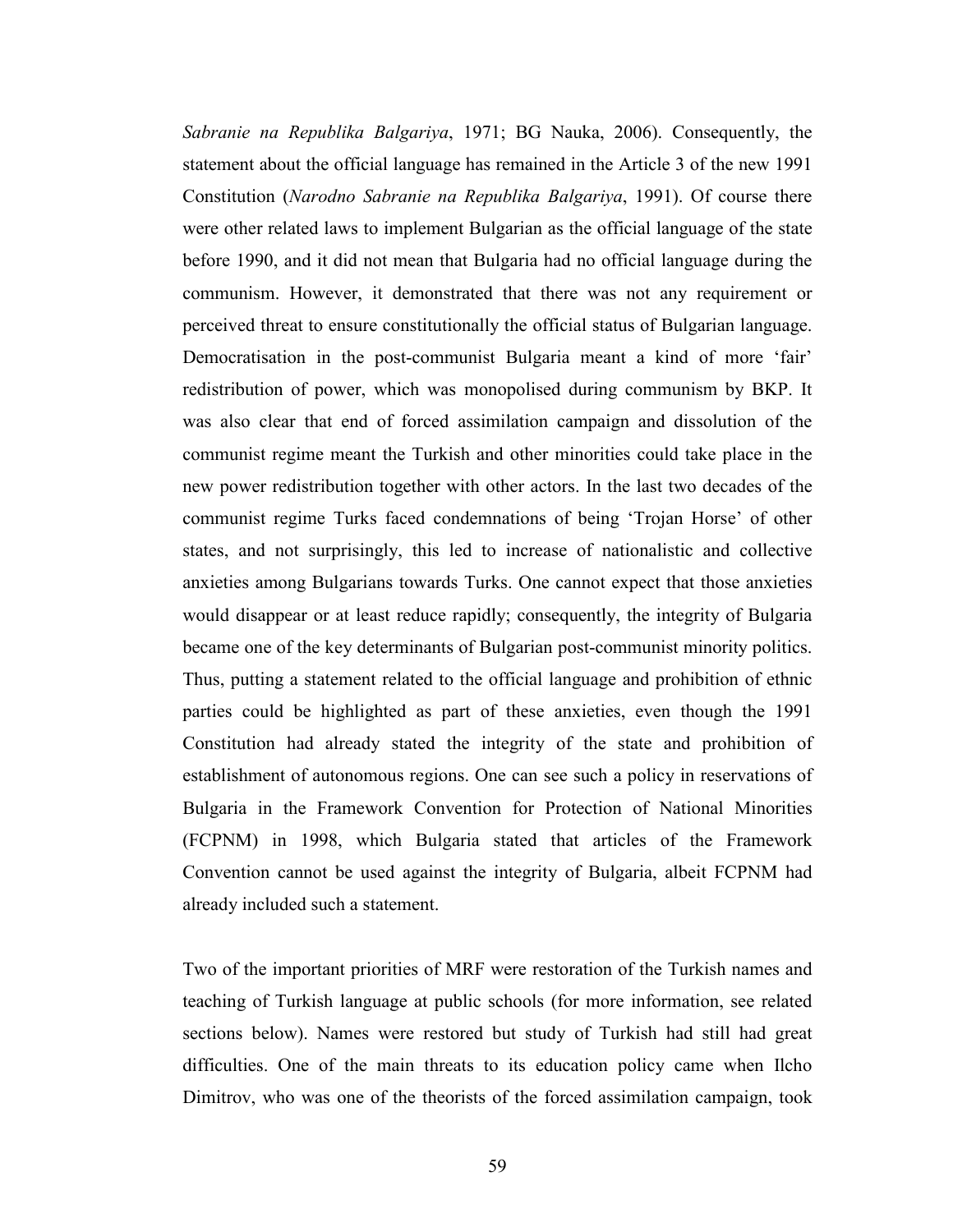*Sabranie na Republika Balgariya*, 1971; BG Nauka, 2006). Consequently, the statement about the official language has remained in the Article 3 of the new 1991 Constitution (*Narodno Sabranie na Republika Balgariya*, 1991). Of course there were other related laws to implement Bulgarian as the official language of the state before 1990, and it did not mean that Bulgaria had no official language during the communism. However, it demonstrated that there was not any requirement or perceived threat to ensure constitutionally the official status of Bulgarian language. Democratisation in the post-communist Bulgaria meant a kind of more 'fair' redistribution of power, which was monopolised during communism by BKP. It was also clear that end of forced assimilation campaign and dissolution of the communist regime meant the Turkish and other minorities could take place in the new power redistribution together with other actors. In the last two decades of the communist regime Turks faced condemnations of being 'Trojan Horse' of other states, and not surprisingly, this led to increase of nationalistic and collective anxieties among Bulgarians towards Turks. One cannot expect that those anxieties would disappear or at least reduce rapidly; consequently, the integrity of Bulgaria became one of the key determinants of Bulgarian post-communist minority politics. Thus, putting a statement related to the official language and prohibition of ethnic parties could be highlighted as part of these anxieties, even though the 1991 Constitution had already stated the integrity of the state and prohibition of establishment of autonomous regions. One can see such a policy in reservations of Bulgaria in the Framework Convention for Protection of National Minorities (FCPNM) in 1998, which Bulgaria stated that articles of the Framework Convention cannot be used against the integrity of Bulgaria, albeit FCPNM had already included such a statement.

Two of the important priorities of MRF were restoration of the Turkish names and teaching of Turkish language at public schools (for more information, see related sections below). Names were restored but study of Turkish had still had great difficulties. One of the main threats to its education policy came when Ilcho Dimitrov, who was one of the theorists of the forced assimilation campaign, took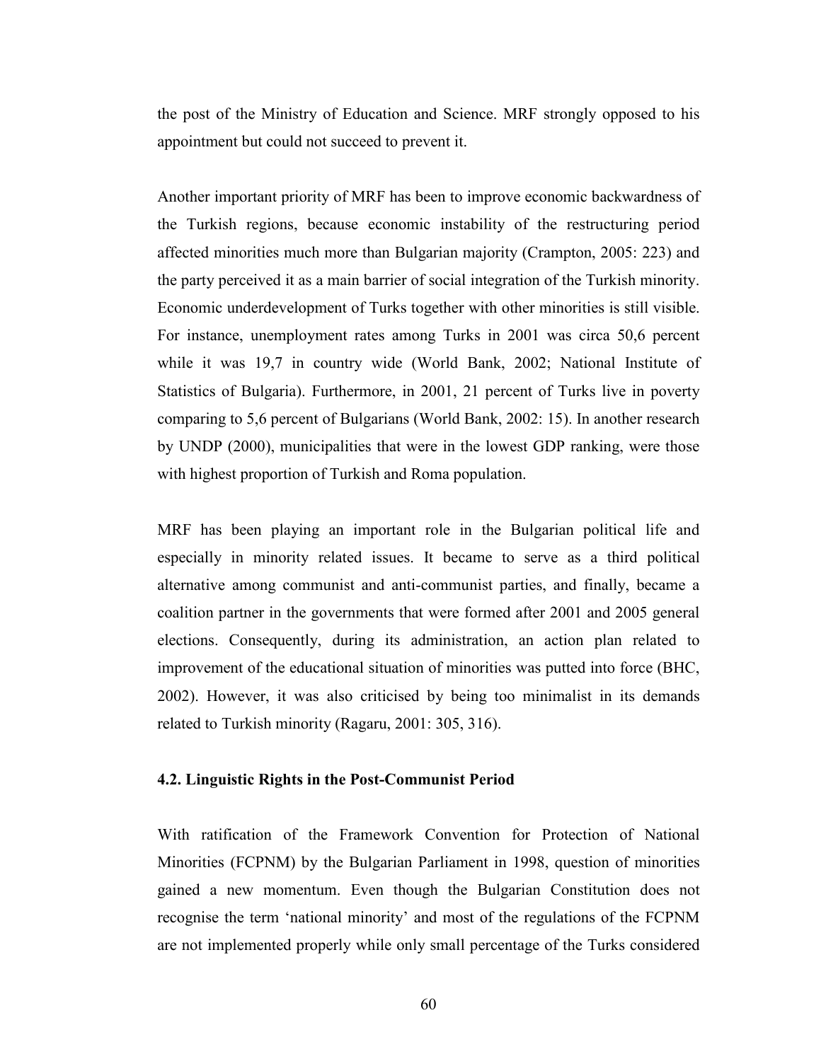the post of the Ministry of Education and Science. MRF strongly opposed to his appointment but could not succeed to prevent it.

Another important priority of MRF has been to improve economic backwardness of the Turkish regions, because economic instability of the restructuring period affected minorities much more than Bulgarian majority (Crampton, 2005: 223) and the party perceived it as a main barrier of social integration of the Turkish minority. Economic underdevelopment of Turks together with other minorities is still visible. For instance, unemployment rates among Turks in 2001 was circa 50,6 percent while it was 19,7 in country wide (World Bank, 2002; National Institute of Statistics of Bulgaria). Furthermore, in 2001, 21 percent of Turks live in poverty comparing to 5,6 percent of Bulgarians (World Bank, 2002: 15). In another research by UNDP (2000), municipalities that were in the lowest GDP ranking, were those with highest proportion of Turkish and Roma population.

MRF has been playing an important role in the Bulgarian political life and especially in minority related issues. It became to serve as a third political alternative among communist and anti-communist parties, and finally, became a coalition partner in the governments that were formed after 2001 and 2005 general elections. Consequently, during its administration, an action plan related to improvement of the educational situation of minorities was putted into force (BHC, 2002). However, it was also criticised by being too minimalist in its demands related to Turkish minority (Ragaru, 2001: 305, 316).

### 4.2. Linguistic Rights in the Post-Communist Period

With ratification of the Framework Convention for Protection of National Minorities (FCPNM) by the Bulgarian Parliament in 1998, question of minorities gained a new momentum. Even though the Bulgarian Constitution does not recognise the term 'national minority' and most of the regulations of the FCPNM are not implemented properly while only small percentage of the Turks considered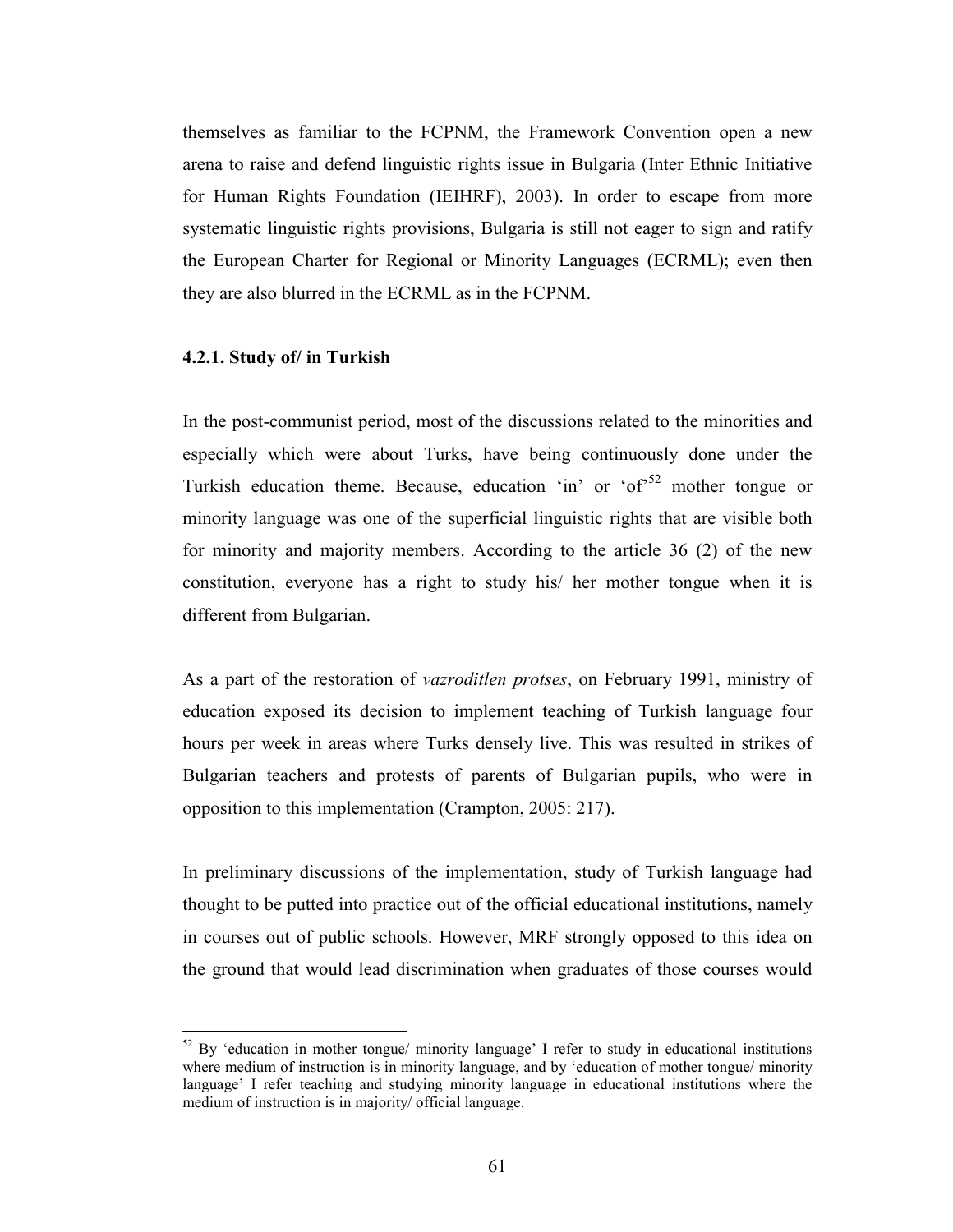themselves as familiar to the FCPNM, the Framework Convention open a new arena to raise and defend linguistic rights issue in Bulgaria (Inter Ethnic Initiative for Human Rights Foundation (IEIHRF), 2003). In order to escape from more systematic linguistic rights provisions, Bulgaria is still not eager to sign and ratify the European Charter for Regional or Minority Languages (ECRML); even then they are also blurred in the ECRML as in the FCPNM.

#### 4.2.1. Study of/ in Turkish

In the post-communist period, most of the discussions related to the minorities and especially which were about Turks, have being continuously done under the Turkish education theme. Because, education 'in' or 'of'[52] mother tongue or minority language was one of the superficial linguistic rights that are visible both for minority and majority members. According to the article 36 (2) of the new constitution, everyone has a right to study his/ her mother tongue when it is different from Bulgarian.

As a part of the restoration of *vazroditlen protses*, on February 1991, ministry of education exposed its decision to implement teaching of Turkish language four hours per week in areas where Turks densely live. This was resulted in strikes of Bulgarian teachers and protests of parents of Bulgarian pupils, who were in opposition to this implementation (Crampton, 2005: 217).

In preliminary discussions of the implementation, study of Turkish language had thought to be putted into practice out of the official educational institutions, namely in courses out of public schools. However, MRF strongly opposed to this idea on the ground that would lead discrimination when graduates of those courses would

---

[52] By 'education in mother tongue/ minority language' I refer to study in educational institutions where medium of instruction is in minority language, and by 'education of mother tongue/ minority language' I refer teaching and studying minority language in educational institutions where the medium of instruction is in majority/ official language.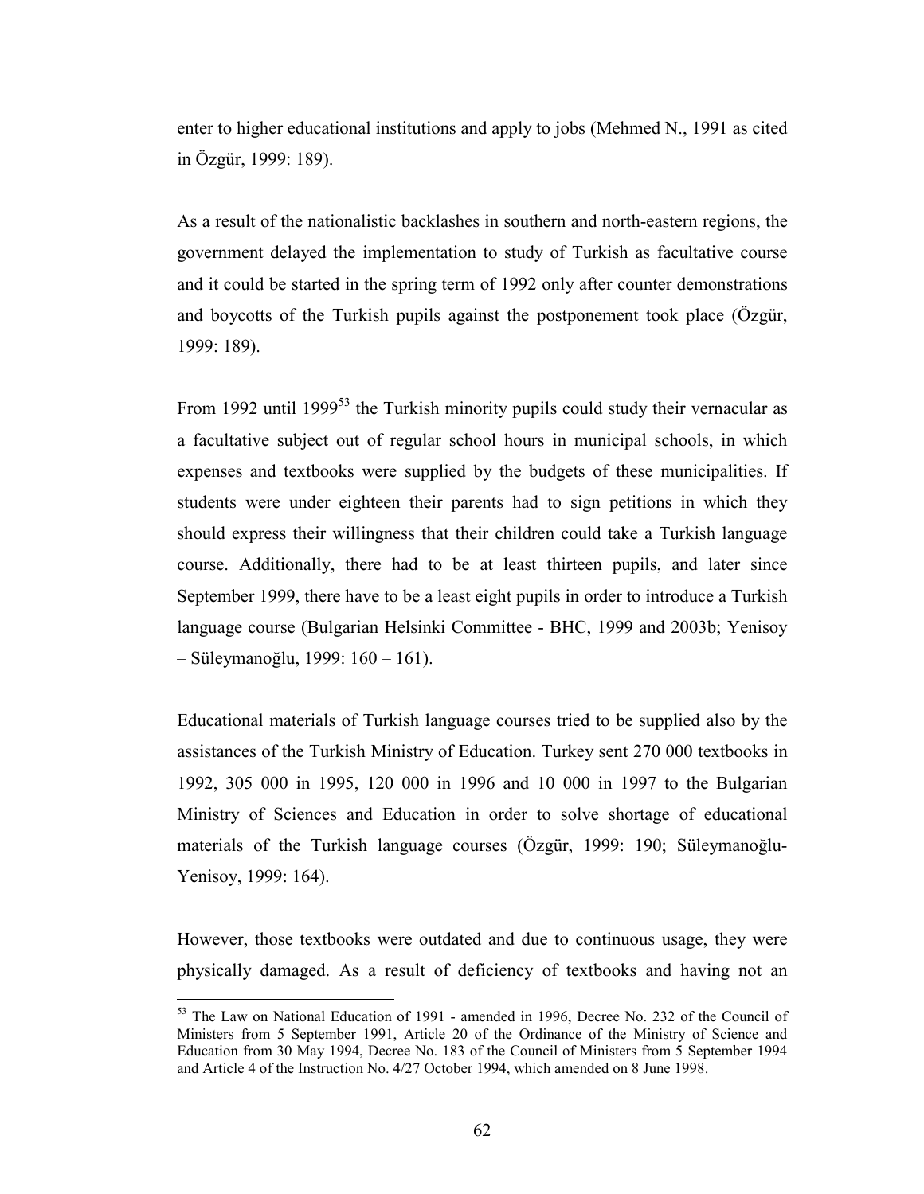enter to higher educational institutions and apply to jobs (Mehmed N., 1991 as cited in Özgür, 1999: 189).

As a result of the nationalistic backlashes in southern and north-eastern regions, the government delayed the implementation to study of Turkish as facultative course and it could be started in the spring term of 1992 only after counter demonstrations and boycotts of the Turkish pupils against the postponement took place (Özgür, 1999: 189).

From 1992 until 1999[53] the Turkish minority pupils could study their vernacular as a facultative subject out of regular school hours in municipal schools, in which expenses and textbooks were supplied by the budgets of these municipalities. If students were under eighteen their parents had to sign petitions in which they should express their willingness that their children could take a Turkish language course. Additionally, there had to be at least thirteen pupils, and later since September 1999, there have to be a least eight pupils in order to introduce a Turkish language course (Bulgarian Helsinki Committee - BHC, 1999 and 2003b; Yenisoy – Süleymanoğlu, 1999: 160 – 161).

Educational materials of Turkish language courses tried to be supplied also by the assistances of the Turkish Ministry of Education. Turkey sent 270 000 textbooks in 1992, 305 000 in 1995, 120 000 in 1996 and 10 000 in 1997 to the Bulgarian Ministry of Sciences and Education in order to solve shortage of educational materials of the Turkish language courses (Özgür, 1999: 190; Süleymanoğlu-Yenisoy, 1999: 164).

However, those textbooks were outdated and due to continuous usage, they were physically damaged. As a result of deficiency of textbooks and having not an

---

[53] The Law on National Education of 1991 - amended in 1996, Decree No. 232 of the Council of Ministers from 5 September 1991, Article 20 of the Ordinance of the Ministry of Science and Education from 30 May 1994, Decree No. 183 of the Council of Ministers from 5 September 1994 and Article 4 of the Instruction No. 4/27 October 1994, which amended on 8 June 1998.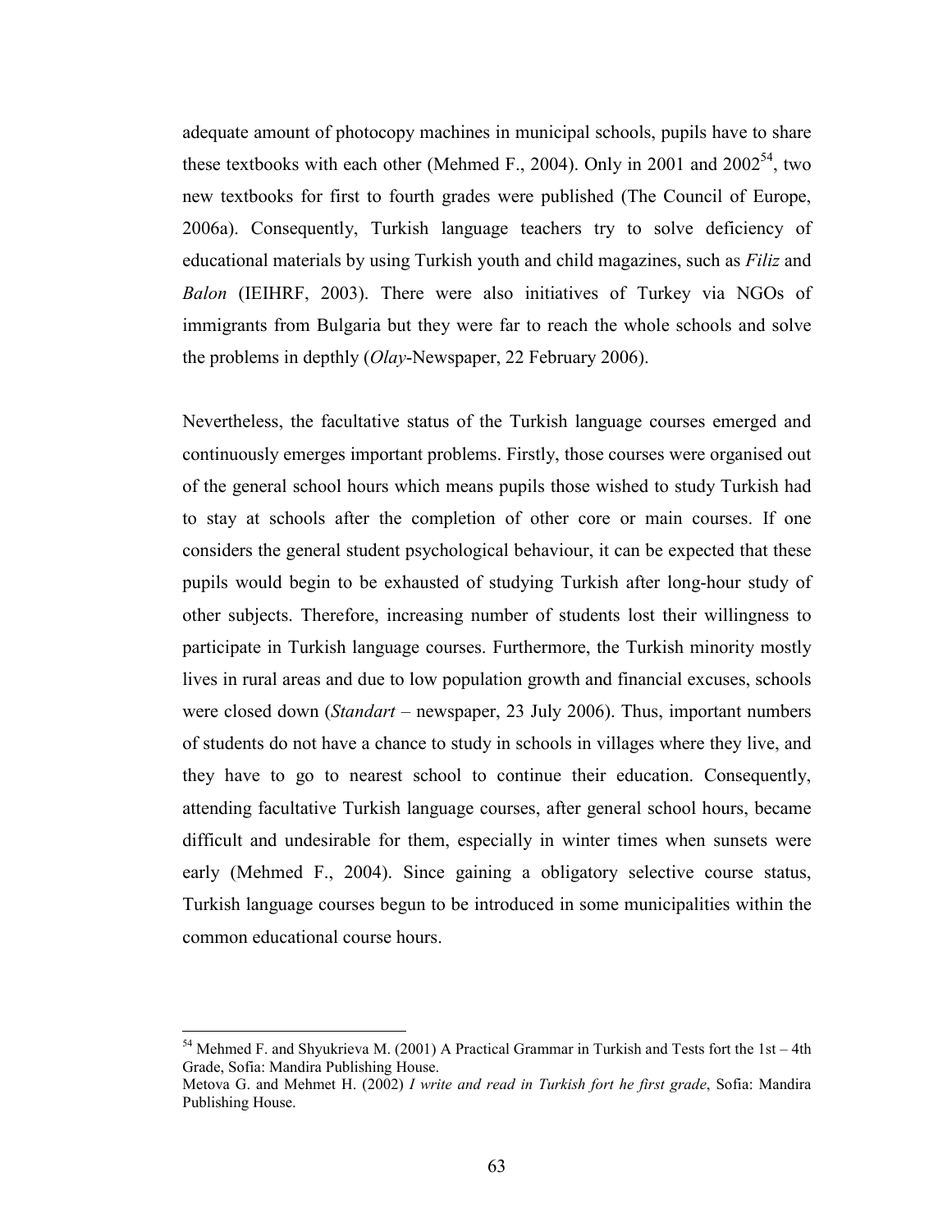adequate amount of photocopy machines in municipal schools, pupils have to share these textbooks with each other (Mehmed F., 2004). Only in 2001 and 2002[54], two new textbooks for first to fourth grades were published (The Council of Europe, 2006a). Consequently, Turkish language teachers try to solve deficiency of educational materials by using Turkish youth and child magazines, such as *Filiz* and *Balon* (IEIHRF, 2003). There were also initiatives of Turkey via NGOs of immigrants from Bulgaria but they were far to reach the whole schools and solve the problems in depthly (*Olay*-Newspaper, 22 February 2006).

Nevertheless, the facultative status of the Turkish language courses emerged and continuously emerges important problems. Firstly, those courses were organised out of the general school hours which means pupils those wished to study Turkish had to stay at schools after the completion of other core or main courses. If one considers the general student psychological behaviour, it can be expected that these pupils would begin to be exhausted of studying Turkish after long-hour study of other subjects. Therefore, increasing number of students lost their willingness to participate in Turkish language courses. Furthermore, the Turkish minority mostly lives in rural areas and due to low population growth and financial excuses, schools were closed down (*Standart* – newspaper, 23 July 2006). Thus, important numbers of students do not have a chance to study in schools in villages where they live, and they have to go to nearest school to continue their education. Consequently, attending facultative Turkish language courses, after general school hours, became difficult and undesirable for them, especially in winter times when sunsets were early (Mehmed F., 2004). Since gaining a obligatory selective course status, Turkish language courses begun to be introduced in some municipalities within the common educational course hours.

---

[54] Mehmed F. and Shyukrieva M. (2001) A Practical Grammar in Turkish and Tests fort the 1st – 4th Grade, Sofia: Mandira Publishing House.
Metova G. and Mehmet H. (2002) *I write and read in Turkish fort he first grade*, Sofia: Mandira Publishing House.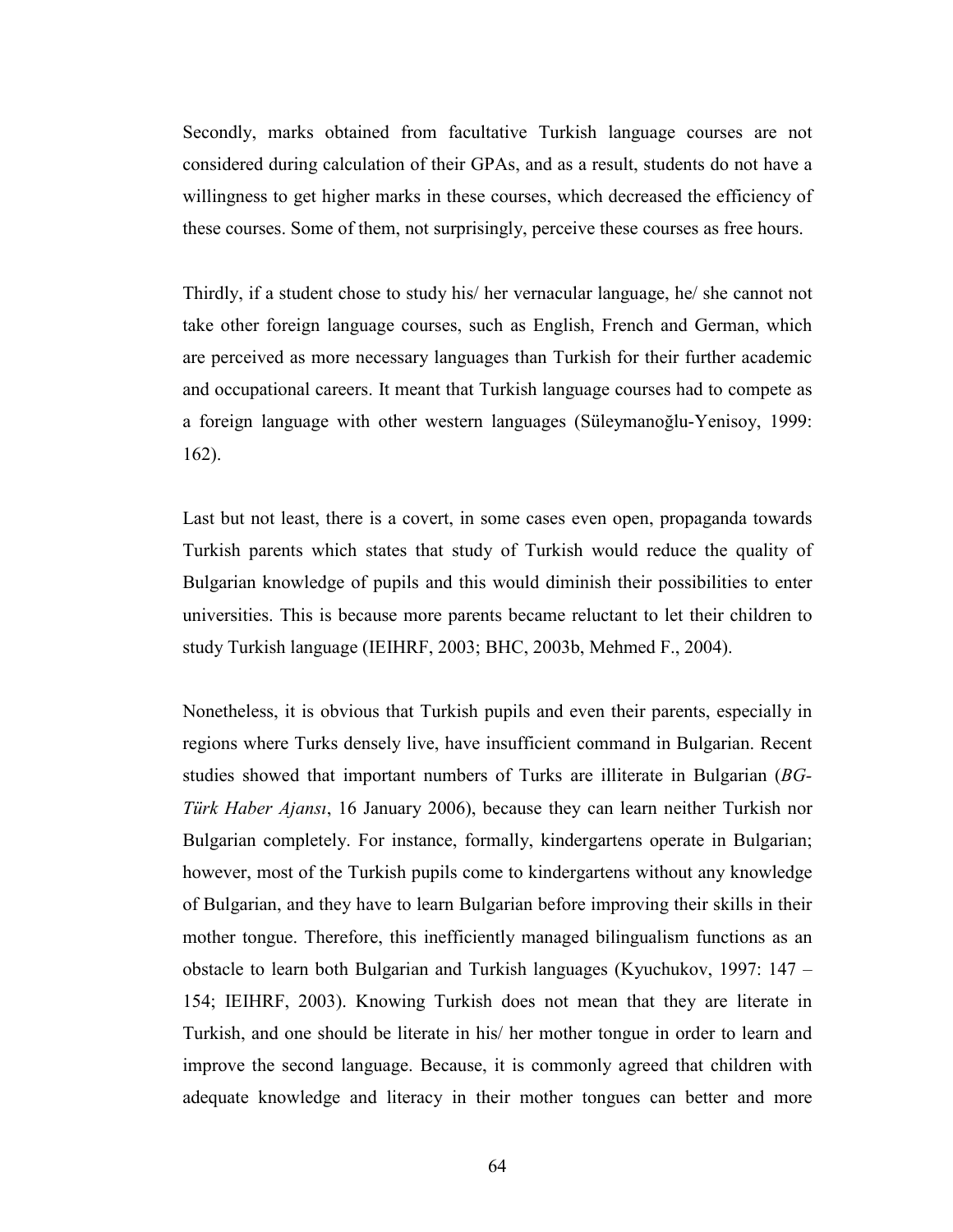Secondly, marks obtained from facultative Turkish language courses are not considered during calculation of their GPAs, and as a result, students do not have a willingness to get higher marks in these courses, which decreased the efficiency of these courses. Some of them, not surprisingly, perceive these courses as free hours.

Thirdly, if a student chose to study his/ her vernacular language, he/ she cannot not take other foreign language courses, such as English, French and German, which are perceived as more necessary languages than Turkish for their further academic and occupational careers. It meant that Turkish language courses had to compete as a foreign language with other western languages (Süleymanoğlu-Yenisoy, 1999: 162).

Last but not least, there is a covert, in some cases even open, propaganda towards Turkish parents which states that study of Turkish would reduce the quality of Bulgarian knowledge of pupils and this would diminish their possibilities to enter universities. This is because more parents became reluctant to let their children to study Turkish language (IEIHRF, 2003; BHC, 2003b, Mehmed F., 2004).

Nonetheless, it is obvious that Turkish pupils and even their parents, especially in regions where Turks densely live, have insufficient command in Bulgarian. Recent studies showed that important numbers of Turks are illiterate in Bulgarian (*BG-Türk Haber Ajansı*, 16 January 2006), because they can learn neither Turkish nor Bulgarian completely. For instance, formally, kindergartens operate in Bulgarian; however, most of the Turkish pupils come to kindergartens without any knowledge of Bulgarian, and they have to learn Bulgarian before improving their skills in their mother tongue. Therefore, this inefficiently managed bilingualism functions as an obstacle to learn both Bulgarian and Turkish languages (Kyuchukov, 1997: 147 – 154; IEIHRF, 2003). Knowing Turkish does not mean that they are literate in Turkish, and one should be literate in his/ her mother tongue in order to learn and improve the second language. Because, it is commonly agreed that children with adequate knowledge and literacy in their mother tongues can better and more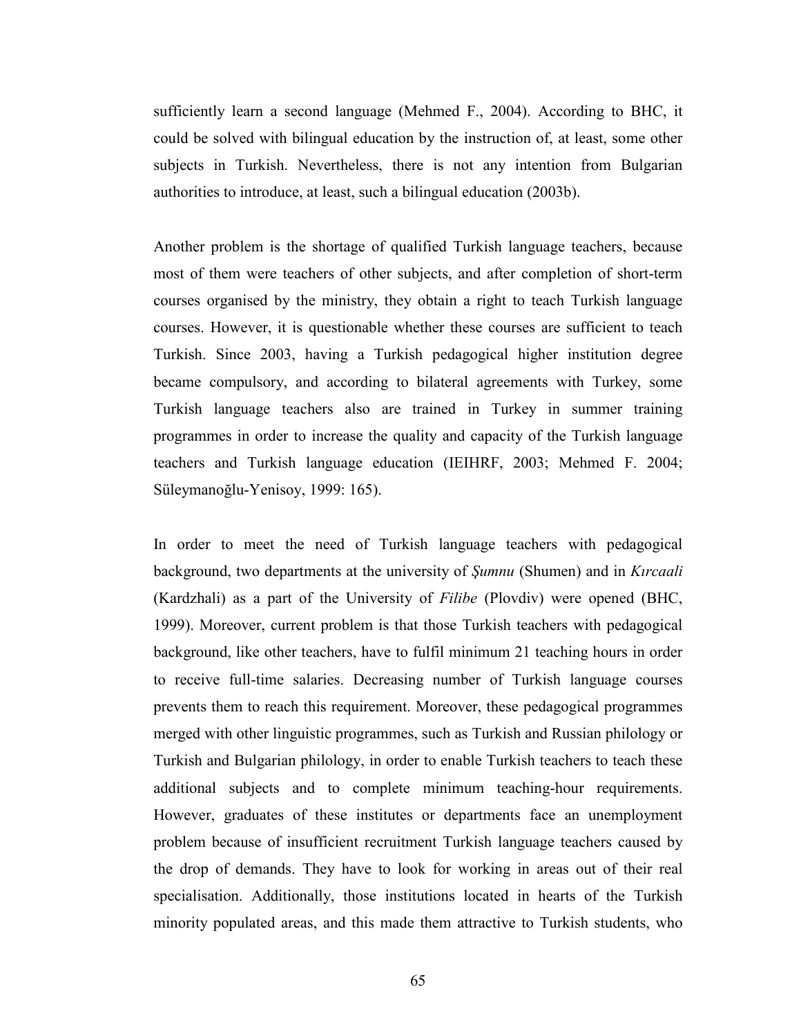sufficiently learn a second language (Mehmed F., 2004). According to BHC, it could be solved with bilingual education by the instruction of, at least, some other subjects in Turkish. Nevertheless, there is not any intention from Bulgarian authorities to introduce, at least, such a bilingual education (2003b).

Another problem is the shortage of qualified Turkish language teachers, because most of them were teachers of other subjects, and after completion of short-term courses organised by the ministry, they obtain a right to teach Turkish language courses. However, it is questionable whether these courses are sufficient to teach Turkish. Since 2003, having a Turkish pedagogical higher institution degree became compulsory, and according to bilateral agreements with Turkey, some Turkish language teachers also are trained in Turkey in summer training programmes in order to increase the quality and capacity of the Turkish language teachers and Turkish language education (IEIHRF, 2003; Mehmed F. 2004; Süleymanoğlu-Yenisoy, 1999: 165).

In order to meet the need of Turkish language teachers with pedagogical background, two departments at the university of *Şumnu* (Shumen) and in *Kırcaali* (Kardzhali) as a part of the University of *Filibe* (Plovdiv) were opened (BHC, 1999). Moreover, current problem is that those Turkish teachers with pedagogical background, like other teachers, have to fulfil minimum 21 teaching hours in order to receive full-time salaries. Decreasing number of Turkish language courses prevents them to reach this requirement. Moreover, these pedagogical programmes merged with other linguistic programmes, such as Turkish and Russian philology or Turkish and Bulgarian philology, in order to enable Turkish teachers to teach these additional subjects and to complete minimum teaching-hour requirements. However, graduates of these institutes or departments face an unemployment problem because of insufficient recruitment Turkish language teachers caused by the drop of demands. They have to look for working in areas out of their real specialisation. Additionally, those institutions located in hearts of the Turkish minority populated areas, and this made them attractive to Turkish students, who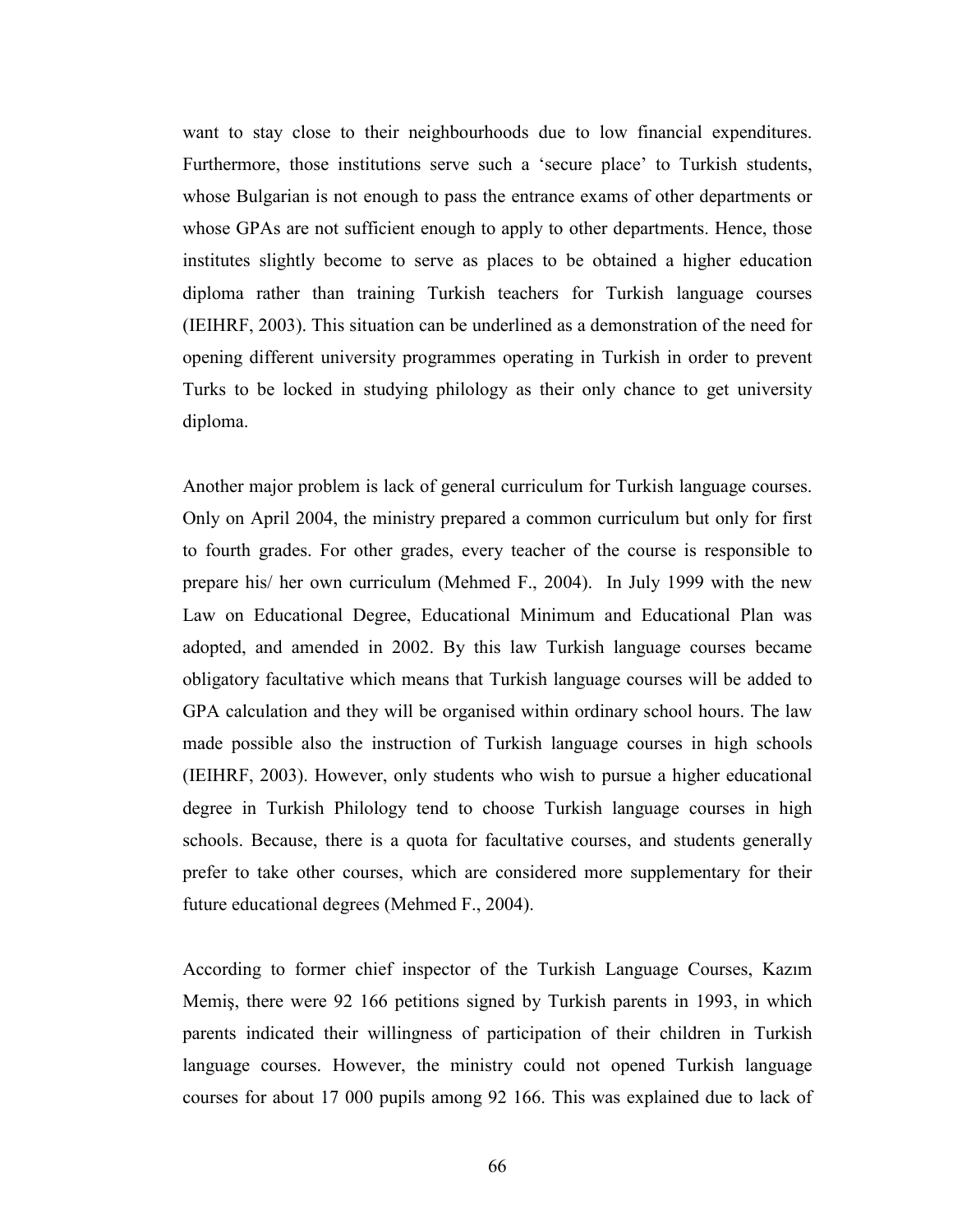want to stay close to their neighbourhoods due to low financial expenditures. Furthermore, those institutions serve such a 'secure place' to Turkish students, whose Bulgarian is not enough to pass the entrance exams of other departments or whose GPAs are not sufficient enough to apply to other departments. Hence, those institutes slightly become to serve as places to be obtained a higher education diploma rather than training Turkish teachers for Turkish language courses (IEIHRF, 2003). This situation can be underlined as a demonstration of the need for opening different university programmes operating in Turkish in order to prevent Turks to be locked in studying philology as their only chance to get university diploma.

Another major problem is lack of general curriculum for Turkish language courses. Only on April 2004, the ministry prepared a common curriculum but only for first to fourth grades. For other grades, every teacher of the course is responsible to prepare his/ her own curriculum (Mehmed F., 2004). In July 1999 with the new Law on Educational Degree, Educational Minimum and Educational Plan was adopted, and amended in 2002. By this law Turkish language courses became obligatory facultative which means that Turkish language courses will be added to GPA calculation and they will be organised within ordinary school hours. The law made possible also the instruction of Turkish language courses in high schools (IEIHRF, 2003). However, only students who wish to pursue a higher educational degree in Turkish Philology tend to choose Turkish language courses in high schools. Because, there is a quota for facultative courses, and students generally prefer to take other courses, which are considered more supplementary for their future educational degrees (Mehmed F., 2004).

According to former chief inspector of the Turkish Language Courses, Kazım Memiş, there were 92 166 petitions signed by Turkish parents in 1993, in which parents indicated their willingness of participation of their children in Turkish language courses. However, the ministry could not opened Turkish language courses for about 17 000 pupils among 92 166. This was explained due to lack of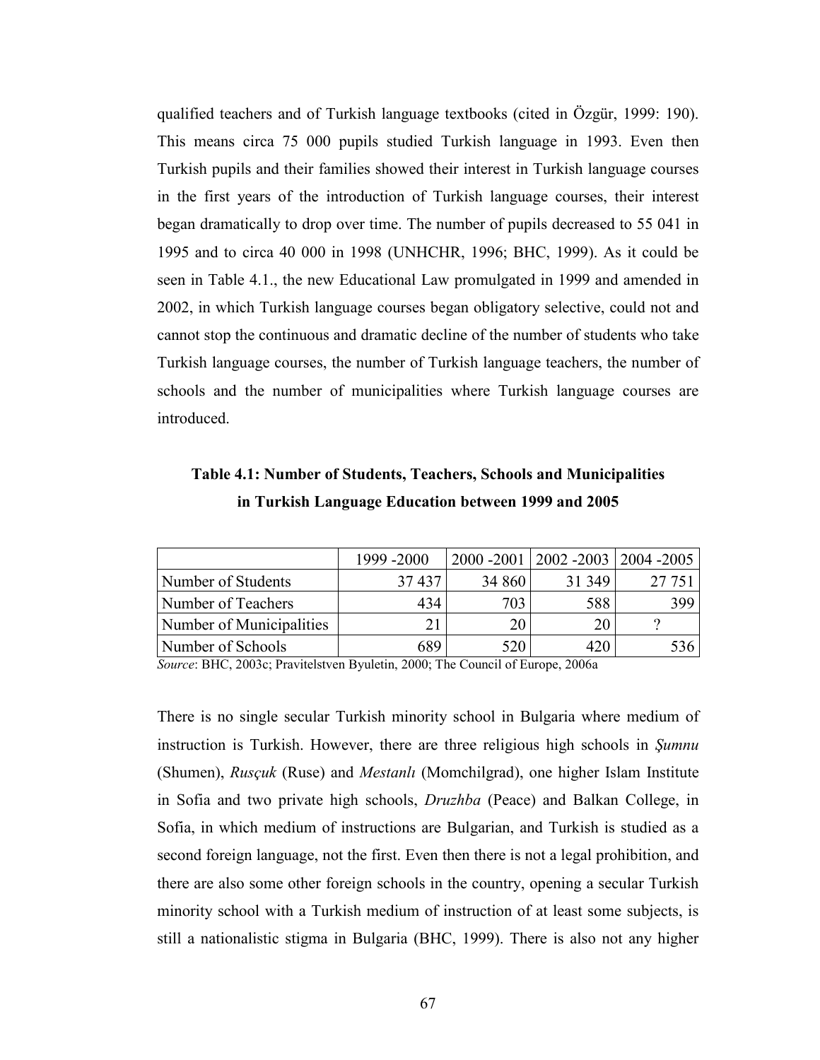qualified teachers and of Turkish language textbooks (cited in Özgür, 1999: 190). This means circa 75 000 pupils studied Turkish language in 1993. Even then Turkish pupils and their families showed their interest in Turkish language courses in the first years of the introduction of Turkish language courses, their interest began dramatically to drop over time. The number of pupils decreased to 55 041 in 1995 and to circa 40 000 in 1998 (UNHCHR, 1996; BHC, 1999). As it could be seen in Table 4.1., the new Educational Law promulgated in 1999 and amended in 2002, in which Turkish language courses began obligatory selective, could not and cannot stop the continuous and dramatic decline of the number of students who take Turkish language courses, the number of Turkish language teachers, the number of schools and the number of municipalities where Turkish language courses are introduced.

**Table 4.1: Number of Students, Teachers, Schools and Municipalities in Turkish Language Education between 1999 and 2005**

| | 1999 -2000 | 2000 -2001 | 2002 -2003 | 2004 -2005 |
|---|---|---|---|---|
| Number of Students | 37 437 | 34 860 | 31 349 | 27 751 |
| Number of Teachers | 434 | 703 | 588 | 399 |
| Number of Municipalities | 21 | 20 | 20 | ? |
| Number of Schools | 689 | 520 | 420 | 536 |

*Source*: BHC, 2003c; Pravitelstven Byuletin, 2000; The Council of Europe, 2006a

There is no single secular Turkish minority school in Bulgaria where medium of instruction is Turkish. However, there are three religious high schools in *Şumnu* (Shumen), *Rusçuk* (Ruse) and *Mestanlı* (Momchilgrad), one higher Islam Institute in Sofia and two private high schools, *Druzhba* (Peace) and Balkan College, in Sofia, in which medium of instructions are Bulgarian, and Turkish is studied as a second foreign language, not the first. Even then there is not a legal prohibition, and there are also some other foreign schools in the country, opening a secular Turkish minority school with a Turkish medium of instruction of at least some subjects, is still a nationalistic stigma in Bulgaria (BHC, 1999). There is also not any higher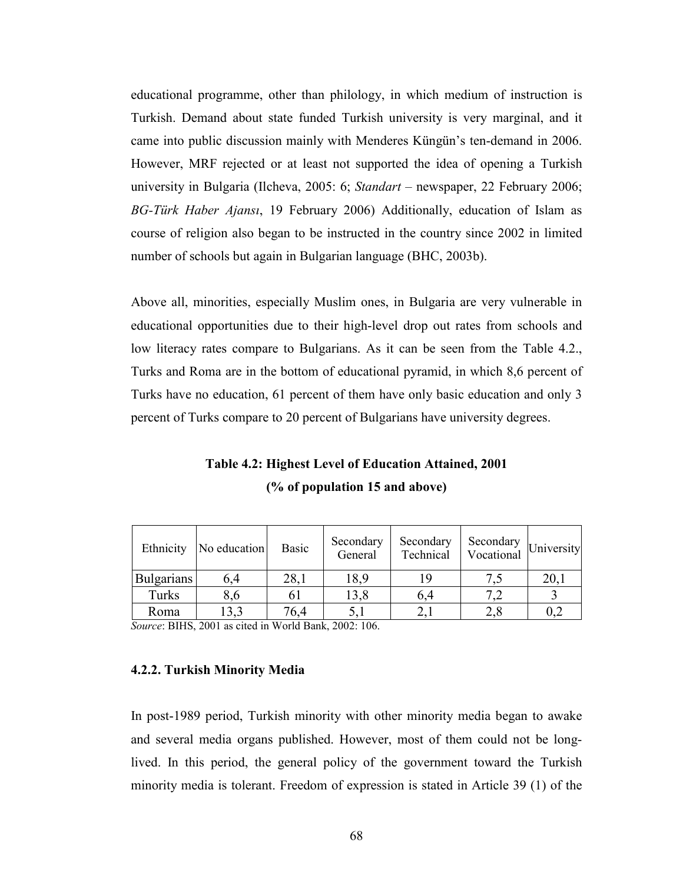educational programme, other than philology, in which medium of instruction is Turkish. Demand about state funded Turkish university is very marginal, and it came into public discussion mainly with Menderes Küngün's ten-demand in 2006. However, MRF rejected or at least not supported the idea of opening a Turkish university in Bulgaria (Ilcheva, 2005: 6; *Standart* – newspaper, 22 February 2006; *BG-Türk Haber Ajansı*, 19 February 2006) Additionally, education of Islam as course of religion also began to be instructed in the country since 2002 in limited number of schools but again in Bulgarian language (BHC, 2003b).

Above all, minorities, especially Muslim ones, in Bulgaria are very vulnerable in educational opportunities due to their high-level drop out rates from schools and low literacy rates compare to Bulgarians. As it can be seen from the Table 4.2., Turks and Roma are in the bottom of educational pyramid, in which 8,6 percent of Turks have no education, 61 percent of them have only basic education and only 3 percent of Turks compare to 20 percent of Bulgarians have university degrees.

**Table 4.2: Highest Level of Education Attained, 2001**
**(% of population 15 and above)**

| Ethnicity | No education | Basic | Secondary General | Secondary Technical | Secondary Vocational | University |
|---|---|---|---|---|---|---|
| Bulgarians | 6,4 | 28,1 | 18,9 | 19 | 7,5 | 20,1 |
| Turks | 8,6 | 61 | 13,8 | 6,4 | 7,2 | 3 |
| Roma | 13,3 | 76,4 | 5,1 | 2,1 | 2,8 | 0,2 |

*Source*: BIHS, 2001 as cited in World Bank, 2002: 106.

### 4.2.2. Turkish Minority Media

In post-1989 period, Turkish minority with other minority media began to awake and several media organs published. However, most of them could not be long-lived. In this period, the general policy of the government toward the Turkish minority media is tolerant. Freedom of expression is stated in Article 39 (1) of the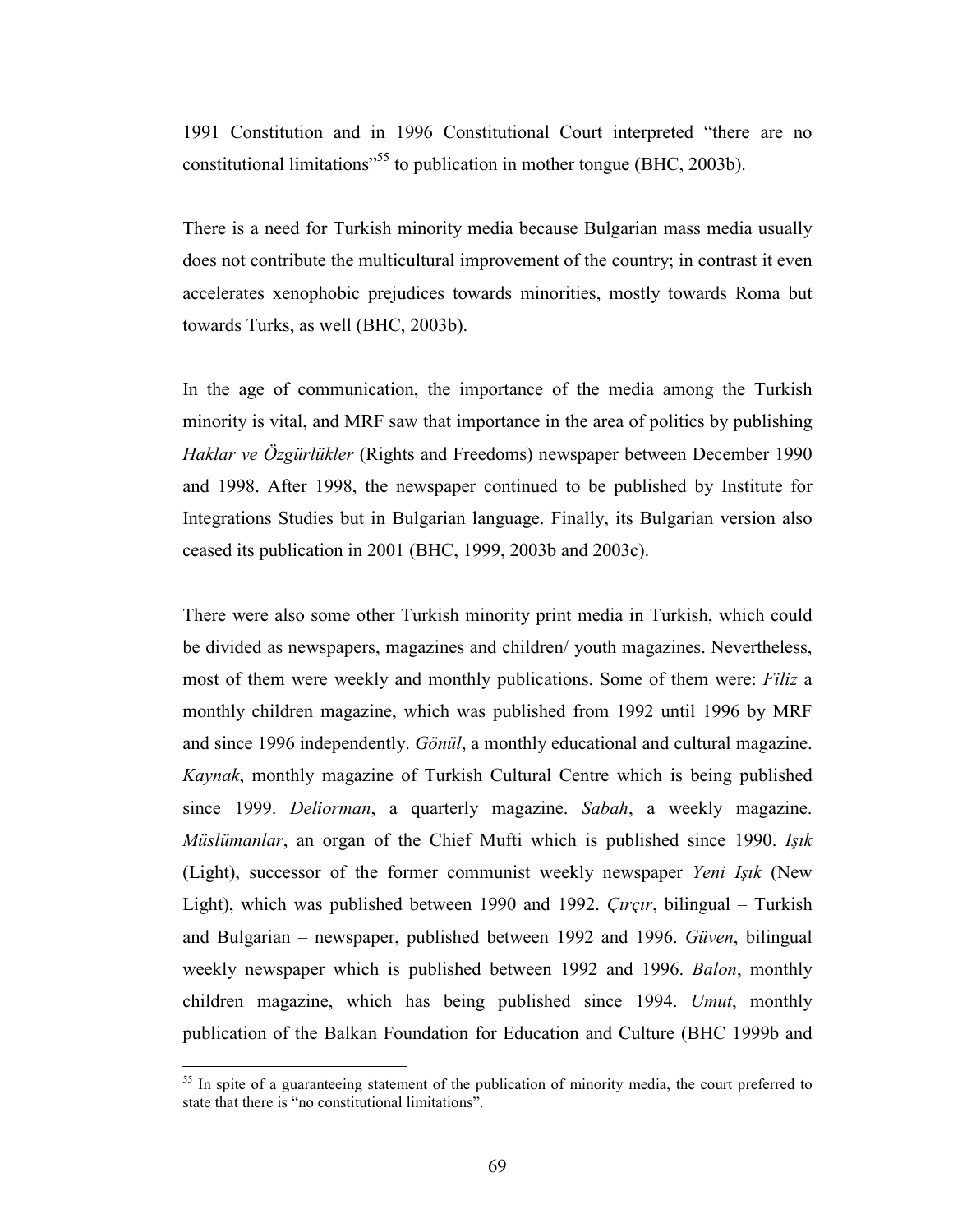1991 Constitution and in 1996 Constitutional Court interpreted "there are no constitutional limitations"[55] to publication in mother tongue (BHC, 2003b).

There is a need for Turkish minority media because Bulgarian mass media usually does not contribute the multicultural improvement of the country; in contrast it even accelerates xenophobic prejudices towards minorities, mostly towards Roma but towards Turks, as well (BHC, 2003b).

In the age of communication, the importance of the media among the Turkish minority is vital, and MRF saw that importance in the area of politics by publishing *Haklar ve Özgürlükler* (Rights and Freedoms) newspaper between December 1990 and 1998. After 1998, the newspaper continued to be published by Institute for Integrations Studies but in Bulgarian language. Finally, its Bulgarian version also ceased its publication in 2001 (BHC, 1999, 2003b and 2003c).

There were also some other Turkish minority print media in Turkish, which could be divided as newspapers, magazines and children/ youth magazines. Nevertheless, most of them were weekly and monthly publications. Some of them were: *Filiz* a monthly children magazine, which was published from 1992 until 1996 by MRF and since 1996 independently. *Gönül*, a monthly educational and cultural magazine. *Kaynak*, monthly magazine of Turkish Cultural Centre which is being published since 1999. *Deliorman*, a quarterly magazine. *Sabah*, a weekly magazine. *Müslümanlar*, an organ of the Chief Mufti which is published since 1990. *Işık* (Light), successor of the former communist weekly newspaper *Yeni Işık* (New Light), which was published between 1990 and 1992. *Çırçır*, bilingual – Turkish and Bulgarian – newspaper, published between 1992 and 1996. *Güven*, bilingual weekly newspaper which is published between 1992 and 1996. *Balon*, monthly children magazine, which has being published since 1994. *Umut*, monthly publication of the Balkan Foundation for Education and Culture (BHC 1999b and

---

[55] In spite of a guaranteeing statement of the publication of minority media, the court preferred to state that there is "no constitutional limitations".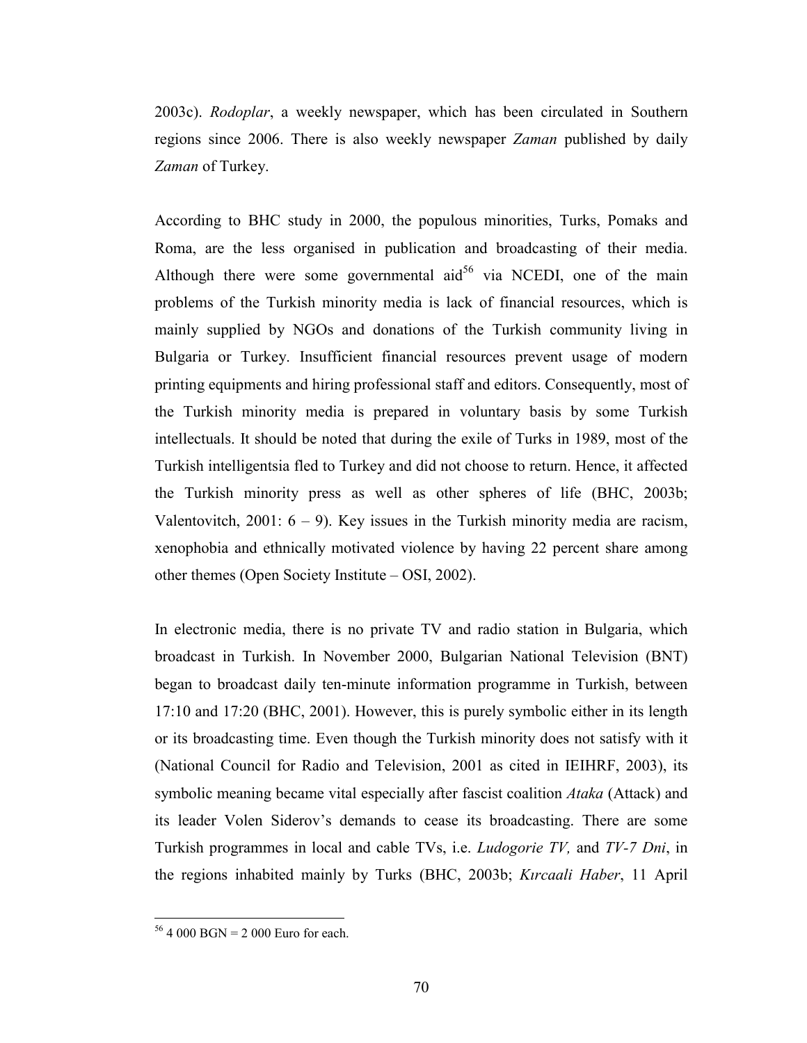2003c). *Rodoplar*, a weekly newspaper, which has been circulated in Southern regions since 2006. There is also weekly newspaper *Zaman* published by daily *Zaman* of Turkey.

According to BHC study in 2000, the populous minorities, Turks, Pomaks and Roma, are the less organised in publication and broadcasting of their media. Although there were some governmental aid[56] via NCEDI, one of the main problems of the Turkish minority media is lack of financial resources, which is mainly supplied by NGOs and donations of the Turkish community living in Bulgaria or Turkey. Insufficient financial resources prevent usage of modern printing equipments and hiring professional staff and editors. Consequently, most of the Turkish minority media is prepared in voluntary basis by some Turkish intellectuals. It should be noted that during the exile of Turks in 1989, most of the Turkish intelligentsia fled to Turkey and did not choose to return. Hence, it affected the Turkish minority press as well as other spheres of life (BHC, 2003b; Valentovitch, 2001: 6 – 9). Key issues in the Turkish minority media are racism, xenophobia and ethnically motivated violence by having 22 percent share among other themes (Open Society Institute – OSI, 2002).

In electronic media, there is no private TV and radio station in Bulgaria, which broadcast in Turkish. In November 2000, Bulgarian National Television (BNT) began to broadcast daily ten-minute information programme in Turkish, between 17:10 and 17:20 (BHC, 2001). However, this is purely symbolic either in its length or its broadcasting time. Even though the Turkish minority does not satisfy with it (National Council for Radio and Television, 2001 as cited in IEIHRF, 2003), its symbolic meaning became vital especially after fascist coalition *Ataka* (Attack) and its leader Volen Siderov's demands to cease its broadcasting. There are some Turkish programmes in local and cable TVs, i.e. *Ludogorie TV,* and *TV-7 Dni*, in the regions inhabited mainly by Turks (BHC, 2003b; *Kırcaali Haber*, 11 April

---

[56] 4 000 BGN = 2 000 Euro for each.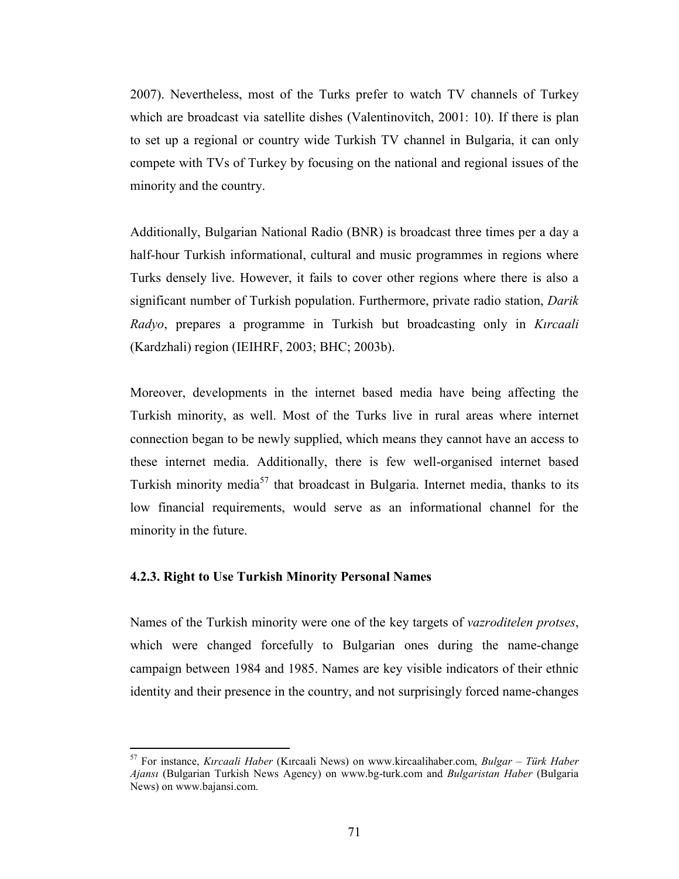2007). Nevertheless, most of the Turks prefer to watch TV channels of Turkey which are broadcast via satellite dishes (Valentinovitch, 2001: 10). If there is plan to set up a regional or country wide Turkish TV channel in Bulgaria, it can only compete with TVs of Turkey by focusing on the national and regional issues of the minority and the country.

Additionally, Bulgarian National Radio (BNR) is broadcast three times per a day a half-hour Turkish informational, cultural and music programmes in regions where Turks densely live. However, it fails to cover other regions where there is also a significant number of Turkish population. Furthermore, private radio station, *Darik Radyo*, prepares a programme in Turkish but broadcasting only in *Kırcaali* (Kardzhali) region (IEIHRF, 2003; BHC; 2003b).

Moreover, developments in the internet based media have being affecting the Turkish minority, as well. Most of the Turks live in rural areas where internet connection began to be newly supplied, which means they cannot have an access to these internet media. Additionally, there is few well-organised internet based Turkish minority media[57] that broadcast in Bulgaria. Internet media, thanks to its low financial requirements, would serve as an informational channel for the minority in the future.

### 4.2.3. Right to Use Turkish Minority Personal Names

Names of the Turkish minority were one of the key targets of *vazroditelen protses*, which were changed forcefully to Bulgarian ones during the name-change campaign between 1984 and 1985. Names are key visible indicators of their ethnic identity and their presence in the country, and not surprisingly forced name-changes

---

[57] For instance, *Kırcaali Haber* (Kırcaali News) on www.kircaalihaber.com, *Bulgar – Türk Haber Ajansı* (Bulgarian Turkish News Agency) on www.bg-turk.com and *Bulgaristan Haber* (Bulgaria News) on www.bajansi.com.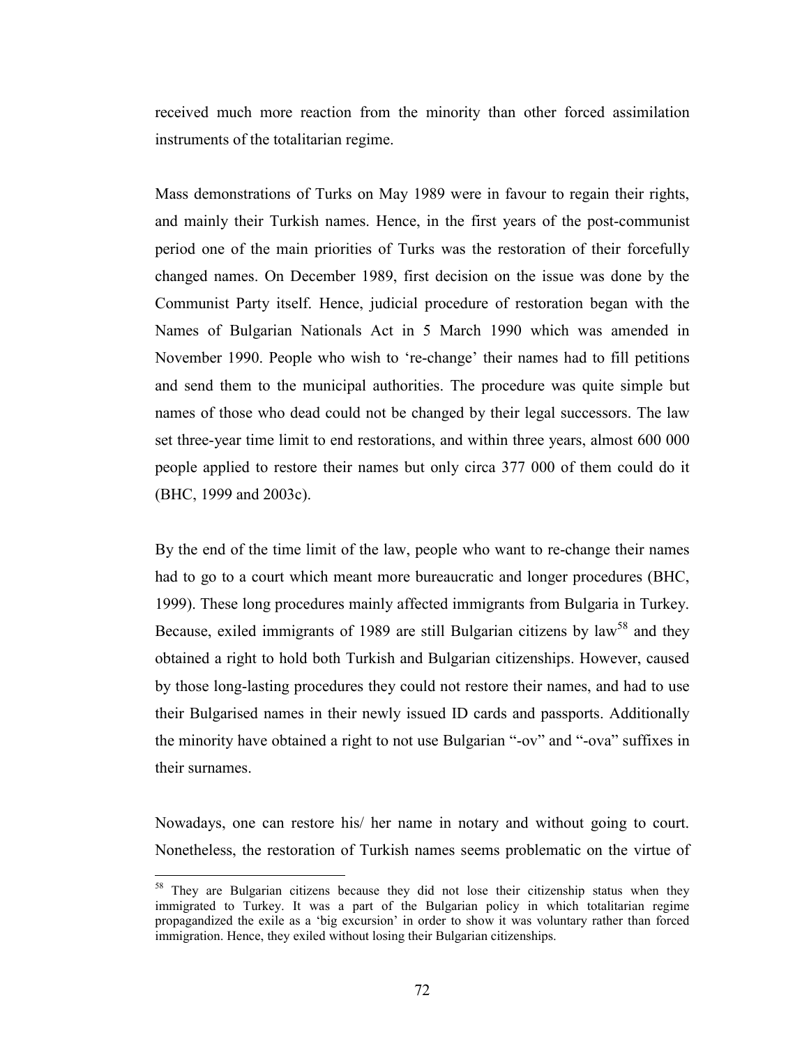received much more reaction from the minority than other forced assimilation instruments of the totalitarian regime.

Mass demonstrations of Turks on May 1989 were in favour to regain their rights, and mainly their Turkish names. Hence, in the first years of the post-communist period one of the main priorities of Turks was the restoration of their forcefully changed names. On December 1989, first decision on the issue was done by the Communist Party itself. Hence, judicial procedure of restoration began with the Names of Bulgarian Nationals Act in 5 March 1990 which was amended in November 1990. People who wish to 're-change' their names had to fill petitions and send them to the municipal authorities. The procedure was quite simple but names of those who dead could not be changed by their legal successors. The law set three-year time limit to end restorations, and within three years, almost 600 000 people applied to restore their names but only circa 377 000 of them could do it (BHC, 1999 and 2003c).

By the end of the time limit of the law, people who want to re-change their names had to go to a court which meant more bureaucratic and longer procedures (BHC, 1999). These long procedures mainly affected immigrants from Bulgaria in Turkey. Because, exiled immigrants of 1989 are still Bulgarian citizens by law[58] and they obtained a right to hold both Turkish and Bulgarian citizenships. However, caused by those long-lasting procedures they could not restore their names, and had to use their Bulgarised names in their newly issued ID cards and passports. Additionally the minority have obtained a right to not use Bulgarian "-ov" and "-ova" suffixes in their surnames.

Nowadays, one can restore his/ her name in notary and without going to court. Nonetheless, the restoration of Turkish names seems problematic on the virtue of

[58] They are Bulgarian citizens because they did not lose their citizenship status when they immigrated to Turkey. It was a part of the Bulgarian policy in which totalitarian regime propagandized the exile as a 'big excursion' in order to show it was voluntary rather than forced immigration. Hence, they exiled without losing their Bulgarian citizenships.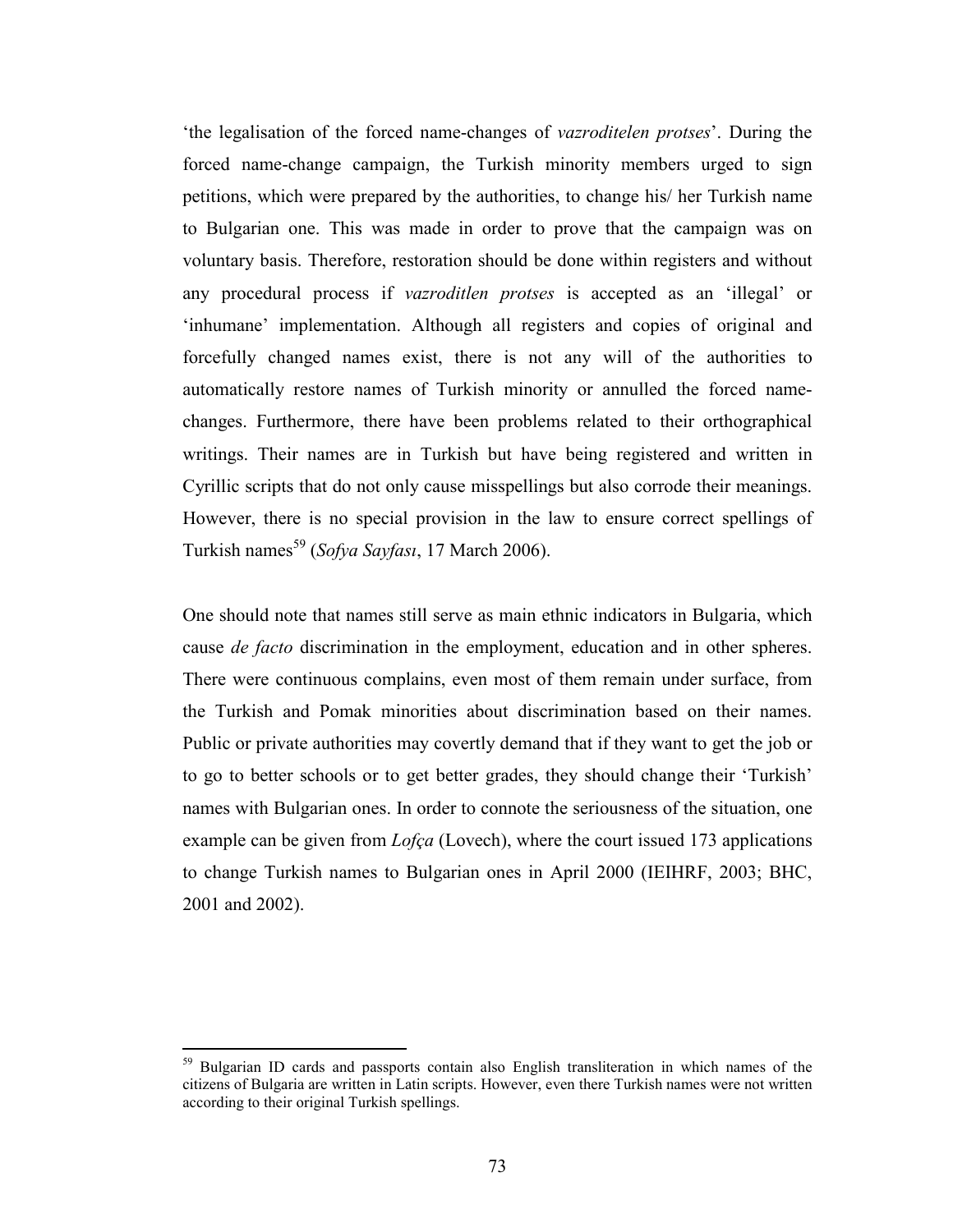'the legalisation of the forced name-changes of *vazroditelen protses*'. During the forced name-change campaign, the Turkish minority members urged to sign petitions, which were prepared by the authorities, to change his/ her Turkish name to Bulgarian one. This was made in order to prove that the campaign was on voluntary basis. Therefore, restoration should be done within registers and without any procedural process if *vazroditlen protses* is accepted as an 'illegal' or 'inhumane' implementation. Although all registers and copies of original and forcefully changed names exist, there is not any will of the authorities to automatically restore names of Turkish minority or annulled the forced name-changes. Furthermore, there have been problems related to their orthographical writings. Their names are in Turkish but have being registered and written in Cyrillic scripts that do not only cause misspellings but also corrode their meanings. However, there is no special provision in the law to ensure correct spellings of Turkish names[59] (*Sofya Sayfası*, 17 March 2006).

One should note that names still serve as main ethnic indicators in Bulgaria, which cause *de facto* discrimination in the employment, education and in other spheres. There were continuous complains, even most of them remain under surface, from the Turkish and Pomak minorities about discrimination based on their names. Public or private authorities may covertly demand that if they want to get the job or to go to better schools or to get better grades, they should change their 'Turkish' names with Bulgarian ones. In order to connote the seriousness of the situation, one example can be given from *Lofça* (Lovech), where the court issued 173 applications to change Turkish names to Bulgarian ones in April 2000 (IEIHRF, 2003; BHC, 2001 and 2002).

---

[59] Bulgarian ID cards and passports contain also English transliteration in which names of the citizens of Bulgaria are written in Latin scripts. However, even there Turkish names were not written according to their original Turkish spellings.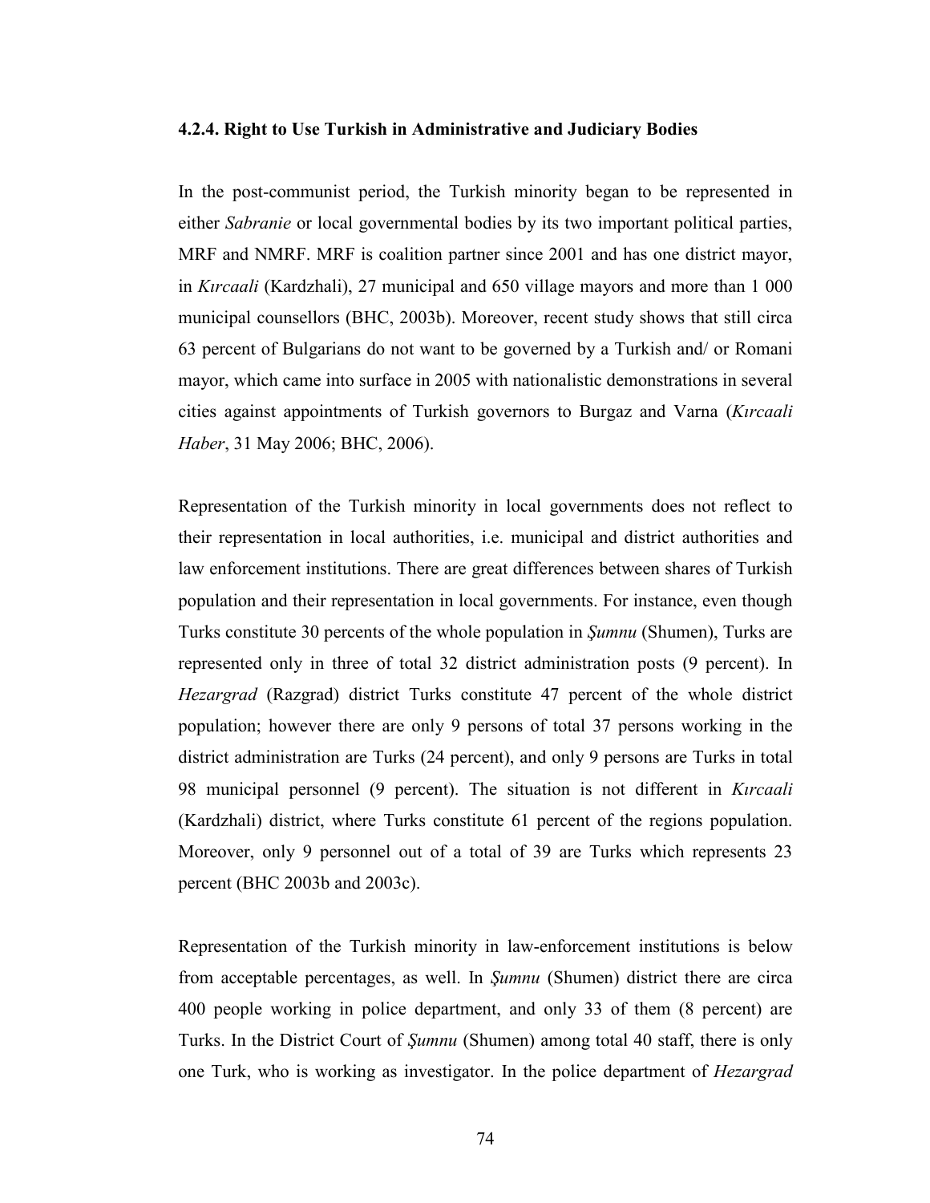#### 4.2.4. Right to Use Turkish in Administrative and Judiciary Bodies

In the post-communist period, the Turkish minority began to be represented in either *Sabranie* or local governmental bodies by its two important political parties, MRF and NMRF. MRF is coalition partner since 2001 and has one district mayor, in *Kırcaali* (Kardzhali), 27 municipal and 650 village mayors and more than 1 000 municipal counsellors (BHC, 2003b). Moreover, recent study shows that still circa 63 percent of Bulgarians do not want to be governed by a Turkish and/ or Romani mayor, which came into surface in 2005 with nationalistic demonstrations in several cities against appointments of Turkish governors to Burgaz and Varna (*Kırcaali Haber*, 31 May 2006; BHC, 2006).

Representation of the Turkish minority in local governments does not reflect to their representation in local authorities, i.e. municipal and district authorities and law enforcement institutions. There are great differences between shares of Turkish population and their representation in local governments. For instance, even though Turks constitute 30 percents of the whole population in *Şumnu* (Shumen), Turks are represented only in three of total 32 district administration posts (9 percent). In *Hezargrad* (Razgrad) district Turks constitute 47 percent of the whole district population; however there are only 9 persons of total 37 persons working in the district administration are Turks (24 percent), and only 9 persons are Turks in total 98 municipal personnel (9 percent). The situation is not different in *Kırcaali* (Kardzhali) district, where Turks constitute 61 percent of the regions population. Moreover, only 9 personnel out of a total of 39 are Turks which represents 23 percent (BHC 2003b and 2003c).

Representation of the Turkish minority in law-enforcement institutions is below from acceptable percentages, as well. In *Şumnu* (Shumen) district there are circa 400 people working in police department, and only 33 of them (8 percent) are Turks. In the District Court of *Şumnu* (Shumen) among total 40 staff, there is only one Turk, who is working as investigator. In the police department of *Hezargrad*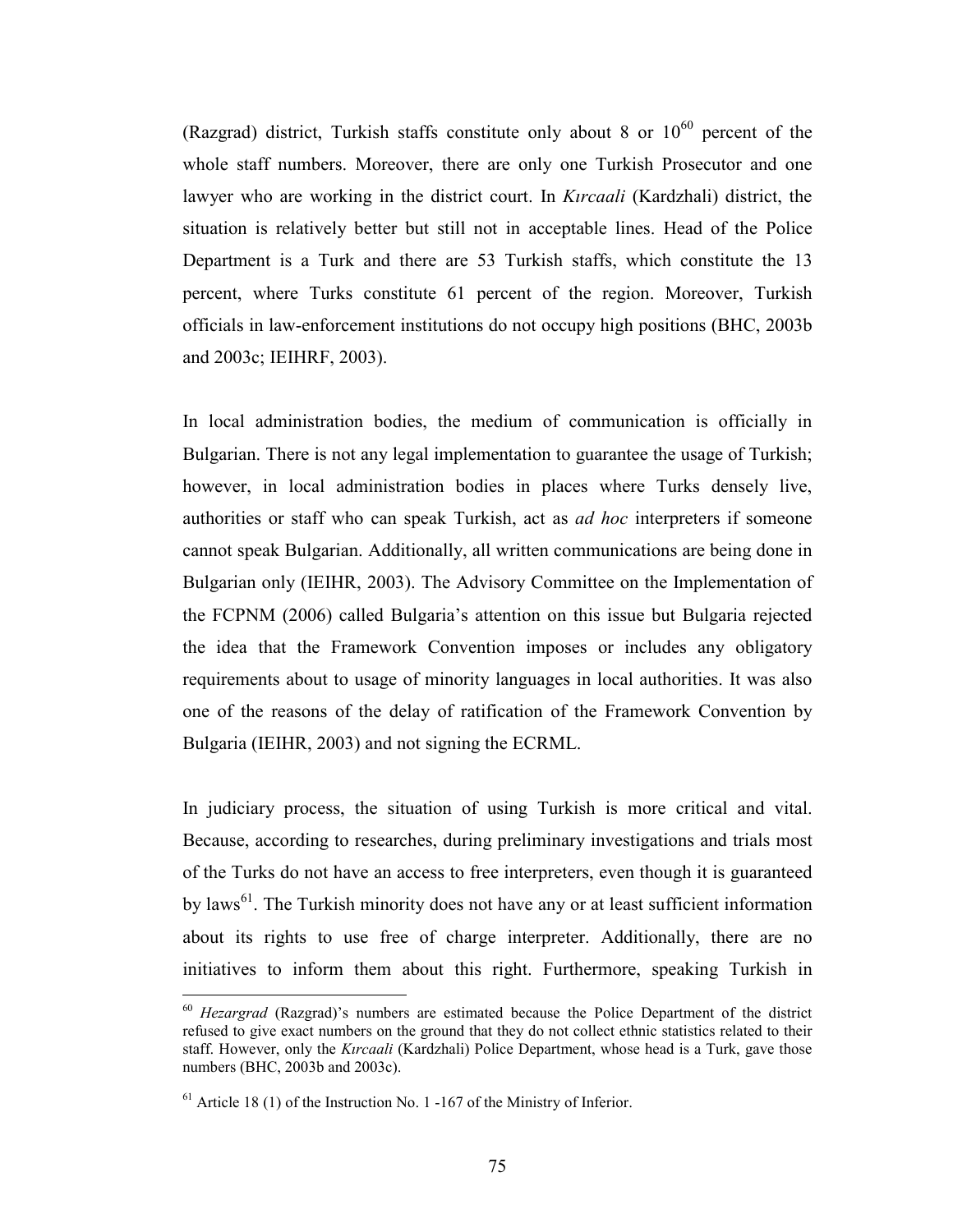(Razgrad) district, Turkish staffs constitute only about 8 or 10[60] percent of the whole staff numbers. Moreover, there are only one Turkish Prosecutor and one lawyer who are working in the district court. In *Kırcaali* (Kardzhali) district, the situation is relatively better but still not in acceptable lines. Head of the Police Department is a Turk and there are 53 Turkish staffs, which constitute the 13 percent, where Turks constitute 61 percent of the region. Moreover, Turkish officials in law-enforcement institutions do not occupy high positions (BHC, 2003b and 2003c; IEIHRF, 2003).

In local administration bodies, the medium of communication is officially in Bulgarian. There is not any legal implementation to guarantee the usage of Turkish; however, in local administration bodies in places where Turks densely live, authorities or staff who can speak Turkish, act as *ad hoc* interpreters if someone cannot speak Bulgarian. Additionally, all written communications are being done in Bulgarian only (IEIHR, 2003). The Advisory Committee on the Implementation of the FCPNM (2006) called Bulgaria's attention on this issue but Bulgaria rejected the idea that the Framework Convention imposes or includes any obligatory requirements about to usage of minority languages in local authorities. It was also one of the reasons of the delay of ratification of the Framework Convention by Bulgaria (IEIHR, 2003) and not signing the ECRML.

In judiciary process, the situation of using Turkish is more critical and vital. Because, according to researches, during preliminary investigations and trials most of the Turks do not have an access to free interpreters, even though it is guaranteed by laws[61]. The Turkish minority does not have any or at least sufficient information about its rights to use free of charge interpreter. Additionally, there are no initiatives to inform them about this right. Furthermore, speaking Turkish in

---

[60] *Hezargrad* (Razgrad)'s numbers are estimated because the Police Department of the district refused to give exact numbers on the ground that they do not collect ethnic statistics related to their staff. However, only the *Kırcaali* (Kardzhali) Police Department, whose head is a Turk, gave those numbers (BHC, 2003b and 2003c).

[61] Article 18 (1) of the Instruction No. 1 -167 of the Ministry of Inferior.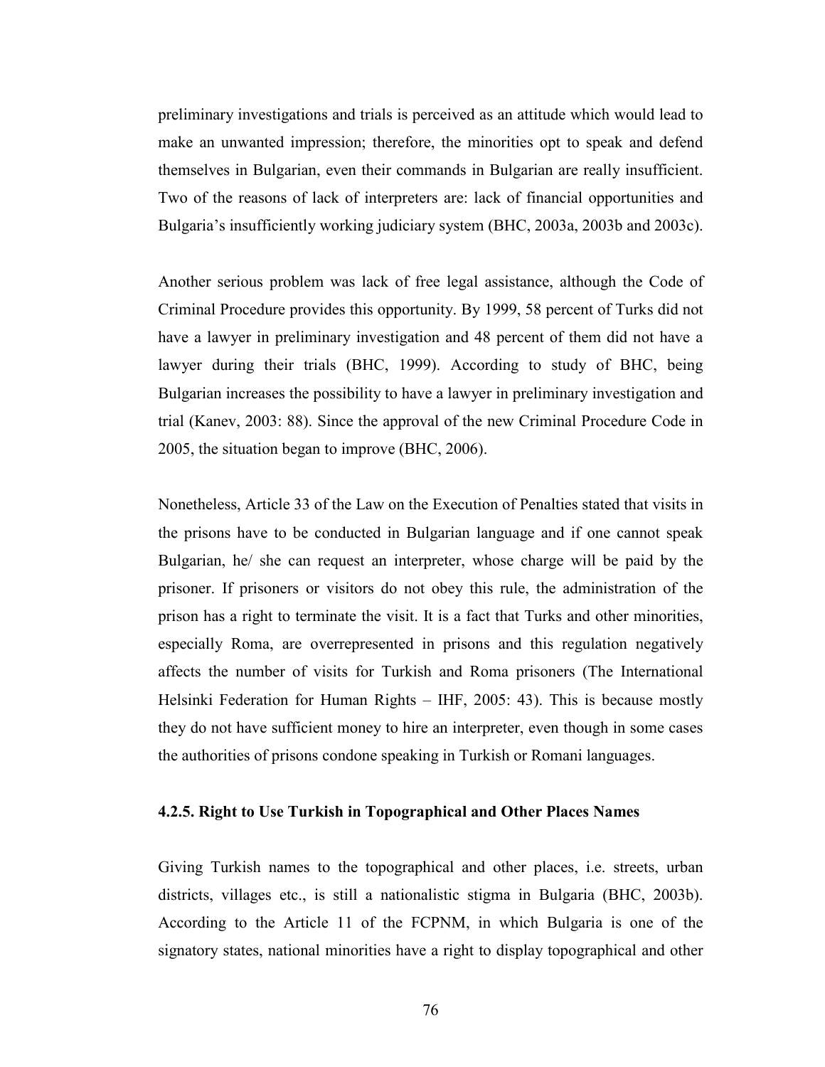preliminary investigations and trials is perceived as an attitude which would lead to make an unwanted impression; therefore, the minorities opt to speak and defend themselves in Bulgarian, even their commands in Bulgarian are really insufficient. Two of the reasons of lack of interpreters are: lack of financial opportunities and Bulgaria's insufficiently working judiciary system (BHC, 2003a, 2003b and 2003c).

Another serious problem was lack of free legal assistance, although the Code of Criminal Procedure provides this opportunity. By 1999, 58 percent of Turks did not have a lawyer in preliminary investigation and 48 percent of them did not have a lawyer during their trials (BHC, 1999). According to study of BHC, being Bulgarian increases the possibility to have a lawyer in preliminary investigation and trial (Kanev, 2003: 88). Since the approval of the new Criminal Procedure Code in 2005, the situation began to improve (BHC, 2006).

Nonetheless, Article 33 of the Law on the Execution of Penalties stated that visits in the prisons have to be conducted in Bulgarian language and if one cannot speak Bulgarian, he/ she can request an interpreter, whose charge will be paid by the prisoner. If prisoners or visitors do not obey this rule, the administration of the prison has a right to terminate the visit. It is a fact that Turks and other minorities, especially Roma, are overrepresented in prisons and this regulation negatively affects the number of visits for Turkish and Roma prisoners (The International Helsinki Federation for Human Rights – IHF, 2005: 43). This is because mostly they do not have sufficient money to hire an interpreter, even though in some cases the authorities of prisons condone speaking in Turkish or Romani languages.

#### 4.2.5. Right to Use Turkish in Topographical and Other Places Names

Giving Turkish names to the topographical and other places, i.e. streets, urban districts, villages etc., is still a nationalistic stigma in Bulgaria (BHC, 2003b). According to the Article 11 of the FCPNM, in which Bulgaria is one of the signatory states, national minorities have a right to display topographical and other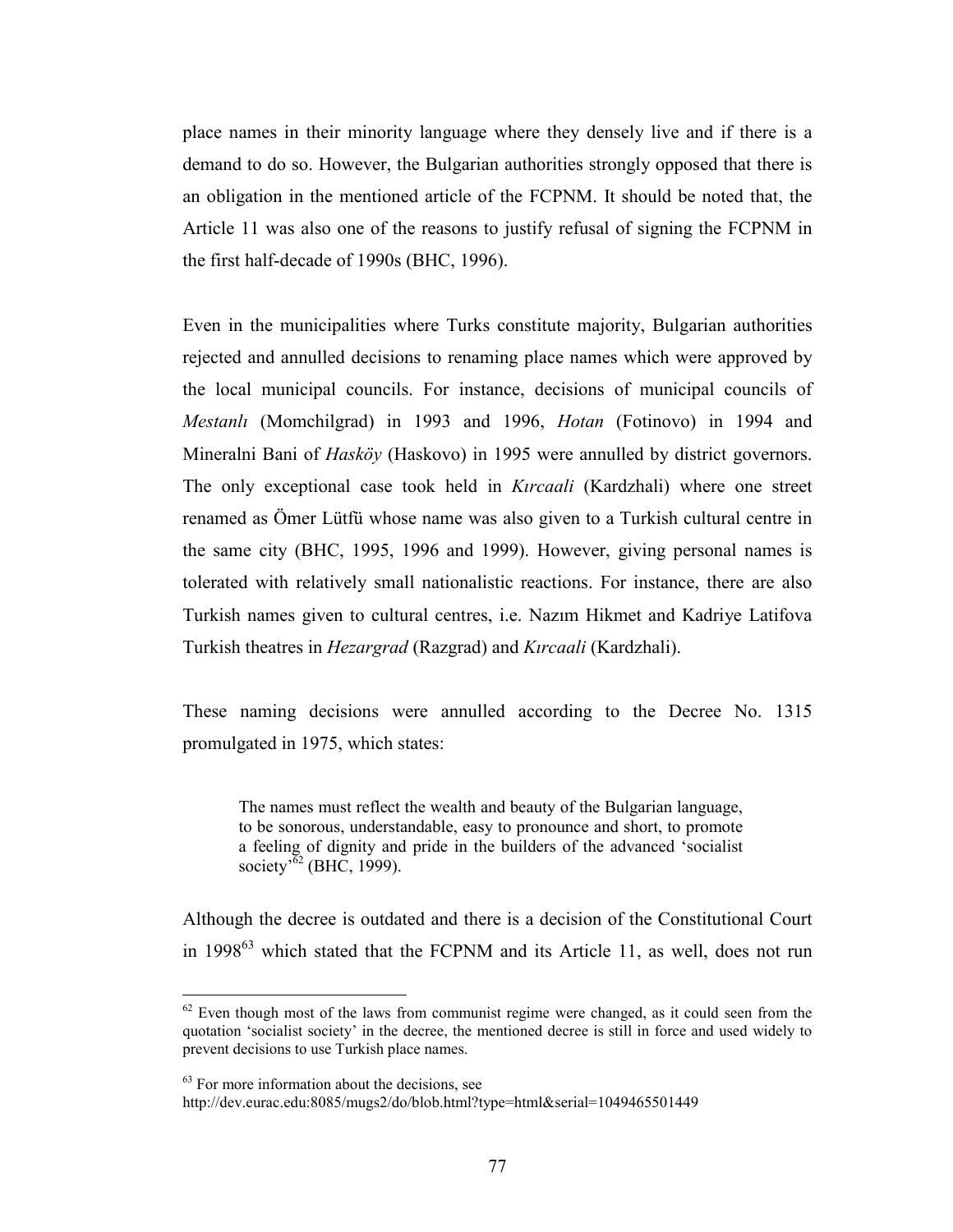place names in their minority language where they densely live and if there is a demand to do so. However, the Bulgarian authorities strongly opposed that there is an obligation in the mentioned article of the FCPNM. It should be noted that, the Article 11 was also one of the reasons to justify refusal of signing the FCPNM in the first half-decade of 1990s (BHC, 1996).

Even in the municipalities where Turks constitute majority, Bulgarian authorities rejected and annulled decisions to renaming place names which were approved by the local municipal councils. For instance, decisions of municipal councils of *Mestanlı* (Momchilgrad) in 1993 and 1996, *Hotan* (Fotinovo) in 1994 and Mineralni Bani of *Hasköy* (Haskovo) in 1995 were annulled by district governors. The only exceptional case took held in *Kırcaali* (Kardzhali) where one street renamed as Ömer Lütfü whose name was also given to a Turkish cultural centre in the same city (BHC, 1995, 1996 and 1999). However, giving personal names is tolerated with relatively small nationalistic reactions. For instance, there are also Turkish names given to cultural centres, i.e. Nazım Hikmet and Kadriye Latifova Turkish theatres in *Hezargrad* (Razgrad) and *Kırcaali* (Kardzhali).

These naming decisions were annulled according to the Decree No. 1315 promulgated in 1975, which states:

> The names must reflect the wealth and beauty of the Bulgarian language, to be sonorous, understandable, easy to pronounce and short, to promote a feeling of dignity and pride in the builders of the advanced 'socialist society'[62] (BHC, 1999).

Although the decree is outdated and there is a decision of the Constitutional Court in 1998[63] which stated that the FCPNM and its Article 11, as well, does not run

[62] Even though most of the laws from communist regime were changed, as it could seen from the quotation 'socialist society' in the decree, the mentioned decree is still in force and used widely to prevent decisions to use Turkish place names.

[63] For more information about the decisions, see http://dev.eurac.edu:8085/mugs2/do/blob.html?type=html&serial=1049465501449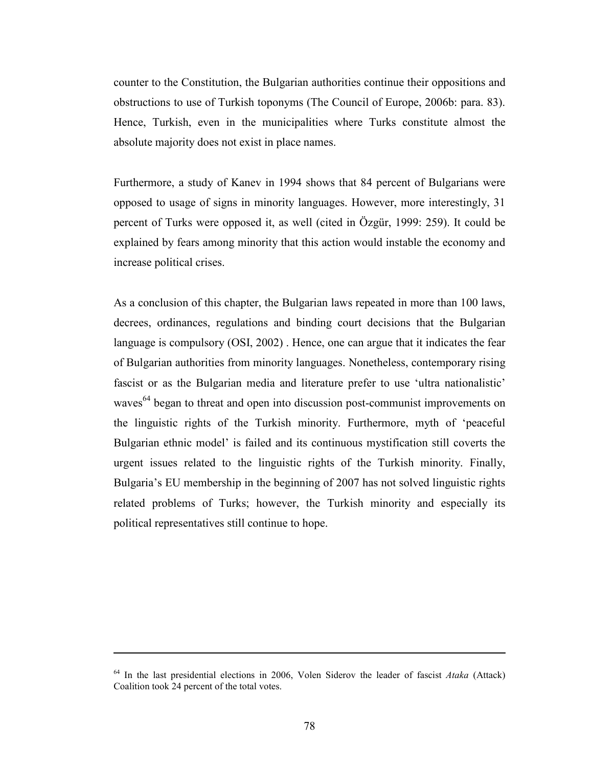counter to the Constitution, the Bulgarian authorities continue their oppositions and obstructions to use of Turkish toponyms (The Council of Europe, 2006b: para. 83). Hence, Turkish, even in the municipalities where Turks constitute almost the absolute majority does not exist in place names.

Furthermore, a study of Kanev in 1994 shows that 84 percent of Bulgarians were opposed to usage of signs in minority languages. However, more interestingly, 31 percent of Turks were opposed it, as well (cited in Özgür, 1999: 259). It could be explained by fears among minority that this action would instable the economy and increase political crises.

As a conclusion of this chapter, the Bulgarian laws repeated in more than 100 laws, decrees, ordinances, regulations and binding court decisions that the Bulgarian language is compulsory (OSI, 2002) . Hence, one can argue that it indicates the fear of Bulgarian authorities from minority languages. Nonetheless, contemporary rising fascist or as the Bulgarian media and literature prefer to use 'ultra nationalistic' waves[64] began to threat and open into discussion post-communist improvements on the linguistic rights of the Turkish minority. Furthermore, myth of 'peaceful Bulgarian ethnic model' is failed and its continuous mystification still coverts the urgent issues related to the linguistic rights of the Turkish minority. Finally, Bulgaria's EU membership in the beginning of 2007 has not solved linguistic rights related problems of Turks; however, the Turkish minority and especially its political representatives still continue to hope.

---

[64] In the last presidential elections in 2006, Volen Siderov the leader of fascist *Ataka* (Attack) Coalition took 24 percent of the total votes.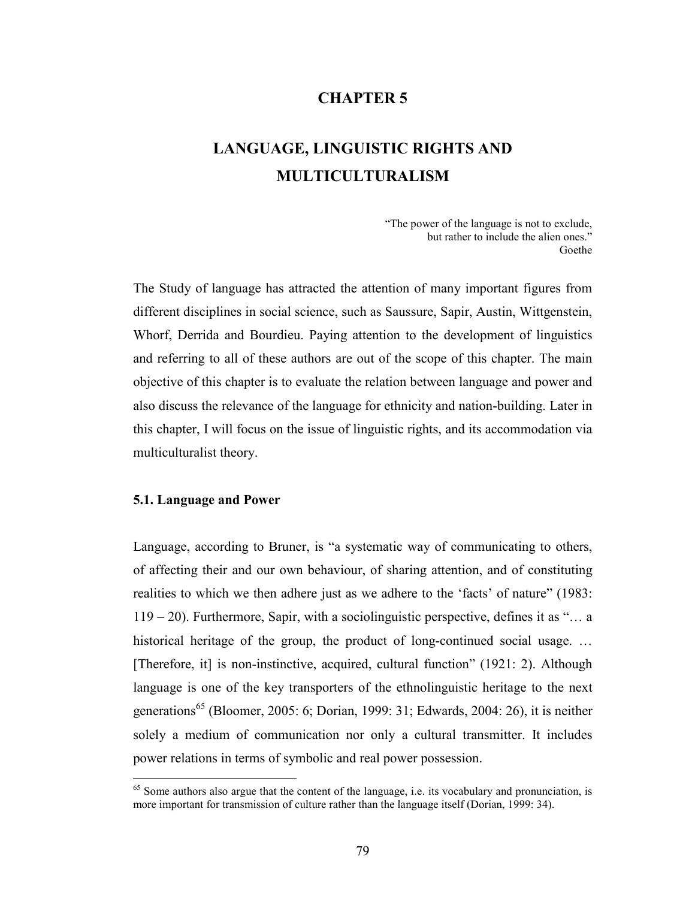# CHAPTER 5

# LANGUAGE, LINGUISTIC RIGHTS AND MULTICULTURALISM

> "The power of the language is not to exclude, but rather to include the alien ones."
> Goethe

The Study of language has attracted the attention of many important figures from different disciplines in social science, such as Saussure, Sapir, Austin, Wittgenstein, Whorf, Derrida and Bourdieu. Paying attention to the development of linguistics and referring to all of these authors are out of the scope of this chapter. The main objective of this chapter is to evaluate the relation between language and power and also discuss the relevance of the language for ethnicity and nation-building. Later in this chapter, I will focus on the issue of linguistic rights, and its accommodation via multiculturalist theory.

### 5.1. Language and Power

Language, according to Bruner, is "a systematic way of communicating to others, of affecting their and our own behaviour, of sharing attention, and of constituting realities to which we then adhere just as we adhere to the 'facts' of nature" (1983: 119 – 20). Furthermore, Sapir, with a sociolinguistic perspective, defines it as "… a historical heritage of the group, the product of long-continued social usage. … [Therefore, it] is non-instinctive, acquired, cultural function" (1921: 2). Although language is one of the key transporters of the ethnolinguistic heritage to the next generations[65] (Bloomer, 2005: 6; Dorian, 1999: 31; Edwards, 2004: 26), it is neither solely a medium of communication nor only a cultural transmitter. It includes power relations in terms of symbolic and real power possession.

---

[65] Some authors also argue that the content of the language, i.e. its vocabulary and pronunciation, is more important for transmission of culture rather than the language itself (Dorian, 1999: 34).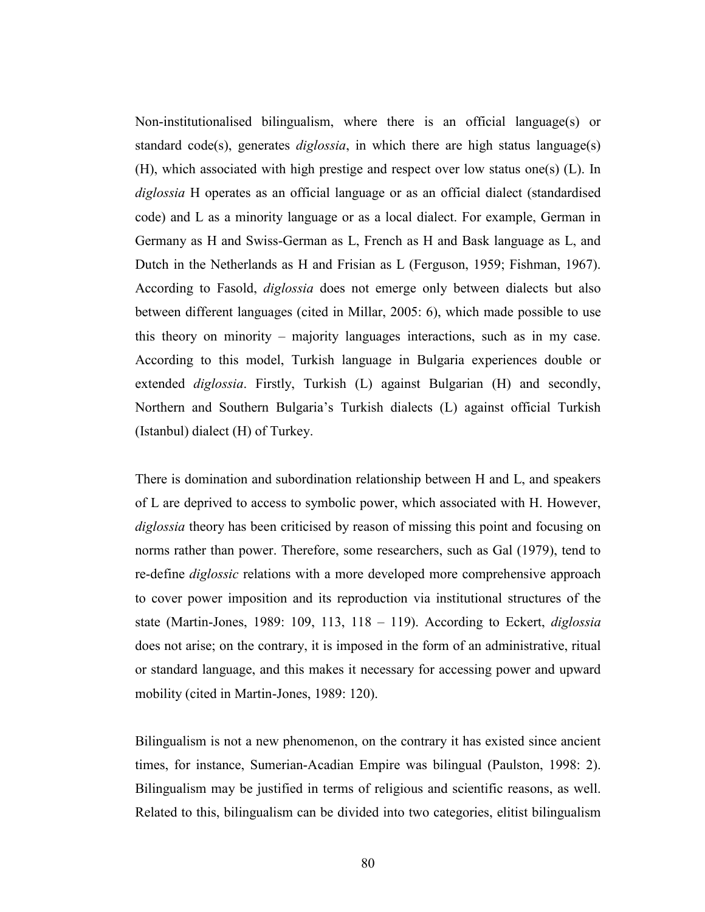Non-institutionalised bilingualism, where there is an official language(s) or standard code(s), generates *diglossia*, in which there are high status language(s) (H), which associated with high prestige and respect over low status one(s) (L). In *diglossia* H operates as an official language or as an official dialect (standardised code) and L as a minority language or as a local dialect. For example, German in Germany as H and Swiss-German as L, French as H and Bask language as L, and Dutch in the Netherlands as H and Frisian as L (Ferguson, 1959; Fishman, 1967). According to Fasold, *diglossia* does not emerge only between dialects but also between different languages (cited in Millar, 2005: 6), which made possible to use this theory on minority – majority languages interactions, such as in my case. According to this model, Turkish language in Bulgaria experiences double or extended *diglossia*. Firstly, Turkish (L) against Bulgarian (H) and secondly, Northern and Southern Bulgaria's Turkish dialects (L) against official Turkish (Istanbul) dialect (H) of Turkey.

There is domination and subordination relationship between H and L, and speakers of L are deprived to access to symbolic power, which associated with H. However, *diglossia* theory has been criticised by reason of missing this point and focusing on norms rather than power. Therefore, some researchers, such as Gal (1979), tend to re-define *diglossic* relations with a more developed more comprehensive approach to cover power imposition and its reproduction via institutional structures of the state (Martin-Jones, 1989: 109, 113, 118 – 119). According to Eckert, *diglossia* does not arise; on the contrary, it is imposed in the form of an administrative, ritual or standard language, and this makes it necessary for accessing power and upward mobility (cited in Martin-Jones, 1989: 120).

Bilingualism is not a new phenomenon, on the contrary it has existed since ancient times, for instance, Sumerian-Acadian Empire was bilingual (Paulston, 1998: 2). Bilingualism may be justified in terms of religious and scientific reasons, as well. Related to this, bilingualism can be divided into two categories, elitist bilingualism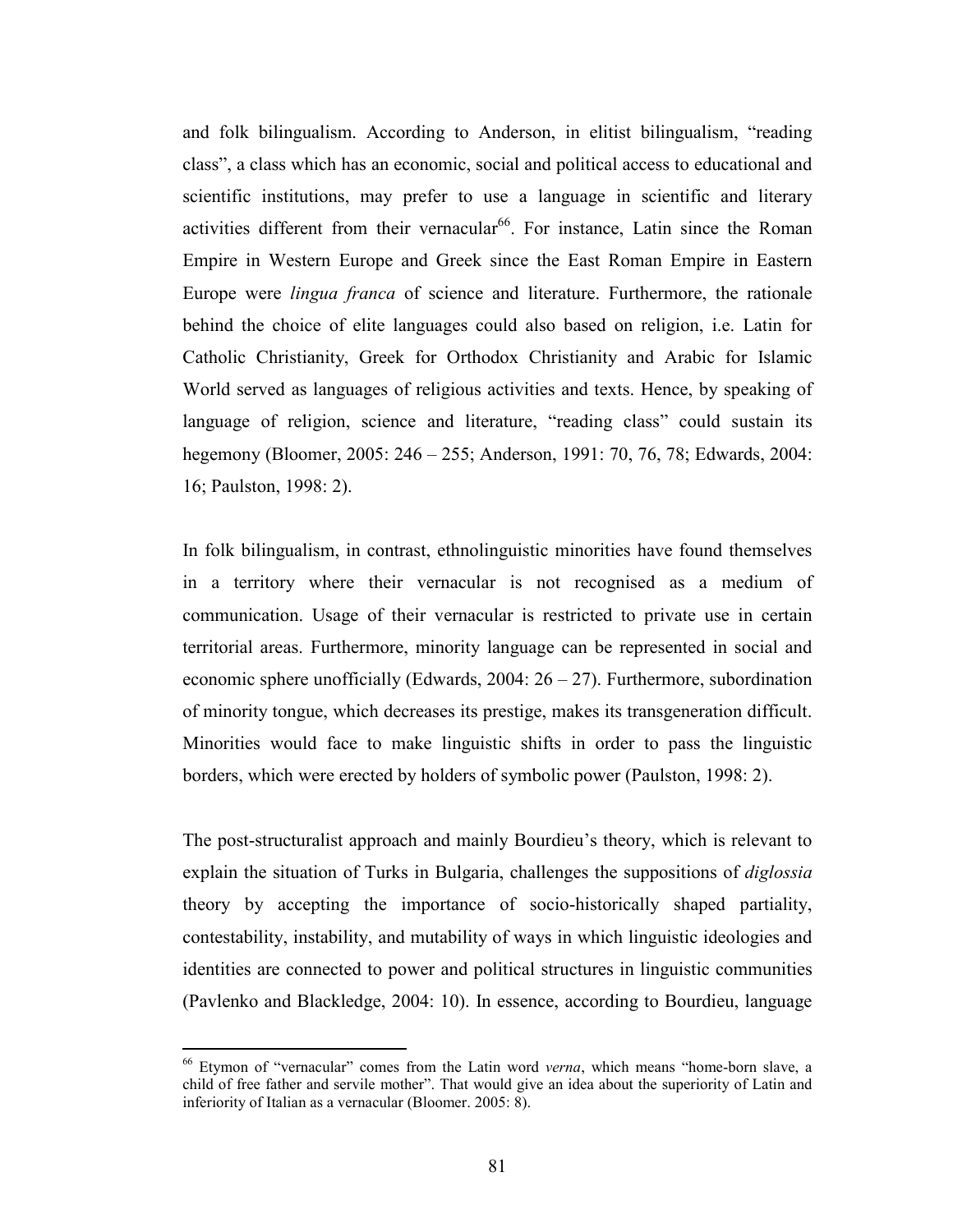and folk bilingualism. According to Anderson, in elitist bilingualism, "reading class", a class which has an economic, social and political access to educational and scientific institutions, may prefer to use a language in scientific and literary activities different from their vernacular[66]. For instance, Latin since the Roman Empire in Western Europe and Greek since the East Roman Empire in Eastern Europe were *lingua franca* of science and literature. Furthermore, the rationale behind the choice of elite languages could also based on religion, i.e. Latin for Catholic Christianity, Greek for Orthodox Christianity and Arabic for Islamic World served as languages of religious activities and texts. Hence, by speaking of language of religion, science and literature, "reading class" could sustain its hegemony (Bloomer, 2005: 246 – 255; Anderson, 1991: 70, 76, 78; Edwards, 2004: 16; Paulston, 1998: 2).

In folk bilingualism, in contrast, ethnolinguistic minorities have found themselves in a territory where their vernacular is not recognised as a medium of communication. Usage of their vernacular is restricted to private use in certain territorial areas. Furthermore, minority language can be represented in social and economic sphere unofficially (Edwards, 2004: 26 – 27). Furthermore, subordination of minority tongue, which decreases its prestige, makes its transgeneration difficult. Minorities would face to make linguistic shifts in order to pass the linguistic borders, which were erected by holders of symbolic power (Paulston, 1998: 2).

The post-structuralist approach and mainly Bourdieu's theory, which is relevant to explain the situation of Turks in Bulgaria, challenges the suppositions of *diglossia* theory by accepting the importance of socio-historically shaped partiality, contestability, instability, and mutability of ways in which linguistic ideologies and identities are connected to power and political structures in linguistic communities (Pavlenko and Blackledge, 2004: 10). In essence, according to Bourdieu, language

---

[66] Etymon of "vernacular" comes from the Latin word *verna*, which means "home-born slave, a child of free father and servile mother". That would give an idea about the superiority of Latin and inferiority of Italian as a vernacular (Bloomer. 2005: 8).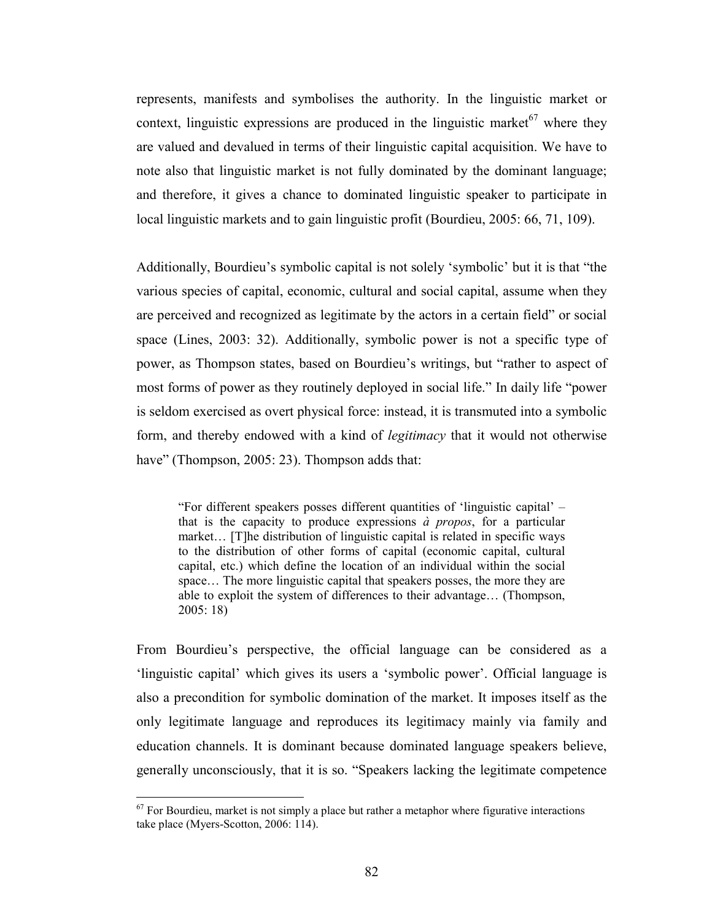represents, manifests and symbolises the authority. In the linguistic market or context, linguistic expressions are produced in the linguistic market[67] where they are valued and devalued in terms of their linguistic capital acquisition. We have to note also that linguistic market is not fully dominated by the dominant language; and therefore, it gives a chance to dominated linguistic speaker to participate in local linguistic markets and to gain linguistic profit (Bourdieu, 2005: 66, 71, 109).

Additionally, Bourdieu's symbolic capital is not solely 'symbolic' but it is that "the various species of capital, economic, cultural and social capital, assume when they are perceived and recognized as legitimate by the actors in a certain field" or social space (Lines, 2003: 32). Additionally, symbolic power is not a specific type of power, as Thompson states, based on Bourdieu's writings, but "rather to aspect of most forms of power as they routinely deployed in social life." In daily life "power is seldom exercised as overt physical force: instead, it is transmuted into a symbolic form, and thereby endowed with a kind of *legitimacy* that it would not otherwise have" (Thompson, 2005: 23). Thompson adds that:

> "For different speakers posses different quantities of 'linguistic capital' – that is the capacity to produce expressions *à propos*, for a particular market… [T]he distribution of linguistic capital is related in specific ways to the distribution of other forms of capital (economic capital, cultural capital, etc.) which define the location of an individual within the social space… The more linguistic capital that speakers posses, the more they are able to exploit the system of differences to their advantage… (Thompson, 2005: 18)

From Bourdieu's perspective, the official language can be considered as a 'linguistic capital' which gives its users a 'symbolic power'. Official language is also a precondition for symbolic domination of the market. It imposes itself as the only legitimate language and reproduces its legitimacy mainly via family and education channels. It is dominant because dominated language speakers believe, generally unconsciously, that it is so. "Speakers lacking the legitimate competence

---

[67] For Bourdieu, market is not simply a place but rather a metaphor where figurative interactions take place (Myers-Scotton, 2006: 114).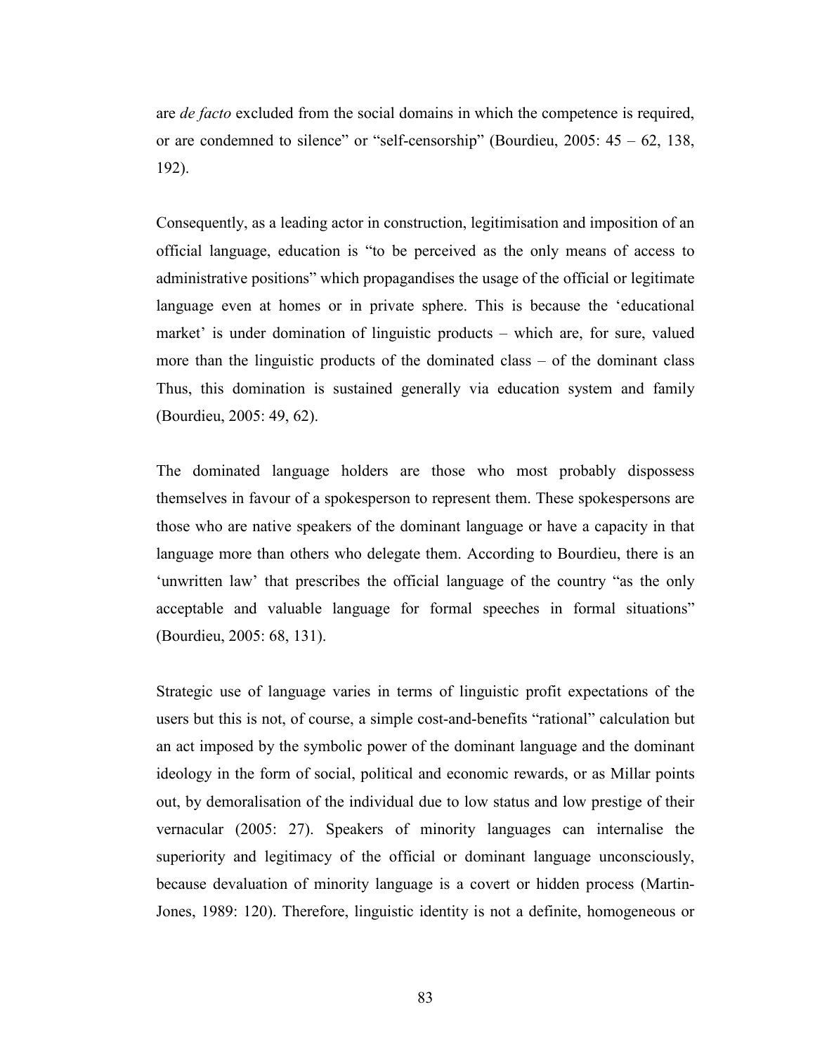are *de facto* excluded from the social domains in which the competence is required, or are condemned to silence" or "self-censorship" (Bourdieu, 2005: 45 – 62, 138, 192).

Consequently, as a leading actor in construction, legitimisation and imposition of an official language, education is "to be perceived as the only means of access to administrative positions" which propagandises the usage of the official or legitimate language even at homes or in private sphere. This is because the 'educational market' is under domination of linguistic products – which are, for sure, valued more than the linguistic products of the dominated class – of the dominant class Thus, this domination is sustained generally via education system and family (Bourdieu, 2005: 49, 62).

The dominated language holders are those who most probably dispossess themselves in favour of a spokesperson to represent them. These spokespersons are those who are native speakers of the dominant language or have a capacity in that language more than others who delegate them. According to Bourdieu, there is an 'unwritten law' that prescribes the official language of the country "as the only acceptable and valuable language for formal speeches in formal situations" (Bourdieu, 2005: 68, 131).

Strategic use of language varies in terms of linguistic profit expectations of the users but this is not, of course, a simple cost-and-benefits "rational" calculation but an act imposed by the symbolic power of the dominant language and the dominant ideology in the form of social, political and economic rewards, or as Millar points out, by demoralisation of the individual due to low status and low prestige of their vernacular (2005: 27). Speakers of minority languages can internalise the superiority and legitimacy of the official or dominant language unconsciously, because devaluation of minority language is a covert or hidden process (Martin-Jones, 1989: 120). Therefore, linguistic identity is not a definite, homogeneous or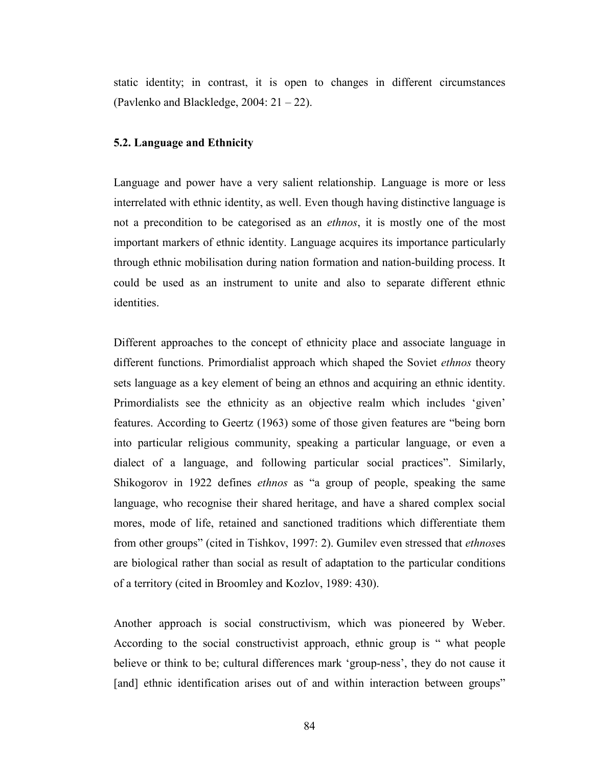static identity; in contrast, it is open to changes in different circumstances (Pavlenko and Blackledge, 2004: 21 – 22).

### 5.2. Language and Ethnicity

Language and power have a very salient relationship. Language is more or less interrelated with ethnic identity, as well. Even though having distinctive language is not a precondition to be categorised as an *ethnos*, it is mostly one of the most important markers of ethnic identity. Language acquires its importance particularly through ethnic mobilisation during nation formation and nation-building process. It could be used as an instrument to unite and also to separate different ethnic identities.

Different approaches to the concept of ethnicity place and associate language in different functions. Primordialist approach which shaped the Soviet *ethnos* theory sets language as a key element of being an ethnos and acquiring an ethnic identity. Primordialists see the ethnicity as an objective realm which includes 'given' features. According to Geertz (1963) some of those given features are "being born into particular religious community, speaking a particular language, or even a dialect of a language, and following particular social practices". Similarly, Shikogorov in 1922 defines *ethnos* as "a group of people, speaking the same language, who recognise their shared heritage, and have a shared complex social mores, mode of life, retained and sanctioned traditions which differentiate them from other groups" (cited in Tishkov, 1997: 2). Gumilev even stressed that *ethnos*es are biological rather than social as result of adaptation to the particular conditions of a territory (cited in Broomley and Kozlov, 1989: 430).

Another approach is social constructivism, which was pioneered by Weber. According to the social constructivist approach, ethnic group is " what people believe or think to be; cultural differences mark 'group-ness', they do not cause it [and] ethnic identification arises out of and within interaction between groups"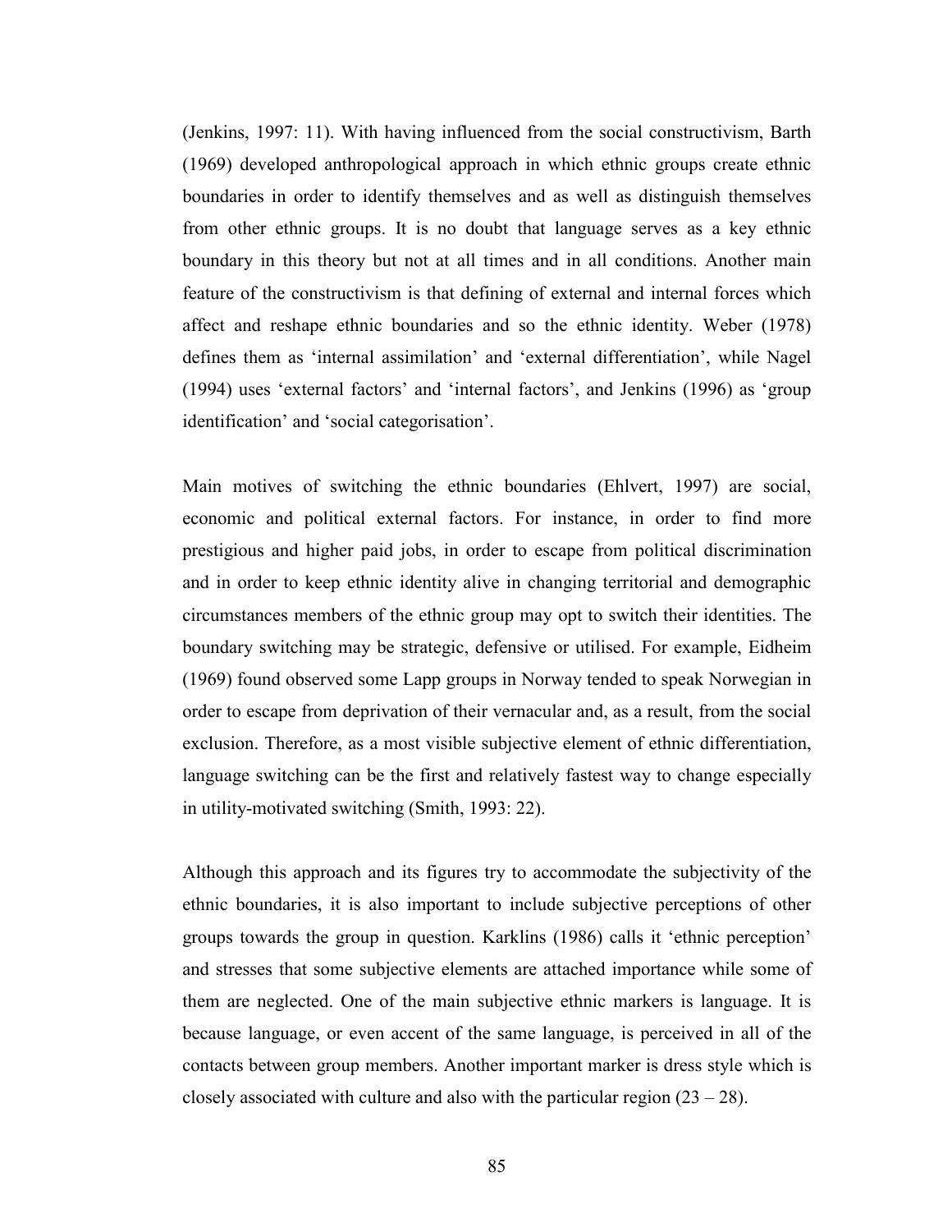(Jenkins, 1997: 11). With having influenced from the social constructivism, Barth (1969) developed anthropological approach in which ethnic groups create ethnic boundaries in order to identify themselves and as well as distinguish themselves from other ethnic groups. It is no doubt that language serves as a key ethnic boundary in this theory but not at all times and in all conditions. Another main feature of the constructivism is that defining of external and internal forces which affect and reshape ethnic boundaries and so the ethnic identity. Weber (1978) defines them as 'internal assimilation' and 'external differentiation', while Nagel (1994) uses 'external factors' and 'internal factors', and Jenkins (1996) as 'group identification' and 'social categorisation'.

Main motives of switching the ethnic boundaries (Ehlvert, 1997) are social, economic and political external factors. For instance, in order to find more prestigious and higher paid jobs, in order to escape from political discrimination and in order to keep ethnic identity alive in changing territorial and demographic circumstances members of the ethnic group may opt to switch their identities. The boundary switching may be strategic, defensive or utilised. For example, Eidheim (1969) found observed some Lapp groups in Norway tended to speak Norwegian in order to escape from deprivation of their vernacular and, as a result, from the social exclusion. Therefore, as a most visible subjective element of ethnic differentiation, language switching can be the first and relatively fastest way to change especially in utility-motivated switching (Smith, 1993: 22).

Although this approach and its figures try to accommodate the subjectivity of the ethnic boundaries, it is also important to include subjective perceptions of other groups towards the group in question. Karklins (1986) calls it 'ethnic perception' and stresses that some subjective elements are attached importance while some of them are neglected. One of the main subjective ethnic markers is language. It is because language, or even accent of the same language, is perceived in all of the contacts between group members. Another important marker is dress style which is closely associated with culture and also with the particular region (23 – 28).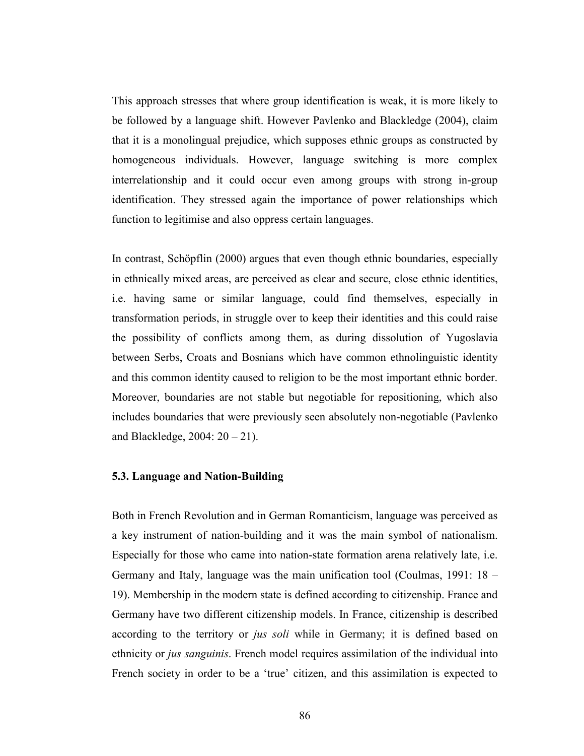This approach stresses that where group identification is weak, it is more likely to be followed by a language shift. However Pavlenko and Blackledge (2004), claim that it is a monolingual prejudice, which supposes ethnic groups as constructed by homogeneous individuals. However, language switching is more complex interrelationship and it could occur even among groups with strong in-group identification. They stressed again the importance of power relationships which function to legitimise and also oppress certain languages.

In contrast, Schöpflin (2000) argues that even though ethnic boundaries, especially in ethnically mixed areas, are perceived as clear and secure, close ethnic identities, i.e. having same or similar language, could find themselves, especially in transformation periods, in struggle over to keep their identities and this could raise the possibility of conflicts among them, as during dissolution of Yugoslavia between Serbs, Croats and Bosnians which have common ethnolinguistic identity and this common identity caused to religion to be the most important ethnic border. Moreover, boundaries are not stable but negotiable for repositioning, which also includes boundaries that were previously seen absolutely non-negotiable (Pavlenko and Blackledge, 2004: 20 – 21).

### 5.3. Language and Nation-Building

Both in French Revolution and in German Romanticism, language was perceived as a key instrument of nation-building and it was the main symbol of nationalism. Especially for those who came into nation-state formation arena relatively late, i.e. Germany and Italy, language was the main unification tool (Coulmas, 1991: 18 – 19). Membership in the modern state is defined according to citizenship. France and Germany have two different citizenship models. In France, citizenship is described according to the territory or *jus soli* while in Germany; it is defined based on ethnicity or *jus sanguinis*. French model requires assimilation of the individual into French society in order to be a 'true' citizen, and this assimilation is expected to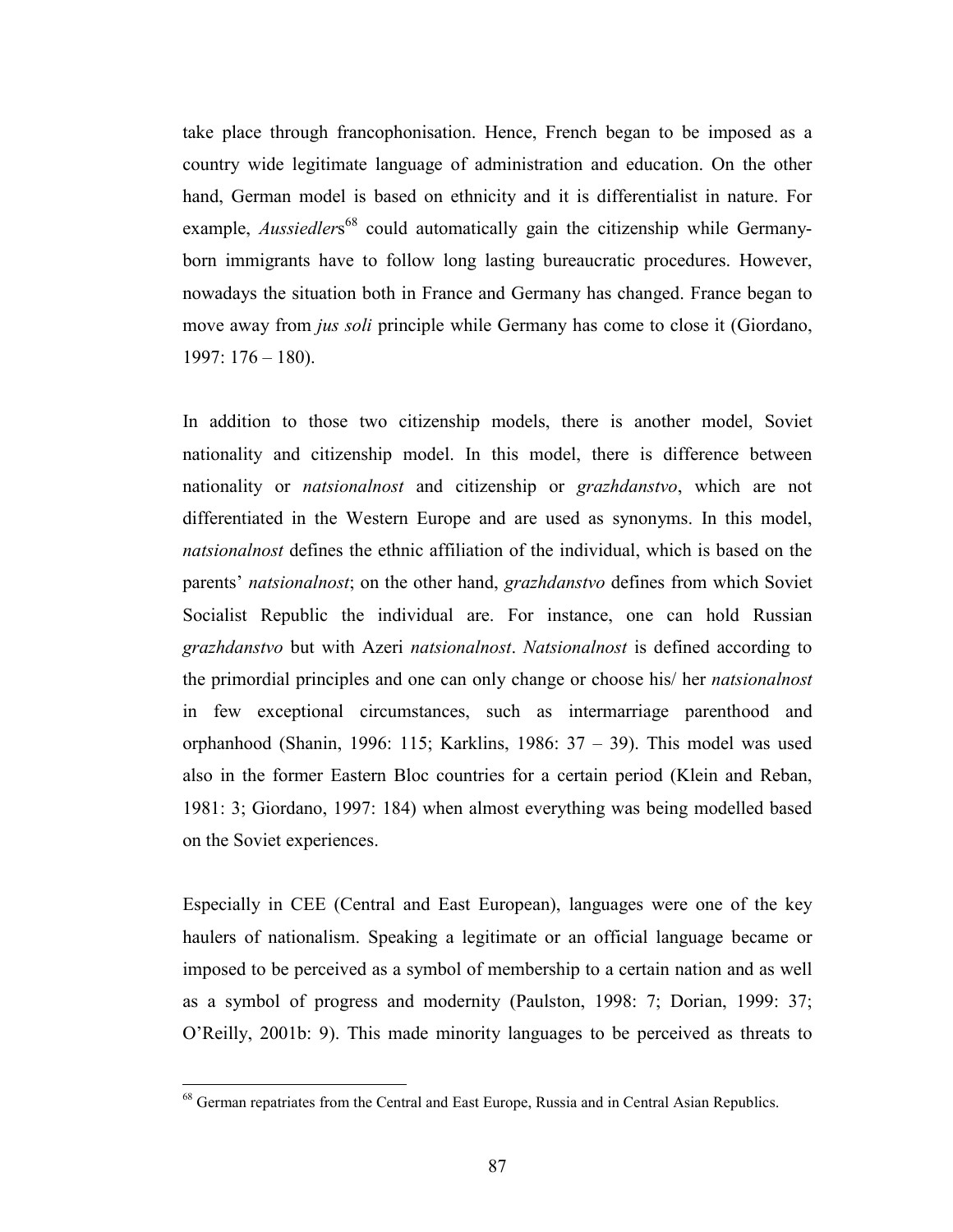take place through francophonisation. Hence, French began to be imposed as a country wide legitimate language of administration and education. On the other hand, German model is based on ethnicity and it is differentialist in nature. For example, *Aussiedler*s[68] could automatically gain the citizenship while Germany-born immigrants have to follow long lasting bureaucratic procedures. However, nowadays the situation both in France and Germany has changed. France began to move away from *jus soli* principle while Germany has come to close it (Giordano, 1997: 176 – 180).

In addition to those two citizenship models, there is another model, Soviet nationality and citizenship model. In this model, there is difference between nationality or *natsionalnost* and citizenship or *grazhdanstvo*, which are not differentiated in the Western Europe and are used as synonyms. In this model, *natsionalnost* defines the ethnic affiliation of the individual, which is based on the parents' *natsionalnost*; on the other hand, *grazhdanstvo* defines from which Soviet Socialist Republic the individual are. For instance, one can hold Russian *grazhdanstvo* but with Azeri *natsionalnost*. *Natsionalnost* is defined according to the primordial principles and one can only change or choose his/ her *natsionalnost* in few exceptional circumstances, such as intermarriage parenthood and orphanhood (Shanin, 1996: 115; Karklins, 1986: 37 – 39). This model was used also in the former Eastern Bloc countries for a certain period (Klein and Reban, 1981: 3; Giordano, 1997: 184) when almost everything was being modelled based on the Soviet experiences.

Especially in CEE (Central and East European), languages were one of the key haulers of nationalism. Speaking a legitimate or an official language became or imposed to be perceived as a symbol of membership to a certain nation and as well as a symbol of progress and modernity (Paulston, 1998: 7; Dorian, 1999: 37; O'Reilly, 2001b: 9). This made minority languages to be perceived as threats to

---

[68] German repatriates from the Central and East Europe, Russia and in Central Asian Republics.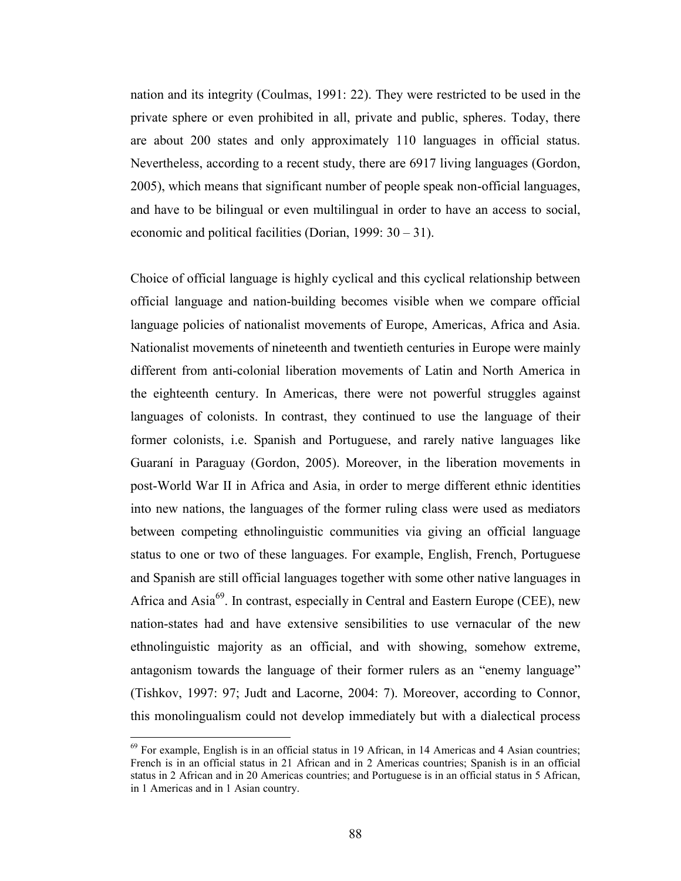nation and its integrity (Coulmas, 1991: 22). They were restricted to be used in the private sphere or even prohibited in all, private and public, spheres. Today, there are about 200 states and only approximately 110 languages in official status. Nevertheless, according to a recent study, there are 6917 living languages (Gordon, 2005), which means that significant number of people speak non-official languages, and have to be bilingual or even multilingual in order to have an access to social, economic and political facilities (Dorian, 1999: 30 – 31).

Choice of official language is highly cyclical and this cyclical relationship between official language and nation-building becomes visible when we compare official language policies of nationalist movements of Europe, Americas, Africa and Asia. Nationalist movements of nineteenth and twentieth centuries in Europe were mainly different from anti-colonial liberation movements of Latin and North America in the eighteenth century. In Americas, there were not powerful struggles against languages of colonists. In contrast, they continued to use the language of their former colonists, i.e. Spanish and Portuguese, and rarely native languages like Guaraní in Paraguay (Gordon, 2005). Moreover, in the liberation movements in post-World War II in Africa and Asia, in order to merge different ethnic identities into new nations, the languages of the former ruling class were used as mediators between competing ethnolinguistic communities via giving an official language status to one or two of these languages. For example, English, French, Portuguese and Spanish are still official languages together with some other native languages in Africa and Asia[69]. In contrast, especially in Central and Eastern Europe (CEE), new nation-states had and have extensive sensibilities to use vernacular of the new ethnolinguistic majority as an official, and with showing, somehow extreme, antagonism towards the language of their former rulers as an "enemy language" (Tishkov, 1997: 97; Judt and Lacorne, 2004: 7). Moreover, according to Connor, this monolingualism could not develop immediately but with a dialectical process

[69] For example, English is in an official status in 19 African, in 14 Americas and 4 Asian countries; French is in an official status in 21 African and in 2 Americas countries; Spanish is in an official status in 2 African and in 20 Americas countries; and Portuguese is in an official status in 5 African, in 1 Americas and in 1 Asian country.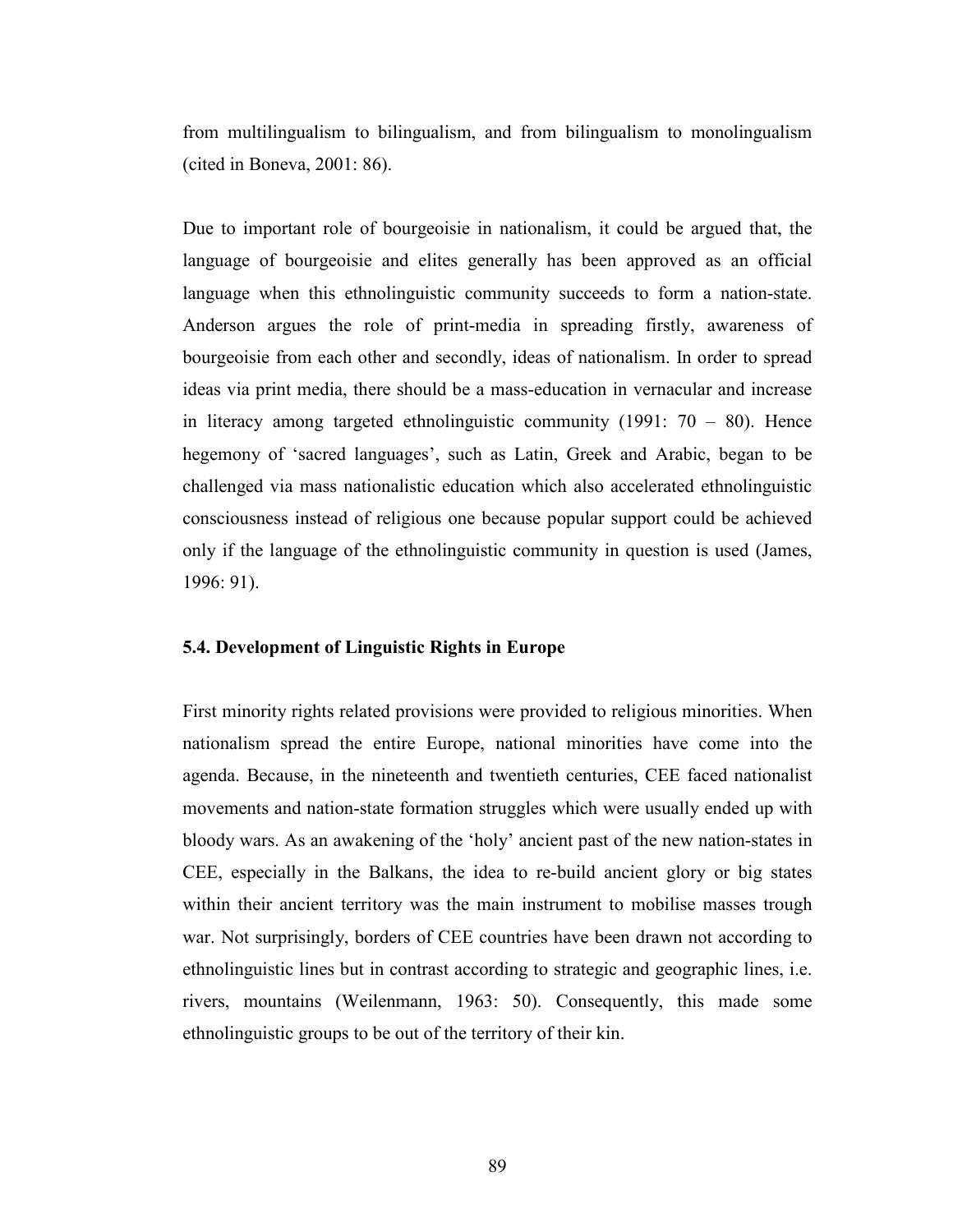from multilingualism to bilingualism, and from bilingualism to monolingualism (cited in Boneva, 2001: 86).

Due to important role of bourgeoisie in nationalism, it could be argued that, the language of bourgeoisie and elites generally has been approved as an official language when this ethnolinguistic community succeeds to form a nation-state. Anderson argues the role of print-media in spreading firstly, awareness of bourgeoisie from each other and secondly, ideas of nationalism. In order to spread ideas via print media, there should be a mass-education in vernacular and increase in literacy among targeted ethnolinguistic community (1991: 70 – 80). Hence hegemony of 'sacred languages', such as Latin, Greek and Arabic, began to be challenged via mass nationalistic education which also accelerated ethnolinguistic consciousness instead of religious one because popular support could be achieved only if the language of the ethnolinguistic community in question is used (James, 1996: 91).

### 5.4. Development of Linguistic Rights in Europe

First minority rights related provisions were provided to religious minorities. When nationalism spread the entire Europe, national minorities have come into the agenda. Because, in the nineteenth and twentieth centuries, CEE faced nationalist movements and nation-state formation struggles which were usually ended up with bloody wars. As an awakening of the 'holy' ancient past of the new nation-states in CEE, especially in the Balkans, the idea to re-build ancient glory or big states within their ancient territory was the main instrument to mobilise masses trough war. Not surprisingly, borders of CEE countries have been drawn not according to ethnolinguistic lines but in contrast according to strategic and geographic lines, i.e. rivers, mountains (Weilenmann, 1963: 50). Consequently, this made some ethnolinguistic groups to be out of the territory of their kin.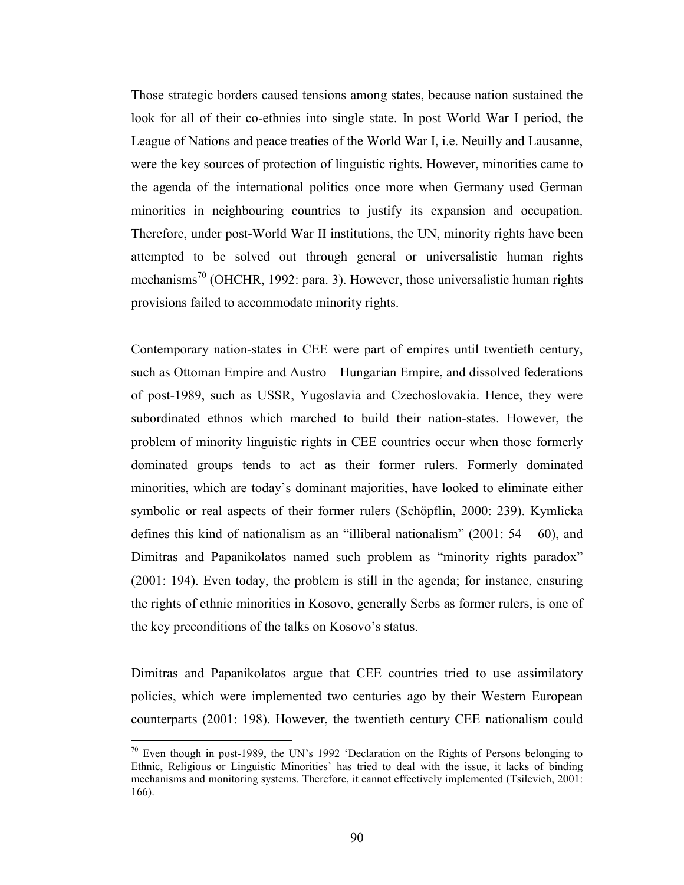Those strategic borders caused tensions among states, because nation sustained the look for all of their co-ethnies into single state. In post World War I period, the League of Nations and peace treaties of the World War I, i.e. Neuilly and Lausanne, were the key sources of protection of linguistic rights. However, minorities came to the agenda of the international politics once more when Germany used German minorities in neighbouring countries to justify its expansion and occupation. Therefore, under post-World War II institutions, the UN, minority rights have been attempted to be solved out through general or universalistic human rights mechanisms[70] (OHCHR, 1992: para. 3). However, those universalistic human rights provisions failed to accommodate minority rights.

Contemporary nation-states in CEE were part of empires until twentieth century, such as Ottoman Empire and Austro – Hungarian Empire, and dissolved federations of post-1989, such as USSR, Yugoslavia and Czechoslovakia. Hence, they were subordinated ethnos which marched to build their nation-states. However, the problem of minority linguistic rights in CEE countries occur when those formerly dominated groups tends to act as their former rulers. Formerly dominated minorities, which are today's dominant majorities, have looked to eliminate either symbolic or real aspects of their former rulers (Schöpflin, 2000: 239). Kymlicka defines this kind of nationalism as an "illiberal nationalism" (2001: 54 – 60), and Dimitras and Papanikolatos named such problem as "minority rights paradox" (2001: 194). Even today, the problem is still in the agenda; for instance, ensuring the rights of ethnic minorities in Kosovo, generally Serbs as former rulers, is one of the key preconditions of the talks on Kosovo's status.

Dimitras and Papanikolatos argue that CEE countries tried to use assimilatory policies, which were implemented two centuries ago by their Western European counterparts (2001: 198). However, the twentieth century CEE nationalism could

[70] Even though in post-1989, the UN's 1992 'Declaration on the Rights of Persons belonging to Ethnic, Religious or Linguistic Minorities' has tried to deal with the issue, it lacks of binding mechanisms and monitoring systems. Therefore, it cannot effectively implemented (Tsilevich, 2001: 166).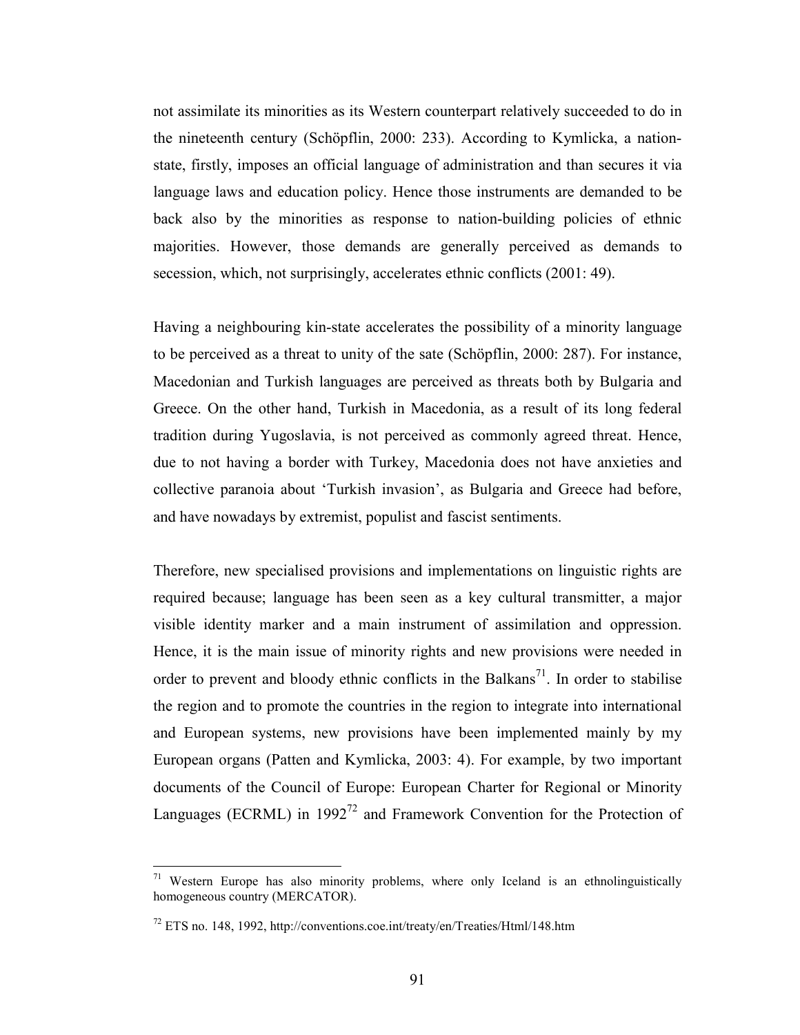not assimilate its minorities as its Western counterpart relatively succeeded to do in the nineteenth century (Schöpflin, 2000: 233). According to Kymlicka, a nation-state, firstly, imposes an official language of administration and than secures it via language laws and education policy. Hence those instruments are demanded to be back also by the minorities as response to nation-building policies of ethnic majorities. However, those demands are generally perceived as demands to secession, which, not surprisingly, accelerates ethnic conflicts (2001: 49).

Having a neighbouring kin-state accelerates the possibility of a minority language to be perceived as a threat to unity of the sate (Schöpflin, 2000: 287). For instance, Macedonian and Turkish languages are perceived as threats both by Bulgaria and Greece. On the other hand, Turkish in Macedonia, as a result of its long federal tradition during Yugoslavia, is not perceived as commonly agreed threat. Hence, due to not having a border with Turkey, Macedonia does not have anxieties and collective paranoia about 'Turkish invasion', as Bulgaria and Greece had before, and have nowadays by extremist, populist and fascist sentiments.

Therefore, new specialised provisions and implementations on linguistic rights are required because; language has been seen as a key cultural transmitter, a major visible identity marker and a main instrument of assimilation and oppression. Hence, it is the main issue of minority rights and new provisions were needed in order to prevent and bloody ethnic conflicts in the Balkans[71]. In order to stabilise the region and to promote the countries in the region to integrate into international and European systems, new provisions have been implemented mainly by my European organs (Patten and Kymlicka, 2003: 4). For example, by two important documents of the Council of Europe: European Charter for Regional or Minority Languages (ECRML) in 1992[72] and Framework Convention for the Protection of

---

[71] Western Europe has also minority problems, where only Iceland is an ethnolinguistically homogeneous country (MERCATOR).

[72] ETS no. 148, 1992, http://conventions.coe.int/treaty/en/Treaties/Html/148.htm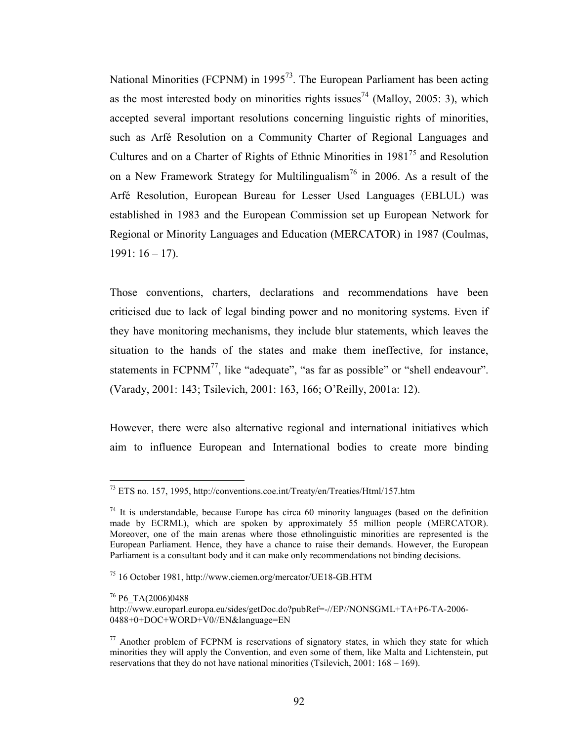National Minorities (FCPNM) in 1995[73]. The European Parliament has been acting as the most interested body on minorities rights issues[74] (Malloy, 2005: 3), which accepted several important resolutions concerning linguistic rights of minorities, such as Arfé Resolution on a Community Charter of Regional Languages and Cultures and on a Charter of Rights of Ethnic Minorities in 1981[75] and Resolution on a New Framework Strategy for Multilingualism[76] in 2006. As a result of the Arfé Resolution, European Bureau for Lesser Used Languages (EBLUL) was established in 1983 and the European Commission set up European Network for Regional or Minority Languages and Education (MERCATOR) in 1987 (Coulmas, 1991: 16 – 17).

Those conventions, charters, declarations and recommendations have been criticised due to lack of legal binding power and no monitoring systems. Even if they have monitoring mechanisms, they include blur statements, which leaves the situation to the hands of the states and make them ineffective, for instance, statements in FCPNM[77], like "adequate", "as far as possible" or "shell endeavour". (Varady, 2001: 143; Tsilevich, 2001: 163, 166; O'Reilly, 2001a: 12).

However, there were also alternative regional and international initiatives which aim to influence European and International bodies to create more binding

---

[73] ETS no. 157, 1995, http://conventions.coe.int/Treaty/en/Treaties/Html/157.htm

[74] It is understandable, because Europe has circa 60 minority languages (based on the definition made by ECRML), which are spoken by approximately 55 million people (MERCATOR). Moreover, one of the main arenas where those ethnolinguistic minorities are represented is the European Parliament. Hence, they have a chance to raise their demands. However, the European Parliament is a consultant body and it can make only recommendations not binding decisions.

[75] 16 October 1981, http://www.ciemen.org/mercator/UE18-GB.HTM

[76] P6_TA(2006)0488
http://www.europarl.europa.eu/sides/getDoc.do?pubRef=-//EP//NONSGML+TA+P6-TA-2006-0488+0+DOC+WORD+V0//EN&language=EN

[77] Another problem of FCPNM is reservations of signatory states, in which they state for which minorities they will apply the Convention, and even some of them, like Malta and Lichtenstein, put reservations that they do not have national minorities (Tsilevich, 2001: 168 – 169).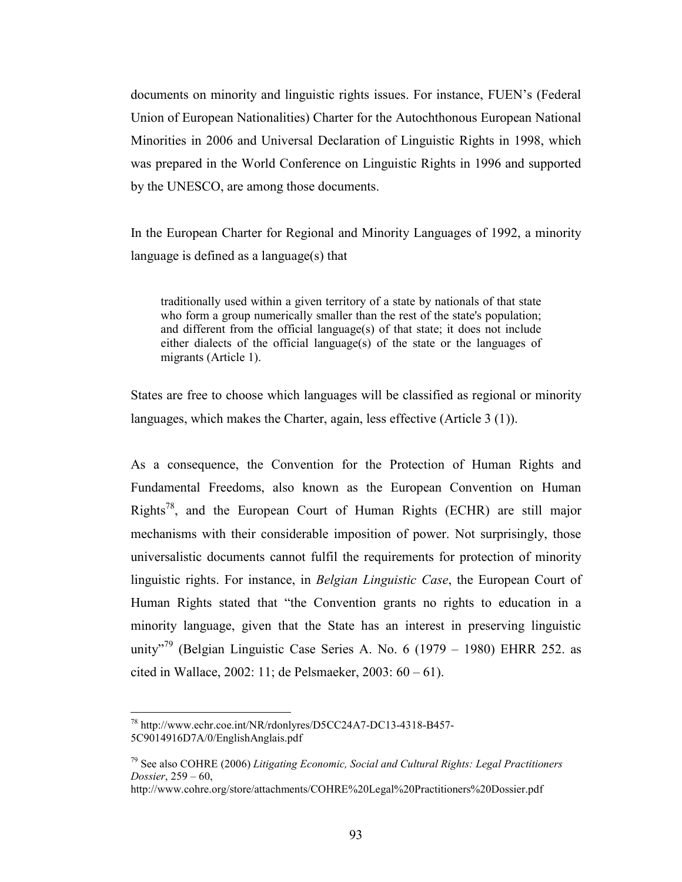documents on minority and linguistic rights issues. For instance, FUEN's (Federal Union of European Nationalities) Charter for the Autochthonous European National Minorities in 2006 and Universal Declaration of Linguistic Rights in 1998, which was prepared in the World Conference on Linguistic Rights in 1996 and supported by the UNESCO, are among those documents.

In the European Charter for Regional and Minority Languages of 1992, a minority language is defined as a language(s) that

> traditionally used within a given territory of a state by nationals of that state who form a group numerically smaller than the rest of the state's population; and different from the official language(s) of that state; it does not include either dialects of the official language(s) of the state or the languages of migrants (Article 1).

States are free to choose which languages will be classified as regional or minority languages, which makes the Charter, again, less effective (Article 3 (1)).

As a consequence, the Convention for the Protection of Human Rights and Fundamental Freedoms, also known as the European Convention on Human Rights[78], and the European Court of Human Rights (ECHR) are still major mechanisms with their considerable imposition of power. Not surprisingly, those universalistic documents cannot fulfil the requirements for protection of minority linguistic rights. For instance, in *Belgian Linguistic Case*, the European Court of Human Rights stated that "the Convention grants no rights to education in a minority language, given that the State has an interest in preserving linguistic unity"[79] (Belgian Linguistic Case Series A. No. 6 (1979 – 1980) EHRR 252. as cited in Wallace, 2002: 11; de Pelsmaeker, 2003: 60 – 61).

---

[78] http://www.echr.coe.int/NR/rdonlyres/D5CC24A7-DC13-4318-B457-5C9014916D7A/0/EnglishAnglais.pdf

[79] See also COHRE (2006) *Litigating Economic, Social and Cultural Rights: Legal Practitioners Dossier*, 259 – 60, http://www.cohre.org/store/attachments/COHRE%20Legal%20Practitioners%20Dossier.pdf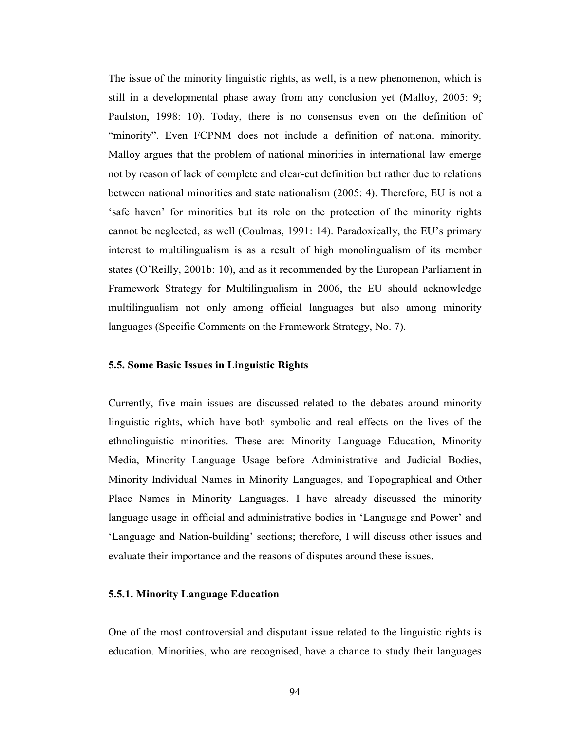The issue of the minority linguistic rights, as well, is a new phenomenon, which is still in a developmental phase away from any conclusion yet (Malloy, 2005: 9; Paulston, 1998: 10). Today, there is no consensus even on the definition of "minority". Even FCPNM does not include a definition of national minority. Malloy argues that the problem of national minorities in international law emerge not by reason of lack of complete and clear-cut definition but rather due to relations between national minorities and state nationalism (2005: 4). Therefore, EU is not a 'safe haven' for minorities but its role on the protection of the minority rights cannot be neglected, as well (Coulmas, 1991: 14). Paradoxically, the EU's primary interest to multilingualism is as a result of high monolingualism of its member states (O'Reilly, 2001b: 10), and as it recommended by the European Parliament in Framework Strategy for Multilingualism in 2006, the EU should acknowledge multilingualism not only among official languages but also among minority languages (Specific Comments on the Framework Strategy, No. 7).

### 5.5. Some Basic Issues in Linguistic Rights

Currently, five main issues are discussed related to the debates around minority linguistic rights, which have both symbolic and real effects on the lives of the ethnolinguistic minorities. These are: Minority Language Education, Minority Media, Minority Language Usage before Administrative and Judicial Bodies, Minority Individual Names in Minority Languages, and Topographical and Other Place Names in Minority Languages. I have already discussed the minority language usage in official and administrative bodies in 'Language and Power' and 'Language and Nation-building' sections; therefore, I will discuss other issues and evaluate their importance and the reasons of disputes around these issues.

#### 5.5.1. Minority Language Education

One of the most controversial and disputant issue related to the linguistic rights is education. Minorities, who are recognised, have a chance to study their languages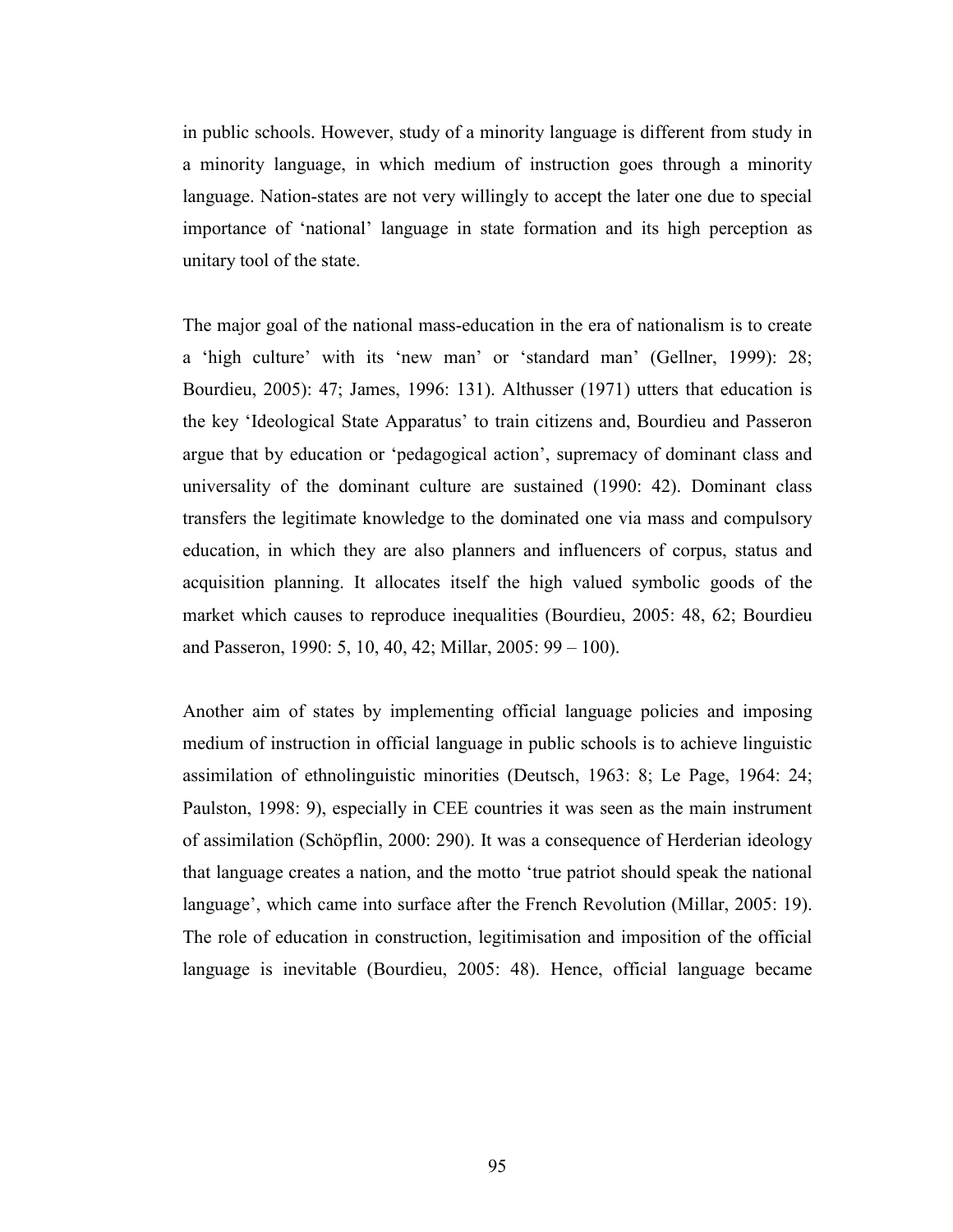in public schools. However, study of a minority language is different from study in a minority language, in which medium of instruction goes through a minority language. Nation-states are not very willingly to accept the later one due to special importance of 'national' language in state formation and its high perception as unitary tool of the state.

The major goal of the national mass-education in the era of nationalism is to create a 'high culture' with its 'new man' or 'standard man' (Gellner, 1999): 28; Bourdieu, 2005): 47; James, 1996: 131). Althusser (1971) utters that education is the key 'Ideological State Apparatus' to train citizens and, Bourdieu and Passeron argue that by education or 'pedagogical action', supremacy of dominant class and universality of the dominant culture are sustained (1990: 42). Dominant class transfers the legitimate knowledge to the dominated one via mass and compulsory education, in which they are also planners and influencers of corpus, status and acquisition planning. It allocates itself the high valued symbolic goods of the market which causes to reproduce inequalities (Bourdieu, 2005: 48, 62; Bourdieu and Passeron, 1990: 5, 10, 40, 42; Millar, 2005: 99 – 100).

Another aim of states by implementing official language policies and imposing medium of instruction in official language in public schools is to achieve linguistic assimilation of ethnolinguistic minorities (Deutsch, 1963: 8; Le Page, 1964: 24; Paulston, 1998: 9), especially in CEE countries it was seen as the main instrument of assimilation (Schöpflin, 2000: 290). It was a consequence of Herderian ideology that language creates a nation, and the motto 'true patriot should speak the national language', which came into surface after the French Revolution (Millar, 2005: 19). The role of education in construction, legitimisation and imposition of the official language is inevitable (Bourdieu, 2005: 48). Hence, official language became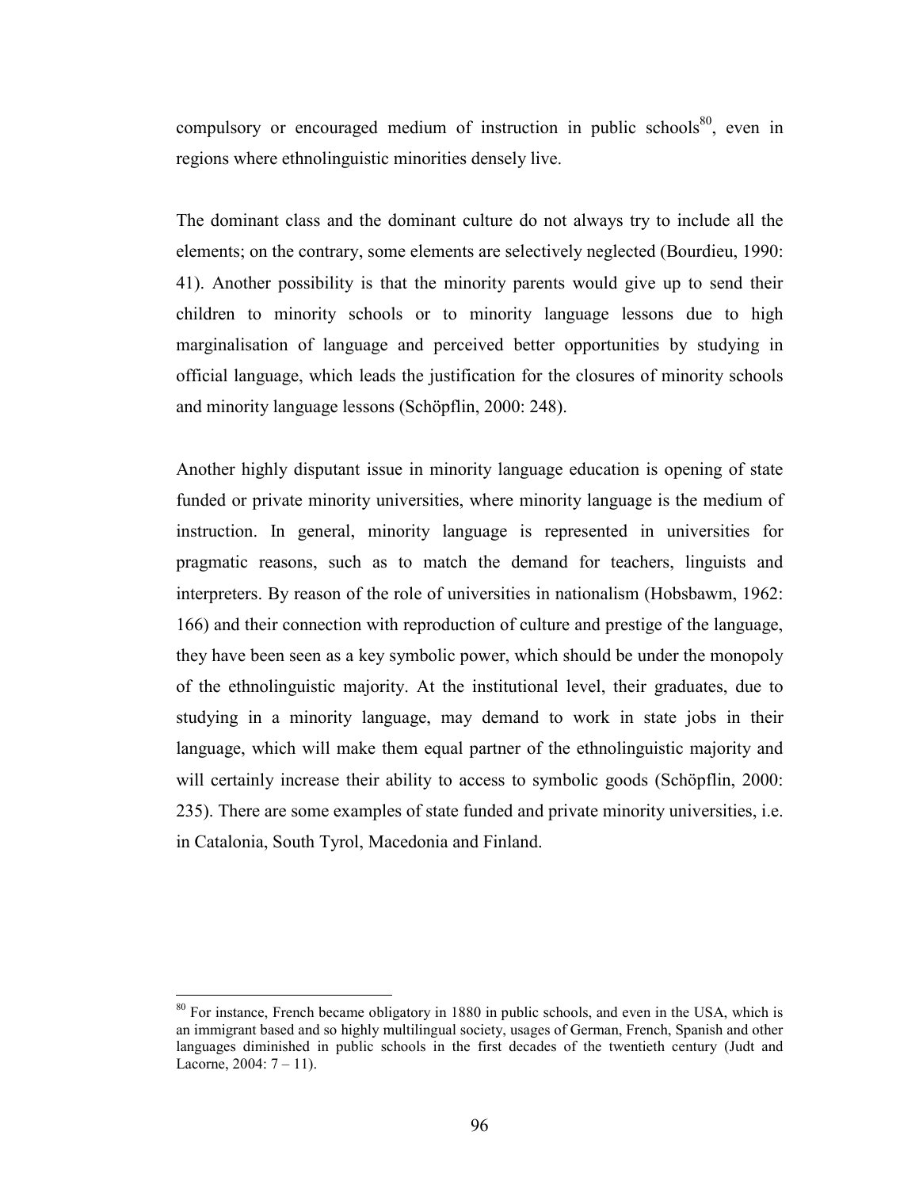compulsory or encouraged medium of instruction in public schools[80], even in regions where ethnolinguistic minorities densely live.

The dominant class and the dominant culture do not always try to include all the elements; on the contrary, some elements are selectively neglected (Bourdieu, 1990: 41). Another possibility is that the minority parents would give up to send their children to minority schools or to minority language lessons due to high marginalisation of language and perceived better opportunities by studying in official language, which leads the justification for the closures of minority schools and minority language lessons (Schöpflin, 2000: 248).

Another highly disputant issue in minority language education is opening of state funded or private minority universities, where minority language is the medium of instruction. In general, minority language is represented in universities for pragmatic reasons, such as to match the demand for teachers, linguists and interpreters. By reason of the role of universities in nationalism (Hobsbawm, 1962: 166) and their connection with reproduction of culture and prestige of the language, they have been seen as a key symbolic power, which should be under the monopoly of the ethnolinguistic majority. At the institutional level, their graduates, due to studying in a minority language, may demand to work in state jobs in their language, which will make them equal partner of the ethnolinguistic majority and will certainly increase their ability to access to symbolic goods (Schöpflin, 2000: 235). There are some examples of state funded and private minority universities, i.e. in Catalonia, South Tyrol, Macedonia and Finland.

---

[80] For instance, French became obligatory in 1880 in public schools, and even in the USA, which is an immigrant based and so highly multilingual society, usages of German, French, Spanish and other languages diminished in public schools in the first decades of the twentieth century (Judt and Lacorne, 2004: 7 – 11).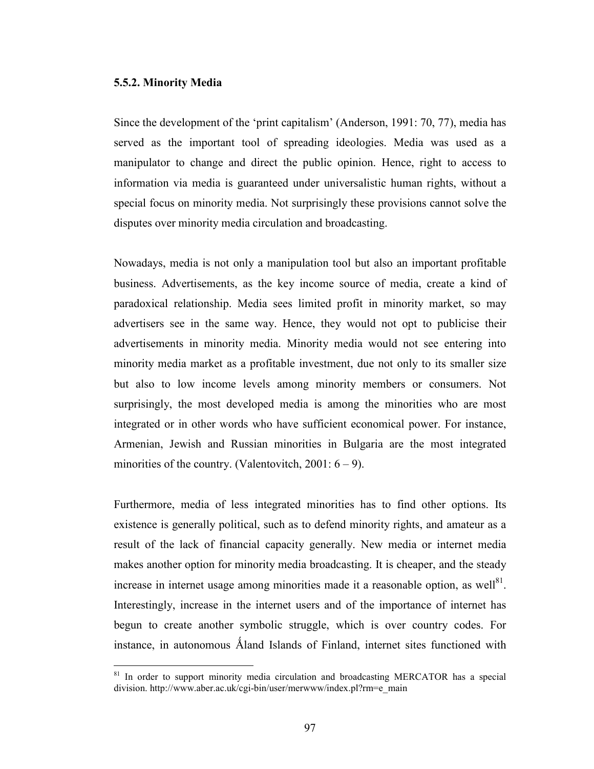### 5.5.2. Minority Media

Since the development of the 'print capitalism' (Anderson, 1991: 70, 77), media has served as the important tool of spreading ideologies. Media was used as a manipulator to change and direct the public opinion. Hence, right to access to information via media is guaranteed under universalistic human rights, without a special focus on minority media. Not surprisingly these provisions cannot solve the disputes over minority media circulation and broadcasting.

Nowadays, media is not only a manipulation tool but also an important profitable business. Advertisements, as the key income source of media, create a kind of paradoxical relationship. Media sees limited profit in minority market, so may advertisers see in the same way. Hence, they would not opt to publicise their advertisements in minority media. Minority media would not see entering into minority media market as a profitable investment, due not only to its smaller size but also to low income levels among minority members or consumers. Not surprisingly, the most developed media is among the minorities who are most integrated or in other words who have sufficient economical power. For instance, Armenian, Jewish and Russian minorities in Bulgaria are the most integrated minorities of the country. (Valentovitch, 2001: 6 – 9).

Furthermore, media of less integrated minorities has to find other options. Its existence is generally political, such as to defend minority rights, and amateur as a result of the lack of financial capacity generally. New media or internet media makes another option for minority media broadcasting. It is cheaper, and the steady increase in internet usage among minorities made it a reasonable option, as well[81]. Interestingly, increase in the internet users and of the importance of internet has begun to create another symbolic struggle, which is over country codes. For instance, in autonomous Ǻland Islands of Finland, internet sites functioned with

[81] In order to support minority media circulation and broadcasting MERCATOR has a special division. http://www.aber.ac.uk/cgi-bin/user/merwww/index.pl?rm=e_main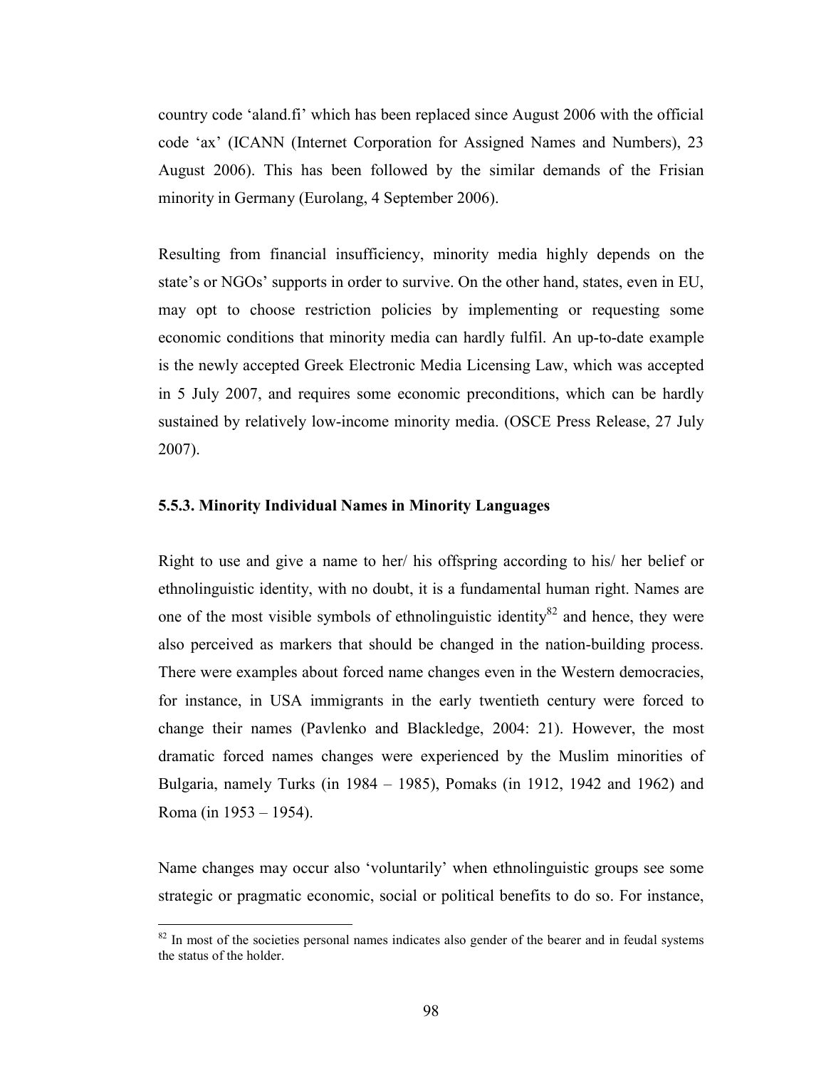country code 'aland.fi' which has been replaced since August 2006 with the official code 'ax' (ICANN (Internet Corporation for Assigned Names and Numbers), 23 August 2006). This has been followed by the similar demands of the Frisian minority in Germany (Eurolang, 4 September 2006).

Resulting from financial insufficiency, minority media highly depends on the state's or NGOs' supports in order to survive. On the other hand, states, even in EU, may opt to choose restriction policies by implementing or requesting some economic conditions that minority media can hardly fulfil. An up-to-date example is the newly accepted Greek Electronic Media Licensing Law, which was accepted in 5 July 2007, and requires some economic preconditions, which can be hardly sustained by relatively low-income minority media. (OSCE Press Release, 27 July 2007).

### 5.5.3. Minority Individual Names in Minority Languages

Right to use and give a name to her/ his offspring according to his/ her belief or ethnolinguistic identity, with no doubt, it is a fundamental human right. Names are one of the most visible symbols of ethnolinguistic identity[82] and hence, they were also perceived as markers that should be changed in the nation-building process. There were examples about forced name changes even in the Western democracies, for instance, in USA immigrants in the early twentieth century were forced to change their names (Pavlenko and Blackledge, 2004: 21). However, the most dramatic forced names changes were experienced by the Muslim minorities of Bulgaria, namely Turks (in 1984 – 1985), Pomaks (in 1912, 1942 and 1962) and Roma (in 1953 – 1954).

Name changes may occur also 'voluntarily' when ethnolinguistic groups see some strategic or pragmatic economic, social or political benefits to do so. For instance,

---

[82] In most of the societies personal names indicates also gender of the bearer and in feudal systems the status of the holder.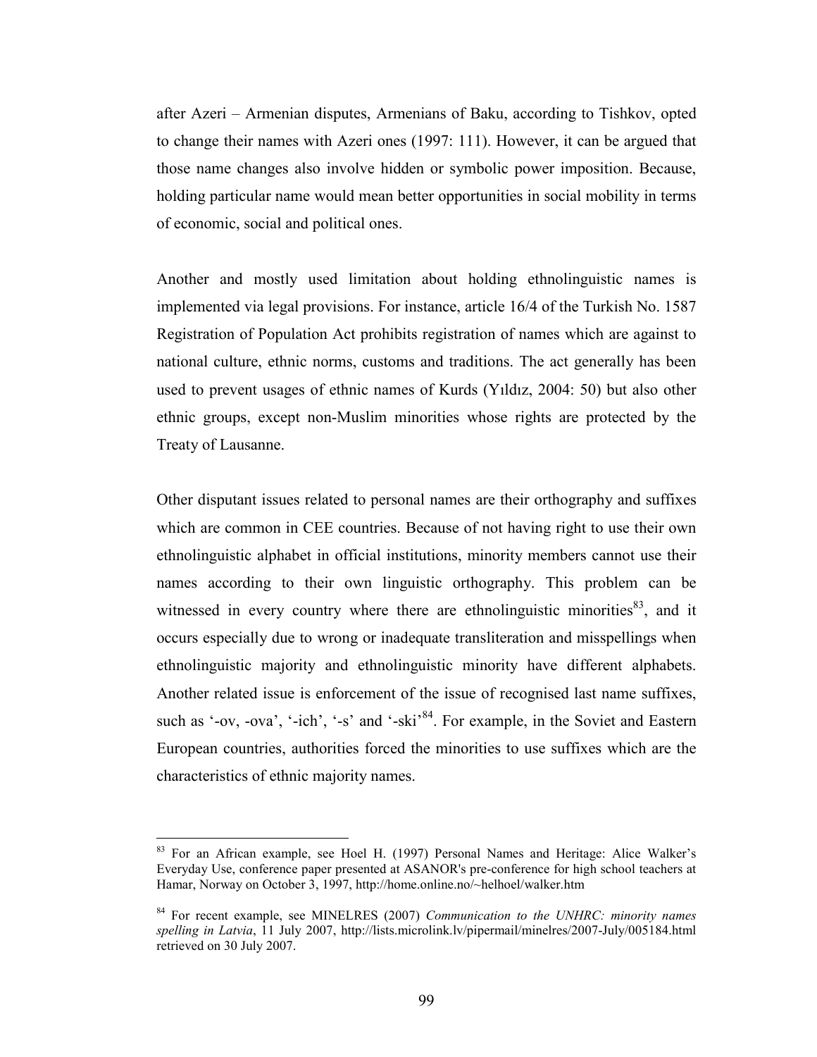after Azeri – Armenian disputes, Armenians of Baku, according to Tishkov, opted to change their names with Azeri ones (1997: 111). However, it can be argued that those name changes also involve hidden or symbolic power imposition. Because, holding particular name would mean better opportunities in social mobility in terms of economic, social and political ones.

Another and mostly used limitation about holding ethnolinguistic names is implemented via legal provisions. For instance, article 16/4 of the Turkish No. 1587 Registration of Population Act prohibits registration of names which are against to national culture, ethnic norms, customs and traditions. The act generally has been used to prevent usages of ethnic names of Kurds (Yıldız, 2004: 50) but also other ethnic groups, except non-Muslim minorities whose rights are protected by the Treaty of Lausanne.

Other disputant issues related to personal names are their orthography and suffixes which are common in CEE countries. Because of not having right to use their own ethnolinguistic alphabet in official institutions, minority members cannot use their names according to their own linguistic orthography. This problem can be witnessed in every country where there are ethnolinguistic minorities[83], and it occurs especially due to wrong or inadequate transliteration and misspellings when ethnolinguistic majority and ethnolinguistic minority have different alphabets. Another related issue is enforcement of the issue of recognised last name suffixes, such as '-ov, -ova', '-ich', '-s' and '-ski'[84]. For example, in the Soviet and Eastern European countries, authorities forced the minorities to use suffixes which are the characteristics of ethnic majority names.

---

[83] For an African example, see Hoel H. (1997) Personal Names and Heritage: Alice Walker's Everyday Use, conference paper presented at ASANOR's pre-conference for high school teachers at Hamar, Norway on October 3, 1997, http://home.online.no/~helhoel/walker.htm

[84] For recent example, see MINELRES (2007) *Communication to the UNHRC: minority names spelling in Latvia*, 11 July 2007, http://lists.microlink.lv/pipermail/minelres/2007-July/005184.html retrieved on 30 July 2007.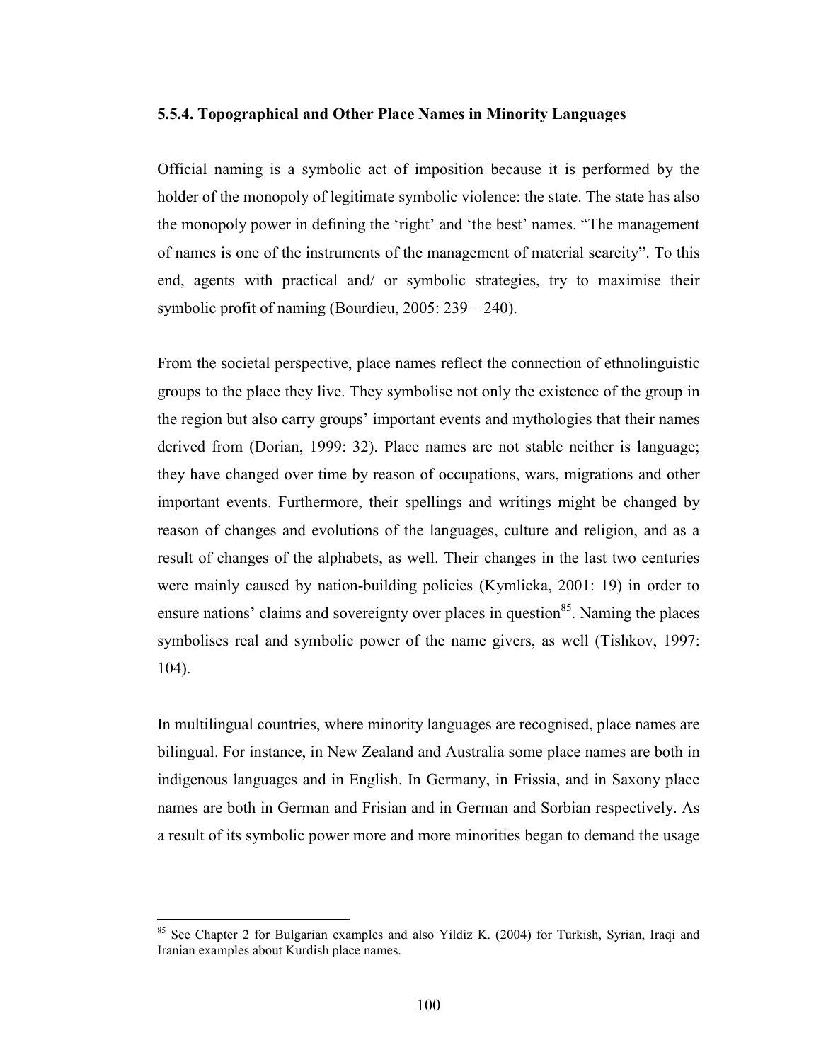### 5.5.4. Topographical and Other Place Names in Minority Languages

Official naming is a symbolic act of imposition because it is performed by the holder of the monopoly of legitimate symbolic violence: the state. The state has also the monopoly power in defining the 'right' and 'the best' names. "The management of names is one of the instruments of the management of material scarcity". To this end, agents with practical and/ or symbolic strategies, try to maximise their symbolic profit of naming (Bourdieu, 2005: 239 – 240).

From the societal perspective, place names reflect the connection of ethnolinguistic groups to the place they live. They symbolise not only the existence of the group in the region but also carry groups' important events and mythologies that their names derived from (Dorian, 1999: 32). Place names are not stable neither is language; they have changed over time by reason of occupations, wars, migrations and other important events. Furthermore, their spellings and writings might be changed by reason of changes and evolutions of the languages, culture and religion, and as a result of changes of the alphabets, as well. Their changes in the last two centuries were mainly caused by nation-building policies (Kymlicka, 2001: 19) in order to ensure nations' claims and sovereignty over places in question[85]. Naming the places symbolises real and symbolic power of the name givers, as well (Tishkov, 1997: 104).

In multilingual countries, where minority languages are recognised, place names are bilingual. For instance, in New Zealand and Australia some place names are both in indigenous languages and in English. In Germany, in Frissia, and in Saxony place names are both in German and Frisian and in German and Sorbian respectively. As a result of its symbolic power more and more minorities began to demand the usage

[85] See Chapter 2 for Bulgarian examples and also Yildiz K. (2004) for Turkish, Syrian, Iraqi and Iranian examples about Kurdish place names.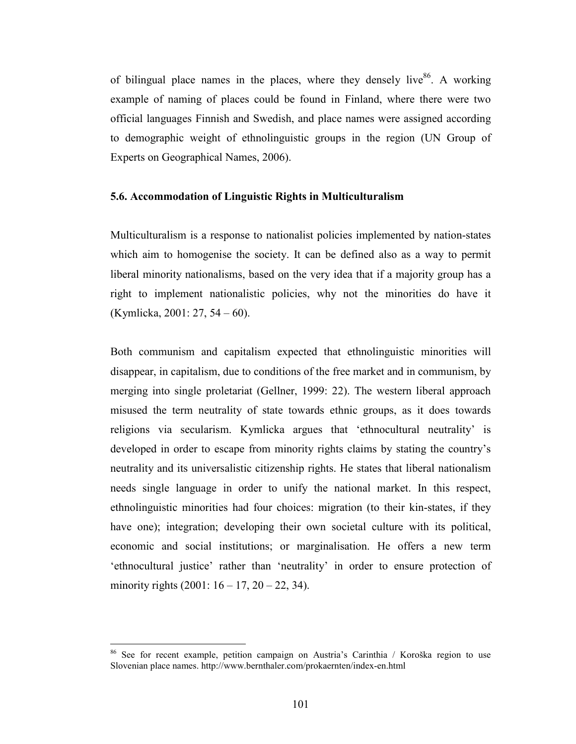of bilingual place names in the places, where they densely live[86]. A working example of naming of places could be found in Finland, where there were two official languages Finnish and Swedish, and place names were assigned according to demographic weight of ethnolinguistic groups in the region (UN Group of Experts on Geographical Names, 2006).

### 5.6. Accommodation of Linguistic Rights in Multiculturalism

Multiculturalism is a response to nationalist policies implemented by nation-states which aim to homogenise the society. It can be defined also as a way to permit liberal minority nationalisms, based on the very idea that if a majority group has a right to implement nationalistic policies, why not the minorities do have it (Kymlicka, 2001: 27, 54 – 60).

Both communism and capitalism expected that ethnolinguistic minorities will disappear, in capitalism, due to conditions of the free market and in communism, by merging into single proletariat (Gellner, 1999: 22). The western liberal approach misused the term neutrality of state towards ethnic groups, as it does towards religions via secularism. Kymlicka argues that 'ethnocultural neutrality' is developed in order to escape from minority rights claims by stating the country's neutrality and its universalistic citizenship rights. He states that liberal nationalism needs single language in order to unify the national market. In this respect, ethnolinguistic minorities had four choices: migration (to their kin-states, if they have one); integration; developing their own societal culture with its political, economic and social institutions; or marginalisation. He offers a new term 'ethnocultural justice' rather than 'neutrality' in order to ensure protection of minority rights (2001: 16 – 17, 20 – 22, 34).

---

[86] See for recent example, petition campaign on Austria's Carinthia / Koroška region to use Slovenian place names. http://www.bernthaler.com/prokaernten/index-en.html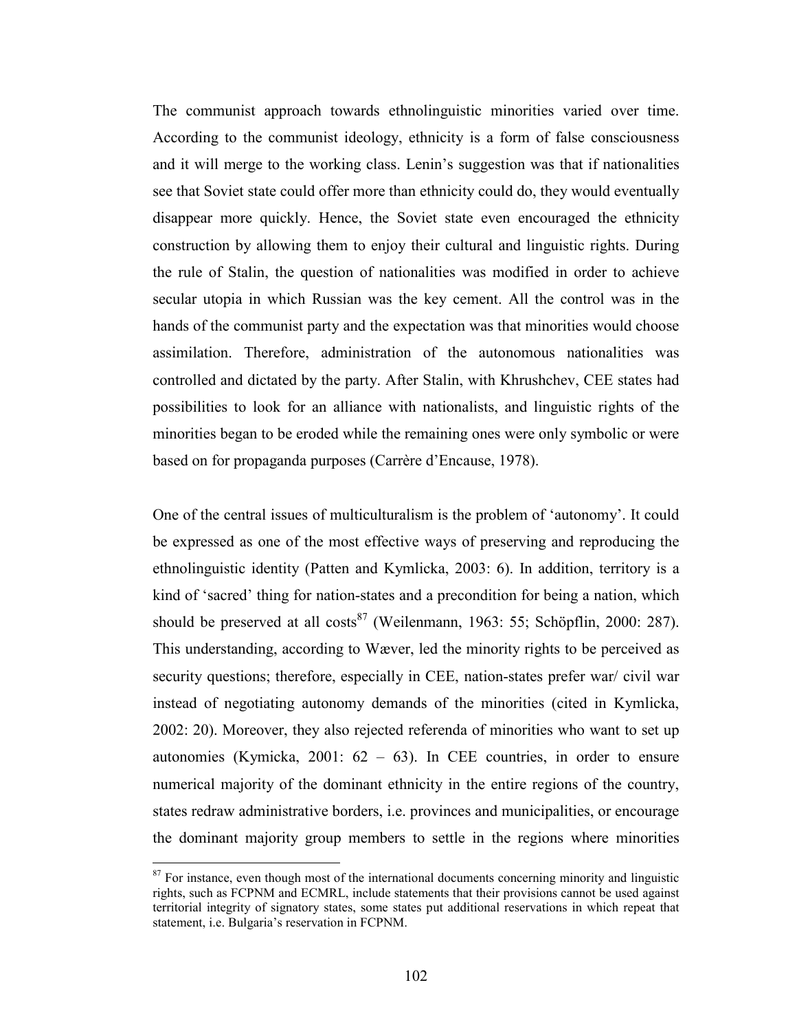The communist approach towards ethnolinguistic minorities varied over time. According to the communist ideology, ethnicity is a form of false consciousness and it will merge to the working class. Lenin's suggestion was that if nationalities see that Soviet state could offer more than ethnicity could do, they would eventually disappear more quickly. Hence, the Soviet state even encouraged the ethnicity construction by allowing them to enjoy their cultural and linguistic rights. During the rule of Stalin, the question of nationalities was modified in order to achieve secular utopia in which Russian was the key cement. All the control was in the hands of the communist party and the expectation was that minorities would choose assimilation. Therefore, administration of the autonomous nationalities was controlled and dictated by the party. After Stalin, with Khrushchev, CEE states had possibilities to look for an alliance with nationalists, and linguistic rights of the minorities began to be eroded while the remaining ones were only symbolic or were based on for propaganda purposes (Carrère d'Encause, 1978).

One of the central issues of multiculturalism is the problem of 'autonomy'. It could be expressed as one of the most effective ways of preserving and reproducing the ethnolinguistic identity (Patten and Kymlicka, 2003: 6). In addition, territory is a kind of 'sacred' thing for nation-states and a precondition for being a nation, which should be preserved at all costs[87] (Weilenmann, 1963: 55; Schöpflin, 2000: 287). This understanding, according to Wæver, led the minority rights to be perceived as security questions; therefore, especially in CEE, nation-states prefer war/ civil war instead of negotiating autonomy demands of the minorities (cited in Kymlicka, 2002: 20). Moreover, they also rejected referenda of minorities who want to set up autonomies (Kymicka, 2001: 62 – 63). In CEE countries, in order to ensure numerical majority of the dominant ethnicity in the entire regions of the country, states redraw administrative borders, i.e. provinces and municipalities, or encourage the dominant majority group members to settle in the regions where minorities

---

[87] For instance, even though most of the international documents concerning minority and linguistic rights, such as FCPNM and ECMRL, include statements that their provisions cannot be used against territorial integrity of signatory states, some states put additional reservations in which repeat that statement, i.e. Bulgaria's reservation in FCPNM.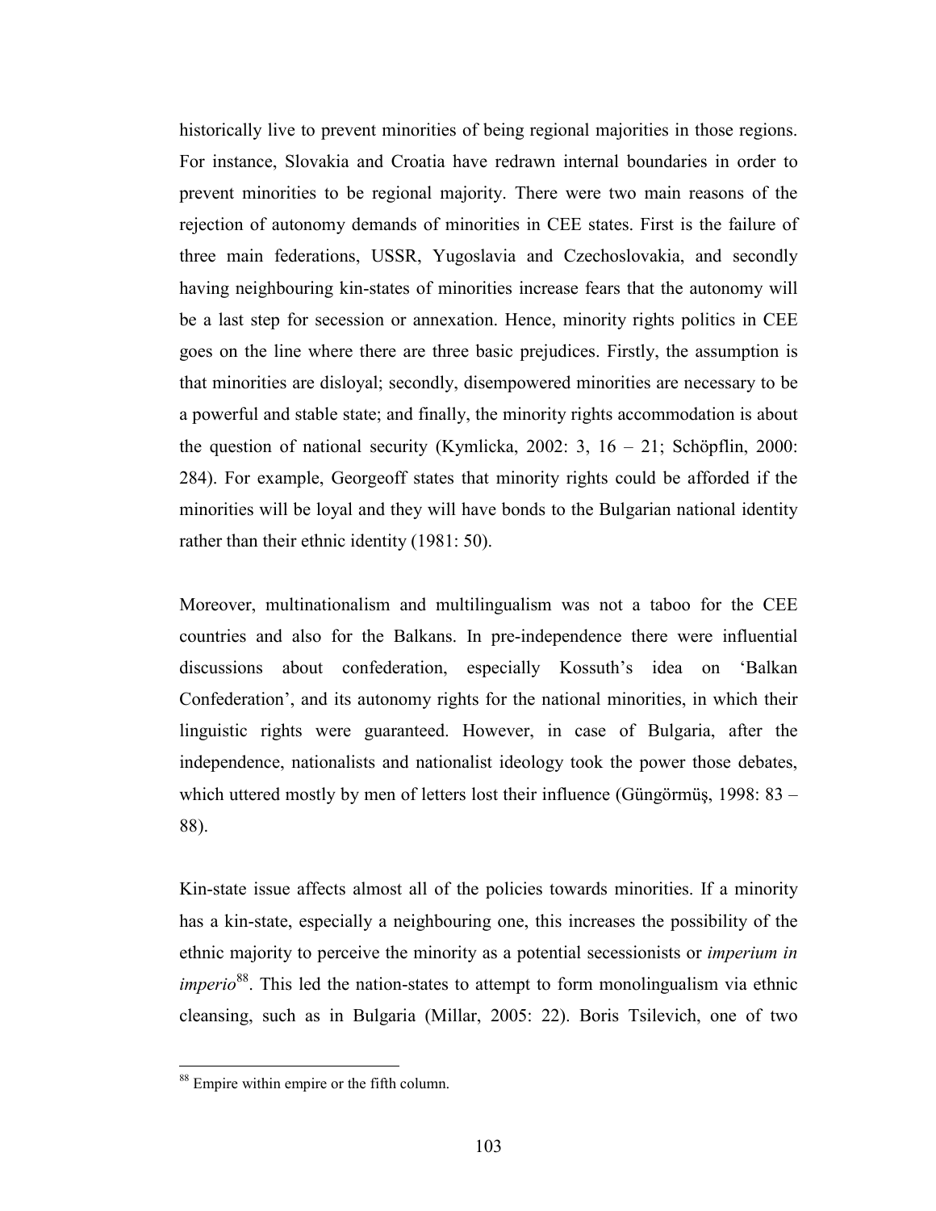historically live to prevent minorities of being regional majorities in those regions. For instance, Slovakia and Croatia have redrawn internal boundaries in order to prevent minorities to be regional majority. There were two main reasons of the rejection of autonomy demands of minorities in CEE states. First is the failure of three main federations, USSR, Yugoslavia and Czechoslovakia, and secondly having neighbouring kin-states of minorities increase fears that the autonomy will be a last step for secession or annexation. Hence, minority rights politics in CEE goes on the line where there are three basic prejudices. Firstly, the assumption is that minorities are disloyal; secondly, disempowered minorities are necessary to be a powerful and stable state; and finally, the minority rights accommodation is about the question of national security (Kymlicka, 2002: 3, 16 – 21; Schöpflin, 2000: 284). For example, Georgeoff states that minority rights could be afforded if the minorities will be loyal and they will have bonds to the Bulgarian national identity rather than their ethnic identity (1981: 50).

Moreover, multinationalism and multilingualism was not a taboo for the CEE countries and also for the Balkans. In pre-independence there were influential discussions about confederation, especially Kossuth's idea on 'Balkan Confederation', and its autonomy rights for the national minorities, in which their linguistic rights were guaranteed. However, in case of Bulgaria, after the independence, nationalists and nationalist ideology took the power those debates, which uttered mostly by men of letters lost their influence (Güngörmüş, 1998: 83 – 88).

Kin-state issue affects almost all of the policies towards minorities. If a minority has a kin-state, especially a neighbouring one, this increases the possibility of the ethnic majority to perceive the minority as a potential secessionists or *imperium in imperio*[88]. This led the nation-states to attempt to form monolingualism via ethnic cleansing, such as in Bulgaria (Millar, 2005: 22). Boris Tsilevich, one of two

[88] Empire within empire or the fifth column.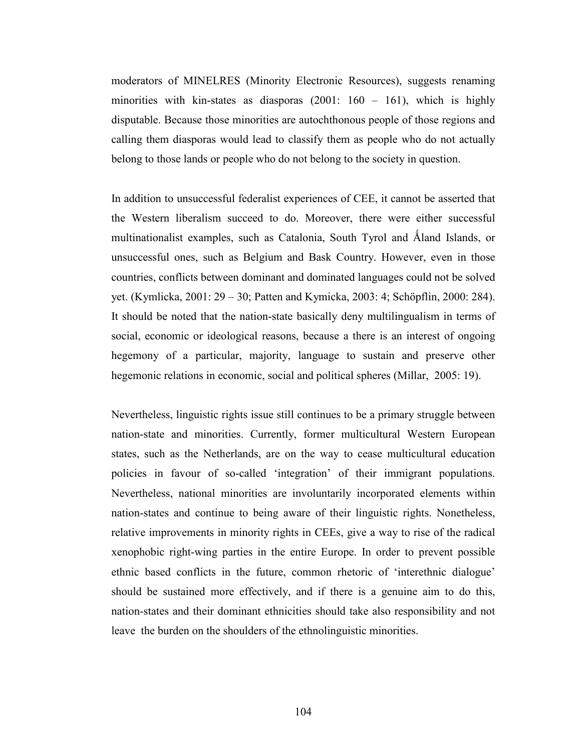moderators of MINELRES (Minority Electronic Resources), suggests renaming minorities with kin-states as diasporas (2001: 160 – 161), which is highly disputable. Because those minorities are autochthonous people of those regions and calling them diasporas would lead to classify them as people who do not actually belong to those lands or people who do not belong to the society in question.

In addition to unsuccessful federalist experiences of CEE, it cannot be asserted that the Western liberalism succeed to do. Moreover, there were either successful multinationalist examples, such as Catalonia, South Tyrol and Ǻland Islands, or unsuccessful ones, such as Belgium and Bask Country. However, even in those countries, conflicts between dominant and dominated languages could not be solved yet. (Kymlicka, 2001: 29 – 30; Patten and Kymicka, 2003: 4; Schöpflin, 2000: 284). It should be noted that the nation-state basically deny multilingualism in terms of social, economic or ideological reasons, because a there is an interest of ongoing hegemony of a particular, majority, language to sustain and preserve other hegemonic relations in economic, social and political spheres (Millar, 2005: 19).

Nevertheless, linguistic rights issue still continues to be a primary struggle between nation-state and minorities. Currently, former multicultural Western European states, such as the Netherlands, are on the way to cease multicultural education policies in favour of so-called 'integration' of their immigrant populations. Nevertheless, national minorities are involuntarily incorporated elements within nation-states and continue to being aware of their linguistic rights. Nonetheless, relative improvements in minority rights in CEEs, give a way to rise of the radical xenophobic right-wing parties in the entire Europe. In order to prevent possible ethnic based conflicts in the future, common rhetoric of 'interethnic dialogue' should be sustained more effectively, and if there is a genuine aim to do this, nation-states and their dominant ethnicities should take also responsibility and not leave the burden on the shoulders of the ethnolinguistic minorities.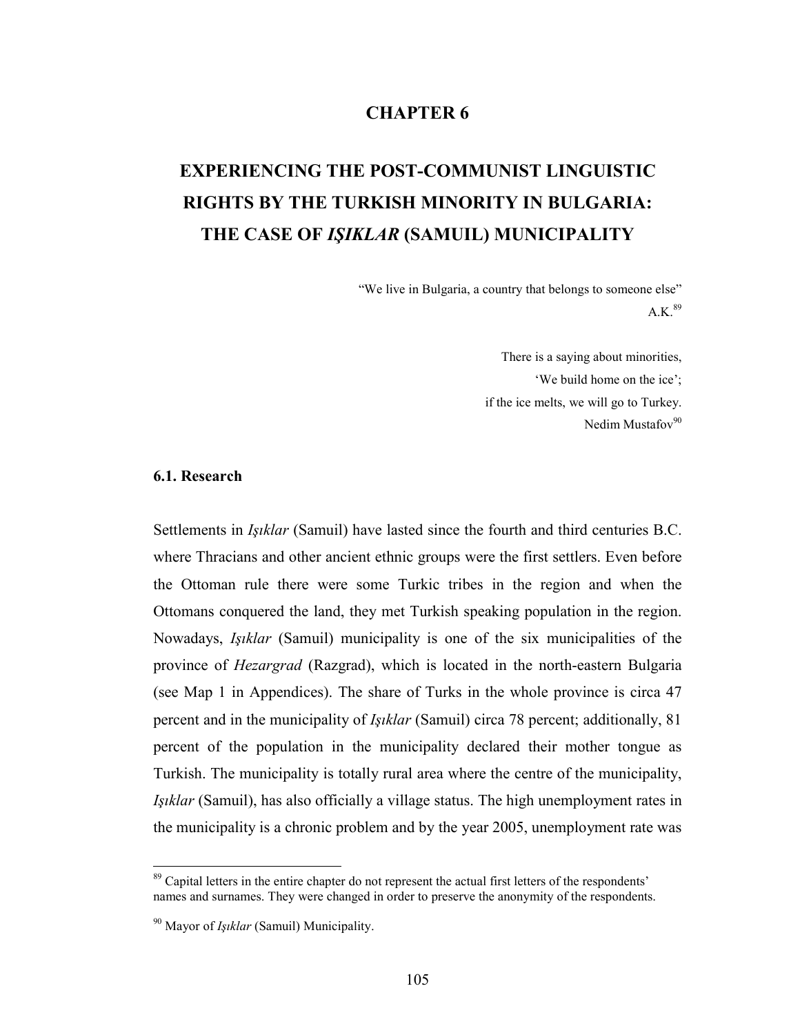# CHAPTER 6

# EXPERIENCING THE POST-COMMUNIST LINGUISTIC RIGHTS BY THE TURKISH MINORITY IN BULGARIA: THE CASE OF *IŞIKLAR* (SAMUIL) MUNICIPALITY

> "We live in Bulgaria, a country that belongs to someone else"
> A.K.[89]

> There is a saying about minorities,
> 'We build home on the ice';
> if the ice melts, we will go to Turkey.
> Nedim Mustafov[90]

## 6.1. Research

Settlements in *Işıklar* (Samuil) have lasted since the fourth and third centuries B.C. where Thracians and other ancient ethnic groups were the first settlers. Even before the Ottoman rule there were some Turkic tribes in the region and when the Ottomans conquered the land, they met Turkish speaking population in the region. Nowadays, *Işıklar* (Samuil) municipality is one of the six municipalities of the province of *Hezargrad* (Razgrad), which is located in the north-eastern Bulgaria (see Map 1 in Appendices). The share of Turks in the whole province is circa 47 percent and in the municipality of *Işıklar* (Samuil) circa 78 percent; additionally, 81 percent of the population in the municipality declared their mother tongue as Turkish. The municipality is totally rural area where the centre of the municipality, *Işıklar* (Samuil), has also officially a village status. The high unemployment rates in the municipality is a chronic problem and by the year 2005, unemployment rate was

---

[89] Capital letters in the entire chapter do not represent the actual first letters of the respondents' names and surnames. They were changed in order to preserve the anonymity of the respondents.

[90] Mayor of *Işıklar* (Samuil) Municipality.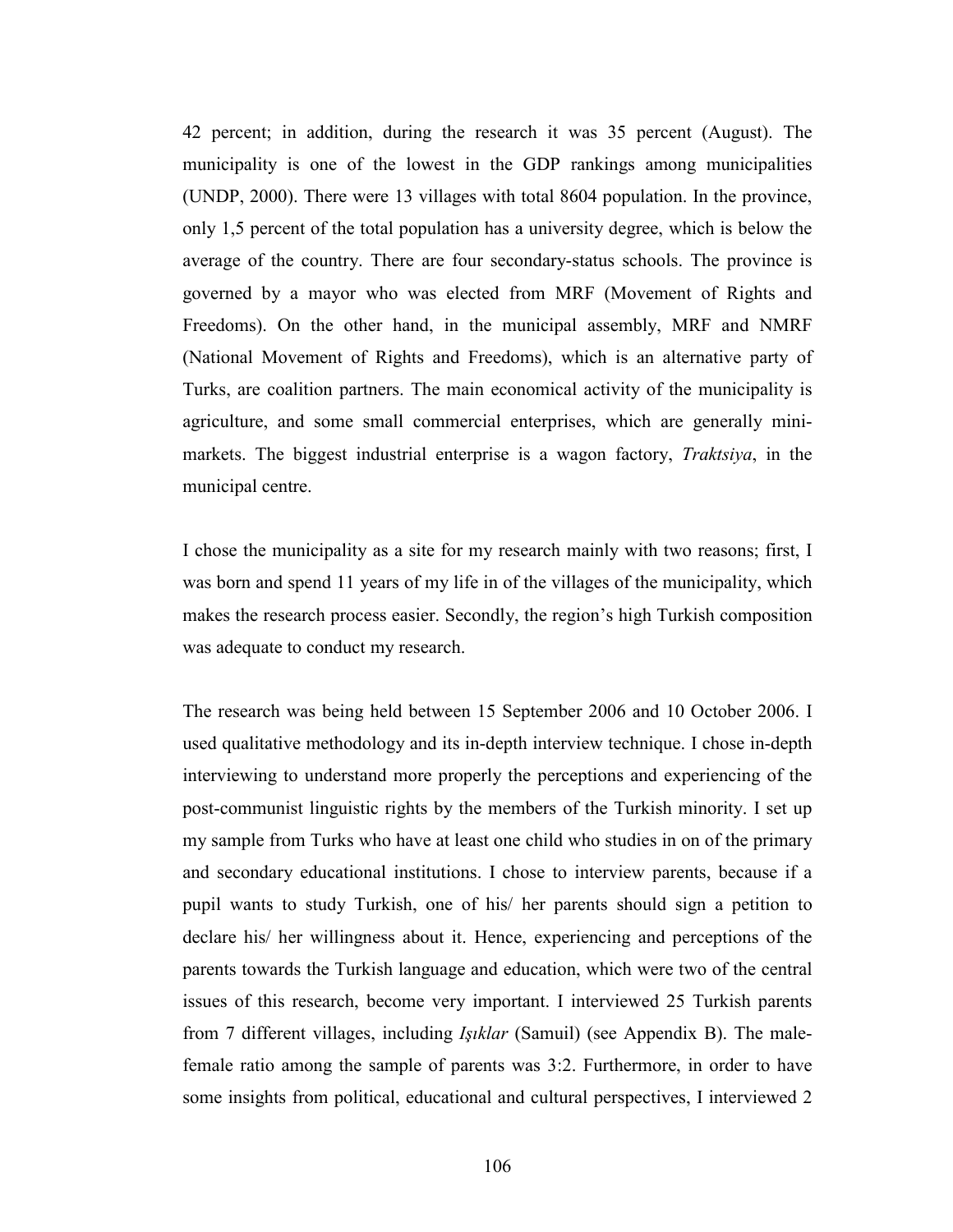42 percent; in addition, during the research it was 35 percent (August). The municipality is one of the lowest in the GDP rankings among municipalities (UNDP, 2000). There were 13 villages with total 8604 population. In the province, only 1,5 percent of the total population has a university degree, which is below the average of the country. There are four secondary-status schools. The province is governed by a mayor who was elected from MRF (Movement of Rights and Freedoms). On the other hand, in the municipal assembly, MRF and NMRF (National Movement of Rights and Freedoms), which is an alternative party of Turks, are coalition partners. The main economical activity of the municipality is agriculture, and some small commercial enterprises, which are generally mini-markets. The biggest industrial enterprise is a wagon factory, *Traktsiya*, in the municipal centre.

I chose the municipality as a site for my research mainly with two reasons; first, I was born and spend 11 years of my life in of the villages of the municipality, which makes the research process easier. Secondly, the region's high Turkish composition was adequate to conduct my research.

The research was being held between 15 September 2006 and 10 October 2006. I used qualitative methodology and its in-depth interview technique. I chose in-depth interviewing to understand more properly the perceptions and experiencing of the post-communist linguistic rights by the members of the Turkish minority. I set up my sample from Turks who have at least one child who studies in on of the primary and secondary educational institutions. I chose to interview parents, because if a pupil wants to study Turkish, one of his/ her parents should sign a petition to declare his/ her willingness about it. Hence, experiencing and perceptions of the parents towards the Turkish language and education, which were two of the central issues of this research, become very important. I interviewed 25 Turkish parents from 7 different villages, including *Işıklar* (Samuil) (see Appendix B). The male-female ratio among the sample of parents was 3:2. Furthermore, in order to have some insights from political, educational and cultural perspectives, I interviewed 2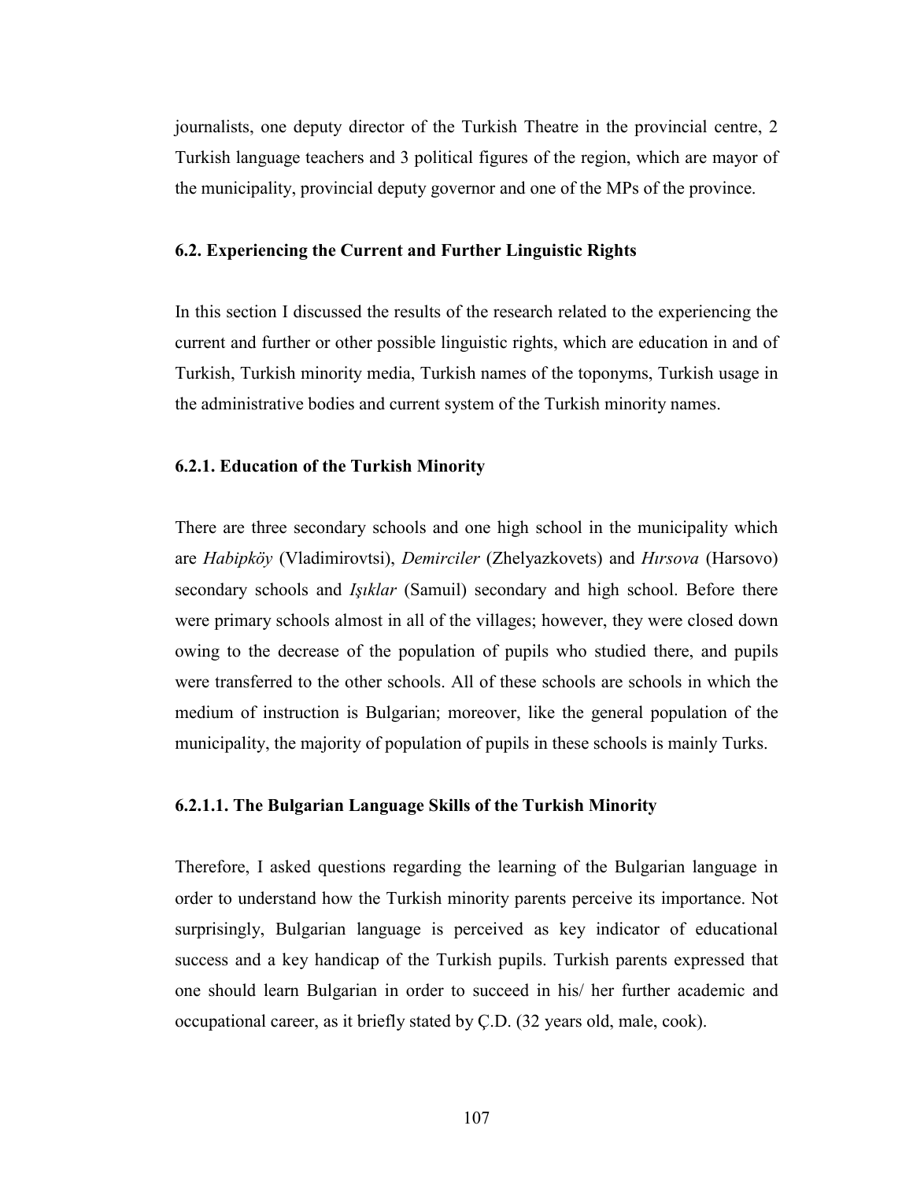journalists, one deputy director of the Turkish Theatre in the provincial centre, 2 Turkish language teachers and 3 political figures of the region, which are mayor of the municipality, provincial deputy governor and one of the MPs of the province.

### 6.2. Experiencing the Current and Further Linguistic Rights

In this section I discussed the results of the research related to the experiencing the current and further or other possible linguistic rights, which are education in and of Turkish, Turkish minority media, Turkish names of the toponyms, Turkish usage in the administrative bodies and current system of the Turkish minority names.

#### 6.2.1. Education of the Turkish Minority

There are three secondary schools and one high school in the municipality which are *Habipköy* (Vladimirovtsi), *Demirciler* (Zhelyazkovets) and *Hırsova* (Harsovo) secondary schools and *Işıklar* (Samuil) secondary and high school. Before there were primary schools almost in all of the villages; however, they were closed down owing to the decrease of the population of pupils who studied there, and pupils were transferred to the other schools. All of these schools are schools in which the medium of instruction is Bulgarian; moreover, like the general population of the municipality, the majority of population of pupils in these schools is mainly Turks.

##### 6.2.1.1. The Bulgarian Language Skills of the Turkish Minority

Therefore, I asked questions regarding the learning of the Bulgarian language in order to understand how the Turkish minority parents perceive its importance. Not surprisingly, Bulgarian language is perceived as key indicator of educational success and a key handicap of the Turkish pupils. Turkish parents expressed that one should learn Bulgarian in order to succeed in his/ her further academic and occupational career, as it briefly stated by Ç.D. (32 years old, male, cook).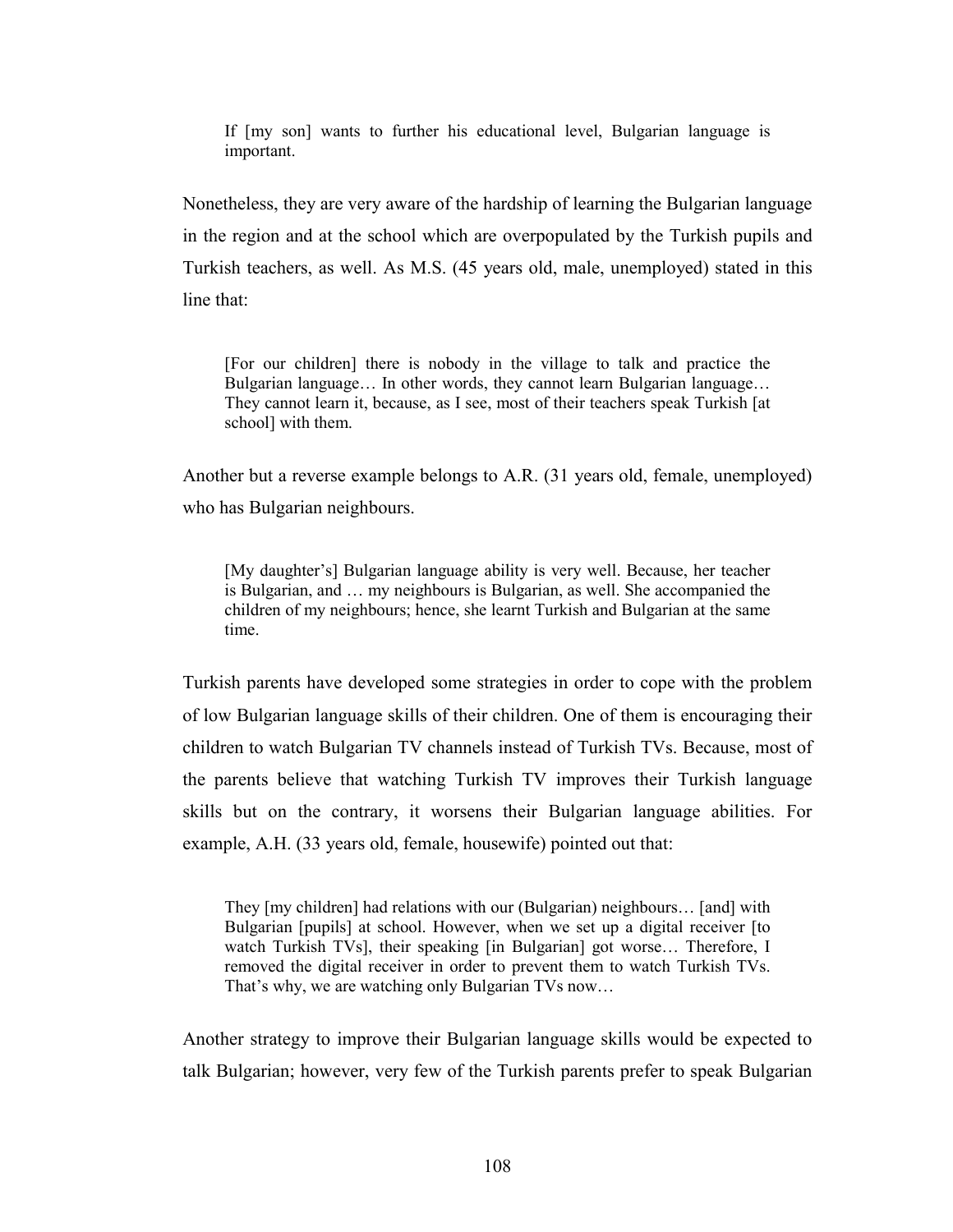> If [my son] wants to further his educational level, Bulgarian language is important.

Nonetheless, they are very aware of the hardship of learning the Bulgarian language in the region and at the school which are overpopulated by the Turkish pupils and Turkish teachers, as well. As M.S. (45 years old, male, unemployed) stated in this line that:

> [For our children] there is nobody in the village to talk and practice the Bulgarian language… In other words, they cannot learn Bulgarian language… They cannot learn it, because, as I see, most of their teachers speak Turkish [at school] with them.

Another but a reverse example belongs to A.R. (31 years old, female, unemployed) who has Bulgarian neighbours.

> [My daughter's] Bulgarian language ability is very well. Because, her teacher is Bulgarian, and … my neighbours is Bulgarian, as well. She accompanied the children of my neighbours; hence, she learnt Turkish and Bulgarian at the same time.

Turkish parents have developed some strategies in order to cope with the problem of low Bulgarian language skills of their children. One of them is encouraging their children to watch Bulgarian TV channels instead of Turkish TVs. Because, most of the parents believe that watching Turkish TV improves their Turkish language skills but on the contrary, it worsens their Bulgarian language abilities. For example, A.H. (33 years old, female, housewife) pointed out that:

> They [my children] had relations with our (Bulgarian) neighbours… [and] with Bulgarian [pupils] at school. However, when we set up a digital receiver [to watch Turkish TVs], their speaking [in Bulgarian] got worse… Therefore, I removed the digital receiver in order to prevent them to watch Turkish TVs. That's why, we are watching only Bulgarian TVs now…

Another strategy to improve their Bulgarian language skills would be expected to talk Bulgarian; however, very few of the Turkish parents prefer to speak Bulgarian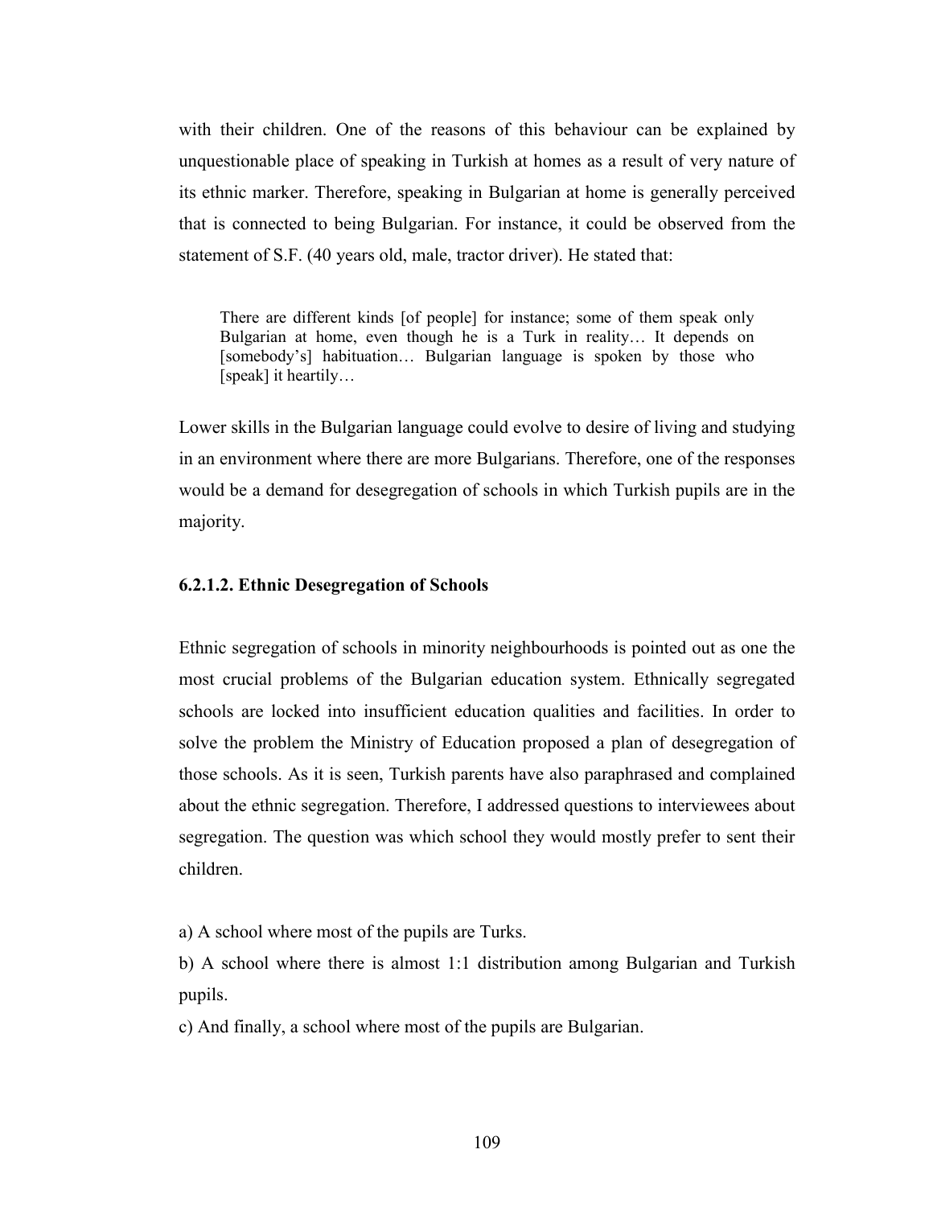with their children. One of the reasons of this behaviour can be explained by unquestionable place of speaking in Turkish at homes as a result of very nature of its ethnic marker. Therefore, speaking in Bulgarian at home is generally perceived that is connected to being Bulgarian. For instance, it could be observed from the statement of S.F. (40 years old, male, tractor driver). He stated that:

> There are different kinds [of people] for instance; some of them speak only Bulgarian at home, even though he is a Turk in reality… It depends on [somebody's] habituation… Bulgarian language is spoken by those who [speak] it heartily…

Lower skills in the Bulgarian language could evolve to desire of living and studying in an environment where there are more Bulgarians. Therefore, one of the responses would be a demand for desegregation of schools in which Turkish pupils are in the majority.

#### 6.2.1.2. Ethnic Desegregation of Schools

Ethnic segregation of schools in minority neighbourhoods is pointed out as one the most crucial problems of the Bulgarian education system. Ethnically segregated schools are locked into insufficient education qualities and facilities. In order to solve the problem the Ministry of Education proposed a plan of desegregation of those schools. As it is seen, Turkish parents have also paraphrased and complained about the ethnic segregation. Therefore, I addressed questions to interviewees about segregation. The question was which school they would mostly prefer to sent their children.

a) A school where most of the pupils are Turks.

b) A school where there is almost 1:1 distribution among Bulgarian and Turkish pupils.

c) And finally, a school where most of the pupils are Bulgarian.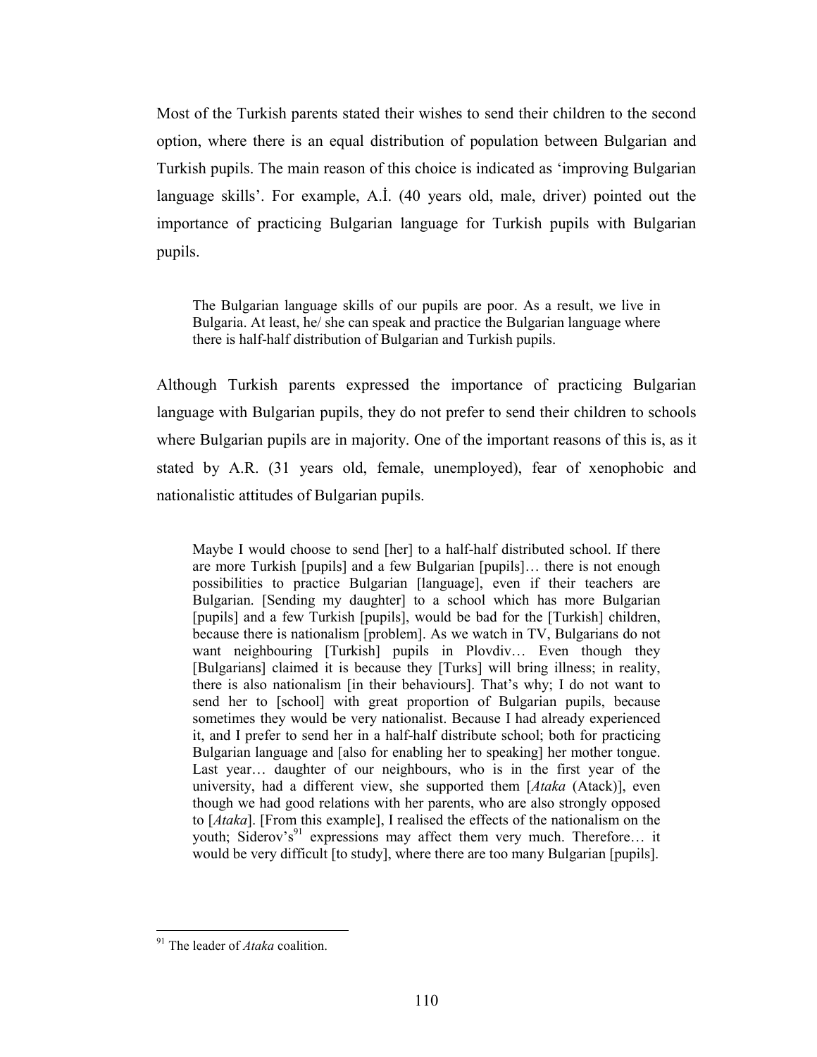Most of the Turkish parents stated their wishes to send their children to the second option, where there is an equal distribution of population between Bulgarian and Turkish pupils. The main reason of this choice is indicated as 'improving Bulgarian language skills'. For example, A.İ. (40 years old, male, driver) pointed out the importance of practicing Bulgarian language for Turkish pupils with Bulgarian pupils.

> The Bulgarian language skills of our pupils are poor. As a result, we live in Bulgaria. At least, he/ she can speak and practice the Bulgarian language where there is half-half distribution of Bulgarian and Turkish pupils.

Although Turkish parents expressed the importance of practicing Bulgarian language with Bulgarian pupils, they do not prefer to send their children to schools where Bulgarian pupils are in majority. One of the important reasons of this is, as it stated by A.R. (31 years old, female, unemployed), fear of xenophobic and nationalistic attitudes of Bulgarian pupils.

> Maybe I would choose to send [her] to a half-half distributed school. If there are more Turkish [pupils] and a few Bulgarian [pupils]… there is not enough possibilities to practice Bulgarian [language], even if their teachers are Bulgarian. [Sending my daughter] to a school which has more Bulgarian [pupils] and a few Turkish [pupils], would be bad for the [Turkish] children, because there is nationalism [problem]. As we watch in TV, Bulgarians do not want neighbouring [Turkish] pupils in Plovdiv… Even though they [Bulgarians] claimed it is because they [Turks] will bring illness; in reality, there is also nationalism [in their behaviours]. That's why; I do not want to send her to [school] with great proportion of Bulgarian pupils, because sometimes they would be very nationalist. Because I had already experienced it, and I prefer to send her in a half-half distribute school; both for practicing Bulgarian language and [also for enabling her to speaking] her mother tongue. Last year… daughter of our neighbours, who is in the first year of the university, had a different view, she supported them [*Ataka* (Atack)], even though we had good relations with her parents, who are also strongly opposed to [*Ataka*]. [From this example], I realised the effects of the nationalism on the youth; Siderov's[91] expressions may affect them very much. Therefore… it would be very difficult [to study], where there are too many Bulgarian [pupils].

[91] The leader of *Ataka* coalition.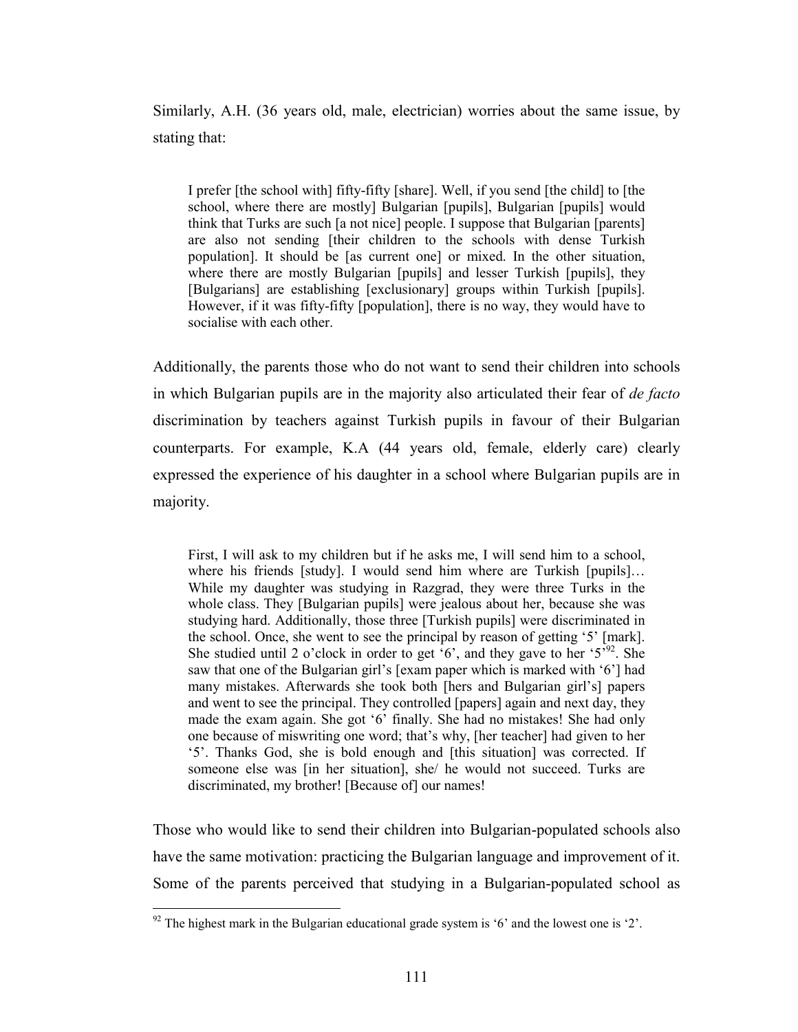Similarly, A.H. (36 years old, male, electrician) worries about the same issue, by stating that:

> I prefer [the school with] fifty-fifty [share]. Well, if you send [the child] to [the school, where there are mostly] Bulgarian [pupils], Bulgarian [pupils] would think that Turks are such [a not nice] people. I suppose that Bulgarian [parents] are also not sending [their children to the schools with dense Turkish population]. It should be [as current one] or mixed. In the other situation, where there are mostly Bulgarian [pupils] and lesser Turkish [pupils], they [Bulgarians] are establishing [exclusionary] groups within Turkish [pupils]. However, if it was fifty-fifty [population], there is no way, they would have to socialise with each other.

Additionally, the parents those who do not want to send their children into schools in which Bulgarian pupils are in the majority also articulated their fear of *de facto* discrimination by teachers against Turkish pupils in favour of their Bulgarian counterparts. For example, K.A (44 years old, female, elderly care) clearly expressed the experience of his daughter in a school where Bulgarian pupils are in majority.

> First, I will ask to my children but if he asks me, I will send him to a school, where his friends [study]. I would send him where are Turkish [pupils]… While my daughter was studying in Razgrad, they were three Turks in the whole class. They [Bulgarian pupils] were jealous about her, because she was studying hard. Additionally, those three [Turkish pupils] were discriminated in the school. Once, she went to see the principal by reason of getting '5' [mark]. She studied until 2 o'clock in order to get '6', and they gave to her '5'[92]. She saw that one of the Bulgarian girl's [exam paper which is marked with '6'] had many mistakes. Afterwards she took both [hers and Bulgarian girl's] papers and went to see the principal. They controlled [papers] again and next day, they made the exam again. She got '6' finally. She had no mistakes! She had only one because of miswriting one word; that's why, [her teacher] had given to her '5'. Thanks God, she is bold enough and [this situation] was corrected. If someone else was [in her situation], she/ he would not succeed. Turks are discriminated, my brother! [Because of] our names!

Those who would like to send their children into Bulgarian-populated schools also have the same motivation: practicing the Bulgarian language and improvement of it. Some of the parents perceived that studying in a Bulgarian-populated school as

[92] The highest mark in the Bulgarian educational grade system is '6' and the lowest one is '2'.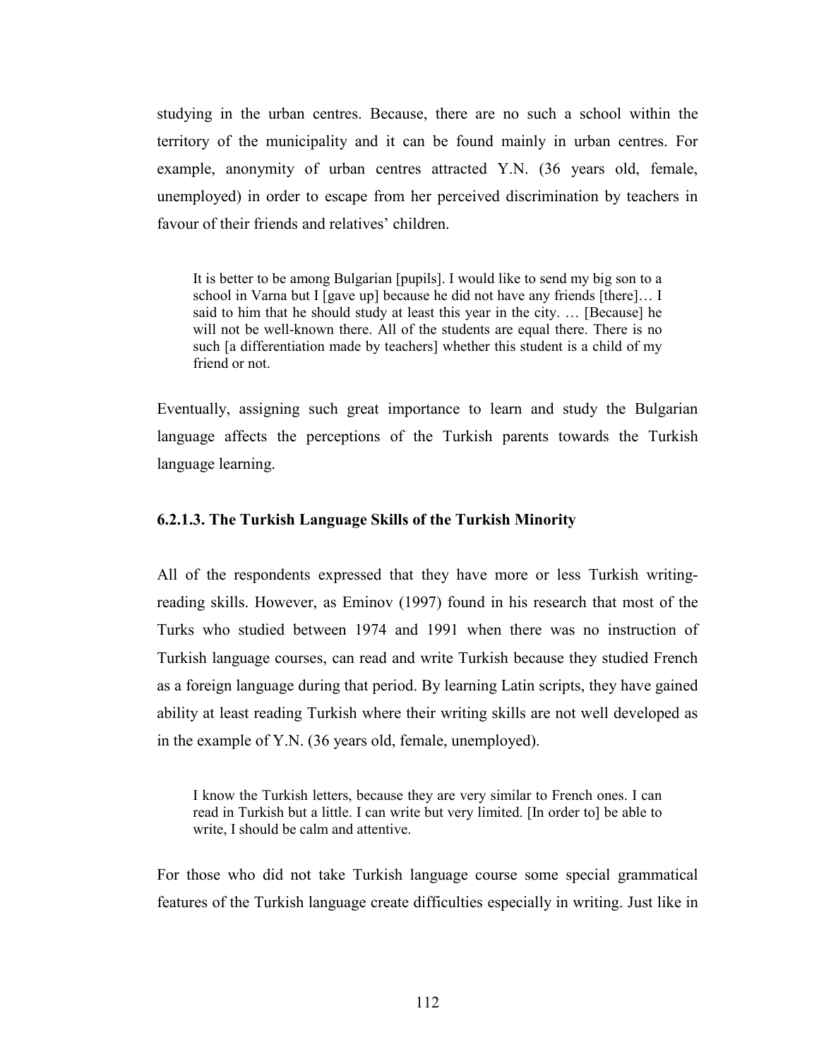studying in the urban centres. Because, there are no such a school within the territory of the municipality and it can be found mainly in urban centres. For example, anonymity of urban centres attracted Y.N. (36 years old, female, unemployed) in order to escape from her perceived discrimination by teachers in favour of their friends and relatives' children.

> It is better to be among Bulgarian [pupils]. I would like to send my big son to a school in Varna but I [gave up] because he did not have any friends [there]… I said to him that he should study at least this year in the city. … [Because] he will not be well-known there. All of the students are equal there. There is no such [a differentiation made by teachers] whether this student is a child of my friend or not.

Eventually, assigning such great importance to learn and study the Bulgarian language affects the perceptions of the Turkish parents towards the Turkish language learning.

#### 6.2.1.3. The Turkish Language Skills of the Turkish Minority

All of the respondents expressed that they have more or less Turkish writing-reading skills. However, as Eminov (1997) found in his research that most of the Turks who studied between 1974 and 1991 when there was no instruction of Turkish language courses, can read and write Turkish because they studied French as a foreign language during that period. By learning Latin scripts, they have gained ability at least reading Turkish where their writing skills are not well developed as in the example of Y.N. (36 years old, female, unemployed).

> I know the Turkish letters, because they are very similar to French ones. I can read in Turkish but a little. I can write but very limited. [In order to] be able to write, I should be calm and attentive.

For those who did not take Turkish language course some special grammatical features of the Turkish language create difficulties especially in writing. Just like in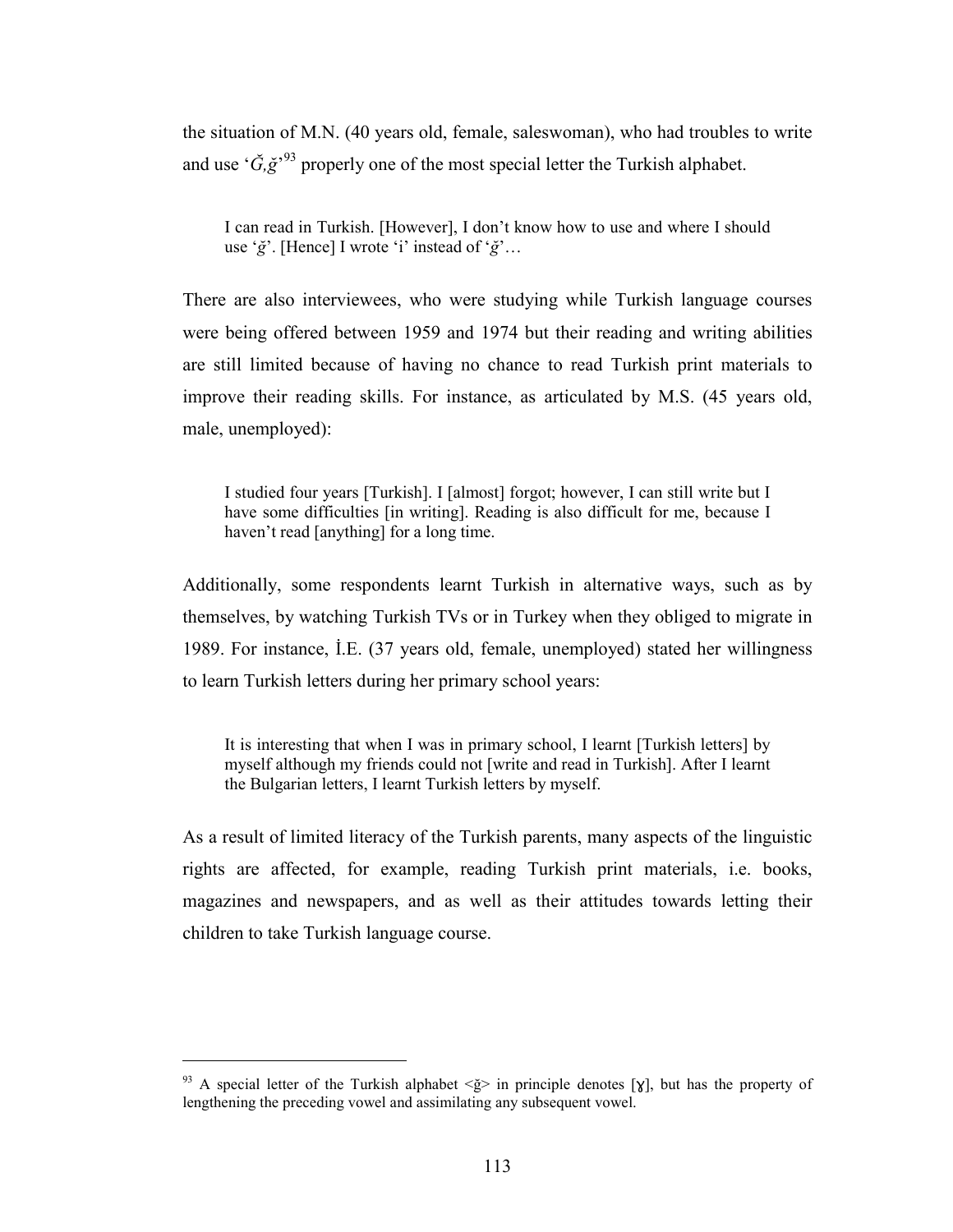the situation of M.N. (40 years old, female, saleswoman), who had troubles to write and use '*Ğ,ğ*'[93] properly one of the most special letter the Turkish alphabet.

> I can read in Turkish. [However], I don't know how to use and where I should use '*ğ*'. [Hence] I wrote 'i' instead of '*ğ*'…

There are also interviewees, who were studying while Turkish language courses were being offered between 1959 and 1974 but their reading and writing abilities are still limited because of having no chance to read Turkish print materials to improve their reading skills. For instance, as articulated by M.S. (45 years old, male, unemployed):

> I studied four years [Turkish]. I [almost] forgot; however, I can still write but I have some difficulties [in writing]. Reading is also difficult for me, because I haven't read [anything] for a long time.

Additionally, some respondents learnt Turkish in alternative ways, such as by themselves, by watching Turkish TVs or in Turkey when they obliged to migrate in 1989. For instance, İ.E. (37 years old, female, unemployed) stated her willingness to learn Turkish letters during her primary school years:

> It is interesting that when I was in primary school, I learnt [Turkish letters] by myself although my friends could not [write and read in Turkish]. After I learnt the Bulgarian letters, I learnt Turkish letters by myself.

As a result of limited literacy of the Turkish parents, many aspects of the linguistic rights are affected, for example, reading Turkish print materials, i.e. books, magazines and newspapers, and as well as their attitudes towards letting their children to take Turkish language course.

---

[93] A special letter of the Turkish alphabet <ğ> in principle denotes [ɣ], but has the property of lengthening the preceding vowel and assimilating any subsequent vowel.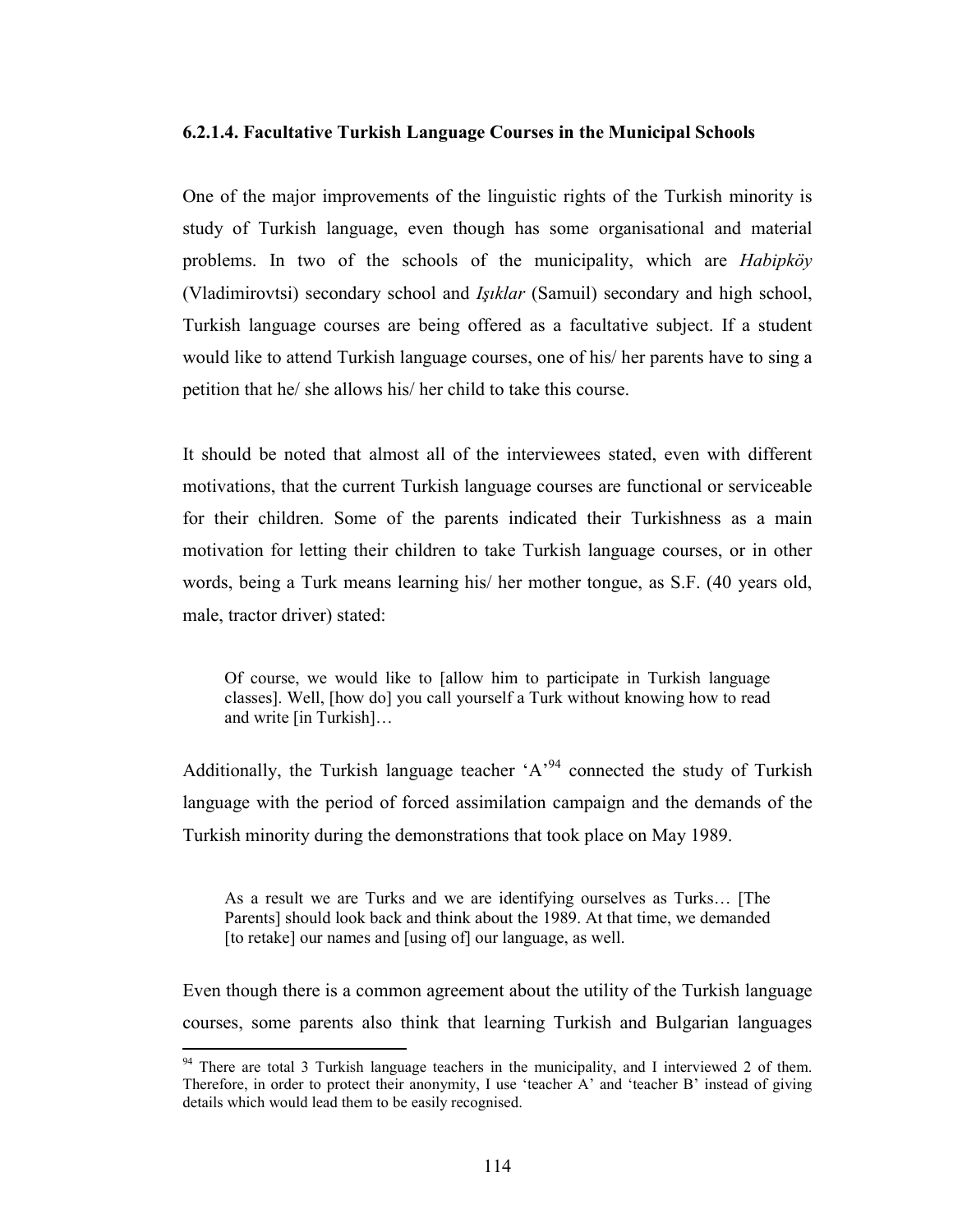### 6.2.1.4. Facultative Turkish Language Courses in the Municipal Schools

One of the major improvements of the linguistic rights of the Turkish minority is study of Turkish language, even though has some organisational and material problems. In two of the schools of the municipality, which are *Habipköy* (Vladimirovtsi) secondary school and *Işıklar* (Samuil) secondary and high school, Turkish language courses are being offered as a facultative subject. If a student would like to attend Turkish language courses, one of his/ her parents have to sing a petition that he/ she allows his/ her child to take this course.

It should be noted that almost all of the interviewees stated, even with different motivations, that the current Turkish language courses are functional or serviceable for their children. Some of the parents indicated their Turkishness as a main motivation for letting their children to take Turkish language courses, or in other words, being a Turk means learning his/ her mother tongue, as S.F. (40 years old, male, tractor driver) stated:

> Of course, we would like to [allow him to participate in Turkish language classes]. Well, [how do] you call yourself a Turk without knowing how to read and write [in Turkish]…

Additionally, the Turkish language teacher 'A'[94] connected the study of Turkish language with the period of forced assimilation campaign and the demands of the Turkish minority during the demonstrations that took place on May 1989.

> As a result we are Turks and we are identifying ourselves as Turks… [The Parents] should look back and think about the 1989. At that time, we demanded [to retake] our names and [using of] our language, as well.

Even though there is a common agreement about the utility of the Turkish language courses, some parents also think that learning Turkish and Bulgarian languages

[94] There are total 3 Turkish language teachers in the municipality, and I interviewed 2 of them. Therefore, in order to protect their anonymity, I use 'teacher A' and 'teacher B' instead of giving details which would lead them to be easily recognised.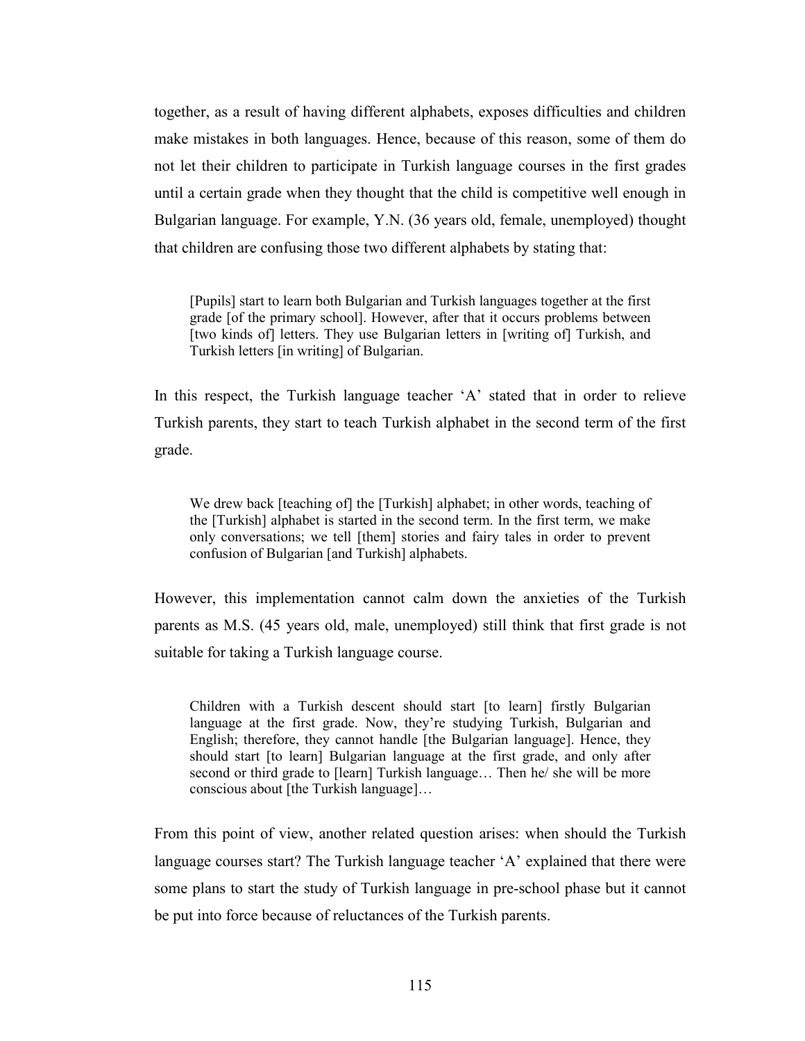together, as a result of having different alphabets, exposes difficulties and children make mistakes in both languages. Hence, because of this reason, some of them do not let their children to participate in Turkish language courses in the first grades until a certain grade when they thought that the child is competitive well enough in Bulgarian language. For example, Y.N. (36 years old, female, unemployed) thought that children are confusing those two different alphabets by stating that:

> [Pupils] start to learn both Bulgarian and Turkish languages together at the first grade [of the primary school]. However, after that it occurs problems between [two kinds of] letters. They use Bulgarian letters in [writing of] Turkish, and Turkish letters [in writing] of Bulgarian.

In this respect, the Turkish language teacher 'A' stated that in order to relieve Turkish parents, they start to teach Turkish alphabet in the second term of the first grade.

> We drew back [teaching of] the [Turkish] alphabet; in other words, teaching of the [Turkish] alphabet is started in the second term. In the first term, we make only conversations; we tell [them] stories and fairy tales in order to prevent confusion of Bulgarian [and Turkish] alphabets.

However, this implementation cannot calm down the anxieties of the Turkish parents as M.S. (45 years old, male, unemployed) still think that first grade is not suitable for taking a Turkish language course.

> Children with a Turkish descent should start [to learn] firstly Bulgarian language at the first grade. Now, they're studying Turkish, Bulgarian and English; therefore, they cannot handle [the Bulgarian language]. Hence, they should start [to learn] Bulgarian language at the first grade, and only after second or third grade to [learn] Turkish language… Then he/ she will be more conscious about [the Turkish language]…

From this point of view, another related question arises: when should the Turkish language courses start? The Turkish language teacher 'A' explained that there were some plans to start the study of Turkish language in pre-school phase but it cannot be put into force because of reluctances of the Turkish parents.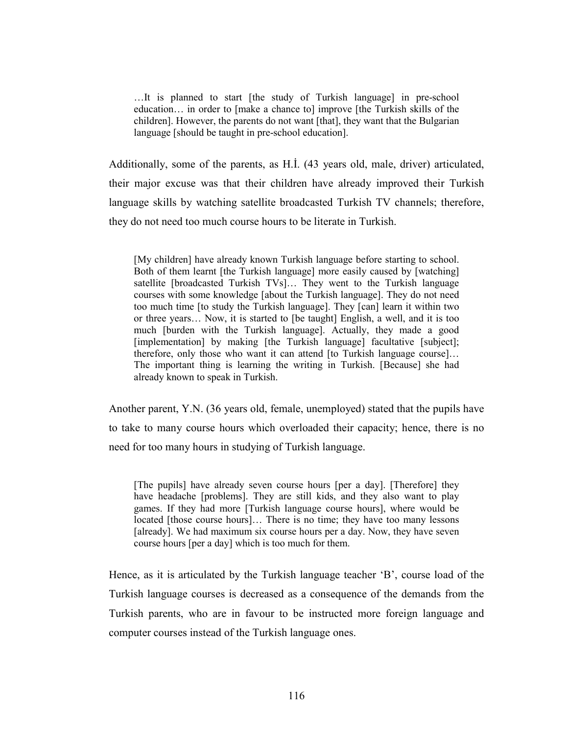> …It is planned to start [the study of Turkish language] in pre-school education… in order to [make a chance to] improve [the Turkish skills of the children]. However, the parents do not want [that], they want that the Bulgarian language [should be taught in pre-school education].

Additionally, some of the parents, as H.İ. (43 years old, male, driver) articulated, their major excuse was that their children have already improved their Turkish language skills by watching satellite broadcasted Turkish TV channels; therefore, they do not need too much course hours to be literate in Turkish.

> [My children] have already known Turkish language before starting to school. Both of them learnt [the Turkish language] more easily caused by [watching] satellite [broadcasted Turkish TVs]… They went to the Turkish language courses with some knowledge [about the Turkish language]. They do not need too much time [to study the Turkish language]. They [can] learn it within two or three years… Now, it is started to [be taught] English, a well, and it is too much [burden with the Turkish language]. Actually, they made a good [implementation] by making [the Turkish language] facultative [subject]; therefore, only those who want it can attend [to Turkish language course]… The important thing is learning the writing in Turkish. [Because] she had already known to speak in Turkish.

Another parent, Y.N. (36 years old, female, unemployed) stated that the pupils have to take to many course hours which overloaded their capacity; hence, there is no need for too many hours in studying of Turkish language.

> [The pupils] have already seven course hours [per a day]. [Therefore] they have headache [problems]. They are still kids, and they also want to play games. If they had more [Turkish language course hours], where would be located [those course hours]… There is no time; they have too many lessons [already]. We had maximum six course hours per a day. Now, they have seven course hours [per a day] which is too much for them.

Hence, as it is articulated by the Turkish language teacher 'B', course load of the Turkish language courses is decreased as a consequence of the demands from the Turkish parents, who are in favour to be instructed more foreign language and computer courses instead of the Turkish language ones.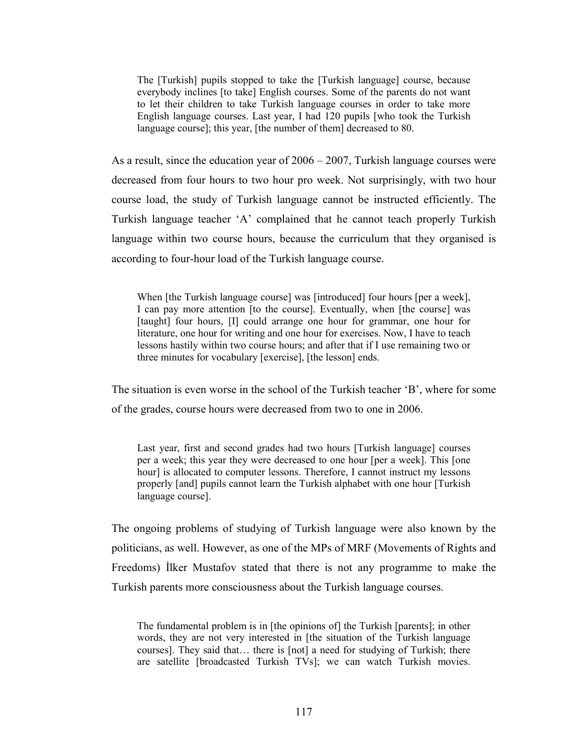> The [Turkish] pupils stopped to take the [Turkish language] course, because everybody inclines [to take] English courses. Some of the parents do not want to let their children to take Turkish language courses in order to take more English language courses. Last year, I had 120 pupils [who took the Turkish language course]; this year, [the number of them] decreased to 80.

As a result, since the education year of 2006 – 2007, Turkish language courses were decreased from four hours to two hour pro week. Not surprisingly, with two hour course load, the study of Turkish language cannot be instructed efficiently. The Turkish language teacher 'A' complained that he cannot teach properly Turkish language within two course hours, because the curriculum that they organised is according to four-hour load of the Turkish language course.

> When [the Turkish language course] was [introduced] four hours [per a week], I can pay more attention [to the course]. Eventually, when [the course] was [taught] four hours, [I] could arrange one hour for grammar, one hour for literature, one hour for writing and one hour for exercises. Now, I have to teach lessons hastily within two course hours; and after that if I use remaining two or three minutes for vocabulary [exercise], [the lesson] ends.

The situation is even worse in the school of the Turkish teacher 'B', where for some of the grades, course hours were decreased from two to one in 2006.

> Last year, first and second grades had two hours [Turkish language] courses per a week; this year they were decreased to one hour [per a week]. This [one hour] is allocated to computer lessons. Therefore, I cannot instruct my lessons properly [and] pupils cannot learn the Turkish alphabet with one hour [Turkish language course].

The ongoing problems of studying of Turkish language were also known by the politicians, as well. However, as one of the MPs of MRF (Movements of Rights and Freedoms) İlker Mustafov stated that there is not any programme to make the Turkish parents more consciousness about the Turkish language courses.

> The fundamental problem is in [the opinions of] the Turkish [parents]; in other words, they are not very interested in [the situation of the Turkish language courses]. They said that… there is [not] a need for studying of Turkish; there are satellite [broadcasted Turkish TVs]; we can watch Turkish movies.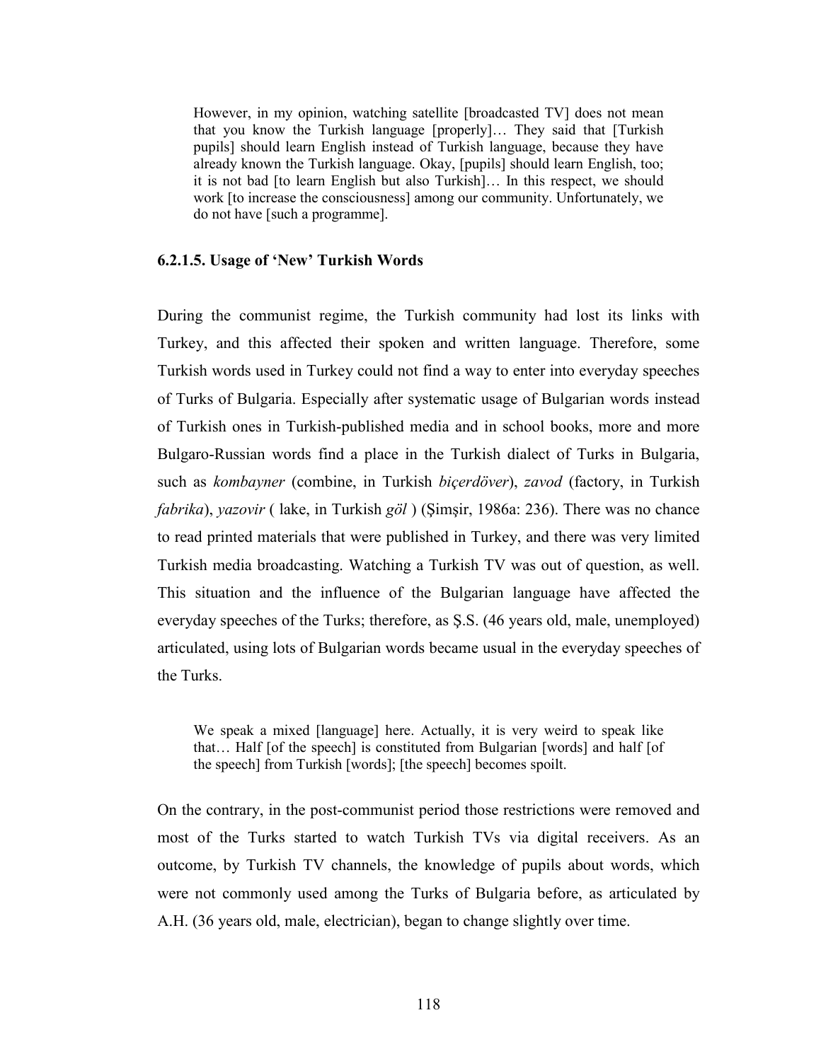> However, in my opinion, watching satellite [broadcasted TV] does not mean that you know the Turkish language [properly]… They said that [Turkish pupils] should learn English instead of Turkish language, because they have already known the Turkish language. Okay, [pupils] should learn English, too; it is not bad [to learn English but also Turkish]… In this respect, we should work [to increase the consciousness] among our community. Unfortunately, we do not have [such a programme].

#### 6.2.1.5. Usage of 'New' Turkish Words

During the communist regime, the Turkish community had lost its links with Turkey, and this affected their spoken and written language. Therefore, some Turkish words used in Turkey could not find a way to enter into everyday speeches of Turks of Bulgaria. Especially after systematic usage of Bulgarian words instead of Turkish ones in Turkish-published media and in school books, more and more Bulgaro-Russian words find a place in the Turkish dialect of Turks in Bulgaria, such as *kombayner* (combine, in Turkish *biçerdöver*), *zavod* (factory, in Turkish *fabrika*), *yazovir* ( lake, in Turkish *göl* ) (Şimşir, 1986a: 236). There was no chance to read printed materials that were published in Turkey, and there was very limited Turkish media broadcasting. Watching a Turkish TV was out of question, as well. This situation and the influence of the Bulgarian language have affected the everyday speeches of the Turks; therefore, as Ş.S. (46 years old, male, unemployed) articulated, using lots of Bulgarian words became usual in the everyday speeches of the Turks.

> We speak a mixed [language] here. Actually, it is very weird to speak like that… Half [of the speech] is constituted from Bulgarian [words] and half [of the speech] from Turkish [words]; [the speech] becomes spoilt.

On the contrary, in the post-communist period those restrictions were removed and most of the Turks started to watch Turkish TVs via digital receivers. As an outcome, by Turkish TV channels, the knowledge of pupils about words, which were not commonly used among the Turks of Bulgaria before, as articulated by A.H. (36 years old, male, electrician), began to change slightly over time.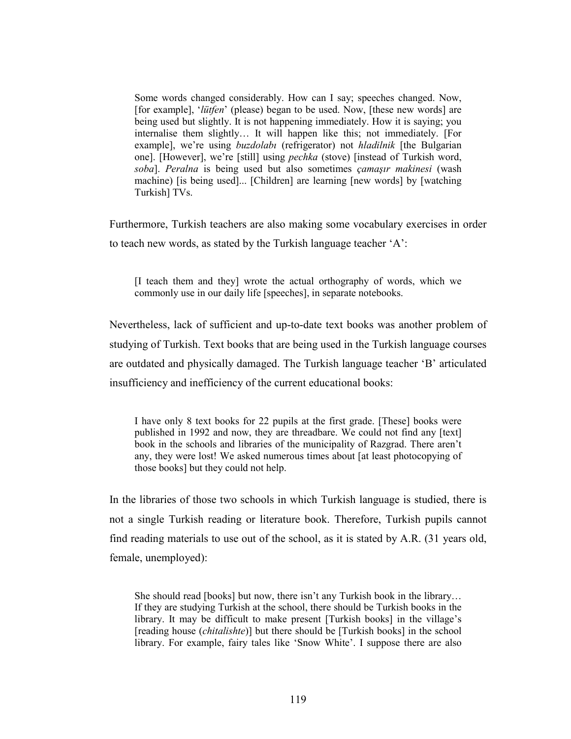> Some words changed considerably. How can I say; speeches changed. Now, [for example], '*lütfen*' (please) began to be used. Now, [these new words] are being used but slightly. It is not happening immediately. How it is saying; you internalise them slightly… It will happen like this; not immediately. [For example], we're using *buzdolabı* (refrigerator) not *hladilnik* [the Bulgarian one]. [However], we're [still] using *pechka* (stove) [instead of Turkish word, *soba*]. *Peralna* is being used but also sometimes *çamaşır makinesi* (wash machine) [is being used]... [Children] are learning [new words] by [watching Turkish] TVs.

Furthermore, Turkish teachers are also making some vocabulary exercises in order to teach new words, as stated by the Turkish language teacher 'A':

> [I teach them and they] wrote the actual orthography of words, which we commonly use in our daily life [speeches], in separate notebooks.

Nevertheless, lack of sufficient and up-to-date text books was another problem of studying of Turkish. Text books that are being used in the Turkish language courses are outdated and physically damaged. The Turkish language teacher 'B' articulated insufficiency and inefficiency of the current educational books:

> I have only 8 text books for 22 pupils at the first grade. [These] books were published in 1992 and now, they are threadbare. We could not find any [text] book in the schools and libraries of the municipality of Razgrad. There aren't any, they were lost! We asked numerous times about [at least photocopying of those books] but they could not help.

In the libraries of those two schools in which Turkish language is studied, there is not a single Turkish reading or literature book. Therefore, Turkish pupils cannot find reading materials to use out of the school, as it is stated by A.R. (31 years old, female, unemployed):

> She should read [books] but now, there isn't any Turkish book in the library… If they are studying Turkish at the school, there should be Turkish books in the library. It may be difficult to make present [Turkish books] in the village's [reading house (*chitalishte*)] but there should be [Turkish books] in the school library. For example, fairy tales like 'Snow White'. I suppose there are also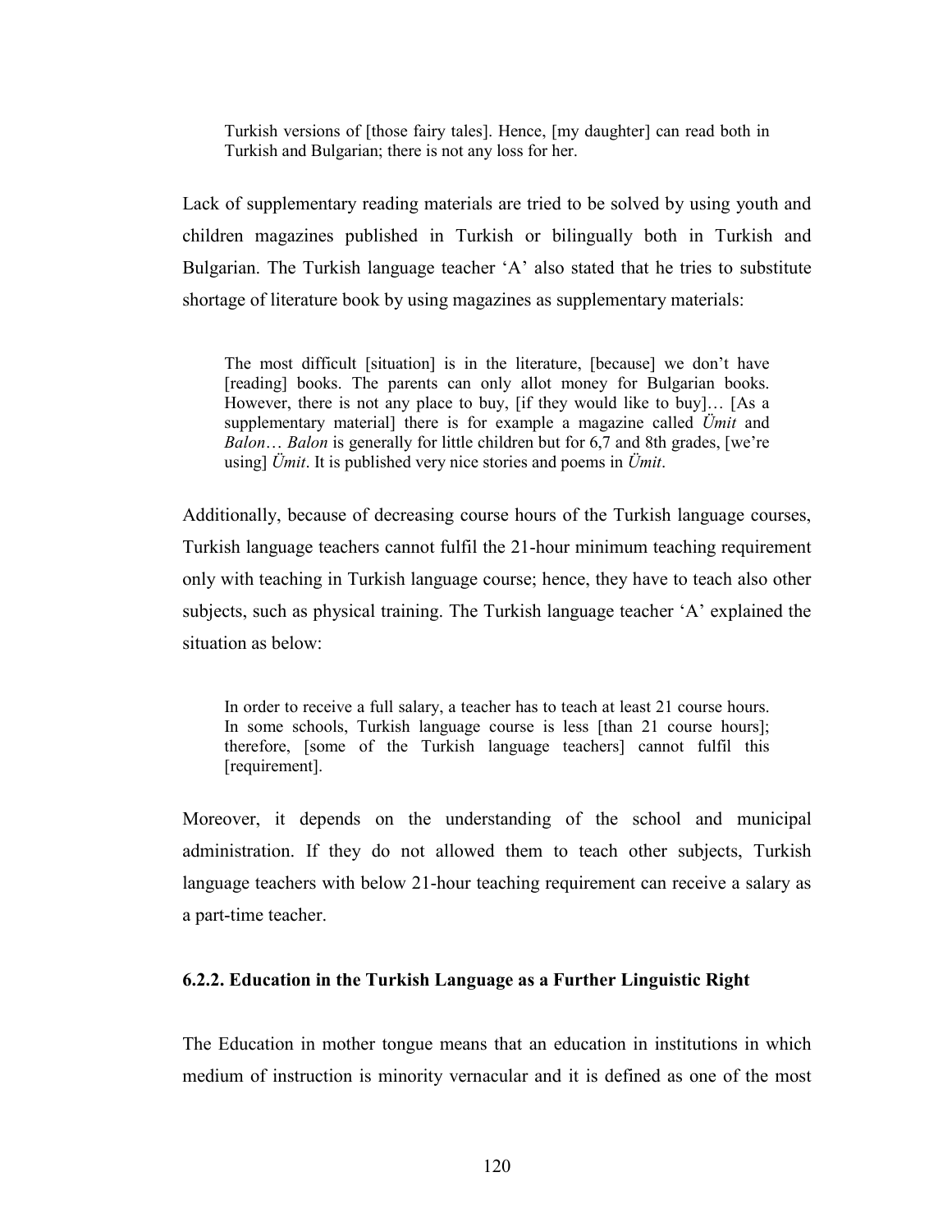> Turkish versions of [those fairy tales]. Hence, [my daughter] can read both in Turkish and Bulgarian; there is not any loss for her.

Lack of supplementary reading materials are tried to be solved by using youth and children magazines published in Turkish or bilingually both in Turkish and Bulgarian. The Turkish language teacher 'A' also stated that he tries to substitute shortage of literature book by using magazines as supplementary materials:

> The most difficult [situation] is in the literature, [because] we don't have [reading] books. The parents can only allot money for Bulgarian books. However, there is not any place to buy, [if they would like to buy]… [As a supplementary material] there is for example a magazine called *Ümit* and *Balon*… *Balon* is generally for little children but for 6,7 and 8th grades, [we're using] *Ümit*. It is published very nice stories and poems in *Ümit*.

Additionally, because of decreasing course hours of the Turkish language courses, Turkish language teachers cannot fulfil the 21-hour minimum teaching requirement only with teaching in Turkish language course; hence, they have to teach also other subjects, such as physical training. The Turkish language teacher 'A' explained the situation as below:

> In order to receive a full salary, a teacher has to teach at least 21 course hours. In some schools, Turkish language course is less [than 21 course hours]; therefore, [some of the Turkish language teachers] cannot fulfil this [requirement].

Moreover, it depends on the understanding of the school and municipal administration. If they do not allowed them to teach other subjects, Turkish language teachers with below 21-hour teaching requirement can receive a salary as a part-time teacher.

### 6.2.2. Education in the Turkish Language as a Further Linguistic Right

The Education in mother tongue means that an education in institutions in which medium of instruction is minority vernacular and it is defined as one of the most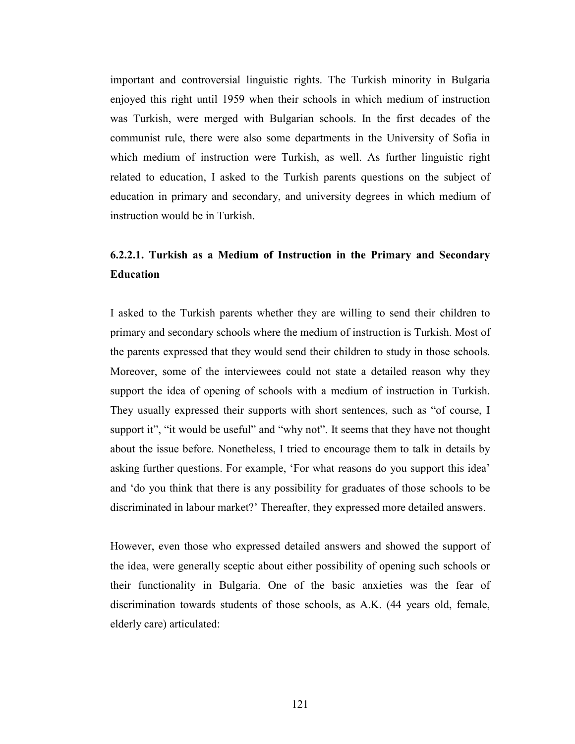important and controversial linguistic rights. The Turkish minority in Bulgaria enjoyed this right until 1959 when their schools in which medium of instruction was Turkish, were merged with Bulgarian schools. In the first decades of the communist rule, there were also some departments in the University of Sofia in which medium of instruction were Turkish, as well. As further linguistic right related to education, I asked to the Turkish parents questions on the subject of education in primary and secondary, and university degrees in which medium of instruction would be in Turkish.

#### 6.2.2.1. Turkish as a Medium of Instruction in the Primary and Secondary Education

I asked to the Turkish parents whether they are willing to send their children to primary and secondary schools where the medium of instruction is Turkish. Most of the parents expressed that they would send their children to study in those schools. Moreover, some of the interviewees could not state a detailed reason why they support the idea of opening of schools with a medium of instruction in Turkish. They usually expressed their supports with short sentences, such as "of course, I support it", "it would be useful" and "why not". It seems that they have not thought about the issue before. Nonetheless, I tried to encourage them to talk in details by asking further questions. For example, 'For what reasons do you support this idea' and 'do you think that there is any possibility for graduates of those schools to be discriminated in labour market?' Thereafter, they expressed more detailed answers.

However, even those who expressed detailed answers and showed the support of the idea, were generally sceptic about either possibility of opening such schools or their functionality in Bulgaria. One of the basic anxieties was the fear of discrimination towards students of those schools, as A.K. (44 years old, female, elderly care) articulated: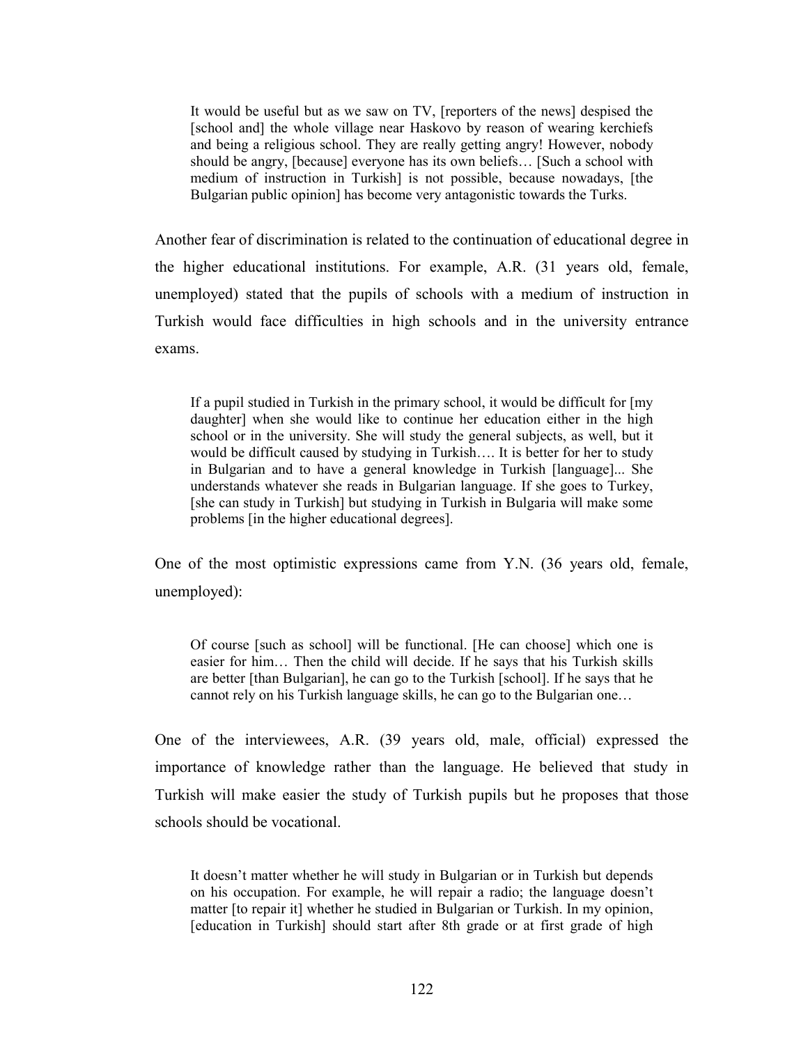> It would be useful but as we saw on TV, [reporters of the news] despised the [school and] the whole village near Haskovo by reason of wearing kerchiefs and being a religious school. They are really getting angry! However, nobody should be angry, [because] everyone has its own beliefs… [Such a school with medium of instruction in Turkish] is not possible, because nowadays, [the Bulgarian public opinion] has become very antagonistic towards the Turks.

Another fear of discrimination is related to the continuation of educational degree in the higher educational institutions. For example, A.R. (31 years old, female, unemployed) stated that the pupils of schools with a medium of instruction in Turkish would face difficulties in high schools and in the university entrance exams.

> If a pupil studied in Turkish in the primary school, it would be difficult for [my daughter] when she would like to continue her education either in the high school or in the university. She will study the general subjects, as well, but it would be difficult caused by studying in Turkish…. It is better for her to study in Bulgarian and to have a general knowledge in Turkish [language]... She understands whatever she reads in Bulgarian language. If she goes to Turkey, [she can study in Turkish] but studying in Turkish in Bulgaria will make some problems [in the higher educational degrees].

One of the most optimistic expressions came from Y.N. (36 years old, female, unemployed):

> Of course [such as school] will be functional. [He can choose] which one is easier for him… Then the child will decide. If he says that his Turkish skills are better [than Bulgarian], he can go to the Turkish [school]. If he says that he cannot rely on his Turkish language skills, he can go to the Bulgarian one…

One of the interviewees, A.R. (39 years old, male, official) expressed the importance of knowledge rather than the language. He believed that study in Turkish will make easier the study of Turkish pupils but he proposes that those schools should be vocational.

> It doesn't matter whether he will study in Bulgarian or in Turkish but depends on his occupation. For example, he will repair a radio; the language doesn't matter [to repair it] whether he studied in Bulgarian or Turkish. In my opinion, [education in Turkish] should start after 8th grade or at first grade of high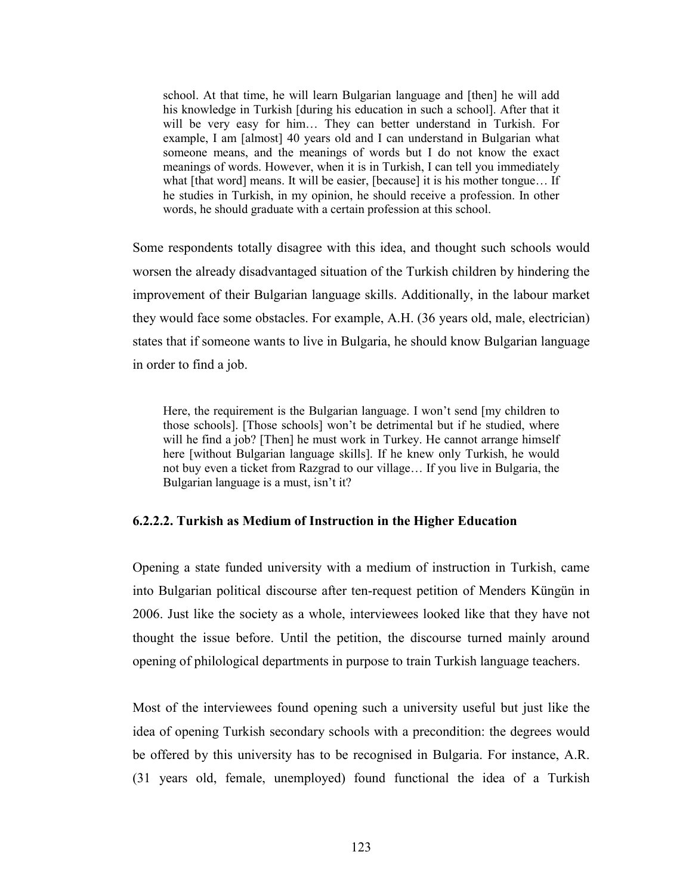> school. At that time, he will learn Bulgarian language and [then] he will add his knowledge in Turkish [during his education in such a school]. After that it will be very easy for him… They can better understand in Turkish. For example, I am [almost] 40 years old and I can understand in Bulgarian what someone means, and the meanings of words but I do not know the exact meanings of words. However, when it is in Turkish, I can tell you immediately what [that word] means. It will be easier, [because] it is his mother tongue… If he studies in Turkish, in my opinion, he should receive a profession. In other words, he should graduate with a certain profession at this school.

Some respondents totally disagree with this idea, and thought such schools would worsen the already disadvantaged situation of the Turkish children by hindering the improvement of their Bulgarian language skills. Additionally, in the labour market they would face some obstacles. For example, A.H. (36 years old, male, electrician) states that if someone wants to live in Bulgaria, he should know Bulgarian language in order to find a job.

> Here, the requirement is the Bulgarian language. I won't send [my children to those schools]. [Those schools] won't be detrimental but if he studied, where will he find a job? [Then] he must work in Turkey. He cannot arrange himself here [without Bulgarian language skills]. If he knew only Turkish, he would not buy even a ticket from Razgrad to our village… If you live in Bulgaria, the Bulgarian language is a must, isn't it?

#### 6.2.2.2. Turkish as Medium of Instruction in the Higher Education

Opening a state funded university with a medium of instruction in Turkish, came into Bulgarian political discourse after ten-request petition of Menders Küngün in 2006. Just like the society as a whole, interviewees looked like that they have not thought the issue before. Until the petition, the discourse turned mainly around opening of philological departments in purpose to train Turkish language teachers.

Most of the interviewees found opening such a university useful but just like the idea of opening Turkish secondary schools with a precondition: the degrees would be offered by this university has to be recognised in Bulgaria. For instance, A.R. (31 years old, female, unemployed) found functional the idea of a Turkish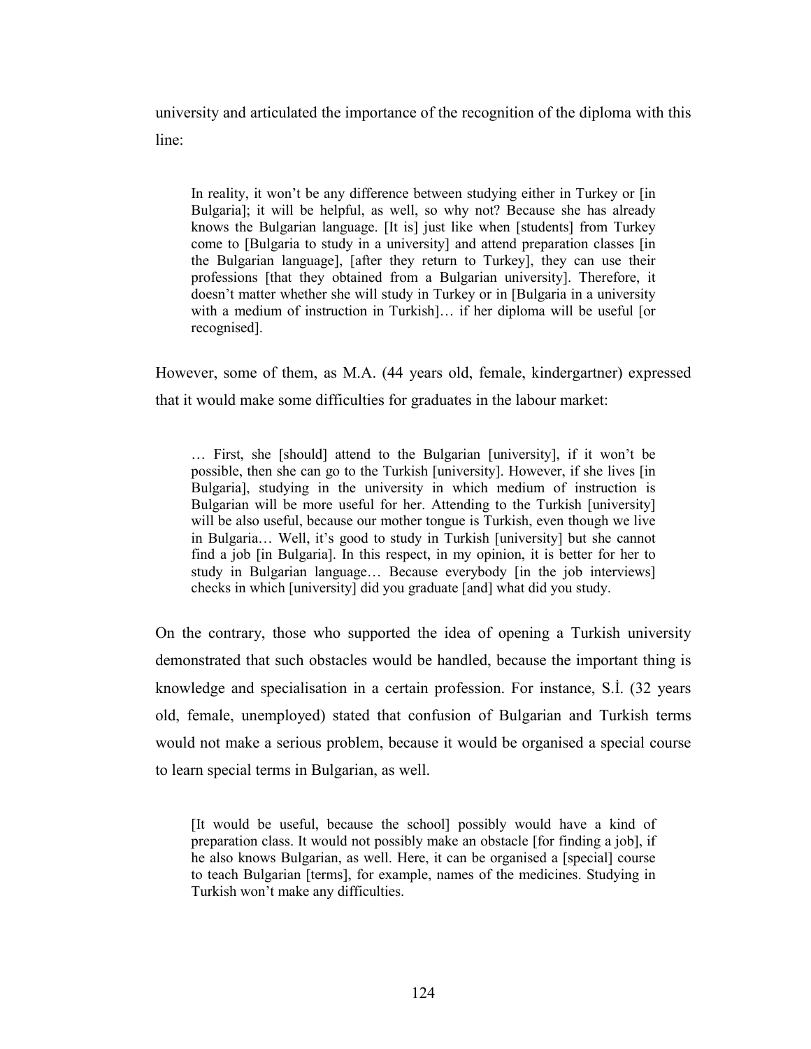university and articulated the importance of the recognition of the diploma with this line:

> In reality, it won't be any difference between studying either in Turkey or [in Bulgaria]; it will be helpful, as well, so why not? Because she has already knows the Bulgarian language. [It is] just like when [students] from Turkey come to [Bulgaria to study in a university] and attend preparation classes [in the Bulgarian language], [after they return to Turkey], they can use their professions [that they obtained from a Bulgarian university]. Therefore, it doesn't matter whether she will study in Turkey or in [Bulgaria in a university with a medium of instruction in Turkish]… if her diploma will be useful [or recognised].

However, some of them, as M.A. (44 years old, female, kindergartner) expressed that it would make some difficulties for graduates in the labour market:

> … First, she [should] attend to the Bulgarian [university], if it won't be possible, then she can go to the Turkish [university]. However, if she lives [in Bulgaria], studying in the university in which medium of instruction is Bulgarian will be more useful for her. Attending to the Turkish [university] will be also useful, because our mother tongue is Turkish, even though we live in Bulgaria… Well, it's good to study in Turkish [university] but she cannot find a job [in Bulgaria]. In this respect, in my opinion, it is better for her to study in Bulgarian language… Because everybody [in the job interviews] checks in which [university] did you graduate [and] what did you study.

On the contrary, those who supported the idea of opening a Turkish university demonstrated that such obstacles would be handled, because the important thing is knowledge and specialisation in a certain profession. For instance, S.İ. (32 years old, female, unemployed) stated that confusion of Bulgarian and Turkish terms would not make a serious problem, because it would be organised a special course to learn special terms in Bulgarian, as well.

> [It would be useful, because the school] possibly would have a kind of preparation class. It would not possibly make an obstacle [for finding a job], if he also knows Bulgarian, as well. Here, it can be organised a [special] course to teach Bulgarian [terms], for example, names of the medicines. Studying in Turkish won't make any difficulties.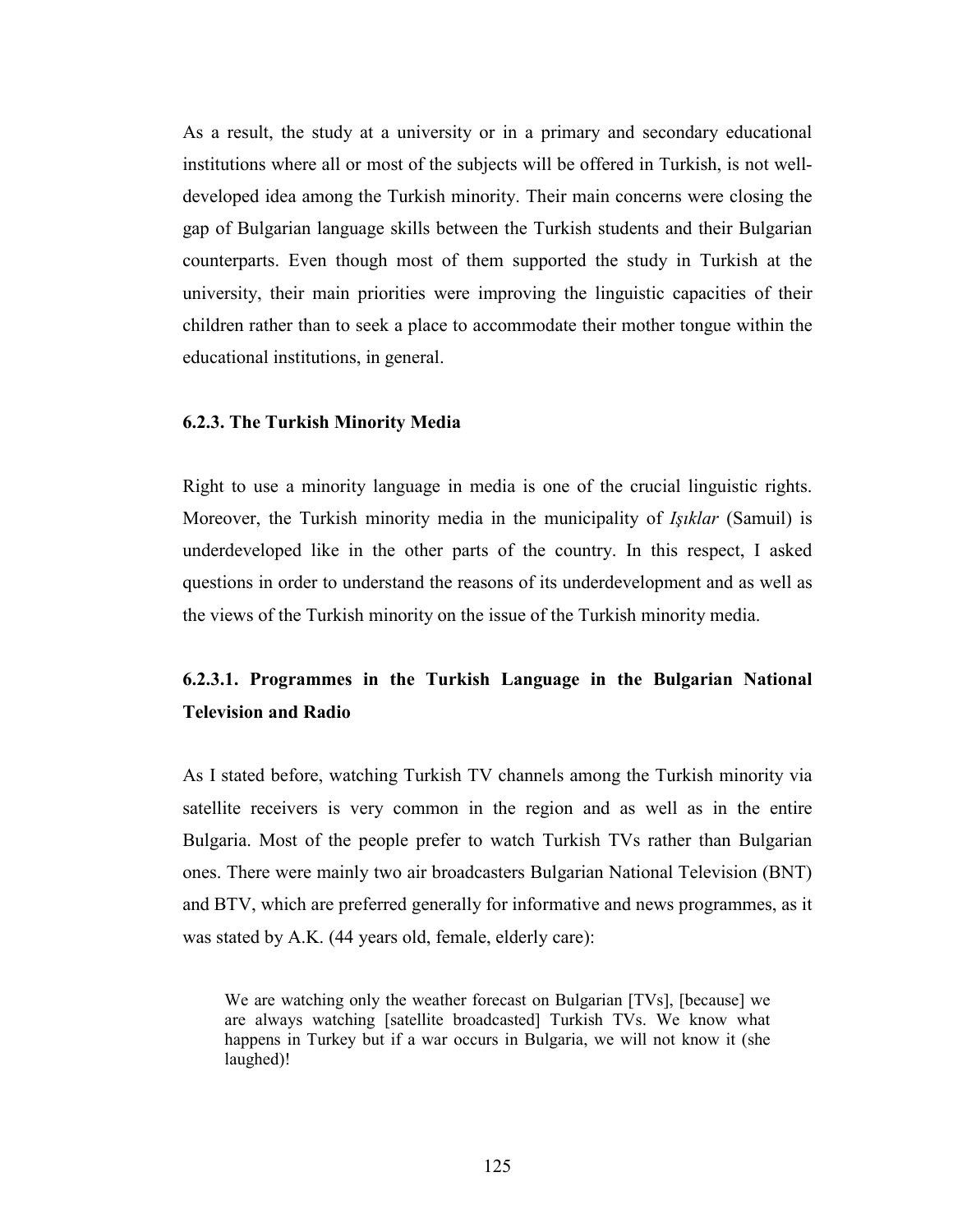As a result, the study at a university or in a primary and secondary educational institutions where all or most of the subjects will be offered in Turkish, is not well-developed idea among the Turkish minority. Their main concerns were closing the gap of Bulgarian language skills between the Turkish students and their Bulgarian counterparts. Even though most of them supported the study in Turkish at the university, their main priorities were improving the linguistic capacities of their children rather than to seek a place to accommodate their mother tongue within the educational institutions, in general.

### 6.2.3. The Turkish Minority Media

Right to use a minority language in media is one of the crucial linguistic rights. Moreover, the Turkish minority media in the municipality of *Işıklar* (Samuil) is underdeveloped like in the other parts of the country. In this respect, I asked questions in order to understand the reasons of its underdevelopment and as well as the views of the Turkish minority on the issue of the Turkish minority media.

#### 6.2.3.1. Programmes in the Turkish Language in the Bulgarian National Television and Radio

As I stated before, watching Turkish TV channels among the Turkish minority via satellite receivers is very common in the region and as well as in the entire Bulgaria. Most of the people prefer to watch Turkish TVs rather than Bulgarian ones. There were mainly two air broadcasters Bulgarian National Television (BNT) and BTV, which are preferred generally for informative and news programmes, as it was stated by A.K. (44 years old, female, elderly care):

> We are watching only the weather forecast on Bulgarian [TVs], [because] we are always watching [satellite broadcasted] Turkish TVs. We know what happens in Turkey but if a war occurs in Bulgaria, we will not know it (she laughed)!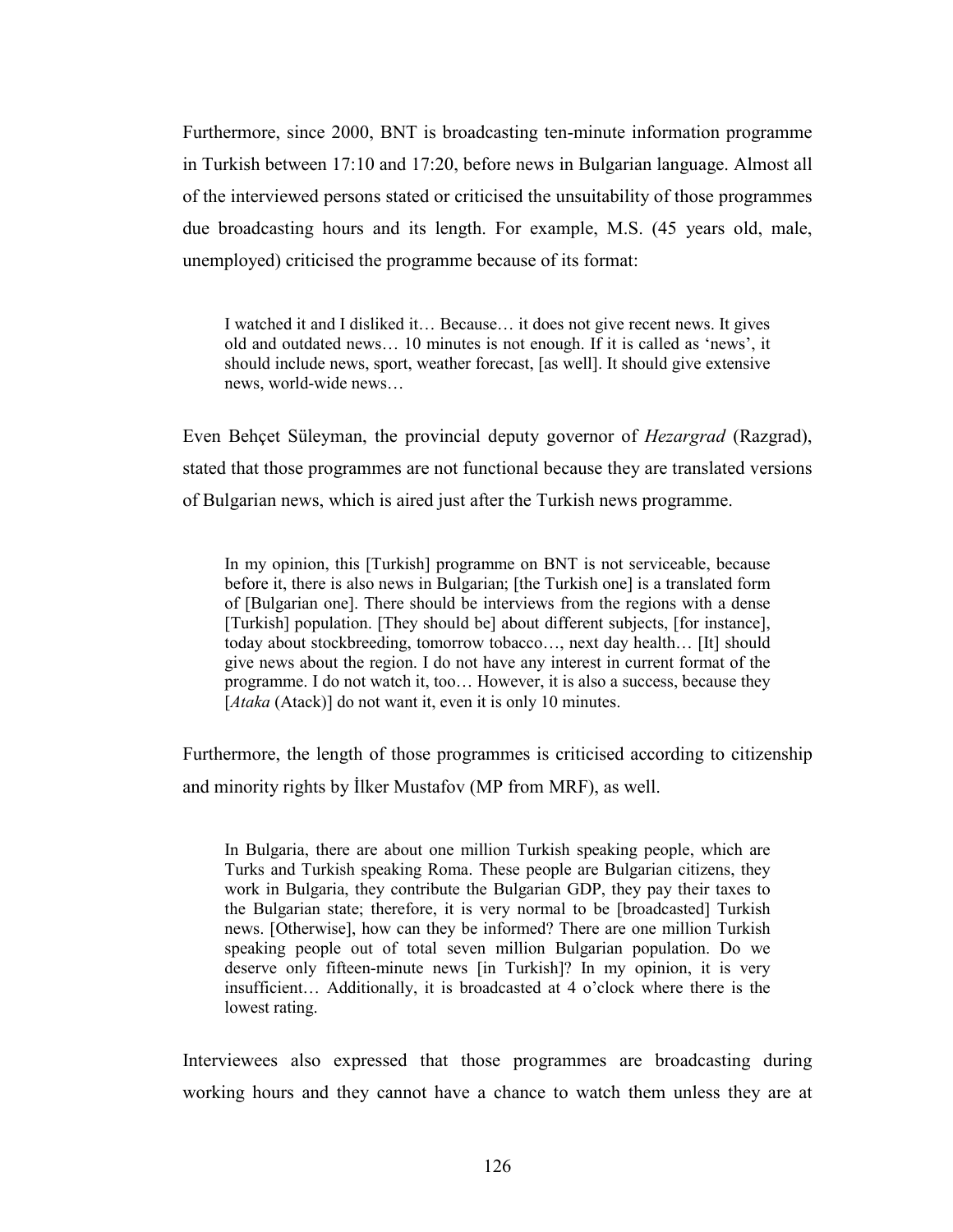Furthermore, since 2000, BNT is broadcasting ten-minute information programme in Turkish between 17:10 and 17:20, before news in Bulgarian language. Almost all of the interviewed persons stated or criticised the unsuitability of those programmes due broadcasting hours and its length. For example, M.S. (45 years old, male, unemployed) criticised the programme because of its format:

> I watched it and I disliked it… Because… it does not give recent news. It gives old and outdated news… 10 minutes is not enough. If it is called as 'news', it should include news, sport, weather forecast, [as well]. It should give extensive news, world-wide news…

Even Behçet Süleyman, the provincial deputy governor of *Hezargrad* (Razgrad), stated that those programmes are not functional because they are translated versions of Bulgarian news, which is aired just after the Turkish news programme.

> In my opinion, this [Turkish] programme on BNT is not serviceable, because before it, there is also news in Bulgarian; [the Turkish one] is a translated form of [Bulgarian one]. There should be interviews from the regions with a dense [Turkish] population. [They should be] about different subjects, [for instance], today about stockbreeding, tomorrow tobacco…, next day health… [It] should give news about the region. I do not have any interest in current format of the programme. I do not watch it, too… However, it is also a success, because they [*Ataka* (Atack)] do not want it, even it is only 10 minutes.

Furthermore, the length of those programmes is criticised according to citizenship and minority rights by İlker Mustafov (MP from MRF), as well.

> In Bulgaria, there are about one million Turkish speaking people, which are Turks and Turkish speaking Roma. These people are Bulgarian citizens, they work in Bulgaria, they contribute the Bulgarian GDP, they pay their taxes to the Bulgarian state; therefore, it is very normal to be [broadcasted] Turkish news. [Otherwise], how can they be informed? There are one million Turkish speaking people out of total seven million Bulgarian population. Do we deserve only fifteen-minute news [in Turkish]? In my opinion, it is very insufficient… Additionally, it is broadcasted at 4 o'clock where there is the lowest rating.

Interviewees also expressed that those programmes are broadcasting during working hours and they cannot have a chance to watch them unless they are at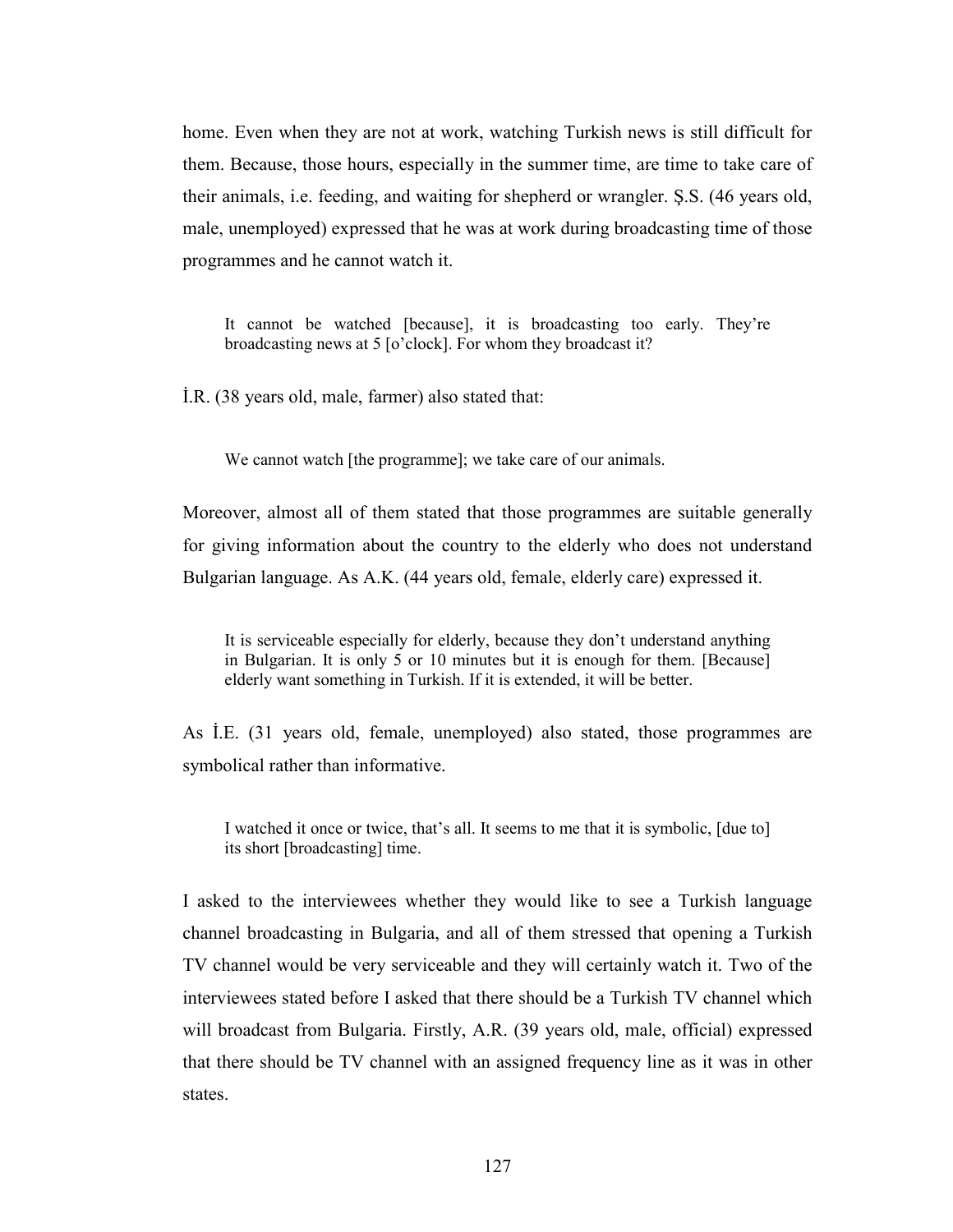home. Even when they are not at work, watching Turkish news is still difficult for them. Because, those hours, especially in the summer time, are time to take care of their animals, i.e. feeding, and waiting for shepherd or wrangler. Ş.S. (46 years old, male, unemployed) expressed that he was at work during broadcasting time of those programmes and he cannot watch it.

> It cannot be watched [because], it is broadcasting too early. They're broadcasting news at 5 [o'clock]. For whom they broadcast it?

İ.R. (38 years old, male, farmer) also stated that:

> We cannot watch [the programme]; we take care of our animals.

Moreover, almost all of them stated that those programmes are suitable generally for giving information about the country to the elderly who does not understand Bulgarian language. As A.K. (44 years old, female, elderly care) expressed it.

> It is serviceable especially for elderly, because they don't understand anything in Bulgarian. It is only 5 or 10 minutes but it is enough for them. [Because] elderly want something in Turkish. If it is extended, it will be better.

As İ.E. (31 years old, female, unemployed) also stated, those programmes are symbolical rather than informative.

> I watched it once or twice, that's all. It seems to me that it is symbolic, [due to] its short [broadcasting] time.

I asked to the interviewees whether they would like to see a Turkish language channel broadcasting in Bulgaria, and all of them stressed that opening a Turkish TV channel would be very serviceable and they will certainly watch it. Two of the interviewees stated before I asked that there should be a Turkish TV channel which will broadcast from Bulgaria. Firstly, A.R. (39 years old, male, official) expressed that there should be TV channel with an assigned frequency line as it was in other states.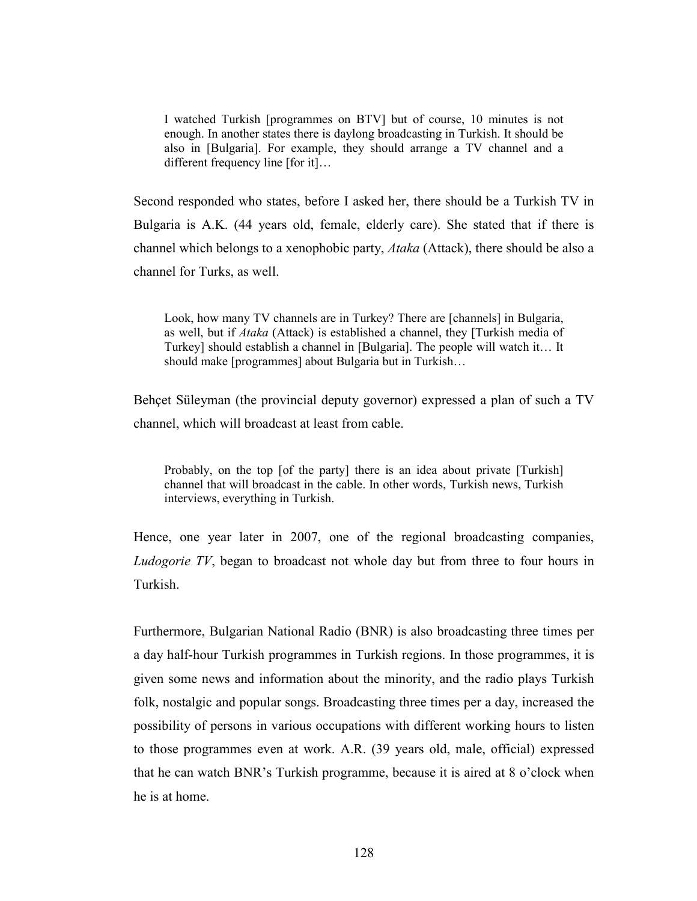> I watched Turkish [programmes on BTV] but of course, 10 minutes is not enough. In another states there is daylong broadcasting in Turkish. It should be also in [Bulgaria]. For example, they should arrange a TV channel and a different frequency line [for it]…

Second responded who states, before I asked her, there should be a Turkish TV in Bulgaria is A.K. (44 years old, female, elderly care). She stated that if there is channel which belongs to a xenophobic party, *Ataka* (Attack), there should be also a channel for Turks, as well.

> Look, how many TV channels are in Turkey? There are [channels] in Bulgaria, as well, but if *Ataka* (Attack) is established a channel, they [Turkish media of Turkey] should establish a channel in [Bulgaria]. The people will watch it… It should make [programmes] about Bulgaria but in Turkish…

Behçet Süleyman (the provincial deputy governor) expressed a plan of such a TV channel, which will broadcast at least from cable.

> Probably, on the top [of the party] there is an idea about private [Turkish] channel that will broadcast in the cable. In other words, Turkish news, Turkish interviews, everything in Turkish.

Hence, one year later in 2007, one of the regional broadcasting companies, *Ludogorie TV*, began to broadcast not whole day but from three to four hours in Turkish.

Furthermore, Bulgarian National Radio (BNR) is also broadcasting three times per a day half-hour Turkish programmes in Turkish regions. In those programmes, it is given some news and information about the minority, and the radio plays Turkish folk, nostalgic and popular songs. Broadcasting three times per a day, increased the possibility of persons in various occupations with different working hours to listen to those programmes even at work. A.R. (39 years old, male, official) expressed that he can watch BNR's Turkish programme, because it is aired at 8 o'clock when he is at home.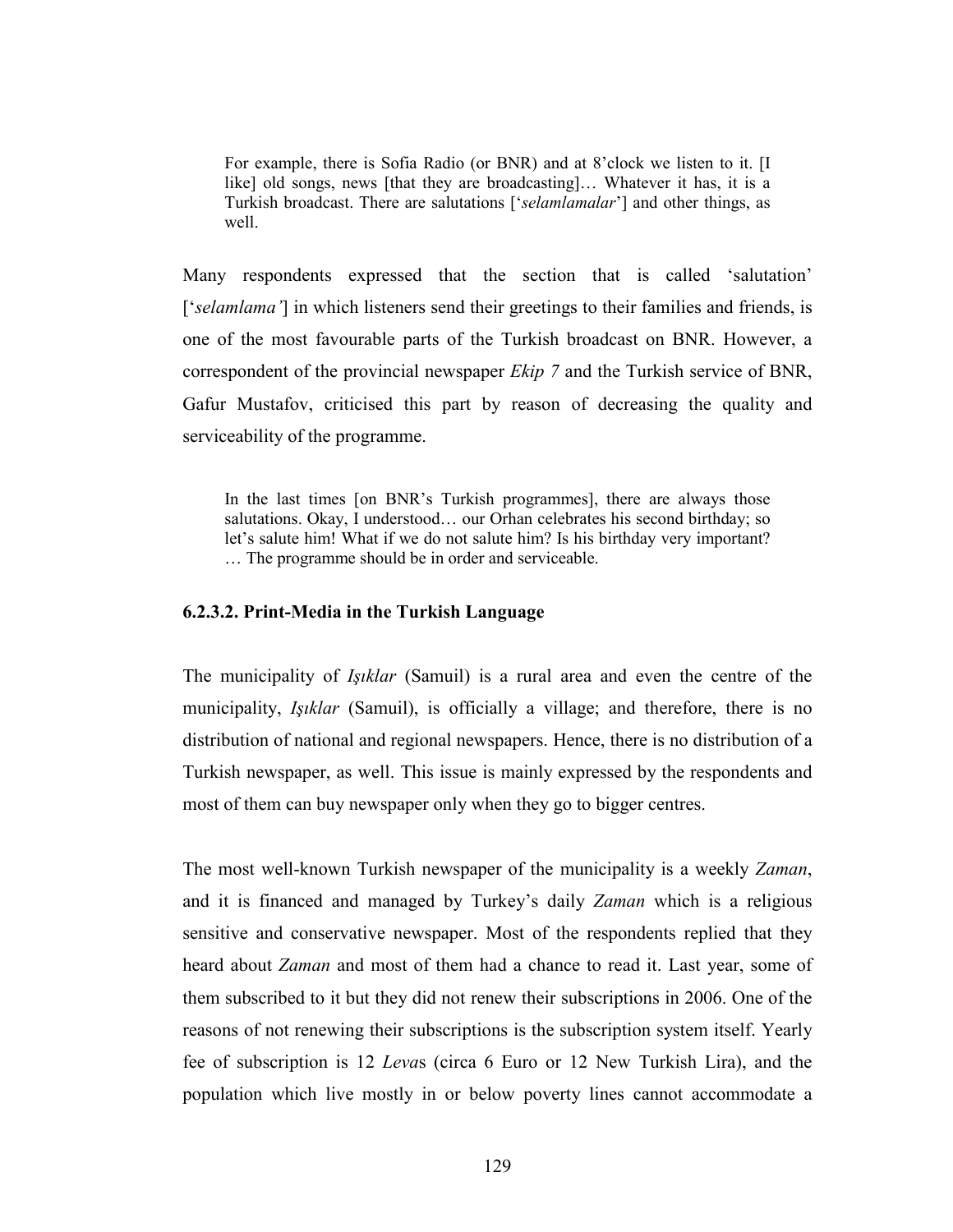> For example, there is Sofia Radio (or BNR) and at 8'clock we listen to it. [I like] old songs, news [that they are broadcasting]… Whatever it has, it is a Turkish broadcast. There are salutations ['*selamlamalar*'] and other things, as well.

Many respondents expressed that the section that is called 'salutation' ['*selamlama'*] in which listeners send their greetings to their families and friends, is one of the most favourable parts of the Turkish broadcast on BNR. However, a correspondent of the provincial newspaper *Ekip 7* and the Turkish service of BNR, Gafur Mustafov, criticised this part by reason of decreasing the quality and serviceability of the programme.

> In the last times [on BNR's Turkish programmes], there are always those salutations. Okay, I understood… our Orhan celebrates his second birthday; so let's salute him! What if we do not salute him? Is his birthday very important? … The programme should be in order and serviceable.

#### 6.2.3.2. Print-Media in the Turkish Language

The municipality of *Işıklar* (Samuil) is a rural area and even the centre of the municipality, *Işıklar* (Samuil), is officially a village; and therefore, there is no distribution of national and regional newspapers. Hence, there is no distribution of a Turkish newspaper, as well. This issue is mainly expressed by the respondents and most of them can buy newspaper only when they go to bigger centres.

The most well-known Turkish newspaper of the municipality is a weekly *Zaman*, and it is financed and managed by Turkey's daily *Zaman* which is a religious sensitive and conservative newspaper. Most of the respondents replied that they heard about *Zaman* and most of them had a chance to read it. Last year, some of them subscribed to it but they did not renew their subscriptions in 2006. One of the reasons of not renewing their subscriptions is the subscription system itself. Yearly fee of subscription is 12 *Leva*s (circa 6 Euro or 12 New Turkish Lira), and the population which live mostly in or below poverty lines cannot accommodate a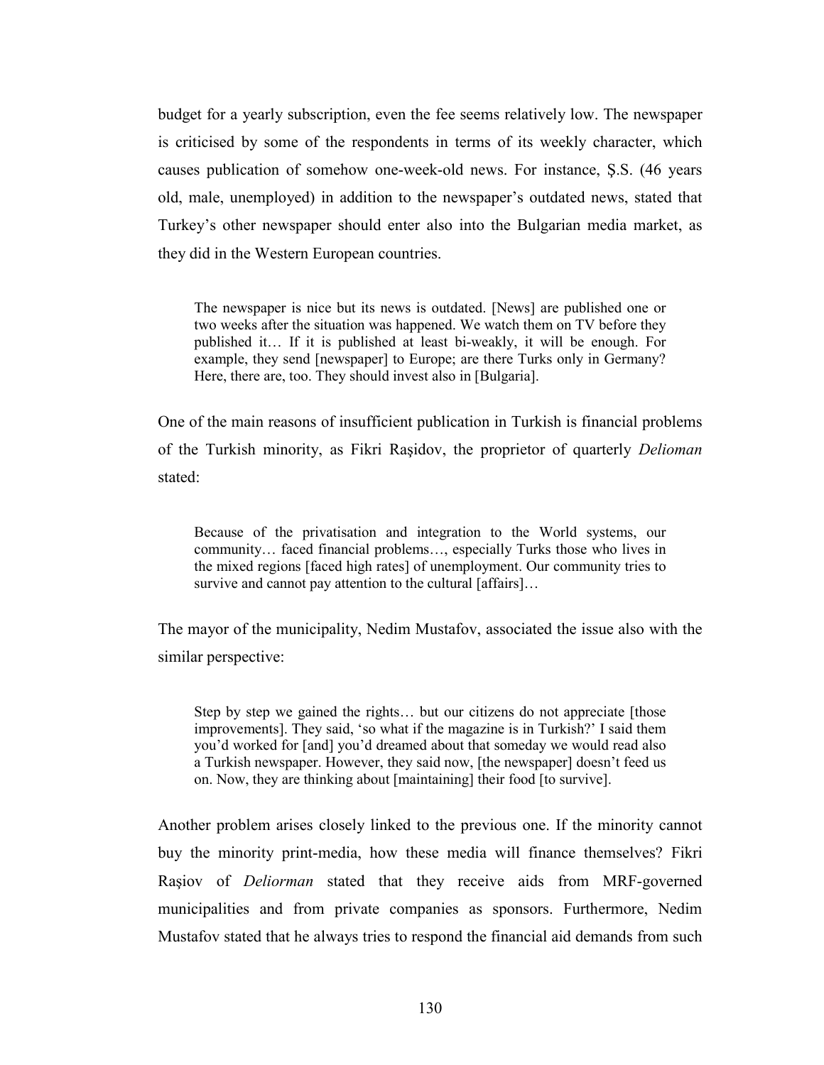budget for a yearly subscription, even the fee seems relatively low. The newspaper is criticised by some of the respondents in terms of its weekly character, which causes publication of somehow one-week-old news. For instance, Ş.S. (46 years old, male, unemployed) in addition to the newspaper's outdated news, stated that Turkey's other newspaper should enter also into the Bulgarian media market, as they did in the Western European countries.

> The newspaper is nice but its news is outdated. [News] are published one or two weeks after the situation was happened. We watch them on TV before they published it… If it is published at least bi-weakly, it will be enough. For example, they send [newspaper] to Europe; are there Turks only in Germany? Here, there are, too. They should invest also in [Bulgaria].

One of the main reasons of insufficient publication in Turkish is financial problems of the Turkish minority, as Fikri Raşidov, the proprietor of quarterly *Delioman* stated:

> Because of the privatisation and integration to the World systems, our community… faced financial problems…, especially Turks those who lives in the mixed regions [faced high rates] of unemployment. Our community tries to survive and cannot pay attention to the cultural [affairs]…

The mayor of the municipality, Nedim Mustafov, associated the issue also with the similar perspective:

> Step by step we gained the rights… but our citizens do not appreciate [those improvements]. They said, 'so what if the magazine is in Turkish?' I said them you'd worked for [and] you'd dreamed about that someday we would read also a Turkish newspaper. However, they said now, [the newspaper] doesn't feed us on. Now, they are thinking about [maintaining] their food [to survive].

Another problem arises closely linked to the previous one. If the minority cannot buy the minority print-media, how these media will finance themselves? Fikri Raşiov of *Deliorman* stated that they receive aids from MRF-governed municipalities and from private companies as sponsors. Furthermore, Nedim Mustafov stated that he always tries to respond the financial aid demands from such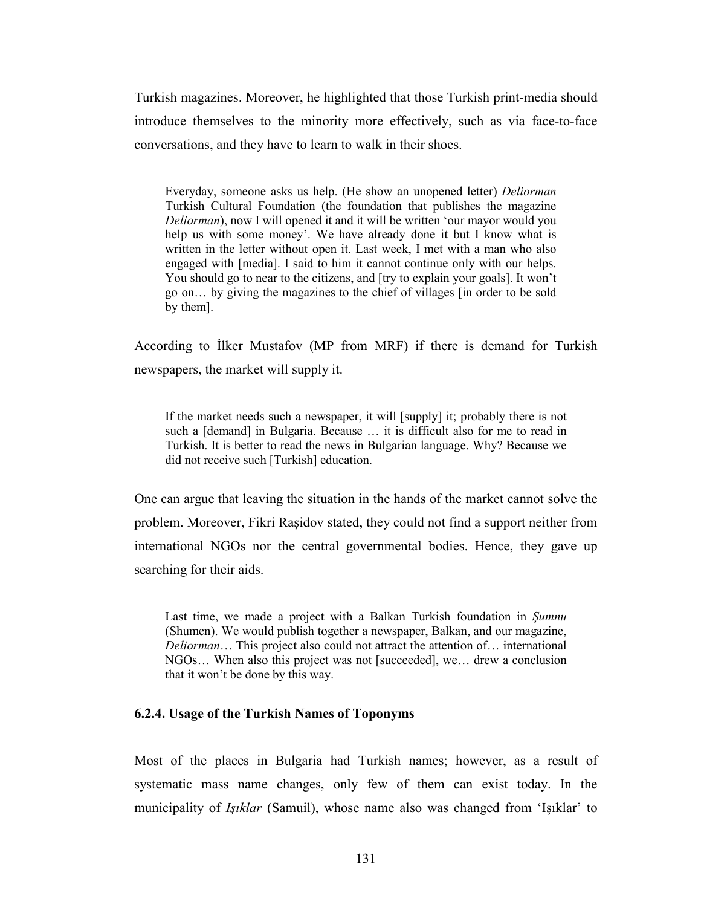Turkish magazines. Moreover, he highlighted that those Turkish print-media should introduce themselves to the minority more effectively, such as via face-to-face conversations, and they have to learn to walk in their shoes.

> Everyday, someone asks us help. (He show an unopened letter) *Deliorman* Turkish Cultural Foundation (the foundation that publishes the magazine *Deliorman*), now I will opened it and it will be written 'our mayor would you help us with some money'. We have already done it but I know what is written in the letter without open it. Last week, I met with a man who also engaged with [media]. I said to him it cannot continue only with our helps. You should go to near to the citizens, and [try to explain your goals]. It won't go on… by giving the magazines to the chief of villages [in order to be sold by them].

According to İlker Mustafov (MP from MRF) if there is demand for Turkish newspapers, the market will supply it.

> If the market needs such a newspaper, it will [supply] it; probably there is not such a [demand] in Bulgaria. Because … it is difficult also for me to read in Turkish. It is better to read the news in Bulgarian language. Why? Because we did not receive such [Turkish] education.

One can argue that leaving the situation in the hands of the market cannot solve the problem. Moreover, Fikri Raşidov stated, they could not find a support neither from international NGOs nor the central governmental bodies. Hence, they gave up searching for their aids.

> Last time, we made a project with a Balkan Turkish foundation in *Şumnu* (Shumen). We would publish together a newspaper, Balkan, and our magazine, *Deliorman*… This project also could not attract the attention of… international NGOs… When also this project was not [succeeded], we… drew a conclusion that it won't be done by this way.

### 6.2.4. Usage of the Turkish Names of Toponyms

Most of the places in Bulgaria had Turkish names; however, as a result of systematic mass name changes, only few of them can exist today. In the municipality of *Işıklar* (Samuil), whose name also was changed from 'Işıklar' to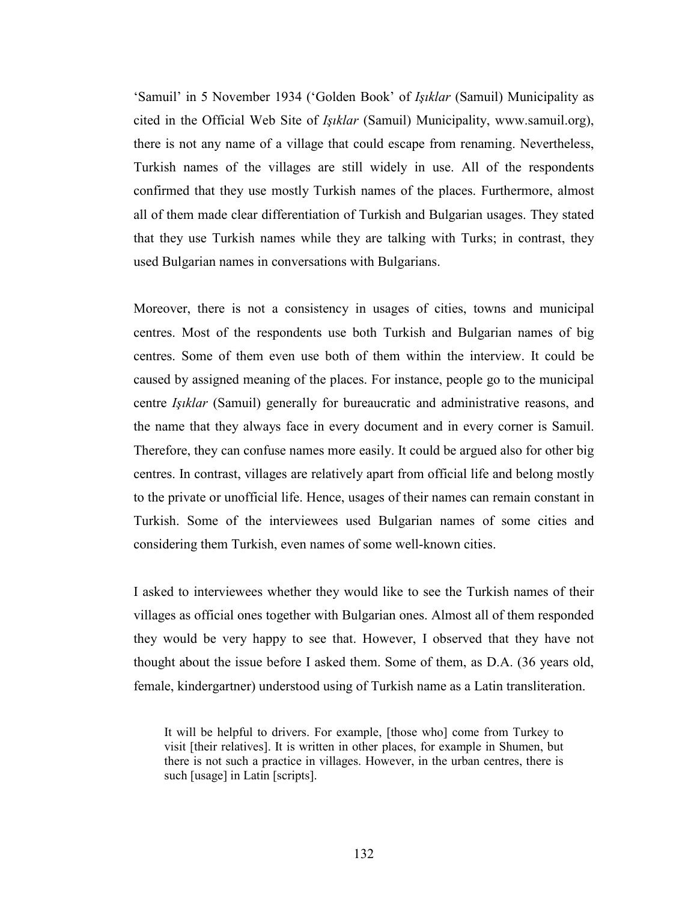'Samuil' in 5 November 1934 ('Golden Book' of *Işıklar* (Samuil) Municipality as cited in the Official Web Site of *Işıklar* (Samuil) Municipality, www.samuil.org), there is not any name of a village that could escape from renaming. Nevertheless, Turkish names of the villages are still widely in use. All of the respondents confirmed that they use mostly Turkish names of the places. Furthermore, almost all of them made clear differentiation of Turkish and Bulgarian usages. They stated that they use Turkish names while they are talking with Turks; in contrast, they used Bulgarian names in conversations with Bulgarians.

Moreover, there is not a consistency in usages of cities, towns and municipal centres. Most of the respondents use both Turkish and Bulgarian names of big centres. Some of them even use both of them within the interview. It could be caused by assigned meaning of the places. For instance, people go to the municipal centre *Işıklar* (Samuil) generally for bureaucratic and administrative reasons, and the name that they always face in every document and in every corner is Samuil. Therefore, they can confuse names more easily. It could be argued also for other big centres. In contrast, villages are relatively apart from official life and belong mostly to the private or unofficial life. Hence, usages of their names can remain constant in Turkish. Some of the interviewees used Bulgarian names of some cities and considering them Turkish, even names of some well-known cities.

I asked to interviewees whether they would like to see the Turkish names of their villages as official ones together with Bulgarian ones. Almost all of them responded they would be very happy to see that. However, I observed that they have not thought about the issue before I asked them. Some of them, as D.A. (36 years old, female, kindergartner) understood using of Turkish name as a Latin transliteration.

> It will be helpful to drivers. For example, [those who] come from Turkey to visit [their relatives]. It is written in other places, for example in Shumen, but there is not such a practice in villages. However, in the urban centres, there is such [usage] in Latin [scripts].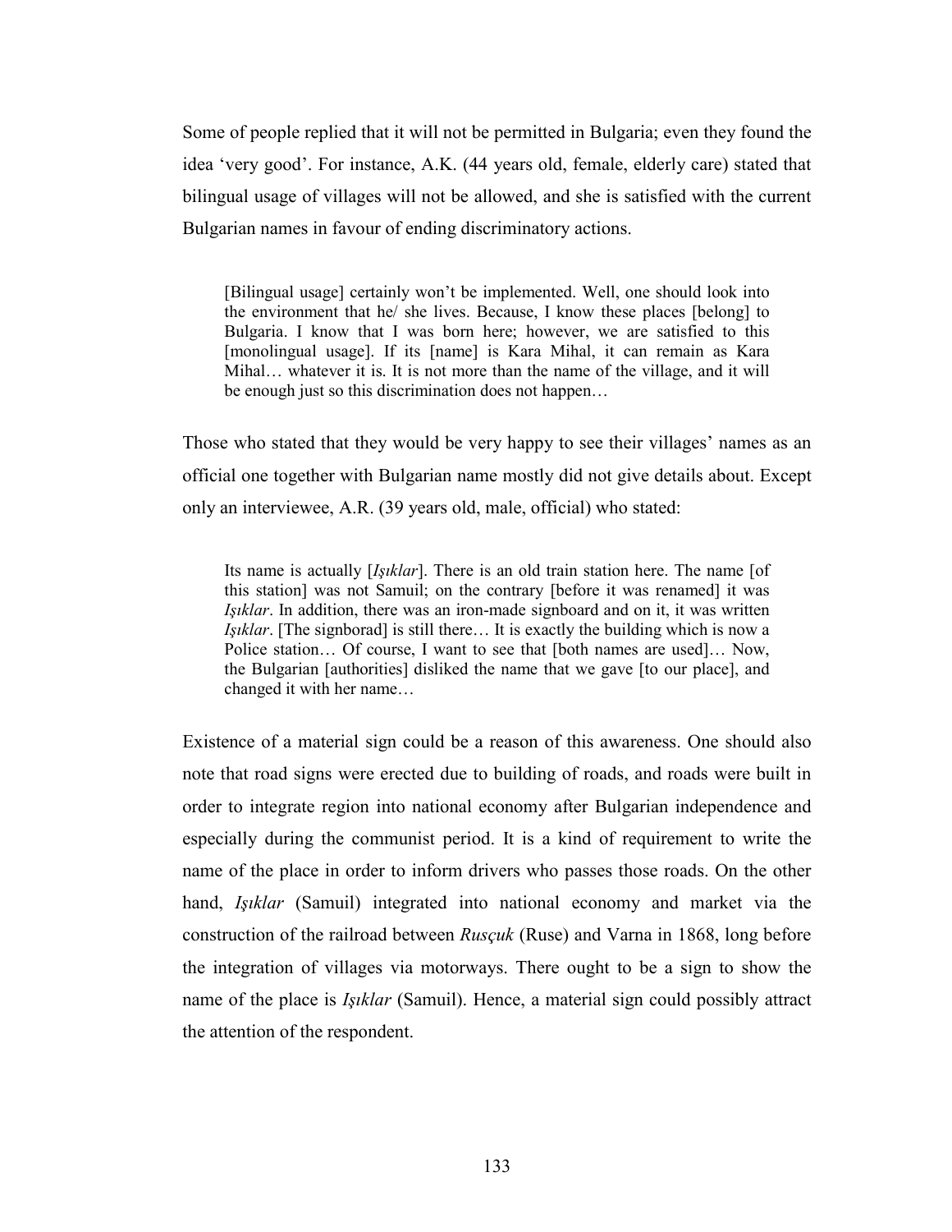Some of people replied that it will not be permitted in Bulgaria; even they found the idea 'very good'. For instance, A.K. (44 years old, female, elderly care) stated that bilingual usage of villages will not be allowed, and she is satisfied with the current Bulgarian names in favour of ending discriminatory actions.

> [Bilingual usage] certainly won't be implemented. Well, one should look into the environment that he/ she lives. Because, I know these places [belong] to Bulgaria. I know that I was born here; however, we are satisfied to this [monolingual usage]. If its [name] is Kara Mihal, it can remain as Kara Mihal… whatever it is. It is not more than the name of the village, and it will be enough just so this discrimination does not happen…

Those who stated that they would be very happy to see their villages' names as an official one together with Bulgarian name mostly did not give details about. Except only an interviewee, A.R. (39 years old, male, official) who stated:

> Its name is actually [*Işıklar*]. There is an old train station here. The name [of this station] was not Samuil; on the contrary [before it was renamed] it was *Işıklar*. In addition, there was an iron-made signboard and on it, it was written *Işıklar*. [The signborad] is still there… It is exactly the building which is now a Police station… Of course, I want to see that [both names are used]… Now, the Bulgarian [authorities] disliked the name that we gave [to our place], and changed it with her name…

Existence of a material sign could be a reason of this awareness. One should also note that road signs were erected due to building of roads, and roads were built in order to integrate region into national economy after Bulgarian independence and especially during the communist period. It is a kind of requirement to write the name of the place in order to inform drivers who passes those roads. On the other hand, *Işıklar* (Samuil) integrated into national economy and market via the construction of the railroad between *Rusçuk* (Ruse) and Varna in 1868, long before the integration of villages via motorways. There ought to be a sign to show the name of the place is *Işıklar* (Samuil). Hence, a material sign could possibly attract the attention of the respondent.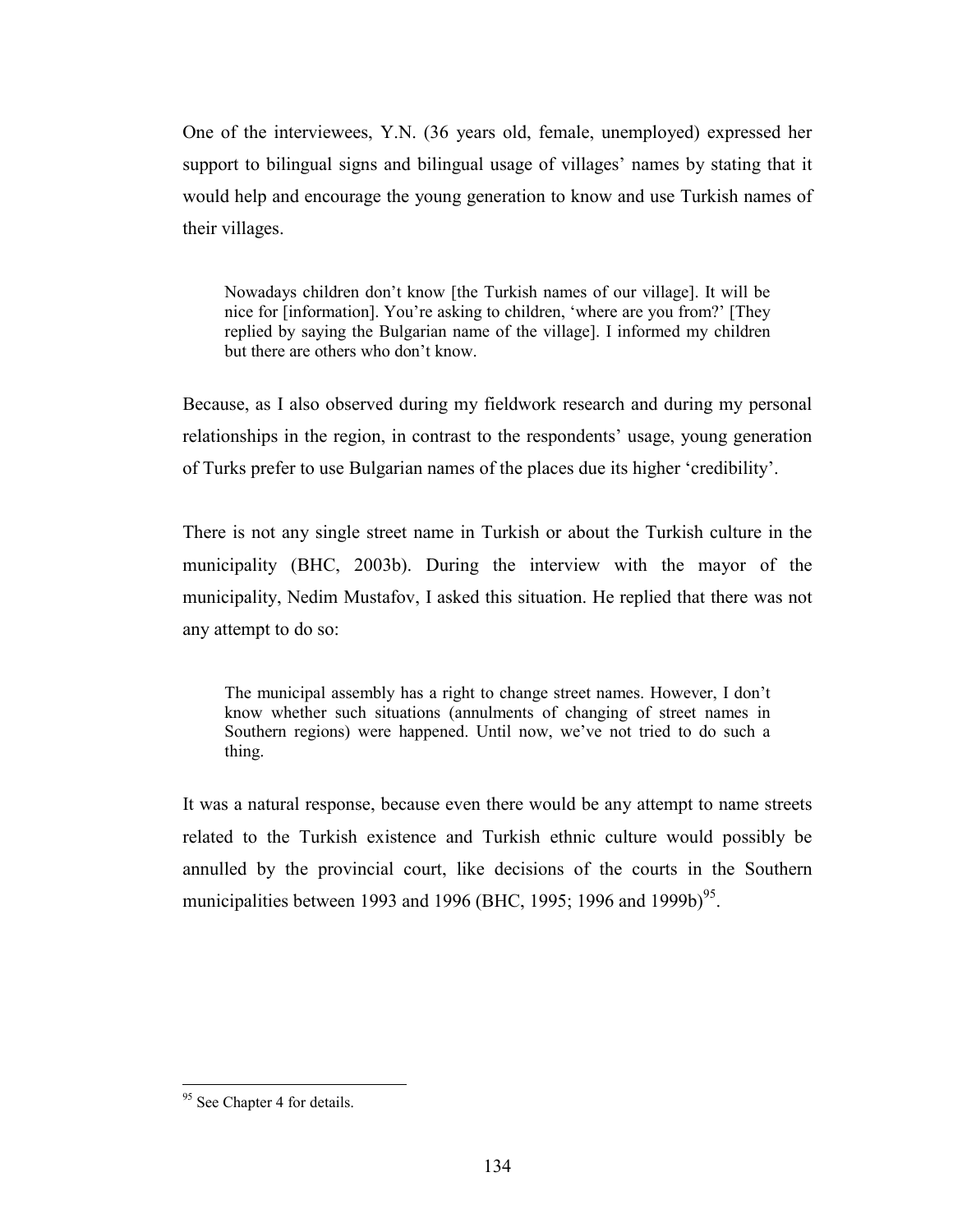One of the interviewees, Y.N. (36 years old, female, unemployed) expressed her support to bilingual signs and bilingual usage of villages' names by stating that it would help and encourage the young generation to know and use Turkish names of their villages.

> Nowadays children don't know [the Turkish names of our village]. It will be nice for [information]. You're asking to children, 'where are you from?' [They replied by saying the Bulgarian name of the village]. I informed my children but there are others who don't know.

Because, as I also observed during my fieldwork research and during my personal relationships in the region, in contrast to the respondents' usage, young generation of Turks prefer to use Bulgarian names of the places due its higher 'credibility'.

There is not any single street name in Turkish or about the Turkish culture in the municipality (BHC, 2003b). During the interview with the mayor of the municipality, Nedim Mustafov, I asked this situation. He replied that there was not any attempt to do so:

> The municipal assembly has a right to change street names. However, I don't know whether such situations (annulments of changing of street names in Southern regions) were happened. Until now, we've not tried to do such a thing.

It was a natural response, because even there would be any attempt to name streets related to the Turkish existence and Turkish ethnic culture would possibly be annulled by the provincial court, like decisions of the courts in the Southern municipalities between 1993 and 1996 (BHC, 1995; 1996 and 1999b)[95].

[95] See Chapter 4 for details.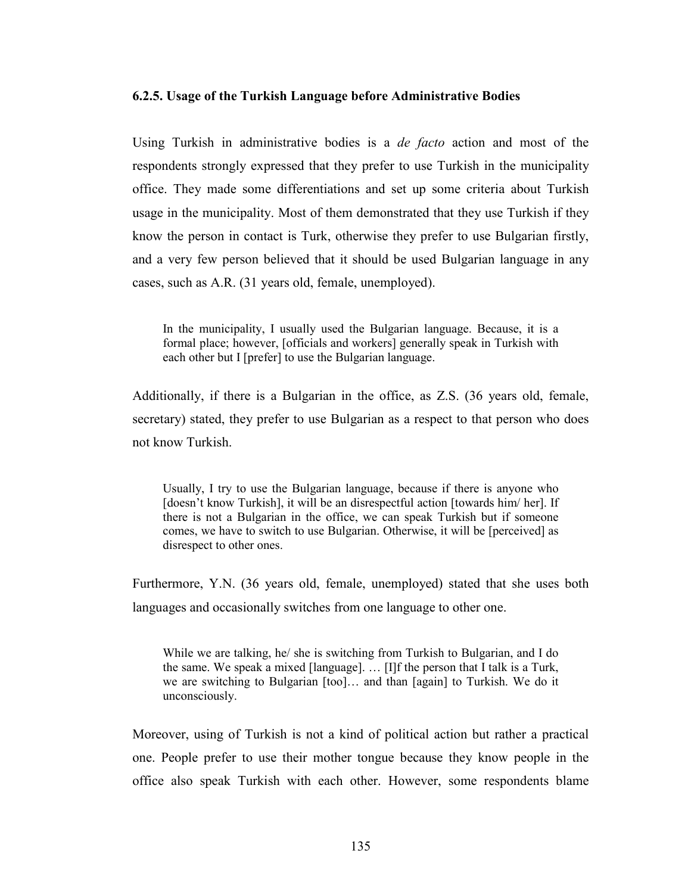### 6.2.5. Usage of the Turkish Language before Administrative Bodies

Using Turkish in administrative bodies is a *de facto* action and most of the respondents strongly expressed that they prefer to use Turkish in the municipality office. They made some differentiations and set up some criteria about Turkish usage in the municipality. Most of them demonstrated that they use Turkish if they know the person in contact is Turk, otherwise they prefer to use Bulgarian firstly, and a very few person believed that it should be used Bulgarian language in any cases, such as A.R. (31 years old, female, unemployed).

> In the municipality, I usually used the Bulgarian language. Because, it is a formal place; however, [officials and workers] generally speak in Turkish with each other but I [prefer] to use the Bulgarian language.

Additionally, if there is a Bulgarian in the office, as Z.S. (36 years old, female, secretary) stated, they prefer to use Bulgarian as a respect to that person who does not know Turkish.

> Usually, I try to use the Bulgarian language, because if there is anyone who [doesn't know Turkish], it will be an disrespectful action [towards him/ her]. If there is not a Bulgarian in the office, we can speak Turkish but if someone comes, we have to switch to use Bulgarian. Otherwise, it will be [perceived] as disrespect to other ones.

Furthermore, Y.N. (36 years old, female, unemployed) stated that she uses both languages and occasionally switches from one language to other one.

> While we are talking, he/ she is switching from Turkish to Bulgarian, and I do the same. We speak a mixed [language]. … [I]f the person that I talk is a Turk, we are switching to Bulgarian [too]… and than [again] to Turkish. We do it unconsciously.

Moreover, using of Turkish is not a kind of political action but rather a practical one. People prefer to use their mother tongue because they know people in the office also speak Turkish with each other. However, some respondents blame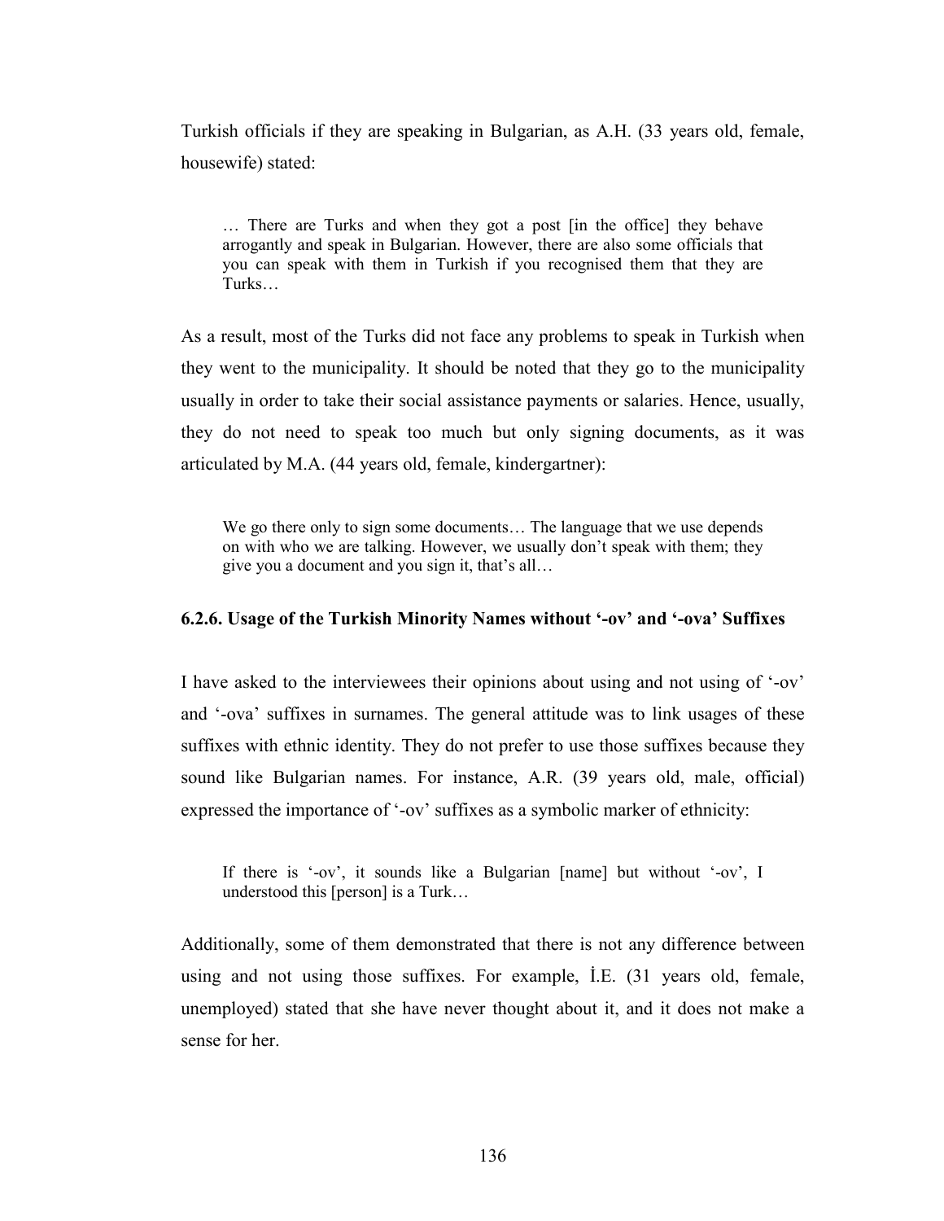Turkish officials if they are speaking in Bulgarian, as A.H. (33 years old, female, housewife) stated:

> … There are Turks and when they got a post [in the office] they behave arrogantly and speak in Bulgarian. However, there are also some officials that you can speak with them in Turkish if you recognised them that they are Turks…

As a result, most of the Turks did not face any problems to speak in Turkish when they went to the municipality. It should be noted that they go to the municipality usually in order to take their social assistance payments or salaries. Hence, usually, they do not need to speak too much but only signing documents, as it was articulated by M.A. (44 years old, female, kindergartner):

> We go there only to sign some documents… The language that we use depends on with who we are talking. However, we usually don't speak with them; they give you a document and you sign it, that's all…

### 6.2.6. Usage of the Turkish Minority Names without '-ov' and '-ova' Suffixes

I have asked to the interviewees their opinions about using and not using of '-ov' and '-ova' suffixes in surnames. The general attitude was to link usages of these suffixes with ethnic identity. They do not prefer to use those suffixes because they sound like Bulgarian names. For instance, A.R. (39 years old, male, official) expressed the importance of '-ov' suffixes as a symbolic marker of ethnicity:

> If there is '-ov', it sounds like a Bulgarian [name] but without '-ov', I understood this [person] is a Turk…

Additionally, some of them demonstrated that there is not any difference between using and not using those suffixes. For example, İ.E. (31 years old, female, unemployed) stated that she have never thought about it, and it does not make a sense for her.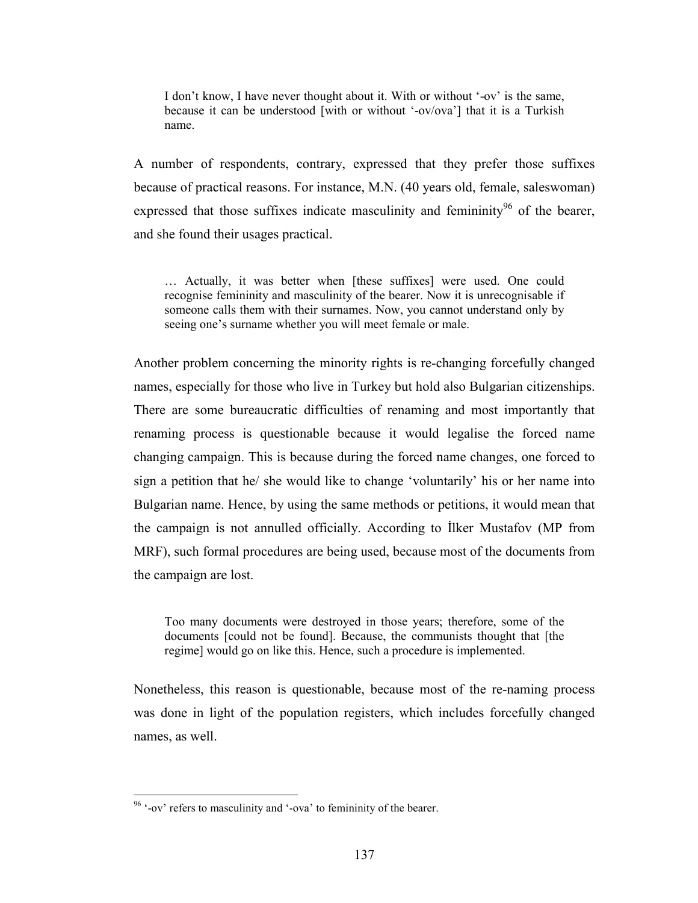> I don't know, I have never thought about it. With or without '-ov' is the same, because it can be understood [with or without '-ov/ova'] that it is a Turkish name.

A number of respondents, contrary, expressed that they prefer those suffixes because of practical reasons. For instance, M.N. (40 years old, female, saleswoman) expressed that those suffixes indicate masculinity and femininity[96] of the bearer, and she found their usages practical.

> … Actually, it was better when [these suffixes] were used. One could recognise femininity and masculinity of the bearer. Now it is unrecognisable if someone calls them with their surnames. Now, you cannot understand only by seeing one's surname whether you will meet female or male.

Another problem concerning the minority rights is re-changing forcefully changed names, especially for those who live in Turkey but hold also Bulgarian citizenships. There are some bureaucratic difficulties of renaming and most importantly that renaming process is questionable because it would legalise the forced name changing campaign. This is because during the forced name changes, one forced to sign a petition that he/ she would like to change 'voluntarily' his or her name into Bulgarian name. Hence, by using the same methods or petitions, it would mean that the campaign is not annulled officially. According to İlker Mustafov (MP from MRF), such formal procedures are being used, because most of the documents from the campaign are lost.

> Too many documents were destroyed in those years; therefore, some of the documents [could not be found]. Because, the communists thought that [the regime] would go on like this. Hence, such a procedure is implemented.

Nonetheless, this reason is questionable, because most of the re-naming process was done in light of the population registers, which includes forcefully changed names, as well.

---

[96] '-ov' refers to masculinity and '-ova' to femininity of the bearer.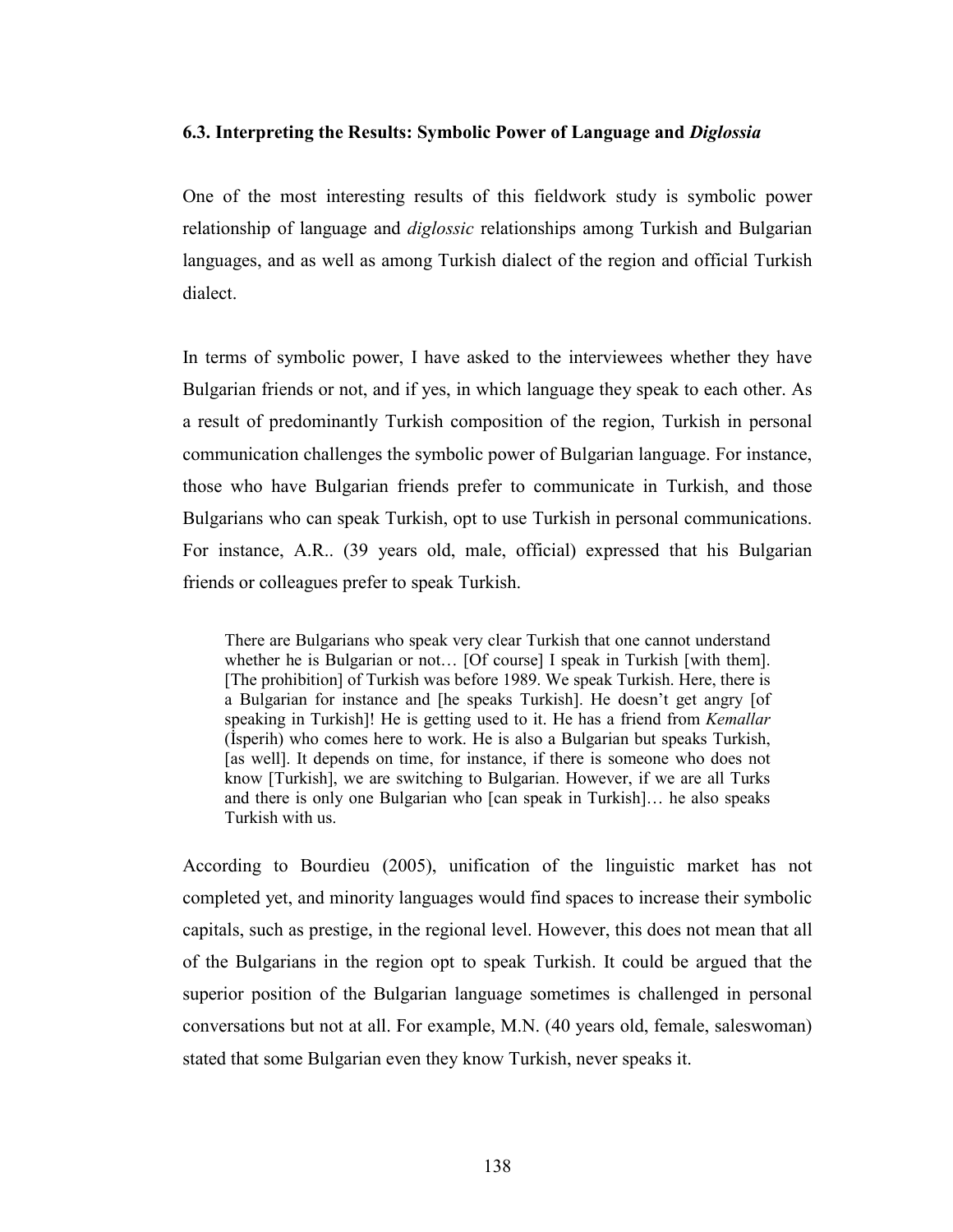### 6.3. Interpreting the Results: Symbolic Power of Language and *Diglossia*

One of the most interesting results of this fieldwork study is symbolic power relationship of language and *diglossic* relationships among Turkish and Bulgarian languages, and as well as among Turkish dialect of the region and official Turkish dialect.

In terms of symbolic power, I have asked to the interviewees whether they have Bulgarian friends or not, and if yes, in which language they speak to each other. As a result of predominantly Turkish composition of the region, Turkish in personal communication challenges the symbolic power of Bulgarian language. For instance, those who have Bulgarian friends prefer to communicate in Turkish, and those Bulgarians who can speak Turkish, opt to use Turkish in personal communications. For instance, A.R.. (39 years old, male, official) expressed that his Bulgarian friends or colleagues prefer to speak Turkish.

> There are Bulgarians who speak very clear Turkish that one cannot understand whether he is Bulgarian or not… [Of course] I speak in Turkish [with them]. [The prohibition] of Turkish was before 1989. We speak Turkish. Here, there is a Bulgarian for instance and [he speaks Turkish]. He doesn't get angry [of speaking in Turkish]! He is getting used to it. He has a friend from *Kemallar* (İsperih) who comes here to work. He is also a Bulgarian but speaks Turkish, [as well]. It depends on time, for instance, if there is someone who does not know [Turkish], we are switching to Bulgarian. However, if we are all Turks and there is only one Bulgarian who [can speak in Turkish]… he also speaks Turkish with us.

According to Bourdieu (2005), unification of the linguistic market has not completed yet, and minority languages would find spaces to increase their symbolic capitals, such as prestige, in the regional level. However, this does not mean that all of the Bulgarians in the region opt to speak Turkish. It could be argued that the superior position of the Bulgarian language sometimes is challenged in personal conversations but not at all. For example, M.N. (40 years old, female, saleswoman) stated that some Bulgarian even they know Turkish, never speaks it.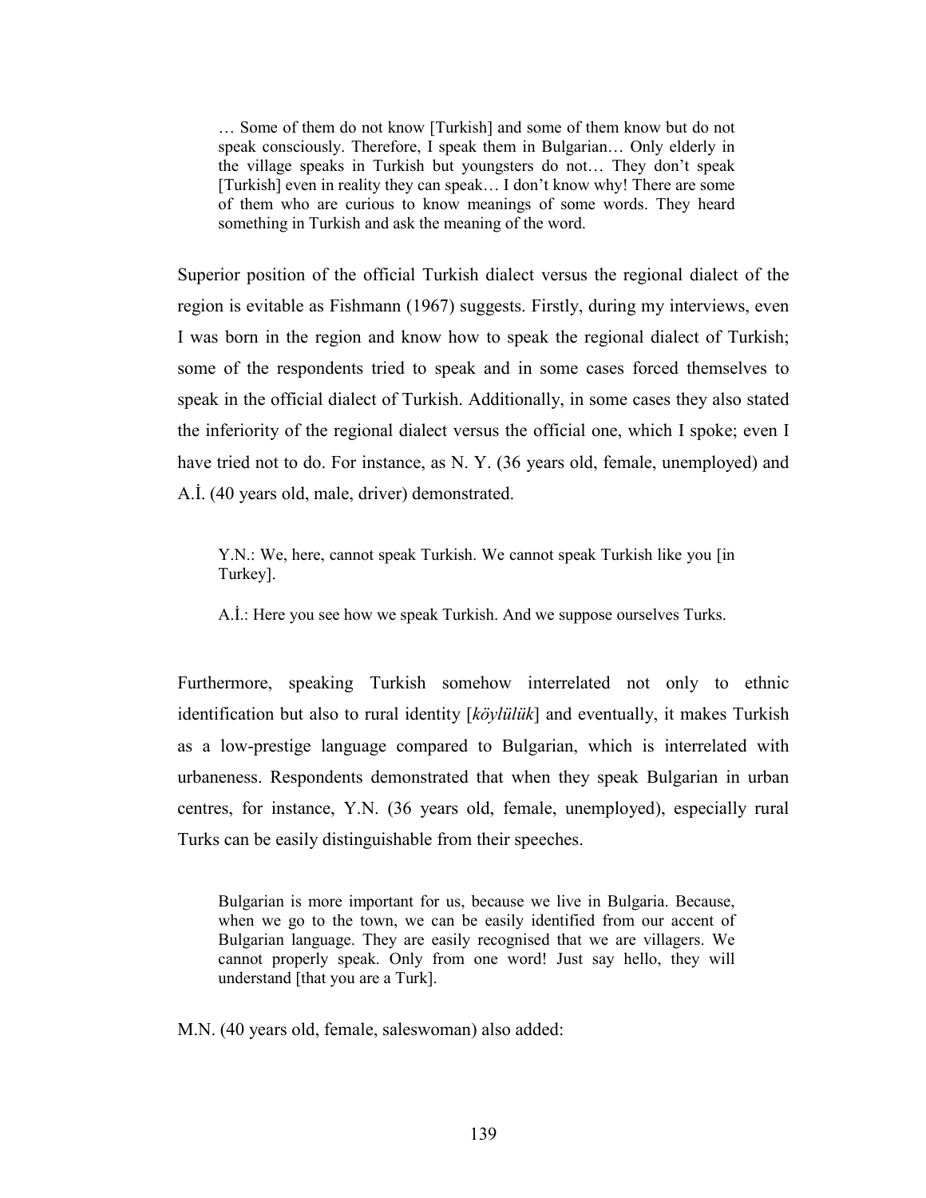> … Some of them do not know [Turkish] and some of them know but do not speak consciously. Therefore, I speak them in Bulgarian… Only elderly in the village speaks in Turkish but youngsters do not… They don't speak [Turkish] even in reality they can speak… I don't know why! There are some of them who are curious to know meanings of some words. They heard something in Turkish and ask the meaning of the word.

Superior position of the official Turkish dialect versus the regional dialect of the region is evitable as Fishmann (1967) suggests. Firstly, during my interviews, even I was born in the region and know how to speak the regional dialect of Turkish; some of the respondents tried to speak and in some cases forced themselves to speak in the official dialect of Turkish. Additionally, in some cases they also stated the inferiority of the regional dialect versus the official one, which I spoke; even I have tried not to do. For instance, as N. Y. (36 years old, female, unemployed) and A.İ. (40 years old, male, driver) demonstrated.

> Y.N.: We, here, cannot speak Turkish. We cannot speak Turkish like you [in Turkey].
>
> A.İ.: Here you see how we speak Turkish. And we suppose ourselves Turks.

Furthermore, speaking Turkish somehow interrelated not only to ethnic identification but also to rural identity [*köylülük*] and eventually, it makes Turkish as a low-prestige language compared to Bulgarian, which is interrelated with urbaneness. Respondents demonstrated that when they speak Bulgarian in urban centres, for instance, Y.N. (36 years old, female, unemployed), especially rural Turks can be easily distinguishable from their speeches.

> Bulgarian is more important for us, because we live in Bulgaria. Because, when we go to the town, we can be easily identified from our accent of Bulgarian language. They are easily recognised that we are villagers. We cannot properly speak. Only from one word! Just say hello, they will understand [that you are a Turk].

M.N. (40 years old, female, saleswoman) also added: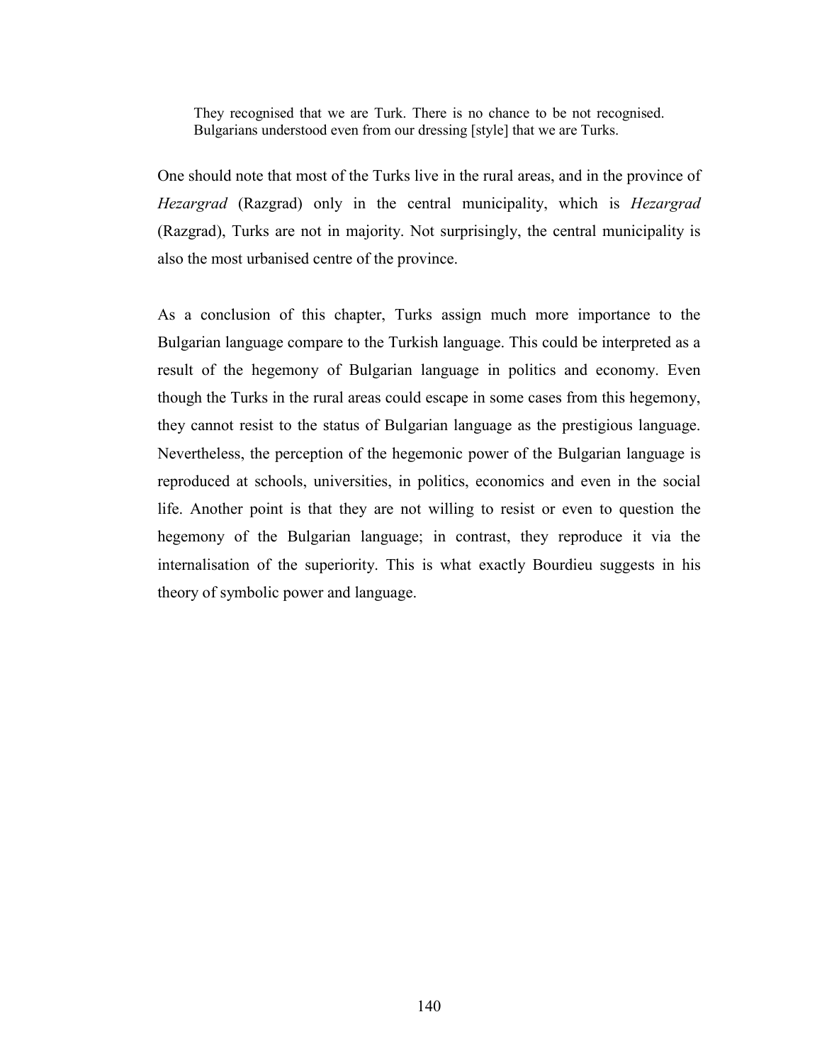> They recognised that we are Turk. There is no chance to be not recognised. Bulgarians understood even from our dressing [style] that we are Turks.

One should note that most of the Turks live in the rural areas, and in the province of *Hezargrad* (Razgrad) only in the central municipality, which is *Hezargrad* (Razgrad), Turks are not in majority. Not surprisingly, the central municipality is also the most urbanised centre of the province.

As a conclusion of this chapter, Turks assign much more importance to the Bulgarian language compare to the Turkish language. This could be interpreted as a result of the hegemony of Bulgarian language in politics and economy. Even though the Turks in the rural areas could escape in some cases from this hegemony, they cannot resist to the status of Bulgarian language as the prestigious language. Nevertheless, the perception of the hegemonic power of the Bulgarian language is reproduced at schools, universities, in politics, economics and even in the social life. Another point is that they are not willing to resist or even to question the hegemony of the Bulgarian language; in contrast, they reproduce it via the internalisation of the superiority. This is what exactly Bourdieu suggests in his theory of symbolic power and language.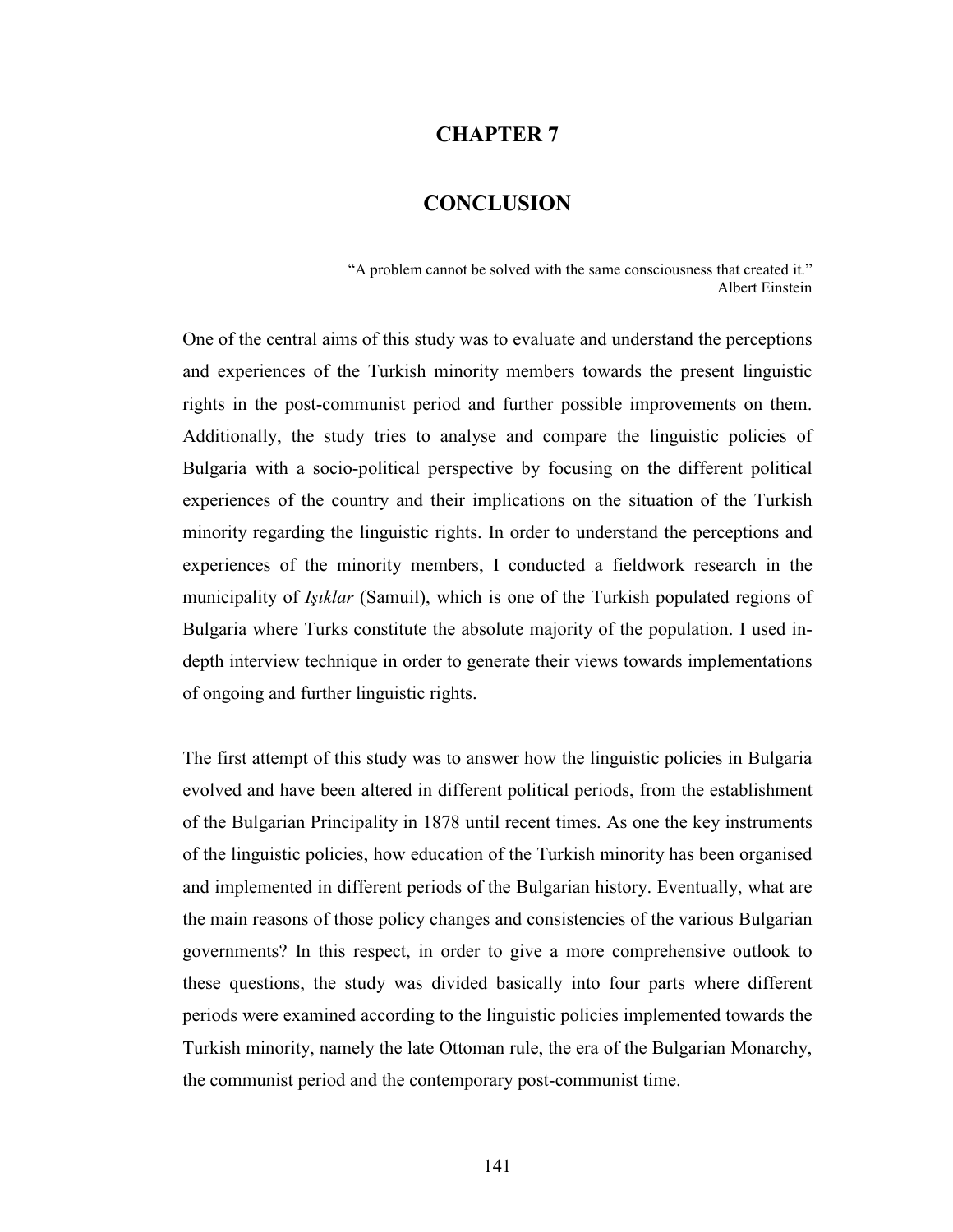# CHAPTER 7

# CONCLUSION

> "A problem cannot be solved with the same consciousness that created it."
> Albert Einstein

One of the central aims of this study was to evaluate and understand the perceptions and experiences of the Turkish minority members towards the present linguistic rights in the post-communist period and further possible improvements on them. Additionally, the study tries to analyse and compare the linguistic policies of Bulgaria with a socio-political perspective by focusing on the different political experiences of the country and their implications on the situation of the Turkish minority regarding the linguistic rights. In order to understand the perceptions and experiences of the minority members, I conducted a fieldwork research in the municipality of *Işıklar* (Samuil), which is one of the Turkish populated regions of Bulgaria where Turks constitute the absolute majority of the population. I used in-depth interview technique in order to generate their views towards implementations of ongoing and further linguistic rights.

The first attempt of this study was to answer how the linguistic policies in Bulgaria evolved and have been altered in different political periods, from the establishment of the Bulgarian Principality in 1878 until recent times. As one the key instruments of the linguistic policies, how education of the Turkish minority has been organised and implemented in different periods of the Bulgarian history. Eventually, what are the main reasons of those policy changes and consistencies of the various Bulgarian governments? In this respect, in order to give a more comprehensive outlook to these questions, the study was divided basically into four parts where different periods were examined according to the linguistic policies implemented towards the Turkish minority, namely the late Ottoman rule, the era of the Bulgarian Monarchy, the communist period and the contemporary post-communist time.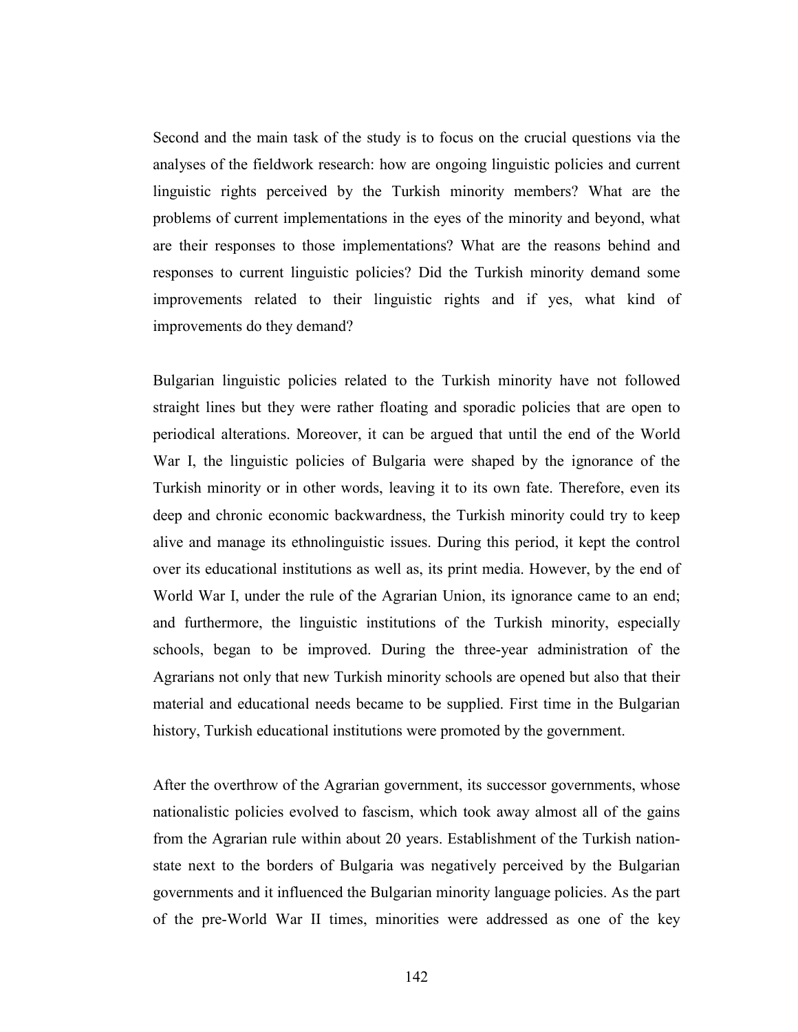Second and the main task of the study is to focus on the crucial questions via the analyses of the fieldwork research: how are ongoing linguistic policies and current linguistic rights perceived by the Turkish minority members? What are the problems of current implementations in the eyes of the minority and beyond, what are their responses to those implementations? What are the reasons behind and responses to current linguistic policies? Did the Turkish minority demand some improvements related to their linguistic rights and if yes, what kind of improvements do they demand?

Bulgarian linguistic policies related to the Turkish minority have not followed straight lines but they were rather floating and sporadic policies that are open to periodical alterations. Moreover, it can be argued that until the end of the World War I, the linguistic policies of Bulgaria were shaped by the ignorance of the Turkish minority or in other words, leaving it to its own fate. Therefore, even its deep and chronic economic backwardness, the Turkish minority could try to keep alive and manage its ethnolinguistic issues. During this period, it kept the control over its educational institutions as well as, its print media. However, by the end of World War I, under the rule of the Agrarian Union, its ignorance came to an end; and furthermore, the linguistic institutions of the Turkish minority, especially schools, began to be improved. During the three-year administration of the Agrarians not only that new Turkish minority schools are opened but also that their material and educational needs became to be supplied. First time in the Bulgarian history, Turkish educational institutions were promoted by the government.

After the overthrow of the Agrarian government, its successor governments, whose nationalistic policies evolved to fascism, which took away almost all of the gains from the Agrarian rule within about 20 years. Establishment of the Turkish nation-state next to the borders of Bulgaria was negatively perceived by the Bulgarian governments and it influenced the Bulgarian minority language policies. As the part of the pre-World War II times, minorities were addressed as one of the key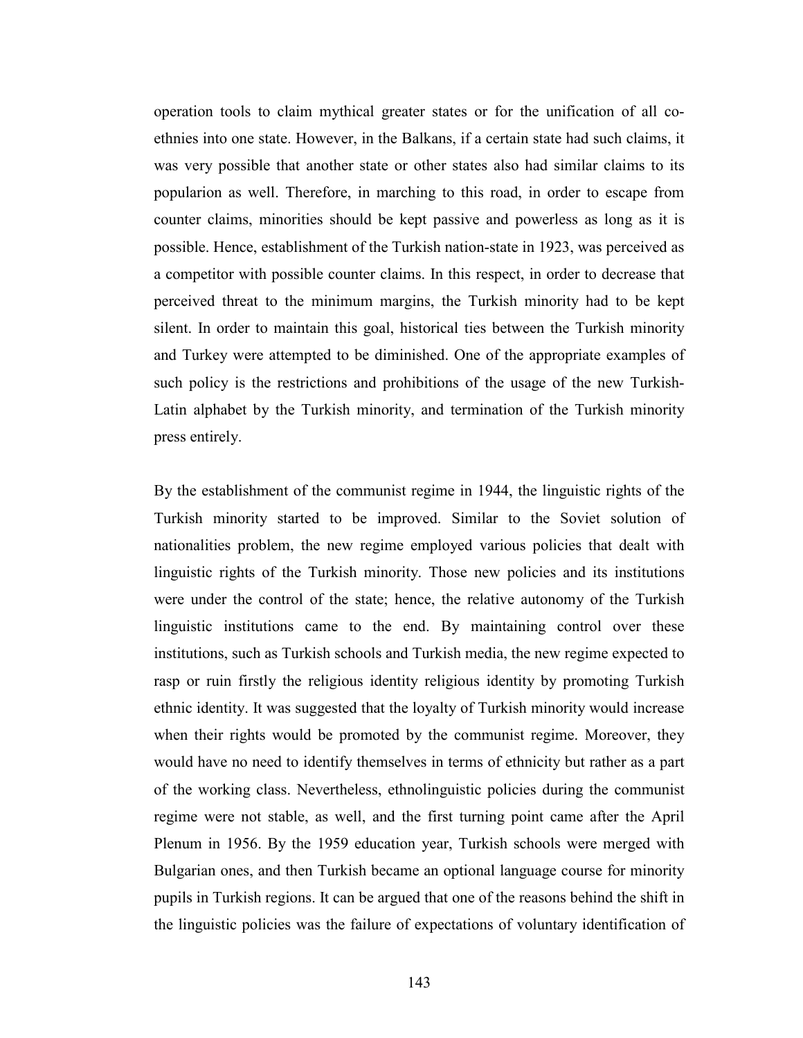operation tools to claim mythical greater states or for the unification of all co-ethnies into one state. However, in the Balkans, if a certain state had such claims, it was very possible that another state or other states also had similar claims to its popularion as well. Therefore, in marching to this road, in order to escape from counter claims, minorities should be kept passive and powerless as long as it is possible. Hence, establishment of the Turkish nation-state in 1923, was perceived as a competitor with possible counter claims. In this respect, in order to decrease that perceived threat to the minimum margins, the Turkish minority had to be kept silent. In order to maintain this goal, historical ties between the Turkish minority and Turkey were attempted to be diminished. One of the appropriate examples of such policy is the restrictions and prohibitions of the usage of the new Turkish-Latin alphabet by the Turkish minority, and termination of the Turkish minority press entirely.

By the establishment of the communist regime in 1944, the linguistic rights of the Turkish minority started to be improved. Similar to the Soviet solution of nationalities problem, the new regime employed various policies that dealt with linguistic rights of the Turkish minority. Those new policies and its institutions were under the control of the state; hence, the relative autonomy of the Turkish linguistic institutions came to the end. By maintaining control over these institutions, such as Turkish schools and Turkish media, the new regime expected to rasp or ruin firstly the religious identity religious identity by promoting Turkish ethnic identity. It was suggested that the loyalty of Turkish minority would increase when their rights would be promoted by the communist regime. Moreover, they would have no need to identify themselves in terms of ethnicity but rather as a part of the working class. Nevertheless, ethnolinguistic policies during the communist regime were not stable, as well, and the first turning point came after the April Plenum in 1956. By the 1959 education year, Turkish schools were merged with Bulgarian ones, and then Turkish became an optional language course for minority pupils in Turkish regions. It can be argued that one of the reasons behind the shift in the linguistic policies was the failure of expectations of voluntary identification of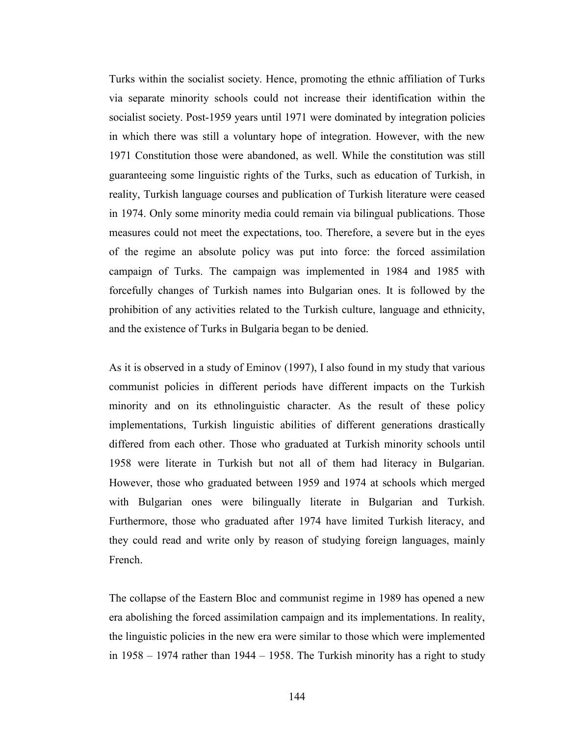Turks within the socialist society. Hence, promoting the ethnic affiliation of Turks via separate minority schools could not increase their identification within the socialist society. Post-1959 years until 1971 were dominated by integration policies in which there was still a voluntary hope of integration. However, with the new 1971 Constitution those were abandoned, as well. While the constitution was still guaranteeing some linguistic rights of the Turks, such as education of Turkish, in reality, Turkish language courses and publication of Turkish literature were ceased in 1974. Only some minority media could remain via bilingual publications. Those measures could not meet the expectations, too. Therefore, a severe but in the eyes of the regime an absolute policy was put into force: the forced assimilation campaign of Turks. The campaign was implemented in 1984 and 1985 with forcefully changes of Turkish names into Bulgarian ones. It is followed by the prohibition of any activities related to the Turkish culture, language and ethnicity, and the existence of Turks in Bulgaria began to be denied.

As it is observed in a study of Eminov (1997), I also found in my study that various communist policies in different periods have different impacts on the Turkish minority and on its ethnolinguistic character. As the result of these policy implementations, Turkish linguistic abilities of different generations drastically differed from each other. Those who graduated at Turkish minority schools until 1958 were literate in Turkish but not all of them had literacy in Bulgarian. However, those who graduated between 1959 and 1974 at schools which merged with Bulgarian ones were bilingually literate in Bulgarian and Turkish. Furthermore, those who graduated after 1974 have limited Turkish literacy, and they could read and write only by reason of studying foreign languages, mainly French.

The collapse of the Eastern Bloc and communist regime in 1989 has opened a new era abolishing the forced assimilation campaign and its implementations. In reality, the linguistic policies in the new era were similar to those which were implemented in 1958 – 1974 rather than 1944 – 1958. The Turkish minority has a right to study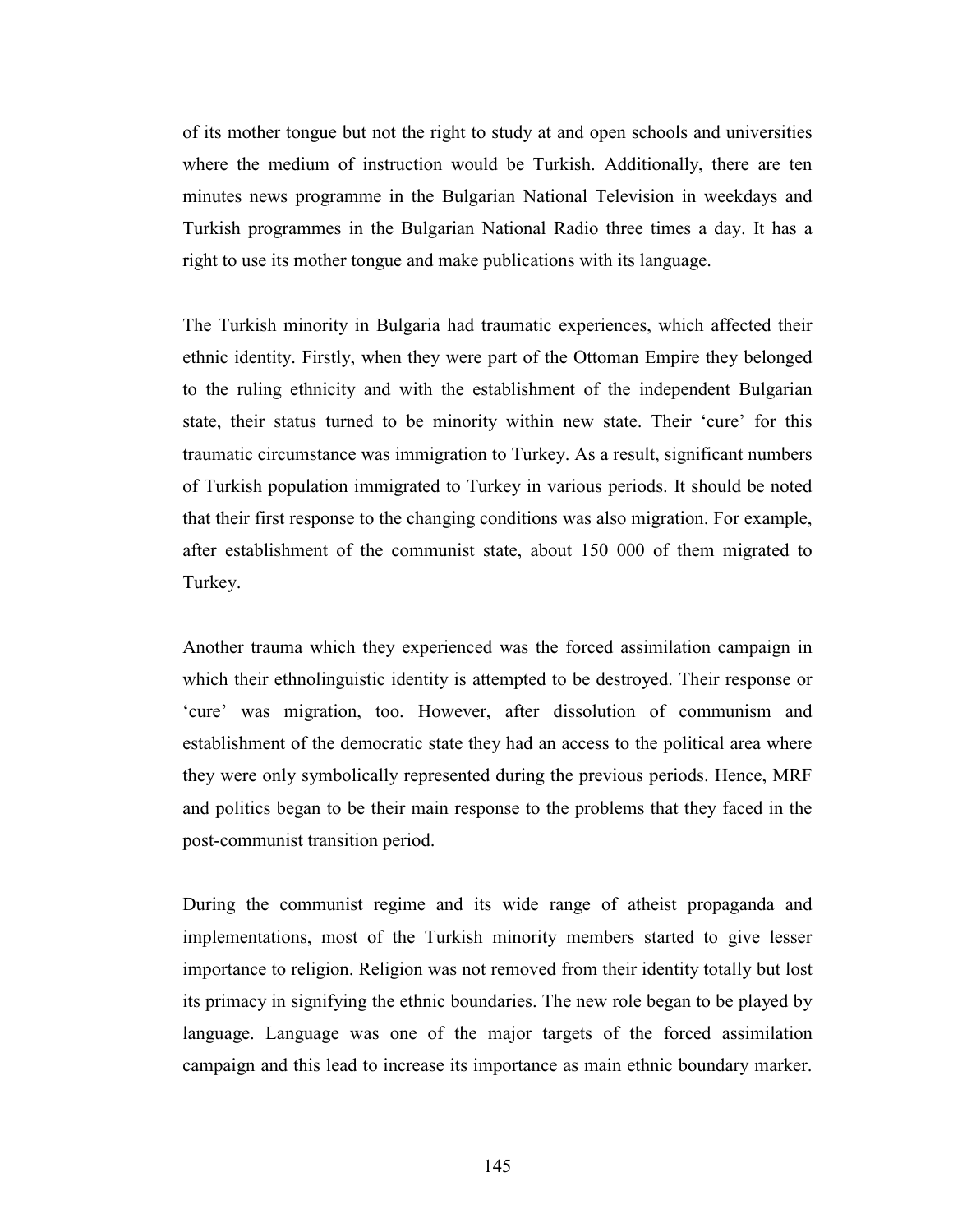of its mother tongue but not the right to study at and open schools and universities where the medium of instruction would be Turkish. Additionally, there are ten minutes news programme in the Bulgarian National Television in weekdays and Turkish programmes in the Bulgarian National Radio three times a day. It has a right to use its mother tongue and make publications with its language.

The Turkish minority in Bulgaria had traumatic experiences, which affected their ethnic identity. Firstly, when they were part of the Ottoman Empire they belonged to the ruling ethnicity and with the establishment of the independent Bulgarian state, their status turned to be minority within new state. Their 'cure' for this traumatic circumstance was immigration to Turkey. As a result, significant numbers of Turkish population immigrated to Turkey in various periods. It should be noted that their first response to the changing conditions was also migration. For example, after establishment of the communist state, about 150 000 of them migrated to Turkey.

Another trauma which they experienced was the forced assimilation campaign in which their ethnolinguistic identity is attempted to be destroyed. Their response or 'cure' was migration, too. However, after dissolution of communism and establishment of the democratic state they had an access to the political area where they were only symbolically represented during the previous periods. Hence, MRF and politics began to be their main response to the problems that they faced in the post-communist transition period.

During the communist regime and its wide range of atheist propaganda and implementations, most of the Turkish minority members started to give lesser importance to religion. Religion was not removed from their identity totally but lost its primacy in signifying the ethnic boundaries. The new role began to be played by language. Language was one of the major targets of the forced assimilation campaign and this lead to increase its importance as main ethnic boundary marker.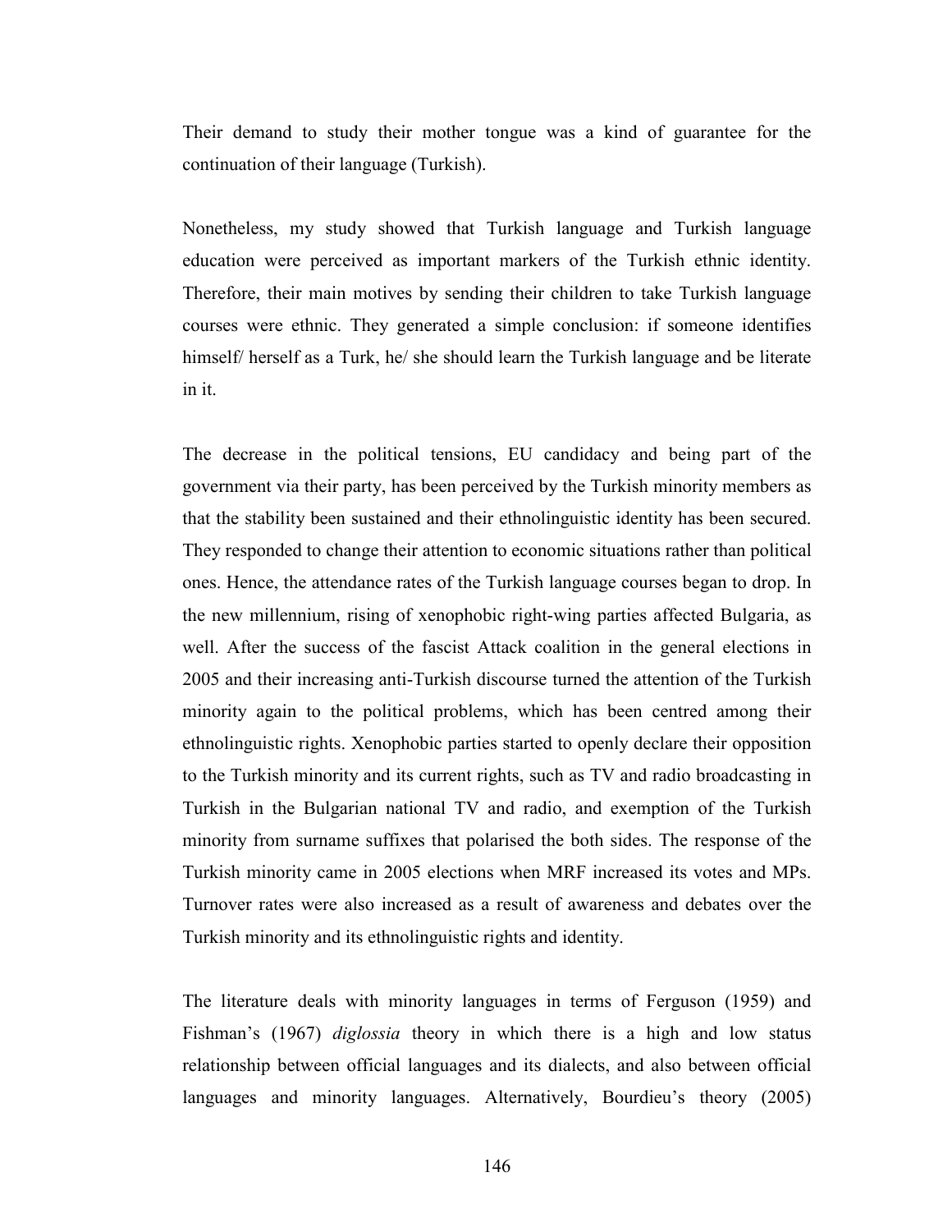Their demand to study their mother tongue was a kind of guarantee for the continuation of their language (Turkish).

Nonetheless, my study showed that Turkish language and Turkish language education were perceived as important markers of the Turkish ethnic identity. Therefore, their main motives by sending their children to take Turkish language courses were ethnic. They generated a simple conclusion: if someone identifies himself/ herself as a Turk, he/ she should learn the Turkish language and be literate in it.

The decrease in the political tensions, EU candidacy and being part of the government via their party, has been perceived by the Turkish minority members as that the stability been sustained and their ethnolinguistic identity has been secured. They responded to change their attention to economic situations rather than political ones. Hence, the attendance rates of the Turkish language courses began to drop. In the new millennium, rising of xenophobic right-wing parties affected Bulgaria, as well. After the success of the fascist Attack coalition in the general elections in 2005 and their increasing anti-Turkish discourse turned the attention of the Turkish minority again to the political problems, which has been centred among their ethnolinguistic rights. Xenophobic parties started to openly declare their opposition to the Turkish minority and its current rights, such as TV and radio broadcasting in Turkish in the Bulgarian national TV and radio, and exemption of the Turkish minority from surname suffixes that polarised the both sides. The response of the Turkish minority came in 2005 elections when MRF increased its votes and MPs. Turnover rates were also increased as a result of awareness and debates over the Turkish minority and its ethnolinguistic rights and identity.

The literature deals with minority languages in terms of Ferguson (1959) and Fishman's (1967) *diglossia* theory in which there is a high and low status relationship between official languages and its dialects, and also between official languages and minority languages. Alternatively, Bourdieu's theory (2005)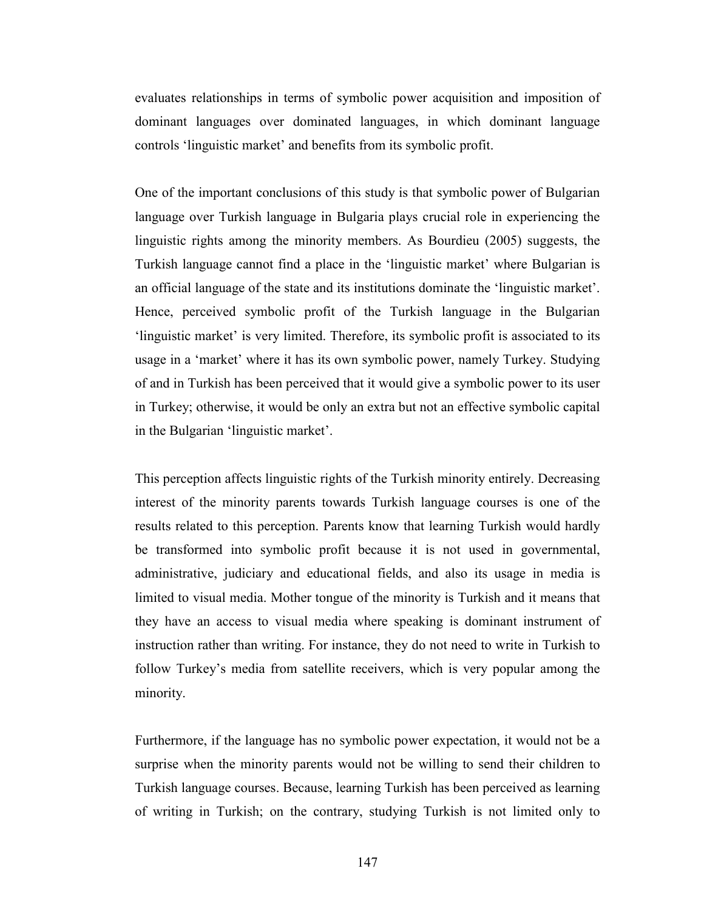evaluates relationships in terms of symbolic power acquisition and imposition of dominant languages over dominated languages, in which dominant language controls 'linguistic market' and benefits from its symbolic profit.

One of the important conclusions of this study is that symbolic power of Bulgarian language over Turkish language in Bulgaria plays crucial role in experiencing the linguistic rights among the minority members. As Bourdieu (2005) suggests, the Turkish language cannot find a place in the 'linguistic market' where Bulgarian is an official language of the state and its institutions dominate the 'linguistic market'. Hence, perceived symbolic profit of the Turkish language in the Bulgarian 'linguistic market' is very limited. Therefore, its symbolic profit is associated to its usage in a 'market' where it has its own symbolic power, namely Turkey. Studying of and in Turkish has been perceived that it would give a symbolic power to its user in Turkey; otherwise, it would be only an extra but not an effective symbolic capital in the Bulgarian 'linguistic market'.

This perception affects linguistic rights of the Turkish minority entirely. Decreasing interest of the minority parents towards Turkish language courses is one of the results related to this perception. Parents know that learning Turkish would hardly be transformed into symbolic profit because it is not used in governmental, administrative, judiciary and educational fields, and also its usage in media is limited to visual media. Mother tongue of the minority is Turkish and it means that they have an access to visual media where speaking is dominant instrument of instruction rather than writing. For instance, they do not need to write in Turkish to follow Turkey's media from satellite receivers, which is very popular among the minority.

Furthermore, if the language has no symbolic power expectation, it would not be a surprise when the minority parents would not be willing to send their children to Turkish language courses. Because, learning Turkish has been perceived as learning of writing in Turkish; on the contrary, studying Turkish is not limited only to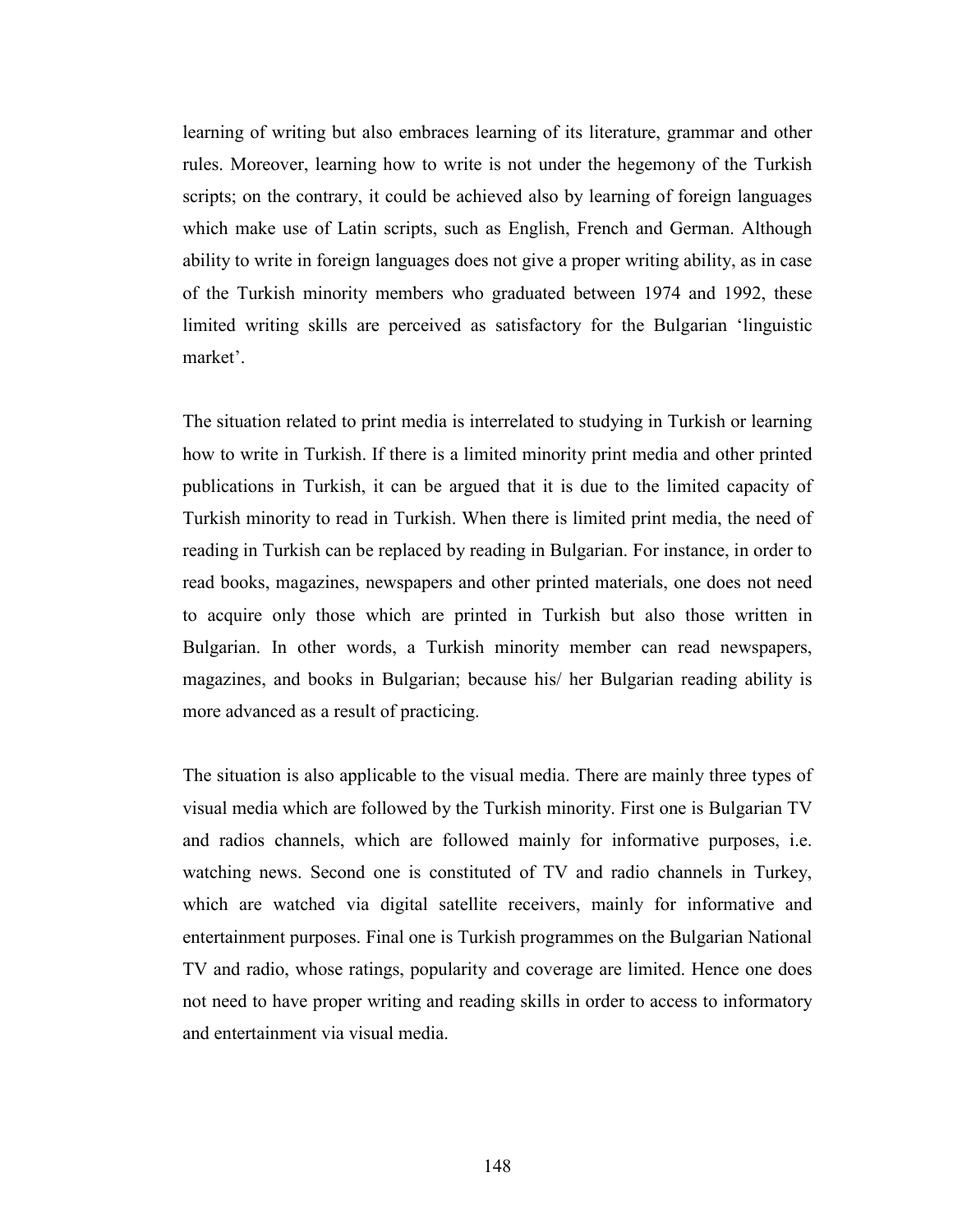learning of writing but also embraces learning of its literature, grammar and other rules. Moreover, learning how to write is not under the hegemony of the Turkish scripts; on the contrary, it could be achieved also by learning of foreign languages which make use of Latin scripts, such as English, French and German. Although ability to write in foreign languages does not give a proper writing ability, as in case of the Turkish minority members who graduated between 1974 and 1992, these limited writing skills are perceived as satisfactory for the Bulgarian 'linguistic market'.

The situation related to print media is interrelated to studying in Turkish or learning how to write in Turkish. If there is a limited minority print media and other printed publications in Turkish, it can be argued that it is due to the limited capacity of Turkish minority to read in Turkish. When there is limited print media, the need of reading in Turkish can be replaced by reading in Bulgarian. For instance, in order to read books, magazines, newspapers and other printed materials, one does not need to acquire only those which are printed in Turkish but also those written in Bulgarian. In other words, a Turkish minority member can read newspapers, magazines, and books in Bulgarian; because his/ her Bulgarian reading ability is more advanced as a result of practicing.

The situation is also applicable to the visual media. There are mainly three types of visual media which are followed by the Turkish minority. First one is Bulgarian TV and radios channels, which are followed mainly for informative purposes, i.e. watching news. Second one is constituted of TV and radio channels in Turkey, which are watched via digital satellite receivers, mainly for informative and entertainment purposes. Final one is Turkish programmes on the Bulgarian National TV and radio, whose ratings, popularity and coverage are limited. Hence one does not need to have proper writing and reading skills in order to access to informatory and entertainment via visual media.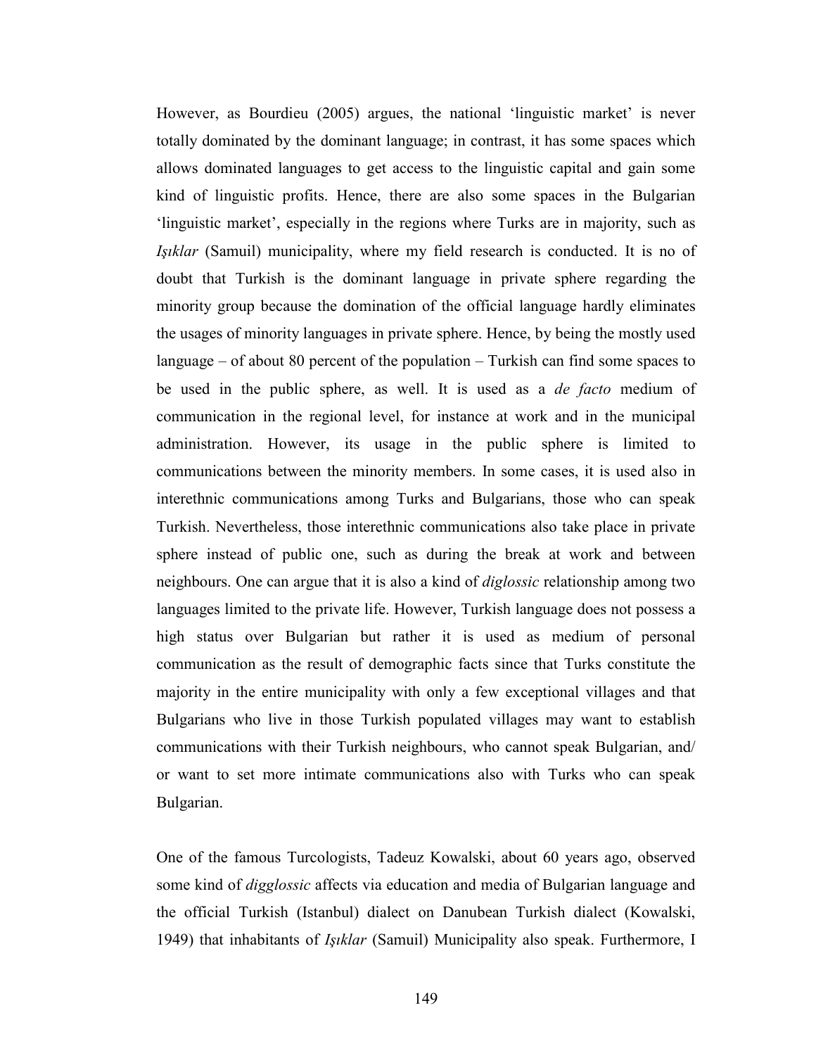However, as Bourdieu (2005) argues, the national ‘linguistic market’ is never totally dominated by the dominant language; in contrast, it has some spaces which allows dominated languages to get access to the linguistic capital and gain some kind of linguistic profits. Hence, there are also some spaces in the Bulgarian ‘linguistic market’, especially in the regions where Turks are in majority, such as *Işıklar* (Samuil) municipality, where my field research is conducted. It is no of doubt that Turkish is the dominant language in private sphere regarding the minority group because the domination of the official language hardly eliminates the usages of minority languages in private sphere. Hence, by being the mostly used language – of about 80 percent of the population – Turkish can find some spaces to be used in the public sphere, as well. It is used as a *de facto* medium of communication in the regional level, for instance at work and in the municipal administration. However, its usage in the public sphere is limited to communications between the minority members. In some cases, it is used also in interethnic communications among Turks and Bulgarians, those who can speak Turkish. Nevertheless, those interethnic communications also take place in private sphere instead of public one, such as during the break at work and between neighbours. One can argue that it is also a kind of *diglossic* relationship among two languages limited to the private life. However, Turkish language does not possess a high status over Bulgarian but rather it is used as medium of personal communication as the result of demographic facts since that Turks constitute the majority in the entire municipality with only a few exceptional villages and that Bulgarians who live in those Turkish populated villages may want to establish communications with their Turkish neighbours, who cannot speak Bulgarian, and/ or want to set more intimate communications also with Turks who can speak Bulgarian.

One of the famous Turcologists, Tadeuz Kowalski, about 60 years ago, observed some kind of *digglossic* affects via education and media of Bulgarian language and the official Turkish (Istanbul) dialect on Danubean Turkish dialect (Kowalski, 1949) that inhabitants of *Işıklar* (Samuil) Municipality also speak. Furthermore, I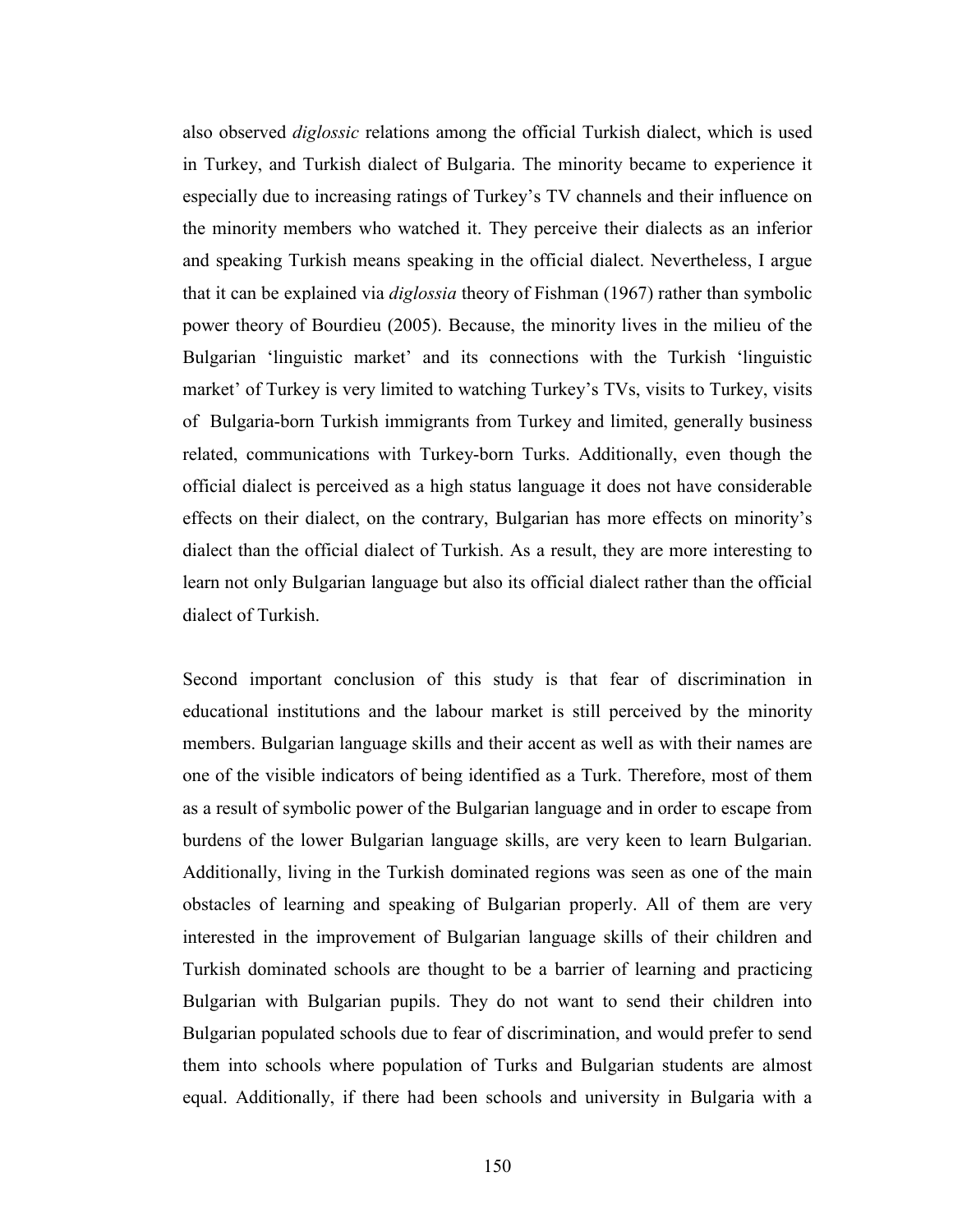also observed *diglossic* relations among the official Turkish dialect, which is used in Turkey, and Turkish dialect of Bulgaria. The minority became to experience it especially due to increasing ratings of Turkey's TV channels and their influence on the minority members who watched it. They perceive their dialects as an inferior and speaking Turkish means speaking in the official dialect. Nevertheless, I argue that it can be explained via *diglossia* theory of Fishman (1967) rather than symbolic power theory of Bourdieu (2005). Because, the minority lives in the milieu of the Bulgarian 'linguistic market' and its connections with the Turkish 'linguistic market' of Turkey is very limited to watching Turkey's TVs, visits to Turkey, visits of Bulgaria-born Turkish immigrants from Turkey and limited, generally business related, communications with Turkey-born Turks. Additionally, even though the official dialect is perceived as a high status language it does not have considerable effects on their dialect, on the contrary, Bulgarian has more effects on minority's dialect than the official dialect of Turkish. As a result, they are more interesting to learn not only Bulgarian language but also its official dialect rather than the official dialect of Turkish.

Second important conclusion of this study is that fear of discrimination in educational institutions and the labour market is still perceived by the minority members. Bulgarian language skills and their accent as well as with their names are one of the visible indicators of being identified as a Turk. Therefore, most of them as a result of symbolic power of the Bulgarian language and in order to escape from burdens of the lower Bulgarian language skills, are very keen to learn Bulgarian. Additionally, living in the Turkish dominated regions was seen as one of the main obstacles of learning and speaking of Bulgarian properly. All of them are very interested in the improvement of Bulgarian language skills of their children and Turkish dominated schools are thought to be a barrier of learning and practicing Bulgarian with Bulgarian pupils. They do not want to send their children into Bulgarian populated schools due to fear of discrimination, and would prefer to send them into schools where population of Turks and Bulgarian students are almost equal. Additionally, if there had been schools and university in Bulgaria with a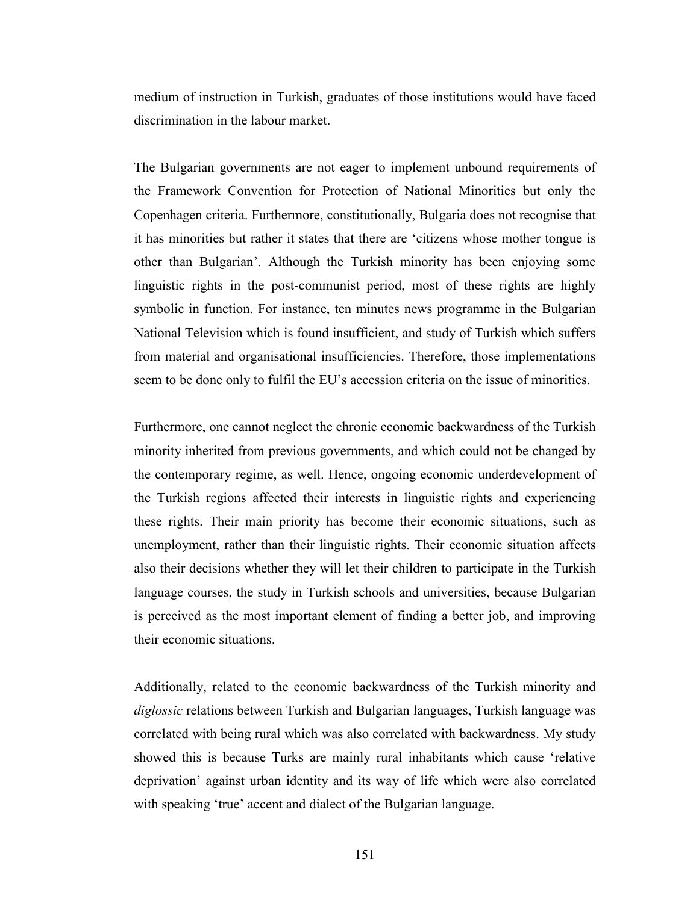medium of instruction in Turkish, graduates of those institutions would have faced discrimination in the labour market.

The Bulgarian governments are not eager to implement unbound requirements of the Framework Convention for Protection of National Minorities but only the Copenhagen criteria. Furthermore, constitutionally, Bulgaria does not recognise that it has minorities but rather it states that there are 'citizens whose mother tongue is other than Bulgarian'. Although the Turkish minority has been enjoying some linguistic rights in the post-communist period, most of these rights are highly symbolic in function. For instance, ten minutes news programme in the Bulgarian National Television which is found insufficient, and study of Turkish which suffers from material and organisational insufficiencies. Therefore, those implementations seem to be done only to fulfil the EU's accession criteria on the issue of minorities.

Furthermore, one cannot neglect the chronic economic backwardness of the Turkish minority inherited from previous governments, and which could not be changed by the contemporary regime, as well. Hence, ongoing economic underdevelopment of the Turkish regions affected their interests in linguistic rights and experiencing these rights. Their main priority has become their economic situations, such as unemployment, rather than their linguistic rights. Their economic situation affects also their decisions whether they will let their children to participate in the Turkish language courses, the study in Turkish schools and universities, because Bulgarian is perceived as the most important element of finding a better job, and improving their economic situations.

Additionally, related to the economic backwardness of the Turkish minority and *diglossic* relations between Turkish and Bulgarian languages, Turkish language was correlated with being rural which was also correlated with backwardness. My study showed this is because Turks are mainly rural inhabitants which cause 'relative deprivation' against urban identity and its way of life which were also correlated with speaking 'true' accent and dialect of the Bulgarian language.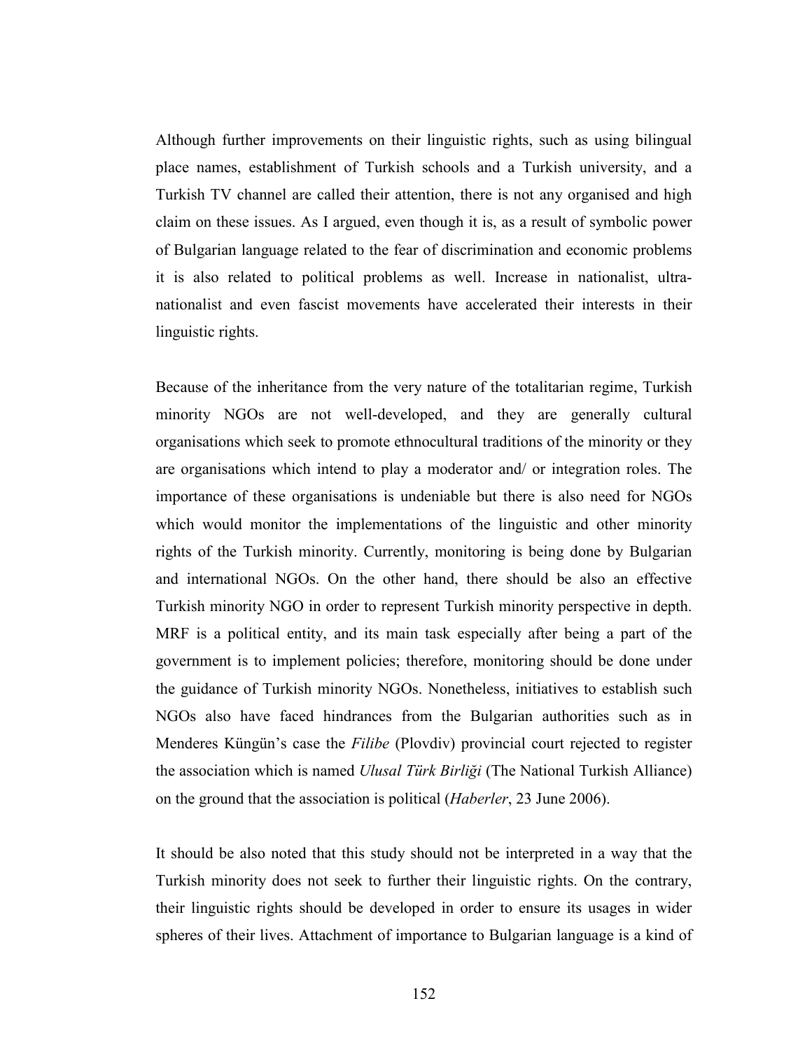Although further improvements on their linguistic rights, such as using bilingual place names, establishment of Turkish schools and a Turkish university, and a Turkish TV channel are called their attention, there is not any organised and high claim on these issues. As I argued, even though it is, as a result of symbolic power of Bulgarian language related to the fear of discrimination and economic problems it is also related to political problems as well. Increase in nationalist, ultra-nationalist and even fascist movements have accelerated their interests in their linguistic rights.

Because of the inheritance from the very nature of the totalitarian regime, Turkish minority NGOs are not well-developed, and they are generally cultural organisations which seek to promote ethnocultural traditions of the minority or they are organisations which intend to play a moderator and/ or integration roles. The importance of these organisations is undeniable but there is also need for NGOs which would monitor the implementations of the linguistic and other minority rights of the Turkish minority. Currently, monitoring is being done by Bulgarian and international NGOs. On the other hand, there should be also an effective Turkish minority NGO in order to represent Turkish minority perspective in depth. MRF is a political entity, and its main task especially after being a part of the government is to implement policies; therefore, monitoring should be done under the guidance of Turkish minority NGOs. Nonetheless, initiatives to establish such NGOs also have faced hindrances from the Bulgarian authorities such as in Menderes Küngün's case the *Filibe* (Plovdiv) provincial court rejected to register the association which is named *Ulusal Türk Birliği* (The National Turkish Alliance) on the ground that the association is political (*Haberler*, 23 June 2006).

It should be also noted that this study should not be interpreted in a way that the Turkish minority does not seek to further their linguistic rights. On the contrary, their linguistic rights should be developed in order to ensure its usages in wider spheres of their lives. Attachment of importance to Bulgarian language is a kind of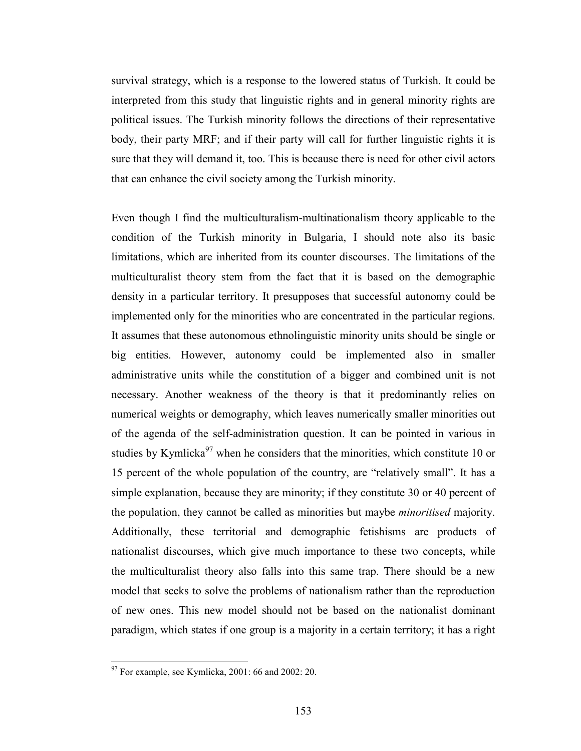survival strategy, which is a response to the lowered status of Turkish. It could be interpreted from this study that linguistic rights and in general minority rights are political issues. The Turkish minority follows the directions of their representative body, their party MRF; and if their party will call for further linguistic rights it is sure that they will demand it, too. This is because there is need for other civil actors that can enhance the civil society among the Turkish minority.

Even though I find the multiculturalism-multinationalism theory applicable to the condition of the Turkish minority in Bulgaria, I should note also its basic limitations, which are inherited from its counter discourses. The limitations of the multiculturalist theory stem from the fact that it is based on the demographic density in a particular territory. It presupposes that successful autonomy could be implemented only for the minorities who are concentrated in the particular regions. It assumes that these autonomous ethnolinguistic minority units should be single or big entities. However, autonomy could be implemented also in smaller administrative units while the constitution of a bigger and combined unit is not necessary. Another weakness of the theory is that it predominantly relies on numerical weights or demography, which leaves numerically smaller minorities out of the agenda of the self-administration question. It can be pointed in various in studies by Kymlicka[97] when he considers that the minorities, which constitute 10 or 15 percent of the whole population of the country, are "relatively small". It has a simple explanation, because they are minority; if they constitute 30 or 40 percent of the population, they cannot be called as minorities but maybe *minoritised* majority. Additionally, these territorial and demographic fetishisms are products of nationalist discourses, which give much importance to these two concepts, while the multiculturalist theory also falls into this same trap. There should be a new model that seeks to solve the problems of nationalism rather than the reproduction of new ones. This new model should not be based on the nationalist dominant paradigm, which states if one group is a majority in a certain territory; it has a right

[97] For example, see Kymlicka, 2001: 66 and 2002: 20.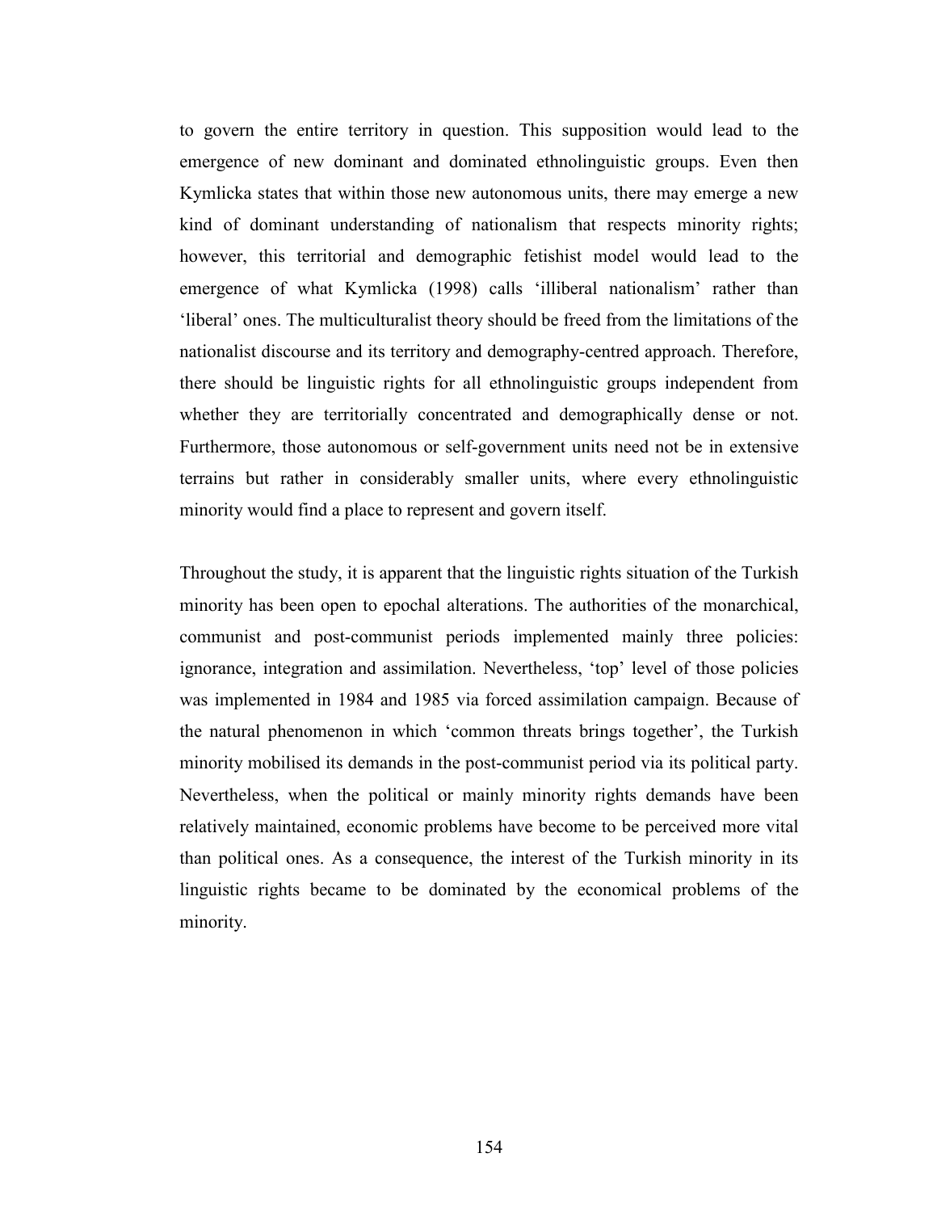to govern the entire territory in question. This supposition would lead to the emergence of new dominant and dominated ethnolinguistic groups. Even then Kymlicka states that within those new autonomous units, there may emerge a new kind of dominant understanding of nationalism that respects minority rights; however, this territorial and demographic fetishist model would lead to the emergence of what Kymlicka (1998) calls 'illiberal nationalism' rather than 'liberal' ones. The multiculturalist theory should be freed from the limitations of the nationalist discourse and its territory and demography-centred approach. Therefore, there should be linguistic rights for all ethnolinguistic groups independent from whether they are territorially concentrated and demographically dense or not. Furthermore, those autonomous or self-government units need not be in extensive terrains but rather in considerably smaller units, where every ethnolinguistic minority would find a place to represent and govern itself.

Throughout the study, it is apparent that the linguistic rights situation of the Turkish minority has been open to epochal alterations. The authorities of the monarchical, communist and post-communist periods implemented mainly three policies: ignorance, integration and assimilation. Nevertheless, 'top' level of those policies was implemented in 1984 and 1985 via forced assimilation campaign. Because of the natural phenomenon in which 'common threats brings together', the Turkish minority mobilised its demands in the post-communist period via its political party. Nevertheless, when the political or mainly minority rights demands have been relatively maintained, economic problems have become to be perceived more vital than political ones. As a consequence, the interest of the Turkish minority in its linguistic rights became to be dominated by the economical problems of the minority.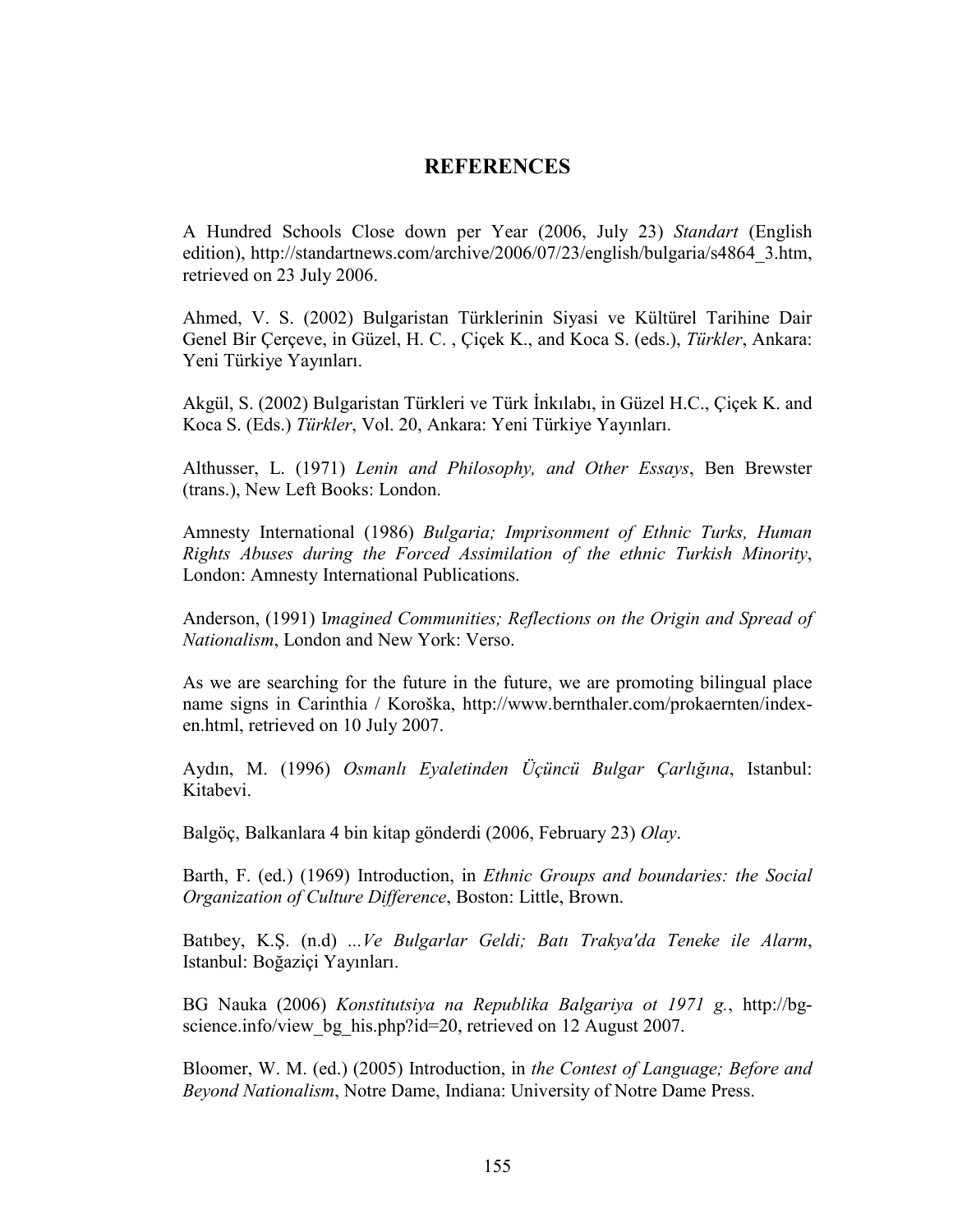# REFERENCES

A Hundred Schools Close down per Year (2006, July 23) *Standart* (English edition), http://standartnews.com/archive/2006/07/23/english/bulgaria/s4864_3.htm, retrieved on 23 July 2006.

Ahmed, V. S. (2002) Bulgaristan Türklerinin Siyasi ve Kültürel Tarihine Dair Genel Bir Çerçeve, in Güzel, H. C. , Çiçek K., and Koca S. (eds.), *Türkler*, Ankara: Yeni Türkiye Yayınları.

Akgül, S. (2002) Bulgaristan Türkleri ve Türk İnkılabı, in Güzel H.C., Çiçek K. and Koca S. (Eds.) *Türkler*, Vol. 20, Ankara: Yeni Türkiye Yayınları.

Althusser, L. (1971) *Lenin and Philosophy, and Other Essays*, Ben Brewster (trans.), New Left Books: London.

Amnesty International (1986) *Bulgaria; Imprisonment of Ethnic Turks, Human Rights Abuses during the Forced Assimilation of the ethnic Turkish Minority*, London: Amnesty International Publications.

Anderson, (1991) I*magined Communities; Reflections on the Origin and Spread of Nationalism*, London and New York: Verso.

As we are searching for the future in the future, we are promoting bilingual place name signs in Carinthia / Koroška, http://www.bernthaler.com/prokaernten/index-en.html, retrieved on 10 July 2007.

Aydın, M. (1996) *Osmanlı Eyaletinden Üçüncü Bulgar Çarlığına*, Istanbul: Kitabevi.

Balgöç, Balkanlara 4 bin kitap gönderdi (2006, February 23) *Olay*.

Barth, F. (ed.) (1969) Introduction, in *Ethnic Groups and boundaries: the Social Organization of Culture Difference*, Boston: Little, Brown.

Batıbey, K.Ş. (n.d) *...Ve Bulgarlar Geldi; Batı Trakya'da Teneke ile Alarm*, Istanbul: Boğaziçi Yayınları.

BG Nauka (2006) *Konstitutsiya na Republika Balgariya ot 1971 g.*, http://bg-science.info/view_bg_his.php?id=20, retrieved on 12 August 2007.

Bloomer, W. M. (ed.) (2005) Introduction, in *the Contest of Language; Before and Beyond Nationalism*, Notre Dame, Indiana: University of Notre Dame Press.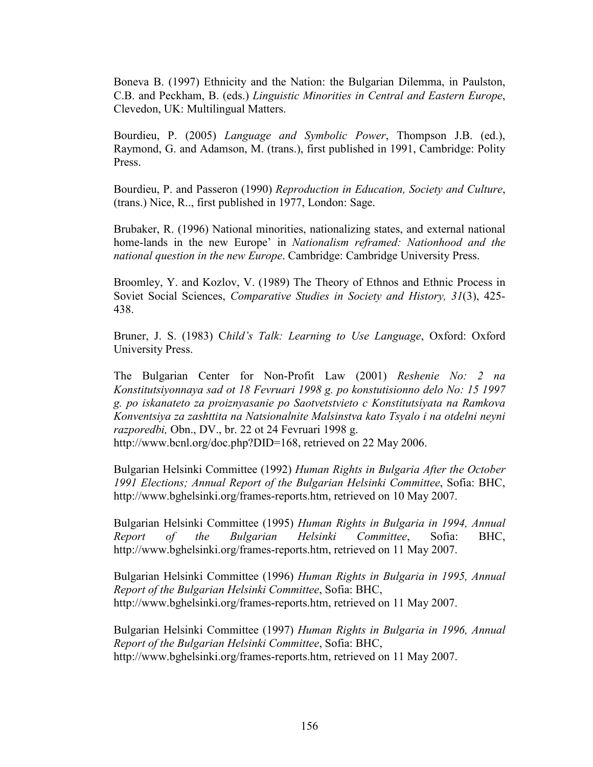Boneva B. (1997) Ethnicity and the Nation: the Bulgarian Dilemma, in Paulston, C.B. and Peckham, B. (eds.) *Linguistic Minorities in Central and Eastern Europe*, Clevedon, UK: Multilingual Matters.

Bourdieu, P. (2005) *Language and Symbolic Power*, Thompson J.B. (ed.), Raymond, G. and Adamson, M. (trans.), first published in 1991, Cambridge: Polity Press.

Bourdieu, P. and Passeron (1990) *Reproduction in Education, Society and Culture*, (trans.) Nice, R.., first published in 1977, London: Sage.

Brubaker, R. (1996) National minorities, nationalizing states, and external national home-lands in the new Europe' in *Nationalism reframed: Nationhood and the national question in the new Europe*. Cambridge: Cambridge University Press.

Broomley, Y. and Kozlov, V. (1989) The Theory of Ethnos and Ethnic Process in Soviet Social Sciences, *Comparative Studies in Society and History, 31*(3), 425-438.

Bruner, J. S. (1983) C*hild's Talk: Learning to Use Language*, Oxford: Oxford University Press.

The Bulgarian Center for Non-Profit Law (2001) *Reshenie No: 2 na Konstitutsiyonnaya sad ot 18 Fevruari 1998 g. po konstutisionno delo No: 15 1997 g. po iskanateto za proiznyasanie po Saotvetstvieto c Konstitutsiyata na Ramkova Konventsiya za zashttita na Natsionalnite Malsinstva kato Tsyalo i na otdelni neyni razporedbi,* Obn., DV., br. 22 ot 24 Fevruari 1998 g. http://www.bcnl.org/doc.php?DID=168, retrieved on 22 May 2006.

Bulgarian Helsinki Committee (1992) *Human Rights in Bulgaria After the October 1991 Elections; Annual Report of the Bulgarian Helsinki Committee*, Sofia: BHC, http://www.bghelsinki.org/frames-reports.htm, retrieved on 10 May 2007.

Bulgarian Helsinki Committee (1995) *Human Rights in Bulgaria in 1994, Annual Report of the Bulgarian Helsinki Committee*, Sofia: BHC, http://www.bghelsinki.org/frames-reports.htm, retrieved on 11 May 2007.

Bulgarian Helsinki Committee (1996) *Human Rights in Bulgaria in 1995, Annual Report of the Bulgarian Helsinki Committee*, Sofia: BHC, http://www.bghelsinki.org/frames-reports.htm, retrieved on 11 May 2007.

Bulgarian Helsinki Committee (1997) *Human Rights in Bulgaria in 1996, Annual Report of the Bulgarian Helsinki Committee*, Sofia: BHC, http://www.bghelsinki.org/frames-reports.htm, retrieved on 11 May 2007.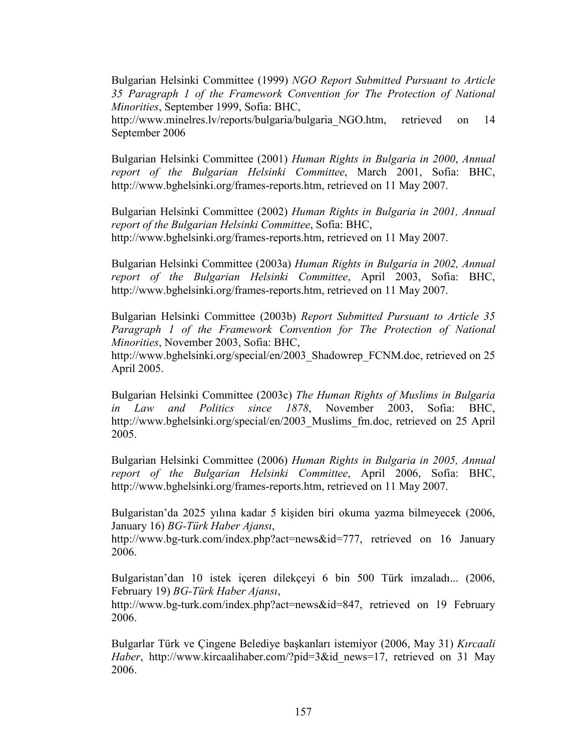Bulgarian Helsinki Committee (1999) *NGO Report Submitted Pursuant to Article 35 Paragraph 1 of the Framework Convention for The Protection of National Minorities*, September 1999, Sofia: BHC, http://www.minelres.lv/reports/bulgaria/bulgaria_NGO.htm, retrieved on 14 September 2006

Bulgarian Helsinki Committee (2001) *Human Rights in Bulgaria in 2000*, *Annual report of the Bulgarian Helsinki Committee*, March 2001, Sofia: BHC, http://www.bghelsinki.org/frames-reports.htm, retrieved on 11 May 2007.

Bulgarian Helsinki Committee (2002) *Human Rights in Bulgaria in 2001, Annual report of the Bulgarian Helsinki Committee*, Sofia: BHC, http://www.bghelsinki.org/frames-reports.htm, retrieved on 11 May 2007.

Bulgarian Helsinki Committee (2003a) *Human Rights in Bulgaria in 2002, Annual report of the Bulgarian Helsinki Committee*, April 2003, Sofia: BHC, http://www.bghelsinki.org/frames-reports.htm, retrieved on 11 May 2007.

Bulgarian Helsinki Committee (2003b) *Report Submitted Pursuant to Article 35 Paragraph 1 of the Framework Convention for The Protection of National Minorities*, November 2003, Sofia: BHC, http://www.bghelsinki.org/special/en/2003_Shadowrep_FCNM.doc, retrieved on 25 April 2005.

Bulgarian Helsinki Committee (2003c) *The Human Rights of Muslims in Bulgaria in Law and Politics since 1878*, November 2003, Sofia: BHC, http://www.bghelsinki.org/special/en/2003_Muslims_fm.doc, retrieved on 25 April 2005.

Bulgarian Helsinki Committee (2006) *Human Rights in Bulgaria in 2005, Annual report of the Bulgarian Helsinki Committee*, April 2006, Sofia: BHC, http://www.bghelsinki.org/frames-reports.htm, retrieved on 11 May 2007.

Bulgaristan'da 2025 yılına kadar 5 kişiden biri okuma yazma bilmeyecek (2006, January 16) *BG-Türk Haber Ajansı*, http://www.bg-turk.com/index.php?act=news&id=777, retrieved on 16 January 2006.

Bulgaristan'dan 10 istek içeren dilekçeyi 6 bin 500 Türk imzaladı... (2006, February 19) *BG-Türk Haber Ajansı*, http://www.bg-turk.com/index.php?act=news&id=847, retrieved on 19 February 2006.

Bulgarlar Türk ve Çingene Belediye başkanları istemiyor (2006, May 31) *Kırcaali Haber*, http://www.kircaalihaber.com/?pid=3&id_news=17, retrieved on 31 May 2006.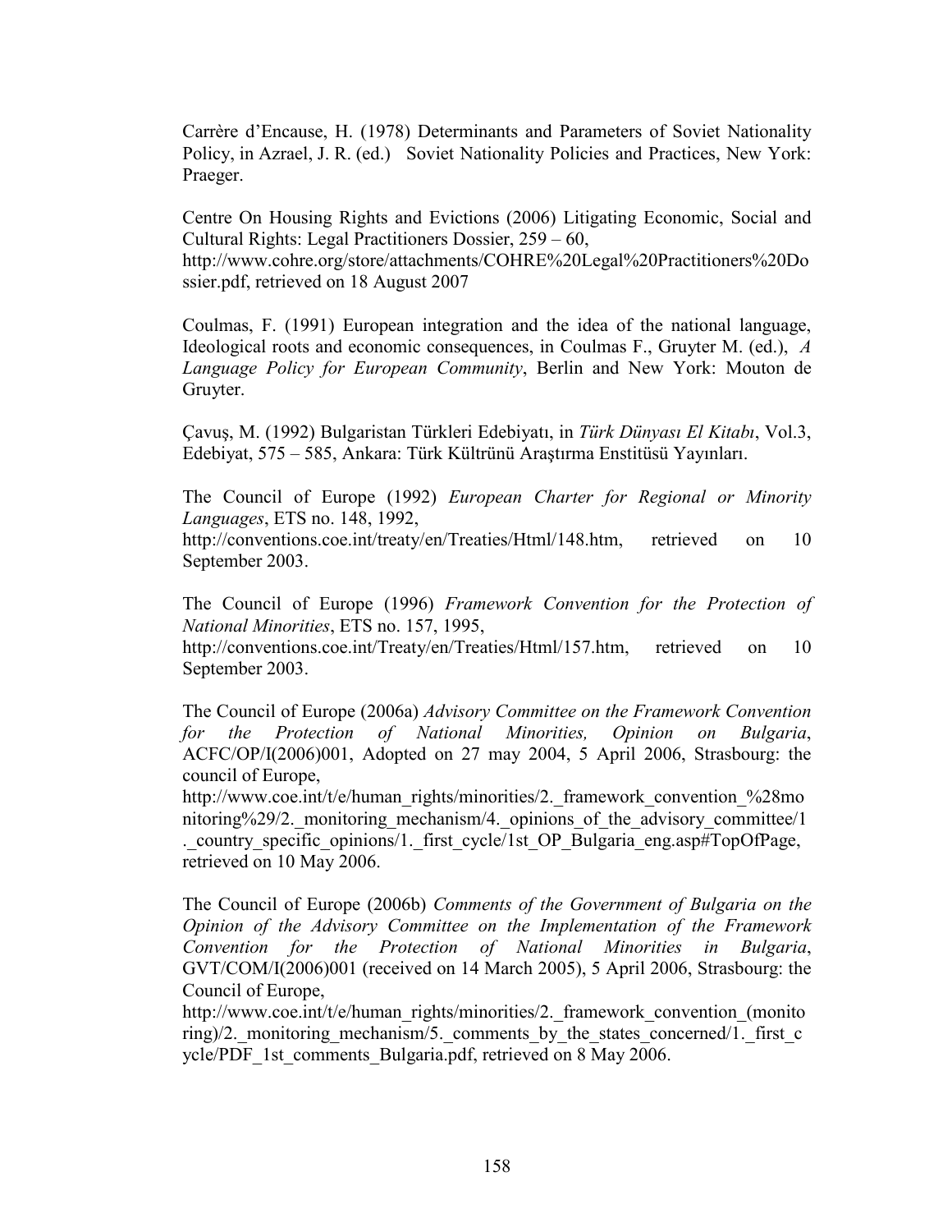Carrère d'Encause, H. (1978) Determinants and Parameters of Soviet Nationality Policy, in Azrael, J. R. (ed.) Soviet Nationality Policies and Practices, New York: Praeger.

Centre On Housing Rights and Evictions (2006) Litigating Economic, Social and Cultural Rights: Legal Practitioners Dossier, 259 – 60, http://www.cohre.org/store/attachments/COHRE%20Legal%20Practitioners%20Dossier.pdf, retrieved on 18 August 2007

Coulmas, F. (1991) European integration and the idea of the national language, Ideological roots and economic consequences, in Coulmas F., Gruyter M. (ed.), *A Language Policy for European Community*, Berlin and New York: Mouton de Gruyter.

Çavuş, M. (1992) Bulgaristan Türkleri Edebiyatı, in *Türk Dünyası El Kitabı*, Vol.3, Edebiyat, 575 – 585, Ankara: Türk Kültrünü Araştırma Enstitüsü Yayınları.

The Council of Europe (1992) *European Charter for Regional or Minority Languages*, ETS no. 148, 1992, http://conventions.coe.int/treaty/en/Treaties/Html/148.htm, retrieved on 10 September 2003.

The Council of Europe (1996) *Framework Convention for the Protection of National Minorities*, ETS no. 157, 1995, http://conventions.coe.int/Treaty/en/Treaties/Html/157.htm, retrieved on 10 September 2003.

The Council of Europe (2006a) *Advisory Committee on the Framework Convention for the Protection of National Minorities, Opinion on Bulgaria*, ACFC/OP/I(2006)001, Adopted on 27 may 2004, 5 April 2006, Strasbourg: the council of Europe, http://www.coe.int/t/e/human_rights/minorities/2._framework_convention_%28monitoring%29/2._monitoring_mechanism/4._opinions_of_the_advisory_committee/1._country_specific_opinions/1._first_cycle/1st_OP_Bulgaria_eng.asp#TopOfPage, retrieved on 10 May 2006.

The Council of Europe (2006b) *Comments of the Government of Bulgaria on the Opinion of the Advisory Committee on the Implementation of the Framework Convention for the Protection of National Minorities in Bulgaria*, GVT/COM/I(2006)001 (received on 14 March 2005), 5 April 2006, Strasbourg: the Council of Europe, http://www.coe.int/t/e/human_rights/minorities/2._framework_convention_(monitoring)/2._monitoring_mechanism/5._comments_by_the_states_concerned/1._first_cycle/PDF_1st_comments_Bulgaria.pdf, retrieved on 8 May 2006.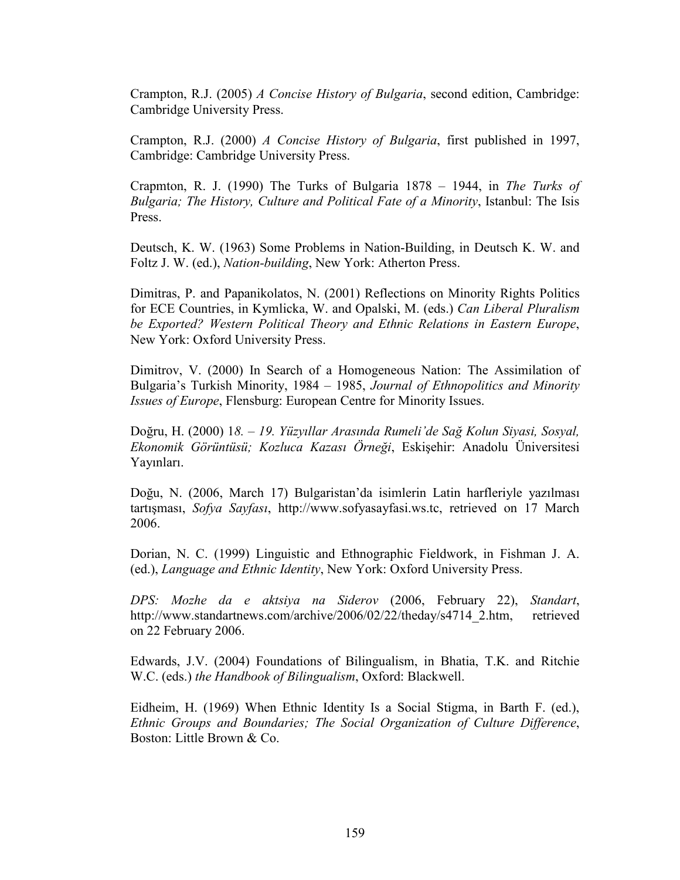Crampton, R.J. (2005) *A Concise History of Bulgaria*, second edition, Cambridge: Cambridge University Press.

Crampton, R.J. (2000) *A Concise History of Bulgaria*, first published in 1997, Cambridge: Cambridge University Press.

Crapmton, R. J. (1990) The Turks of Bulgaria 1878 – 1944, in *The Turks of Bulgaria; The History, Culture and Political Fate of a Minority*, Istanbul: The Isis Press.

Deutsch, K. W. (1963) Some Problems in Nation-Building, in Deutsch K. W. and Foltz J. W. (ed.), *Nation-building*, New York: Atherton Press.

Dimitras, P. and Papanikolatos, N. (2001) Reflections on Minority Rights Politics for ECE Countries, in Kymlicka, W. and Opalski, M. (eds.) *Can Liberal Pluralism be Exported? Western Political Theory and Ethnic Relations in Eastern Europe*, New York: Oxford University Press.

Dimitrov, V. (2000) In Search of a Homogeneous Nation: The Assimilation of Bulgaria's Turkish Minority, 1984 – 1985, *Journal of Ethnopolitics and Minority Issues of Europe*, Flensburg: European Centre for Minority Issues.

Doğru, H. (2000) 1*8. – 19. Yüzyıllar Arasında Rumeli'de Sağ Kolun Siyasi, Sosyal, Ekonomik Görüntüsü; Kozluca Kazası Örneği*, Eskişehir: Anadolu Üniversitesi Yayınları.

Doğu, N. (2006, March 17) Bulgaristan'da isimlerin Latin harfleriyle yazılması tartışması, *Sofya Sayfası*, http://www.sofyasayfasi.ws.tc, retrieved on 17 March 2006.

Dorian, N. C. (1999) Linguistic and Ethnographic Fieldwork, in Fishman J. A. (ed.), *Language and Ethnic Identity*, New York: Oxford University Press.

*DPS: Mozhe da e aktsiya na Siderov* (2006, February 22), *Standart*, http://www.standartnews.com/archive/2006/02/22/theday/s4714_2.htm, retrieved on 22 February 2006.

Edwards, J.V. (2004) Foundations of Bilingualism, in Bhatia, T.K. and Ritchie W.C. (eds.) *the Handbook of Bilingualism*, Oxford: Blackwell.

Eidheim, H. (1969) When Ethnic Identity Is a Social Stigma, in Barth F. (ed.), *Ethnic Groups and Boundaries; The Social Organization of Culture Difference*, Boston: Little Brown & Co.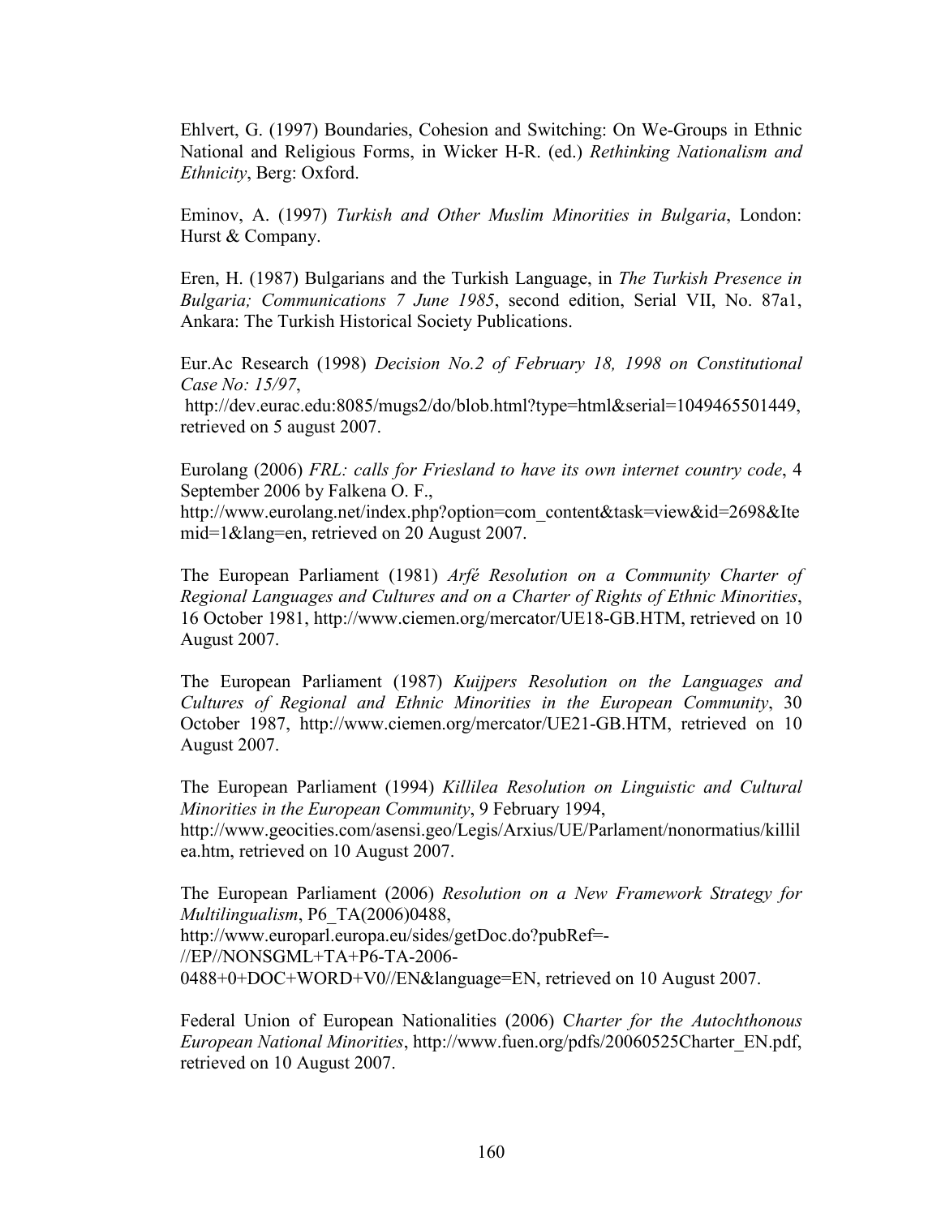Ehlvert, G. (1997) Boundaries, Cohesion and Switching: On We-Groups in Ethnic National and Religious Forms, in Wicker H-R. (ed.) *Rethinking Nationalism and Ethnicity*, Berg: Oxford.

Eminov, A. (1997) *Turkish and Other Muslim Minorities in Bulgaria*, London: Hurst & Company.

Eren, H. (1987) Bulgarians and the Turkish Language, in *The Turkish Presence in Bulgaria; Communications 7 June 1985*, second edition, Serial VII, No. 87a1, Ankara: The Turkish Historical Society Publications.

Eur.Ac Research (1998) *Decision No.2 of February 18, 1998 on Constitutional Case No: 15/97*, http://dev.eurac.edu:8085/mugs2/do/blob.html?type=html&serial=1049465501449, retrieved on 5 august 2007.

Eurolang (2006) *FRL: calls for Friesland to have its own internet country code*, 4 September 2006 by Falkena O. F., http://www.eurolang.net/index.php?option=com_content&task=view&id=2698&Itemid=1&lang=en, retrieved on 20 August 2007.

The European Parliament (1981) *Arfé Resolution on a Community Charter of Regional Languages and Cultures and on a Charter of Rights of Ethnic Minorities*, 16 October 1981, http://www.ciemen.org/mercator/UE18-GB.HTM, retrieved on 10 August 2007.

The European Parliament (1987) *Kuijpers Resolution on the Languages and Cultures of Regional and Ethnic Minorities in the European Community*, 30 October 1987, http://www.ciemen.org/mercator/UE21-GB.HTM, retrieved on 10 August 2007.

The European Parliament (1994) *Killilea Resolution on Linguistic and Cultural Minorities in the European Community*, 9 February 1994, http://www.geocities.com/asensi.geo/Legis/Arxius/UE/Parlament/nonormatius/killilea.htm, retrieved on 10 August 2007.

The European Parliament (2006) *Resolution on a New Framework Strategy for Multilingualism*, P6_TA(2006)0488, http://www.europarl.europa.eu/sides/getDoc.do?pubRef=-//EP//NONSGML+TA+P6-TA-2006-0488+0+DOC+WORD+V0//EN&language=EN, retrieved on 10 August 2007.

Federal Union of European Nationalities (2006) C*harter for the Autochthonous European National Minorities*, http://www.fuen.org/pdfs/20060525Charter_EN.pdf, retrieved on 10 August 2007.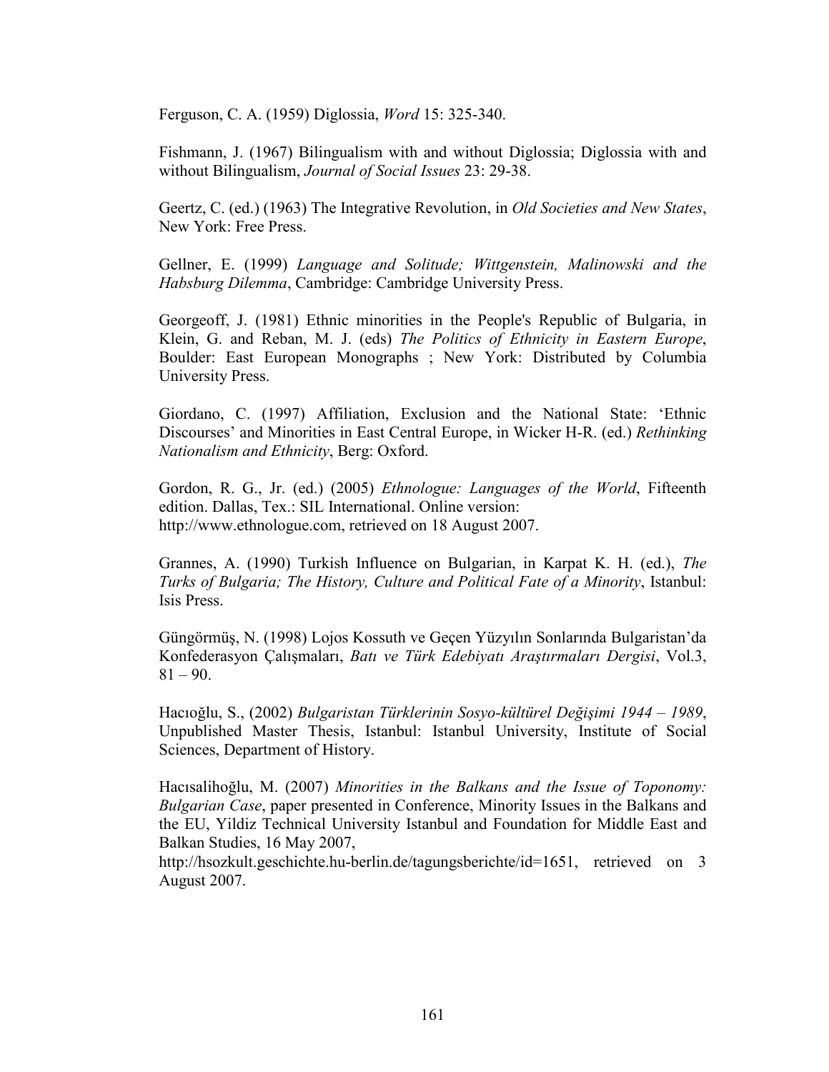Ferguson, C. A. (1959) Diglossia, *Word* 15: 325-340.

Fishmann, J. (1967) Bilingualism with and without Diglossia; Diglossia with and without Bilingualism, *Journal of Social Issues* 23: 29-38.

Geertz, C. (ed.) (1963) The Integrative Revolution, in *Old Societies and New States*, New York: Free Press.

Gellner, E. (1999) *Language and Solitude; Wittgenstein, Malinowski and the Habsburg Dilemma*, Cambridge: Cambridge University Press.

Georgeoff, J. (1981) Ethnic minorities in the People's Republic of Bulgaria, in Klein, G. and Reban, M. J. (eds) *The Politics of Ethnicity in Eastern Europe*, Boulder: East European Monographs ; New York: Distributed by Columbia University Press.

Giordano, C. (1997) Affiliation, Exclusion and the National State: 'Ethnic Discourses' and Minorities in East Central Europe, in Wicker H-R. (ed.) *Rethinking Nationalism and Ethnicity*, Berg: Oxford.

Gordon, R. G., Jr. (ed.) (2005) *Ethnologue: Languages of the World*, Fifteenth edition. Dallas, Tex.: SIL International. Online version: http://www.ethnologue.com, retrieved on 18 August 2007.

Grannes, A. (1990) Turkish Influence on Bulgarian, in Karpat K. H. (ed.), *The Turks of Bulgaria; The History, Culture and Political Fate of a Minority*, Istanbul: Isis Press.

Güngörmüş, N. (1998) Lojos Kossuth ve Geçen Yüzyılın Sonlarında Bulgaristan'da Konfederasyon Çalışmaları, *Batı ve Türk Edebiyatı Araştırmaları Dergisi*, Vol.3, 81 – 90.

Hacıoğlu, S., (2002) *Bulgaristan Türklerinin Sosyo-kültürel Değişimi 1944 – 1989*, Unpublished Master Thesis, Istanbul: Istanbul University, Institute of Social Sciences, Department of History.

Hacısalihoğlu, M. (2007) *Minorities in the Balkans and the Issue of Toponomy: Bulgarian Case*, paper presented in Conference, Minority Issues in the Balkans and the EU, Yildiz Technical University Istanbul and Foundation for Middle East and Balkan Studies, 16 May 2007, http://hsozkult.geschichte.hu-berlin.de/tagungsberichte/id=1651, retrieved on 3 August 2007.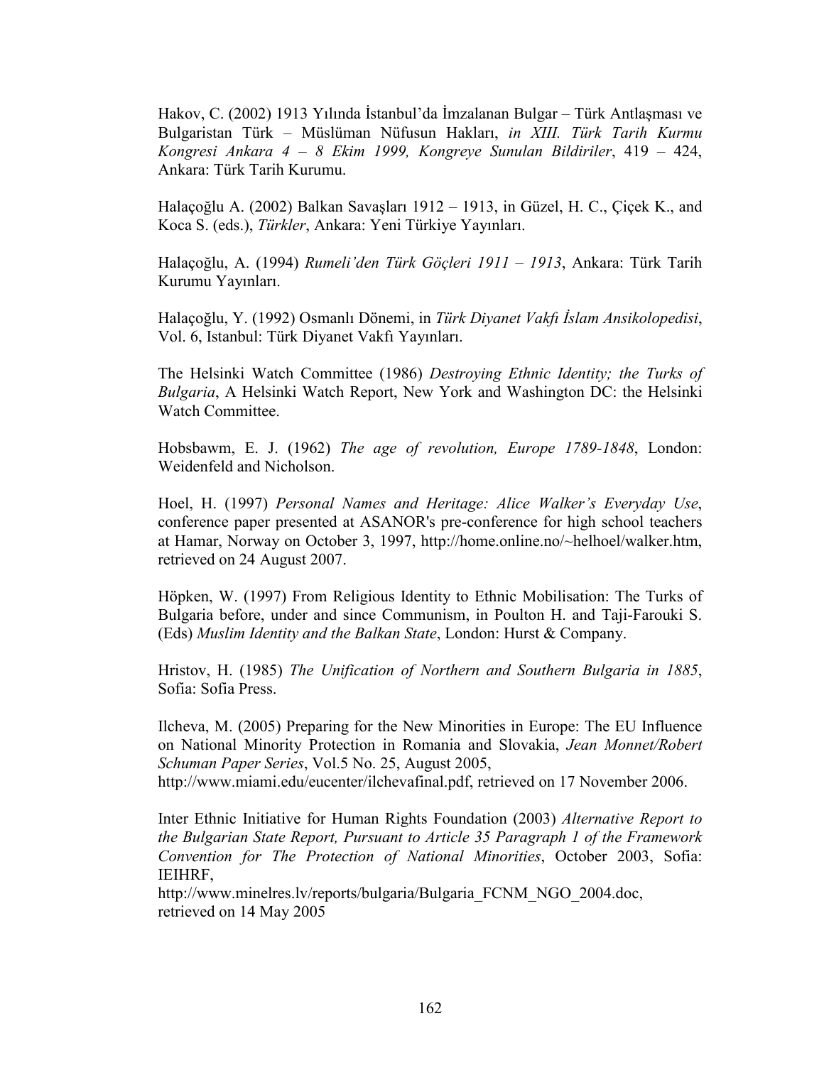Hakov, C. (2002) 1913 Yılında İstanbul'da İmzalanan Bulgar – Türk Antlaşması ve Bulgaristan Türk – Müslüman Nüfusun Hakları, *in XIII. Türk Tarih Kurmu Kongresi Ankara 4 – 8 Ekim 1999, Kongreye Sunulan Bildiriler*, 419 – 424, Ankara: Türk Tarih Kurumu.

Halaçoğlu A. (2002) Balkan Savaşları 1912 – 1913, in Güzel, H. C., Çiçek K., and Koca S. (eds.), *Türkler*, Ankara: Yeni Türkiye Yayınları.

Halaçoğlu, A. (1994) *Rumeli'den Türk Göçleri 1911 – 1913*, Ankara: Türk Tarih Kurumu Yayınları.

Halaçoğlu, Y. (1992) Osmanlı Dönemi, in *Türk Diyanet Vakfı İslam Ansikolopedisi*, Vol. 6, Istanbul: Türk Diyanet Vakfı Yayınları.

The Helsinki Watch Committee (1986) *Destroying Ethnic Identity; the Turks of Bulgaria*, A Helsinki Watch Report, New York and Washington DC: the Helsinki Watch Committee.

Hobsbawm, E. J. (1962) *The age of revolution, Europe 1789-1848*, London: Weidenfeld and Nicholson.

Hoel, H. (1997) *Personal Names and Heritage: Alice Walker's Everyday Use*, conference paper presented at ASANOR's pre-conference for high school teachers at Hamar, Norway on October 3, 1997, http://home.online.no/~helhoel/walker.htm, retrieved on 24 August 2007.

Höpken, W. (1997) From Religious Identity to Ethnic Mobilisation: The Turks of Bulgaria before, under and since Communism, in Poulton H. and Taji-Farouki S. (Eds) *Muslim Identity and the Balkan State*, London: Hurst & Company.

Hristov, H. (1985) *The Unification of Northern and Southern Bulgaria in 1885*, Sofia: Sofia Press.

Ilcheva, M. (2005) Preparing for the New Minorities in Europe: The EU Influence on National Minority Protection in Romania and Slovakia, *Jean Monnet/Robert Schuman Paper Series*, Vol.5 No. 25, August 2005, http://www.miami.edu/eucenter/ilchevafinal.pdf, retrieved on 17 November 2006.

Inter Ethnic Initiative for Human Rights Foundation (2003) *Alternative Report to the Bulgarian State Report, Pursuant to Article 35 Paragraph 1 of the Framework Convention for The Protection of National Minorities*, October 2003, Sofia: IEIHRF, http://www.minelres.lv/reports/bulgaria/Bulgaria_FCNM_NGO_2004.doc, retrieved on 14 May 2005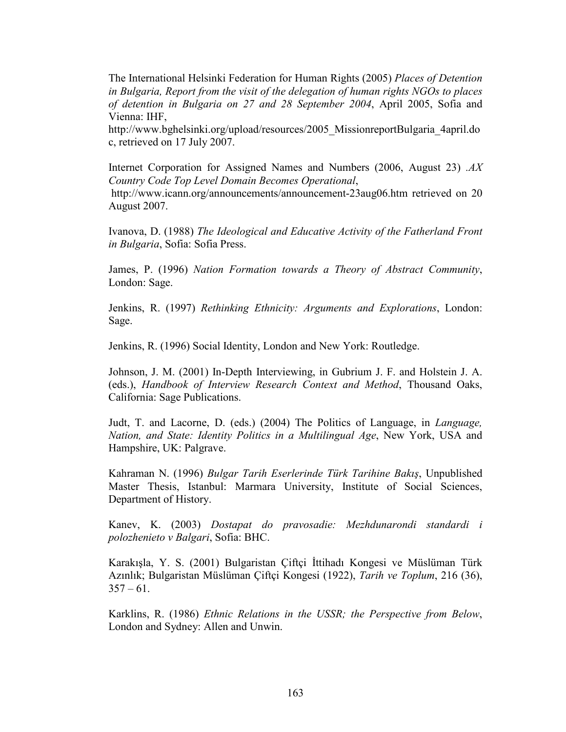The International Helsinki Federation for Human Rights (2005) *Places of Detention in Bulgaria, Report from the visit of the delegation of human rights NGOs to places of detention in Bulgaria on 27 and 28 September 2004*, April 2005, Sofia and Vienna: IHF, http://www.bghelsinki.org/upload/resources/2005_MissionreportBulgaria_4april.doc, retrieved on 17 July 2007.

Internet Corporation for Assigned Names and Numbers (2006, August 23) *.AX Country Code Top Level Domain Becomes Operational*, http://www.icann.org/announcements/announcement-23aug06.htm retrieved on 20 August 2007.

Ivanova, D. (1988) *The Ideological and Educative Activity of the Fatherland Front in Bulgaria*, Sofia: Sofia Press.

James, P. (1996) *Nation Formation towards a Theory of Abstract Community*, London: Sage.

Jenkins, R. (1997) *Rethinking Ethnicity: Arguments and Explorations*, London: Sage.

Jenkins, R. (1996) Social Identity, London and New York: Routledge.

Johnson, J. M. (2001) In-Depth Interviewing, in Gubrium J. F. and Holstein J. A. (eds.), *Handbook of Interview Research Context and Method*, Thousand Oaks, California: Sage Publications.

Judt, T. and Lacorne, D. (eds.) (2004) The Politics of Language, in *Language, Nation, and State: Identity Politics in a Multilingual Age*, New York, USA and Hampshire, UK: Palgrave.

Kahraman N. (1996) *Bulgar Tarih Eserlerinde Türk Tarihine Bakış*, Unpublished Master Thesis, Istanbul: Marmara University, Institute of Social Sciences, Department of History.

Kanev, K. (2003) *Dostapat do pravosadie: Mezhdunarondi standardi i polozhenieto v Balgari*, Sofia: BHC.

Karakışla, Y. S. (2001) Bulgaristan Çiftçi İttihadı Kongesi ve Müslüman Türk Azınlık; Bulgaristan Müslüman Çiftçi Kongesi (1922), *Tarih ve Toplum*, 216 (36), 357 – 61.

Karklins, R. (1986) *Ethnic Relations in the USSR; the Perspective from Below*, London and Sydney: Allen and Unwin.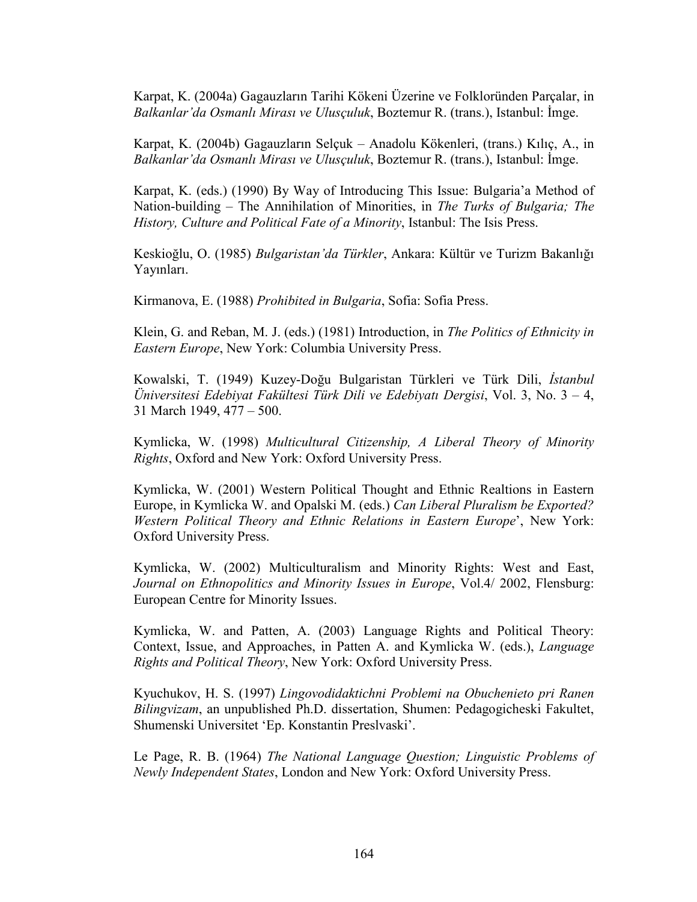Karpat, K. (2004a) Gagauzların Tarihi Kökeni Üzerine ve Folklorümden Parçalar, in *Balkanlar'da Osmanlı Mirası ve Ulusçuluk*, Boztemur R. (trans.), Istanbul: İmge.

Karpat, K. (2004b) Gagauzların Selçuk – Anadolu Kökenleri, (trans.) Kılıç, A., in *Balkanlar'da Osmanlı Mirası ve Ulusçuluk*, Boztemur R. (trans.), Istanbul: İmge.

Karpat, K. (eds.) (1990) By Way of Introducing This Issue: Bulgaria'a Method of Nation-building – The Annihilation of Minorities, in *The Turks of Bulgaria; The History, Culture and Political Fate of a Minority*, Istanbul: The Isis Press.

Keskioğlu, O. (1985) *Bulgaristan'da Türkler*, Ankara: Kültür ve Turizm Bakanlığı Yayınları.

Kirmanova, E. (1988) *Prohibited in Bulgaria*, Sofia: Sofia Press.

Klein, G. and Reban, M. J. (eds.) (1981) Introduction, in *The Politics of Ethnicity in Eastern Europe*, New York: Columbia University Press.

Kowalski, T. (1949) Kuzey-Doğu Bulgaristan Türkleri ve Türk Dili, *İstanbul Üniversitesi Edebiyat Fakültesi Türk Dili ve Edebiyatı Dergisi*, Vol. 3, No. 3 – 4, 31 March 1949, 477 – 500.

Kymlicka, W. (1998) *Multicultural Citizenship, A Liberal Theory of Minority Rights*, Oxford and New York: Oxford University Press.

Kymlicka, W. (2001) Western Political Thought and Ethnic Realtions in Eastern Europe, in Kymlicka W. and Opalski M. (eds.) *Can Liberal Pluralism be Exported? Western Political Theory and Ethnic Relations in Eastern Europe*', New York: Oxford University Press.

Kymlicka, W. (2002) Multiculturalism and Minority Rights: West and East, *Journal on Ethnopolitics and Minority Issues in Europe*, Vol.4/ 2002, Flensburg: European Centre for Minority Issues.

Kymlicka, W. and Patten, A. (2003) Language Rights and Political Theory: Context, Issue, and Approaches, in Patten A. and Kymlicka W. (eds.), *Language Rights and Political Theory*, New York: Oxford University Press.

Kyuchukov, H. S. (1997) *Lingovodidaktichni Problemi na Obuchenieto pri Ranen Bilingvizam*, an unpublished Ph.D. dissertation, Shumen: Pedagogicheski Fakultet, Shumenski Universitet 'Ep. Konstantin Preslvaski'.

Le Page, R. B. (1964) *The National Language Question; Linguistic Problems of Newly Independent States*, London and New York: Oxford University Press.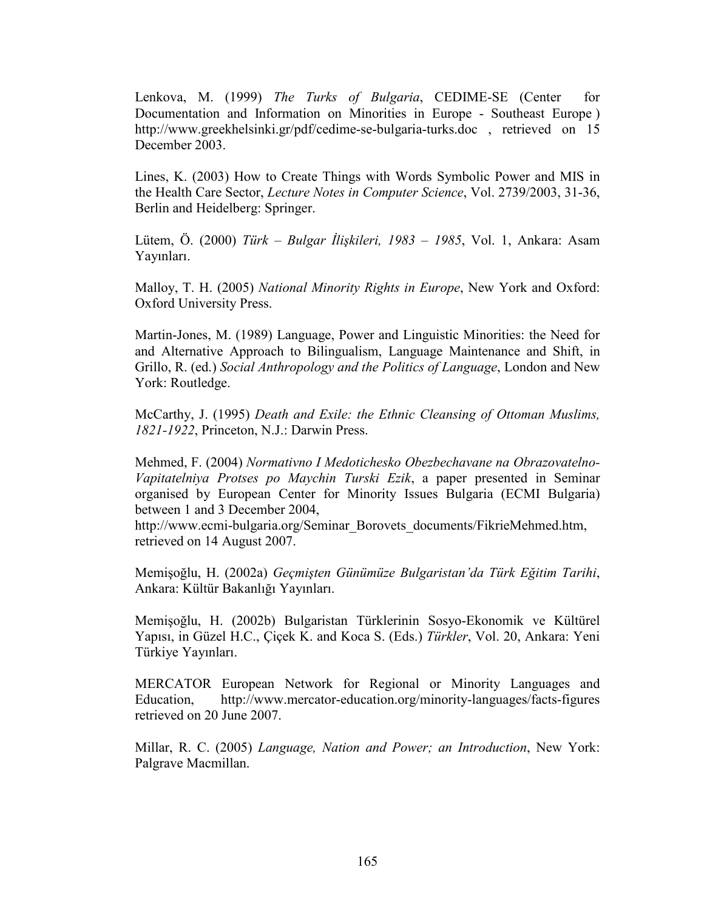Lenkova, M. (1999) *The Turks of Bulgaria*, CEDIME-SE (Center for Documentation and Information on Minorities in Europe - Southeast Europe ) http://www.greekhelsinki.gr/pdf/cedime-se-bulgaria-turks.doc , retrieved on 15 December 2003.

Lines, K. (2003) How to Create Things with Words Symbolic Power and MIS in the Health Care Sector, *Lecture Notes in Computer Science*, Vol. 2739/2003, 31-36, Berlin and Heidelberg: Springer.

Lütem, Ö. (2000) *Türk – Bulgar İlişkileri, 1983 – 1985*, Vol. 1, Ankara: Asam Yayınları.

Malloy, T. H. (2005) *National Minority Rights in Europe*, New York and Oxford: Oxford University Press.

Martin-Jones, M. (1989) Language, Power and Linguistic Minorities: the Need for and Alternative Approach to Bilingualism, Language Maintenance and Shift, in Grillo, R. (ed.) *Social Anthropology and the Politics of Language*, London and New York: Routledge.

McCarthy, J. (1995) *Death and Exile: the Ethnic Cleansing of Ottoman Muslims, 1821-1922*, Princeton, N.J.: Darwin Press.

Mehmed, F. (2004) *Normativno I Medotichesko Obezbechavane na Obrazovatelno-Vapitatelniya Protses po Maychin Turski Ezik*, a paper presented in Seminar organised by European Center for Minority Issues Bulgaria (ECMI Bulgaria) between 1 and 3 December 2004,
http://www.ecmi-bulgaria.org/Seminar_Borovets_documents/FikrieMehmed.htm, retrieved on 14 August 2007.

Memişoğlu, H. (2002a) *Geçmişten Günümüze Bulgaristan'da Türk Eğitim Tarihi*, Ankara: Kültür Bakanlığı Yayınları.

Memişoğlu, H. (2002b) Bulgaristan Türklerinin Sosyo-Ekonomik ve Kültürel Yapısı, in Güzel H.C., Çiçek K. and Koca S. (Eds.) *Türkler*, Vol. 20, Ankara: Yeni Türkiye Yayınları.

MERCATOR European Network for Regional or Minority Languages and Education, http://www.mercator-education.org/minority-languages/facts-figures retrieved on 20 June 2007.

Millar, R. C. (2005) *Language, Nation and Power; an Introduction*, New York: Palgrave Macmillan.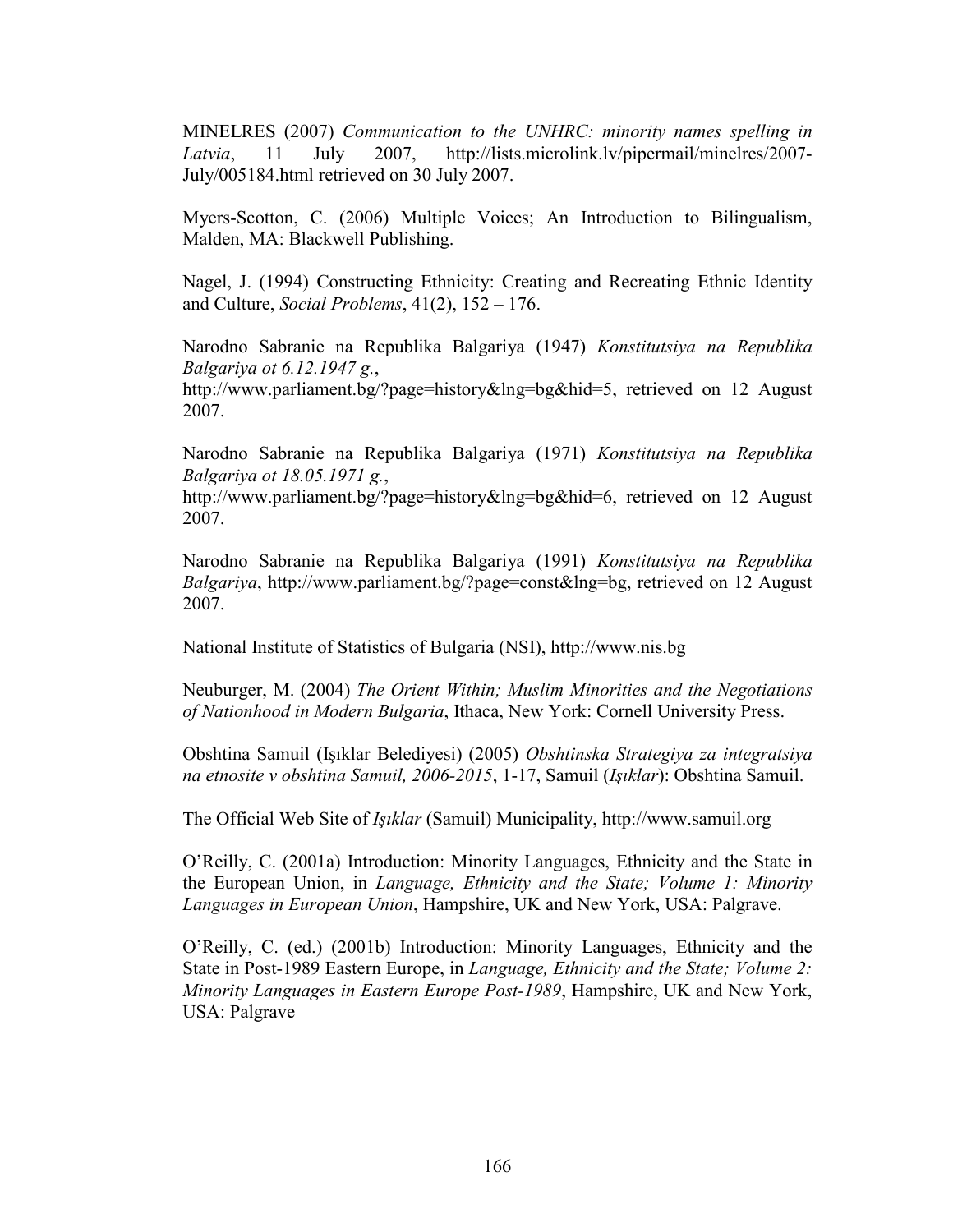MINELRES (2007) *Communication to the UNHRC: minority names spelling in Latvia*, 11 July 2007, http://lists.microlink.lv/pipermail/minelres/2007-July/005184.html retrieved on 30 July 2007.

Myers-Scotton, C. (2006) Multiple Voices; An Introduction to Bilingualism, Malden, MA: Blackwell Publishing.

Nagel, J. (1994) Constructing Ethnicity: Creating and Recreating Ethnic Identity and Culture, *Social Problems*, 41(2), 152 – 176.

Narodno Sabranie na Republika Balgariya (1947) *Konstitutsiya na Republika Balgariya ot 6.12.1947 g.*, http://www.parliament.bg/?page=history&lng=bg&hid=5, retrieved on 12 August 2007.

Narodno Sabranie na Republika Balgariya (1971) *Konstitutsiya na Republika Balgariya ot 18.05.1971 g.*, http://www.parliament.bg/?page=history&lng=bg&hid=6, retrieved on 12 August 2007.

Narodno Sabranie na Republika Balgariya (1991) *Konstitutsiya na Republika Balgariya*, http://www.parliament.bg/?page=const&lng=bg, retrieved on 12 August 2007.

National Institute of Statistics of Bulgaria (NSI), http://www.nis.bg

Neuburger, M. (2004) *The Orient Within; Muslim Minorities and the Negotiations of Nationhood in Modern Bulgaria*, Ithaca, New York: Cornell University Press.

Obshtina Samuil (Işıklar Belediyesi) (2005) *Obshtinska Strategiya za integratsiya na etnosite v obshtina Samuil, 2006-2015*, 1-17, Samuil (*Işıklar*): Obshtina Samuil.

The Official Web Site of *Işıklar* (Samuil) Municipality, http://www.samuil.org

O'Reilly, C. (2001a) Introduction: Minority Languages, Ethnicity and the State in the European Union, in *Language, Ethnicity and the State; Volume 1: Minority Languages in European Union*, Hampshire, UK and New York, USA: Palgrave.

O'Reilly, C. (ed.) (2001b) Introduction: Minority Languages, Ethnicity and the State in Post-1989 Eastern Europe, in *Language, Ethnicity and the State; Volume 2: Minority Languages in Eastern Europe Post-1989*, Hampshire, UK and New York, USA: Palgrave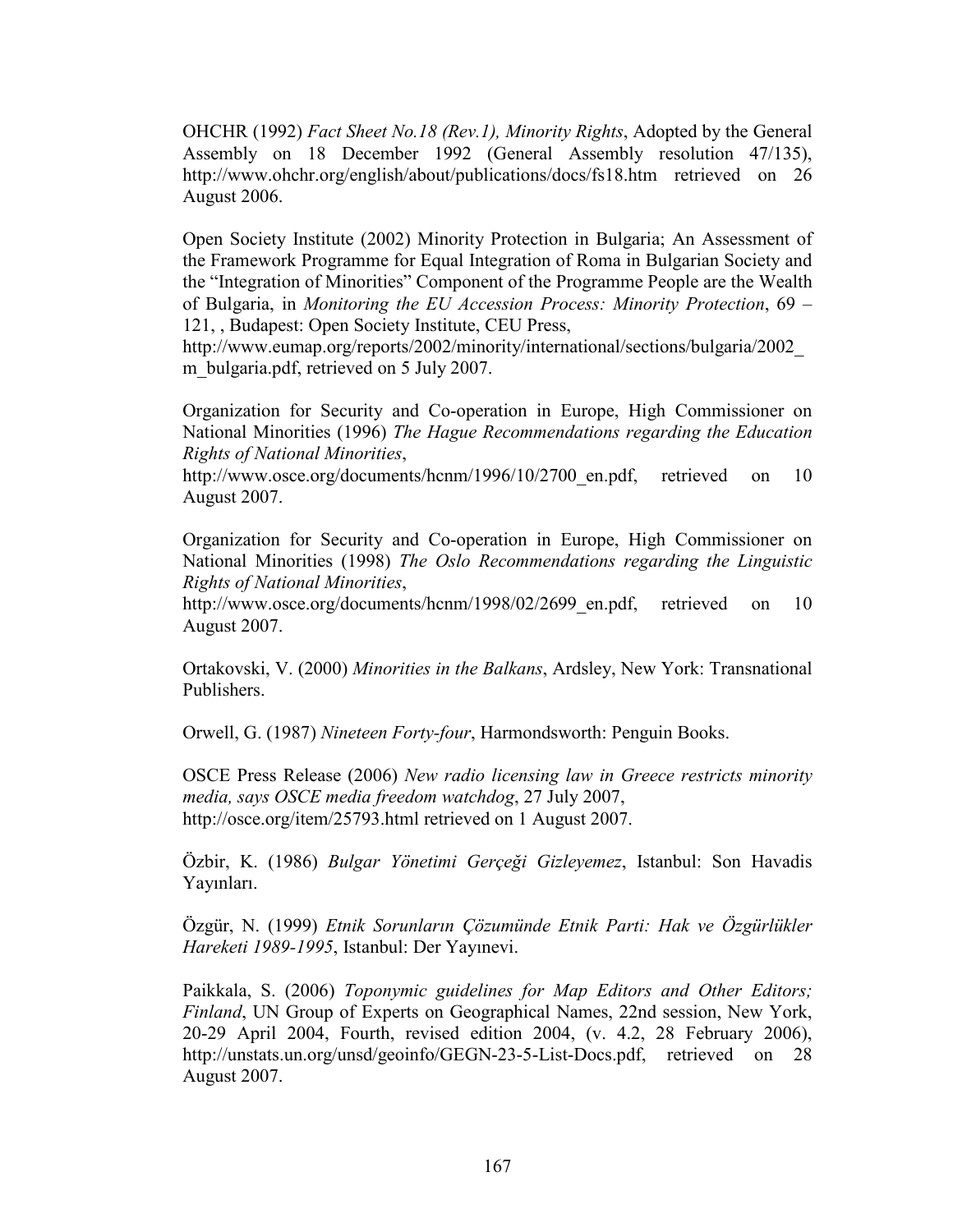OHCHR (1992) *Fact Sheet No.18 (Rev.1), Minority Rights*, Adopted by the General Assembly on 18 December 1992 (General Assembly resolution 47/135), http://www.ohchr.org/english/about/publications/docs/fs18.htm retrieved on 26 August 2006.

Open Society Institute (2002) Minority Protection in Bulgaria; An Assessment of the Framework Programme for Equal Integration of Roma in Bulgarian Society and the "Integration of Minorities" Component of the Programme People are the Wealth of Bulgaria, in *Monitoring the EU Accession Process: Minority Protection*, 69 – 121, , Budapest: Open Society Institute, CEU Press, http://www.eumap.org/reports/2002/minority/international/sections/bulgaria/2002_m_bulgaria.pdf, retrieved on 5 July 2007.

Organization for Security and Co-operation in Europe, High Commissioner on National Minorities (1996) *The Hague Recommendations regarding the Education Rights of National Minorities*, http://www.osce.org/documents/hcnm/1996/10/2700_en.pdf, retrieved on 10 August 2007.

Organization for Security and Co-operation in Europe, High Commissioner on National Minorities (1998) *The Oslo Recommendations regarding the Linguistic Rights of National Minorities*, http://www.osce.org/documents/hcnm/1998/02/2699_en.pdf, retrieved on 10 August 2007.

Ortakovski, V. (2000) *Minorities in the Balkans*, Ardsley, New York: Transnational Publishers.

Orwell, G. (1987) *Nineteen Forty-four*, Harmondsworth: Penguin Books.

OSCE Press Release (2006) *New radio licensing law in Greece restricts minority media, says OSCE media freedom watchdog*, 27 July 2007, http://osce.org/item/25793.html retrieved on 1 August 2007.

Özbir, K. (1986) *Bulgar Yönetimi Gerçeği Gizleyemez*, Istanbul: Son Havadis Yayınları.

Özgür, N. (1999) *Etnik Sorunların Çözümünde Etnik Parti: Hak ve Özgürlükler Hareketi 1989-1995*, Istanbul: Der Yayınevi.

Paikkala, S. (2006) *Toponymic guidelines for Map Editors and Other Editors; Finland*, UN Group of Experts on Geographical Names, 22nd session, New York, 20-29 April 2004, Fourth, revised edition 2004, (v. 4.2, 28 February 2006), http://unstats.un.org/unsd/geoinfo/GEGN-23-5-List-Docs.pdf, retrieved on 28 August 2007.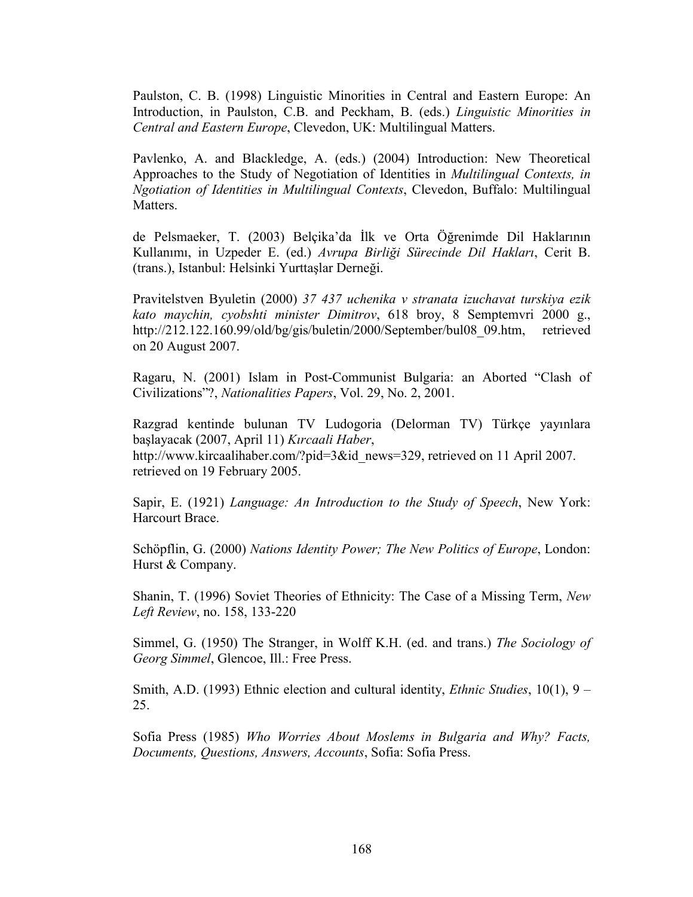Paulston, C. B. (1998) Linguistic Minorities in Central and Eastern Europe: An Introduction, in Paulston, C.B. and Peckham, B. (eds.) *Linguistic Minorities in Central and Eastern Europe*, Clevedon, UK: Multilingual Matters.

Pavlenko, A. and Blackledge, A. (eds.) (2004) Introduction: New Theoretical Approaches to the Study of Negotiation of Identities in *Multilingual Contexts, in Ngotiation of Identities in Multilingual Contexts*, Clevedon, Buffalo: Multilingual Matters.

de Pelsmaeker, T. (2003) Belçika'da İlk ve Orta Öğrenimde Dil Haklarının Kullanımı, in Uzpeder E. (ed.) *Avrupa Birliği Sürecinde Dil Hakları*, Cerit B. (trans.), Istanbul: Helsinki Yurttaşlar Derneği.

Pravitelstven Byuletin (2000) *37 437 uchenika v stranata izuchavat turskiya ezik kato maychin, cyobshti minister Dimitrov*, 618 broy, 8 Semptemvri 2000 g., http://212.122.160.99/old/bg/gis/buletin/2000/September/bul08_09.htm, retrieved on 20 August 2007.

Ragaru, N. (2001) Islam in Post-Communist Bulgaria: an Aborted "Clash of Civilizations"?, *Nationalities Papers*, Vol. 29, No. 2, 2001.

Razgrad kentinde bulunan TV Ludogoria (Delorman TV) Türkçe yayınlara başlayacak (2007, April 11) *Kırcaali Haber*,
http://www.kircaalihaber.com/?pid=3&id_news=329, retrieved on 11 April 2007.
retrieved on 19 February 2005.

Sapir, E. (1921) *Language: An Introduction to the Study of Speech*, New York: Harcourt Brace.

Schöpflin, G. (2000) *Nations Identity Power; The New Politics of Europe*, London: Hurst & Company.

Shanin, T. (1996) Soviet Theories of Ethnicity: The Case of a Missing Term, *New Left Review*, no. 158, 133-220

Simmel, G. (1950) The Stranger, in Wolff K.H. (ed. and trans.) *The Sociology of Georg Simmel*, Glencoe, Ill.: Free Press.

Smith, A.D. (1993) Ethnic election and cultural identity, *Ethnic Studies*, 10(1), 9 – 25.

Sofia Press (1985) *Who Worries About Moslems in Bulgaria and Why? Facts, Documents, Questions, Answers, Accounts*, Sofia: Sofia Press.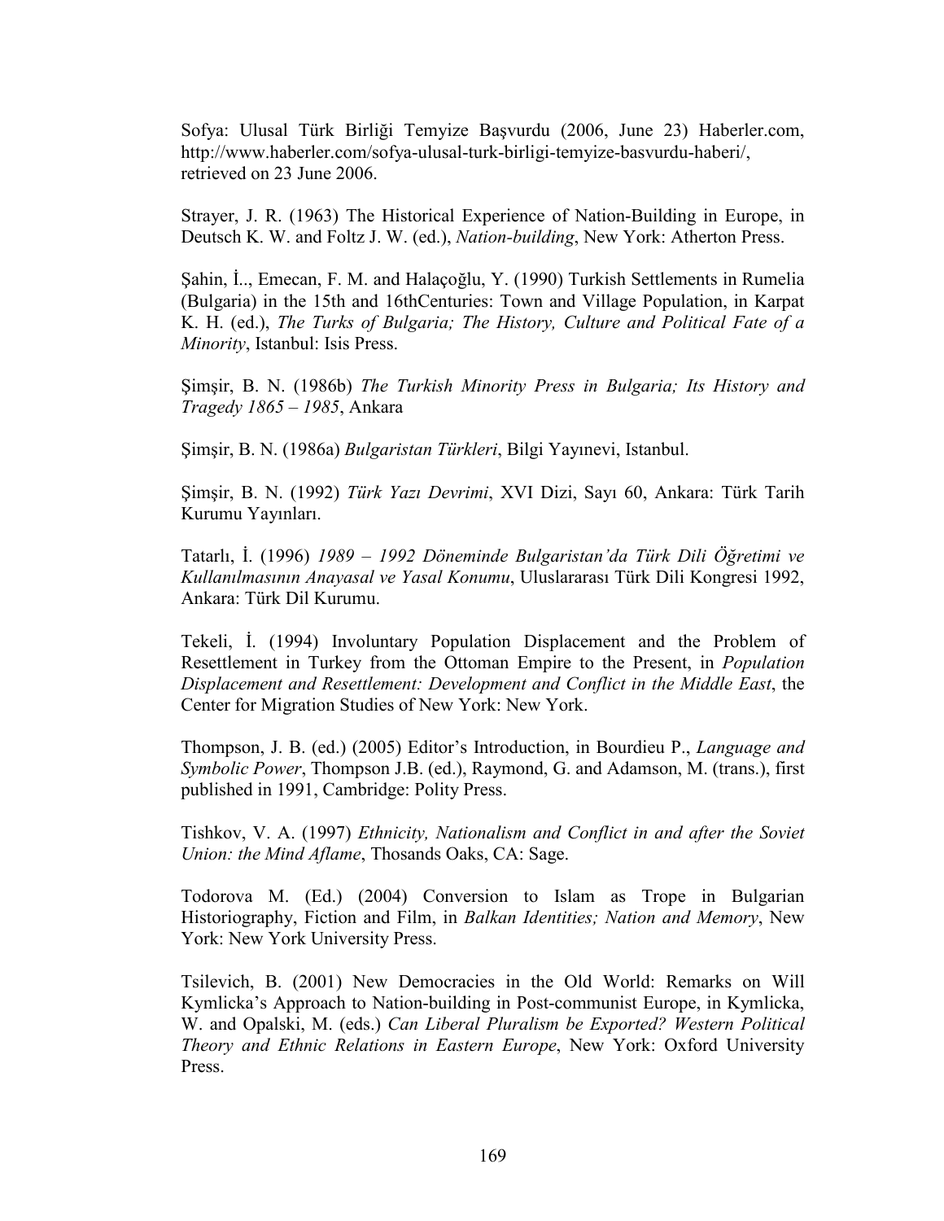Sofya: Ulusal Türk Birliği Temyize Başvurdu (2006, June 23) Haberler.com, http://www.haberler.com/sofya-ulusal-turk-birligi-temyize-basvurdu-haberi/, retrieved on 23 June 2006.

Strayer, J. R. (1963) The Historical Experience of Nation-Building in Europe, in Deutsch K. W. and Foltz J. W. (ed.), *Nation-building*, New York: Atherton Press.

Şahin, İ.., Emecan, F. M. and Halaçoğlu, Y. (1990) Turkish Settlements in Rumelia (Bulgaria) in the 15th and 16thCenturies: Town and Village Population, in Karpat K. H. (ed.), *The Turks of Bulgaria; The History, Culture and Political Fate of a Minority*, Istanbul: Isis Press.

Şimşir, B. N. (1986b) *The Turkish Minority Press in Bulgaria; Its History and Tragedy 1865 – 1985*, Ankara

Şimşir, B. N. (1986a) *Bulgaristan Türkleri*, Bilgi Yayınevi, Istanbul.

Şimşir, B. N. (1992) *Türk Yazı Devrimi*, XVI Dizi, Sayı 60, Ankara: Türk Tarih Kurumu Yayınları.

Tatarlı, İ. (1996) *1989 – 1992 Döneminde Bulgaristan'da Türk Dili Öğretimi ve Kullanılmasının Anayasal ve Yasal Konumu*, Uluslararası Türk Dili Kongresi 1992, Ankara: Türk Dil Kurumu.

Tekeli, İ. (1994) Involuntary Population Displacement and the Problem of Resettlement in Turkey from the Ottoman Empire to the Present, in *Population Displacement and Resettlement: Development and Conflict in the Middle East*, the Center for Migration Studies of New York: New York.

Thompson, J. B. (ed.) (2005) Editor's Introduction, in Bourdieu P., *Language and Symbolic Power*, Thompson J.B. (ed.), Raymond, G. and Adamson, M. (trans.), first published in 1991, Cambridge: Polity Press.

Tishkov, V. A. (1997) *Ethnicity, Nationalism and Conflict in and after the Soviet Union: the Mind Aflame*, Thosands Oaks, CA: Sage.

Todorova M. (Ed.) (2004) Conversion to Islam as Trope in Bulgarian Historiography, Fiction and Film, in *Balkan Identities; Nation and Memory*, New York: New York University Press.

Tsilevich, B. (2001) New Democracies in the Old World: Remarks on Will Kymlicka's Approach to Nation-building in Post-communist Europe, in Kymlicka, W. and Opalski, M. (eds.) *Can Liberal Pluralism be Exported? Western Political Theory and Ethnic Relations in Eastern Europe*, New York: Oxford University Press.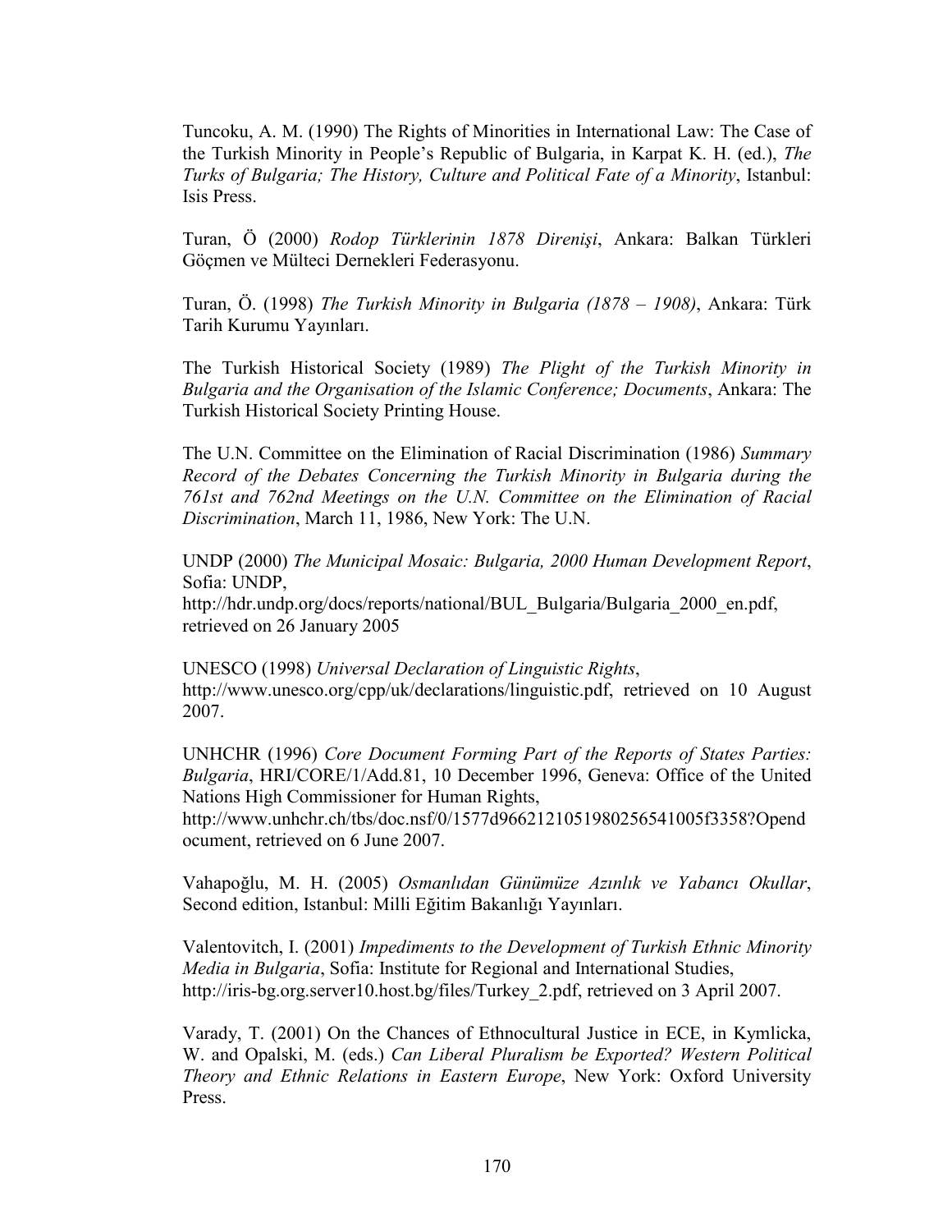Tuncoku, A. M. (1990) The Rights of Minorities in International Law: The Case of the Turkish Minority in People's Republic of Bulgaria, in Karpat K. H. (ed.), *The Turks of Bulgaria; The History, Culture and Political Fate of a Minority*, Istanbul: Isis Press.

Turan, Ö (2000) *Rodop Türklerinin 1878 Direnişi*, Ankara: Balkan Türkleri Göçmen ve Mülteci Dernekleri Federasyonu.

Turan, Ö. (1998) *The Turkish Minority in Bulgaria (1878 – 1908)*, Ankara: Türk Tarih Kurumu Yayınları.

The Turkish Historical Society (1989) *The Plight of the Turkish Minority in Bulgaria and the Organisation of the Islamic Conference; Documents*, Ankara: The Turkish Historical Society Printing House.

The U.N. Committee on the Elimination of Racial Discrimination (1986) *Summary Record of the Debates Concerning the Turkish Minority in Bulgaria during the 761st and 762nd Meetings on the U.N. Committee on the Elimination of Racial Discrimination*, March 11, 1986, New York: The U.N.

UNDP (2000) *The Municipal Mosaic: Bulgaria, 2000 Human Development Report*, Sofia: UNDP, http://hdr.undp.org/docs/reports/national/BUL_Bulgaria/Bulgaria_2000_en.pdf, retrieved on 26 January 2005

UNESCO (1998) *Universal Declaration of Linguistic Rights*, http://www.unesco.org/cpp/uk/declarations/linguistic.pdf, retrieved on 10 August 2007.

UNHCHR (1996) *Core Document Forming Part of the Reports of States Parties: Bulgaria*, HRI/CORE/1/Add.81, 10 December 1996, Geneva: Office of the United Nations High Commissioner for Human Rights, http://www.unhchr.ch/tbs/doc.nsf/0/1577d9662121051980256541005f3358?Opendocument, retrieved on 6 June 2007.

Vahapoğlu, M. H. (2005) *Osmanlıdan Günümüze Azınlık ve Yabancı Okullar*, Second edition, Istanbul: Milli Eğitim Bakanlığı Yayınları.

Valentovitch, I. (2001) *Impediments to the Development of Turkish Ethnic Minority Media in Bulgaria*, Sofia: Institute for Regional and International Studies, http://iris-bg.org.server10.host.bg/files/Turkey_2.pdf, retrieved on 3 April 2007.

Varady, T. (2001) On the Chances of Ethnocultural Justice in ECE, in Kymlicka, W. and Opalski, M. (eds.) *Can Liberal Pluralism be Exported? Western Political Theory and Ethnic Relations in Eastern Europe*, New York: Oxford University Press.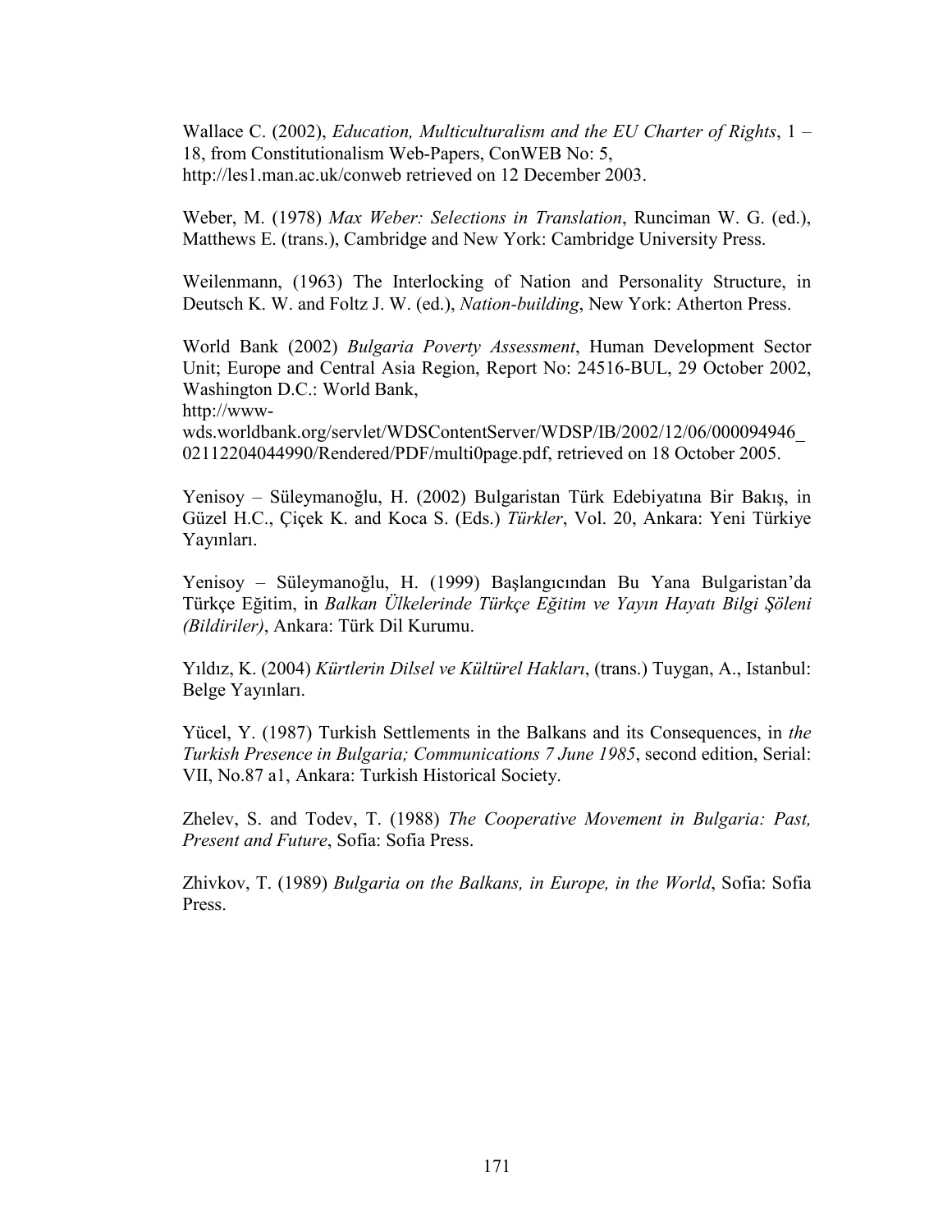Wallace C. (2002), *Education, Multiculturalism and the EU Charter of Rights*, 1 – 18, from Constitutionalism Web-Papers, ConWEB No: 5, http://les1.man.ac.uk/conweb retrieved on 12 December 2003.

Weber, M. (1978) *Max Weber: Selections in Translation*, Runciman W. G. (ed.), Matthews E. (trans.), Cambridge and New York: Cambridge University Press.

Weilenmann, (1963) The Interlocking of Nation and Personality Structure, in Deutsch K. W. and Foltz J. W. (ed.), *Nation-building*, New York: Atherton Press.

World Bank (2002) *Bulgaria Poverty Assessment*, Human Development Sector Unit; Europe and Central Asia Region, Report No: 24516-BUL, 29 October 2002, Washington D.C.: World Bank,
http://www-wds.worldbank.org/servlet/WDSContentServer/WDSP/IB/2002/12/06/000094946_02112204044990/Rendered/PDF/multi0page.pdf, retrieved on 18 October 2005.

Yenisoy – Süleymanoğlu, H. (2002) Bulgaristan Türk Edebiyatına Bir Bakış, in Güzel H.C., Çiçek K. and Koca S. (Eds.) *Türkler*, Vol. 20, Ankara: Yeni Türkiye Yayınları.

Yenisoy – Süleymanoğlu, H. (1999) Başlangıcından Bu Yana Bulgaristan'da Türkçe Eğitim, in *Balkan Ülkelerinde Türkçe Eğitim ve Yayın Hayatı Bilgi Şöleni (Bildiriler)*, Ankara: Türk Dil Kurumu.

Yıldız, K. (2004) *Kürtlerin Dilsel ve Kültürel Hakları*, (trans.) Tuygan, A., Istanbul: Belge Yayınları.

Yücel, Y. (1987) Turkish Settlements in the Balkans and its Consequences, in *the Turkish Presence in Bulgaria; Communications 7 June 1985*, second edition, Serial: VII, No.87 a1, Ankara: Turkish Historical Society.

Zhelev, S. and Todev, T. (1988) *The Cooperative Movement in Bulgaria: Past, Present and Future*, Sofia: Sofia Press.

Zhivkov, T. (1989) *Bulgaria on the Balkans, in Europe, in the World*, Sofia: Sofia Press.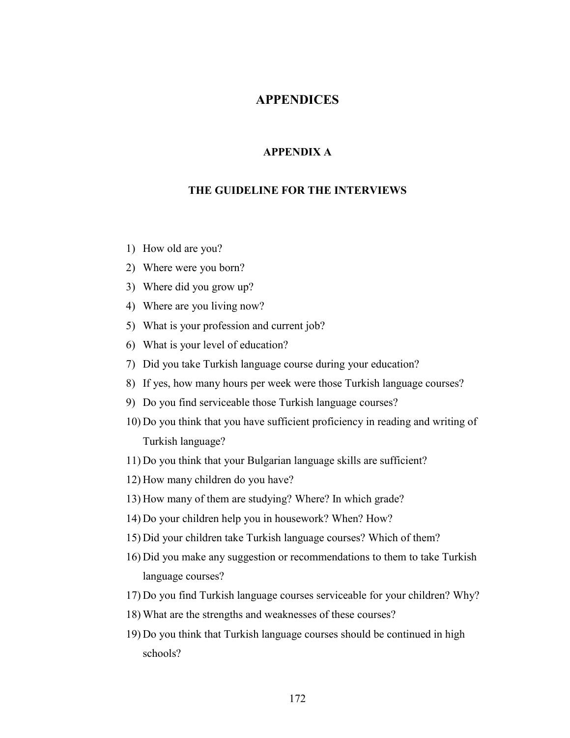# APPENDICES

## APPENDIX A

### THE GUIDELINE FOR THE INTERVIEWS

1) How old are you?
2) Where were you born?
3) Where did you grow up?
4) Where are you living now?
5) What is your profession and current job?
6) What is your level of education?
7) Did you take Turkish language course during your education?
8) If yes, how many hours per week were those Turkish language courses?
9) Do you find serviceable those Turkish language courses?
10) Do you think that you have sufficient proficiency in reading and writing of Turkish language?
11) Do you think that your Bulgarian language skills are sufficient?
12) How many children do you have?
13) How many of them are studying? Where? In which grade?
14) Do your children help you in housework? When? How?
15) Did your children take Turkish language courses? Which of them?
16) Did you make any suggestion or recommendations to them to take Turkish language courses?
17) Do you find Turkish language courses serviceable for your children? Why?
18) What are the strengths and weaknesses of these courses?
19) Do you think that Turkish language courses should be continued in high schools?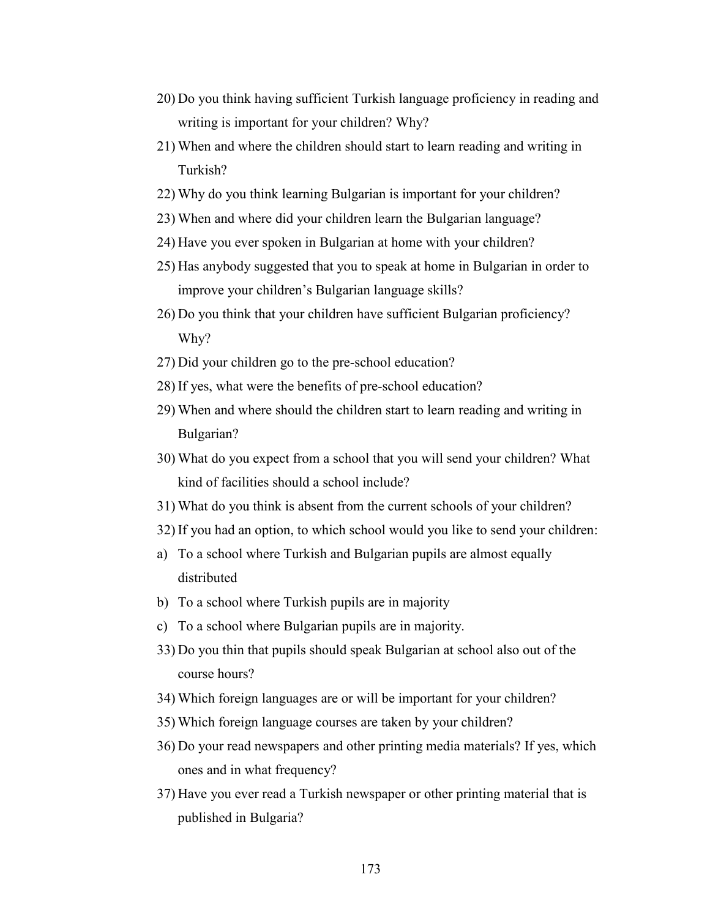20) Do you think having sufficient Turkish language proficiency in reading and writing is important for your children? Why?
21) When and where the children should start to learn reading and writing in Turkish?
22) Why do you think learning Bulgarian is important for your children?
23) When and where did your children learn the Bulgarian language?
24) Have you ever spoken in Bulgarian at home with your children?
25) Has anybody suggested that you to speak at home in Bulgarian in order to improve your children's Bulgarian language skills?
26) Do you think that your children have sufficient Bulgarian proficiency? Why?
27) Did your children go to the pre-school education?
28) If yes, what were the benefits of pre-school education?
29) When and where should the children start to learn reading and writing in Bulgarian?
30) What do you expect from a school that you will send your children? What kind of facilities should a school include?
31) What do you think is absent from the current schools of your children?
32) If you had an option, to which school would you like to send your children:

a) To a school where Turkish and Bulgarian pupils are almost equally distributed
b) To a school where Turkish pupils are in majority
c) To a school where Bulgarian pupils are in majority.

33) Do you thin that pupils should speak Bulgarian at school also out of the course hours?
34) Which foreign languages are or will be important for your children?
35) Which foreign language courses are taken by your children?
36) Do your read newspapers and other printing media materials? If yes, which ones and in what frequency?
37) Have you ever read a Turkish newspaper or other printing material that is published in Bulgaria?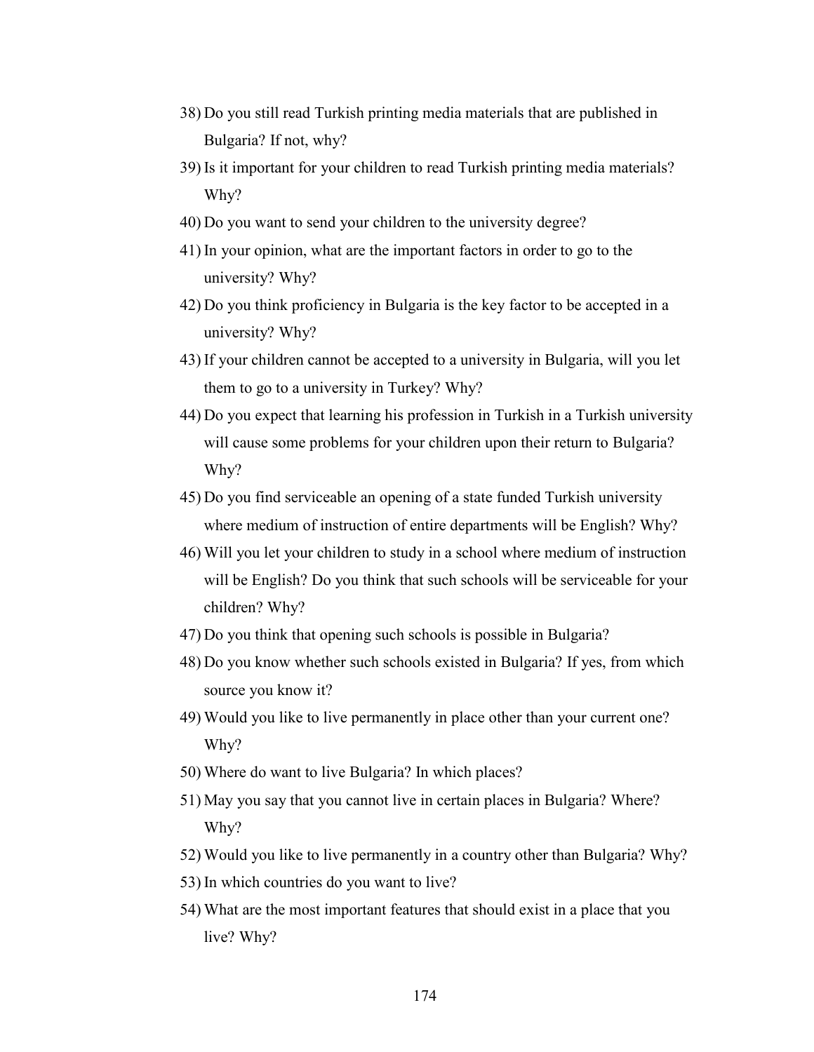38) Do you still read Turkish printing media materials that are published in Bulgaria? If not, why?
39) Is it important for your children to read Turkish printing media materials? Why?
40) Do you want to send your children to the university degree?
41) In your opinion, what are the important factors in order to go to the university? Why?
42) Do you think proficiency in Bulgaria is the key factor to be accepted in a university? Why?
43) If your children cannot be accepted to a university in Bulgaria, will you let them to go to a university in Turkey? Why?
44) Do you expect that learning his profession in Turkish in a Turkish university will cause some problems for your children upon their return to Bulgaria? Why?
45) Do you find serviceable an opening of a state funded Turkish university where medium of instruction of entire departments will be English? Why?
46) Will you let your children to study in a school where medium of instruction will be English? Do you think that such schools will be serviceable for your children? Why?
47) Do you think that opening such schools is possible in Bulgaria?
48) Do you know whether such schools existed in Bulgaria? If yes, from which source you know it?
49) Would you like to live permanently in place other than your current one? Why?
50) Where do want to live Bulgaria? In which places?
51) May you say that you cannot live in certain places in Bulgaria? Where? Why?
52) Would you like to live permanently in a country other than Bulgaria? Why?
53) In which countries do you want to live?
54) What are the most important features that should exist in a place that you live? Why?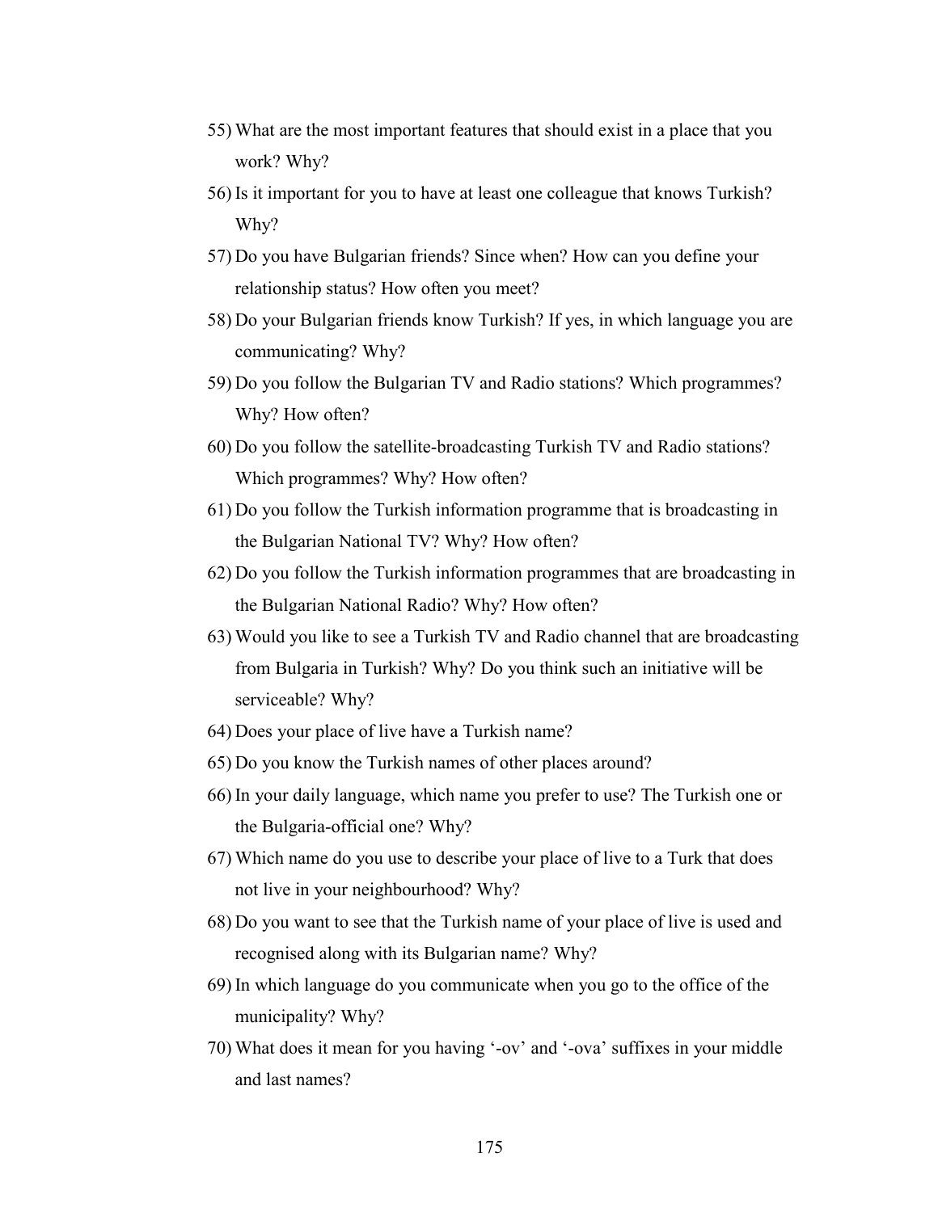55) What are the most important features that should exist in a place that you work? Why?

56) Is it important for you to have at least one colleague that knows Turkish? Why?

57) Do you have Bulgarian friends? Since when? How can you define your relationship status? How often you meet?

58) Do your Bulgarian friends know Turkish? If yes, in which language you are communicating? Why?

59) Do you follow the Bulgarian TV and Radio stations? Which programmes? Why? How often?

60) Do you follow the satellite-broadcasting Turkish TV and Radio stations? Which programmes? Why? How often?

61) Do you follow the Turkish information programme that is broadcasting in the Bulgarian National TV? Why? How often?

62) Do you follow the Turkish information programmes that are broadcasting in the Bulgarian National Radio? Why? How often?

63) Would you like to see a Turkish TV and Radio channel that are broadcasting from Bulgaria in Turkish? Why? Do you think such an initiative will be serviceable? Why?

64) Does your place of live have a Turkish name?

65) Do you know the Turkish names of other places around?

66) In your daily language, which name you prefer to use? The Turkish one or the Bulgaria-official one? Why?

67) Which name do you use to describe your place of live to a Turk that does not live in your neighbourhood? Why?

68) Do you want to see that the Turkish name of your place of live is used and recognised along with its Bulgarian name? Why?

69) In which language do you communicate when you go to the office of the municipality? Why?

70) What does it mean for you having '-ov' and '-ova' suffixes in your middle and last names?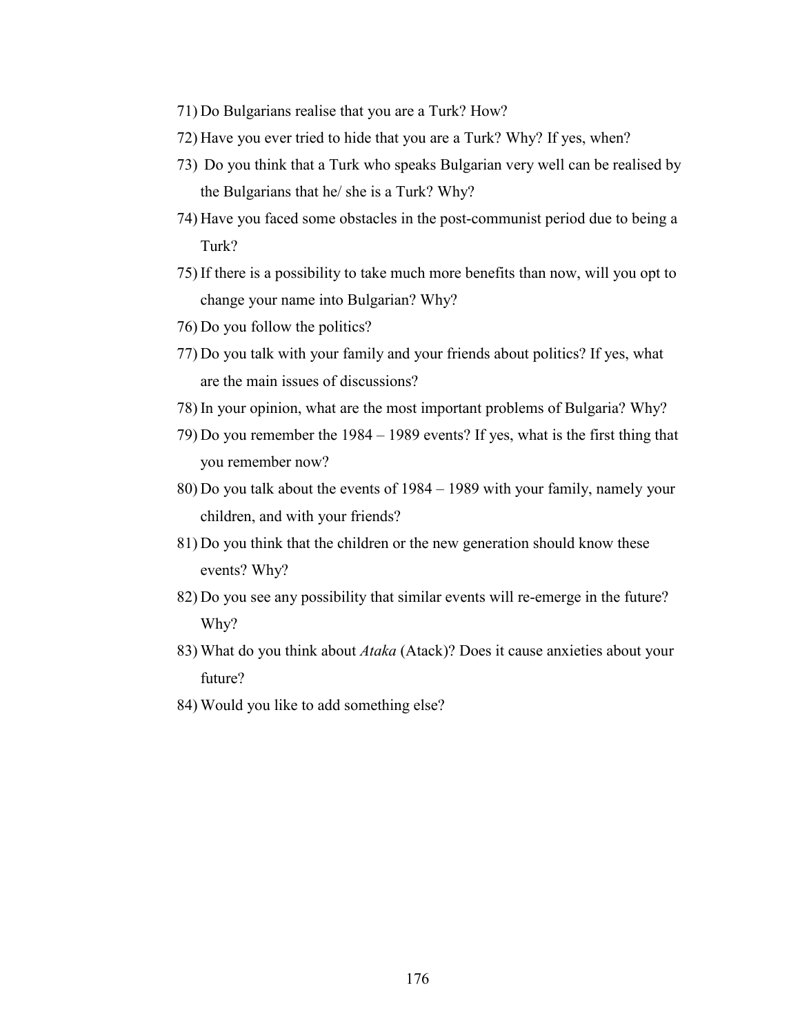71) Do Bulgarians realise that you are a Turk? How?

72) Have you ever tried to hide that you are a Turk? Why? If yes, when?

73) Do you think that a Turk who speaks Bulgarian very well can be realised by the Bulgarians that he/ she is a Turk? Why?

74) Have you faced some obstacles in the post-communist period due to being a Turk?

75) If there is a possibility to take much more benefits than now, will you opt to change your name into Bulgarian? Why?

76) Do you follow the politics?

77) Do you talk with your family and your friends about politics? If yes, what are the main issues of discussions?

78) In your opinion, what are the most important problems of Bulgaria? Why?

79) Do you remember the 1984 – 1989 events? If yes, what is the first thing that you remember now?

80) Do you talk about the events of 1984 – 1989 with your family, namely your children, and with your friends?

81) Do you think that the children or the new generation should know these events? Why?

82) Do you see any possibility that similar events will re-emerge in the future? Why?

83) What do you think about *Ataka* (Atack)? Does it cause anxieties about your future?

84) Would you like to add something else?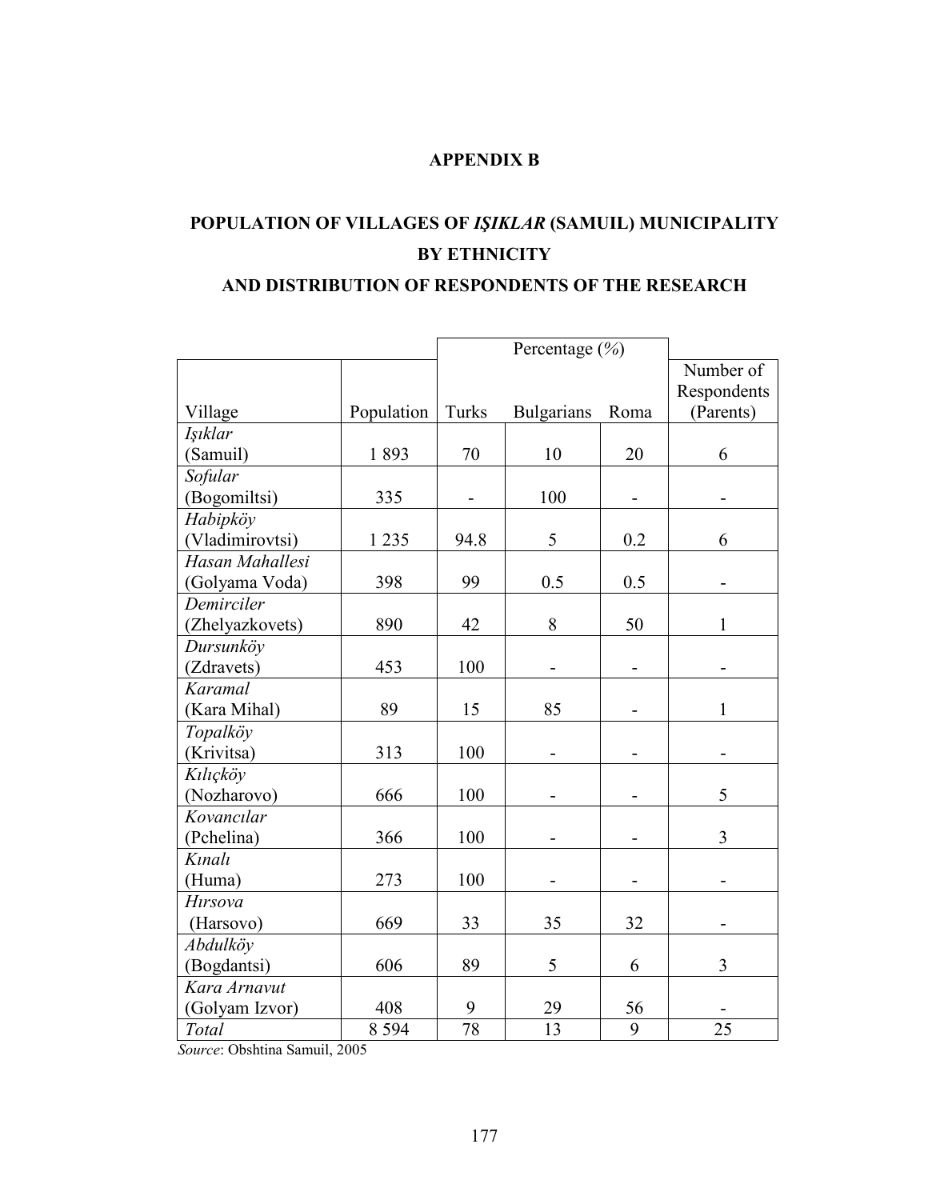## APPENDIX B

## POPULATION OF VILLAGES OF *IŞIKLAR* (SAMUIL) MUNICIPALITY BY ETHNICITY AND DISTRIBUTION OF RESPONDENTS OF THE RESEARCH

| | | Percentage (%) | | | |
|---|---|---|---|---|---|
| Village | Population | Turks | Bulgarians | Roma | Number of Respondents (Parents) |
| *Işıklar* (Samuil) | 1 893 | 70 | 10 | 20 | 6 |
| *Sofular* (Bogomiltsi) | 335 | - | 100 | - | - |
| *Habipköy* (Vladimirovtsi) | 1 235 | 94.8 | 5 | 0.2 | 6 |
| *Hasan Mahallesi* (Golyama Voda) | 398 | 99 | 0.5 | 0.5 | - |
| *Demirciler* (Zhelyazkovets) | 890 | 42 | 8 | 50 | 1 |
| *Dursunköy* (Zdravets) | 453 | 100 | - | - | - |
| *Karamal* (Kara Mihal) | 89 | 15 | 85 | - | 1 |
| *Topalköy* (Krivitsa) | 313 | 100 | - | - | - |
| *Kılıçköy* (Nozharovo) | 666 | 100 | - | - | 5 |
| *Kovancılar* (Pchelina) | 366 | 100 | - | - | 3 |
| *Kınalı* (Huma) | 273 | 100 | - | - | - |
| *Hırsova* (Harsovo) | 669 | 33 | 35 | 32 | - |
| *Abdulköy* (Bogdantsi) | 606 | 89 | 5 | 6 | 3 |
| *Kara Arnavut* (Golyam Izvor) | 408 | 9 | 29 | 56 | - |
| *Total* | 8 594 | 78 | 13 | 9 | 25 |

*Source*: Obshtina Samuil, 2005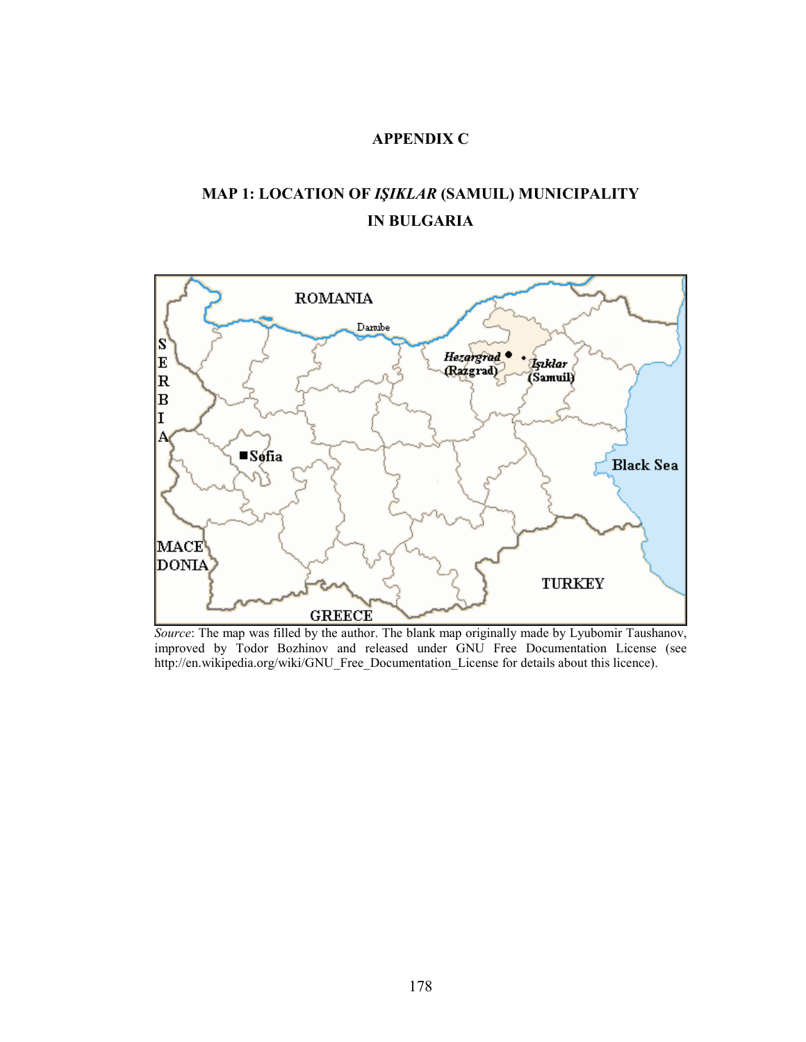## APPENDIX C

## MAP 1: LOCATION OF *IŞIKLAR* (SAMUIL) MUNICIPALITY IN BULGARIA

*Source*: The map was filled by the author. The blank map originally made by Lyubomir Taushanov, improved by Todor Bozhinov and released under GNU Free Documentation License (see http://en.wikipedia.org/wiki/GNU_Free_Documentation_License for details about this licence).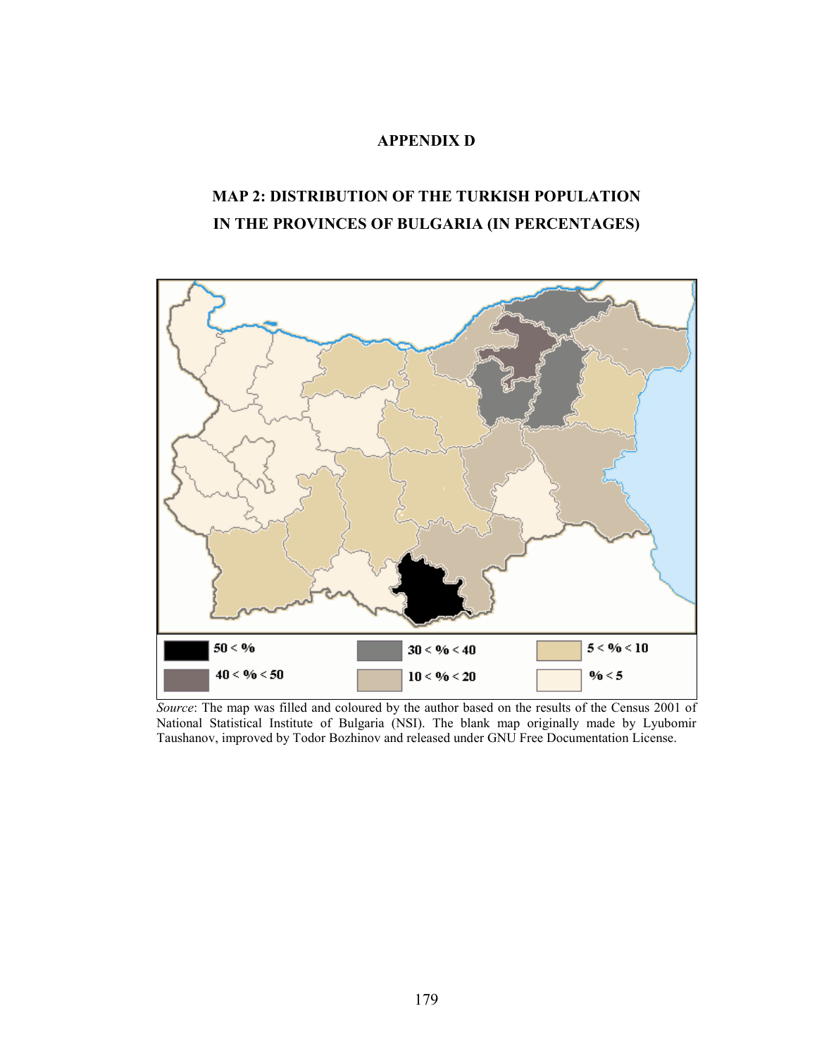# APPENDIX D

## MAP 2: DISTRIBUTION OF THE TURKISH POPULATION IN THE PROVINCES OF BULGARIA (IN PERCENTAGES)

50 < %

40 < % < 50

30 < % < 40

10 < % < 20

5 < % < 10

% < 5

*Source*: The map was filled and coloured by the author based on the results of the Census 2001 of National Statistical Institute of Bulgaria (NSI). The blank map originally made by Lyubomir Taushanov, improved by Todor Bozhinov and released under GNU Free Documentation License.